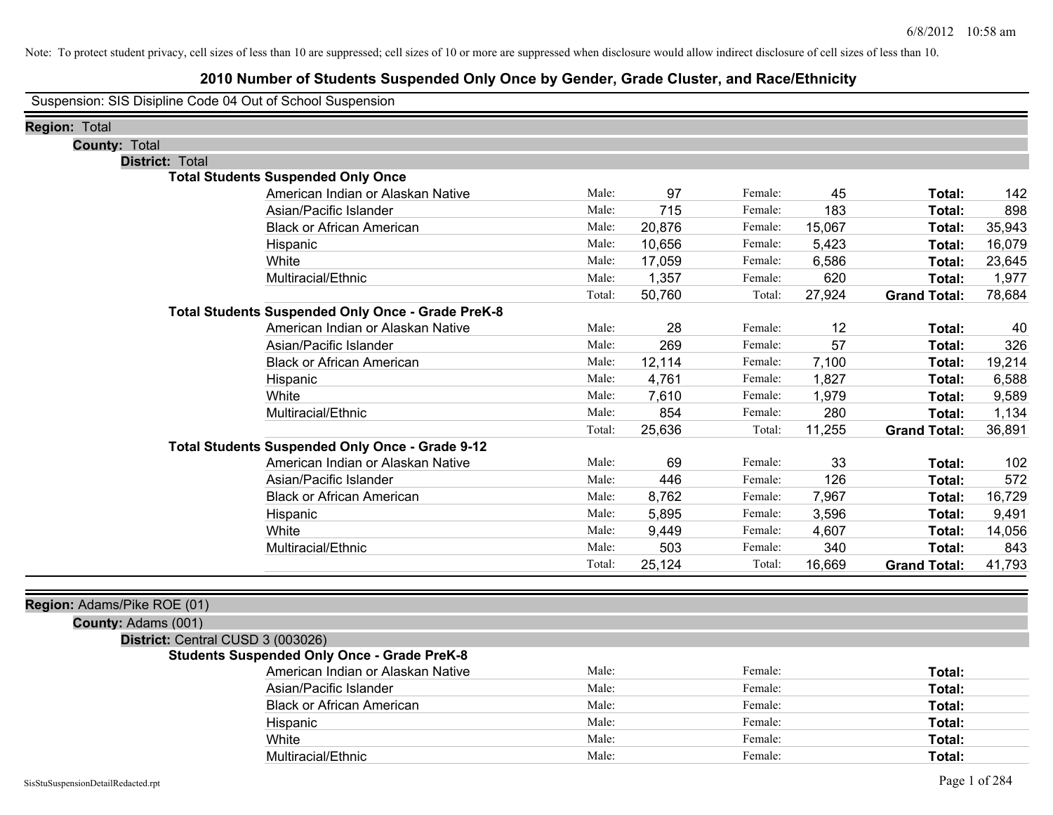Note: To protect student privacy, cell sizes of less than 10 are suppressed; cell sizes of 10 or more are suppressed when disclosure would allow indirect disclosure of cell sizes of less than 10.

# 2010 Number of Students Suspended Only Once by Gender, Grade Cluster, and Race/Ethnicity

Suspension: SIS Disipline Code 04 Out of School Suspension

**Region:** Total

**County:** Total

**District:** Total

### Total Students Suspended Only Once

| Race/Ethnicity | | Male | | Female | | Total |
|---|---|---|---|---|---|---|
| American Indian or Alaskan Native | Male: | 97 | Female: | 45 | **Total:** | 142 |
| Asian/Pacific Islander | Male: | 715 | Female: | 183 | **Total:** | 898 |
| Black or African American | Male: | 20,876 | Female: | 15,067 | **Total:** | 35,943 |
| Hispanic | Male: | 10,656 | Female: | 5,423 | **Total:** | 16,079 |
| White | Male: | 17,059 | Female: | 6,586 | **Total:** | 23,645 |
| Multiracial/Ethnic | Male: | 1,357 | Female: | 620 | **Total:** | 1,977 |
| | Total: | 50,760 | Total: | 27,924 | **Grand Total:** | 78,684 |

### Total Students Suspended Only Once - Grade PreK-8

| Race/Ethnicity | | Male | | Female | | Total |
|---|---|---|---|---|---|---|
| American Indian or Alaskan Native | Male: | 28 | Female: | 12 | **Total:** | 40 |
| Asian/Pacific Islander | Male: | 269 | Female: | 57 | **Total:** | 326 |
| Black or African American | Male: | 12,114 | Female: | 7,100 | **Total:** | 19,214 |
| Hispanic | Male: | 4,761 | Female: | 1,827 | **Total:** | 6,588 |
| White | Male: | 7,610 | Female: | 1,979 | **Total:** | 9,589 |
| Multiracial/Ethnic | Male: | 854 | Female: | 280 | **Total:** | 1,134 |
| | Total: | 25,636 | Total: | 11,255 | **Grand Total:** | 36,891 |

### Total Students Suspended Only Once - Grade 9-12

| Race/Ethnicity | | Male | | Female | | Total |
|---|---|---|---|---|---|---|
| American Indian or Alaskan Native | Male: | 69 | Female: | 33 | **Total:** | 102 |
| Asian/Pacific Islander | Male: | 446 | Female: | 126 | **Total:** | 572 |
| Black or African American | Male: | 8,762 | Female: | 7,967 | **Total:** | 16,729 |
| Hispanic | Male: | 5,895 | Female: | 3,596 | **Total:** | 9,491 |
| White | Male: | 9,449 | Female: | 4,607 | **Total:** | 14,056 |
| Multiracial/Ethnic | Male: | 503 | Female: | 340 | **Total:** | 843 |
| | Total: | 25,124 | Total: | 16,669 | **Grand Total:** | 41,793 |

**Region:** Adams/Pike ROE (01)

**County:** Adams (001)

**District:** Central CUSD 3 (003026)

### Students Suspended Only Once - Grade PreK-8

| Race/Ethnicity | | Male | | Female | | Total |
|---|---|---|---|---|---|---|
| American Indian or Alaskan Native | Male: | | Female: | | **Total:** | |
| Asian/Pacific Islander | Male: | | Female: | | **Total:** | |
| Black or African American | Male: | | Female: | | **Total:** | |
| Hispanic | Male: | | Female: | | **Total:** | |
| White | Male: | | Female: | | **Total:** | |
| Multiracial/Ethnic | Male: | | Female: | | **Total:** | |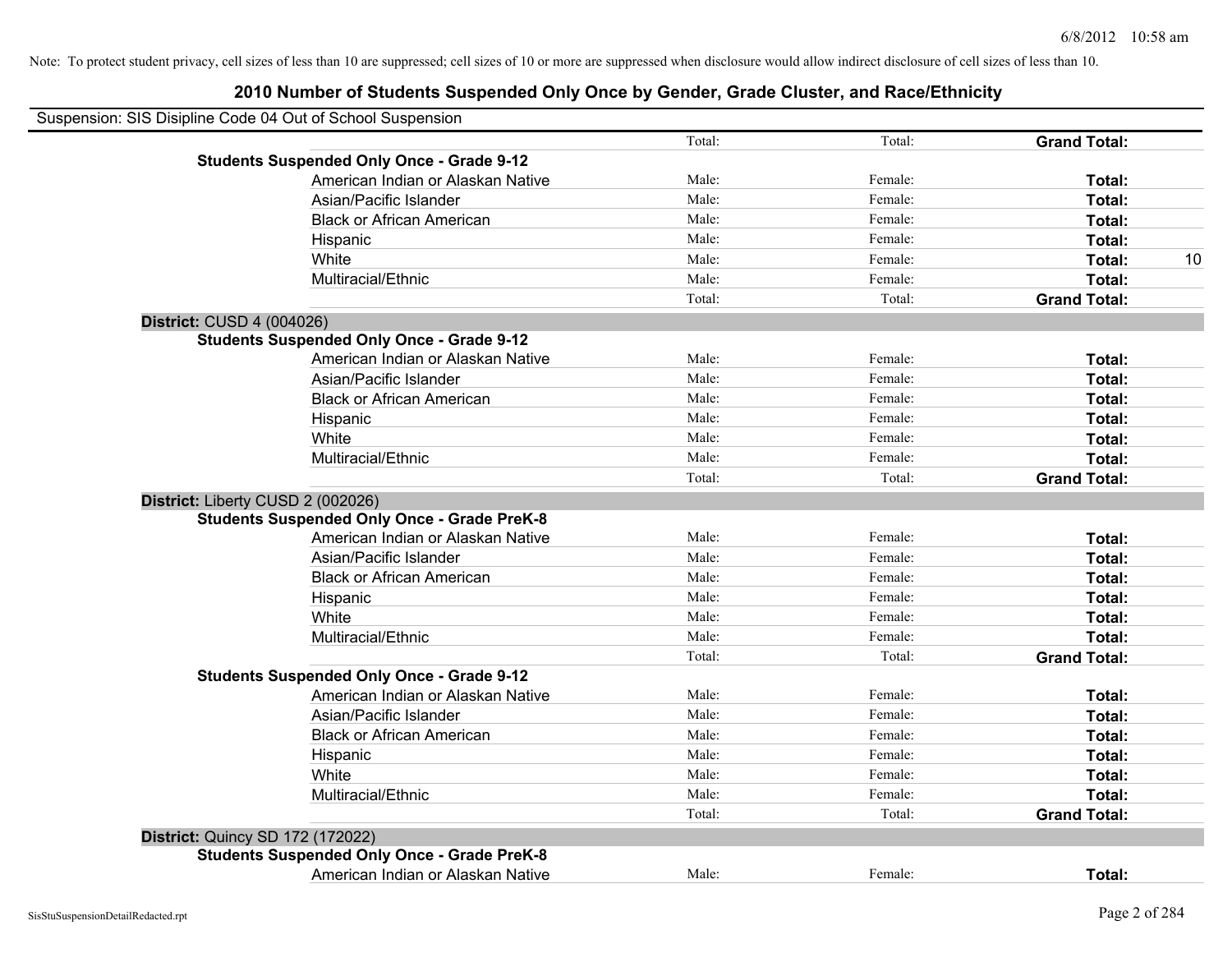Note: To protect student privacy, cell sizes of less than 10 are suppressed; cell sizes of 10 or more are suppressed when disclosure would allow indirect disclosure of cell sizes of less than 10.

## 2010 Number of Students Suspended Only Once by Gender, Grade Cluster, and Race/Ethnicity

Suspension: SIS Disipline Code 04 Out of School Suspension

| | | | | |
|---|---|---|---|---|
| | Total: | Total: | **Grand Total:** | |
| **Students Suspended Only Once - Grade 9-12** | | | | |
| American Indian or Alaskan Native | Male: | Female: | **Total:** | |
| Asian/Pacific Islander | Male: | Female: | **Total:** | |
| Black or African American | Male: | Female: | **Total:** | |
| Hispanic | Male: | Female: | **Total:** | |
| White | Male: | Female: | **Total:** | 10 |
| Multiracial/Ethnic | Male: | Female: | **Total:** | |
| | Total: | Total: | **Grand Total:** | |
| **District:** CUSD 4 (004026) | | | | |
| **Students Suspended Only Once - Grade 9-12** | | | | |
| American Indian or Alaskan Native | Male: | Female: | **Total:** | |
| Asian/Pacific Islander | Male: | Female: | **Total:** | |
| Black or African American | Male: | Female: | **Total:** | |
| Hispanic | Male: | Female: | **Total:** | |
| White | Male: | Female: | **Total:** | |
| Multiracial/Ethnic | Male: | Female: | **Total:** | |
| | Total: | Total: | **Grand Total:** | |
| **District:** Liberty CUSD 2 (002026) | | | | |
| **Students Suspended Only Once - Grade PreK-8** | | | | |
| American Indian or Alaskan Native | Male: | Female: | **Total:** | |
| Asian/Pacific Islander | Male: | Female: | **Total:** | |
| Black or African American | Male: | Female: | **Total:** | |
| Hispanic | Male: | Female: | **Total:** | |
| White | Male: | Female: | **Total:** | |
| Multiracial/Ethnic | Male: | Female: | **Total:** | |
| | Total: | Total: | **Grand Total:** | |
| **Students Suspended Only Once - Grade 9-12** | | | | |
| American Indian or Alaskan Native | Male: | Female: | **Total:** | |
| Asian/Pacific Islander | Male: | Female: | **Total:** | |
| Black or African American | Male: | Female: | **Total:** | |
| Hispanic | Male: | Female: | **Total:** | |
| White | Male: | Female: | **Total:** | |
| Multiracial/Ethnic | Male: | Female: | **Total:** | |
| | Total: | Total: | **Grand Total:** | |
| **District:** Quincy SD 172 (172022) | | | | |
| **Students Suspended Only Once - Grade PreK-8** | | | | |
| American Indian or Alaskan Native | Male: | Female: | **Total:** | |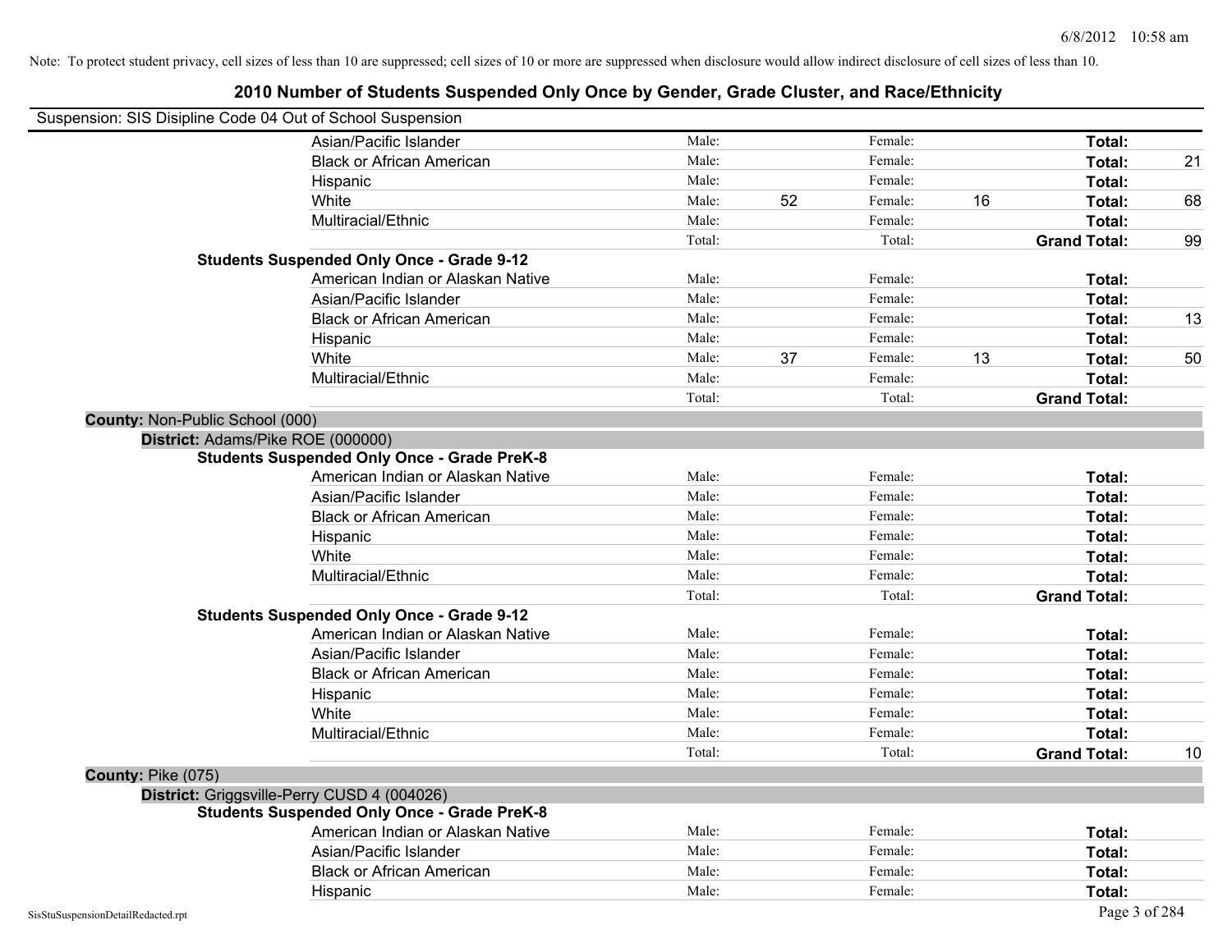Note: To protect student privacy, cell sizes of less than 10 are suppressed; cell sizes of 10 or more are suppressed when disclosure would allow indirect disclosure of cell sizes of less than 10.

# 2010 Number of Students Suspended Only Once by Gender, Grade Cluster, and Race/Ethnicity

Suspension: SIS Disipline Code 04 Out of School Suspension

| | | | | | | |
|---|---|---|---|---|---|---|
| Asian/Pacific Islander | Male: | | Female: | | Total: | |
| Black or African American | Male: | | Female: | | Total: | 21 |
| Hispanic | Male: | | Female: | | Total: | |
| White | Male: | 52 | Female: | 16 | Total: | 68 |
| Multiracial/Ethnic | Male: | | Female: | | Total: | |
| | Total: | | Total: | | **Grand Total:** | 99 |

**Students Suspended Only Once - Grade 9-12**

| | | | | | | |
|---|---|---|---|---|---|---|
| American Indian or Alaskan Native | Male: | | Female: | | Total: | |
| Asian/Pacific Islander | Male: | | Female: | | Total: | |
| Black or African American | Male: | | Female: | | Total: | 13 |
| Hispanic | Male: | | Female: | | Total: | |
| White | Male: | 37 | Female: | 13 | Total: | 50 |
| Multiracial/Ethnic | Male: | | Female: | | Total: | |
| | Total: | | Total: | | **Grand Total:** | |

**County:** Non-Public School (000)

**District:** Adams/Pike ROE (000000)

**Students Suspended Only Once - Grade PreK-8**

| | | | | | | |
|---|---|---|---|---|---|---|
| American Indian or Alaskan Native | Male: | | Female: | | Total: | |
| Asian/Pacific Islander | Male: | | Female: | | Total: | |
| Black or African American | Male: | | Female: | | Total: | |
| Hispanic | Male: | | Female: | | Total: | |
| White | Male: | | Female: | | Total: | |
| Multiracial/Ethnic | Male: | | Female: | | Total: | |
| | Total: | | Total: | | **Grand Total:** | |

**Students Suspended Only Once - Grade 9-12**

| | | | | | | |
|---|---|---|---|---|---|---|
| American Indian or Alaskan Native | Male: | | Female: | | Total: | |
| Asian/Pacific Islander | Male: | | Female: | | Total: | |
| Black or African American | Male: | | Female: | | Total: | |
| Hispanic | Male: | | Female: | | Total: | |
| White | Male: | | Female: | | Total: | |
| Multiracial/Ethnic | Male: | | Female: | | Total: | |
| | Total: | | Total: | | **Grand Total:** | 10 |

**County:** Pike (075)

**District:** Griggsville-Perry CUSD 4 (004026)

**Students Suspended Only Once - Grade PreK-8**

| | | | | | | |
|---|---|---|---|---|---|---|
| American Indian or Alaskan Native | Male: | | Female: | | Total: | |
| Asian/Pacific Islander | Male: | | Female: | | Total: | |
| Black or African American | Male: | | Female: | | Total: | |
| Hispanic | Male: | | Female: | | Total: | |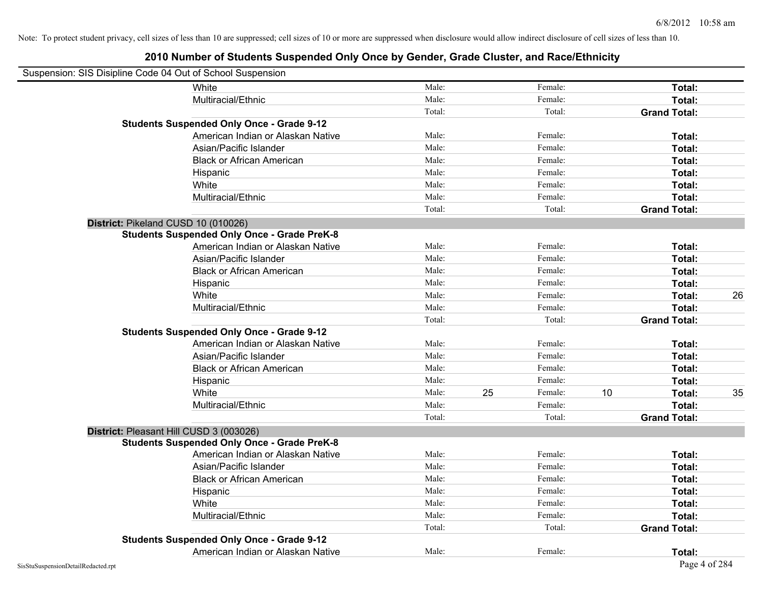Note: To protect student privacy, cell sizes of less than 10 are suppressed; cell sizes of 10 or more are suppressed when disclosure would allow indirect disclosure of cell sizes of less than 10.

# 2010 Number of Students Suspended Only Once by Gender, Grade Cluster, and Race/Ethnicity

Suspension: SIS Disipline Code 04 Out of School Suspension

| | | | | | | |
|---|---|---|---|---|---|---|
| White | Male: | | Female: | | **Total:** | |
| Multiracial/Ethnic | Male: | | Female: | | **Total:** | |
| | Total: | | Total: | | **Grand Total:** | |
| **Students Suspended Only Once - Grade 9-12** | | | | | | |
| American Indian or Alaskan Native | Male: | | Female: | | **Total:** | |
| Asian/Pacific Islander | Male: | | Female: | | **Total:** | |
| Black or African American | Male: | | Female: | | **Total:** | |
| Hispanic | Male: | | Female: | | **Total:** | |
| White | Male: | | Female: | | **Total:** | |
| Multiracial/Ethnic | Male: | | Female: | | **Total:** | |
| | Total: | | Total: | | **Grand Total:** | |
| **District:** Pikeland CUSD 10 (010026) | | | | | | |
| **Students Suspended Only Once - Grade PreK-8** | | | | | | |
| American Indian or Alaskan Native | Male: | | Female: | | **Total:** | |
| Asian/Pacific Islander | Male: | | Female: | | **Total:** | |
| Black or African American | Male: | | Female: | | **Total:** | |
| Hispanic | Male: | | Female: | | **Total:** | |
| White | Male: | | Female: | | **Total:** | 26 |
| Multiracial/Ethnic | Male: | | Female: | | **Total:** | |
| | Total: | | Total: | | **Grand Total:** | |
| **Students Suspended Only Once - Grade 9-12** | | | | | | |
| American Indian or Alaskan Native | Male: | | Female: | | **Total:** | |
| Asian/Pacific Islander | Male: | | Female: | | **Total:** | |
| Black or African American | Male: | | Female: | | **Total:** | |
| Hispanic | Male: | | Female: | | **Total:** | |
| White | Male: | 25 | Female: | 10 | **Total:** | 35 |
| Multiracial/Ethnic | Male: | | Female: | | **Total:** | |
| | Total: | | Total: | | **Grand Total:** | |
| **District:** Pleasant Hill CUSD 3 (003026) | | | | | | |
| **Students Suspended Only Once - Grade PreK-8** | | | | | | |
| American Indian or Alaskan Native | Male: | | Female: | | **Total:** | |
| Asian/Pacific Islander | Male: | | Female: | | **Total:** | |
| Black or African American | Male: | | Female: | | **Total:** | |
| Hispanic | Male: | | Female: | | **Total:** | |
| White | Male: | | Female: | | **Total:** | |
| Multiracial/Ethnic | Male: | | Female: | | **Total:** | |
| | Total: | | Total: | | **Grand Total:** | |
| **Students Suspended Only Once - Grade 9-12** | | | | | | |
| American Indian or Alaskan Native | Male: | | Female: | | **Total:** | |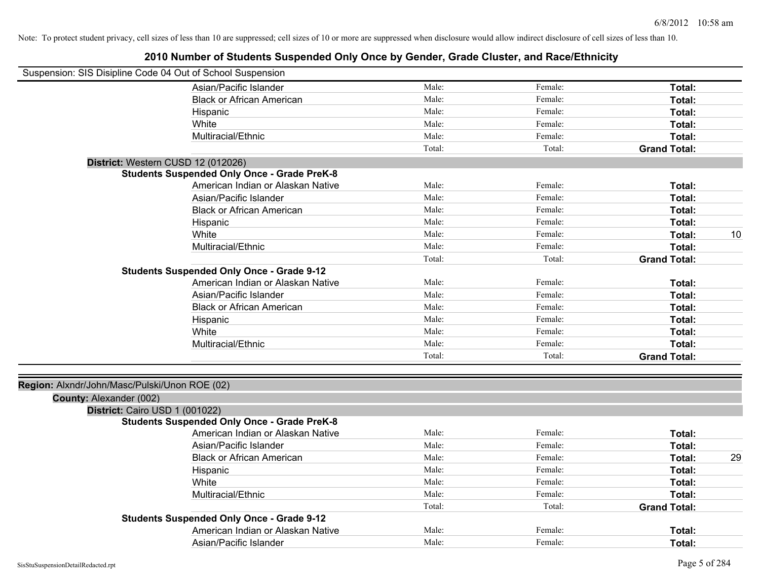Note: To protect student privacy, cell sizes of less than 10 are suppressed; cell sizes of 10 or more are suppressed when disclosure would allow indirect disclosure of cell sizes of less than 10.

# 2010 Number of Students Suspended Only Once by Gender, Grade Cluster, and Race/Ethnicity

Suspension: SIS Disipline Code 04 Out of School Suspension

| | Male | Female | Total | |
|---|---|---|---|---|
| Asian/Pacific Islander | Male: | Female: | **Total:** | |
| Black or African American | Male: | Female: | **Total:** | |
| Hispanic | Male: | Female: | **Total:** | |
| White | Male: | Female: | **Total:** | |
| Multiracial/Ethnic | Male: | Female: | **Total:** | |
| | Total: | Total: | **Grand Total:** | |

**District:** Western CUSD 12 (012026)

**Students Suspended Only Once - Grade PreK-8**

| | Male | Female | Total | |
|---|---|---|---|---|
| American Indian or Alaskan Native | Male: | Female: | **Total:** | |
| Asian/Pacific Islander | Male: | Female: | **Total:** | |
| Black or African American | Male: | Female: | **Total:** | |
| Hispanic | Male: | Female: | **Total:** | |
| White | Male: | Female: | **Total:** | 10 |
| Multiracial/Ethnic | Male: | Female: | **Total:** | |
| | Total: | Total: | **Grand Total:** | |

**Students Suspended Only Once - Grade 9-12**

| | Male | Female | Total | |
|---|---|---|---|---|
| American Indian or Alaskan Native | Male: | Female: | **Total:** | |
| Asian/Pacific Islander | Male: | Female: | **Total:** | |
| Black or African American | Male: | Female: | **Total:** | |
| Hispanic | Male: | Female: | **Total:** | |
| White | Male: | Female: | **Total:** | |
| Multiracial/Ethnic | Male: | Female: | **Total:** | |
| | Total: | Total: | **Grand Total:** | |

**Region:** Alxndr/John/Masc/Pulski/Unon ROE (02)

**County:** Alexander (002)

**District:** Cairo USD 1 (001022)

**Students Suspended Only Once - Grade PreK-8**

| | Male | Female | Total | |
|---|---|---|---|---|
| American Indian or Alaskan Native | Male: | Female: | **Total:** | |
| Asian/Pacific Islander | Male: | Female: | **Total:** | |
| Black or African American | Male: | Female: | **Total:** | 29 |
| Hispanic | Male: | Female: | **Total:** | |
| White | Male: | Female: | **Total:** | |
| Multiracial/Ethnic | Male: | Female: | **Total:** | |
| | Total: | Total: | **Grand Total:** | |

**Students Suspended Only Once - Grade 9-12**

| | Male | Female | Total | |
|---|---|---|---|---|
| American Indian or Alaskan Native | Male: | Female: | **Total:** | |
| Asian/Pacific Islander | Male: | Female: | **Total:** | |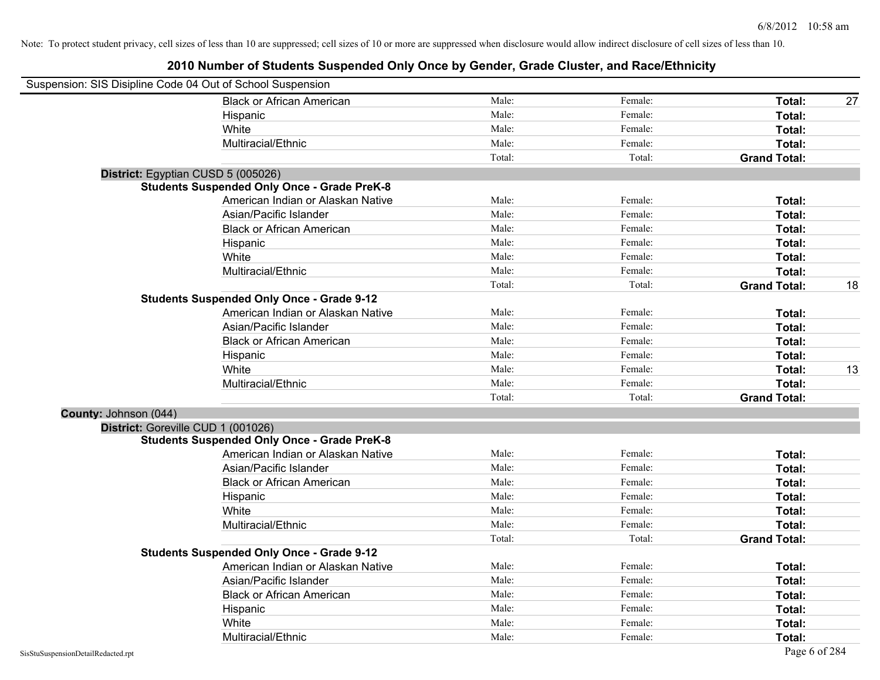Note: To protect student privacy, cell sizes of less than 10 are suppressed; cell sizes of 10 or more are suppressed when disclosure would allow indirect disclosure of cell sizes of less than 10.

# 2010 Number of Students Suspended Only Once by Gender, Grade Cluster, and Race/Ethnicity

Suspension: SIS Disipline Code 04 Out of School Suspension

| | | | | |
|---|---|---|---|---|
| Black or African American | Male: | Female: | **Total:** | 27 |
| Hispanic | Male: | Female: | **Total:** | |
| White | Male: | Female: | **Total:** | |
| Multiracial/Ethnic | Male: | Female: | **Total:** | |
| | Total: | Total: | **Grand Total:** | |

**District:** Egyptian CUSD 5 (005026)

**Students Suspended Only Once - Grade PreK-8**

| | | | | |
|---|---|---|---|---|
| American Indian or Alaskan Native | Male: | Female: | **Total:** | |
| Asian/Pacific Islander | Male: | Female: | **Total:** | |
| Black or African American | Male: | Female: | **Total:** | |
| Hispanic | Male: | Female: | **Total:** | |
| White | Male: | Female: | **Total:** | |
| Multiracial/Ethnic | Male: | Female: | **Total:** | |
| | Total: | Total: | **Grand Total:** | 18 |

**Students Suspended Only Once - Grade 9-12**

| | | | | |
|---|---|---|---|---|
| American Indian or Alaskan Native | Male: | Female: | **Total:** | |
| Asian/Pacific Islander | Male: | Female: | **Total:** | |
| Black or African American | Male: | Female: | **Total:** | |
| Hispanic | Male: | Female: | **Total:** | |
| White | Male: | Female: | **Total:** | 13 |
| Multiracial/Ethnic | Male: | Female: | **Total:** | |
| | Total: | Total: | **Grand Total:** | |

**County:** Johnson (044)

**District:** Goreville CUD 1 (001026)

**Students Suspended Only Once - Grade PreK-8**

| | | | | |
|---|---|---|---|---|
| American Indian or Alaskan Native | Male: | Female: | **Total:** | |
| Asian/Pacific Islander | Male: | Female: | **Total:** | |
| Black or African American | Male: | Female: | **Total:** | |
| Hispanic | Male: | Female: | **Total:** | |
| White | Male: | Female: | **Total:** | |
| Multiracial/Ethnic | Male: | Female: | **Total:** | |
| | Total: | Total: | **Grand Total:** | |

**Students Suspended Only Once - Grade 9-12**

| | | | | |
|---|---|---|---|---|
| American Indian or Alaskan Native | Male: | Female: | **Total:** | |
| Asian/Pacific Islander | Male: | Female: | **Total:** | |
| Black or African American | Male: | Female: | **Total:** | |
| Hispanic | Male: | Female: | **Total:** | |
| White | Male: | Female: | **Total:** | |
| Multiracial/Ethnic | Male: | Female: | **Total:** | |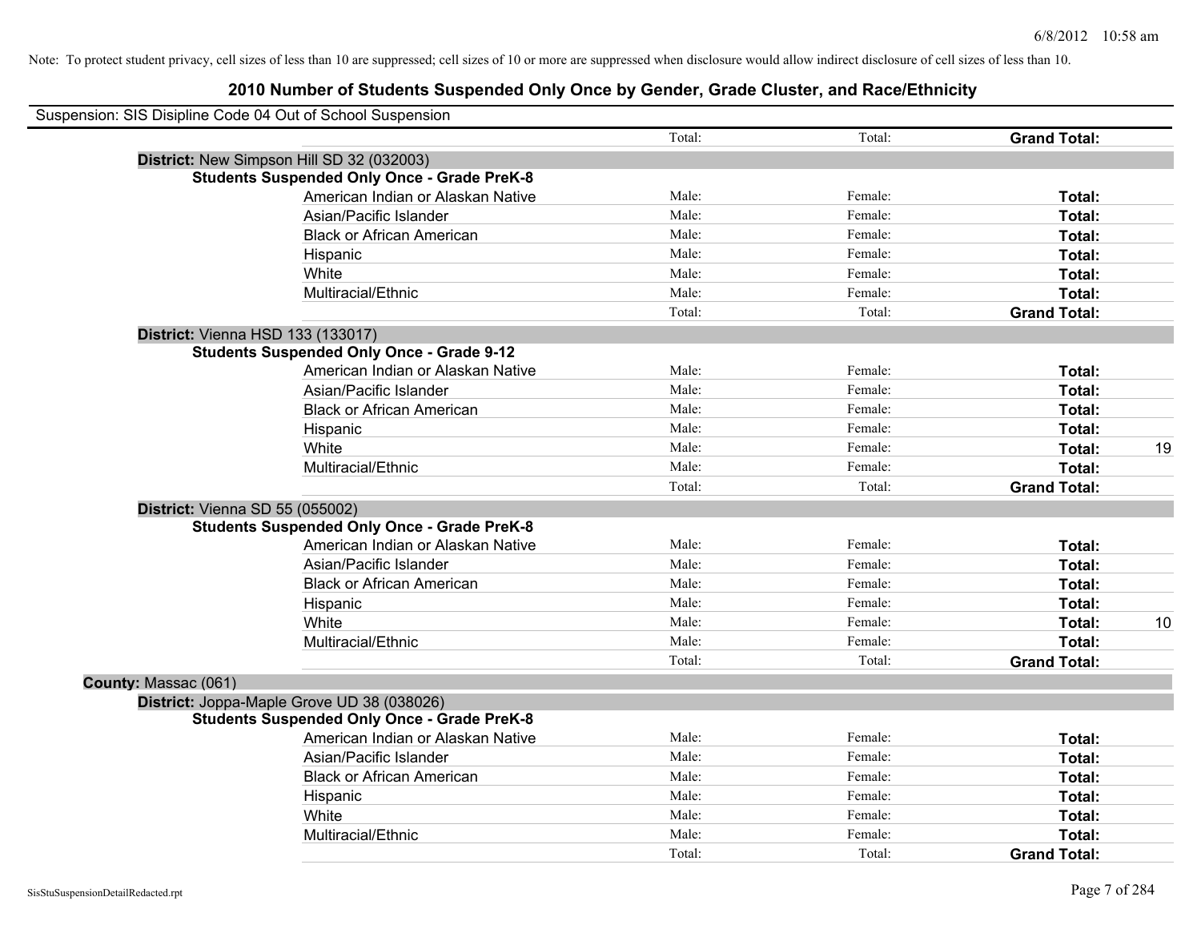Note: To protect student privacy, cell sizes of less than 10 are suppressed; cell sizes of 10 or more are suppressed when disclosure would allow indirect disclosure of cell sizes of less than 10.

# 2010 Number of Students Suspended Only Once by Gender, Grade Cluster, and Race/Ethnicity

Suspension: SIS Disipline Code 04 Out of School Suspension

| | Male | Female | Total |
|---|---|---|---|
| | Total: | Total: | **Grand Total:** |

**District:** New Simpson Hill SD 32 (032003)

**Students Suspended Only Once - Grade PreK-8**

| | | | |
|---|---|---|---|
| American Indian or Alaskan Native | Male: | Female: | **Total:** |
| Asian/Pacific Islander | Male: | Female: | **Total:** |
| Black or African American | Male: | Female: | **Total:** |
| Hispanic | Male: | Female: | **Total:** |
| White | Male: | Female: | **Total:** |
| Multiracial/Ethnic | Male: | Female: | **Total:** |
| | Total: | Total: | **Grand Total:** |

**District:** Vienna HSD 133 (133017)

**Students Suspended Only Once - Grade 9-12**

| | | | |
|---|---|---|---|
| American Indian or Alaskan Native | Male: | Female: | **Total:** |
| Asian/Pacific Islander | Male: | Female: | **Total:** |
| Black or African American | Male: | Female: | **Total:** |
| Hispanic | Male: | Female: | **Total:** |
| White | Male: | Female: | **Total:** 19 |
| Multiracial/Ethnic | Male: | Female: | **Total:** |
| | Total: | Total: | **Grand Total:** |

**District:** Vienna SD 55 (055002)

**Students Suspended Only Once - Grade PreK-8**

| | | | |
|---|---|---|---|
| American Indian or Alaskan Native | Male: | Female: | **Total:** |
| Asian/Pacific Islander | Male: | Female: | **Total:** |
| Black or African American | Male: | Female: | **Total:** |
| Hispanic | Male: | Female: | **Total:** |
| White | Male: | Female: | **Total:** 10 |
| Multiracial/Ethnic | Male: | Female: | **Total:** |
| | Total: | Total: | **Grand Total:** |

**County:** Massac (061)

**District:** Joppa-Maple Grove UD 38 (038026)

**Students Suspended Only Once - Grade PreK-8**

| | | | |
|---|---|---|---|
| American Indian or Alaskan Native | Male: | Female: | **Total:** |
| Asian/Pacific Islander | Male: | Female: | **Total:** |
| Black or African American | Male: | Female: | **Total:** |
| Hispanic | Male: | Female: | **Total:** |
| White | Male: | Female: | **Total:** |
| Multiracial/Ethnic | Male: | Female: | **Total:** |
| | Total: | Total: | **Grand Total:** |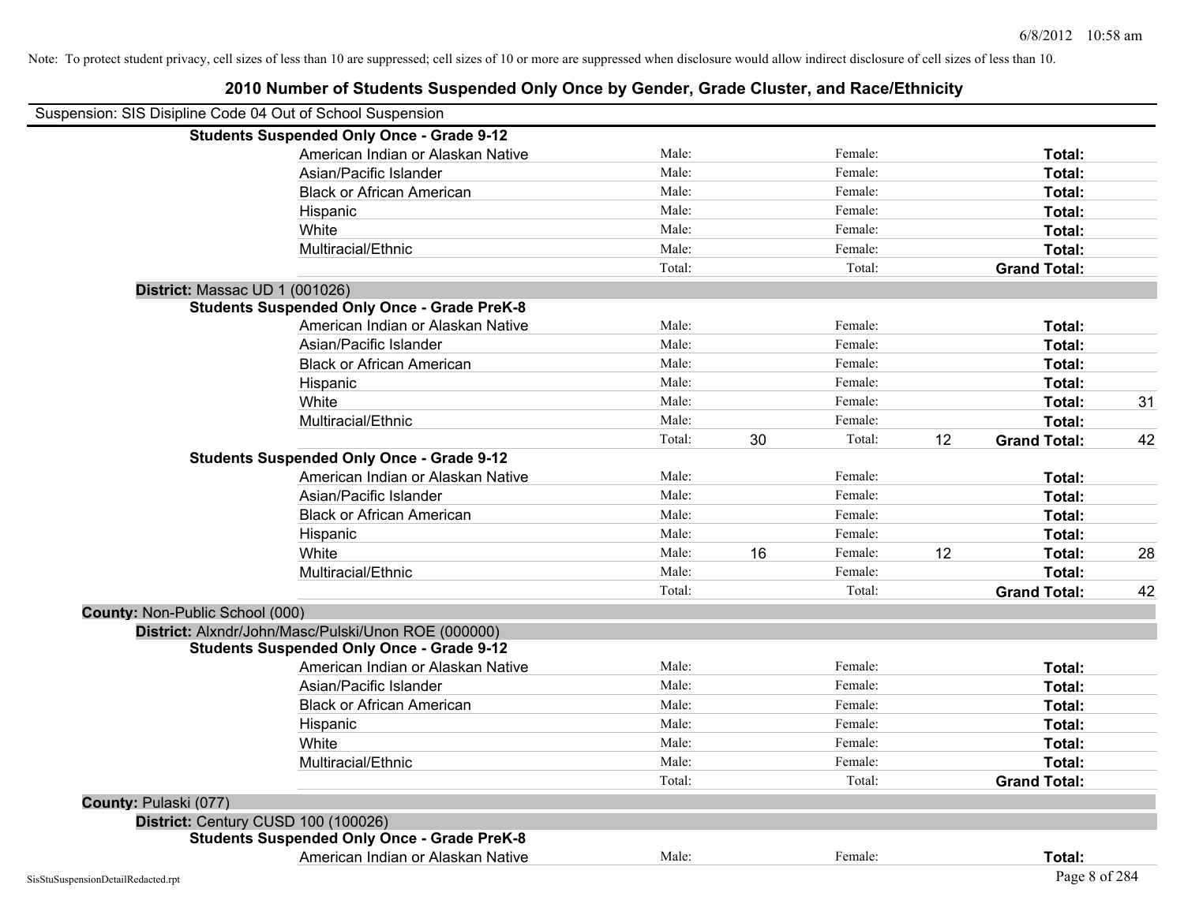Note: To protect student privacy, cell sizes of less than 10 are suppressed; cell sizes of 10 or more are suppressed when disclosure would allow indirect disclosure of cell sizes of less than 10.

# 2010 Number of Students Suspended Only Once by Gender, Grade Cluster, and Race/Ethnicity

Suspension: SIS Disipline Code 04 Out of School Suspension

**Students Suspended Only Once - Grade 9-12**

| | | | | | | |
|---|---|---|---|---|---|---|
| American Indian or Alaskan Native | Male: | | Female: | | **Total:** | |
| Asian/Pacific Islander | Male: | | Female: | | **Total:** | |
| Black or African American | Male: | | Female: | | **Total:** | |
| Hispanic | Male: | | Female: | | **Total:** | |
| White | Male: | | Female: | | **Total:** | |
| Multiracial/Ethnic | Male: | | Female: | | **Total:** | |
| | Total: | | Total: | | **Grand Total:** | |

**District:** Massac UD 1 (001026)

**Students Suspended Only Once - Grade PreK-8**

| | | | | | | |
|---|---|---|---|---|---|---|
| American Indian or Alaskan Native | Male: | | Female: | | **Total:** | |
| Asian/Pacific Islander | Male: | | Female: | | **Total:** | |
| Black or African American | Male: | | Female: | | **Total:** | |
| Hispanic | Male: | | Female: | | **Total:** | |
| White | Male: | | Female: | | **Total:** | 31 |
| Multiracial/Ethnic | Male: | | Female: | | **Total:** | |
| | Total: | 30 | Total: | 12 | **Grand Total:** | 42 |

**Students Suspended Only Once - Grade 9-12**

| | | | | | | |
|---|---|---|---|---|---|---|
| American Indian or Alaskan Native | Male: | | Female: | | **Total:** | |
| Asian/Pacific Islander | Male: | | Female: | | **Total:** | |
| Black or African American | Male: | | Female: | | **Total:** | |
| Hispanic | Male: | | Female: | | **Total:** | |
| White | Male: | 16 | Female: | 12 | **Total:** | 28 |
| Multiracial/Ethnic | Male: | | Female: | | **Total:** | |
| | Total: | | Total: | | **Grand Total:** | 42 |

**County:** Non-Public School (000)

**District:** Alxndr/John/Masc/Pulski/Unon ROE (000000)

**Students Suspended Only Once - Grade 9-12**

| | | | | | | |
|---|---|---|---|---|---|---|
| American Indian or Alaskan Native | Male: | | Female: | | **Total:** | |
| Asian/Pacific Islander | Male: | | Female: | | **Total:** | |
| Black or African American | Male: | | Female: | | **Total:** | |
| Hispanic | Male: | | Female: | | **Total:** | |
| White | Male: | | Female: | | **Total:** | |
| Multiracial/Ethnic | Male: | | Female: | | **Total:** | |
| | Total: | | Total: | | **Grand Total:** | |

**County:** Pulaski (077)

**District:** Century CUSD 100 (100026)

**Students Suspended Only Once - Grade PreK-8**

| | | | | | | |
|---|---|---|---|---|---|---|
| American Indian or Alaskan Native | Male: | | Female: | | **Total:** | |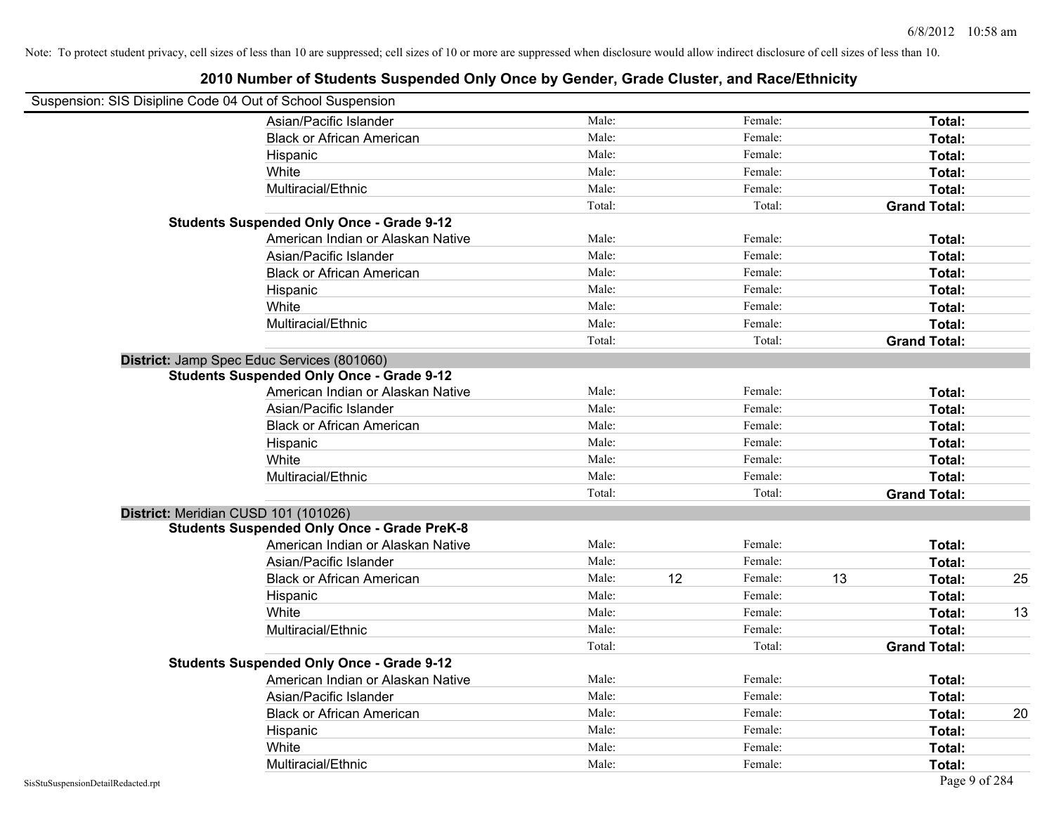Note: To protect student privacy, cell sizes of less than 10 are suppressed; cell sizes of 10 or more are suppressed when disclosure would allow indirect disclosure of cell sizes of less than 10.

## 2010 Number of Students Suspended Only Once by Gender, Grade Cluster, and Race/Ethnicity

Suspension: SIS Disipline Code 04 Out of School Suspension

| | | | | | | |
|---|---|---|---|---|---|---|
| Asian/Pacific Islander | Male: | | Female: | | **Total:** | |
| Black or African American | Male: | | Female: | | **Total:** | |
| Hispanic | Male: | | Female: | | **Total:** | |
| White | Male: | | Female: | | **Total:** | |
| Multiracial/Ethnic | Male: | | Female: | | **Total:** | |
| | Total: | | Total: | | **Grand Total:** | |

**Students Suspended Only Once - Grade 9-12**

| | | | | | | |
|---|---|---|---|---|---|---|
| American Indian or Alaskan Native | Male: | | Female: | | **Total:** | |
| Asian/Pacific Islander | Male: | | Female: | | **Total:** | |
| Black or African American | Male: | | Female: | | **Total:** | |
| Hispanic | Male: | | Female: | | **Total:** | |
| White | Male: | | Female: | | **Total:** | |
| Multiracial/Ethnic | Male: | | Female: | | **Total:** | |
| | Total: | | Total: | | **Grand Total:** | |

**District:** Jamp Spec Educ Services (801060)

**Students Suspended Only Once - Grade 9-12**

| | | | | | | |
|---|---|---|---|---|---|---|
| American Indian or Alaskan Native | Male: | | Female: | | **Total:** | |
| Asian/Pacific Islander | Male: | | Female: | | **Total:** | |
| Black or African American | Male: | | Female: | | **Total:** | |
| Hispanic | Male: | | Female: | | **Total:** | |
| White | Male: | | Female: | | **Total:** | |
| Multiracial/Ethnic | Male: | | Female: | | **Total:** | |
| | Total: | | Total: | | **Grand Total:** | |

**District:** Meridian CUSD 101 (101026)

**Students Suspended Only Once - Grade PreK-8**

| | | | | | | |
|---|---|---|---|---|---|---|
| American Indian or Alaskan Native | Male: | | Female: | | **Total:** | |
| Asian/Pacific Islander | Male: | | Female: | | **Total:** | |
| Black or African American | Male: | 12 | Female: | 13 | **Total:** | 25 |
| Hispanic | Male: | | Female: | | **Total:** | |
| White | Male: | | Female: | | **Total:** | 13 |
| Multiracial/Ethnic | Male: | | Female: | | **Total:** | |
| | Total: | | Total: | | **Grand Total:** | |

**Students Suspended Only Once - Grade 9-12**

| | | | | | | |
|---|---|---|---|---|---|---|
| American Indian or Alaskan Native | Male: | | Female: | | **Total:** | |
| Asian/Pacific Islander | Male: | | Female: | | **Total:** | |
| Black or African American | Male: | | Female: | | **Total:** | 20 |
| Hispanic | Male: | | Female: | | **Total:** | |
| White | Male: | | Female: | | **Total:** | |
| Multiracial/Ethnic | Male: | | Female: | | **Total:** | |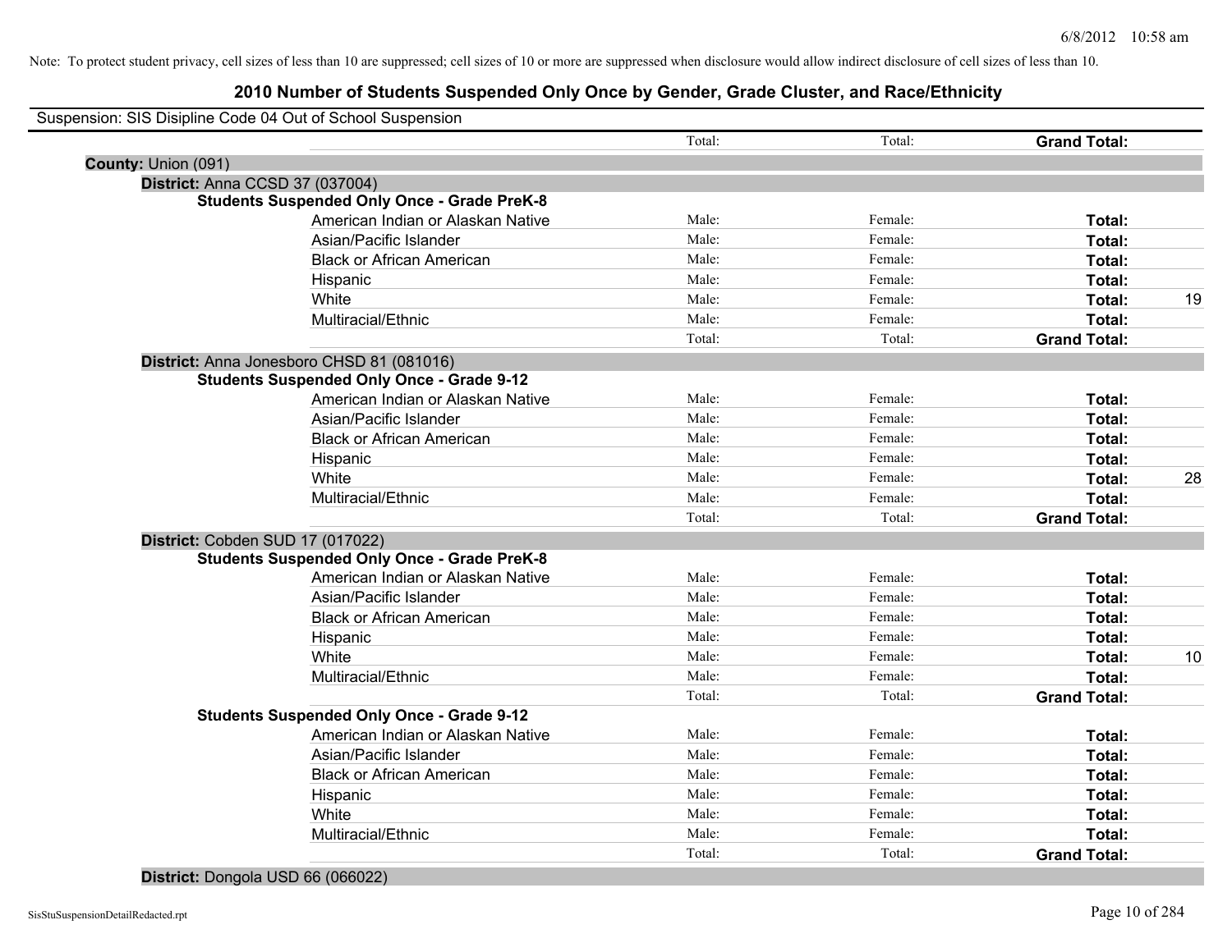Note: To protect student privacy, cell sizes of less than 10 are suppressed; cell sizes of 10 or more are suppressed when disclosure would allow indirect disclosure of cell sizes of less than 10.

# 2010 Number of Students Suspended Only Once by Gender, Grade Cluster, and Race/Ethnicity

Suspension: SIS Disipline Code 04 Out of School Suspension

| | Total: | Total: | Grand Total: | |
|---|---|---|---|---|
| **County:** Union (091) | | | | |
| **District:** Anna CCSD 37 (037004) | | | | |
| **Students Suspended Only Once - Grade PreK-8** | | | | |
| American Indian or Alaskan Native | Male: | Female: | **Total:** | |
| Asian/Pacific Islander | Male: | Female: | **Total:** | |
| Black or African American | Male: | Female: | **Total:** | |
| Hispanic | Male: | Female: | **Total:** | |
| White | Male: | Female: | **Total:** | 19 |
| Multiracial/Ethnic | Male: | Female: | **Total:** | |
| | Total: | Total: | **Grand Total:** | |
| **District:** Anna Jonesboro CHSD 81 (081016) | | | | |
| **Students Suspended Only Once - Grade 9-12** | | | | |
| American Indian or Alaskan Native | Male: | Female: | **Total:** | |
| Asian/Pacific Islander | Male: | Female: | **Total:** | |
| Black or African American | Male: | Female: | **Total:** | |
| Hispanic | Male: | Female: | **Total:** | |
| White | Male: | Female: | **Total:** | 28 |
| Multiracial/Ethnic | Male: | Female: | **Total:** | |
| | Total: | Total: | **Grand Total:** | |
| **District:** Cobden SUD 17 (017022) | | | | |
| **Students Suspended Only Once - Grade PreK-8** | | | | |
| American Indian or Alaskan Native | Male: | Female: | **Total:** | |
| Asian/Pacific Islander | Male: | Female: | **Total:** | |
| Black or African American | Male: | Female: | **Total:** | |
| Hispanic | Male: | Female: | **Total:** | |
| White | Male: | Female: | **Total:** | 10 |
| Multiracial/Ethnic | Male: | Female: | **Total:** | |
| | Total: | Total: | **Grand Total:** | |
| **Students Suspended Only Once - Grade 9-12** | | | | |
| American Indian or Alaskan Native | Male: | Female: | **Total:** | |
| Asian/Pacific Islander | Male: | Female: | **Total:** | |
| Black or African American | Male: | Female: | **Total:** | |
| Hispanic | Male: | Female: | **Total:** | |
| White | Male: | Female: | **Total:** | |
| Multiracial/Ethnic | Male: | Female: | **Total:** | |
| | Total: | Total: | **Grand Total:** | |
| **District:** Dongola USD 66 (066022) | | | | |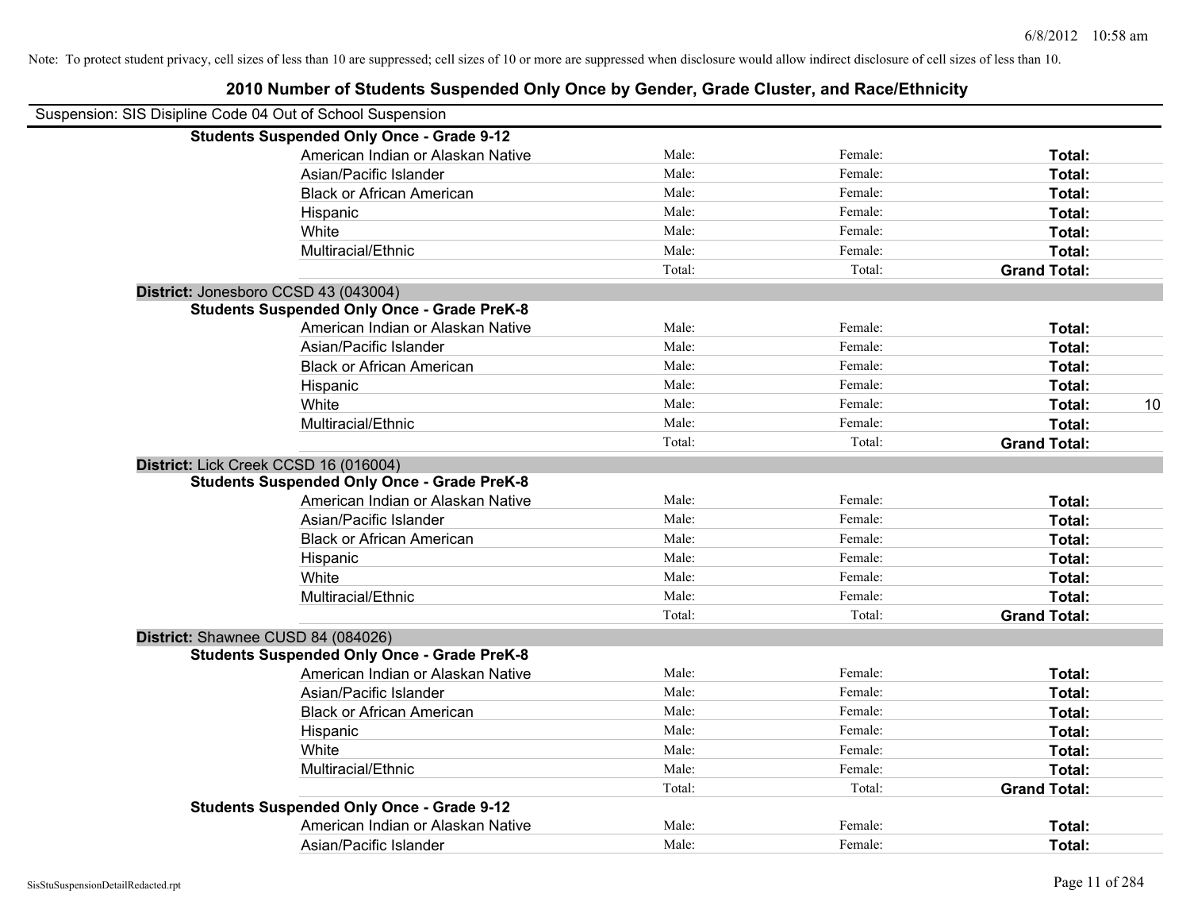Note: To protect student privacy, cell sizes of less than 10 are suppressed; cell sizes of 10 or more are suppressed when disclosure would allow indirect disclosure of cell sizes of less than 10.

# 2010 Number of Students Suspended Only Once by Gender, Grade Cluster, and Race/Ethnicity

Suspension: SIS Disipline Code 04 Out of School Suspension

| | | | | |
|---|---|---|---|---|
| **Students Suspended Only Once - Grade 9-12** | | | | |
| American Indian or Alaskan Native | Male: | Female: | **Total:** | |
| Asian/Pacific Islander | Male: | Female: | **Total:** | |
| Black or African American | Male: | Female: | **Total:** | |
| Hispanic | Male: | Female: | **Total:** | |
| White | Male: | Female: | **Total:** | |
| Multiracial/Ethnic | Male: | Female: | **Total:** | |
| | Total: | Total: | **Grand Total:** | |
| **District:** Jonesboro CCSD 43 (043004) | | | | |
| **Students Suspended Only Once - Grade PreK-8** | | | | |
| American Indian or Alaskan Native | Male: | Female: | **Total:** | |
| Asian/Pacific Islander | Male: | Female: | **Total:** | |
| Black or African American | Male: | Female: | **Total:** | |
| Hispanic | Male: | Female: | **Total:** | |
| White | Male: | Female: | **Total:** | 10 |
| Multiracial/Ethnic | Male: | Female: | **Total:** | |
| | Total: | Total: | **Grand Total:** | |
| **District:** Lick Creek CCSD 16 (016004) | | | | |
| **Students Suspended Only Once - Grade PreK-8** | | | | |
| American Indian or Alaskan Native | Male: | Female: | **Total:** | |
| Asian/Pacific Islander | Male: | Female: | **Total:** | |
| Black or African American | Male: | Female: | **Total:** | |
| Hispanic | Male: | Female: | **Total:** | |
| White | Male: | Female: | **Total:** | |
| Multiracial/Ethnic | Male: | Female: | **Total:** | |
| | Total: | Total: | **Grand Total:** | |
| **District:** Shawnee CUSD 84 (084026) | | | | |
| **Students Suspended Only Once - Grade PreK-8** | | | | |
| American Indian or Alaskan Native | Male: | Female: | **Total:** | |
| Asian/Pacific Islander | Male: | Female: | **Total:** | |
| Black or African American | Male: | Female: | **Total:** | |
| Hispanic | Male: | Female: | **Total:** | |
| White | Male: | Female: | **Total:** | |
| Multiracial/Ethnic | Male: | Female: | **Total:** | |
| | Total: | Total: | **Grand Total:** | |
| **Students Suspended Only Once - Grade 9-12** | | | | |
| American Indian or Alaskan Native | Male: | Female: | **Total:** | |
| Asian/Pacific Islander | Male: | Female: | **Total:** | |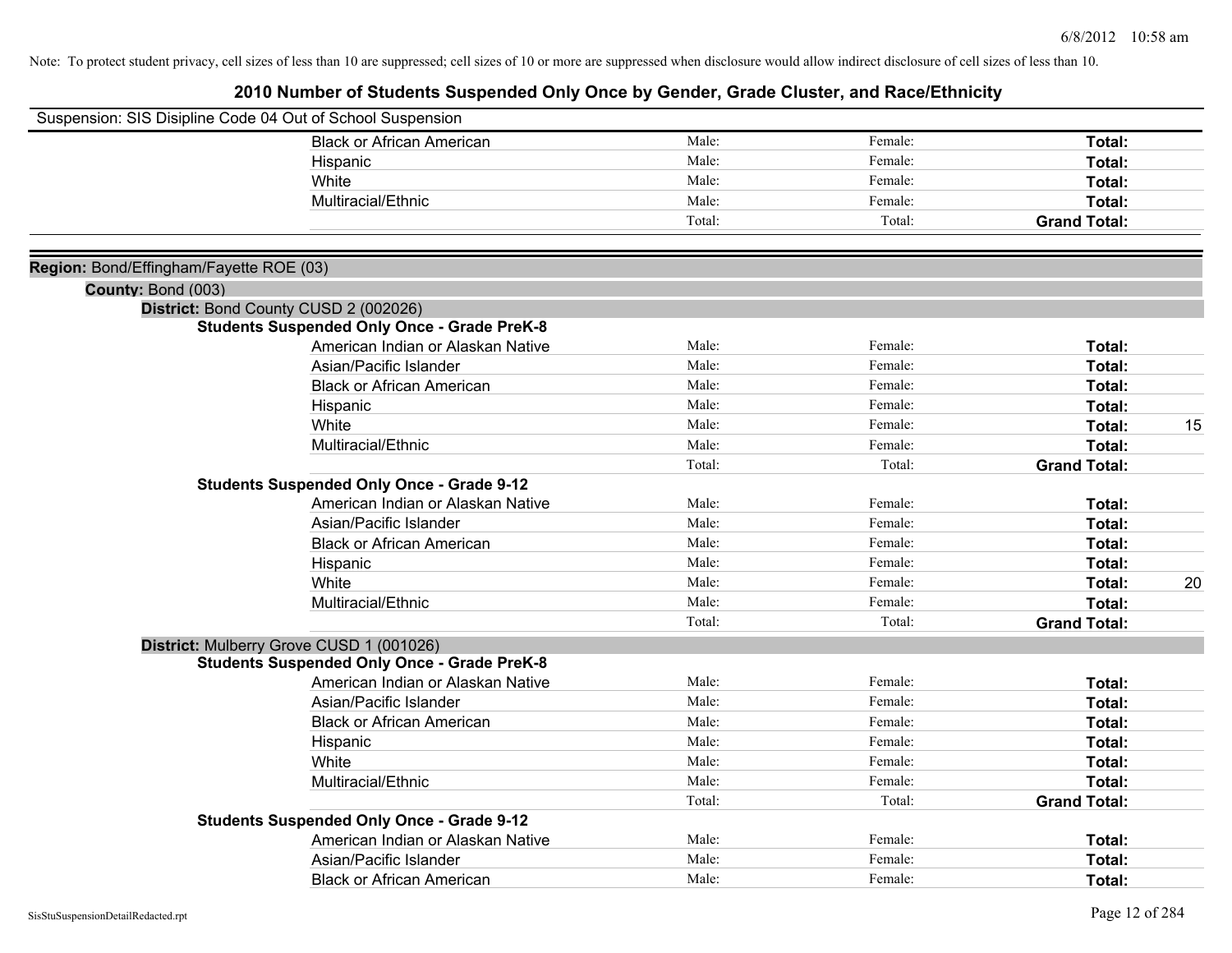Note: To protect student privacy, cell sizes of less than 10 are suppressed; cell sizes of 10 or more are suppressed when disclosure would allow indirect disclosure of cell sizes of less than 10.

# 2010 Number of Students Suspended Only Once by Gender, Grade Cluster, and Race/Ethnicity

Suspension: SIS Disipline Code 04 Out of School Suspension

| | Male | Female | Total | |
|---|---|---|---|---|
| Black or African American | Male: | Female: | **Total:** | |
| Hispanic | Male: | Female: | **Total:** | |
| White | Male: | Female: | **Total:** | |
| Multiracial/Ethnic | Male: | Female: | **Total:** | |
| | Total: | Total: | **Grand Total:** | |

**Region:** Bond/Effingham/Fayette ROE (03)

**County:** Bond (003)

**District:** Bond County CUSD 2 (002026)

**Students Suspended Only Once - Grade PreK-8**

| | Male | Female | Total | |
|---|---|---|---|---|
| American Indian or Alaskan Native | Male: | Female: | **Total:** | |
| Asian/Pacific Islander | Male: | Female: | **Total:** | |
| Black or African American | Male: | Female: | **Total:** | |
| Hispanic | Male: | Female: | **Total:** | |
| White | Male: | Female: | **Total:** | 15 |
| Multiracial/Ethnic | Male: | Female: | **Total:** | |
| | Total: | Total: | **Grand Total:** | |

**Students Suspended Only Once - Grade 9-12**

| | Male | Female | Total | |
|---|---|---|---|---|
| American Indian or Alaskan Native | Male: | Female: | **Total:** | |
| Asian/Pacific Islander | Male: | Female: | **Total:** | |
| Black or African American | Male: | Female: | **Total:** | |
| Hispanic | Male: | Female: | **Total:** | |
| White | Male: | Female: | **Total:** | 20 |
| Multiracial/Ethnic | Male: | Female: | **Total:** | |
| | Total: | Total: | **Grand Total:** | |

**District:** Mulberry Grove CUSD 1 (001026)

**Students Suspended Only Once - Grade PreK-8**

| | Male | Female | Total | |
|---|---|---|---|---|
| American Indian or Alaskan Native | Male: | Female: | **Total:** | |
| Asian/Pacific Islander | Male: | Female: | **Total:** | |
| Black or African American | Male: | Female: | **Total:** | |
| Hispanic | Male: | Female: | **Total:** | |
| White | Male: | Female: | **Total:** | |
| Multiracial/Ethnic | Male: | Female: | **Total:** | |
| | Total: | Total: | **Grand Total:** | |

**Students Suspended Only Once - Grade 9-12**

| | Male | Female | Total | |
|---|---|---|---|---|
| American Indian or Alaskan Native | Male: | Female: | **Total:** | |
| Asian/Pacific Islander | Male: | Female: | **Total:** | |
| Black or African American | Male: | Female: | **Total:** | |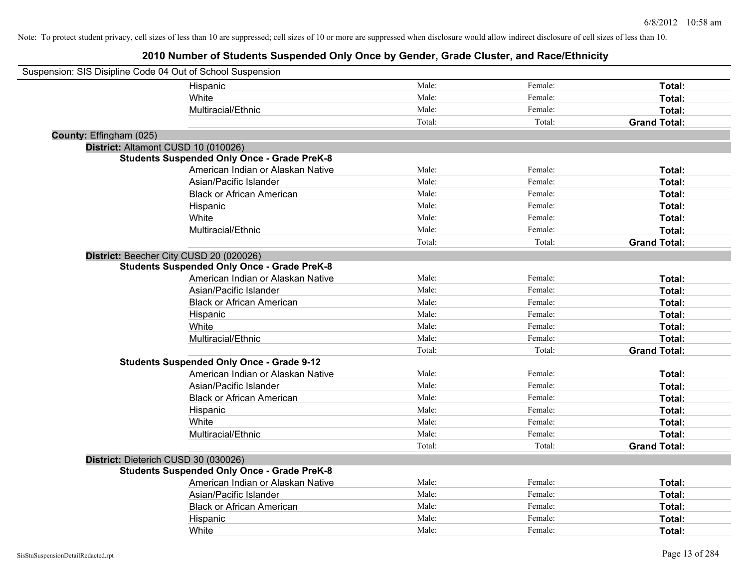Note: To protect student privacy, cell sizes of less than 10 are suppressed; cell sizes of 10 or more are suppressed when disclosure would allow indirect disclosure of cell sizes of less than 10.

# 2010 Number of Students Suspended Only Once by Gender, Grade Cluster, and Race/Ethnicity

Suspension: SIS Disipline Code 04 Out of School Suspension

| | | | |
|---|---|---|---|
| Hispanic | Male: | Female: | **Total:** |
| White | Male: | Female: | **Total:** |
| Multiracial/Ethnic | Male: | Female: | **Total:** |
| | Total: | Total: | **Grand Total:** |

**County:** Effingham (025)

**District:** Altamont CUSD 10 (010026)

**Students Suspended Only Once - Grade PreK-8**

| | | | |
|---|---|---|---|
| American Indian or Alaskan Native | Male: | Female: | **Total:** |
| Asian/Pacific Islander | Male: | Female: | **Total:** |
| Black or African American | Male: | Female: | **Total:** |
| Hispanic | Male: | Female: | **Total:** |
| White | Male: | Female: | **Total:** |
| Multiracial/Ethnic | Male: | Female: | **Total:** |
| | Total: | Total: | **Grand Total:** |

**District:** Beecher City CUSD 20 (020026)

**Students Suspended Only Once - Grade PreK-8**

| | | | |
|---|---|---|---|
| American Indian or Alaskan Native | Male: | Female: | **Total:** |
| Asian/Pacific Islander | Male: | Female: | **Total:** |
| Black or African American | Male: | Female: | **Total:** |
| Hispanic | Male: | Female: | **Total:** |
| White | Male: | Female: | **Total:** |
| Multiracial/Ethnic | Male: | Female: | **Total:** |
| | Total: | Total: | **Grand Total:** |

**Students Suspended Only Once - Grade 9-12**

| | | | |
|---|---|---|---|
| American Indian or Alaskan Native | Male: | Female: | **Total:** |
| Asian/Pacific Islander | Male: | Female: | **Total:** |
| Black or African American | Male: | Female: | **Total:** |
| Hispanic | Male: | Female: | **Total:** |
| White | Male: | Female: | **Total:** |
| Multiracial/Ethnic | Male: | Female: | **Total:** |
| | Total: | Total: | **Grand Total:** |

**District:** Dieterich CUSD 30 (030026)

**Students Suspended Only Once - Grade PreK-8**

| | | | |
|---|---|---|---|
| American Indian or Alaskan Native | Male: | Female: | **Total:** |
| Asian/Pacific Islander | Male: | Female: | **Total:** |
| Black or African American | Male: | Female: | **Total:** |
| Hispanic | Male: | Female: | **Total:** |
| White | Male: | Female: | **Total:** |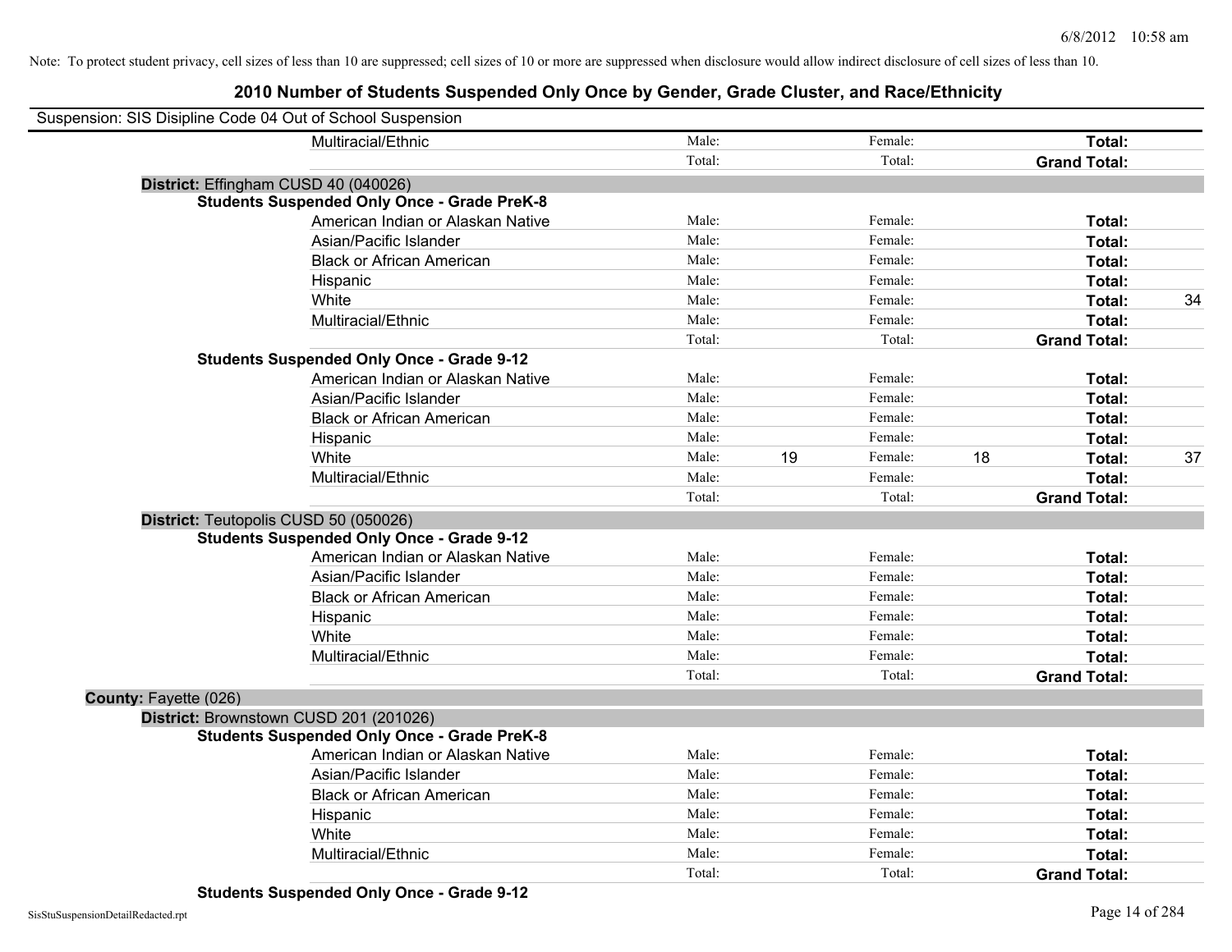Note: To protect student privacy, cell sizes of less than 10 are suppressed; cell sizes of 10 or more are suppressed when disclosure would allow indirect disclosure of cell sizes of less than 10.

# 2010 Number of Students Suspended Only Once by Gender, Grade Cluster, and Race/Ethnicity

Suspension: SIS Disipline Code 04 Out of School Suspension

| | | | | | | | |
|---|---|---|---|---|---|---|---|
| Multiracial/Ethnic | Male: | | Female: | | **Total:** | |
| | Total: | | Total: | | **Grand Total:** | |

**District:** Effingham CUSD 40 (040026)

**Students Suspended Only Once - Grade PreK-8**

| | | | | | | |
|---|---|---|---|---|---|---|
| American Indian or Alaskan Native | Male: | | Female: | | **Total:** | |
| Asian/Pacific Islander | Male: | | Female: | | **Total:** | |
| Black or African American | Male: | | Female: | | **Total:** | |
| Hispanic | Male: | | Female: | | **Total:** | |
| White | Male: | | Female: | | **Total:** | 34 |
| Multiracial/Ethnic | Male: | | Female: | | **Total:** | |
| | Total: | | Total: | | **Grand Total:** | |

**Students Suspended Only Once - Grade 9-12**

| | | | | | | |
|---|---|---|---|---|---|---|
| American Indian or Alaskan Native | Male: | | Female: | | **Total:** | |
| Asian/Pacific Islander | Male: | | Female: | | **Total:** | |
| Black or African American | Male: | | Female: | | **Total:** | |
| Hispanic | Male: | | Female: | | **Total:** | |
| White | Male: | 19 | Female: | 18 | **Total:** | 37 |
| Multiracial/Ethnic | Male: | | Female: | | **Total:** | |
| | Total: | | Total: | | **Grand Total:** | |

**District:** Teutopolis CUSD 50 (050026)

**Students Suspended Only Once - Grade 9-12**

| | | | | | | |
|---|---|---|---|---|---|---|
| American Indian or Alaskan Native | Male: | | Female: | | **Total:** | |
| Asian/Pacific Islander | Male: | | Female: | | **Total:** | |
| Black or African American | Male: | | Female: | | **Total:** | |
| Hispanic | Male: | | Female: | | **Total:** | |
| White | Male: | | Female: | | **Total:** | |
| Multiracial/Ethnic | Male: | | Female: | | **Total:** | |
| | Total: | | Total: | | **Grand Total:** | |

**County:** Fayette (026)

**District:** Brownstown CUSD 201 (201026)

**Students Suspended Only Once - Grade PreK-8**

| | | | | | | |
|---|---|---|---|---|---|---|
| American Indian or Alaskan Native | Male: | | Female: | | **Total:** | |
| Asian/Pacific Islander | Male: | | Female: | | **Total:** | |
| Black or African American | Male: | | Female: | | **Total:** | |
| Hispanic | Male: | | Female: | | **Total:** | |
| White | Male: | | Female: | | **Total:** | |
| Multiracial/Ethnic | Male: | | Female: | | **Total:** | |
| | Total: | | Total: | | **Grand Total:** | |

**Students Suspended Only Once - Grade 9-12**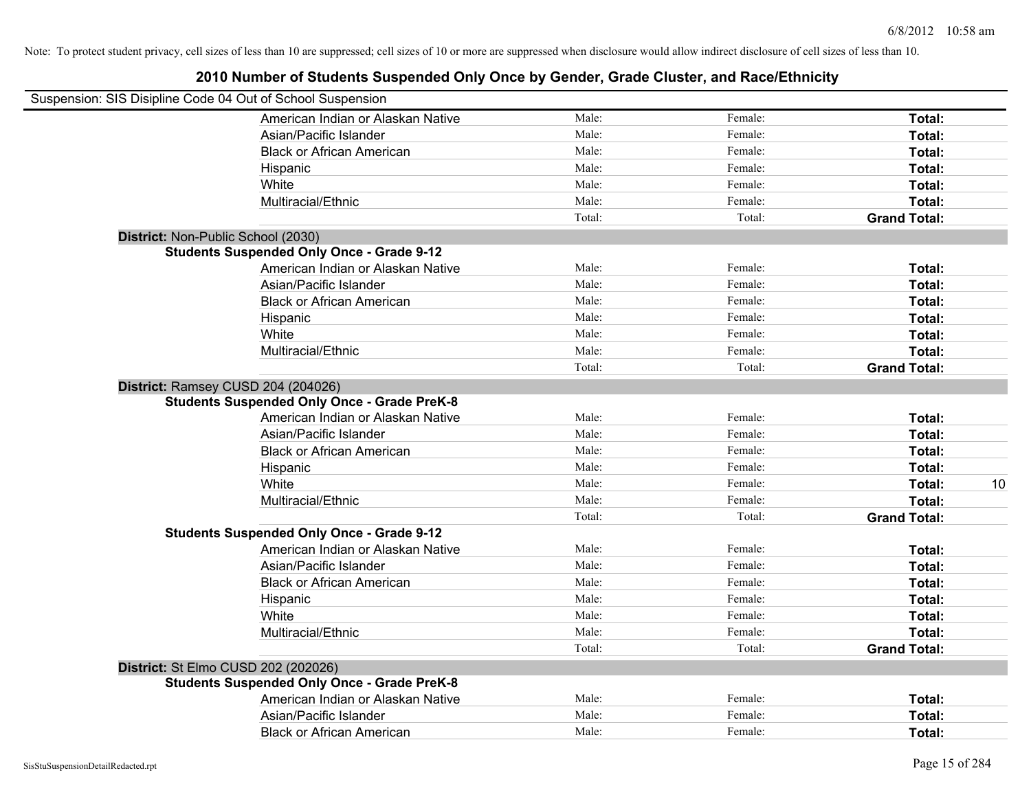Note: To protect student privacy, cell sizes of less than 10 are suppressed; cell sizes of 10 or more are suppressed when disclosure would allow indirect disclosure of cell sizes of less than 10.

## 2010 Number of Students Suspended Only Once by Gender, Grade Cluster, and Race/Ethnicity

Suspension: SIS Disipline Code 04 Out of School Suspension

| | | | | |
|---|---|---|---|---|
| American Indian or Alaskan Native | Male: | Female: | **Total:** | |
| Asian/Pacific Islander | Male: | Female: | **Total:** | |
| Black or African American | Male: | Female: | **Total:** | |
| Hispanic | Male: | Female: | **Total:** | |
| White | Male: | Female: | **Total:** | |
| Multiracial/Ethnic | Male: | Female: | **Total:** | |
| | Total: | Total: | **Grand Total:** | |

**District:** Non-Public School (2030)

**Students Suspended Only Once - Grade 9-12**

| | | | | |
|---|---|---|---|---|
| American Indian or Alaskan Native | Male: | Female: | **Total:** | |
| Asian/Pacific Islander | Male: | Female: | **Total:** | |
| Black or African American | Male: | Female: | **Total:** | |
| Hispanic | Male: | Female: | **Total:** | |
| White | Male: | Female: | **Total:** | |
| Multiracial/Ethnic | Male: | Female: | **Total:** | |
| | Total: | Total: | **Grand Total:** | |

**District:** Ramsey CUSD 204 (204026)

**Students Suspended Only Once - Grade PreK-8**

| | | | | |
|---|---|---|---|---|
| American Indian or Alaskan Native | Male: | Female: | **Total:** | |
| Asian/Pacific Islander | Male: | Female: | **Total:** | |
| Black or African American | Male: | Female: | **Total:** | |
| Hispanic | Male: | Female: | **Total:** | |
| White | Male: | Female: | **Total:** | 10 |
| Multiracial/Ethnic | Male: | Female: | **Total:** | |
| | Total: | Total: | **Grand Total:** | |

**Students Suspended Only Once - Grade 9-12**

| | | | | |
|---|---|---|---|---|
| American Indian or Alaskan Native | Male: | Female: | **Total:** | |
| Asian/Pacific Islander | Male: | Female: | **Total:** | |
| Black or African American | Male: | Female: | **Total:** | |
| Hispanic | Male: | Female: | **Total:** | |
| White | Male: | Female: | **Total:** | |
| Multiracial/Ethnic | Male: | Female: | **Total:** | |
| | Total: | Total: | **Grand Total:** | |

**District:** St Elmo CUSD 202 (202026)

**Students Suspended Only Once - Grade PreK-8**

| | | | | |
|---|---|---|---|---|
| American Indian or Alaskan Native | Male: | Female: | **Total:** | |
| Asian/Pacific Islander | Male: | Female: | **Total:** | |
| Black or African American | Male: | Female: | **Total:** | |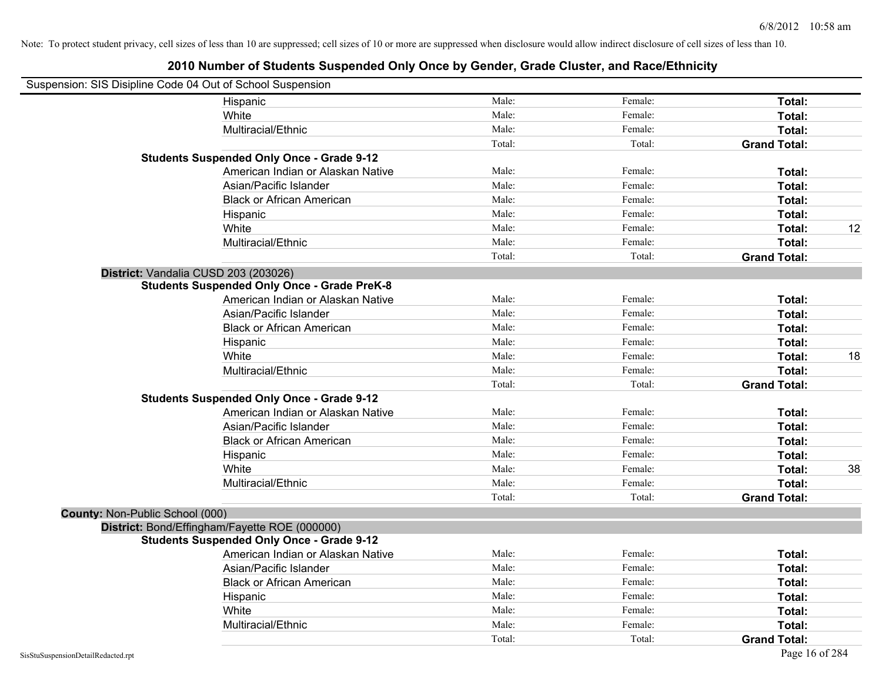Note: To protect student privacy, cell sizes of less than 10 are suppressed; cell sizes of 10 or more are suppressed when disclosure would allow indirect disclosure of cell sizes of less than 10.

# 2010 Number of Students Suspended Only Once by Gender, Grade Cluster, and Race/Ethnicity

Suspension: SIS Disipline Code 04 Out of School Suspension

| | | | | | |
|---|---|---|---|---|---|
| | Hispanic | Male: | Female: | **Total:** | |
| | White | Male: | Female: | **Total:** | |
| | Multiracial/Ethnic | Male: | Female: | **Total:** | |
| | | Total: | Total: | **Grand Total:** | |
| **Students Suspended Only Once - Grade 9-12** | | | | | |
| | American Indian or Alaskan Native | Male: | Female: | **Total:** | |
| | Asian/Pacific Islander | Male: | Female: | **Total:** | |
| | Black or African American | Male: | Female: | **Total:** | |
| | Hispanic | Male: | Female: | **Total:** | |
| | White | Male: | Female: | **Total:** | 12 |
| | Multiracial/Ethnic | Male: | Female: | **Total:** | |
| | | Total: | Total: | **Grand Total:** | |
| **District:** Vandalia CUSD 203 (203026) | | | | | |
| **Students Suspended Only Once - Grade PreK-8** | | | | | |
| | American Indian or Alaskan Native | Male: | Female: | **Total:** | |
| | Asian/Pacific Islander | Male: | Female: | **Total:** | |
| | Black or African American | Male: | Female: | **Total:** | |
| | Hispanic | Male: | Female: | **Total:** | |
| | White | Male: | Female: | **Total:** | 18 |
| | Multiracial/Ethnic | Male: | Female: | **Total:** | |
| | | Total: | Total: | **Grand Total:** | |
| **Students Suspended Only Once - Grade 9-12** | | | | | |
| | American Indian or Alaskan Native | Male: | Female: | **Total:** | |
| | Asian/Pacific Islander | Male: | Female: | **Total:** | |
| | Black or African American | Male: | Female: | **Total:** | |
| | Hispanic | Male: | Female: | **Total:** | |
| | White | Male: | Female: | **Total:** | 38 |
| | Multiracial/Ethnic | Male: | Female: | **Total:** | |
| | | Total: | Total: | **Grand Total:** | |
| **County:** Non-Public School (000) | | | | | |
| **District:** Bond/Effingham/Fayette ROE (000000) | | | | | |
| **Students Suspended Only Once - Grade 9-12** | | | | | |
| | American Indian or Alaskan Native | Male: | Female: | **Total:** | |
| | Asian/Pacific Islander | Male: | Female: | **Total:** | |
| | Black or African American | Male: | Female: | **Total:** | |
| | Hispanic | Male: | Female: | **Total:** | |
| | White | Male: | Female: | **Total:** | |
| | Multiracial/Ethnic | Male: | Female: | **Total:** | |
| | | Total: | Total: | **Grand Total:** | |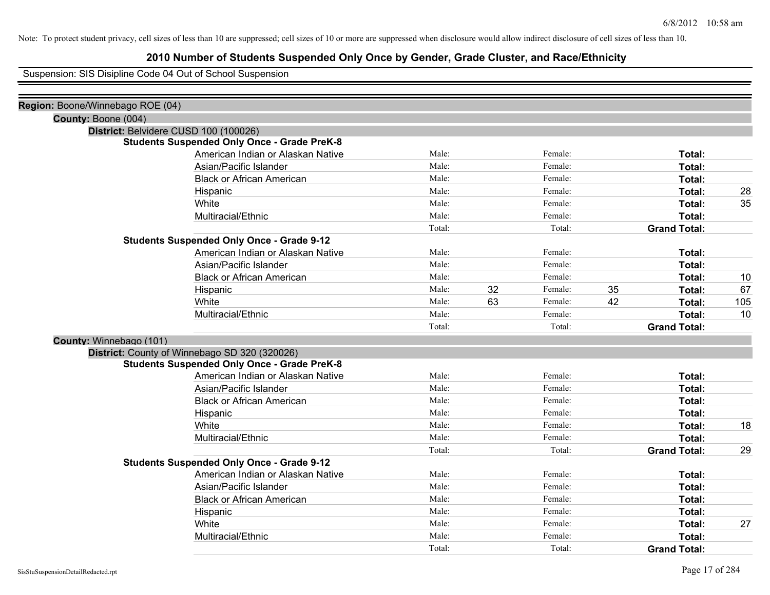Note: To protect student privacy, cell sizes of less than 10 are suppressed; cell sizes of 10 or more are suppressed when disclosure would allow indirect disclosure of cell sizes of less than 10.

# 2010 Number of Students Suspended Only Once by Gender, Grade Cluster, and Race/Ethnicity

Suspension: SIS Disipline Code 04 Out of School Suspension

**Region:** Boone/Winnebago ROE (04)

**County:** Boone (004)

**District:** Belvidere CUSD 100 (100026)

**Students Suspended Only Once - Grade PreK-8**

| Race/Ethnicity | Male: | | Female: | | Total: | |
|---|---|---|---|---|---|---|
| American Indian or Alaskan Native | Male: | | Female: | | **Total:** | |
| Asian/Pacific Islander | Male: | | Female: | | **Total:** | |
| Black or African American | Male: | | Female: | | **Total:** | |
| Hispanic | Male: | | Female: | | **Total:** | 28 |
| White | Male: | | Female: | | **Total:** | 35 |
| Multiracial/Ethnic | Male: | | Female: | | **Total:** | |
| | Total: | | Total: | | **Grand Total:** | |

**Students Suspended Only Once - Grade 9-12**

| Race/Ethnicity | Male: | | Female: | | Total: | |
|---|---|---|---|---|---|---|
| American Indian or Alaskan Native | Male: | | Female: | | **Total:** | |
| Asian/Pacific Islander | Male: | | Female: | | **Total:** | |
| Black or African American | Male: | | Female: | | **Total:** | 10 |
| Hispanic | Male: | 32 | Female: | 35 | **Total:** | 67 |
| White | Male: | 63 | Female: | 42 | **Total:** | 105 |
| Multiracial/Ethnic | Male: | | Female: | | **Total:** | 10 |
| | Total: | | Total: | | **Grand Total:** | |

**County:** Winnebago (101)

**District:** County of Winnebago SD 320 (320026)

**Students Suspended Only Once - Grade PreK-8**

| Race/Ethnicity | Male: | | Female: | | Total: | |
|---|---|---|---|---|---|---|
| American Indian or Alaskan Native | Male: | | Female: | | **Total:** | |
| Asian/Pacific Islander | Male: | | Female: | | **Total:** | |
| Black or African American | Male: | | Female: | | **Total:** | |
| Hispanic | Male: | | Female: | | **Total:** | |
| White | Male: | | Female: | | **Total:** | 18 |
| Multiracial/Ethnic | Male: | | Female: | | **Total:** | |
| | Total: | | Total: | | **Grand Total:** | 29 |

**Students Suspended Only Once - Grade 9-12**

| Race/Ethnicity | Male: | | Female: | | Total: | |
|---|---|---|---|---|---|---|
| American Indian or Alaskan Native | Male: | | Female: | | **Total:** | |
| Asian/Pacific Islander | Male: | | Female: | | **Total:** | |
| Black or African American | Male: | | Female: | | **Total:** | |
| Hispanic | Male: | | Female: | | **Total:** | |
| White | Male: | | Female: | | **Total:** | 27 |
| Multiracial/Ethnic | Male: | | Female: | | **Total:** | |
| | Total: | | Total: | | **Grand Total:** | |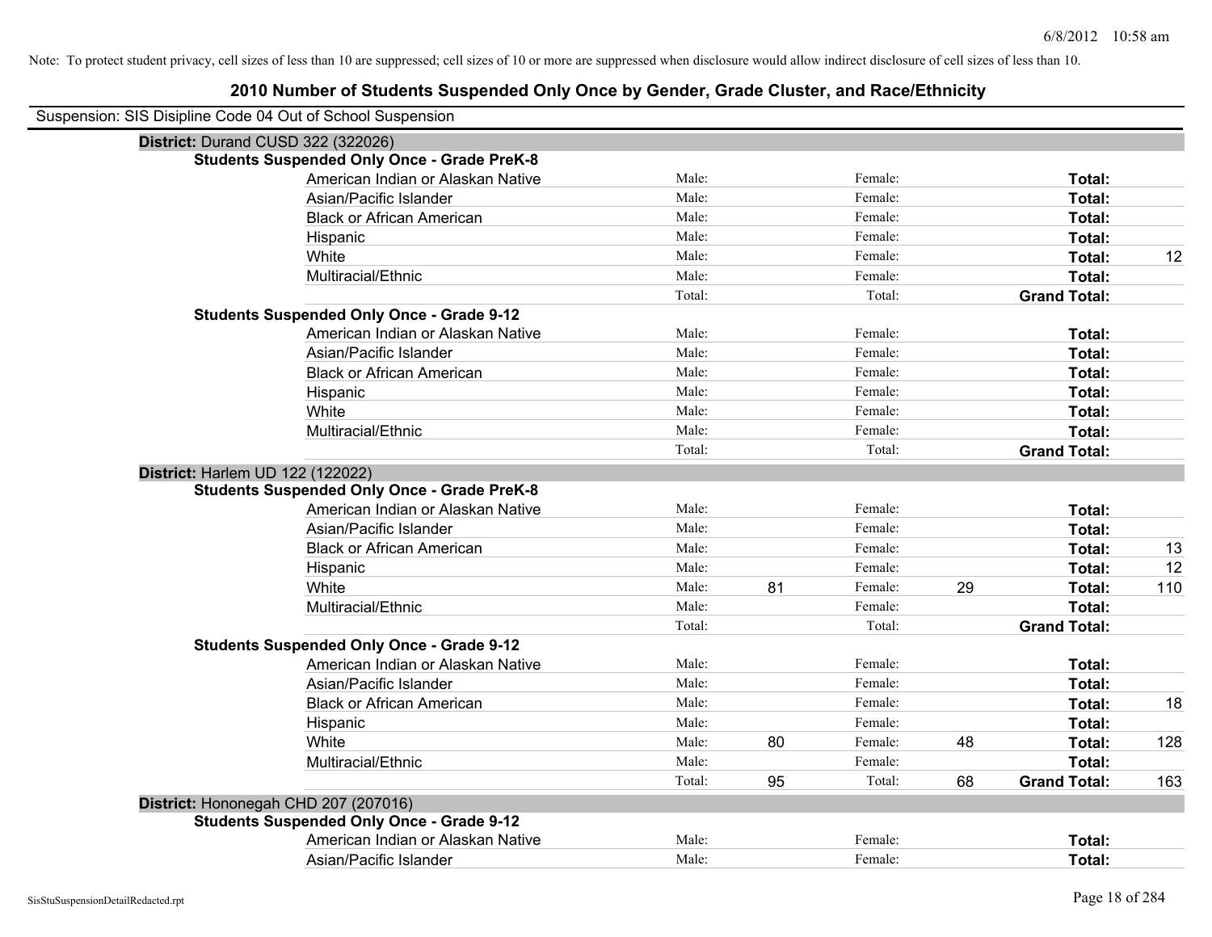Note: To protect student privacy, cell sizes of less than 10 are suppressed; cell sizes of 10 or more are suppressed when disclosure would allow indirect disclosure of cell sizes of less than 10.

# 2010 Number of Students Suspended Only Once by Gender, Grade Cluster, and Race/Ethnicity

Suspension: SIS Disipline Code 04 Out of School Suspension

## District: Durand CUSD 322 (322026)

### Students Suspended Only Once - Grade PreK-8

| Race/Ethnicity | Male: | | Female: | | Total: | |
|---|---|---|---|---|---|---|
| American Indian or Alaskan Native | Male: | | Female: | | **Total:** | |
| Asian/Pacific Islander | Male: | | Female: | | **Total:** | |
| Black or African American | Male: | | Female: | | **Total:** | |
| Hispanic | Male: | | Female: | | **Total:** | |
| White | Male: | | Female: | | **Total:** | 12 |
| Multiracial/Ethnic | Male: | | Female: | | **Total:** | |
| | Total: | | Total: | | **Grand Total:** | |

### Students Suspended Only Once - Grade 9-12

| Race/Ethnicity | Male: | | Female: | | Total: | |
|---|---|---|---|---|---|---|
| American Indian or Alaskan Native | Male: | | Female: | | **Total:** | |
| Asian/Pacific Islander | Male: | | Female: | | **Total:** | |
| Black or African American | Male: | | Female: | | **Total:** | |
| Hispanic | Male: | | Female: | | **Total:** | |
| White | Male: | | Female: | | **Total:** | |
| Multiracial/Ethnic | Male: | | Female: | | **Total:** | |
| | Total: | | Total: | | **Grand Total:** | |

## District: Harlem UD 122 (122022)

### Students Suspended Only Once - Grade PreK-8

| Race/Ethnicity | Male: | | Female: | | Total: | |
|---|---|---|---|---|---|---|
| American Indian or Alaskan Native | Male: | | Female: | | **Total:** | |
| Asian/Pacific Islander | Male: | | Female: | | **Total:** | |
| Black or African American | Male: | | Female: | | **Total:** | 13 |
| Hispanic | Male: | | Female: | | **Total:** | 12 |
| White | Male: | 81 | Female: | 29 | **Total:** | 110 |
| Multiracial/Ethnic | Male: | | Female: | | **Total:** | |
| | Total: | | Total: | | **Grand Total:** | |

### Students Suspended Only Once - Grade 9-12

| Race/Ethnicity | Male: | | Female: | | Total: | |
|---|---|---|---|---|---|---|
| American Indian or Alaskan Native | Male: | | Female: | | **Total:** | |
| Asian/Pacific Islander | Male: | | Female: | | **Total:** | |
| Black or African American | Male: | | Female: | | **Total:** | 18 |
| Hispanic | Male: | | Female: | | **Total:** | |
| White | Male: | 80 | Female: | 48 | **Total:** | 128 |
| Multiracial/Ethnic | Male: | | Female: | | **Total:** | |
| | Total: | 95 | Total: | 68 | **Grand Total:** | 163 |

## District: Hononegah CHD 207 (207016)

### Students Suspended Only Once - Grade 9-12

| Race/Ethnicity | Male: | | Female: | | Total: | |
|---|---|---|---|---|---|---|
| American Indian or Alaskan Native | Male: | | Female: | | **Total:** | |
| Asian/Pacific Islander | Male: | | Female: | | **Total:** | |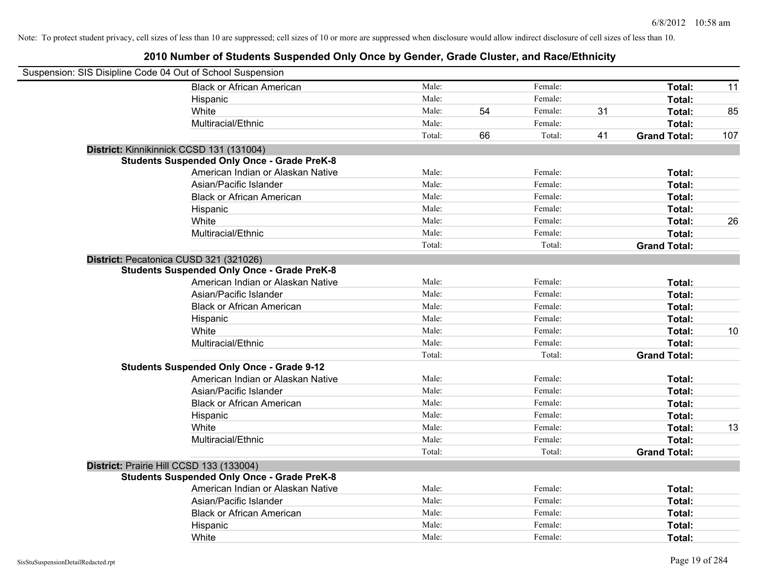Note: To protect student privacy, cell sizes of less than 10 are suppressed; cell sizes of 10 or more are suppressed when disclosure would allow indirect disclosure of cell sizes of less than 10.

# 2010 Number of Students Suspended Only Once by Gender, Grade Cluster, and Race/Ethnicity

Suspension: SIS Disipline Code 04 Out of School Suspension

| | | | | | | |
|---|---|---|---|---|---|---|
| Black or African American | Male: | | Female: | | **Total:** | 11 |
| Hispanic | Male: | | Female: | | **Total:** | |
| White | Male: | 54 | Female: | 31 | **Total:** | 85 |
| Multiracial/Ethnic | Male: | | Female: | | **Total:** | |
| | Total: | 66 | Total: | 41 | **Grand Total:** | 107 |

**District:** Kinnikinnick CCSD 131 (131004)

**Students Suspended Only Once - Grade PreK-8**

| | | | | | | |
|---|---|---|---|---|---|---|
| American Indian or Alaskan Native | Male: | | Female: | | **Total:** | |
| Asian/Pacific Islander | Male: | | Female: | | **Total:** | |
| Black or African American | Male: | | Female: | | **Total:** | |
| Hispanic | Male: | | Female: | | **Total:** | |
| White | Male: | | Female: | | **Total:** | 26 |
| Multiracial/Ethnic | Male: | | Female: | | **Total:** | |
| | Total: | | Total: | | **Grand Total:** | |

**District:** Pecatonica CUSD 321 (321026)

**Students Suspended Only Once - Grade PreK-8**

| | | | | | | |
|---|---|---|---|---|---|---|
| American Indian or Alaskan Native | Male: | | Female: | | **Total:** | |
| Asian/Pacific Islander | Male: | | Female: | | **Total:** | |
| Black or African American | Male: | | Female: | | **Total:** | |
| Hispanic | Male: | | Female: | | **Total:** | |
| White | Male: | | Female: | | **Total:** | 10 |
| Multiracial/Ethnic | Male: | | Female: | | **Total:** | |
| | Total: | | Total: | | **Grand Total:** | |

**Students Suspended Only Once - Grade 9-12**

| | | | | | | |
|---|---|---|---|---|---|---|
| American Indian or Alaskan Native | Male: | | Female: | | **Total:** | |
| Asian/Pacific Islander | Male: | | Female: | | **Total:** | |
| Black or African American | Male: | | Female: | | **Total:** | |
| Hispanic | Male: | | Female: | | **Total:** | |
| White | Male: | | Female: | | **Total:** | 13 |
| Multiracial/Ethnic | Male: | | Female: | | **Total:** | |
| | Total: | | Total: | | **Grand Total:** | |

**District:** Prairie Hill CCSD 133 (133004)

**Students Suspended Only Once - Grade PreK-8**

| | | | | | | |
|---|---|---|---|---|---|---|
| American Indian or Alaskan Native | Male: | | Female: | | **Total:** | |
| Asian/Pacific Islander | Male: | | Female: | | **Total:** | |
| Black or African American | Male: | | Female: | | **Total:** | |
| Hispanic | Male: | | Female: | | **Total:** | |
| White | Male: | | Female: | | **Total:** | |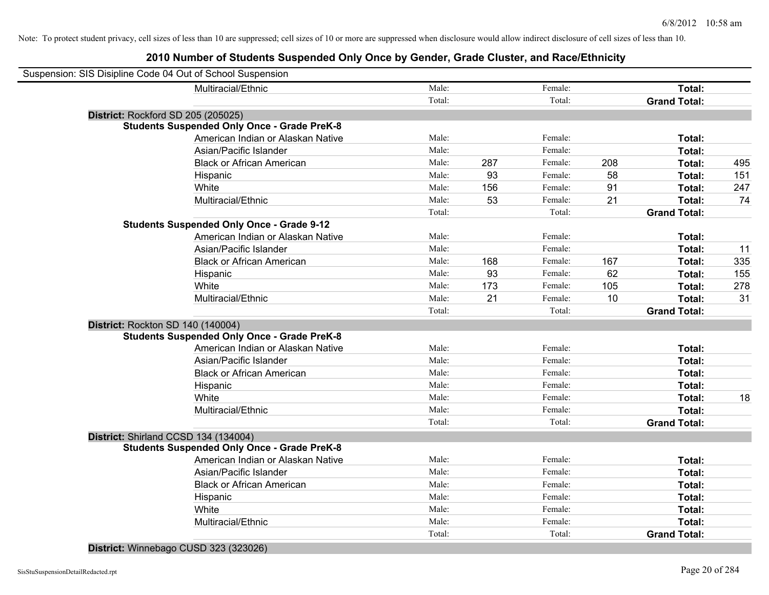Note: To protect student privacy, cell sizes of less than 10 are suppressed; cell sizes of 10 or more are suppressed when disclosure would allow indirect disclosure of cell sizes of less than 10.

# 2010 Number of Students Suspended Only Once by Gender, Grade Cluster, and Race/Ethnicity

Suspension: SIS Disipline Code 04 Out of School Suspension

| | | | | | | | |
|---|---|---|---|---|---|---|---|
| Multiracial/Ethnic | Male: | | Female: | | **Total:** | |
| | Total: | | Total: | | **Grand Total:** | |

**District:** Rockford SD 205 (205025)

**Students Suspended Only Once - Grade PreK-8**

| | | | | | | |
|---|---|---|---|---|---|---|
| American Indian or Alaskan Native | Male: | | Female: | | **Total:** | |
| Asian/Pacific Islander | Male: | | Female: | | **Total:** | |
| Black or African American | Male: | 287 | Female: | 208 | **Total:** | 495 |
| Hispanic | Male: | 93 | Female: | 58 | **Total:** | 151 |
| White | Male: | 156 | Female: | 91 | **Total:** | 247 |
| Multiracial/Ethnic | Male: | 53 | Female: | 21 | **Total:** | 74 |
| | Total: | | Total: | | **Grand Total:** | |

**Students Suspended Only Once - Grade 9-12**

| | | | | | | |
|---|---|---|---|---|---|---|
| American Indian or Alaskan Native | Male: | | Female: | | **Total:** | |
| Asian/Pacific Islander | Male: | | Female: | | **Total:** | 11 |
| Black or African American | Male: | 168 | Female: | 167 | **Total:** | 335 |
| Hispanic | Male: | 93 | Female: | 62 | **Total:** | 155 |
| White | Male: | 173 | Female: | 105 | **Total:** | 278 |
| Multiracial/Ethnic | Male: | 21 | Female: | 10 | **Total:** | 31 |
| | Total: | | Total: | | **Grand Total:** | |

**District:** Rockton SD 140 (140004)

**Students Suspended Only Once - Grade PreK-8**

| | | | | | | |
|---|---|---|---|---|---|---|
| American Indian or Alaskan Native | Male: | | Female: | | **Total:** | |
| Asian/Pacific Islander | Male: | | Female: | | **Total:** | |
| Black or African American | Male: | | Female: | | **Total:** | |
| Hispanic | Male: | | Female: | | **Total:** | |
| White | Male: | | Female: | | **Total:** | 18 |
| Multiracial/Ethnic | Male: | | Female: | | **Total:** | |
| | Total: | | Total: | | **Grand Total:** | |

**District:** Shirland CCSD 134 (134004)

**Students Suspended Only Once - Grade PreK-8**

| | | | | | | |
|---|---|---|---|---|---|---|
| American Indian or Alaskan Native | Male: | | Female: | | **Total:** | |
| Asian/Pacific Islander | Male: | | Female: | | **Total:** | |
| Black or African American | Male: | | Female: | | **Total:** | |
| Hispanic | Male: | | Female: | | **Total:** | |
| White | Male: | | Female: | | **Total:** | |
| Multiracial/Ethnic | Male: | | Female: | | **Total:** | |
| | Total: | | Total: | | **Grand Total:** | |

**District:** Winnebago CUSD 323 (323026)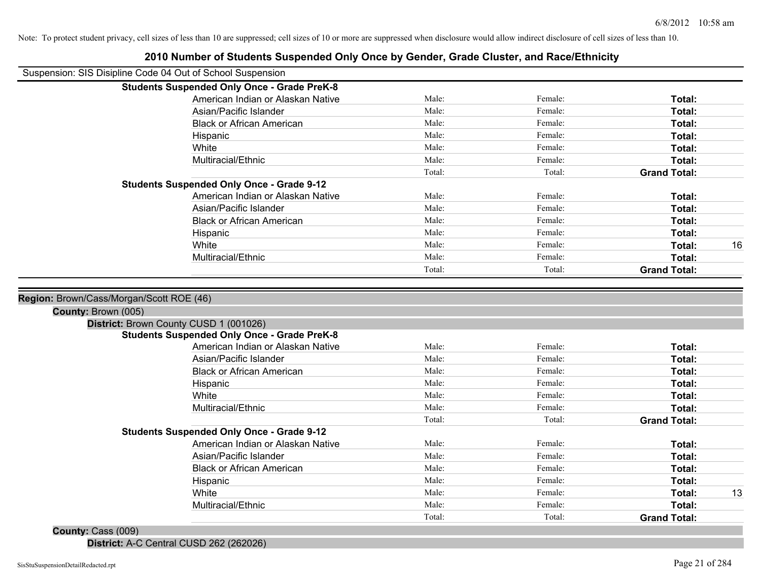Note: To protect student privacy, cell sizes of less than 10 are suppressed; cell sizes of 10 or more are suppressed when disclosure would allow indirect disclosure of cell sizes of less than 10.

# 2010 Number of Students Suspended Only Once by Gender, Grade Cluster, and Race/Ethnicity

Suspension: SIS Disipline Code 04 Out of School Suspension

**Students Suspended Only Once - Grade PreK-8**

| Race/Ethnicity | Male | Female | Total |
|---|---|---|---|
| American Indian or Alaskan Native | Male: | Female: | **Total:** |
| Asian/Pacific Islander | Male: | Female: | **Total:** |
| Black or African American | Male: | Female: | **Total:** |
| Hispanic | Male: | Female: | **Total:** |
| White | Male: | Female: | **Total:** |
| Multiracial/Ethnic | Male: | Female: | **Total:** |
| | Total: | Total: | **Grand Total:** |

**Students Suspended Only Once - Grade 9-12**

| Race/Ethnicity | Male | Female | Total |
|---|---|---|---|
| American Indian or Alaskan Native | Male: | Female: | **Total:** |
| Asian/Pacific Islander | Male: | Female: | **Total:** |
| Black or African American | Male: | Female: | **Total:** |
| Hispanic | Male: | Female: | **Total:** |
| White | Male: | Female: | **Total:** 16 |
| Multiracial/Ethnic | Male: | Female: | **Total:** |
| | Total: | Total: | **Grand Total:** |

**Region:** Brown/Cass/Morgan/Scott ROE (46)

**County:** Brown (005)

**District:** Brown County CUSD 1 (001026)

**Students Suspended Only Once - Grade PreK-8**

| Race/Ethnicity | Male | Female | Total |
|---|---|---|---|
| American Indian or Alaskan Native | Male: | Female: | **Total:** |
| Asian/Pacific Islander | Male: | Female: | **Total:** |
| Black or African American | Male: | Female: | **Total:** |
| Hispanic | Male: | Female: | **Total:** |
| White | Male: | Female: | **Total:** |
| Multiracial/Ethnic | Male: | Female: | **Total:** |
| | Total: | Total: | **Grand Total:** |

**Students Suspended Only Once - Grade 9-12**

| Race/Ethnicity | Male | Female | Total |
|---|---|---|---|
| American Indian or Alaskan Native | Male: | Female: | **Total:** |
| Asian/Pacific Islander | Male: | Female: | **Total:** |
| Black or African American | Male: | Female: | **Total:** |
| Hispanic | Male: | Female: | **Total:** |
| White | Male: | Female: | **Total:** 13 |
| Multiracial/Ethnic | Male: | Female: | **Total:** |
| | Total: | Total: | **Grand Total:** |

**County:** Cass (009)

**District:** A-C Central CUSD 262 (262026)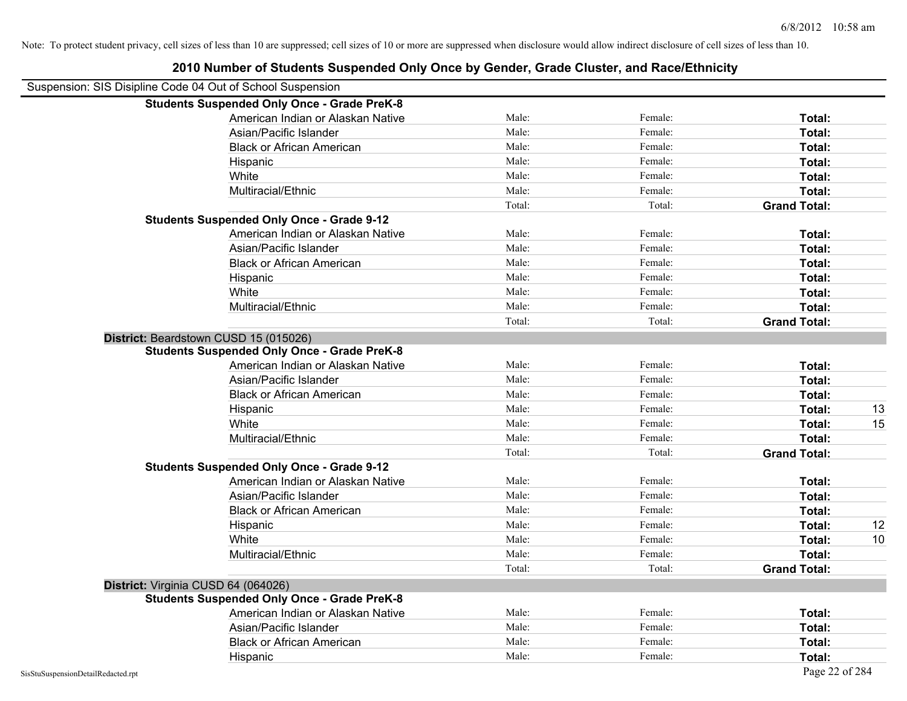Note: To protect student privacy, cell sizes of less than 10 are suppressed; cell sizes of 10 or more are suppressed when disclosure would allow indirect disclosure of cell sizes of less than 10.

# 2010 Number of Students Suspended Only Once by Gender, Grade Cluster, and Race/Ethnicity

Suspension: SIS Disipline Code 04 Out of School Suspension

| | | | | |
|---|---|---|---|---|
| **Students Suspended Only Once - Grade PreK-8** | | | | |
| American Indian or Alaskan Native | Male: | Female: | **Total:** | |
| Asian/Pacific Islander | Male: | Female: | **Total:** | |
| Black or African American | Male: | Female: | **Total:** | |
| Hispanic | Male: | Female: | **Total:** | |
| White | Male: | Female: | **Total:** | |
| Multiracial/Ethnic | Male: | Female: | **Total:** | |
| | Total: | Total: | **Grand Total:** | |
| **Students Suspended Only Once - Grade 9-12** | | | | |
| American Indian or Alaskan Native | Male: | Female: | **Total:** | |
| Asian/Pacific Islander | Male: | Female: | **Total:** | |
| Black or African American | Male: | Female: | **Total:** | |
| Hispanic | Male: | Female: | **Total:** | |
| White | Male: | Female: | **Total:** | |
| Multiracial/Ethnic | Male: | Female: | **Total:** | |
| | Total: | Total: | **Grand Total:** | |

**District:** Beardstown CUSD 15 (015026)

| | | | | |
|---|---|---|---|---|
| **Students Suspended Only Once - Grade PreK-8** | | | | |
| American Indian or Alaskan Native | Male: | Female: | **Total:** | |
| Asian/Pacific Islander | Male: | Female: | **Total:** | |
| Black or African American | Male: | Female: | **Total:** | |
| Hispanic | Male: | Female: | **Total:** | 13 |
| White | Male: | Female: | **Total:** | 15 |
| Multiracial/Ethnic | Male: | Female: | **Total:** | |
| | Total: | Total: | **Grand Total:** | |
| **Students Suspended Only Once - Grade 9-12** | | | | |
| American Indian or Alaskan Native | Male: | Female: | **Total:** | |
| Asian/Pacific Islander | Male: | Female: | **Total:** | |
| Black or African American | Male: | Female: | **Total:** | |
| Hispanic | Male: | Female: | **Total:** | 12 |
| White | Male: | Female: | **Total:** | 10 |
| Multiracial/Ethnic | Male: | Female: | **Total:** | |
| | Total: | Total: | **Grand Total:** | |

**District:** Virginia CUSD 64 (064026)

| | | | | |
|---|---|---|---|---|
| **Students Suspended Only Once - Grade PreK-8** | | | | |
| American Indian or Alaskan Native | Male: | Female: | **Total:** | |
| Asian/Pacific Islander | Male: | Female: | **Total:** | |
| Black or African American | Male: | Female: | **Total:** | |
| Hispanic | Male: | Female: | **Total:** | |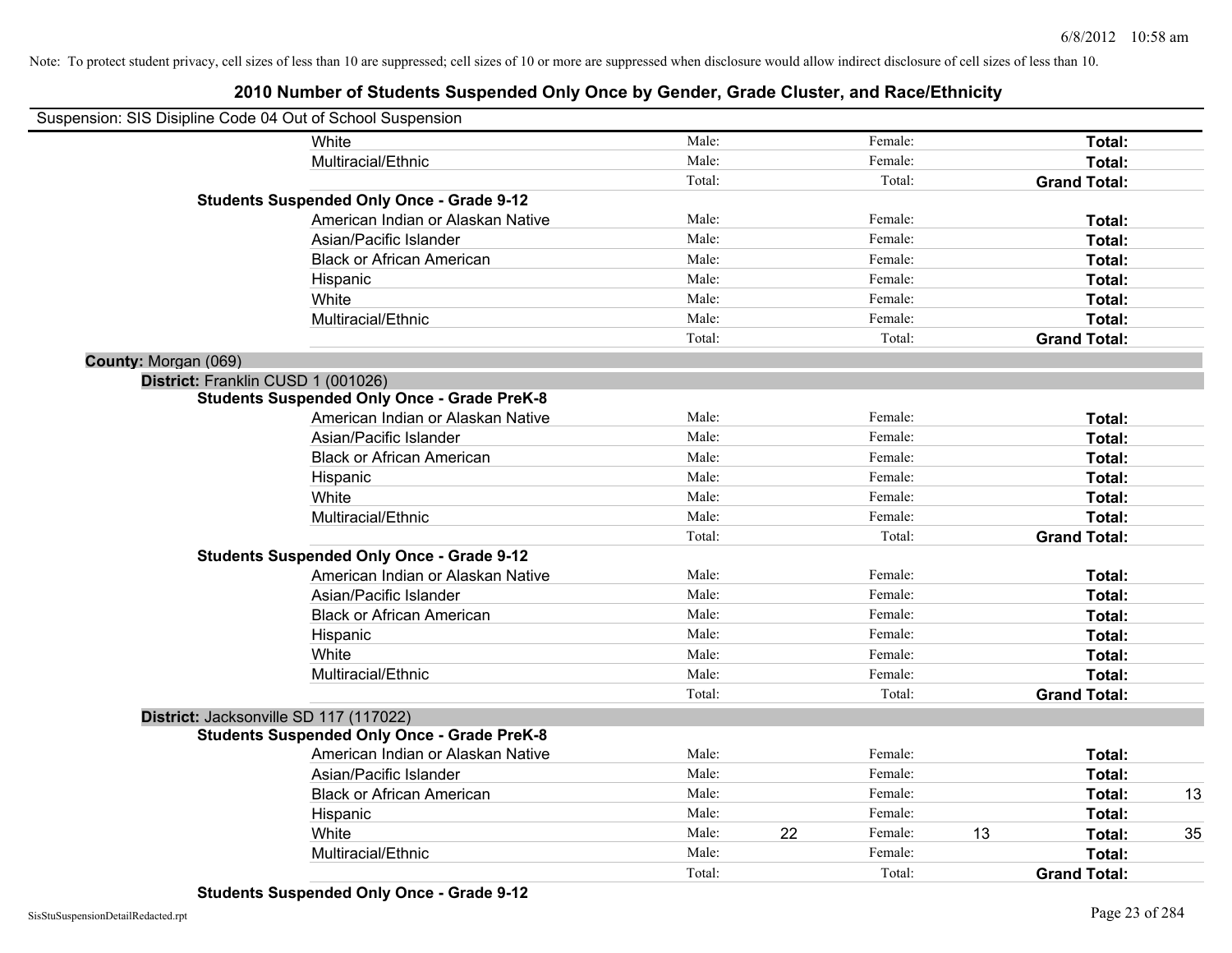Note: To protect student privacy, cell sizes of less than 10 are suppressed; cell sizes of 10 or more are suppressed when disclosure would allow indirect disclosure of cell sizes of less than 10.

# 2010 Number of Students Suspended Only Once by Gender, Grade Cluster, and Race/Ethnicity

Suspension: SIS Disipline Code 04 Out of School Suspension

| | | | | | |
|---|---|---|---|---|---|
| White | Male: | | Female: | | **Total:** | |
| Multiracial/Ethnic | Male: | | Female: | | **Total:** | |
| | Total: | | Total: | | **Grand Total:** | |

**Students Suspended Only Once - Grade 9-12**

| | | | | | | |
|---|---|---|---|---|---|---|
| American Indian or Alaskan Native | Male: | | Female: | | **Total:** | |
| Asian/Pacific Islander | Male: | | Female: | | **Total:** | |
| Black or African American | Male: | | Female: | | **Total:** | |
| Hispanic | Male: | | Female: | | **Total:** | |
| White | Male: | | Female: | | **Total:** | |
| Multiracial/Ethnic | Male: | | Female: | | **Total:** | |
| | Total: | | Total: | | **Grand Total:** | |

**County:** Morgan (069)

**District:** Franklin CUSD 1 (001026)

**Students Suspended Only Once - Grade PreK-8**

| | | | | | | |
|---|---|---|---|---|---|---|
| American Indian or Alaskan Native | Male: | | Female: | | **Total:** | |
| Asian/Pacific Islander | Male: | | Female: | | **Total:** | |
| Black or African American | Male: | | Female: | | **Total:** | |
| Hispanic | Male: | | Female: | | **Total:** | |
| White | Male: | | Female: | | **Total:** | |
| Multiracial/Ethnic | Male: | | Female: | | **Total:** | |
| | Total: | | Total: | | **Grand Total:** | |

**Students Suspended Only Once - Grade 9-12**

| | | | | | | |
|---|---|---|---|---|---|---|
| American Indian or Alaskan Native | Male: | | Female: | | **Total:** | |
| Asian/Pacific Islander | Male: | | Female: | | **Total:** | |
| Black or African American | Male: | | Female: | | **Total:** | |
| Hispanic | Male: | | Female: | | **Total:** | |
| White | Male: | | Female: | | **Total:** | |
| Multiracial/Ethnic | Male: | | Female: | | **Total:** | |
| | Total: | | Total: | | **Grand Total:** | |

**District:** Jacksonville SD 117 (117022)

**Students Suspended Only Once - Grade PreK-8**

| | | | | | | |
|---|---|---|---|---|---|---|
| American Indian or Alaskan Native | Male: | | Female: | | **Total:** | |
| Asian/Pacific Islander | Male: | | Female: | | **Total:** | |
| Black or African American | Male: | | Female: | | **Total:** | 13 |
| Hispanic | Male: | | Female: | | **Total:** | |
| White | Male: | 22 | Female: | 13 | **Total:** | 35 |
| Multiracial/Ethnic | Male: | | Female: | | **Total:** | |
| | Total: | | Total: | | **Grand Total:** | |

**Students Suspended Only Once - Grade 9-12**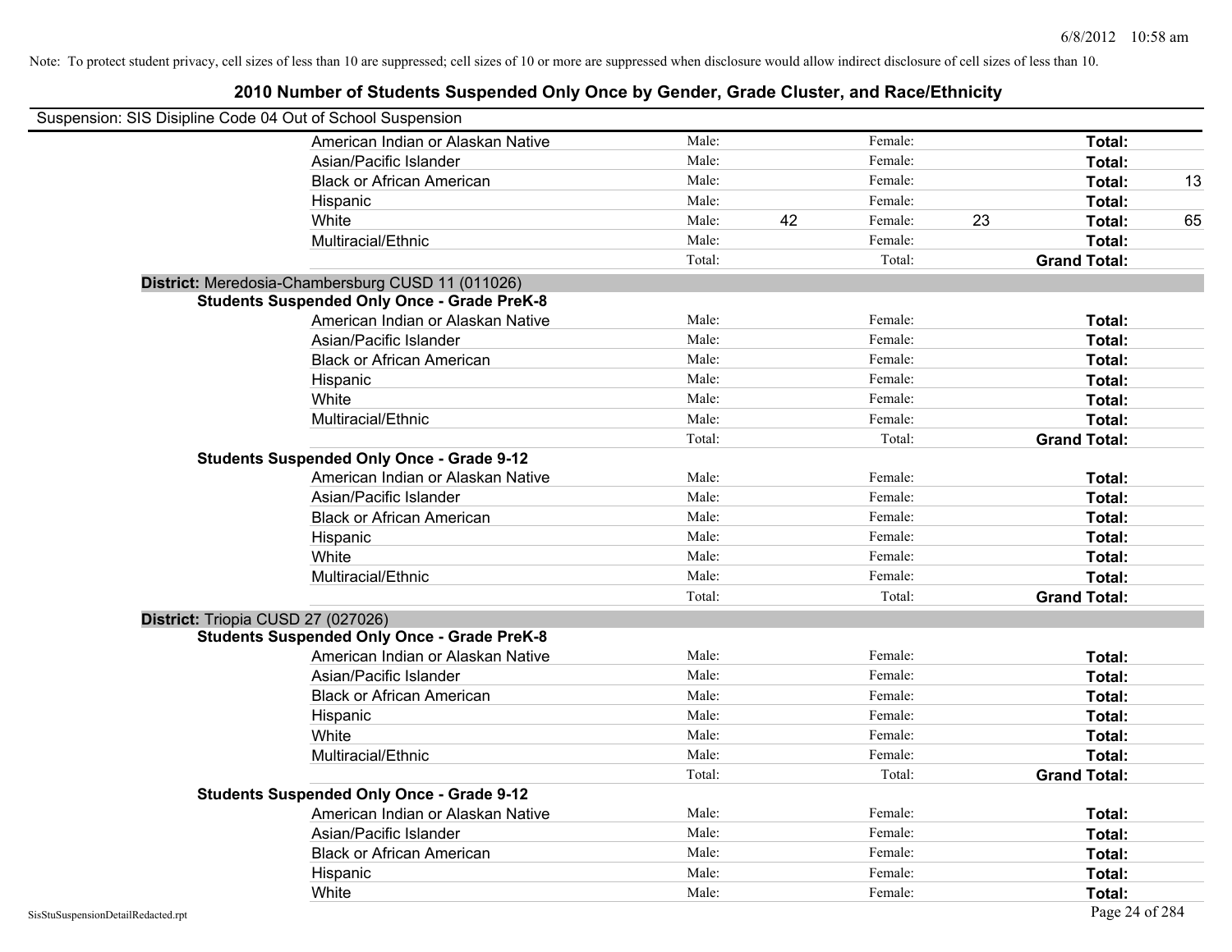Note: To protect student privacy, cell sizes of less than 10 are suppressed; cell sizes of 10 or more are suppressed when disclosure would allow indirect disclosure of cell sizes of less than 10.

# 2010 Number of Students Suspended Only Once by Gender, Grade Cluster, and Race/Ethnicity

Suspension: SIS Disipline Code 04 Out of School Suspension

| | Male: | | Female: | | Total: | |
|---|---|---|---|---|---|---|
| American Indian or Alaskan Native | Male: | | Female: | | **Total:** | |
| Asian/Pacific Islander | Male: | | Female: | | **Total:** | |
| Black or African American | Male: | | Female: | | **Total:** | 13 |
| Hispanic | Male: | | Female: | | **Total:** | |
| White | Male: | 42 | Female: | 23 | **Total:** | 65 |
| Multiracial/Ethnic | Male: | | Female: | | **Total:** | |
| | Total: | | Total: | | **Grand Total:** | |

**District:** Meredosia-Chambersburg CUSD 11 (011026)

**Students Suspended Only Once - Grade PreK-8**

| | Male: | | Female: | | Total: | |
|---|---|---|---|---|---|---|
| American Indian or Alaskan Native | Male: | | Female: | | **Total:** | |
| Asian/Pacific Islander | Male: | | Female: | | **Total:** | |
| Black or African American | Male: | | Female: | | **Total:** | |
| Hispanic | Male: | | Female: | | **Total:** | |
| White | Male: | | Female: | | **Total:** | |
| Multiracial/Ethnic | Male: | | Female: | | **Total:** | |
| | Total: | | Total: | | **Grand Total:** | |

**Students Suspended Only Once - Grade 9-12**

| | Male: | | Female: | | Total: | |
|---|---|---|---|---|---|---|
| American Indian or Alaskan Native | Male: | | Female: | | **Total:** | |
| Asian/Pacific Islander | Male: | | Female: | | **Total:** | |
| Black or African American | Male: | | Female: | | **Total:** | |
| Hispanic | Male: | | Female: | | **Total:** | |
| White | Male: | | Female: | | **Total:** | |
| Multiracial/Ethnic | Male: | | Female: | | **Total:** | |
| | Total: | | Total: | | **Grand Total:** | |

**District:** Triopia CUSD 27 (027026)

**Students Suspended Only Once - Grade PreK-8**

| | Male: | | Female: | | Total: | |
|---|---|---|---|---|---|---|
| American Indian or Alaskan Native | Male: | | Female: | | **Total:** | |
| Asian/Pacific Islander | Male: | | Female: | | **Total:** | |
| Black or African American | Male: | | Female: | | **Total:** | |
| Hispanic | Male: | | Female: | | **Total:** | |
| White | Male: | | Female: | | **Total:** | |
| Multiracial/Ethnic | Male: | | Female: | | **Total:** | |
| | Total: | | Total: | | **Grand Total:** | |

**Students Suspended Only Once - Grade 9-12**

| | Male: | | Female: | | Total: | |
|---|---|---|---|---|---|---|
| American Indian or Alaskan Native | Male: | | Female: | | **Total:** | |
| Asian/Pacific Islander | Male: | | Female: | | **Total:** | |
| Black or African American | Male: | | Female: | | **Total:** | |
| Hispanic | Male: | | Female: | | **Total:** | |
| White | Male: | | Female: | | **Total:** | |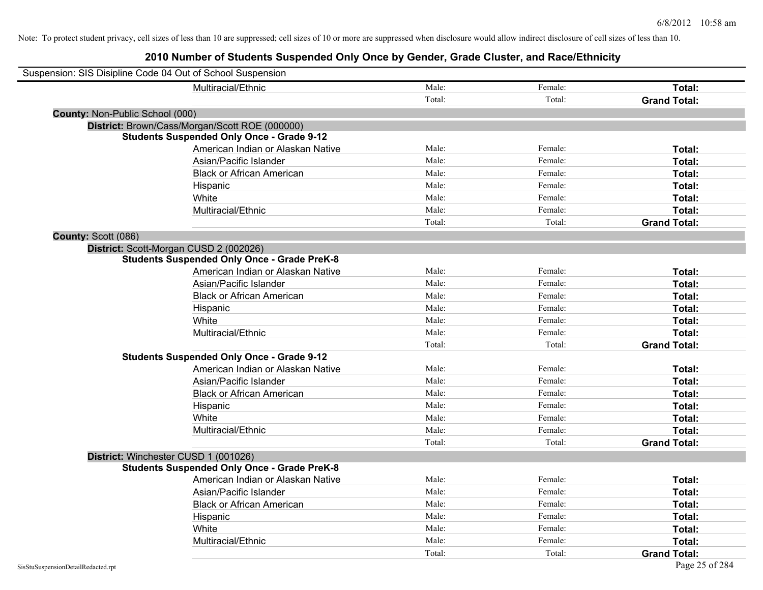Note: To protect student privacy, cell sizes of less than 10 are suppressed; cell sizes of 10 or more are suppressed when disclosure would allow indirect disclosure of cell sizes of less than 10.

# 2010 Number of Students Suspended Only Once by Gender, Grade Cluster, and Race/Ethnicity

Suspension: SIS Disipline Code 04 Out of School Suspension

| | | | |
|---|---|---|---|
| Multiracial/Ethnic | Male: | Female: | **Total:** |
| | Total: | Total: | **Grand Total:** |

**County:** Non-Public School (000)

**District:** Brown/Cass/Morgan/Scott ROE (000000)

**Students Suspended Only Once - Grade 9-12**

| | | | |
|---|---|---|---|
| American Indian or Alaskan Native | Male: | Female: | **Total:** |
| Asian/Pacific Islander | Male: | Female: | **Total:** |
| Black or African American | Male: | Female: | **Total:** |
| Hispanic | Male: | Female: | **Total:** |
| White | Male: | Female: | **Total:** |
| Multiracial/Ethnic | Male: | Female: | **Total:** |
| | Total: | Total: | **Grand Total:** |

**County:** Scott (086)

**District:** Scott-Morgan CUSD 2 (002026)

**Students Suspended Only Once - Grade PreK-8**

| | | | |
|---|---|---|---|
| American Indian or Alaskan Native | Male: | Female: | **Total:** |
| Asian/Pacific Islander | Male: | Female: | **Total:** |
| Black or African American | Male: | Female: | **Total:** |
| Hispanic | Male: | Female: | **Total:** |
| White | Male: | Female: | **Total:** |
| Multiracial/Ethnic | Male: | Female: | **Total:** |
| | Total: | Total: | **Grand Total:** |

**Students Suspended Only Once - Grade 9-12**

| | | | |
|---|---|---|---|
| American Indian or Alaskan Native | Male: | Female: | **Total:** |
| Asian/Pacific Islander | Male: | Female: | **Total:** |
| Black or African American | Male: | Female: | **Total:** |
| Hispanic | Male: | Female: | **Total:** |
| White | Male: | Female: | **Total:** |
| Multiracial/Ethnic | Male: | Female: | **Total:** |
| | Total: | Total: | **Grand Total:** |

**District:** Winchester CUSD 1 (001026)

**Students Suspended Only Once - Grade PreK-8**

| | | | |
|---|---|---|---|
| American Indian or Alaskan Native | Male: | Female: | **Total:** |
| Asian/Pacific Islander | Male: | Female: | **Total:** |
| Black or African American | Male: | Female: | **Total:** |
| Hispanic | Male: | Female: | **Total:** |
| White | Male: | Female: | **Total:** |
| Multiracial/Ethnic | Male: | Female: | **Total:** |
| | Total: | Total: | **Grand Total:** |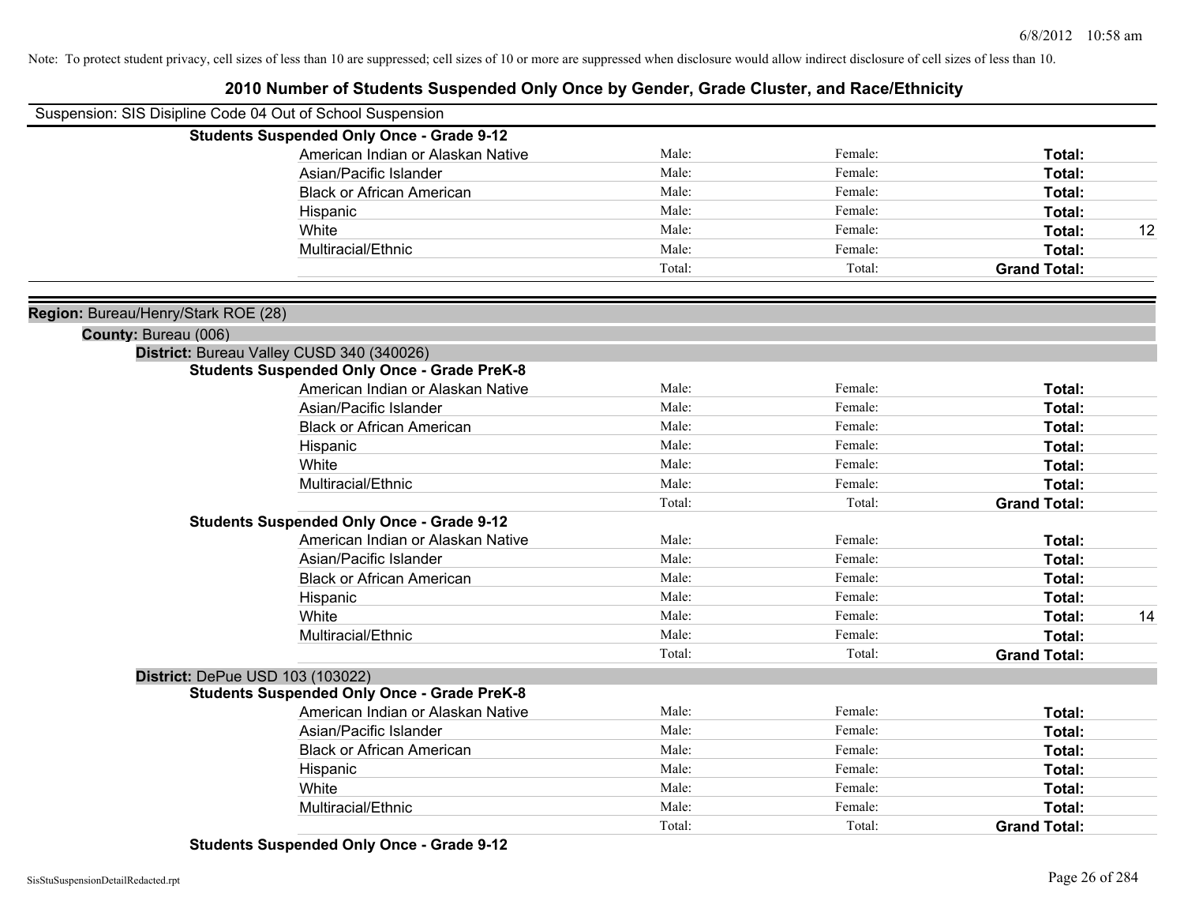Note: To protect student privacy, cell sizes of less than 10 are suppressed; cell sizes of 10 or more are suppressed when disclosure would allow indirect disclosure of cell sizes of less than 10.

# 2010 Number of Students Suspended Only Once by Gender, Grade Cluster, and Race/Ethnicity

Suspension: SIS Disipline Code 04 Out of School Suspension

**Students Suspended Only Once - Grade 9-12**

| | | | | |
|---|---|---|---|---|
| American Indian or Alaskan Native | Male: | Female: | **Total:** | |
| Asian/Pacific Islander | Male: | Female: | **Total:** | |
| Black or African American | Male: | Female: | **Total:** | |
| Hispanic | Male: | Female: | **Total:** | |
| White | Male: | Female: | **Total:** | 12 |
| Multiracial/Ethnic | Male: | Female: | **Total:** | |
| | Total: | Total: | **Grand Total:** | |

**Region:** Bureau/Henry/Stark ROE (28)

**County:** Bureau (006)

**District:** Bureau Valley CUSD 340 (340026)

**Students Suspended Only Once - Grade PreK-8**

| | | | | |
|---|---|---|---|---|
| American Indian or Alaskan Native | Male: | Female: | **Total:** | |
| Asian/Pacific Islander | Male: | Female: | **Total:** | |
| Black or African American | Male: | Female: | **Total:** | |
| Hispanic | Male: | Female: | **Total:** | |
| White | Male: | Female: | **Total:** | |
| Multiracial/Ethnic | Male: | Female: | **Total:** | |
| | Total: | Total: | **Grand Total:** | |

**Students Suspended Only Once - Grade 9-12**

| | | | | |
|---|---|---|---|---|
| American Indian or Alaskan Native | Male: | Female: | **Total:** | |
| Asian/Pacific Islander | Male: | Female: | **Total:** | |
| Black or African American | Male: | Female: | **Total:** | |
| Hispanic | Male: | Female: | **Total:** | |
| White | Male: | Female: | **Total:** | 14 |
| Multiracial/Ethnic | Male: | Female: | **Total:** | |
| | Total: | Total: | **Grand Total:** | |

**District:** DePue USD 103 (103022)

**Students Suspended Only Once - Grade PreK-8**

| | | | | |
|---|---|---|---|---|
| American Indian or Alaskan Native | Male: | Female: | **Total:** | |
| Asian/Pacific Islander | Male: | Female: | **Total:** | |
| Black or African American | Male: | Female: | **Total:** | |
| Hispanic | Male: | Female: | **Total:** | |
| White | Male: | Female: | **Total:** | |
| Multiracial/Ethnic | Male: | Female: | **Total:** | |
| | Total: | Total: | **Grand Total:** | |

**Students Suspended Only Once - Grade 9-12**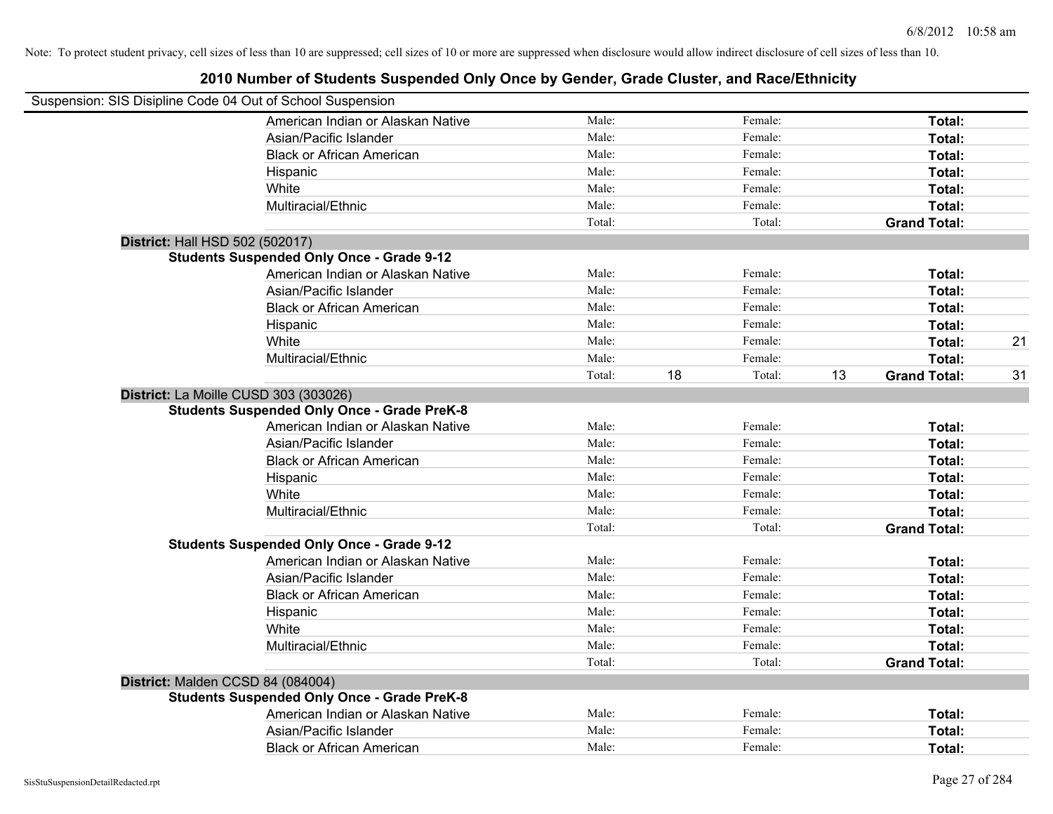Note: To protect student privacy, cell sizes of less than 10 are suppressed; cell sizes of 10 or more are suppressed when disclosure would allow indirect disclosure of cell sizes of less than 10.

## 2010 Number of Students Suspended Only Once by Gender, Grade Cluster, and Race/Ethnicity

Suspension: SIS Disipline Code 04 Out of School Suspension

| | Male: | | Female: | | | |
|---|---|---|---|---|---|---|
| American Indian or Alaskan Native | Male: | | Female: | | **Total:** | |
| Asian/Pacific Islander | Male: | | Female: | | **Total:** | |
| Black or African American | Male: | | Female: | | **Total:** | |
| Hispanic | Male: | | Female: | | **Total:** | |
| White | Male: | | Female: | | **Total:** | |
| Multiracial/Ethnic | Male: | | Female: | | **Total:** | |
| | Total: | | Total: | | **Grand Total:** | |

**District:** Hall HSD 502 (502017)

**Students Suspended Only Once - Grade 9-12**

| | | | | | | |
|---|---|---|---|---|---|---|
| American Indian or Alaskan Native | Male: | | Female: | | **Total:** | |
| Asian/Pacific Islander | Male: | | Female: | | **Total:** | |
| Black or African American | Male: | | Female: | | **Total:** | |
| Hispanic | Male: | | Female: | | **Total:** | |
| White | Male: | | Female: | | **Total:** | 21 |
| Multiracial/Ethnic | Male: | | Female: | | **Total:** | |
| | Total: | 18 | Total: | 13 | **Grand Total:** | 31 |

**District:** La Moille CUSD 303 (303026)

**Students Suspended Only Once - Grade PreK-8**

| | | | | | | |
|---|---|---|---|---|---|---|
| American Indian or Alaskan Native | Male: | | Female: | | **Total:** | |
| Asian/Pacific Islander | Male: | | Female: | | **Total:** | |
| Black or African American | Male: | | Female: | | **Total:** | |
| Hispanic | Male: | | Female: | | **Total:** | |
| White | Male: | | Female: | | **Total:** | |
| Multiracial/Ethnic | Male: | | Female: | | **Total:** | |
| | Total: | | Total: | | **Grand Total:** | |

**Students Suspended Only Once - Grade 9-12**

| | | | | | | |
|---|---|---|---|---|---|---|
| American Indian or Alaskan Native | Male: | | Female: | | **Total:** | |
| Asian/Pacific Islander | Male: | | Female: | | **Total:** | |
| Black or African American | Male: | | Female: | | **Total:** | |
| Hispanic | Male: | | Female: | | **Total:** | |
| White | Male: | | Female: | | **Total:** | |
| Multiracial/Ethnic | Male: | | Female: | | **Total:** | |
| | Total: | | Total: | | **Grand Total:** | |

**District:** Malden CCSD 84 (084004)

**Students Suspended Only Once - Grade PreK-8**

| | | | | | | |
|---|---|---|---|---|---|---|
| American Indian or Alaskan Native | Male: | | Female: | | **Total:** | |
| Asian/Pacific Islander | Male: | | Female: | | **Total:** | |
| Black or African American | Male: | | Female: | | **Total:** | |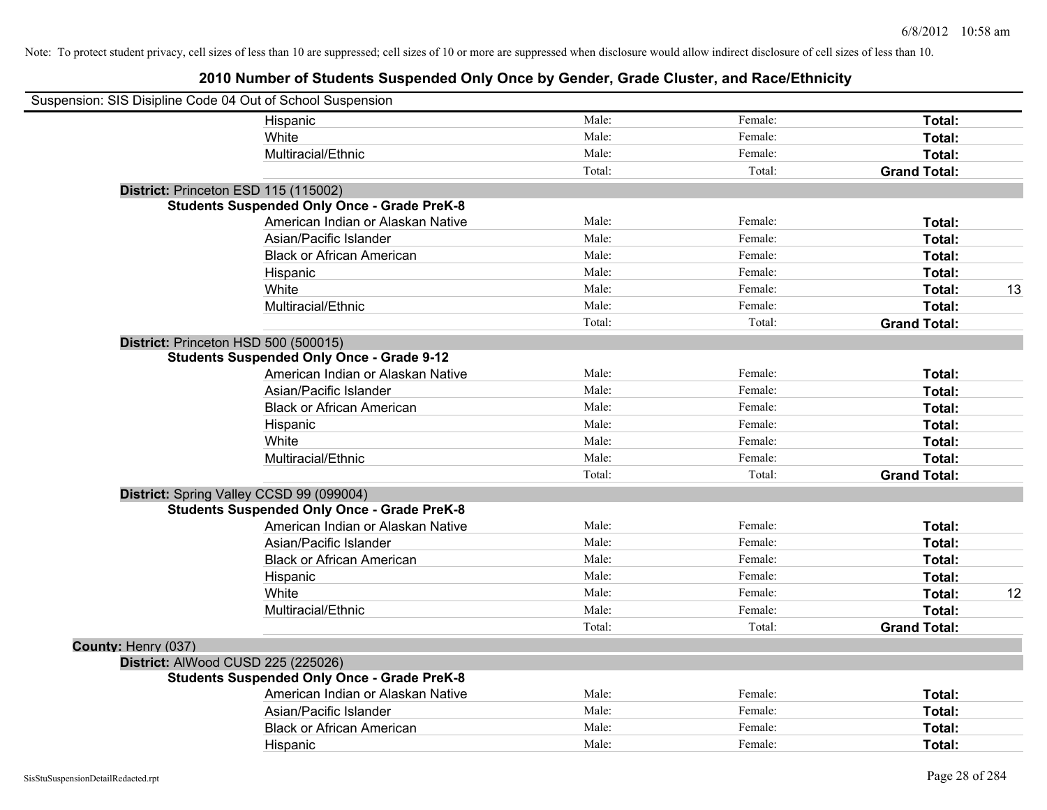Note: To protect student privacy, cell sizes of less than 10 are suppressed; cell sizes of 10 or more are suppressed when disclosure would allow indirect disclosure of cell sizes of less than 10.

# 2010 Number of Students Suspended Only Once by Gender, Grade Cluster, and Race/Ethnicity

Suspension: SIS Disipline Code 04 Out of School Suspension

| | | | | | |
|---|---|---|---|---|---|
| Hispanic | Male: | Female: | **Total:** | |
| White | Male: | Female: | **Total:** | |
| Multiracial/Ethnic | Male: | Female: | **Total:** | |
| | Total: | Total: | **Grand Total:** | |

**District:** Princeton ESD 115 (115002)

**Students Suspended Only Once - Grade PreK-8**

| | | | | |
|---|---|---|---|---|
| American Indian or Alaskan Native | Male: | Female: | **Total:** | |
| Asian/Pacific Islander | Male: | Female: | **Total:** | |
| Black or African American | Male: | Female: | **Total:** | |
| Hispanic | Male: | Female: | **Total:** | |
| White | Male: | Female: | **Total:** | 13 |
| Multiracial/Ethnic | Male: | Female: | **Total:** | |
| | Total: | Total: | **Grand Total:** | |

**District:** Princeton HSD 500 (500015)

**Students Suspended Only Once - Grade 9-12**

| | | | | |
|---|---|---|---|---|
| American Indian or Alaskan Native | Male: | Female: | **Total:** | |
| Asian/Pacific Islander | Male: | Female: | **Total:** | |
| Black or African American | Male: | Female: | **Total:** | |
| Hispanic | Male: | Female: | **Total:** | |
| White | Male: | Female: | **Total:** | |
| Multiracial/Ethnic | Male: | Female: | **Total:** | |
| | Total: | Total: | **Grand Total:** | |

**District:** Spring Valley CCSD 99 (099004)

**Students Suspended Only Once - Grade PreK-8**

| | | | | |
|---|---|---|---|---|
| American Indian or Alaskan Native | Male: | Female: | **Total:** | |
| Asian/Pacific Islander | Male: | Female: | **Total:** | |
| Black or African American | Male: | Female: | **Total:** | |
| Hispanic | Male: | Female: | **Total:** | |
| White | Male: | Female: | **Total:** | 12 |
| Multiracial/Ethnic | Male: | Female: | **Total:** | |
| | Total: | Total: | **Grand Total:** | |

**County:** Henry (037)

**District:** AlWood CUSD 225 (225026)

**Students Suspended Only Once - Grade PreK-8**

| | | | | |
|---|---|---|---|---|
| American Indian or Alaskan Native | Male: | Female: | **Total:** | |
| Asian/Pacific Islander | Male: | Female: | **Total:** | |
| Black or African American | Male: | Female: | **Total:** | |
| Hispanic | Male: | Female: | **Total:** | |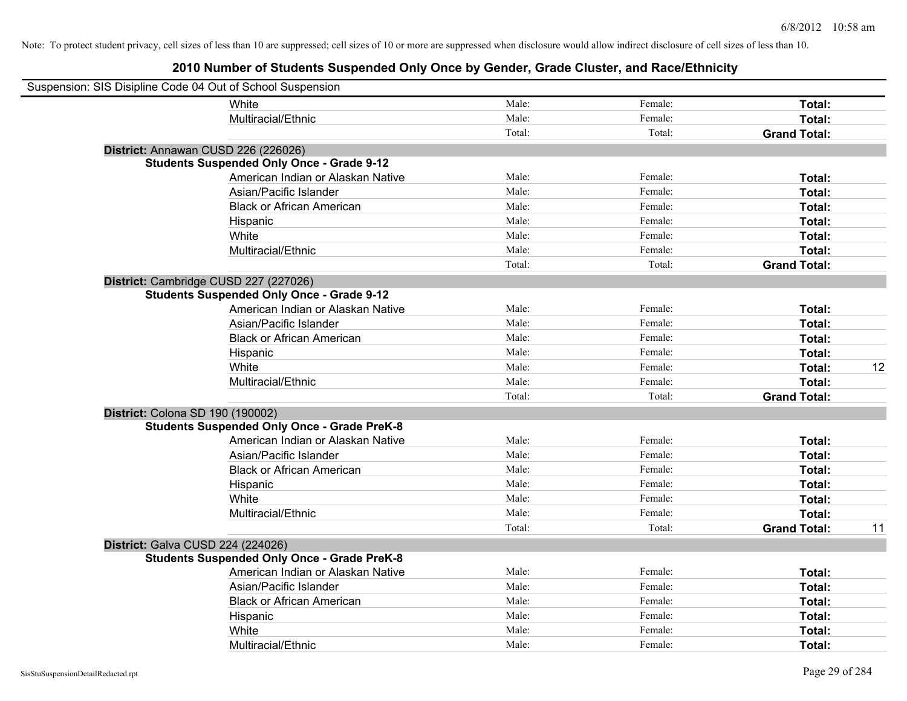Note: To protect student privacy, cell sizes of less than 10 are suppressed; cell sizes of 10 or more are suppressed when disclosure would allow indirect disclosure of cell sizes of less than 10.

# 2010 Number of Students Suspended Only Once by Gender, Grade Cluster, and Race/Ethnicity

Suspension: SIS Disipline Code 04 Out of School Suspension

| | | | | | |
|---|---|---|---|---|---|
| | White | Male: | Female: | **Total:** | |
| | Multiracial/Ethnic | Male: | Female: | **Total:** | |
| | | Total: | Total: | **Grand Total:** | |
| **District:** Annawan CUSD 226 (226026) | | | | | |
| **Students Suspended Only Once - Grade 9-12** | | | | | |
| | American Indian or Alaskan Native | Male: | Female: | **Total:** | |
| | Asian/Pacific Islander | Male: | Female: | **Total:** | |
| | Black or African American | Male: | Female: | **Total:** | |
| | Hispanic | Male: | Female: | **Total:** | |
| | White | Male: | Female: | **Total:** | |
| | Multiracial/Ethnic | Male: | Female: | **Total:** | |
| | | Total: | Total: | **Grand Total:** | |
| **District:** Cambridge CUSD 227 (227026) | | | | | |
| **Students Suspended Only Once - Grade 9-12** | | | | | |
| | American Indian or Alaskan Native | Male: | Female: | **Total:** | |
| | Asian/Pacific Islander | Male: | Female: | **Total:** | |
| | Black or African American | Male: | Female: | **Total:** | |
| | Hispanic | Male: | Female: | **Total:** | |
| | White | Male: | Female: | **Total:** | 12 |
| | Multiracial/Ethnic | Male: | Female: | **Total:** | |
| | | Total: | Total: | **Grand Total:** | |
| **District:** Colona SD 190 (190002) | | | | | |
| **Students Suspended Only Once - Grade PreK-8** | | | | | |
| | American Indian or Alaskan Native | Male: | Female: | **Total:** | |
| | Asian/Pacific Islander | Male: | Female: | **Total:** | |
| | Black or African American | Male: | Female: | **Total:** | |
| | Hispanic | Male: | Female: | **Total:** | |
| | White | Male: | Female: | **Total:** | |
| | Multiracial/Ethnic | Male: | Female: | **Total:** | |
| | | Total: | Total: | **Grand Total:** | 11 |
| **District:** Galva CUSD 224 (224026) | | | | | |
| **Students Suspended Only Once - Grade PreK-8** | | | | | |
| | American Indian or Alaskan Native | Male: | Female: | **Total:** | |
| | Asian/Pacific Islander | Male: | Female: | **Total:** | |
| | Black or African American | Male: | Female: | **Total:** | |
| | Hispanic | Male: | Female: | **Total:** | |
| | White | Male: | Female: | **Total:** | |
| | Multiracial/Ethnic | Male: | Female: | **Total:** | |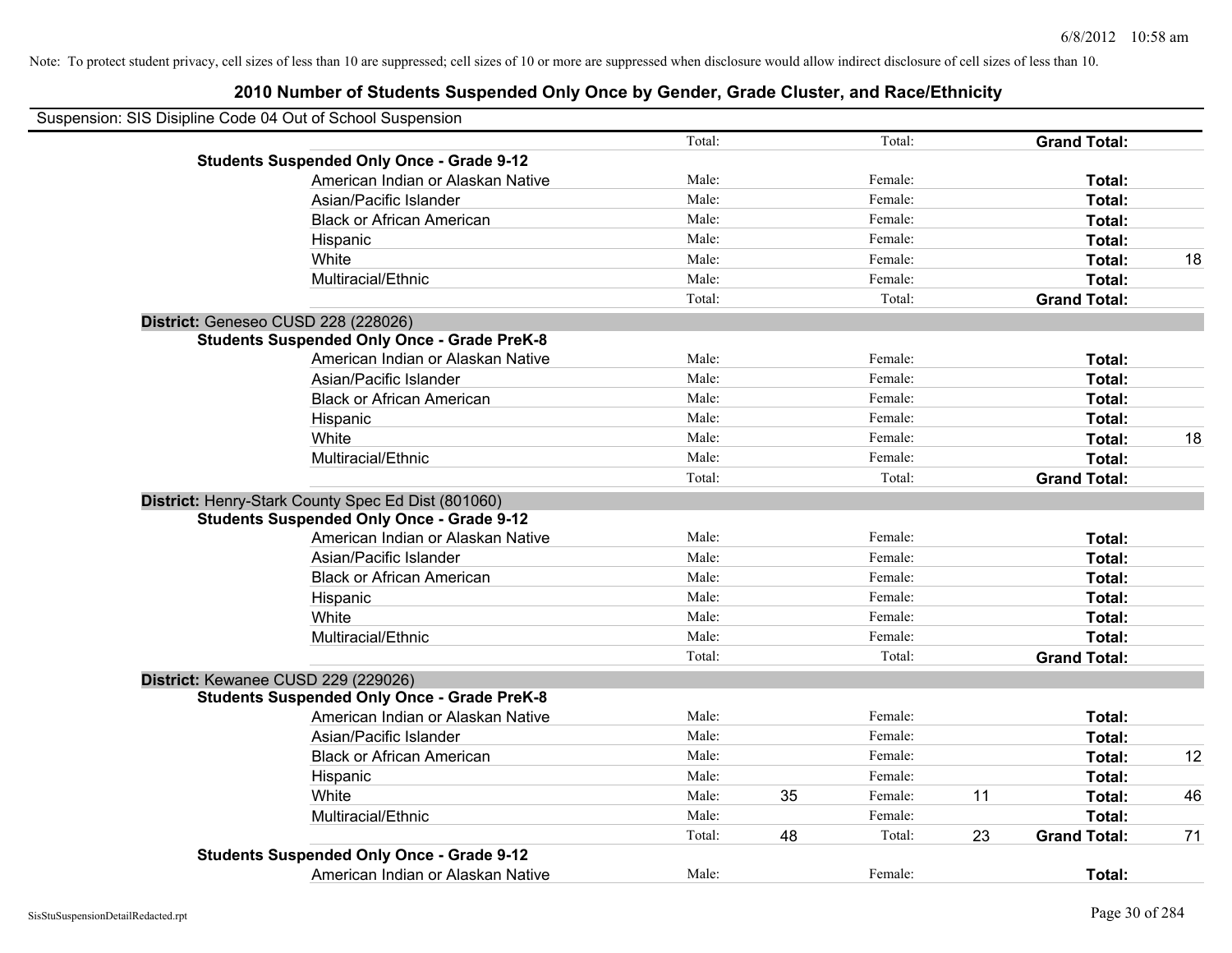Note: To protect student privacy, cell sizes of less than 10 are suppressed; cell sizes of 10 or more are suppressed when disclosure would allow indirect disclosure of cell sizes of less than 10.

# 2010 Number of Students Suspended Only Once by Gender, Grade Cluster, and Race/Ethnicity

Suspension: SIS Disipline Code 04 Out of School Suspension

| | | | | | | |
|---|---|---|---|---|---|---|
| | Total: | | Total: | | **Grand Total:** | |
| **Students Suspended Only Once - Grade 9-12** | | | | | | |
| American Indian or Alaskan Native | Male: | | Female: | | **Total:** | |
| Asian/Pacific Islander | Male: | | Female: | | **Total:** | |
| Black or African American | Male: | | Female: | | **Total:** | |
| Hispanic | Male: | | Female: | | **Total:** | |
| White | Male: | | Female: | | **Total:** | 18 |
| Multiracial/Ethnic | Male: | | Female: | | **Total:** | |
| | Total: | | Total: | | **Grand Total:** | |
| **District:** Geneseo CUSD 228 (228026) | | | | | | |
| **Students Suspended Only Once - Grade PreK-8** | | | | | | |
| American Indian or Alaskan Native | Male: | | Female: | | **Total:** | |
| Asian/Pacific Islander | Male: | | Female: | | **Total:** | |
| Black or African American | Male: | | Female: | | **Total:** | |
| Hispanic | Male: | | Female: | | **Total:** | |
| White | Male: | | Female: | | **Total:** | 18 |
| Multiracial/Ethnic | Male: | | Female: | | **Total:** | |
| | Total: | | Total: | | **Grand Total:** | |
| **District:** Henry-Stark County Spec Ed Dist (801060) | | | | | | |
| **Students Suspended Only Once - Grade 9-12** | | | | | | |
| American Indian or Alaskan Native | Male: | | Female: | | **Total:** | |
| Asian/Pacific Islander | Male: | | Female: | | **Total:** | |
| Black or African American | Male: | | Female: | | **Total:** | |
| Hispanic | Male: | | Female: | | **Total:** | |
| White | Male: | | Female: | | **Total:** | |
| Multiracial/Ethnic | Male: | | Female: | | **Total:** | |
| | Total: | | Total: | | **Grand Total:** | |
| **District:** Kewanee CUSD 229 (229026) | | | | | | |
| **Students Suspended Only Once - Grade PreK-8** | | | | | | |
| American Indian or Alaskan Native | Male: | | Female: | | **Total:** | |
| Asian/Pacific Islander | Male: | | Female: | | **Total:** | |
| Black or African American | Male: | | Female: | | **Total:** | 12 |
| Hispanic | Male: | | Female: | | **Total:** | |
| White | Male: | 35 | Female: | 11 | **Total:** | 46 |
| Multiracial/Ethnic | Male: | | Female: | | **Total:** | |
| | Total: | 48 | Total: | 23 | **Grand Total:** | 71 |
| **Students Suspended Only Once - Grade 9-12** | | | | | | |
| American Indian or Alaskan Native | Male: | | Female: | | **Total:** | |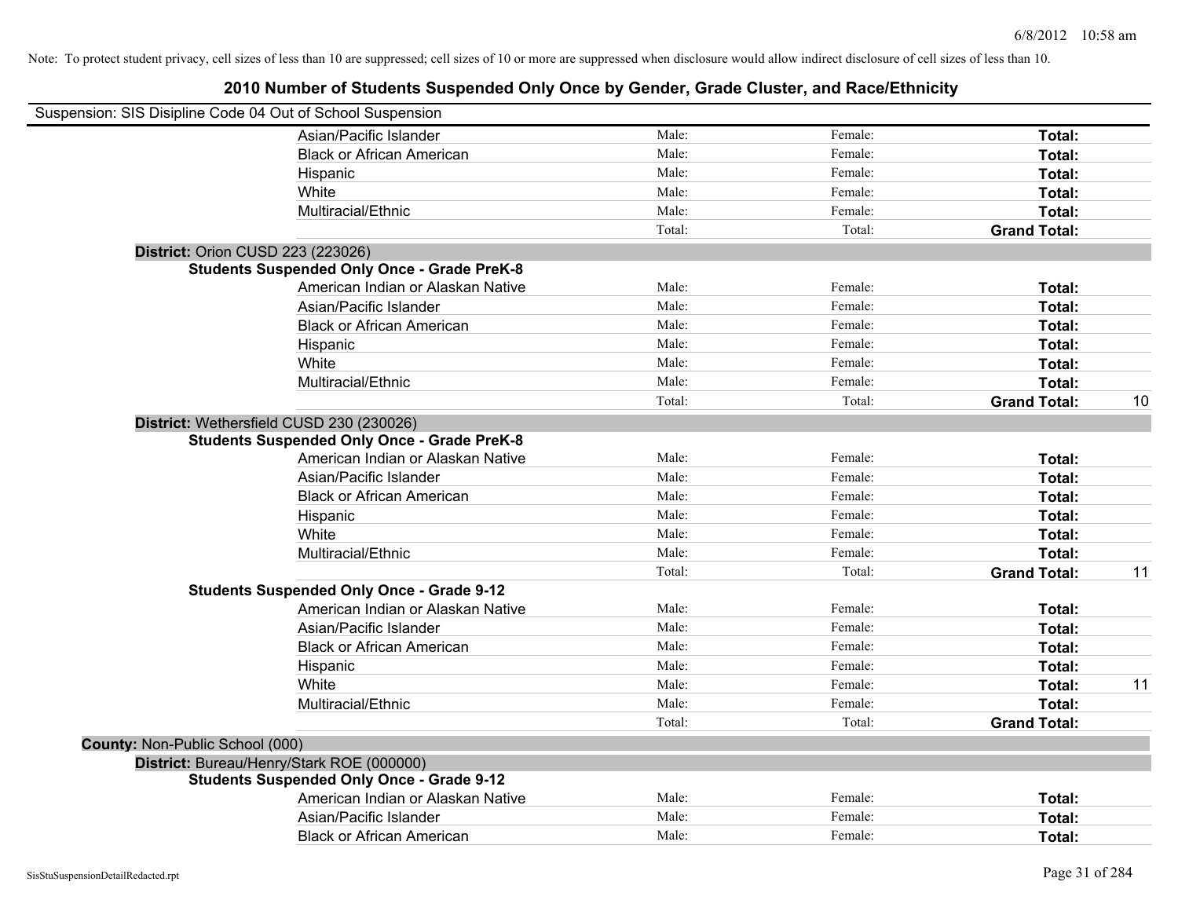Note: To protect student privacy, cell sizes of less than 10 are suppressed; cell sizes of 10 or more are suppressed when disclosure would allow indirect disclosure of cell sizes of less than 10.

# 2010 Number of Students Suspended Only Once by Gender, Grade Cluster, and Race/Ethnicity

Suspension: SIS Disipline Code 04 Out of School Suspension

| | | | | |
|---|---|---|---|---|
| Asian/Pacific Islander | Male: | Female: | **Total:** | |
| Black or African American | Male: | Female: | **Total:** | |
| Hispanic | Male: | Female: | **Total:** | |
| White | Male: | Female: | **Total:** | |
| Multiracial/Ethnic | Male: | Female: | **Total:** | |
| | Total: | Total: | **Grand Total:** | |

**District:** Orion CUSD 223 (223026)

**Students Suspended Only Once - Grade PreK-8**

| | | | | |
|---|---|---|---|---|
| American Indian or Alaskan Native | Male: | Female: | **Total:** | |
| Asian/Pacific Islander | Male: | Female: | **Total:** | |
| Black or African American | Male: | Female: | **Total:** | |
| Hispanic | Male: | Female: | **Total:** | |
| White | Male: | Female: | **Total:** | |
| Multiracial/Ethnic | Male: | Female: | **Total:** | |
| | Total: | Total: | **Grand Total:** | 10 |

**District:** Wethersfield CUSD 230 (230026)

**Students Suspended Only Once - Grade PreK-8**

| | | | | |
|---|---|---|---|---|
| American Indian or Alaskan Native | Male: | Female: | **Total:** | |
| Asian/Pacific Islander | Male: | Female: | **Total:** | |
| Black or African American | Male: | Female: | **Total:** | |
| Hispanic | Male: | Female: | **Total:** | |
| White | Male: | Female: | **Total:** | |
| Multiracial/Ethnic | Male: | Female: | **Total:** | |
| | Total: | Total: | **Grand Total:** | 11 |

**Students Suspended Only Once - Grade 9-12**

| | | | | |
|---|---|---|---|---|
| American Indian or Alaskan Native | Male: | Female: | **Total:** | |
| Asian/Pacific Islander | Male: | Female: | **Total:** | |
| Black or African American | Male: | Female: | **Total:** | |
| Hispanic | Male: | Female: | **Total:** | |
| White | Male: | Female: | **Total:** | 11 |
| Multiracial/Ethnic | Male: | Female: | **Total:** | |
| | Total: | Total: | **Grand Total:** | |

**County:** Non-Public School (000)

**District:** Bureau/Henry/Stark ROE (000000)

**Students Suspended Only Once - Grade 9-12**

| | | | | |
|---|---|---|---|---|
| American Indian or Alaskan Native | Male: | Female: | **Total:** | |
| Asian/Pacific Islander | Male: | Female: | **Total:** | |
| Black or African American | Male: | Female: | **Total:** | |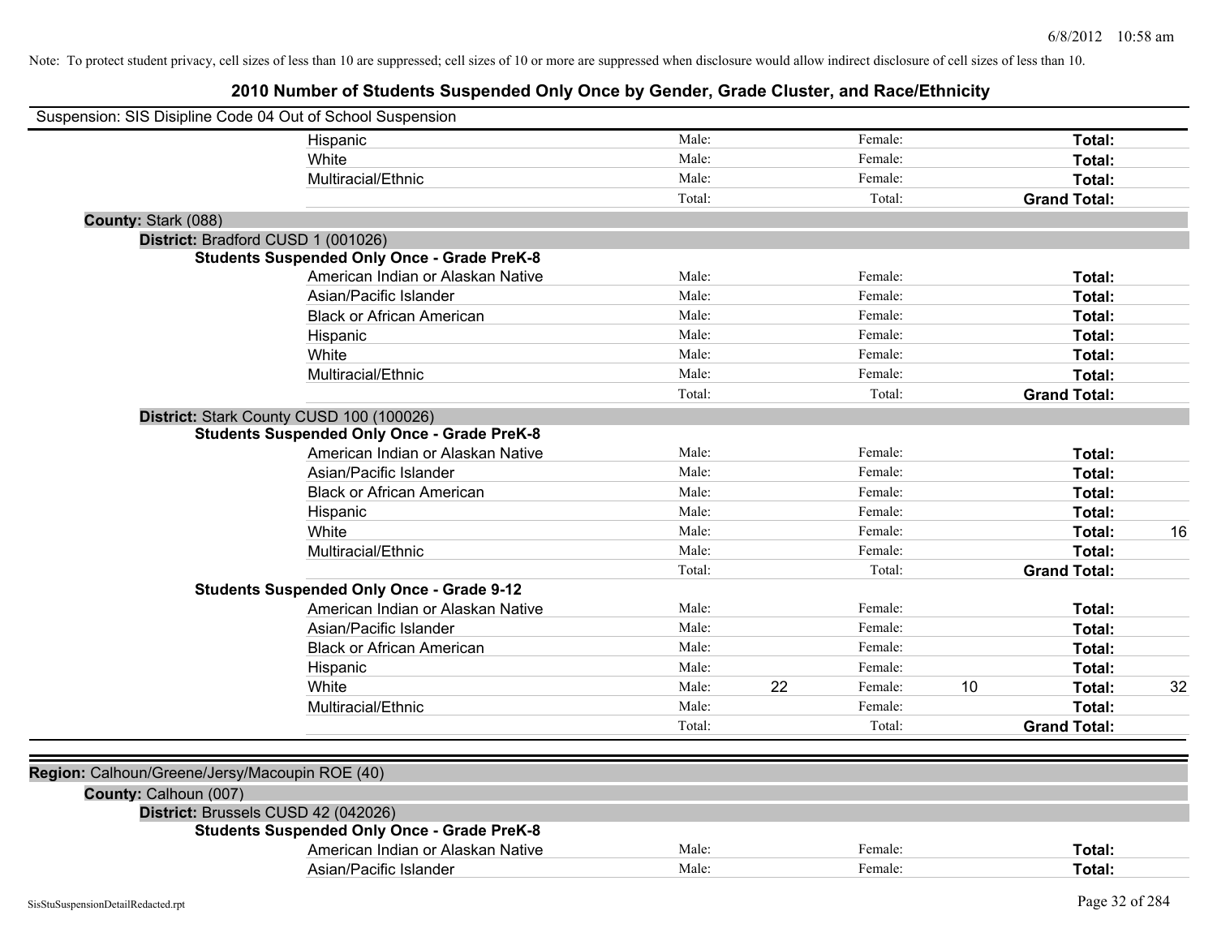Note: To protect student privacy, cell sizes of less than 10 are suppressed; cell sizes of 10 or more are suppressed when disclosure would allow indirect disclosure of cell sizes of less than 10.

# 2010 Number of Students Suspended Only Once by Gender, Grade Cluster, and Race/Ethnicity

Suspension: SIS Disipline Code 04 Out of School Suspension

| | | | | | |
|---|---|---|---|---|---|
| Hispanic | Male: | | Female: | | Total: |
| White | Male: | | Female: | | Total: |
| Multiracial/Ethnic | Male: | | Female: | | Total: |
| | Total: | | Total: | | Grand Total: |

**County:** Stark (088)

**District:** Bradford CUSD 1 (001026)

**Students Suspended Only Once - Grade PreK-8**

| | | | | | | |
|---|---|---|---|---|---|---|
| American Indian or Alaskan Native | Male: | | Female: | | Total: | |
| Asian/Pacific Islander | Male: | | Female: | | Total: | |
| Black or African American | Male: | | Female: | | Total: | |
| Hispanic | Male: | | Female: | | Total: | |
| White | Male: | | Female: | | Total: | |
| Multiracial/Ethnic | Male: | | Female: | | Total: | |
| | Total: | | Total: | | Grand Total: | |

**District:** Stark County CUSD 100 (100026)

**Students Suspended Only Once - Grade PreK-8**

| | | | | | | |
|---|---|---|---|---|---|---|
| American Indian or Alaskan Native | Male: | | Female: | | Total: | |
| Asian/Pacific Islander | Male: | | Female: | | Total: | |
| Black or African American | Male: | | Female: | | Total: | |
| Hispanic | Male: | | Female: | | Total: | |
| White | Male: | | Female: | | Total: | 16 |
| Multiracial/Ethnic | Male: | | Female: | | Total: | |
| | Total: | | Total: | | Grand Total: | |

**Students Suspended Only Once - Grade 9-12**

| | | | | | | |
|---|---|---|---|---|---|---|
| American Indian or Alaskan Native | Male: | | Female: | | Total: | |
| Asian/Pacific Islander | Male: | | Female: | | Total: | |
| Black or African American | Male: | | Female: | | Total: | |
| Hispanic | Male: | | Female: | | Total: | |
| White | Male: | 22 | Female: | 10 | Total: | 32 |
| Multiracial/Ethnic | Male: | | Female: | | Total: | |
| | Total: | | Total: | | Grand Total: | |

**Region:** Calhoun/Greene/Jersy/Macoupin ROE (40)

**County:** Calhoun (007)

**District:** Brussels CUSD 42 (042026)

**Students Suspended Only Once - Grade PreK-8**

| | | | | | |
|---|---|---|---|---|---|
| American Indian or Alaskan Native | Male: | | Female: | | Total: |
| Asian/Pacific Islander | Male: | | Female: | | Total: |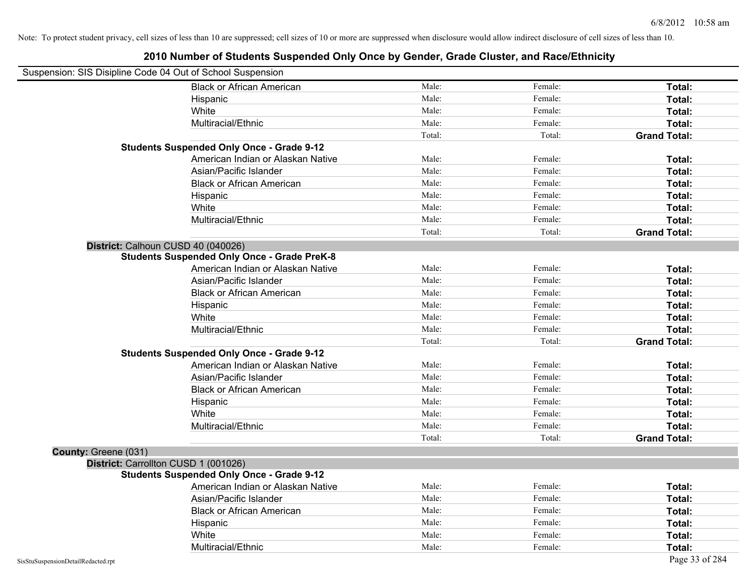Note: To protect student privacy, cell sizes of less than 10 are suppressed; cell sizes of 10 or more are suppressed when disclosure would allow indirect disclosure of cell sizes of less than 10.

# 2010 Number of Students Suspended Only Once by Gender, Grade Cluster, and Race/Ethnicity

Suspension: SIS Disipline Code 04 Out of School Suspension

| | | | |
|---|---|---|---|
| Black or African American | Male: | Female: | **Total:** |
| Hispanic | Male: | Female: | **Total:** |
| White | Male: | Female: | **Total:** |
| Multiracial/Ethnic | Male: | Female: | **Total:** |
| | Total: | Total: | **Grand Total:** |

**Students Suspended Only Once - Grade 9-12**

| | | | |
|---|---|---|---|
| American Indian or Alaskan Native | Male: | Female: | **Total:** |
| Asian/Pacific Islander | Male: | Female: | **Total:** |
| Black or African American | Male: | Female: | **Total:** |
| Hispanic | Male: | Female: | **Total:** |
| White | Male: | Female: | **Total:** |
| Multiracial/Ethnic | Male: | Female: | **Total:** |
| | Total: | Total: | **Grand Total:** |

**District:** Calhoun CUSD 40 (040026)

**Students Suspended Only Once - Grade PreK-8**

| | | | |
|---|---|---|---|
| American Indian or Alaskan Native | Male: | Female: | **Total:** |
| Asian/Pacific Islander | Male: | Female: | **Total:** |
| Black or African American | Male: | Female: | **Total:** |
| Hispanic | Male: | Female: | **Total:** |
| White | Male: | Female: | **Total:** |
| Multiracial/Ethnic | Male: | Female: | **Total:** |
| | Total: | Total: | **Grand Total:** |

**Students Suspended Only Once - Grade 9-12**

| | | | |
|---|---|---|---|
| American Indian or Alaskan Native | Male: | Female: | **Total:** |
| Asian/Pacific Islander | Male: | Female: | **Total:** |
| Black or African American | Male: | Female: | **Total:** |
| Hispanic | Male: | Female: | **Total:** |
| White | Male: | Female: | **Total:** |
| Multiracial/Ethnic | Male: | Female: | **Total:** |
| | Total: | Total: | **Grand Total:** |

**County:** Greene (031)

**District:** Carrollton CUSD 1 (001026)

**Students Suspended Only Once - Grade 9-12**

| | | | |
|---|---|---|---|
| American Indian or Alaskan Native | Male: | Female: | **Total:** |
| Asian/Pacific Islander | Male: | Female: | **Total:** |
| Black or African American | Male: | Female: | **Total:** |
| Hispanic | Male: | Female: | **Total:** |
| White | Male: | Female: | **Total:** |
| Multiracial/Ethnic | Male: | Female: | **Total:** |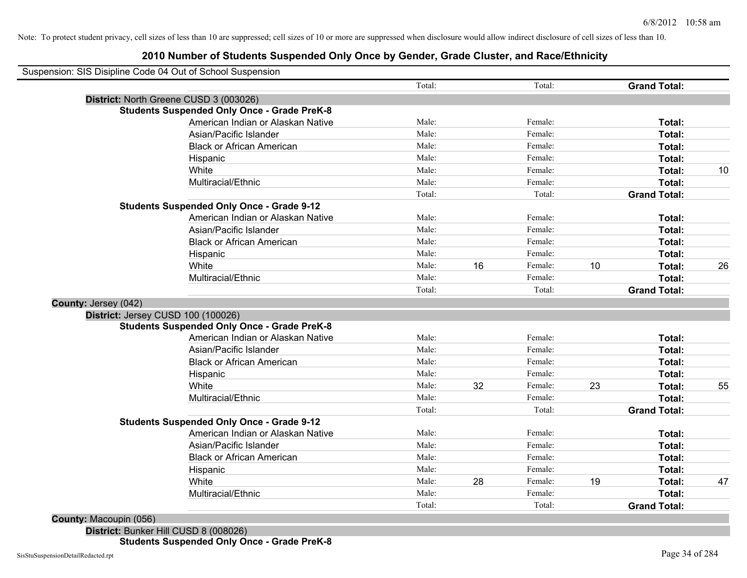Note: To protect student privacy, cell sizes of less than 10 are suppressed; cell sizes of 10 or more are suppressed when disclosure would allow indirect disclosure of cell sizes of less than 10.

# 2010 Number of Students Suspended Only Once by Gender, Grade Cluster, and Race/Ethnicity

Suspension: SIS Disipline Code 04 Out of School Suspension

| | Male | | Female | | | |
|---|---|---|---|---|---|---|
| | Total: | | Total: | | **Grand Total:** | |
| **District:** North Greene CUSD 3 (003026) | | | | | | |
| **Students Suspended Only Once - Grade PreK-8** | | | | | | |
| American Indian or Alaskan Native | Male: | | Female: | | **Total:** | |
| Asian/Pacific Islander | Male: | | Female: | | **Total:** | |
| Black or African American | Male: | | Female: | | **Total:** | |
| Hispanic | Male: | | Female: | | **Total:** | |
| White | Male: | | Female: | | **Total:** | 10 |
| Multiracial/Ethnic | Male: | | Female: | | **Total:** | |
| | Total: | | Total: | | **Grand Total:** | |
| **Students Suspended Only Once - Grade 9-12** | | | | | | |
| American Indian or Alaskan Native | Male: | | Female: | | **Total:** | |
| Asian/Pacific Islander | Male: | | Female: | | **Total:** | |
| Black or African American | Male: | | Female: | | **Total:** | |
| Hispanic | Male: | | Female: | | **Total:** | |
| White | Male: | 16 | Female: | 10 | **Total:** | 26 |
| Multiracial/Ethnic | Male: | | Female: | | **Total:** | |
| | Total: | | Total: | | **Grand Total:** | |
| **County:** Jersey (042) | | | | | | |
| **District:** Jersey CUSD 100 (100026) | | | | | | |
| **Students Suspended Only Once - Grade PreK-8** | | | | | | |
| American Indian or Alaskan Native | Male: | | Female: | | **Total:** | |
| Asian/Pacific Islander | Male: | | Female: | | **Total:** | |
| Black or African American | Male: | | Female: | | **Total:** | |
| Hispanic | Male: | | Female: | | **Total:** | |
| White | Male: | 32 | Female: | 23 | **Total:** | 55 |
| Multiracial/Ethnic | Male: | | Female: | | **Total:** | |
| | Total: | | Total: | | **Grand Total:** | |
| **Students Suspended Only Once - Grade 9-12** | | | | | | |
| American Indian or Alaskan Native | Male: | | Female: | | **Total:** | |
| Asian/Pacific Islander | Male: | | Female: | | **Total:** | |
| Black or African American | Male: | | Female: | | **Total:** | |
| Hispanic | Male: | | Female: | | **Total:** | |
| White | Male: | 28 | Female: | 19 | **Total:** | 47 |
| Multiracial/Ethnic | Male: | | Female: | | **Total:** | |
| | Total: | | Total: | | **Grand Total:** | |
| **County:** Macoupin (056) | | | | | | |
| **District:** Bunker Hill CUSD 8 (008026) | | | | | | |
| **Students Suspended Only Once - Grade PreK-8** | | | | | | |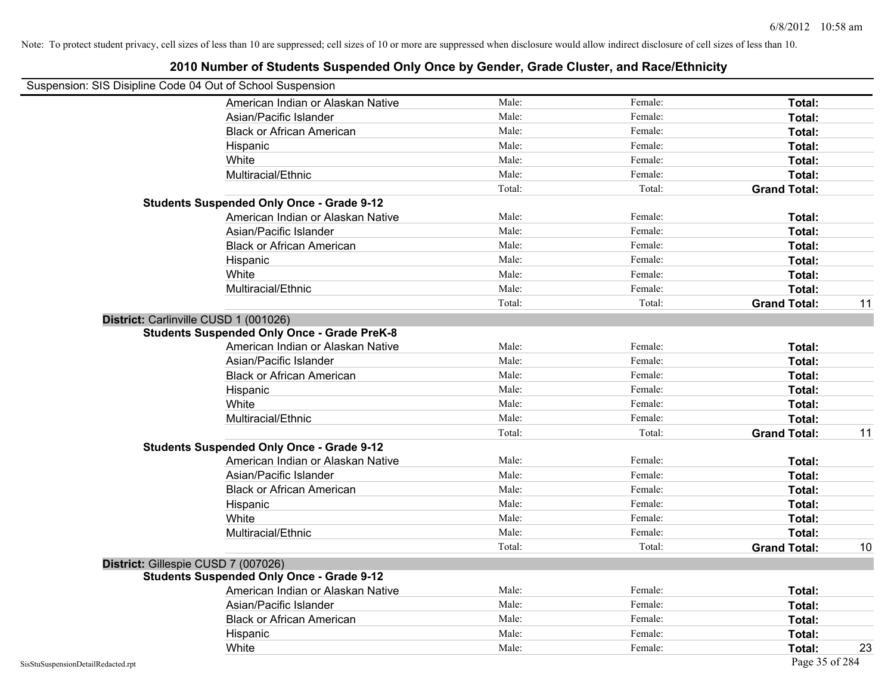Note: To protect student privacy, cell sizes of less than 10 are suppressed; cell sizes of 10 or more are suppressed when disclosure would allow indirect disclosure of cell sizes of less than 10.

# 2010 Number of Students Suspended Only Once by Gender, Grade Cluster, and Race/Ethnicity

Suspension: SIS Disipline Code 04 Out of School Suspension

| | | | | |
|---|---|---|---|---|
| American Indian or Alaskan Native | Male: | Female: | **Total:** | |
| Asian/Pacific Islander | Male: | Female: | **Total:** | |
| Black or African American | Male: | Female: | **Total:** | |
| Hispanic | Male: | Female: | **Total:** | |
| White | Male: | Female: | **Total:** | |
| Multiracial/Ethnic | Male: | Female: | **Total:** | |
| | Total: | Total: | **Grand Total:** | |

**Students Suspended Only Once - Grade 9-12**

| | | | | |
|---|---|---|---|---|
| American Indian or Alaskan Native | Male: | Female: | **Total:** | |
| Asian/Pacific Islander | Male: | Female: | **Total:** | |
| Black or African American | Male: | Female: | **Total:** | |
| Hispanic | Male: | Female: | **Total:** | |
| White | Male: | Female: | **Total:** | |
| Multiracial/Ethnic | Male: | Female: | **Total:** | |
| | Total: | Total: | **Grand Total:** | 11 |

**District:** Carlinville CUSD 1 (001026)

**Students Suspended Only Once - Grade PreK-8**

| | | | | |
|---|---|---|---|---|
| American Indian or Alaskan Native | Male: | Female: | **Total:** | |
| Asian/Pacific Islander | Male: | Female: | **Total:** | |
| Black or African American | Male: | Female: | **Total:** | |
| Hispanic | Male: | Female: | **Total:** | |
| White | Male: | Female: | **Total:** | |
| Multiracial/Ethnic | Male: | Female: | **Total:** | |
| | Total: | Total: | **Grand Total:** | 11 |

**Students Suspended Only Once - Grade 9-12**

| | | | | |
|---|---|---|---|---|
| American Indian or Alaskan Native | Male: | Female: | **Total:** | |
| Asian/Pacific Islander | Male: | Female: | **Total:** | |
| Black or African American | Male: | Female: | **Total:** | |
| Hispanic | Male: | Female: | **Total:** | |
| White | Male: | Female: | **Total:** | |
| Multiracial/Ethnic | Male: | Female: | **Total:** | |
| | Total: | Total: | **Grand Total:** | 10 |

**District:** Gillespie CUSD 7 (007026)

**Students Suspended Only Once - Grade 9-12**

| | | | | |
|---|---|---|---|---|
| American Indian or Alaskan Native | Male: | Female: | **Total:** | |
| Asian/Pacific Islander | Male: | Female: | **Total:** | |
| Black or African American | Male: | Female: | **Total:** | |
| Hispanic | Male: | Female: | **Total:** | |
| White | Male: | Female: | **Total:** | 23 |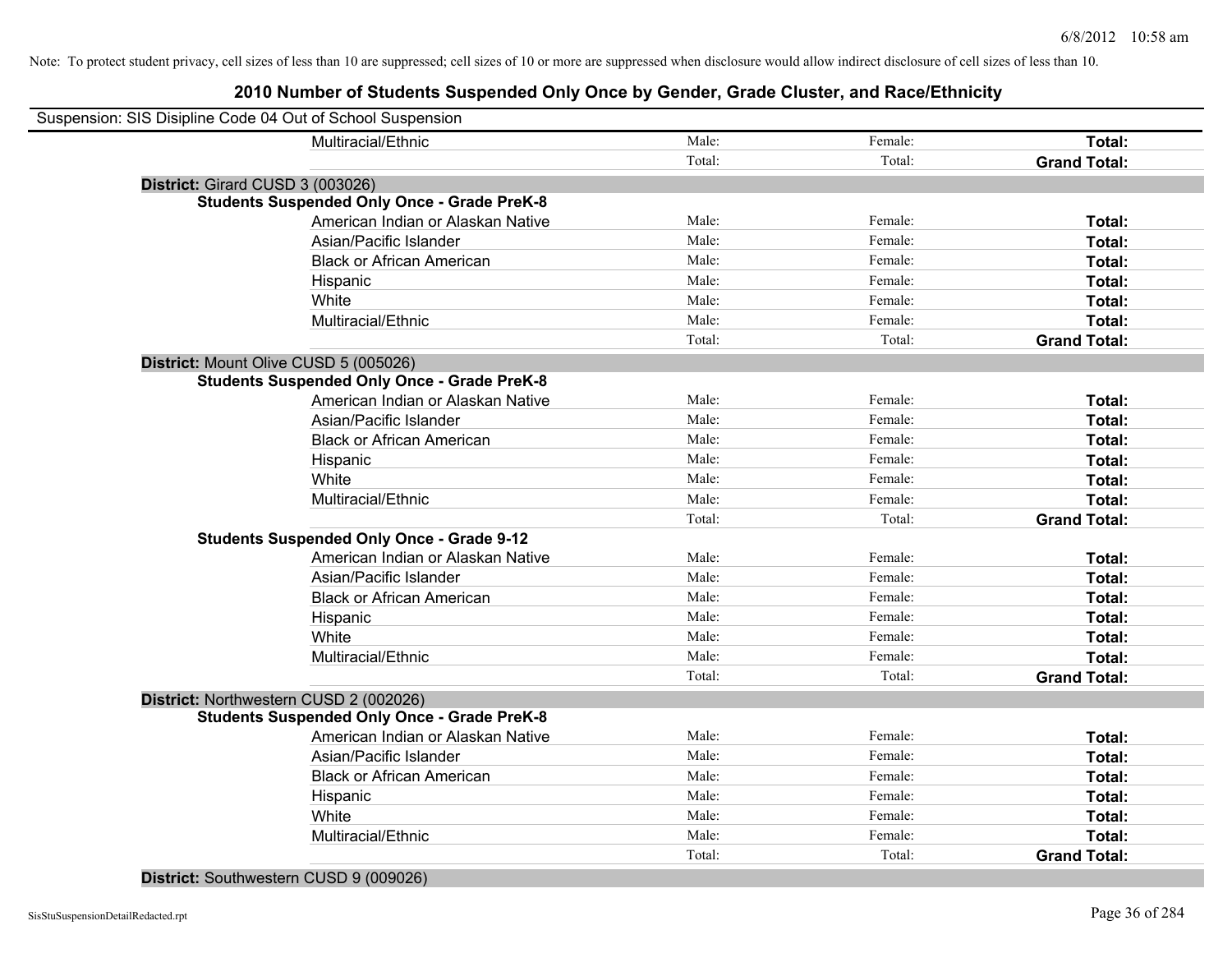Note: To protect student privacy, cell sizes of less than 10 are suppressed; cell sizes of 10 or more are suppressed when disclosure would allow indirect disclosure of cell sizes of less than 10.

# 2010 Number of Students Suspended Only Once by Gender, Grade Cluster, and Race/Ethnicity

Suspension: SIS Disipline Code 04 Out of School Suspension

| | | | |
|---|---|---|---|
| Multiracial/Ethnic | Male: | Female: | **Total:** |
| | Total: | Total: | **Grand Total:** |

**District:** Girard CUSD 3 (003026)

**Students Suspended Only Once - Grade PreK-8**

| | | | |
|---|---|---|---|
| American Indian or Alaskan Native | Male: | Female: | **Total:** |
| Asian/Pacific Islander | Male: | Female: | **Total:** |
| Black or African American | Male: | Female: | **Total:** |
| Hispanic | Male: | Female: | **Total:** |
| White | Male: | Female: | **Total:** |
| Multiracial/Ethnic | Male: | Female: | **Total:** |
| | Total: | Total: | **Grand Total:** |

**District:** Mount Olive CUSD 5 (005026)

**Students Suspended Only Once - Grade PreK-8**

| | | | |
|---|---|---|---|
| American Indian or Alaskan Native | Male: | Female: | **Total:** |
| Asian/Pacific Islander | Male: | Female: | **Total:** |
| Black or African American | Male: | Female: | **Total:** |
| Hispanic | Male: | Female: | **Total:** |
| White | Male: | Female: | **Total:** |
| Multiracial/Ethnic | Male: | Female: | **Total:** |
| | Total: | Total: | **Grand Total:** |

**Students Suspended Only Once - Grade 9-12**

| | | | |
|---|---|---|---|
| American Indian or Alaskan Native | Male: | Female: | **Total:** |
| Asian/Pacific Islander | Male: | Female: | **Total:** |
| Black or African American | Male: | Female: | **Total:** |
| Hispanic | Male: | Female: | **Total:** |
| White | Male: | Female: | **Total:** |
| Multiracial/Ethnic | Male: | Female: | **Total:** |
| | Total: | Total: | **Grand Total:** |

**District:** Northwestern CUSD 2 (002026)

**Students Suspended Only Once - Grade PreK-8**

| | | | |
|---|---|---|---|
| American Indian or Alaskan Native | Male: | Female: | **Total:** |
| Asian/Pacific Islander | Male: | Female: | **Total:** |
| Black or African American | Male: | Female: | **Total:** |
| Hispanic | Male: | Female: | **Total:** |
| White | Male: | Female: | **Total:** |
| Multiracial/Ethnic | Male: | Female: | **Total:** |
| | Total: | Total: | **Grand Total:** |

**District:** Southwestern CUSD 9 (009026)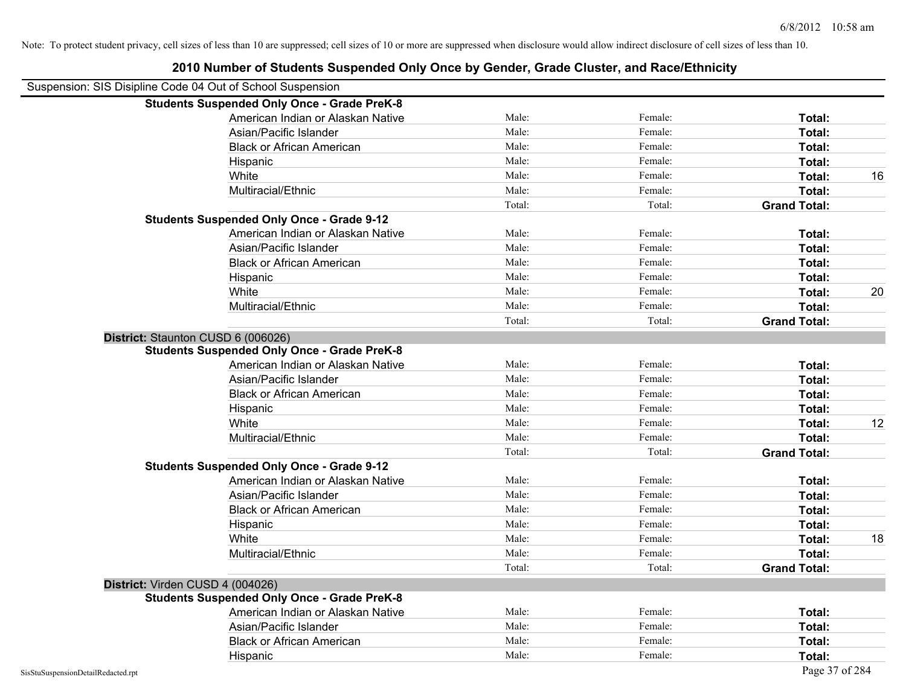Note: To protect student privacy, cell sizes of less than 10 are suppressed; cell sizes of 10 or more are suppressed when disclosure would allow indirect disclosure of cell sizes of less than 10.

## 2010 Number of Students Suspended Only Once by Gender, Grade Cluster, and Race/Ethnicity

Suspension: SIS Disipline Code 04 Out of School Suspension

**Students Suspended Only Once - Grade PreK-8**

| Race/Ethnicity | Male | Female | Total | |
|---|---|---|---|---|
| American Indian or Alaskan Native | Male: | Female: | **Total:** | |
| Asian/Pacific Islander | Male: | Female: | **Total:** | |
| Black or African American | Male: | Female: | **Total:** | |
| Hispanic | Male: | Female: | **Total:** | |
| White | Male: | Female: | **Total:** | 16 |
| Multiracial/Ethnic | Male: | Female: | **Total:** | |
| | Total: | Total: | **Grand Total:** | |

**Students Suspended Only Once - Grade 9-12**

| Race/Ethnicity | Male | Female | Total | |
|---|---|---|---|---|
| American Indian or Alaskan Native | Male: | Female: | **Total:** | |
| Asian/Pacific Islander | Male: | Female: | **Total:** | |
| Black or African American | Male: | Female: | **Total:** | |
| Hispanic | Male: | Female: | **Total:** | |
| White | Male: | Female: | **Total:** | 20 |
| Multiracial/Ethnic | Male: | Female: | **Total:** | |
| | Total: | Total: | **Grand Total:** | |

**District:** Staunton CUSD 6 (006026)

**Students Suspended Only Once - Grade PreK-8**

| Race/Ethnicity | Male | Female | Total | |
|---|---|---|---|---|
| American Indian or Alaskan Native | Male: | Female: | **Total:** | |
| Asian/Pacific Islander | Male: | Female: | **Total:** | |
| Black or African American | Male: | Female: | **Total:** | |
| Hispanic | Male: | Female: | **Total:** | |
| White | Male: | Female: | **Total:** | 12 |
| Multiracial/Ethnic | Male: | Female: | **Total:** | |
| | Total: | Total: | **Grand Total:** | |

**Students Suspended Only Once - Grade 9-12**

| Race/Ethnicity | Male | Female | Total | |
|---|---|---|---|---|
| American Indian or Alaskan Native | Male: | Female: | **Total:** | |
| Asian/Pacific Islander | Male: | Female: | **Total:** | |
| Black or African American | Male: | Female: | **Total:** | |
| Hispanic | Male: | Female: | **Total:** | |
| White | Male: | Female: | **Total:** | 18 |
| Multiracial/Ethnic | Male: | Female: | **Total:** | |
| | Total: | Total: | **Grand Total:** | |

**District:** Virden CUSD 4 (004026)

**Students Suspended Only Once - Grade PreK-8**

| Race/Ethnicity | Male | Female | Total | |
|---|---|---|---|---|
| American Indian or Alaskan Native | Male: | Female: | **Total:** | |
| Asian/Pacific Islander | Male: | Female: | **Total:** | |
| Black or African American | Male: | Female: | **Total:** | |
| Hispanic | Male: | Female: | **Total:** | |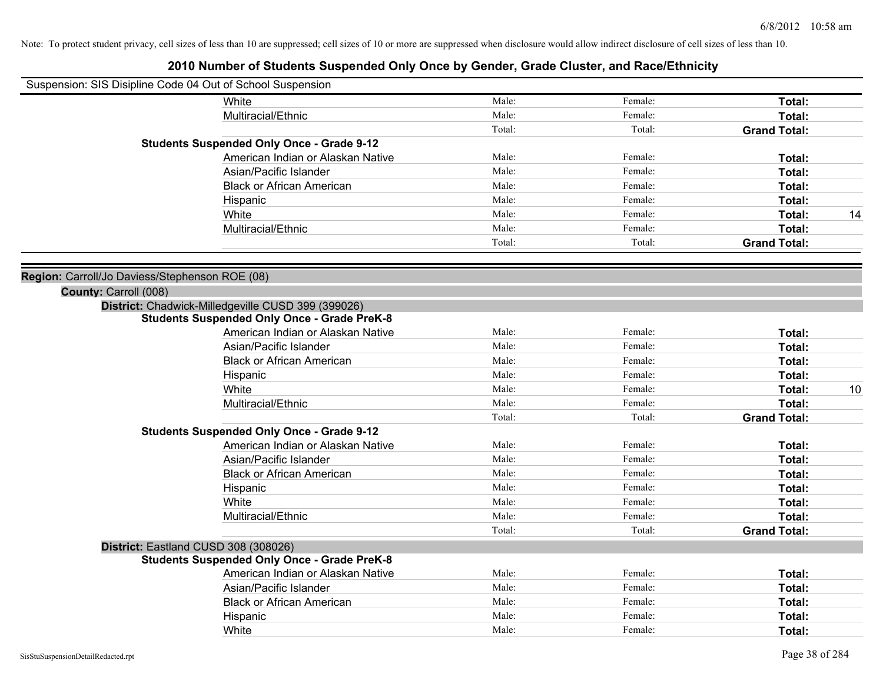Note: To protect student privacy, cell sizes of less than 10 are suppressed; cell sizes of 10 or more are suppressed when disclosure would allow indirect disclosure of cell sizes of less than 10.

# 2010 Number of Students Suspended Only Once by Gender, Grade Cluster, and Race/Ethnicity

Suspension: SIS Disipline Code 04 Out of School Suspension

| | | | | |
|---|---|---|---|---|
| White | Male: | Female: | **Total:** | |
| Multiracial/Ethnic | Male: | Female: | **Total:** | |
| | Total: | Total: | **Grand Total:** | |
| **Students Suspended Only Once - Grade 9-12** | | | | |
| American Indian or Alaskan Native | Male: | Female: | **Total:** | |
| Asian/Pacific Islander | Male: | Female: | **Total:** | |
| Black or African American | Male: | Female: | **Total:** | |
| Hispanic | Male: | Female: | **Total:** | |
| White | Male: | Female: | **Total:** | 14 |
| Multiracial/Ethnic | Male: | Female: | **Total:** | |
| | Total: | Total: | **Grand Total:** | |

**Region:** Carroll/Jo Daviess/Stephenson ROE (08)

**County:** Carroll (008)

**District:** Chadwick-Milledgeville CUSD 399 (399026)

| | | | | |
|---|---|---|---|---|
| **Students Suspended Only Once - Grade PreK-8** | | | | |
| American Indian or Alaskan Native | Male: | Female: | **Total:** | |
| Asian/Pacific Islander | Male: | Female: | **Total:** | |
| Black or African American | Male: | Female: | **Total:** | |
| Hispanic | Male: | Female: | **Total:** | |
| White | Male: | Female: | **Total:** | 10 |
| Multiracial/Ethnic | Male: | Female: | **Total:** | |
| | Total: | Total: | **Grand Total:** | |
| **Students Suspended Only Once - Grade 9-12** | | | | |
| American Indian or Alaskan Native | Male: | Female: | **Total:** | |
| Asian/Pacific Islander | Male: | Female: | **Total:** | |
| Black or African American | Male: | Female: | **Total:** | |
| Hispanic | Male: | Female: | **Total:** | |
| White | Male: | Female: | **Total:** | |
| Multiracial/Ethnic | Male: | Female: | **Total:** | |
| | Total: | Total: | **Grand Total:** | |

**District:** Eastland CUSD 308 (308026)

| | | | | |
|---|---|---|---|---|
| **Students Suspended Only Once - Grade PreK-8** | | | | |
| American Indian or Alaskan Native | Male: | Female: | **Total:** | |
| Asian/Pacific Islander | Male: | Female: | **Total:** | |
| Black or African American | Male: | Female: | **Total:** | |
| Hispanic | Male: | Female: | **Total:** | |
| White | Male: | Female: | **Total:** | |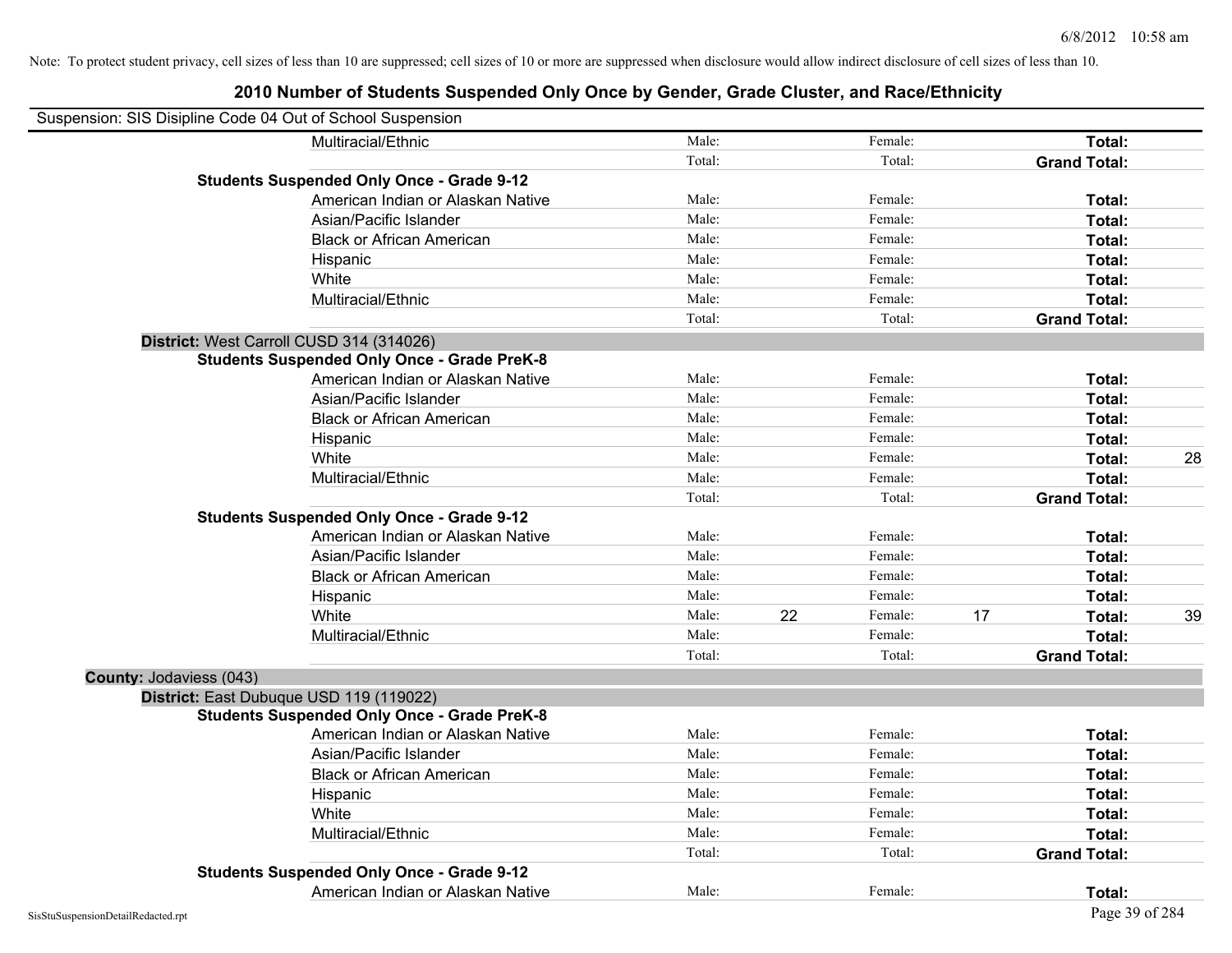Note: To protect student privacy, cell sizes of less than 10 are suppressed; cell sizes of 10 or more are suppressed when disclosure would allow indirect disclosure of cell sizes of less than 10.

# 2010 Number of Students Suspended Only Once by Gender, Grade Cluster, and Race/Ethnicity

Suspension: SIS Disipline Code 04 Out of School Suspension

| | | | | | | | |
|---|---|---|---|---|---|---|---|
| Multiracial/Ethnic | Male: | | Female: | | **Total:** | |
| | Total: | | Total: | | **Grand Total:** | |
| **Students Suspended Only Once - Grade 9-12** | | | | | | |
| American Indian or Alaskan Native | Male: | | Female: | | **Total:** | |
| Asian/Pacific Islander | Male: | | Female: | | **Total:** | |
| Black or African American | Male: | | Female: | | **Total:** | |
| Hispanic | Male: | | Female: | | **Total:** | |
| White | Male: | | Female: | | **Total:** | |
| Multiracial/Ethnic | Male: | | Female: | | **Total:** | |
| | Total: | | Total: | | **Grand Total:** | |
| **District:** West Carroll CUSD 314 (314026) | | | | | | |
| **Students Suspended Only Once - Grade PreK-8** | | | | | | |
| American Indian or Alaskan Native | Male: | | Female: | | **Total:** | |
| Asian/Pacific Islander | Male: | | Female: | | **Total:** | |
| Black or African American | Male: | | Female: | | **Total:** | |
| Hispanic | Male: | | Female: | | **Total:** | |
| White | Male: | | Female: | | **Total:** | 28 |
| Multiracial/Ethnic | Male: | | Female: | | **Total:** | |
| | Total: | | Total: | | **Grand Total:** | |
| **Students Suspended Only Once - Grade 9-12** | | | | | | |
| American Indian or Alaskan Native | Male: | | Female: | | **Total:** | |
| Asian/Pacific Islander | Male: | | Female: | | **Total:** | |
| Black or African American | Male: | | Female: | | **Total:** | |
| Hispanic | Male: | | Female: | | **Total:** | |
| White | Male: | 22 | Female: | 17 | **Total:** | 39 |
| Multiracial/Ethnic | Male: | | Female: | | **Total:** | |
| | Total: | | Total: | | **Grand Total:** | |
| **County:** Jodaviess (043) | | | | | | |
| **District:** East Dubuque USD 119 (119022) | | | | | | |
| **Students Suspended Only Once - Grade PreK-8** | | | | | | |
| American Indian or Alaskan Native | Male: | | Female: | | **Total:** | |
| Asian/Pacific Islander | Male: | | Female: | | **Total:** | |
| Black or African American | Male: | | Female: | | **Total:** | |
| Hispanic | Male: | | Female: | | **Total:** | |
| White | Male: | | Female: | | **Total:** | |
| Multiracial/Ethnic | Male: | | Female: | | **Total:** | |
| | Total: | | Total: | | **Grand Total:** | |
| **Students Suspended Only Once - Grade 9-12** | | | | | | |
| American Indian or Alaskan Native | Male: | | Female: | | **Total:** | |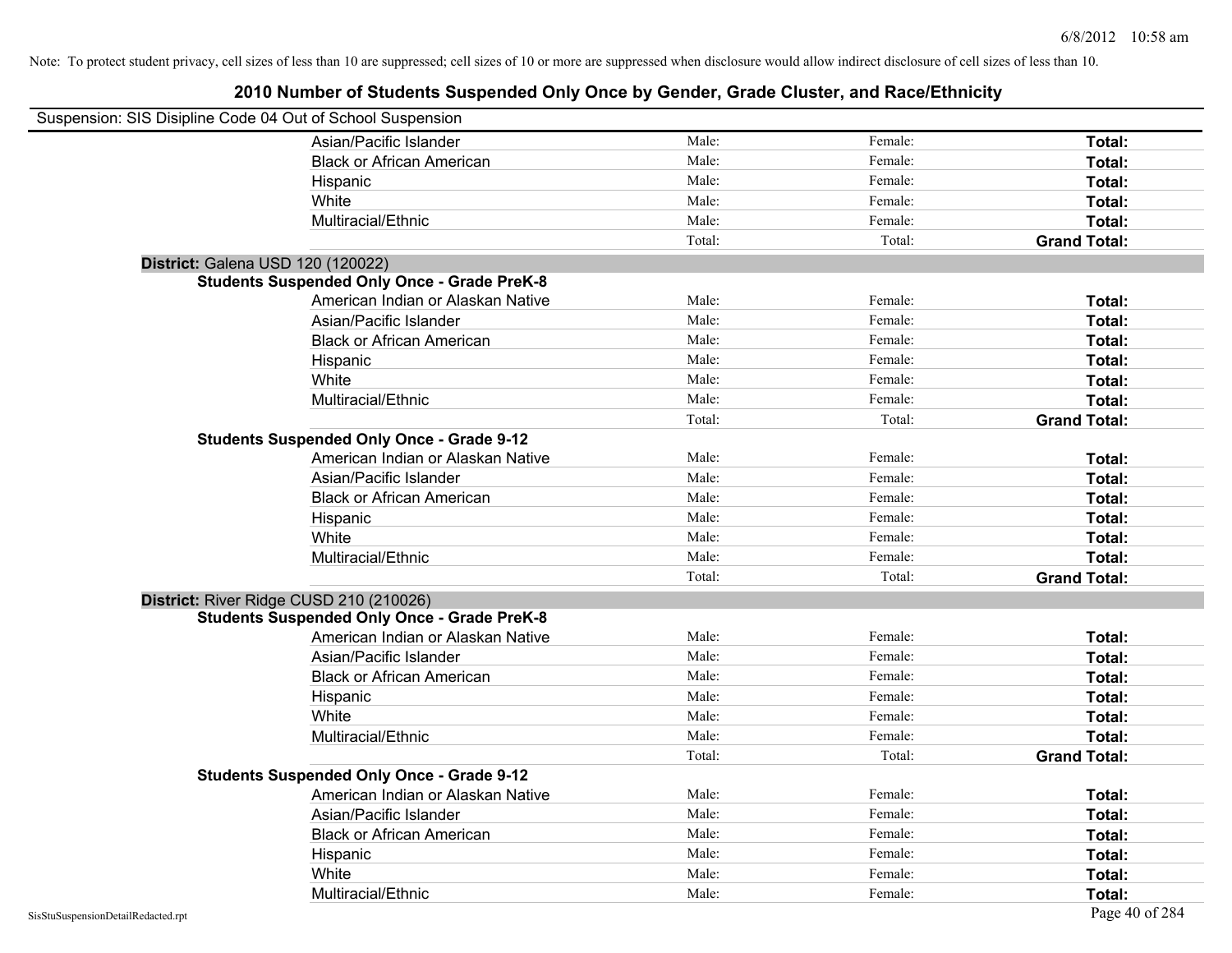Note: To protect student privacy, cell sizes of less than 10 are suppressed; cell sizes of 10 or more are suppressed when disclosure would allow indirect disclosure of cell sizes of less than 10.

# 2010 Number of Students Suspended Only Once by Gender, Grade Cluster, and Race/Ethnicity

Suspension: SIS Disipline Code 04 Out of School Suspension

| | | | | |
|---|---|---|---|---|
| | Asian/Pacific Islander | Male: | Female: | **Total:** |
| | Black or African American | Male: | Female: | **Total:** |
| | Hispanic | Male: | Female: | **Total:** |
| | White | Male: | Female: | **Total:** |
| | Multiracial/Ethnic | Male: | Female: | **Total:** |
| | | Total: | Total: | **Grand Total:** |
| **District:** Galena USD 120 (120022) | | | | |
| **Students Suspended Only Once - Grade PreK-8** | | | | |
| | American Indian or Alaskan Native | Male: | Female: | **Total:** |
| | Asian/Pacific Islander | Male: | Female: | **Total:** |
| | Black or African American | Male: | Female: | **Total:** |
| | Hispanic | Male: | Female: | **Total:** |
| | White | Male: | Female: | **Total:** |
| | Multiracial/Ethnic | Male: | Female: | **Total:** |
| | | Total: | Total: | **Grand Total:** |
| **Students Suspended Only Once - Grade 9-12** | | | | |
| | American Indian or Alaskan Native | Male: | Female: | **Total:** |
| | Asian/Pacific Islander | Male: | Female: | **Total:** |
| | Black or African American | Male: | Female: | **Total:** |
| | Hispanic | Male: | Female: | **Total:** |
| | White | Male: | Female: | **Total:** |
| | Multiracial/Ethnic | Male: | Female: | **Total:** |
| | | Total: | Total: | **Grand Total:** |
| **District:** River Ridge CUSD 210 (210026) | | | | |
| **Students Suspended Only Once - Grade PreK-8** | | | | |
| | American Indian or Alaskan Native | Male: | Female: | **Total:** |
| | Asian/Pacific Islander | Male: | Female: | **Total:** |
| | Black or African American | Male: | Female: | **Total:** |
| | Hispanic | Male: | Female: | **Total:** |
| | White | Male: | Female: | **Total:** |
| | Multiracial/Ethnic | Male: | Female: | **Total:** |
| | | Total: | Total: | **Grand Total:** |
| **Students Suspended Only Once - Grade 9-12** | | | | |
| | American Indian or Alaskan Native | Male: | Female: | **Total:** |
| | Asian/Pacific Islander | Male: | Female: | **Total:** |
| | Black or African American | Male: | Female: | **Total:** |
| | Hispanic | Male: | Female: | **Total:** |
| | White | Male: | Female: | **Total:** |
| | Multiracial/Ethnic | Male: | Female: | **Total:** |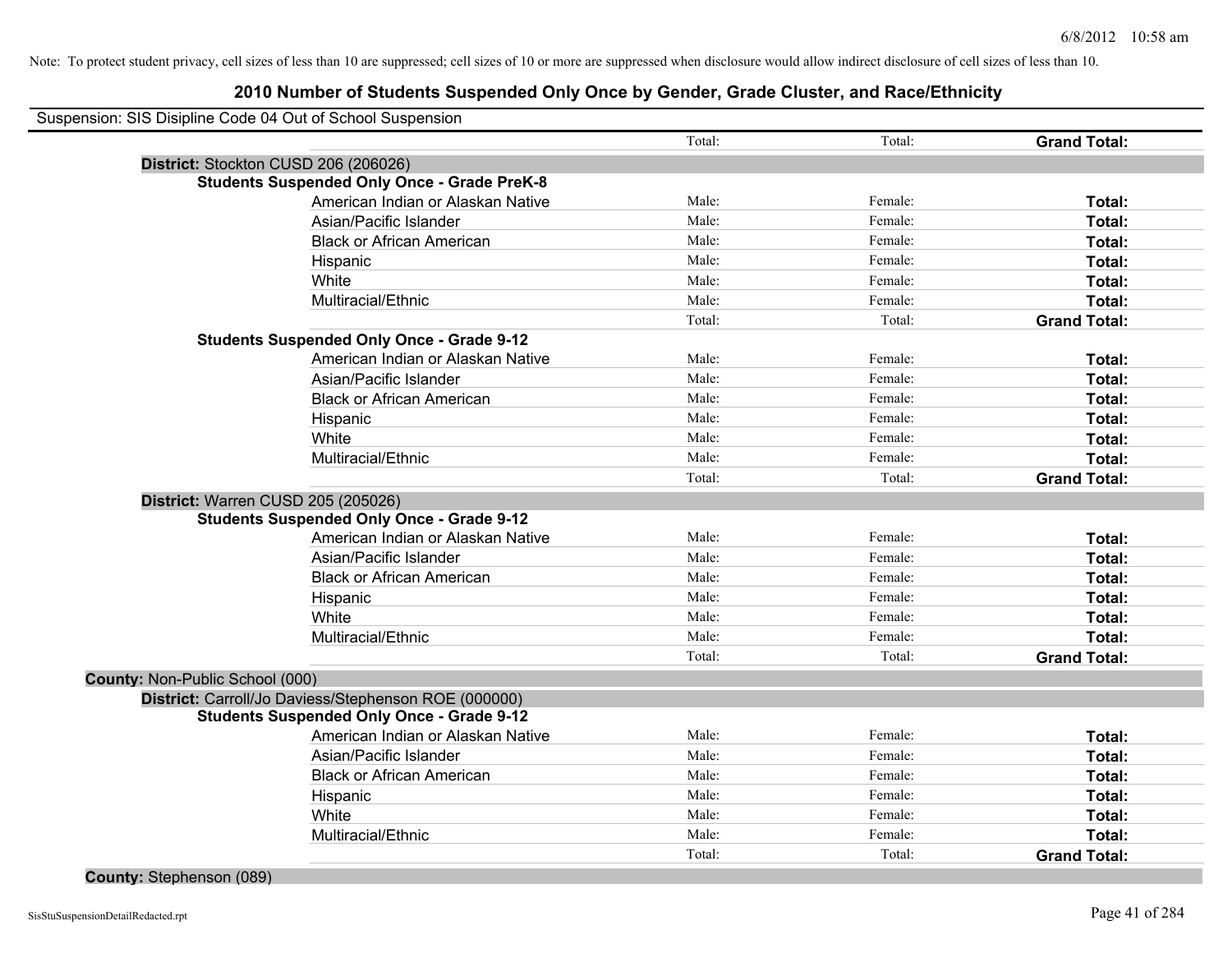Note: To protect student privacy, cell sizes of less than 10 are suppressed; cell sizes of 10 or more are suppressed when disclosure would allow indirect disclosure of cell sizes of less than 10.

# 2010 Number of Students Suspended Only Once by Gender, Grade Cluster, and Race/Ethnicity

Suspension: SIS Disipline Code 04 Out of School Suspension

| | | | | |
|---|---|---|---|---|
| | | Total: | Total: | **Grand Total:** |
| **District:** Stockton CUSD 206 (206026) | | | | |
| **Students Suspended Only Once - Grade PreK-8** | | | | |
| | American Indian or Alaskan Native | Male: | Female: | **Total:** |
| | Asian/Pacific Islander | Male: | Female: | **Total:** |
| | Black or African American | Male: | Female: | **Total:** |
| | Hispanic | Male: | Female: | **Total:** |
| | White | Male: | Female: | **Total:** |
| | Multiracial/Ethnic | Male: | Female: | **Total:** |
| | | Total: | Total: | **Grand Total:** |
| **Students Suspended Only Once - Grade 9-12** | | | | |
| | American Indian or Alaskan Native | Male: | Female: | **Total:** |
| | Asian/Pacific Islander | Male: | Female: | **Total:** |
| | Black or African American | Male: | Female: | **Total:** |
| | Hispanic | Male: | Female: | **Total:** |
| | White | Male: | Female: | **Total:** |
| | Multiracial/Ethnic | Male: | Female: | **Total:** |
| | | Total: | Total: | **Grand Total:** |
| **District:** Warren CUSD 205 (205026) | | | | |
| **Students Suspended Only Once - Grade 9-12** | | | | |
| | American Indian or Alaskan Native | Male: | Female: | **Total:** |
| | Asian/Pacific Islander | Male: | Female: | **Total:** |
| | Black or African American | Male: | Female: | **Total:** |
| | Hispanic | Male: | Female: | **Total:** |
| | White | Male: | Female: | **Total:** |
| | Multiracial/Ethnic | Male: | Female: | **Total:** |
| | | Total: | Total: | **Grand Total:** |
| **County:** Non-Public School (000) | | | | |
| **District:** Carroll/Jo Daviess/Stephenson ROE (000000) | | | | |
| **Students Suspended Only Once - Grade 9-12** | | | | |
| | American Indian or Alaskan Native | Male: | Female: | **Total:** |
| | Asian/Pacific Islander | Male: | Female: | **Total:** |
| | Black or African American | Male: | Female: | **Total:** |
| | Hispanic | Male: | Female: | **Total:** |
| | White | Male: | Female: | **Total:** |
| | Multiracial/Ethnic | Male: | Female: | **Total:** |
| | | Total: | Total: | **Grand Total:** |
| **County:** Stephenson (089) | | | | |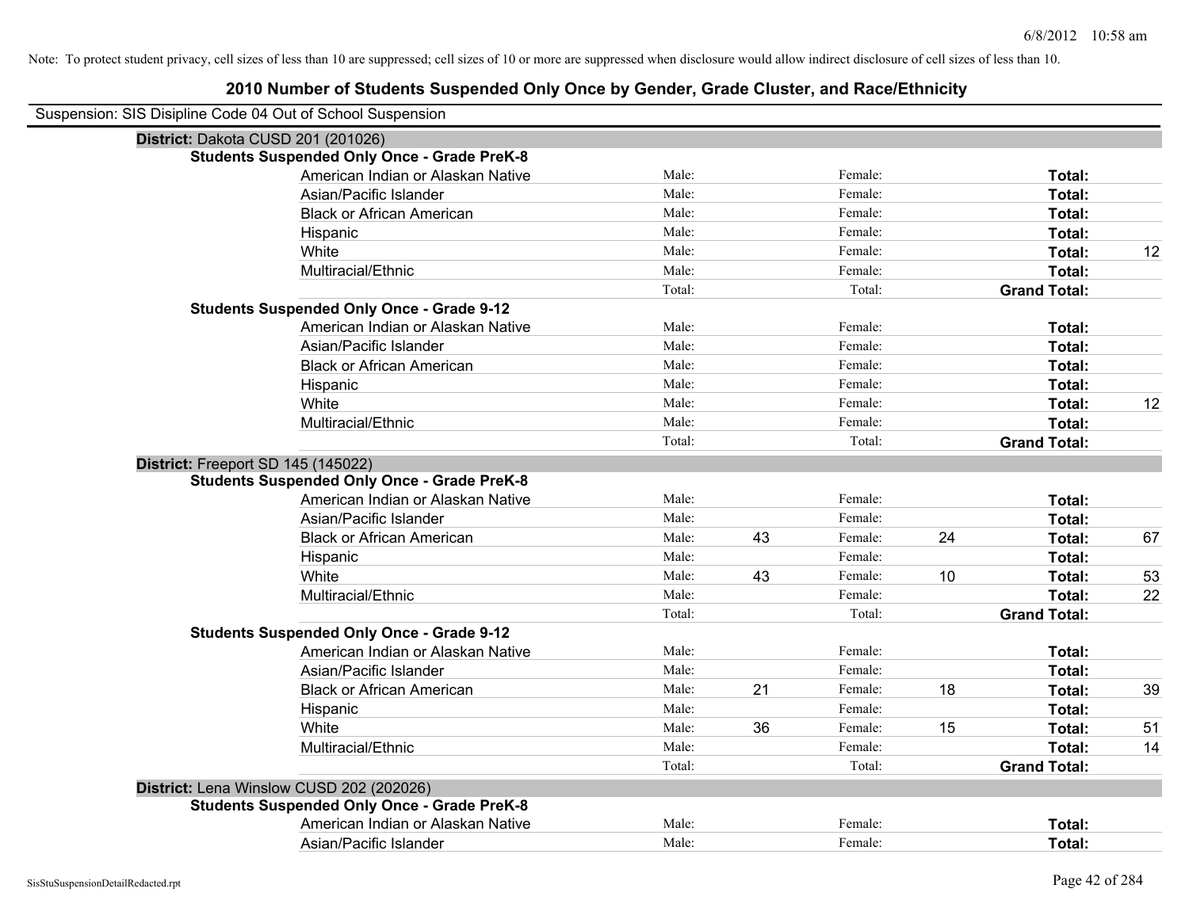Note: To protect student privacy, cell sizes of less than 10 are suppressed; cell sizes of 10 or more are suppressed when disclosure would allow indirect disclosure of cell sizes of less than 10.

# 2010 Number of Students Suspended Only Once by Gender, Grade Cluster, and Race/Ethnicity

Suspension: SIS Disipline Code 04 Out of School Suspension

## District: Dakota CUSD 201 (201026)

### Students Suspended Only Once - Grade PreK-8

| Race/Ethnicity | Male: | | Female: | | Total: | |
|---|---|---|---|---|---|---|
| American Indian or Alaskan Native | Male: | | Female: | | Total: | |
| Asian/Pacific Islander | Male: | | Female: | | Total: | |
| Black or African American | Male: | | Female: | | Total: | |
| Hispanic | Male: | | Female: | | Total: | |
| White | Male: | | Female: | | Total: | 12 |
| Multiracial/Ethnic | Male: | | Female: | | Total: | |
| | Total: | | Total: | | Grand Total: | |

### Students Suspended Only Once - Grade 9-12

| Race/Ethnicity | Male: | | Female: | | Total: | |
|---|---|---|---|---|---|---|
| American Indian or Alaskan Native | Male: | | Female: | | Total: | |
| Asian/Pacific Islander | Male: | | Female: | | Total: | |
| Black or African American | Male: | | Female: | | Total: | |
| Hispanic | Male: | | Female: | | Total: | |
| White | Male: | | Female: | | Total: | 12 |
| Multiracial/Ethnic | Male: | | Female: | | Total: | |
| | Total: | | Total: | | Grand Total: | |

## District: Freeport SD 145 (145022)

### Students Suspended Only Once - Grade PreK-8

| Race/Ethnicity | Male: | | Female: | | Total: | |
|---|---|---|---|---|---|---|
| American Indian or Alaskan Native | Male: | | Female: | | Total: | |
| Asian/Pacific Islander | Male: | | Female: | | Total: | |
| Black or African American | Male: | 43 | Female: | 24 | Total: | 67 |
| Hispanic | Male: | | Female: | | Total: | |
| White | Male: | 43 | Female: | 10 | Total: | 53 |
| Multiracial/Ethnic | Male: | | Female: | | Total: | 22 |
| | Total: | | Total: | | Grand Total: | |

### Students Suspended Only Once - Grade 9-12

| Race/Ethnicity | Male: | | Female: | | Total: | |
|---|---|---|---|---|---|---|
| American Indian or Alaskan Native | Male: | | Female: | | Total: | |
| Asian/Pacific Islander | Male: | | Female: | | Total: | |
| Black or African American | Male: | 21 | Female: | 18 | Total: | 39 |
| Hispanic | Male: | | Female: | | Total: | |
| White | Male: | 36 | Female: | 15 | Total: | 51 |
| Multiracial/Ethnic | Male: | | Female: | | Total: | 14 |
| | Total: | | Total: | | Grand Total: | |

## District: Lena Winslow CUSD 202 (202026)

### Students Suspended Only Once - Grade PreK-8

| Race/Ethnicity | Male: | | Female: | | Total: | |
|---|---|---|---|---|---|---|
| American Indian or Alaskan Native | Male: | | Female: | | Total: | |
| Asian/Pacific Islander | Male: | | Female: | | Total: | |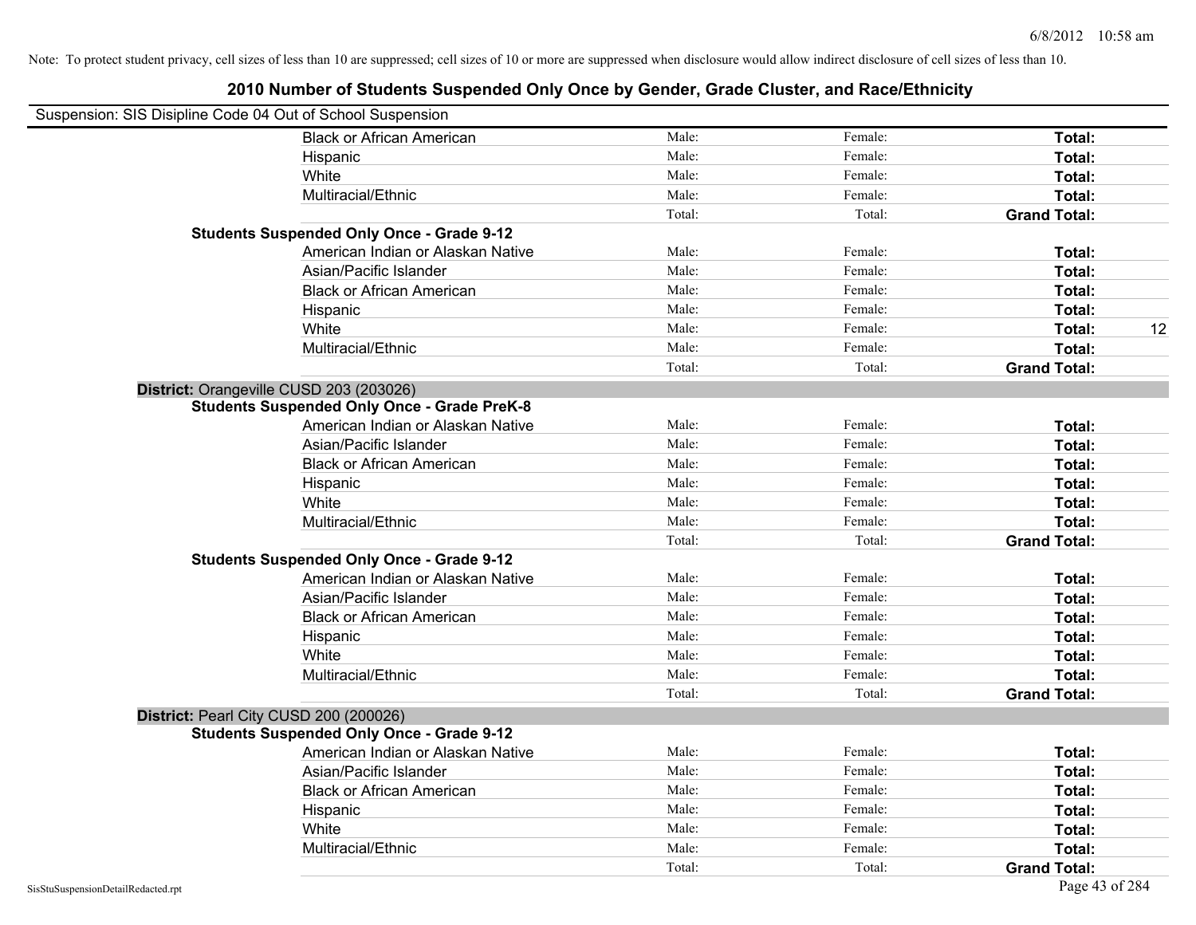Note: To protect student privacy, cell sizes of less than 10 are suppressed; cell sizes of 10 or more are suppressed when disclosure would allow indirect disclosure of cell sizes of less than 10.

# 2010 Number of Students Suspended Only Once by Gender, Grade Cluster, and Race/Ethnicity

Suspension: SIS Disipline Code 04 Out of School Suspension

| | | | | |
|---|---|---|---|---|
| Black or African American | Male: | Female: | **Total:** | |
| Hispanic | Male: | Female: | **Total:** | |
| White | Male: | Female: | **Total:** | |
| Multiracial/Ethnic | Male: | Female: | **Total:** | |
| | Total: | Total: | **Grand Total:** | |

**Students Suspended Only Once - Grade 9-12**

| | | | | |
|---|---|---|---|---|
| American Indian or Alaskan Native | Male: | Female: | **Total:** | |
| Asian/Pacific Islander | Male: | Female: | **Total:** | |
| Black or African American | Male: | Female: | **Total:** | |
| Hispanic | Male: | Female: | **Total:** | |
| White | Male: | Female: | **Total:** | 12 |
| Multiracial/Ethnic | Male: | Female: | **Total:** | |
| | Total: | Total: | **Grand Total:** | |

**District:** Orangeville CUSD 203 (203026)

**Students Suspended Only Once - Grade PreK-8**

| | | | | |
|---|---|---|---|---|
| American Indian or Alaskan Native | Male: | Female: | **Total:** | |
| Asian/Pacific Islander | Male: | Female: | **Total:** | |
| Black or African American | Male: | Female: | **Total:** | |
| Hispanic | Male: | Female: | **Total:** | |
| White | Male: | Female: | **Total:** | |
| Multiracial/Ethnic | Male: | Female: | **Total:** | |
| | Total: | Total: | **Grand Total:** | |

**Students Suspended Only Once - Grade 9-12**

| | | | | |
|---|---|---|---|---|
| American Indian or Alaskan Native | Male: | Female: | **Total:** | |
| Asian/Pacific Islander | Male: | Female: | **Total:** | |
| Black or African American | Male: | Female: | **Total:** | |
| Hispanic | Male: | Female: | **Total:** | |
| White | Male: | Female: | **Total:** | |
| Multiracial/Ethnic | Male: | Female: | **Total:** | |
| | Total: | Total: | **Grand Total:** | |

**District:** Pearl City CUSD 200 (200026)

**Students Suspended Only Once - Grade 9-12**

| | | | | |
|---|---|---|---|---|
| American Indian or Alaskan Native | Male: | Female: | **Total:** | |
| Asian/Pacific Islander | Male: | Female: | **Total:** | |
| Black or African American | Male: | Female: | **Total:** | |
| Hispanic | Male: | Female: | **Total:** | |
| White | Male: | Female: | **Total:** | |
| Multiracial/Ethnic | Male: | Female: | **Total:** | |
| | Total: | Total: | **Grand Total:** | |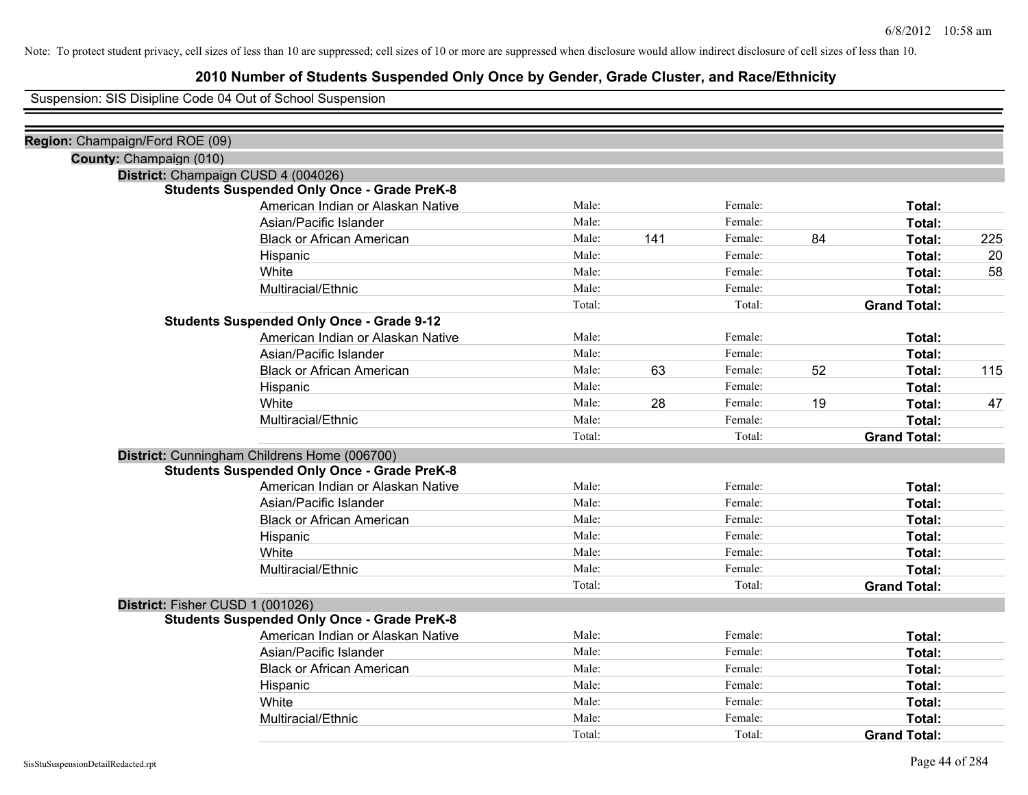Note: To protect student privacy, cell sizes of less than 10 are suppressed; cell sizes of 10 or more are suppressed when disclosure would allow indirect disclosure of cell sizes of less than 10.

# 2010 Number of Students Suspended Only Once by Gender, Grade Cluster, and Race/Ethnicity

Suspension: SIS Disipline Code 04 Out of School Suspension

**Region:** Champaign/Ford ROE (09)

**County:** Champaign (010)

**District:** Champaign CUSD 4 (004026)

**Students Suspended Only Once - Grade PreK-8**

| | | | | | | |
|---|---|---|---|---|---|---|
| American Indian or Alaskan Native | Male: | | Female: | | **Total:** | |
| Asian/Pacific Islander | Male: | | Female: | | **Total:** | |
| Black or African American | Male: | 141 | Female: | 84 | **Total:** | 225 |
| Hispanic | Male: | | Female: | | **Total:** | 20 |
| White | Male: | | Female: | | **Total:** | 58 |
| Multiracial/Ethnic | Male: | | Female: | | **Total:** | |
| | Total: | | Total: | | **Grand Total:** | |

**Students Suspended Only Once - Grade 9-12**

| | | | | | | |
|---|---|---|---|---|---|---|
| American Indian or Alaskan Native | Male: | | Female: | | **Total:** | |
| Asian/Pacific Islander | Male: | | Female: | | **Total:** | |
| Black or African American | Male: | 63 | Female: | 52 | **Total:** | 115 |
| Hispanic | Male: | | Female: | | **Total:** | |
| White | Male: | 28 | Female: | 19 | **Total:** | 47 |
| Multiracial/Ethnic | Male: | | Female: | | **Total:** | |
| | Total: | | Total: | | **Grand Total:** | |

**District:** Cunningham Childrens Home (006700)

**Students Suspended Only Once - Grade PreK-8**

| | | | | | | |
|---|---|---|---|---|---|---|
| American Indian or Alaskan Native | Male: | | Female: | | **Total:** | |
| Asian/Pacific Islander | Male: | | Female: | | **Total:** | |
| Black or African American | Male: | | Female: | | **Total:** | |
| Hispanic | Male: | | Female: | | **Total:** | |
| White | Male: | | Female: | | **Total:** | |
| Multiracial/Ethnic | Male: | | Female: | | **Total:** | |
| | Total: | | Total: | | **Grand Total:** | |

**District:** Fisher CUSD 1 (001026)

**Students Suspended Only Once - Grade PreK-8**

| | | | | | | |
|---|---|---|---|---|---|---|
| American Indian or Alaskan Native | Male: | | Female: | | **Total:** | |
| Asian/Pacific Islander | Male: | | Female: | | **Total:** | |
| Black or African American | Male: | | Female: | | **Total:** | |
| Hispanic | Male: | | Female: | | **Total:** | |
| White | Male: | | Female: | | **Total:** | |
| Multiracial/Ethnic | Male: | | Female: | | **Total:** | |
| | Total: | | Total: | | **Grand Total:** | |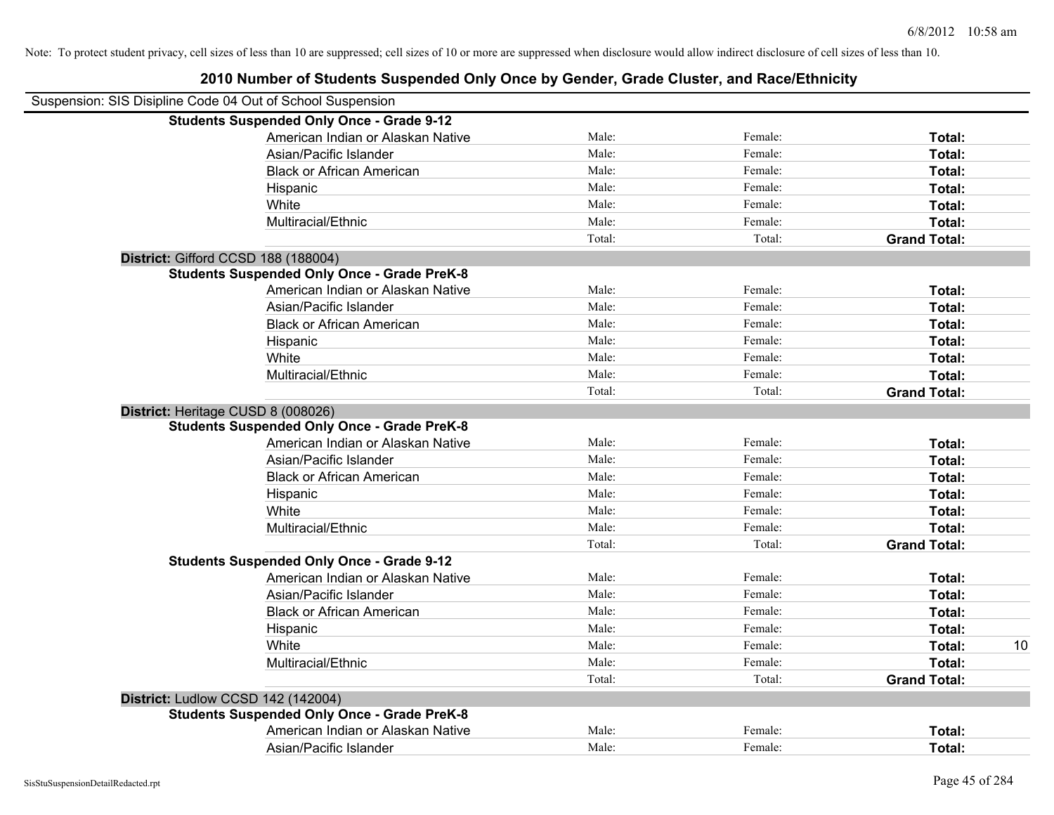Note: To protect student privacy, cell sizes of less than 10 are suppressed; cell sizes of 10 or more are suppressed when disclosure would allow indirect disclosure of cell sizes of less than 10.

# 2010 Number of Students Suspended Only Once by Gender, Grade Cluster, and Race/Ethnicity

Suspension: SIS Disipline Code 04 Out of School Suspension

**Students Suspended Only Once - Grade 9-12**

| | | | | |
|---|---|---|---|---|
| American Indian or Alaskan Native | Male: | Female: | **Total:** | |
| Asian/Pacific Islander | Male: | Female: | **Total:** | |
| Black or African American | Male: | Female: | **Total:** | |
| Hispanic | Male: | Female: | **Total:** | |
| White | Male: | Female: | **Total:** | |
| Multiracial/Ethnic | Male: | Female: | **Total:** | |
| | Total: | Total: | **Grand Total:** | |

**District:** Gifford CCSD 188 (188004)

**Students Suspended Only Once - Grade PreK-8**

| | | | | |
|---|---|---|---|---|
| American Indian or Alaskan Native | Male: | Female: | **Total:** | |
| Asian/Pacific Islander | Male: | Female: | **Total:** | |
| Black or African American | Male: | Female: | **Total:** | |
| Hispanic | Male: | Female: | **Total:** | |
| White | Male: | Female: | **Total:** | |
| Multiracial/Ethnic | Male: | Female: | **Total:** | |
| | Total: | Total: | **Grand Total:** | |

**District:** Heritage CUSD 8 (008026)

**Students Suspended Only Once - Grade PreK-8**

| | | | | |
|---|---|---|---|---|
| American Indian or Alaskan Native | Male: | Female: | **Total:** | |
| Asian/Pacific Islander | Male: | Female: | **Total:** | |
| Black or African American | Male: | Female: | **Total:** | |
| Hispanic | Male: | Female: | **Total:** | |
| White | Male: | Female: | **Total:** | |
| Multiracial/Ethnic | Male: | Female: | **Total:** | |
| | Total: | Total: | **Grand Total:** | |

**Students Suspended Only Once - Grade 9-12**

| | | | | |
|---|---|---|---|---|
| American Indian or Alaskan Native | Male: | Female: | **Total:** | |
| Asian/Pacific Islander | Male: | Female: | **Total:** | |
| Black or African American | Male: | Female: | **Total:** | |
| Hispanic | Male: | Female: | **Total:** | |
| White | Male: | Female: | **Total:** | 10 |
| Multiracial/Ethnic | Male: | Female: | **Total:** | |
| | Total: | Total: | **Grand Total:** | |

**District:** Ludlow CCSD 142 (142004)

**Students Suspended Only Once - Grade PreK-8**

| | | | | |
|---|---|---|---|---|
| American Indian or Alaskan Native | Male: | Female: | **Total:** | |
| Asian/Pacific Islander | Male: | Female: | **Total:** | |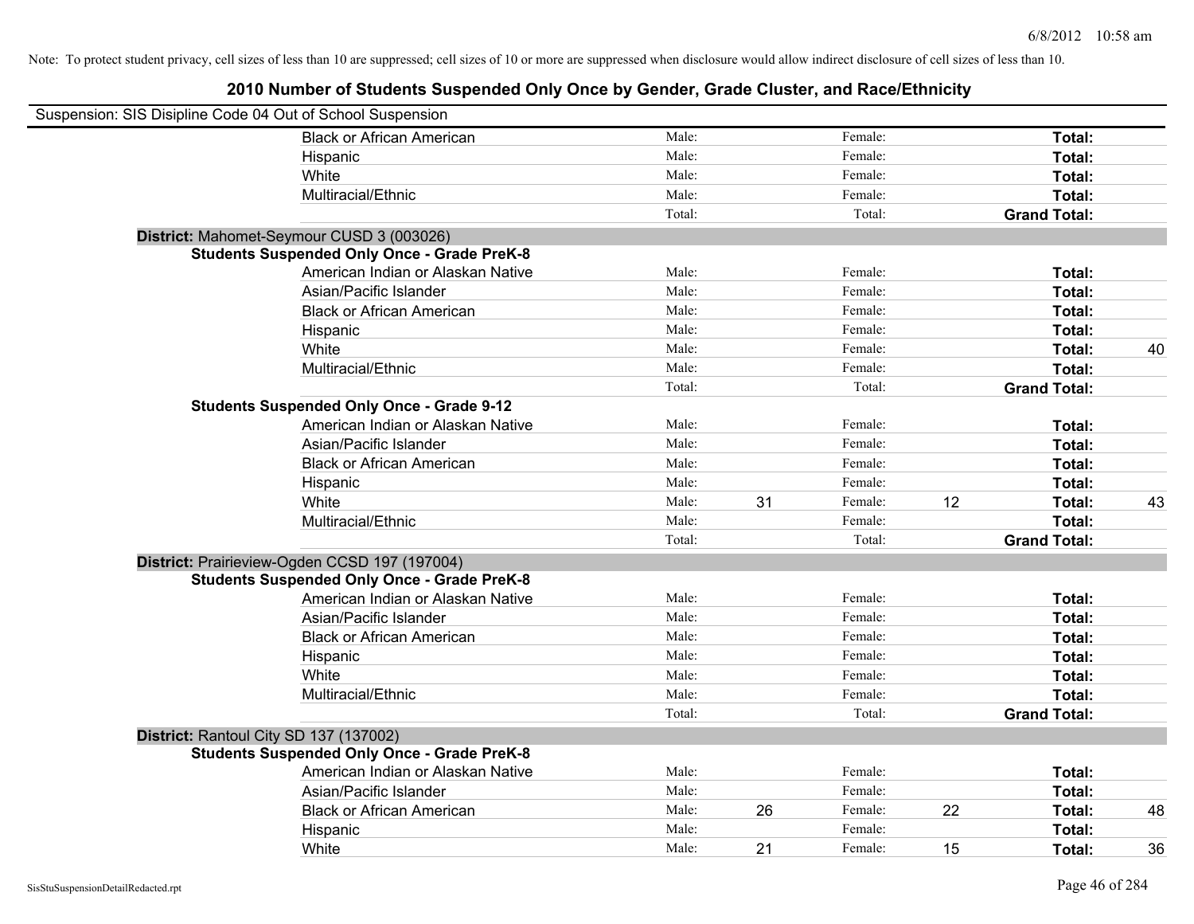Note: To protect student privacy, cell sizes of less than 10 are suppressed; cell sizes of 10 or more are suppressed when disclosure would allow indirect disclosure of cell sizes of less than 10.

## 2010 Number of Students Suspended Only Once by Gender, Grade Cluster, and Race/Ethnicity

Suspension: SIS Disipline Code 04 Out of School Suspension

| | | | | | | | |
|---|---|---|---|---|---|---|---|
| Black or African American | Male: | | Female: | | **Total:** | |
| Hispanic | Male: | | Female: | | **Total:** | |
| White | Male: | | Female: | | **Total:** | |
| Multiracial/Ethnic | Male: | | Female: | | **Total:** | |
| | Total: | | Total: | | **Grand Total:** | |

**District:** Mahomet-Seymour CUSD 3 (003026)

**Students Suspended Only Once - Grade PreK-8**

| | | | | | | |
|---|---|---|---|---|---|---|
| American Indian or Alaskan Native | Male: | | Female: | | **Total:** | |
| Asian/Pacific Islander | Male: | | Female: | | **Total:** | |
| Black or African American | Male: | | Female: | | **Total:** | |
| Hispanic | Male: | | Female: | | **Total:** | |
| White | Male: | | Female: | | **Total:** | 40 |
| Multiracial/Ethnic | Male: | | Female: | | **Total:** | |
| | Total: | | Total: | | **Grand Total:** | |

**Students Suspended Only Once - Grade 9-12**

| | | | | | | |
|---|---|---|---|---|---|---|
| American Indian or Alaskan Native | Male: | | Female: | | **Total:** | |
| Asian/Pacific Islander | Male: | | Female: | | **Total:** | |
| Black or African American | Male: | | Female: | | **Total:** | |
| Hispanic | Male: | | Female: | | **Total:** | |
| White | Male: | 31 | Female: | 12 | **Total:** | 43 |
| Multiracial/Ethnic | Male: | | Female: | | **Total:** | |
| | Total: | | Total: | | **Grand Total:** | |

**District:** Prairieview-Ogden CCSD 197 (197004)

**Students Suspended Only Once - Grade PreK-8**

| | | | | | | |
|---|---|---|---|---|---|---|
| American Indian or Alaskan Native | Male: | | Female: | | **Total:** | |
| Asian/Pacific Islander | Male: | | Female: | | **Total:** | |
| Black or African American | Male: | | Female: | | **Total:** | |
| Hispanic | Male: | | Female: | | **Total:** | |
| White | Male: | | Female: | | **Total:** | |
| Multiracial/Ethnic | Male: | | Female: | | **Total:** | |
| | Total: | | Total: | | **Grand Total:** | |

**District:** Rantoul City SD 137 (137002)

**Students Suspended Only Once - Grade PreK-8**

| | | | | | | |
|---|---|---|---|---|---|---|
| American Indian or Alaskan Native | Male: | | Female: | | **Total:** | |
| Asian/Pacific Islander | Male: | | Female: | | **Total:** | |
| Black or African American | Male: | 26 | Female: | 22 | **Total:** | 48 |
| Hispanic | Male: | | Female: | | **Total:** | |
| White | Male: | 21 | Female: | 15 | **Total:** | 36 |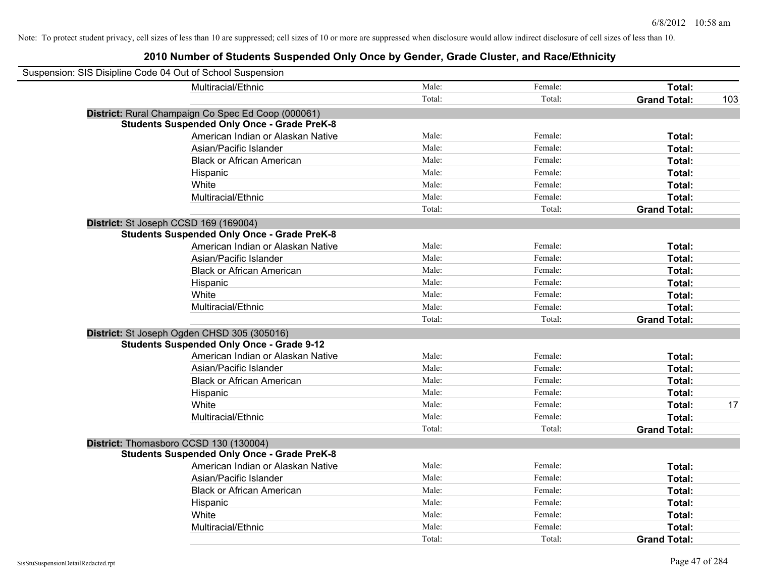Note: To protect student privacy, cell sizes of less than 10 are suppressed; cell sizes of 10 or more are suppressed when disclosure would allow indirect disclosure of cell sizes of less than 10.

# 2010 Number of Students Suspended Only Once by Gender, Grade Cluster, and Race/Ethnicity

Suspension: SIS Disipline Code 04 Out of School Suspension

| | | | | |
|---|---|---|---|---|
| Multiracial/Ethnic | Male: | Female: | **Total:** | |
| | Total: | Total: | **Grand Total:** | 103 |

**District:** Rural Champaign Co Spec Ed Coop (000061)

**Students Suspended Only Once - Grade PreK-8**

| | | | | |
|---|---|---|---|---|
| American Indian or Alaskan Native | Male: | Female: | **Total:** | |
| Asian/Pacific Islander | Male: | Female: | **Total:** | |
| Black or African American | Male: | Female: | **Total:** | |
| Hispanic | Male: | Female: | **Total:** | |
| White | Male: | Female: | **Total:** | |
| Multiracial/Ethnic | Male: | Female: | **Total:** | |
| | Total: | Total: | **Grand Total:** | |

**District:** St Joseph CCSD 169 (169004)

**Students Suspended Only Once - Grade PreK-8**

| | | | | |
|---|---|---|---|---|
| American Indian or Alaskan Native | Male: | Female: | **Total:** | |
| Asian/Pacific Islander | Male: | Female: | **Total:** | |
| Black or African American | Male: | Female: | **Total:** | |
| Hispanic | Male: | Female: | **Total:** | |
| White | Male: | Female: | **Total:** | |
| Multiracial/Ethnic | Male: | Female: | **Total:** | |
| | Total: | Total: | **Grand Total:** | |

**District:** St Joseph Ogden CHSD 305 (305016)

**Students Suspended Only Once - Grade 9-12**

| | | | | |
|---|---|---|---|---|
| American Indian or Alaskan Native | Male: | Female: | **Total:** | |
| Asian/Pacific Islander | Male: | Female: | **Total:** | |
| Black or African American | Male: | Female: | **Total:** | |
| Hispanic | Male: | Female: | **Total:** | |
| White | Male: | Female: | **Total:** | 17 |
| Multiracial/Ethnic | Male: | Female: | **Total:** | |
| | Total: | Total: | **Grand Total:** | |

**District:** Thomasboro CCSD 130 (130004)

**Students Suspended Only Once - Grade PreK-8**

| | | | | |
|---|---|---|---|---|
| American Indian or Alaskan Native | Male: | Female: | **Total:** | |
| Asian/Pacific Islander | Male: | Female: | **Total:** | |
| Black or African American | Male: | Female: | **Total:** | |
| Hispanic | Male: | Female: | **Total:** | |
| White | Male: | Female: | **Total:** | |
| Multiracial/Ethnic | Male: | Female: | **Total:** | |
| | Total: | Total: | **Grand Total:** | |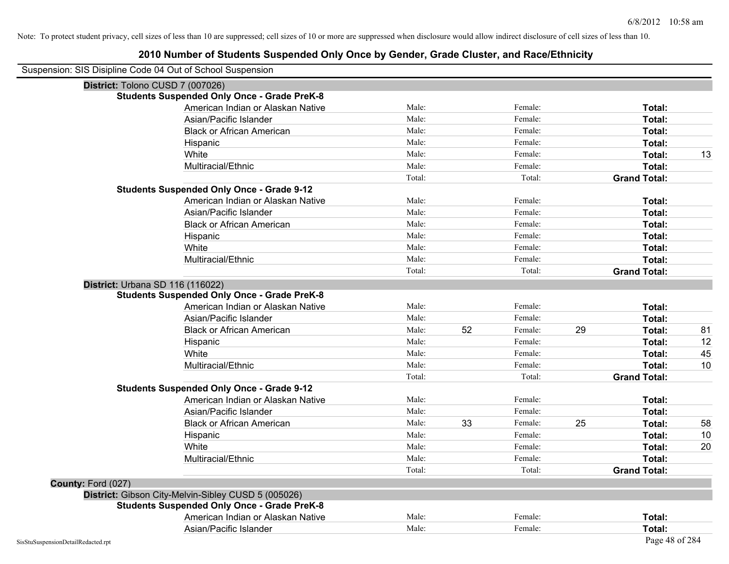Note: To protect student privacy, cell sizes of less than 10 are suppressed; cell sizes of 10 or more are suppressed when disclosure would allow indirect disclosure of cell sizes of less than 10.

# 2010 Number of Students Suspended Only Once by Gender, Grade Cluster, and Race/Ethnicity

Suspension: SIS Disipline Code 04 Out of School Suspension

**District:** Tolono CUSD 7 (007026)

**Students Suspended Only Once - Grade PreK-8**

| Race/Ethnicity | | | | | | |
|---|---|---|---|---|---|---|
| American Indian or Alaskan Native | Male: | | Female: | | **Total:** | |
| Asian/Pacific Islander | Male: | | Female: | | **Total:** | |
| Black or African American | Male: | | Female: | | **Total:** | |
| Hispanic | Male: | | Female: | | **Total:** | |
| White | Male: | | Female: | | **Total:** | 13 |
| Multiracial/Ethnic | Male: | | Female: | | **Total:** | |
| | Total: | | Total: | | **Grand Total:** | |

**Students Suspended Only Once - Grade 9-12**

| Race/Ethnicity | | | | | | |
|---|---|---|---|---|---|---|
| American Indian or Alaskan Native | Male: | | Female: | | **Total:** | |
| Asian/Pacific Islander | Male: | | Female: | | **Total:** | |
| Black or African American | Male: | | Female: | | **Total:** | |
| Hispanic | Male: | | Female: | | **Total:** | |
| White | Male: | | Female: | | **Total:** | |
| Multiracial/Ethnic | Male: | | Female: | | **Total:** | |
| | Total: | | Total: | | **Grand Total:** | |

**District:** Urbana SD 116 (116022)

**Students Suspended Only Once - Grade PreK-8**

| Race/Ethnicity | | | | | | |
|---|---|---|---|---|---|---|
| American Indian or Alaskan Native | Male: | | Female: | | **Total:** | |
| Asian/Pacific Islander | Male: | | Female: | | **Total:** | |
| Black or African American | Male: | 52 | Female: | 29 | **Total:** | 81 |
| Hispanic | Male: | | Female: | | **Total:** | 12 |
| White | Male: | | Female: | | **Total:** | 45 |
| Multiracial/Ethnic | Male: | | Female: | | **Total:** | 10 |
| | Total: | | Total: | | **Grand Total:** | |

**Students Suspended Only Once - Grade 9-12**

| Race/Ethnicity | | | | | | |
|---|---|---|---|---|---|---|
| American Indian or Alaskan Native | Male: | | Female: | | **Total:** | |
| Asian/Pacific Islander | Male: | | Female: | | **Total:** | |
| Black or African American | Male: | 33 | Female: | 25 | **Total:** | 58 |
| Hispanic | Male: | | Female: | | **Total:** | 10 |
| White | Male: | | Female: | | **Total:** | 20 |
| Multiracial/Ethnic | Male: | | Female: | | **Total:** | |
| | Total: | | Total: | | **Grand Total:** | |

**County:** Ford (027)

**District:** Gibson City-Melvin-Sibley CUSD 5 (005026)

**Students Suspended Only Once - Grade PreK-8**

| Race/Ethnicity | | | | | | |
|---|---|---|---|---|---|---|
| American Indian or Alaskan Native | Male: | | Female: | | **Total:** | |
| Asian/Pacific Islander | Male: | | Female: | | **Total:** | |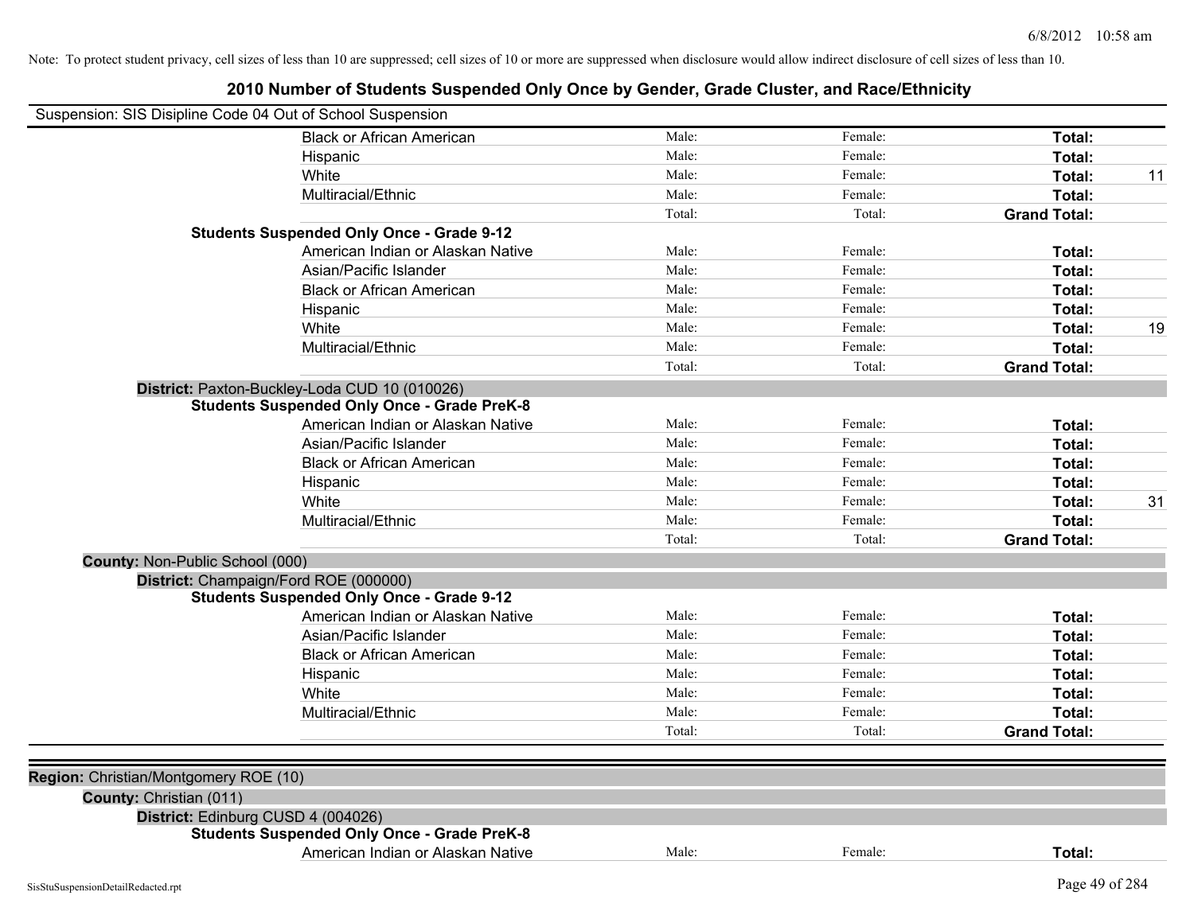Note: To protect student privacy, cell sizes of less than 10 are suppressed; cell sizes of 10 or more are suppressed when disclosure would allow indirect disclosure of cell sizes of less than 10.

## 2010 Number of Students Suspended Only Once by Gender, Grade Cluster, and Race/Ethnicity

Suspension: SIS Disipline Code 04 Out of School Suspension

| | | | | |
|---|---|---|---|---|
| Black or African American | Male: | Female: | **Total:** | |
| Hispanic | Male: | Female: | **Total:** | |
| White | Male: | Female: | **Total:** | 11 |
| Multiracial/Ethnic | Male: | Female: | **Total:** | |
| | Total: | Total: | **Grand Total:** | |

**Students Suspended Only Once - Grade 9-12**

| | | | | |
|---|---|---|---|---|
| American Indian or Alaskan Native | Male: | Female: | **Total:** | |
| Asian/Pacific Islander | Male: | Female: | **Total:** | |
| Black or African American | Male: | Female: | **Total:** | |
| Hispanic | Male: | Female: | **Total:** | |
| White | Male: | Female: | **Total:** | 19 |
| Multiracial/Ethnic | Male: | Female: | **Total:** | |
| | Total: | Total: | **Grand Total:** | |

**District:** Paxton-Buckley-Loda CUD 10 (010026)

**Students Suspended Only Once - Grade PreK-8**

| | | | | |
|---|---|---|---|---|
| American Indian or Alaskan Native | Male: | Female: | **Total:** | |
| Asian/Pacific Islander | Male: | Female: | **Total:** | |
| Black or African American | Male: | Female: | **Total:** | |
| Hispanic | Male: | Female: | **Total:** | |
| White | Male: | Female: | **Total:** | 31 |
| Multiracial/Ethnic | Male: | Female: | **Total:** | |
| | Total: | Total: | **Grand Total:** | |

**County:** Non-Public School (000)

**District:** Champaign/Ford ROE (000000)

**Students Suspended Only Once - Grade 9-12**

| | | | | |
|---|---|---|---|---|
| American Indian or Alaskan Native | Male: | Female: | **Total:** | |
| Asian/Pacific Islander | Male: | Female: | **Total:** | |
| Black or African American | Male: | Female: | **Total:** | |
| Hispanic | Male: | Female: | **Total:** | |
| White | Male: | Female: | **Total:** | |
| Multiracial/Ethnic | Male: | Female: | **Total:** | |
| | Total: | Total: | **Grand Total:** | |

**Region:** Christian/Montgomery ROE (10)

**County:** Christian (011)

**District:** Edinburg CUSD 4 (004026)

**Students Suspended Only Once - Grade PreK-8**

| | | | | |
|---|---|---|---|---|
| American Indian or Alaskan Native | Male: | Female: | **Total:** | |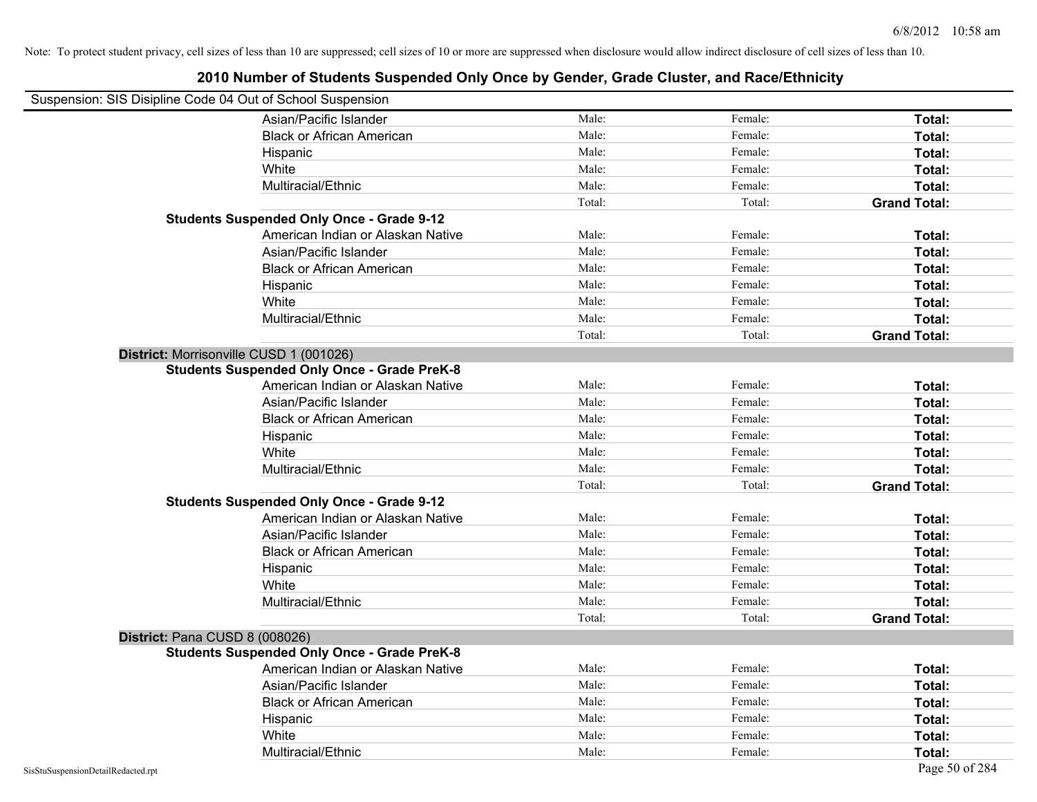Note: To protect student privacy, cell sizes of less than 10 are suppressed; cell sizes of 10 or more are suppressed when disclosure would allow indirect disclosure of cell sizes of less than 10.

# 2010 Number of Students Suspended Only Once by Gender, Grade Cluster, and Race/Ethnicity

Suspension: SIS Disipline Code 04 Out of School Suspension

| | | | | |
|---|---|---|---|---|
| | Asian/Pacific Islander | Male: | Female: | **Total:** |
| | Black or African American | Male: | Female: | **Total:** |
| | Hispanic | Male: | Female: | **Total:** |
| | White | Male: | Female: | **Total:** |
| | Multiracial/Ethnic | Male: | Female: | **Total:** |
| | | Total: | Total: | **Grand Total:** |
| **Students Suspended Only Once - Grade 9-12** | | | | |
| | American Indian or Alaskan Native | Male: | Female: | **Total:** |
| | Asian/Pacific Islander | Male: | Female: | **Total:** |
| | Black or African American | Male: | Female: | **Total:** |
| | Hispanic | Male: | Female: | **Total:** |
| | White | Male: | Female: | **Total:** |
| | Multiracial/Ethnic | Male: | Female: | **Total:** |
| | | Total: | Total: | **Grand Total:** |
| **District:** Morrisonville CUSD 1 (001026) | | | | |
| **Students Suspended Only Once - Grade PreK-8** | | | | |
| | American Indian or Alaskan Native | Male: | Female: | **Total:** |
| | Asian/Pacific Islander | Male: | Female: | **Total:** |
| | Black or African American | Male: | Female: | **Total:** |
| | Hispanic | Male: | Female: | **Total:** |
| | White | Male: | Female: | **Total:** |
| | Multiracial/Ethnic | Male: | Female: | **Total:** |
| | | Total: | Total: | **Grand Total:** |
| **Students Suspended Only Once - Grade 9-12** | | | | |
| | American Indian or Alaskan Native | Male: | Female: | **Total:** |
| | Asian/Pacific Islander | Male: | Female: | **Total:** |
| | Black or African American | Male: | Female: | **Total:** |
| | Hispanic | Male: | Female: | **Total:** |
| | White | Male: | Female: | **Total:** |
| | Multiracial/Ethnic | Male: | Female: | **Total:** |
| | | Total: | Total: | **Grand Total:** |
| **District:** Pana CUSD 8 (008026) | | | | |
| **Students Suspended Only Once - Grade PreK-8** | | | | |
| | American Indian or Alaskan Native | Male: | Female: | **Total:** |
| | Asian/Pacific Islander | Male: | Female: | **Total:** |
| | Black or African American | Male: | Female: | **Total:** |
| | Hispanic | Male: | Female: | **Total:** |
| | White | Male: | Female: | **Total:** |
| | Multiracial/Ethnic | Male: | Female: | **Total:** |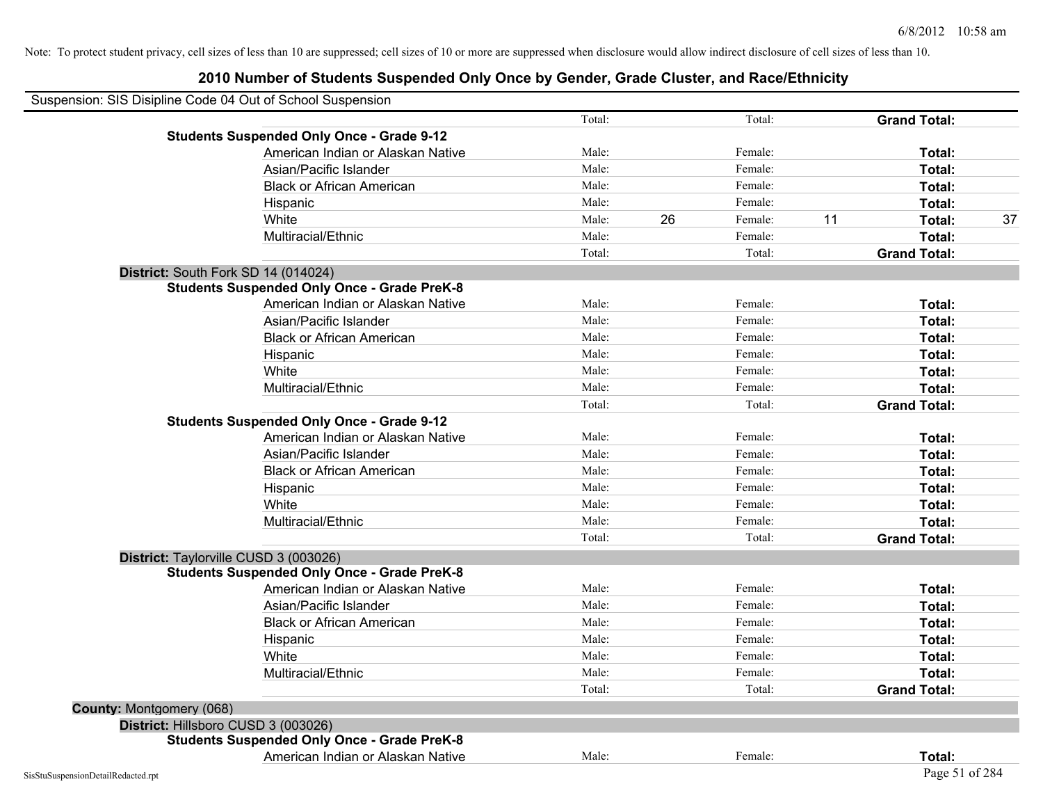Note: To protect student privacy, cell sizes of less than 10 are suppressed; cell sizes of 10 or more are suppressed when disclosure would allow indirect disclosure of cell sizes of less than 10.

## 2010 Number of Students Suspended Only Once by Gender, Grade Cluster, and Race/Ethnicity

Suspension: SIS Disipline Code 04 Out of School Suspension

| | | | | | | |
|---|---|---|---|---|---|---|
| | Total: | | Total: | | **Grand Total:** | |
| **Students Suspended Only Once - Grade 9-12** | | | | | | |
| American Indian or Alaskan Native | Male: | | Female: | | **Total:** | |
| Asian/Pacific Islander | Male: | | Female: | | **Total:** | |
| Black or African American | Male: | | Female: | | **Total:** | |
| Hispanic | Male: | | Female: | | **Total:** | |
| White | Male: | 26 | Female: | 11 | **Total:** | 37 |
| Multiracial/Ethnic | Male: | | Female: | | **Total:** | |
| | Total: | | Total: | | **Grand Total:** | |

**District:** South Fork SD 14 (014024)

| | | | | | | |
|---|---|---|---|---|---|---|
| **Students Suspended Only Once - Grade PreK-8** | | | | | | |
| American Indian or Alaskan Native | Male: | | Female: | | **Total:** | |
| Asian/Pacific Islander | Male: | | Female: | | **Total:** | |
| Black or African American | Male: | | Female: | | **Total:** | |
| Hispanic | Male: | | Female: | | **Total:** | |
| White | Male: | | Female: | | **Total:** | |
| Multiracial/Ethnic | Male: | | Female: | | **Total:** | |
| | Total: | | Total: | | **Grand Total:** | |
| **Students Suspended Only Once - Grade 9-12** | | | | | | |
| American Indian or Alaskan Native | Male: | | Female: | | **Total:** | |
| Asian/Pacific Islander | Male: | | Female: | | **Total:** | |
| Black or African American | Male: | | Female: | | **Total:** | |
| Hispanic | Male: | | Female: | | **Total:** | |
| White | Male: | | Female: | | **Total:** | |
| Multiracial/Ethnic | Male: | | Female: | | **Total:** | |
| | Total: | | Total: | | **Grand Total:** | |

**District:** Taylorville CUSD 3 (003026)

| | | | | | | |
|---|---|---|---|---|---|---|
| **Students Suspended Only Once - Grade PreK-8** | | | | | | |
| American Indian or Alaskan Native | Male: | | Female: | | **Total:** | |
| Asian/Pacific Islander | Male: | | Female: | | **Total:** | |
| Black or African American | Male: | | Female: | | **Total:** | |
| Hispanic | Male: | | Female: | | **Total:** | |
| White | Male: | | Female: | | **Total:** | |
| Multiracial/Ethnic | Male: | | Female: | | **Total:** | |
| | Total: | | Total: | | **Grand Total:** | |

**County:** Montgomery (068)

**District:** Hillsboro CUSD 3 (003026)

| | | | | | | |
|---|---|---|---|---|---|---|
| **Students Suspended Only Once - Grade PreK-8** | | | | | | |
| American Indian or Alaskan Native | Male: | | Female: | | **Total:** | |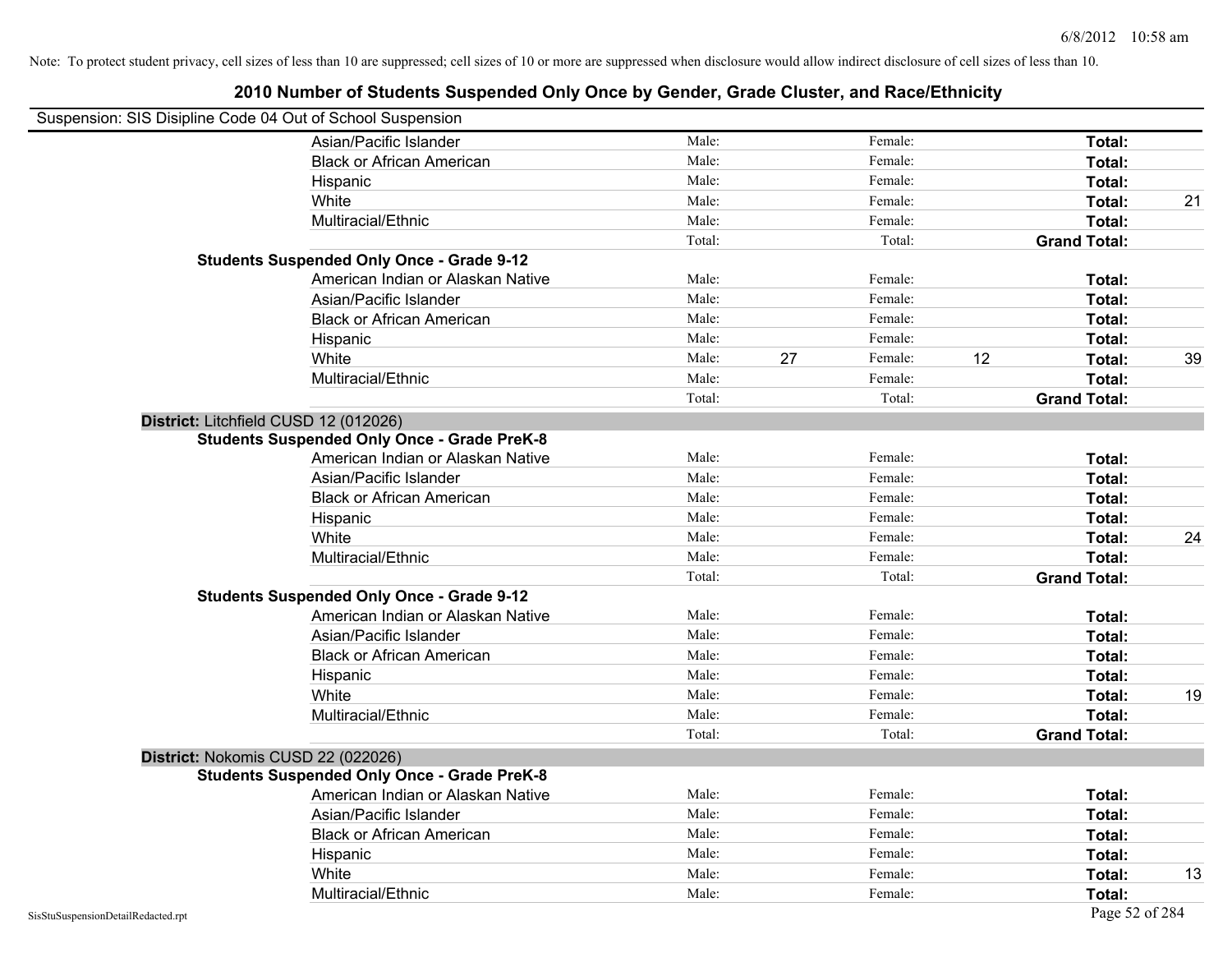Note: To protect student privacy, cell sizes of less than 10 are suppressed; cell sizes of 10 or more are suppressed when disclosure would allow indirect disclosure of cell sizes of less than 10.

## 2010 Number of Students Suspended Only Once by Gender, Grade Cluster, and Race/Ethnicity

Suspension: SIS Disipline Code 04 Out of School Suspension

| | | | | | | |
|---|---|---|---|---|---|---|
| Asian/Pacific Islander | Male: | | Female: | | **Total:** | |
| Black or African American | Male: | | Female: | | **Total:** | |
| Hispanic | Male: | | Female: | | **Total:** | |
| White | Male: | | Female: | | **Total:** | 21 |
| Multiracial/Ethnic | Male: | | Female: | | **Total:** | |
| | Total: | | Total: | | **Grand Total:** | |
| **Students Suspended Only Once - Grade 9-12** | | | | | | |
| American Indian or Alaskan Native | Male: | | Female: | | **Total:** | |
| Asian/Pacific Islander | Male: | | Female: | | **Total:** | |
| Black or African American | Male: | | Female: | | **Total:** | |
| Hispanic | Male: | | Female: | | **Total:** | |
| White | Male: | 27 | Female: | 12 | **Total:** | 39 |
| Multiracial/Ethnic | Male: | | Female: | | **Total:** | |
| | Total: | | Total: | | **Grand Total:** | |

**District:** Litchfield CUSD 12 (012026)

| | | | | | | |
|---|---|---|---|---|---|---|
| **Students Suspended Only Once - Grade PreK-8** | | | | | | |
| American Indian or Alaskan Native | Male: | | Female: | | **Total:** | |
| Asian/Pacific Islander | Male: | | Female: | | **Total:** | |
| Black or African American | Male: | | Female: | | **Total:** | |
| Hispanic | Male: | | Female: | | **Total:** | |
| White | Male: | | Female: | | **Total:** | 24 |
| Multiracial/Ethnic | Male: | | Female: | | **Total:** | |
| | Total: | | Total: | | **Grand Total:** | |
| **Students Suspended Only Once - Grade 9-12** | | | | | | |
| American Indian or Alaskan Native | Male: | | Female: | | **Total:** | |
| Asian/Pacific Islander | Male: | | Female: | | **Total:** | |
| Black or African American | Male: | | Female: | | **Total:** | |
| Hispanic | Male: | | Female: | | **Total:** | |
| White | Male: | | Female: | | **Total:** | 19 |
| Multiracial/Ethnic | Male: | | Female: | | **Total:** | |
| | Total: | | Total: | | **Grand Total:** | |

**District:** Nokomis CUSD 22 (022026)

| | | | | | | |
|---|---|---|---|---|---|---|
| **Students Suspended Only Once - Grade PreK-8** | | | | | | |
| American Indian or Alaskan Native | Male: | | Female: | | **Total:** | |
| Asian/Pacific Islander | Male: | | Female: | | **Total:** | |
| Black or African American | Male: | | Female: | | **Total:** | |
| Hispanic | Male: | | Female: | | **Total:** | |
| White | Male: | | Female: | | **Total:** | 13 |
| Multiracial/Ethnic | Male: | | Female: | | **Total:** | |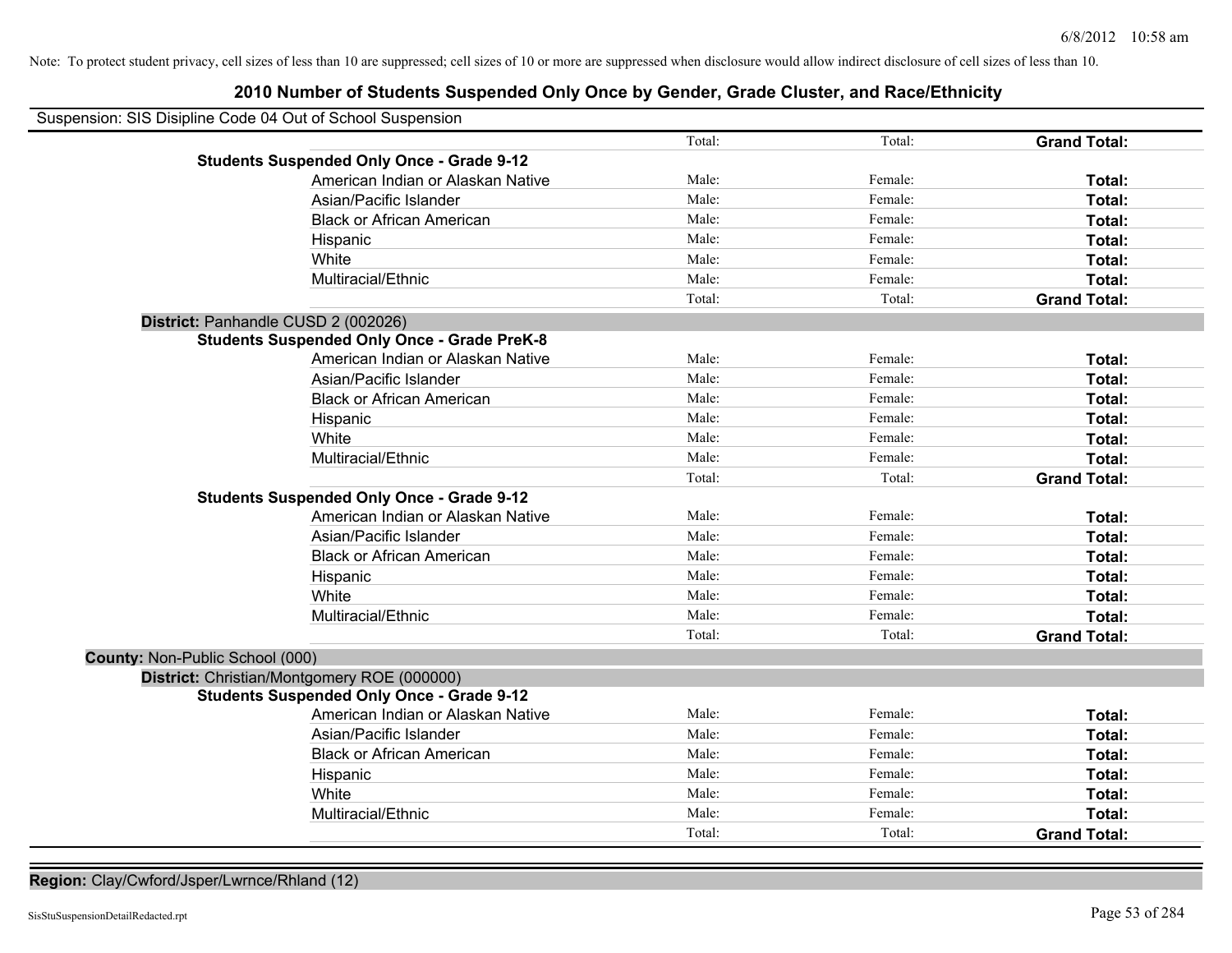Note: To protect student privacy, cell sizes of less than 10 are suppressed; cell sizes of 10 or more are suppressed when disclosure would allow indirect disclosure of cell sizes of less than 10.

## 2010 Number of Students Suspended Only Once by Gender, Grade Cluster, and Race/Ethnicity

Suspension: SIS Disipline Code 04 Out of School Suspension

| | | | | |
|---|---|---|---|---|
| | | Total: | Total: | **Grand Total:** |
| **Students Suspended Only Once - Grade 9-12** | | | | |
| | American Indian or Alaskan Native | Male: | Female: | **Total:** |
| | Asian/Pacific Islander | Male: | Female: | **Total:** |
| | Black or African American | Male: | Female: | **Total:** |
| | Hispanic | Male: | Female: | **Total:** |
| | White | Male: | Female: | **Total:** |
| | Multiracial/Ethnic | Male: | Female: | **Total:** |
| | | Total: | Total: | **Grand Total:** |
| **District:** Panhandle CUSD 2 (002026) | | | | |
| **Students Suspended Only Once - Grade PreK-8** | | | | |
| | American Indian or Alaskan Native | Male: | Female: | **Total:** |
| | Asian/Pacific Islander | Male: | Female: | **Total:** |
| | Black or African American | Male: | Female: | **Total:** |
| | Hispanic | Male: | Female: | **Total:** |
| | White | Male: | Female: | **Total:** |
| | Multiracial/Ethnic | Male: | Female: | **Total:** |
| | | Total: | Total: | **Grand Total:** |
| **Students Suspended Only Once - Grade 9-12** | | | | |
| | American Indian or Alaskan Native | Male: | Female: | **Total:** |
| | Asian/Pacific Islander | Male: | Female: | **Total:** |
| | Black or African American | Male: | Female: | **Total:** |
| | Hispanic | Male: | Female: | **Total:** |
| | White | Male: | Female: | **Total:** |
| | Multiracial/Ethnic | Male: | Female: | **Total:** |
| | | Total: | Total: | **Grand Total:** |
| **County:** Non-Public School (000) | | | | |
| **District:** Christian/Montgomery ROE (000000) | | | | |
| **Students Suspended Only Once - Grade 9-12** | | | | |
| | American Indian or Alaskan Native | Male: | Female: | **Total:** |
| | Asian/Pacific Islander | Male: | Female: | **Total:** |
| | Black or African American | Male: | Female: | **Total:** |
| | Hispanic | Male: | Female: | **Total:** |
| | White | Male: | Female: | **Total:** |
| | Multiracial/Ethnic | Male: | Female: | **Total:** |
| | | Total: | Total: | **Grand Total:** |

**Region:** Clay/Cwford/Jsper/Lwrnce/Rhland (12)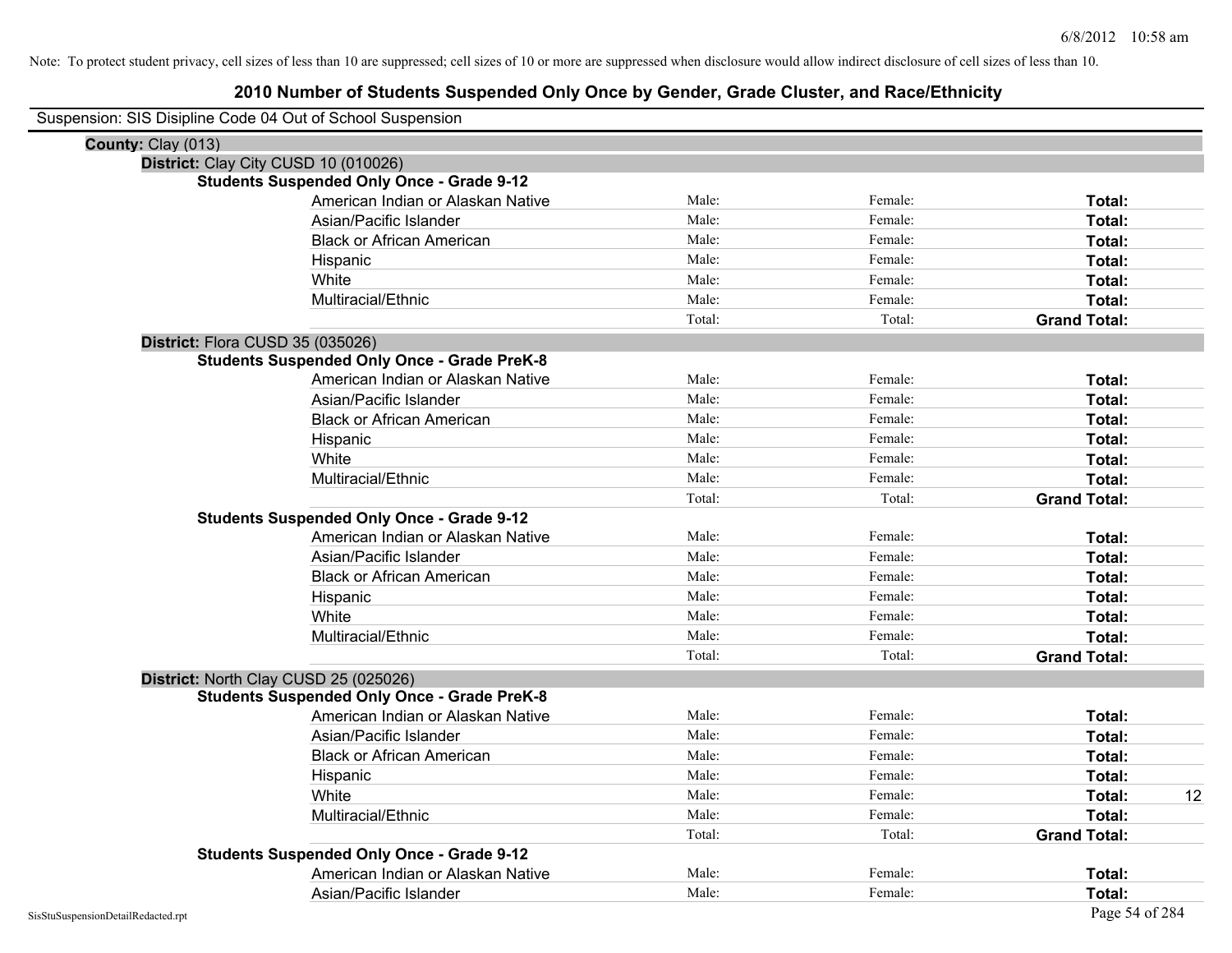Note: To protect student privacy, cell sizes of less than 10 are suppressed; cell sizes of 10 or more are suppressed when disclosure would allow indirect disclosure of cell sizes of less than 10.

# 2010 Number of Students Suspended Only Once by Gender, Grade Cluster, and Race/Ethnicity

Suspension: SIS Disipline Code 04 Out of School Suspension

**County:** Clay (013)

**District:** Clay City CUSD 10 (010026)

**Students Suspended Only Once - Grade 9-12**

| Race/Ethnicity | Male | Female | Total |
|---|---|---|---|
| American Indian or Alaskan Native | Male: | Female: | **Total:** |
| Asian/Pacific Islander | Male: | Female: | **Total:** |
| Black or African American | Male: | Female: | **Total:** |
| Hispanic | Male: | Female: | **Total:** |
| White | Male: | Female: | **Total:** |
| Multiracial/Ethnic | Male: | Female: | **Total:** |
| | Total: | Total: | **Grand Total:** |

**District:** Flora CUSD 35 (035026)

**Students Suspended Only Once - Grade PreK-8**

| Race/Ethnicity | Male | Female | Total |
|---|---|---|---|
| American Indian or Alaskan Native | Male: | Female: | **Total:** |
| Asian/Pacific Islander | Male: | Female: | **Total:** |
| Black or African American | Male: | Female: | **Total:** |
| Hispanic | Male: | Female: | **Total:** |
| White | Male: | Female: | **Total:** |
| Multiracial/Ethnic | Male: | Female: | **Total:** |
| | Total: | Total: | **Grand Total:** |

**Students Suspended Only Once - Grade 9-12**

| Race/Ethnicity | Male | Female | Total |
|---|---|---|---|
| American Indian or Alaskan Native | Male: | Female: | **Total:** |
| Asian/Pacific Islander | Male: | Female: | **Total:** |
| Black or African American | Male: | Female: | **Total:** |
| Hispanic | Male: | Female: | **Total:** |
| White | Male: | Female: | **Total:** |
| Multiracial/Ethnic | Male: | Female: | **Total:** |
| | Total: | Total: | **Grand Total:** |

**District:** North Clay CUSD 25 (025026)

**Students Suspended Only Once - Grade PreK-8**

| Race/Ethnicity | Male | Female | Total |
|---|---|---|---|
| American Indian or Alaskan Native | Male: | Female: | **Total:** |
| Asian/Pacific Islander | Male: | Female: | **Total:** |
| Black or African American | Male: | Female: | **Total:** |
| Hispanic | Male: | Female: | **Total:** |
| White | Male: | Female: | **Total:** 12 |
| Multiracial/Ethnic | Male: | Female: | **Total:** |
| | Total: | Total: | **Grand Total:** |

**Students Suspended Only Once - Grade 9-12**

| Race/Ethnicity | Male | Female | Total |
|---|---|---|---|
| American Indian or Alaskan Native | Male: | Female: | **Total:** |
| Asian/Pacific Islander | Male: | Female: | **Total:** |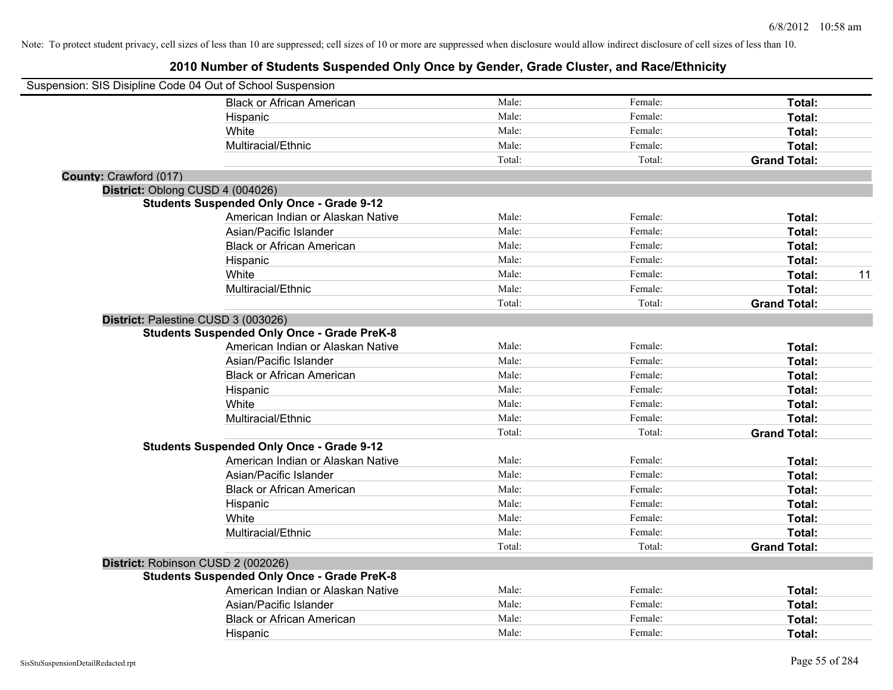Note: To protect student privacy, cell sizes of less than 10 are suppressed; cell sizes of 10 or more are suppressed when disclosure would allow indirect disclosure of cell sizes of less than 10.

# 2010 Number of Students Suspended Only Once by Gender, Grade Cluster, and Race/Ethnicity

Suspension: SIS Disipline Code 04 Out of School Suspension

| | | | | |
|---|---|---|---|---|
| Black or African American | Male: | Female: | **Total:** | |
| Hispanic | Male: | Female: | **Total:** | |
| White | Male: | Female: | **Total:** | |
| Multiracial/Ethnic | Male: | Female: | **Total:** | |
| | Total: | Total: | **Grand Total:** | |

**County:** Crawford (017)

**District:** Oblong CUSD 4 (004026)

**Students Suspended Only Once - Grade 9-12**

| | | | | |
|---|---|---|---|---|
| American Indian or Alaskan Native | Male: | Female: | **Total:** | |
| Asian/Pacific Islander | Male: | Female: | **Total:** | |
| Black or African American | Male: | Female: | **Total:** | |
| Hispanic | Male: | Female: | **Total:** | |
| White | Male: | Female: | **Total:** | 11 |
| Multiracial/Ethnic | Male: | Female: | **Total:** | |
| | Total: | Total: | **Grand Total:** | |

**District:** Palestine CUSD 3 (003026)

**Students Suspended Only Once - Grade PreK-8**

| | | | | |
|---|---|---|---|---|
| American Indian or Alaskan Native | Male: | Female: | **Total:** | |
| Asian/Pacific Islander | Male: | Female: | **Total:** | |
| Black or African American | Male: | Female: | **Total:** | |
| Hispanic | Male: | Female: | **Total:** | |
| White | Male: | Female: | **Total:** | |
| Multiracial/Ethnic | Male: | Female: | **Total:** | |
| | Total: | Total: | **Grand Total:** | |

**Students Suspended Only Once - Grade 9-12**

| | | | | |
|---|---|---|---|---|
| American Indian or Alaskan Native | Male: | Female: | **Total:** | |
| Asian/Pacific Islander | Male: | Female: | **Total:** | |
| Black or African American | Male: | Female: | **Total:** | |
| Hispanic | Male: | Female: | **Total:** | |
| White | Male: | Female: | **Total:** | |
| Multiracial/Ethnic | Male: | Female: | **Total:** | |
| | Total: | Total: | **Grand Total:** | |

**District:** Robinson CUSD 2 (002026)

**Students Suspended Only Once - Grade PreK-8**

| | | | | |
|---|---|---|---|---|
| American Indian or Alaskan Native | Male: | Female: | **Total:** | |
| Asian/Pacific Islander | Male: | Female: | **Total:** | |
| Black or African American | Male: | Female: | **Total:** | |
| Hispanic | Male: | Female: | **Total:** | |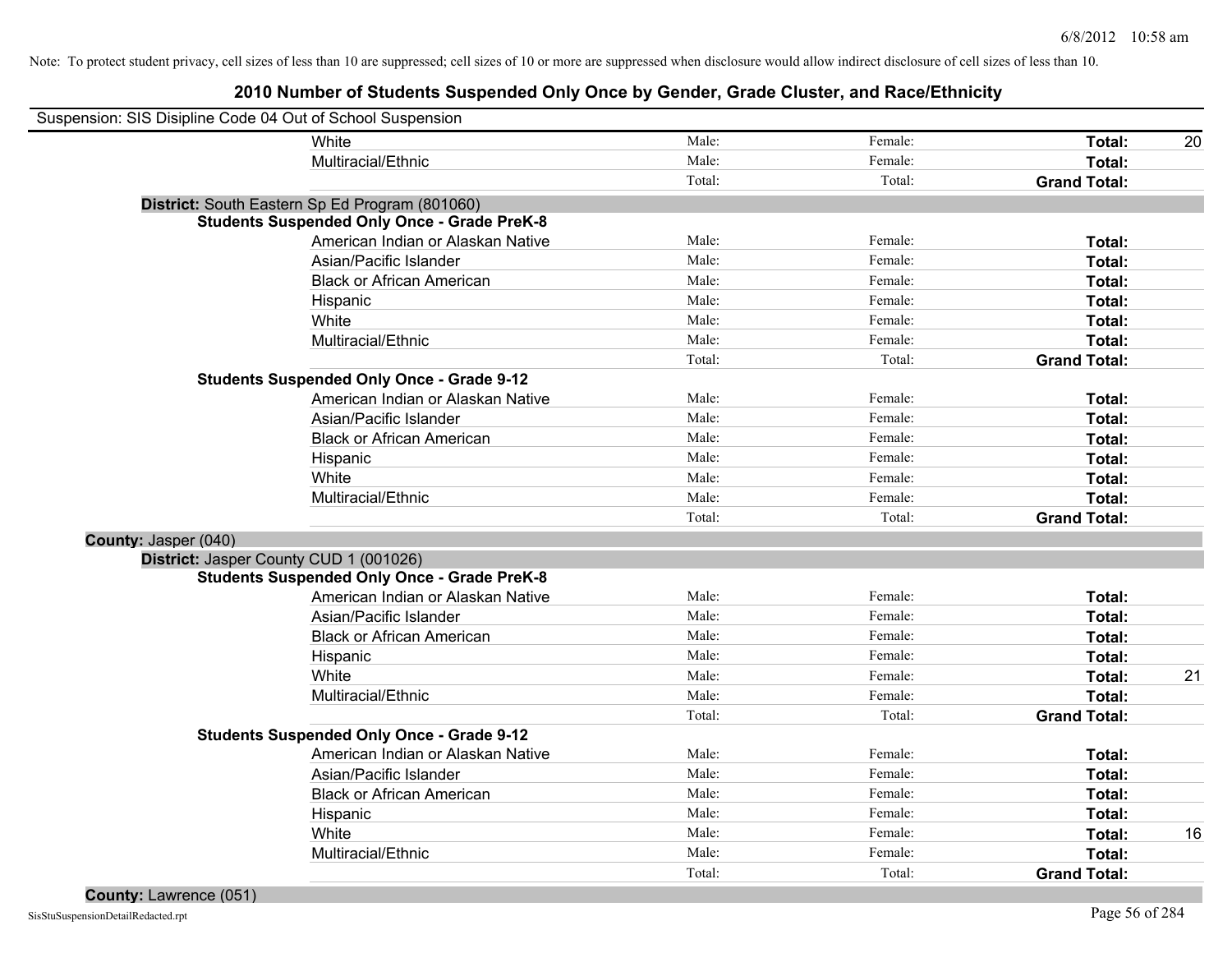Note: To protect student privacy, cell sizes of less than 10 are suppressed; cell sizes of 10 or more are suppressed when disclosure would allow indirect disclosure of cell sizes of less than 10.

# 2010 Number of Students Suspended Only Once by Gender, Grade Cluster, and Race/Ethnicity

Suspension: SIS Disipline Code 04 Out of School Suspension

| | | | | |
|---|---|---|---|---|
| White | Male: | Female: | **Total:** | 20 |
| Multiracial/Ethnic | Male: | Female: | **Total:** | |
| | Total: | Total: | **Grand Total:** | |

**District:** South Eastern Sp Ed Program (801060)

**Students Suspended Only Once - Grade PreK-8**

| | | | | |
|---|---|---|---|---|
| American Indian or Alaskan Native | Male: | Female: | **Total:** | |
| Asian/Pacific Islander | Male: | Female: | **Total:** | |
| Black or African American | Male: | Female: | **Total:** | |
| Hispanic | Male: | Female: | **Total:** | |
| White | Male: | Female: | **Total:** | |
| Multiracial/Ethnic | Male: | Female: | **Total:** | |
| | Total: | Total: | **Grand Total:** | |

**Students Suspended Only Once - Grade 9-12**

| | | | | |
|---|---|---|---|---|
| American Indian or Alaskan Native | Male: | Female: | **Total:** | |
| Asian/Pacific Islander | Male: | Female: | **Total:** | |
| Black or African American | Male: | Female: | **Total:** | |
| Hispanic | Male: | Female: | **Total:** | |
| White | Male: | Female: | **Total:** | |
| Multiracial/Ethnic | Male: | Female: | **Total:** | |
| | Total: | Total: | **Grand Total:** | |

**County:** Jasper (040)

**District:** Jasper County CUD 1 (001026)

**Students Suspended Only Once - Grade PreK-8**

| | | | | |
|---|---|---|---|---|
| American Indian or Alaskan Native | Male: | Female: | **Total:** | |
| Asian/Pacific Islander | Male: | Female: | **Total:** | |
| Black or African American | Male: | Female: | **Total:** | |
| Hispanic | Male: | Female: | **Total:** | |
| White | Male: | Female: | **Total:** | 21 |
| Multiracial/Ethnic | Male: | Female: | **Total:** | |
| | Total: | Total: | **Grand Total:** | |

**Students Suspended Only Once - Grade 9-12**

| | | | | |
|---|---|---|---|---|
| American Indian or Alaskan Native | Male: | Female: | **Total:** | |
| Asian/Pacific Islander | Male: | Female: | **Total:** | |
| Black or African American | Male: | Female: | **Total:** | |
| Hispanic | Male: | Female: | **Total:** | |
| White | Male: | Female: | **Total:** | 16 |
| Multiracial/Ethnic | Male: | Female: | **Total:** | |
| | Total: | Total: | **Grand Total:** | |

**County:** Lawrence (051)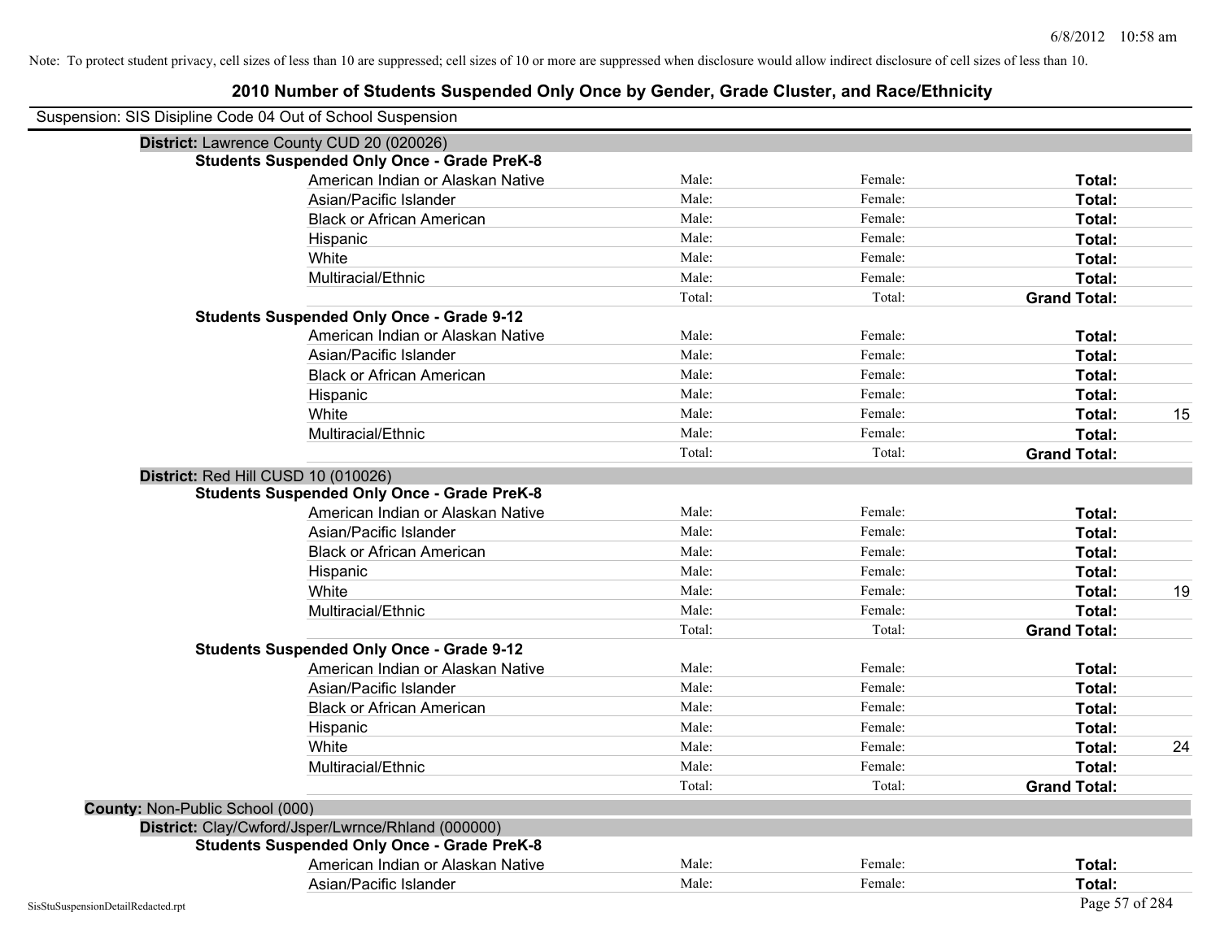Note: To protect student privacy, cell sizes of less than 10 are suppressed; cell sizes of 10 or more are suppressed when disclosure would allow indirect disclosure of cell sizes of less than 10.

# 2010 Number of Students Suspended Only Once by Gender, Grade Cluster, and Race/Ethnicity

Suspension: SIS Disipline Code 04 Out of School Suspension

**District:** Lawrence County CUD 20 (020026)

**Students Suspended Only Once - Grade PreK-8**

| | | | | |
|---|---|---|---|---|
| American Indian or Alaskan Native | Male: | Female: | **Total:** | |
| Asian/Pacific Islander | Male: | Female: | **Total:** | |
| Black or African American | Male: | Female: | **Total:** | |
| Hispanic | Male: | Female: | **Total:** | |
| White | Male: | Female: | **Total:** | |
| Multiracial/Ethnic | Male: | Female: | **Total:** | |
| | Total: | Total: | **Grand Total:** | |

**Students Suspended Only Once - Grade 9-12**

| | | | | |
|---|---|---|---|---|
| American Indian or Alaskan Native | Male: | Female: | **Total:** | |
| Asian/Pacific Islander | Male: | Female: | **Total:** | |
| Black or African American | Male: | Female: | **Total:** | |
| Hispanic | Male: | Female: | **Total:** | |
| White | Male: | Female: | **Total:** | 15 |
| Multiracial/Ethnic | Male: | Female: | **Total:** | |
| | Total: | Total: | **Grand Total:** | |

**District:** Red Hill CUSD 10 (010026)

**Students Suspended Only Once - Grade PreK-8**

| | | | | |
|---|---|---|---|---|
| American Indian or Alaskan Native | Male: | Female: | **Total:** | |
| Asian/Pacific Islander | Male: | Female: | **Total:** | |
| Black or African American | Male: | Female: | **Total:** | |
| Hispanic | Male: | Female: | **Total:** | |
| White | Male: | Female: | **Total:** | 19 |
| Multiracial/Ethnic | Male: | Female: | **Total:** | |
| | Total: | Total: | **Grand Total:** | |

**Students Suspended Only Once - Grade 9-12**

| | | | | |
|---|---|---|---|---|
| American Indian or Alaskan Native | Male: | Female: | **Total:** | |
| Asian/Pacific Islander | Male: | Female: | **Total:** | |
| Black or African American | Male: | Female: | **Total:** | |
| Hispanic | Male: | Female: | **Total:** | |
| White | Male: | Female: | **Total:** | 24 |
| Multiracial/Ethnic | Male: | Female: | **Total:** | |
| | Total: | Total: | **Grand Total:** | |

**County:** Non-Public School (000)

**District:** Clay/Cwford/Jsper/Lwrnce/Rhland (000000)

**Students Suspended Only Once - Grade PreK-8**

| | | | | |
|---|---|---|---|---|
| American Indian or Alaskan Native | Male: | Female: | **Total:** | |
| Asian/Pacific Islander | Male: | Female: | **Total:** | |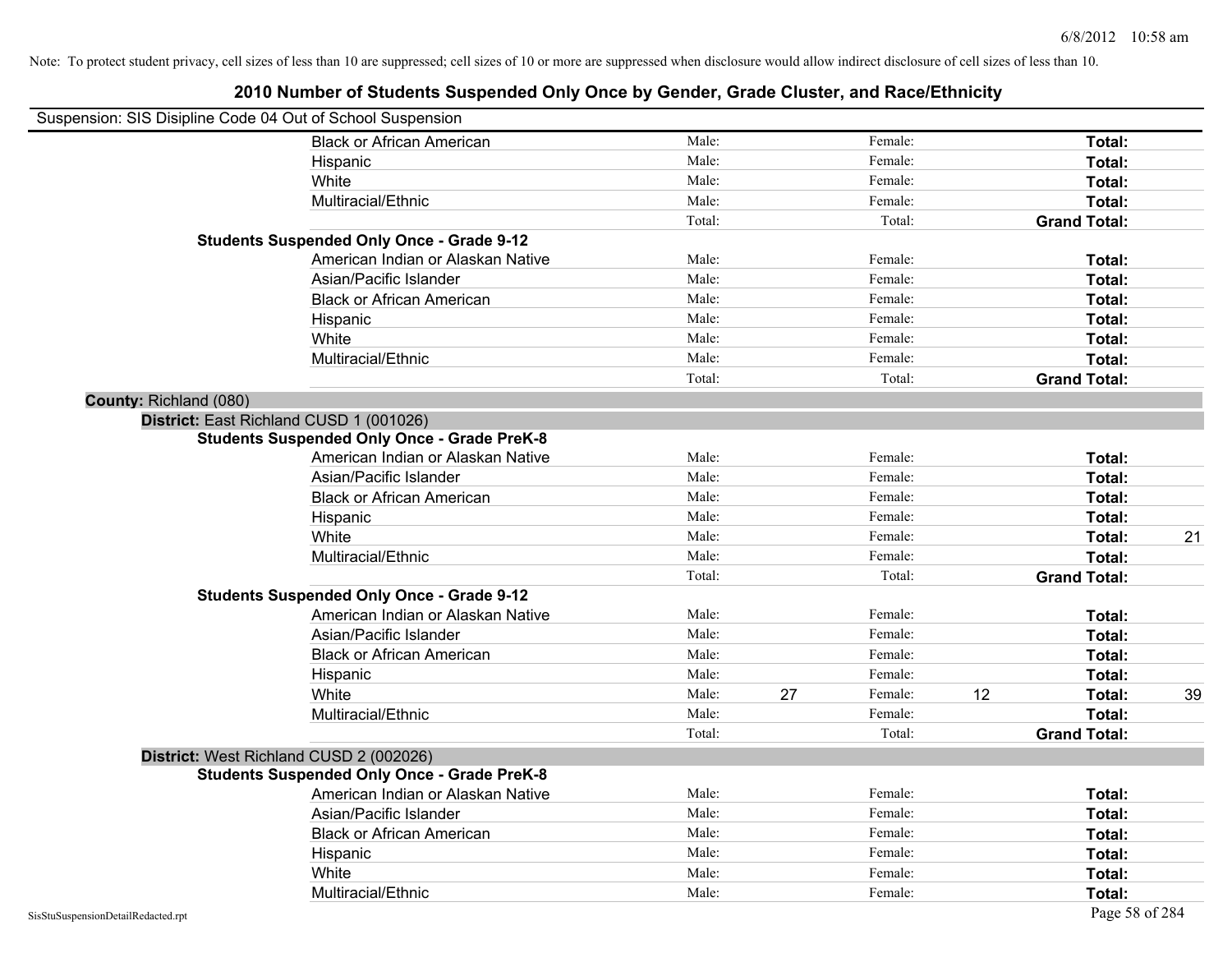Note: To protect student privacy, cell sizes of less than 10 are suppressed; cell sizes of 10 or more are suppressed when disclosure would allow indirect disclosure of cell sizes of less than 10.

# 2010 Number of Students Suspended Only Once by Gender, Grade Cluster, and Race/Ethnicity

Suspension: SIS Disipline Code 04 Out of School Suspension

| | | | | | | |
|---|---|---|---|---|---|---|
| Black or African American | Male: | | Female: | | **Total:** | |
| Hispanic | Male: | | Female: | | **Total:** | |
| White | Male: | | Female: | | **Total:** | |
| Multiracial/Ethnic | Male: | | Female: | | **Total:** | |
| | Total: | | Total: | | **Grand Total:** | |
| **Students Suspended Only Once - Grade 9-12** | | | | | | |
| American Indian or Alaskan Native | Male: | | Female: | | **Total:** | |
| Asian/Pacific Islander | Male: | | Female: | | **Total:** | |
| Black or African American | Male: | | Female: | | **Total:** | |
| Hispanic | Male: | | Female: | | **Total:** | |
| White | Male: | | Female: | | **Total:** | |
| Multiracial/Ethnic | Male: | | Female: | | **Total:** | |
| | Total: | | Total: | | **Grand Total:** | |

**County:** Richland (080)

**District:** East Richland CUSD 1 (001026)

| | | | | | | |
|---|---|---|---|---|---|---|
| **Students Suspended Only Once - Grade PreK-8** | | | | | | |
| American Indian or Alaskan Native | Male: | | Female: | | **Total:** | |
| Asian/Pacific Islander | Male: | | Female: | | **Total:** | |
| Black or African American | Male: | | Female: | | **Total:** | |
| Hispanic | Male: | | Female: | | **Total:** | |
| White | Male: | | Female: | | **Total:** | 21 |
| Multiracial/Ethnic | Male: | | Female: | | **Total:** | |
| | Total: | | Total: | | **Grand Total:** | |
| **Students Suspended Only Once - Grade 9-12** | | | | | | |
| American Indian or Alaskan Native | Male: | | Female: | | **Total:** | |
| Asian/Pacific Islander | Male: | | Female: | | **Total:** | |
| Black or African American | Male: | | Female: | | **Total:** | |
| Hispanic | Male: | | Female: | | **Total:** | |
| White | Male: | 27 | Female: | 12 | **Total:** | 39 |
| Multiracial/Ethnic | Male: | | Female: | | **Total:** | |
| | Total: | | Total: | | **Grand Total:** | |

**District:** West Richland CUSD 2 (002026)

| | | | | | | |
|---|---|---|---|---|---|---|
| **Students Suspended Only Once - Grade PreK-8** | | | | | | |
| American Indian or Alaskan Native | Male: | | Female: | | **Total:** | |
| Asian/Pacific Islander | Male: | | Female: | | **Total:** | |
| Black or African American | Male: | | Female: | | **Total:** | |
| Hispanic | Male: | | Female: | | **Total:** | |
| White | Male: | | Female: | | **Total:** | |
| Multiracial/Ethnic | Male: | | Female: | | **Total:** | |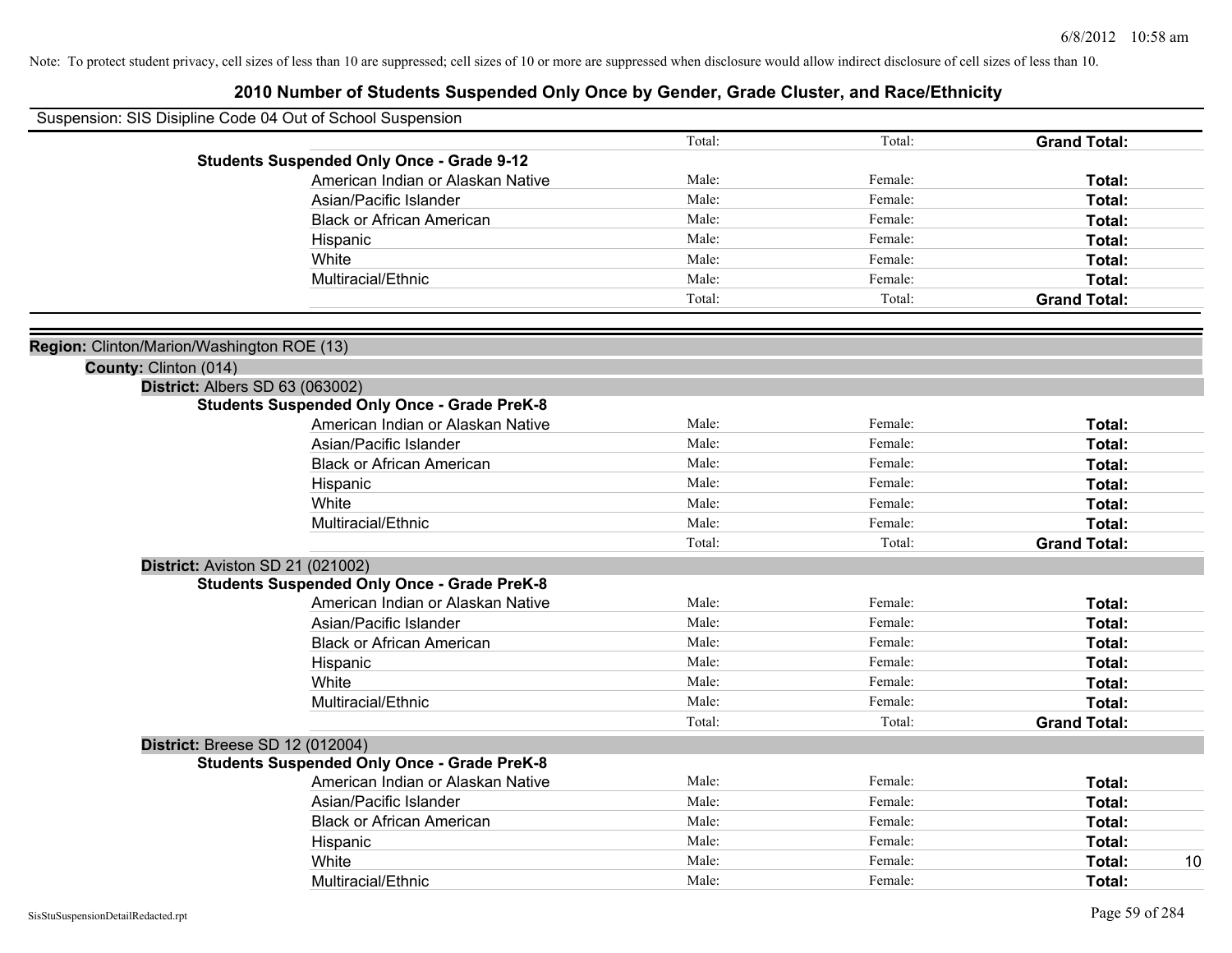Note: To protect student privacy, cell sizes of less than 10 are suppressed; cell sizes of 10 or more are suppressed when disclosure would allow indirect disclosure of cell sizes of less than 10.

# 2010 Number of Students Suspended Only Once by Gender, Grade Cluster, and Race/Ethnicity

Suspension: SIS Disipline Code 04 Out of School Suspension

| | | | | | |
|---|---|---|---|---|---|
| | | Total: | Total: | **Grand Total:** | |
| **Students Suspended Only Once - Grade 9-12** | | | | | |
| | American Indian or Alaskan Native | Male: | Female: | **Total:** | |
| | Asian/Pacific Islander | Male: | Female: | **Total:** | |
| | Black or African American | Male: | Female: | **Total:** | |
| | Hispanic | Male: | Female: | **Total:** | |
| | White | Male: | Female: | **Total:** | |
| | Multiracial/Ethnic | Male: | Female: | **Total:** | |
| | | Total: | Total: | **Grand Total:** | |

**Region:** Clinton/Marion/Washington ROE (13)

**County:** Clinton (014)

**District:** Albers SD 63 (063002)

| | | | | | |
|---|---|---|---|---|---|
| **Students Suspended Only Once - Grade PreK-8** | | | | | |
| | American Indian or Alaskan Native | Male: | Female: | **Total:** | |
| | Asian/Pacific Islander | Male: | Female: | **Total:** | |
| | Black or African American | Male: | Female: | **Total:** | |
| | Hispanic | Male: | Female: | **Total:** | |
| | White | Male: | Female: | **Total:** | |
| | Multiracial/Ethnic | Male: | Female: | **Total:** | |
| | | Total: | Total: | **Grand Total:** | |

**District:** Aviston SD 21 (021002)

| | | | | | |
|---|---|---|---|---|---|
| **Students Suspended Only Once - Grade PreK-8** | | | | | |
| | American Indian or Alaskan Native | Male: | Female: | **Total:** | |
| | Asian/Pacific Islander | Male: | Female: | **Total:** | |
| | Black or African American | Male: | Female: | **Total:** | |
| | Hispanic | Male: | Female: | **Total:** | |
| | White | Male: | Female: | **Total:** | |
| | Multiracial/Ethnic | Male: | Female: | **Total:** | |
| | | Total: | Total: | **Grand Total:** | |

**District:** Breese SD 12 (012004)

| | | | | | |
|---|---|---|---|---|---|
| **Students Suspended Only Once - Grade PreK-8** | | | | | |
| | American Indian or Alaskan Native | Male: | Female: | **Total:** | |
| | Asian/Pacific Islander | Male: | Female: | **Total:** | |
| | Black or African American | Male: | Female: | **Total:** | |
| | Hispanic | Male: | Female: | **Total:** | |
| | White | Male: | Female: | **Total:** | 10 |
| | Multiracial/Ethnic | Male: | Female: | **Total:** | |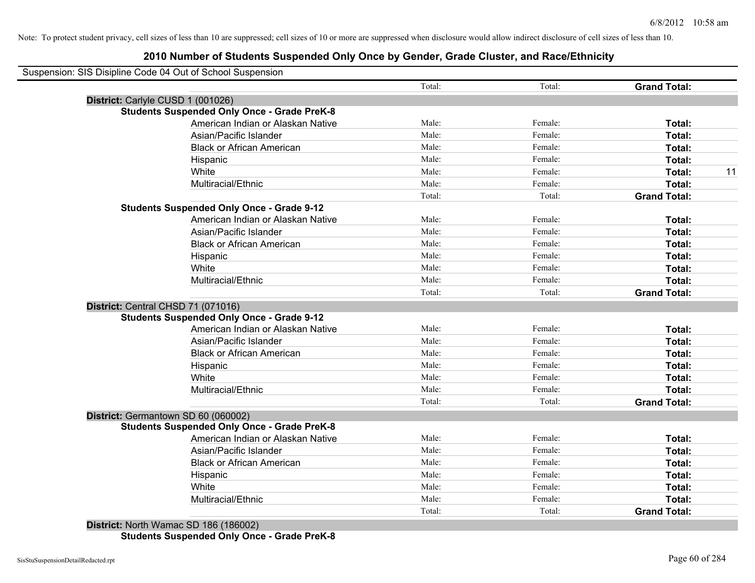Note: To protect student privacy, cell sizes of less than 10 are suppressed; cell sizes of 10 or more are suppressed when disclosure would allow indirect disclosure of cell sizes of less than 10.

# 2010 Number of Students Suspended Only Once by Gender, Grade Cluster, and Race/Ethnicity

Suspension: SIS Disipline Code 04 Out of School Suspension

| | | | | | |
|---|---|---|---|---|---|
| | | Total: | Total: | **Grand Total:** | |
| **District:** Carlyle CUSD 1 (001026) | | | | | |
| **Students Suspended Only Once - Grade PreK-8** | | | | | |
| | American Indian or Alaskan Native | Male: | Female: | **Total:** | |
| | Asian/Pacific Islander | Male: | Female: | **Total:** | |
| | Black or African American | Male: | Female: | **Total:** | |
| | Hispanic | Male: | Female: | **Total:** | |
| | White | Male: | Female: | **Total:** | 11 |
| | Multiracial/Ethnic | Male: | Female: | **Total:** | |
| | | Total: | Total: | **Grand Total:** | |
| **Students Suspended Only Once - Grade 9-12** | | | | | |
| | American Indian or Alaskan Native | Male: | Female: | **Total:** | |
| | Asian/Pacific Islander | Male: | Female: | **Total:** | |
| | Black or African American | Male: | Female: | **Total:** | |
| | Hispanic | Male: | Female: | **Total:** | |
| | White | Male: | Female: | **Total:** | |
| | Multiracial/Ethnic | Male: | Female: | **Total:** | |
| | | Total: | Total: | **Grand Total:** | |
| **District:** Central CHSD 71 (071016) | | | | | |
| **Students Suspended Only Once - Grade 9-12** | | | | | |
| | American Indian or Alaskan Native | Male: | Female: | **Total:** | |
| | Asian/Pacific Islander | Male: | Female: | **Total:** | |
| | Black or African American | Male: | Female: | **Total:** | |
| | Hispanic | Male: | Female: | **Total:** | |
| | White | Male: | Female: | **Total:** | |
| | Multiracial/Ethnic | Male: | Female: | **Total:** | |
| | | Total: | Total: | **Grand Total:** | |
| **District:** Germantown SD 60 (060002) | | | | | |
| **Students Suspended Only Once - Grade PreK-8** | | | | | |
| | American Indian or Alaskan Native | Male: | Female: | **Total:** | |
| | Asian/Pacific Islander | Male: | Female: | **Total:** | |
| | Black or African American | Male: | Female: | **Total:** | |
| | Hispanic | Male: | Female: | **Total:** | |
| | White | Male: | Female: | **Total:** | |
| | Multiracial/Ethnic | Male: | Female: | **Total:** | |
| | | Total: | Total: | **Grand Total:** | |
| **District:** North Wamac SD 186 (186002) | | | | | |
| **Students Suspended Only Once - Grade PreK-8** | | | | | |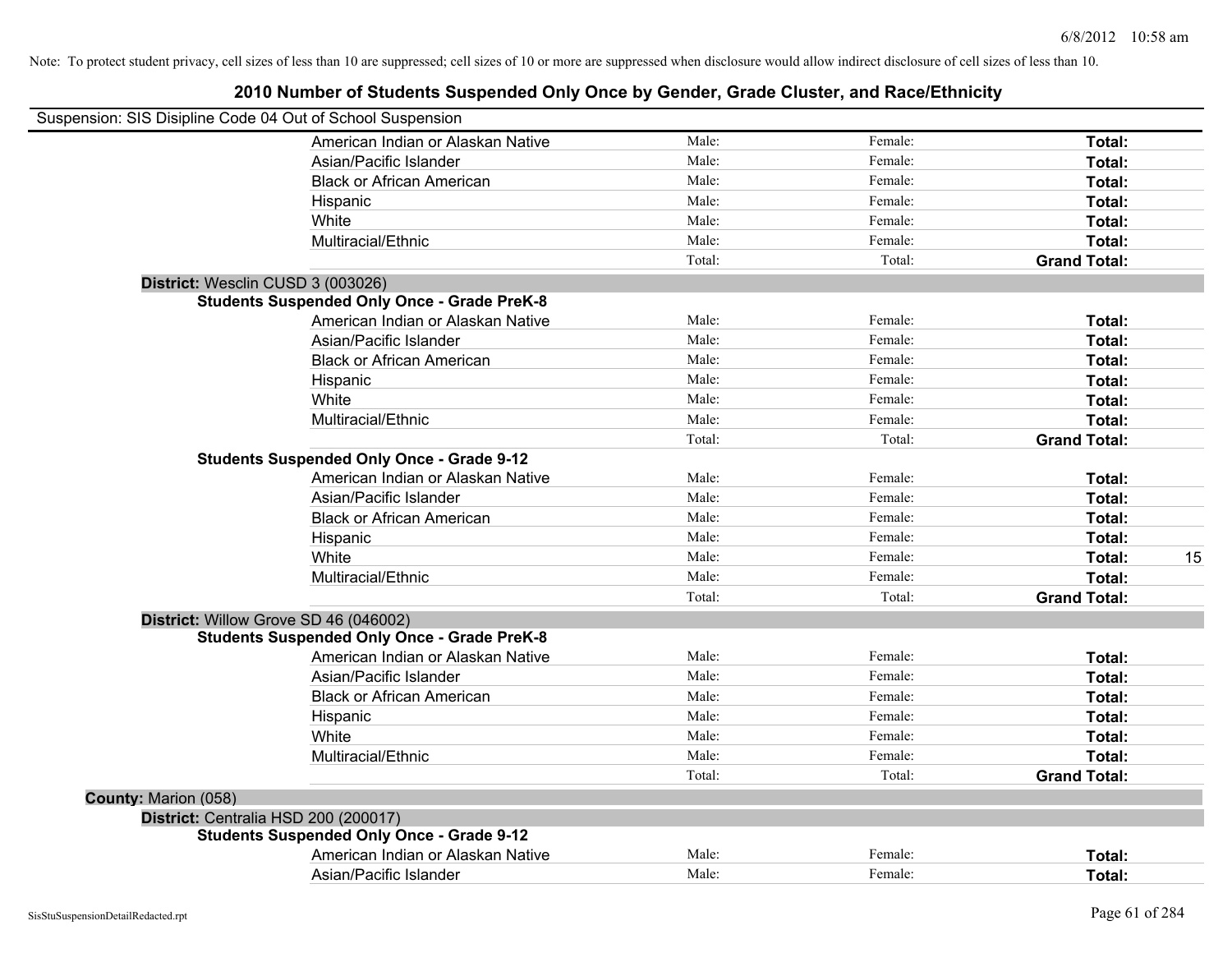Note: To protect student privacy, cell sizes of less than 10 are suppressed; cell sizes of 10 or more are suppressed when disclosure would allow indirect disclosure of cell sizes of less than 10.

## 2010 Number of Students Suspended Only Once by Gender, Grade Cluster, and Race/Ethnicity

Suspension: SIS Disipline Code 04 Out of School Suspension

| | | | | | |
|---|---|---|---|---|---|
| | American Indian or Alaskan Native | Male: | Female: | **Total:** | |
| | Asian/Pacific Islander | Male: | Female: | **Total:** | |
| | Black or African American | Male: | Female: | **Total:** | |
| | Hispanic | Male: | Female: | **Total:** | |
| | White | Male: | Female: | **Total:** | |
| | Multiracial/Ethnic | Male: | Female: | **Total:** | |
| | | Total: | Total: | **Grand Total:** | |
| **District:** Wesclin CUSD 3 (003026) | | | | | |
| **Students Suspended Only Once - Grade PreK-8** | | | | | |
| | American Indian or Alaskan Native | Male: | Female: | **Total:** | |
| | Asian/Pacific Islander | Male: | Female: | **Total:** | |
| | Black or African American | Male: | Female: | **Total:** | |
| | Hispanic | Male: | Female: | **Total:** | |
| | White | Male: | Female: | **Total:** | |
| | Multiracial/Ethnic | Male: | Female: | **Total:** | |
| | | Total: | Total: | **Grand Total:** | |
| **Students Suspended Only Once - Grade 9-12** | | | | | |
| | American Indian or Alaskan Native | Male: | Female: | **Total:** | |
| | Asian/Pacific Islander | Male: | Female: | **Total:** | |
| | Black or African American | Male: | Female: | **Total:** | |
| | Hispanic | Male: | Female: | **Total:** | |
| | White | Male: | Female: | **Total:** | 15 |
| | Multiracial/Ethnic | Male: | Female: | **Total:** | |
| | | Total: | Total: | **Grand Total:** | |
| **District:** Willow Grove SD 46 (046002) | | | | | |
| **Students Suspended Only Once - Grade PreK-8** | | | | | |
| | American Indian or Alaskan Native | Male: | Female: | **Total:** | |
| | Asian/Pacific Islander | Male: | Female: | **Total:** | |
| | Black or African American | Male: | Female: | **Total:** | |
| | Hispanic | Male: | Female: | **Total:** | |
| | White | Male: | Female: | **Total:** | |
| | Multiracial/Ethnic | Male: | Female: | **Total:** | |
| | | Total: | Total: | **Grand Total:** | |
| **County:** Marion (058) | | | | | |
| **District:** Centralia HSD 200 (200017) | | | | | |
| **Students Suspended Only Once - Grade 9-12** | | | | | |
| | American Indian or Alaskan Native | Male: | Female: | **Total:** | |
| | Asian/Pacific Islander | Male: | Female: | **Total:** | |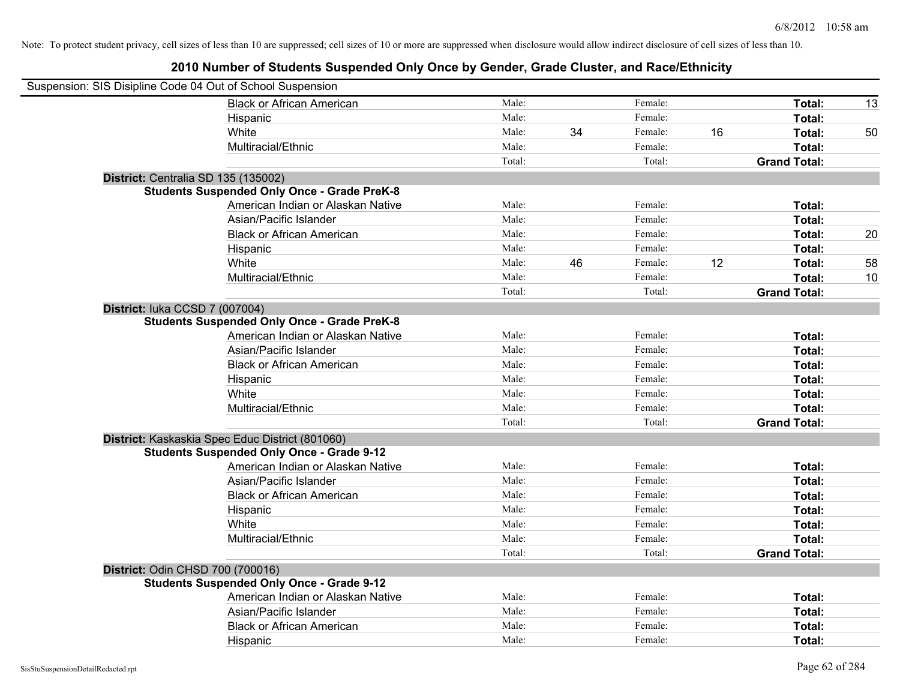Note: To protect student privacy, cell sizes of less than 10 are suppressed; cell sizes of 10 or more are suppressed when disclosure would allow indirect disclosure of cell sizes of less than 10.

# 2010 Number of Students Suspended Only Once by Gender, Grade Cluster, and Race/Ethnicity

Suspension: SIS Disipline Code 04 Out of School Suspension

| | | | | | | |
|---|---|---|---|---|---|---|
| Black or African American | Male: | | Female: | | **Total:** | 13 |
| Hispanic | Male: | | Female: | | **Total:** | |
| White | Male: | 34 | Female: | 16 | **Total:** | 50 |
| Multiracial/Ethnic | Male: | | Female: | | **Total:** | |
| | Total: | | Total: | | **Grand Total:** | |

**District:** Centralia SD 135 (135002)

**Students Suspended Only Once - Grade PreK-8**

| | | | | | | |
|---|---|---|---|---|---|---|
| American Indian or Alaskan Native | Male: | | Female: | | **Total:** | |
| Asian/Pacific Islander | Male: | | Female: | | **Total:** | |
| Black or African American | Male: | | Female: | | **Total:** | 20 |
| Hispanic | Male: | | Female: | | **Total:** | |
| White | Male: | 46 | Female: | 12 | **Total:** | 58 |
| Multiracial/Ethnic | Male: | | Female: | | **Total:** | 10 |
| | Total: | | Total: | | **Grand Total:** | |

**District:** Iuka CCSD 7 (007004)

**Students Suspended Only Once - Grade PreK-8**

| | | | | | | |
|---|---|---|---|---|---|---|
| American Indian or Alaskan Native | Male: | | Female: | | **Total:** | |
| Asian/Pacific Islander | Male: | | Female: | | **Total:** | |
| Black or African American | Male: | | Female: | | **Total:** | |
| Hispanic | Male: | | Female: | | **Total:** | |
| White | Male: | | Female: | | **Total:** | |
| Multiracial/Ethnic | Male: | | Female: | | **Total:** | |
| | Total: | | Total: | | **Grand Total:** | |

**District:** Kaskaskia Spec Educ District (801060)

**Students Suspended Only Once - Grade 9-12**

| | | | | | | |
|---|---|---|---|---|---|---|
| American Indian or Alaskan Native | Male: | | Female: | | **Total:** | |
| Asian/Pacific Islander | Male: | | Female: | | **Total:** | |
| Black or African American | Male: | | Female: | | **Total:** | |
| Hispanic | Male: | | Female: | | **Total:** | |
| White | Male: | | Female: | | **Total:** | |
| Multiracial/Ethnic | Male: | | Female: | | **Total:** | |
| | Total: | | Total: | | **Grand Total:** | |

**District:** Odin CHSD 700 (700016)

**Students Suspended Only Once - Grade 9-12**

| | | | | | | |
|---|---|---|---|---|---|---|
| American Indian or Alaskan Native | Male: | | Female: | | **Total:** | |
| Asian/Pacific Islander | Male: | | Female: | | **Total:** | |
| Black or African American | Male: | | Female: | | **Total:** | |
| Hispanic | Male: | | Female: | | **Total:** | |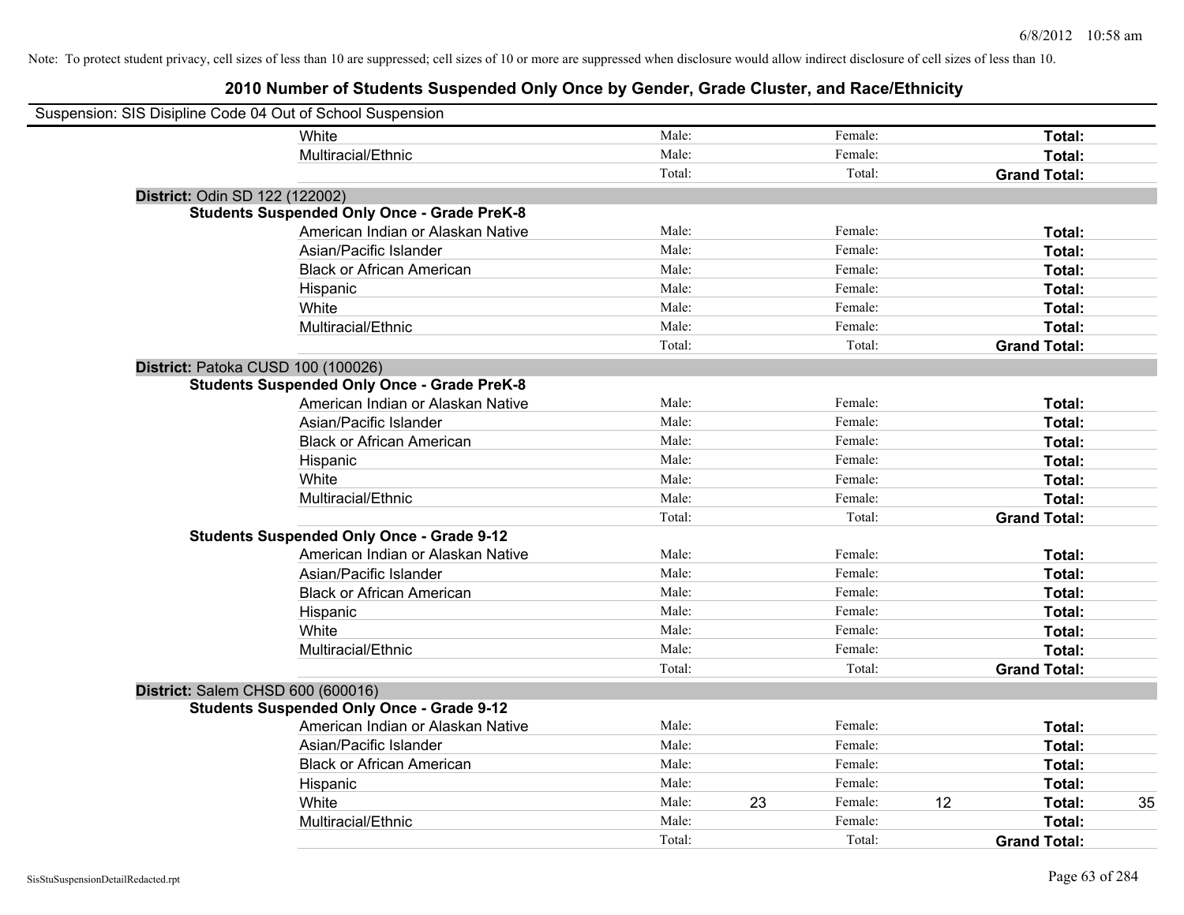Note: To protect student privacy, cell sizes of less than 10 are suppressed; cell sizes of 10 or more are suppressed when disclosure would allow indirect disclosure of cell sizes of less than 10.

# 2010 Number of Students Suspended Only Once by Gender, Grade Cluster, and Race/Ethnicity

Suspension: SIS Disipline Code 04 Out of School Suspension

| | | | | | | |
|---|---|---|---|---|---|---|
| White | Male: | | Female: | | **Total:** | |
| Multiracial/Ethnic | Male: | | Female: | | **Total:** | |
| | Total: | | Total: | | **Grand Total:** | |

**District:** Odin SD 122 (122002)

**Students Suspended Only Once - Grade PreK-8**

| | | | | | | |
|---|---|---|---|---|---|---|
| American Indian or Alaskan Native | Male: | | Female: | | **Total:** | |
| Asian/Pacific Islander | Male: | | Female: | | **Total:** | |
| Black or African American | Male: | | Female: | | **Total:** | |
| Hispanic | Male: | | Female: | | **Total:** | |
| White | Male: | | Female: | | **Total:** | |
| Multiracial/Ethnic | Male: | | Female: | | **Total:** | |
| | Total: | | Total: | | **Grand Total:** | |

**District:** Patoka CUSD 100 (100026)

**Students Suspended Only Once - Grade PreK-8**

| | | | | | | |
|---|---|---|---|---|---|---|
| American Indian or Alaskan Native | Male: | | Female: | | **Total:** | |
| Asian/Pacific Islander | Male: | | Female: | | **Total:** | |
| Black or African American | Male: | | Female: | | **Total:** | |
| Hispanic | Male: | | Female: | | **Total:** | |
| White | Male: | | Female: | | **Total:** | |
| Multiracial/Ethnic | Male: | | Female: | | **Total:** | |
| | Total: | | Total: | | **Grand Total:** | |

**Students Suspended Only Once - Grade 9-12**

| | | | | | | |
|---|---|---|---|---|---|---|
| American Indian or Alaskan Native | Male: | | Female: | | **Total:** | |
| Asian/Pacific Islander | Male: | | Female: | | **Total:** | |
| Black or African American | Male: | | Female: | | **Total:** | |
| Hispanic | Male: | | Female: | | **Total:** | |
| White | Male: | | Female: | | **Total:** | |
| Multiracial/Ethnic | Male: | | Female: | | **Total:** | |
| | Total: | | Total: | | **Grand Total:** | |

**District:** Salem CHSD 600 (600016)

**Students Suspended Only Once - Grade 9-12**

| | | | | | | |
|---|---|---|---|---|---|---|
| American Indian or Alaskan Native | Male: | | Female: | | **Total:** | |
| Asian/Pacific Islander | Male: | | Female: | | **Total:** | |
| Black or African American | Male: | | Female: | | **Total:** | |
| Hispanic | Male: | | Female: | | **Total:** | |
| White | Male: | 23 | Female: | 12 | **Total:** | 35 |
| Multiracial/Ethnic | Male: | | Female: | | **Total:** | |
| | Total: | | Total: | | **Grand Total:** | |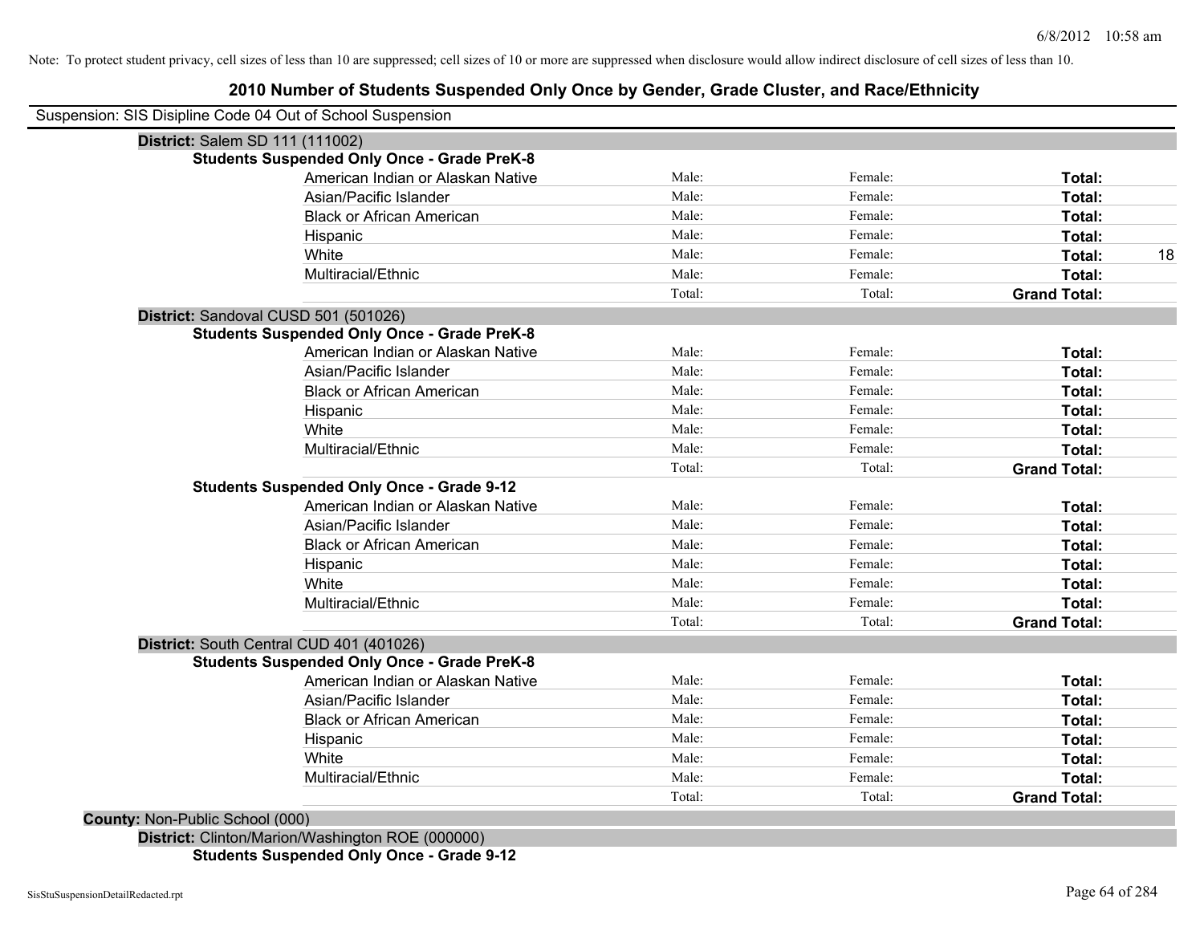Note: To protect student privacy, cell sizes of less than 10 are suppressed; cell sizes of 10 or more are suppressed when disclosure would allow indirect disclosure of cell sizes of less than 10.

# 2010 Number of Students Suspended Only Once by Gender, Grade Cluster, and Race/Ethnicity

Suspension: SIS Disipline Code 04 Out of School Suspension

**District:** Salem SD 111 (111002)

**Students Suspended Only Once - Grade PreK-8**

| | | | | |
|---|---|---|---|---|
| American Indian or Alaskan Native | Male: | Female: | **Total:** | |
| Asian/Pacific Islander | Male: | Female: | **Total:** | |
| Black or African American | Male: | Female: | **Total:** | |
| Hispanic | Male: | Female: | **Total:** | |
| White | Male: | Female: | **Total:** | 18 |
| Multiracial/Ethnic | Male: | Female: | **Total:** | |
| | Total: | Total: | **Grand Total:** | |

**District:** Sandoval CUSD 501 (501026)

**Students Suspended Only Once - Grade PreK-8**

| | | | | |
|---|---|---|---|---|
| American Indian or Alaskan Native | Male: | Female: | **Total:** | |
| Asian/Pacific Islander | Male: | Female: | **Total:** | |
| Black or African American | Male: | Female: | **Total:** | |
| Hispanic | Male: | Female: | **Total:** | |
| White | Male: | Female: | **Total:** | |
| Multiracial/Ethnic | Male: | Female: | **Total:** | |
| | Total: | Total: | **Grand Total:** | |

**Students Suspended Only Once - Grade 9-12**

| | | | | |
|---|---|---|---|---|
| American Indian or Alaskan Native | Male: | Female: | **Total:** | |
| Asian/Pacific Islander | Male: | Female: | **Total:** | |
| Black or African American | Male: | Female: | **Total:** | |
| Hispanic | Male: | Female: | **Total:** | |
| White | Male: | Female: | **Total:** | |
| Multiracial/Ethnic | Male: | Female: | **Total:** | |
| | Total: | Total: | **Grand Total:** | |

**District:** South Central CUD 401 (401026)

**Students Suspended Only Once - Grade PreK-8**

| | | | | |
|---|---|---|---|---|
| American Indian or Alaskan Native | Male: | Female: | **Total:** | |
| Asian/Pacific Islander | Male: | Female: | **Total:** | |
| Black or African American | Male: | Female: | **Total:** | |
| Hispanic | Male: | Female: | **Total:** | |
| White | Male: | Female: | **Total:** | |
| Multiracial/Ethnic | Male: | Female: | **Total:** | |
| | Total: | Total: | **Grand Total:** | |

**County:** Non-Public School (000)

**District:** Clinton/Marion/Washington ROE (000000)

**Students Suspended Only Once - Grade 9-12**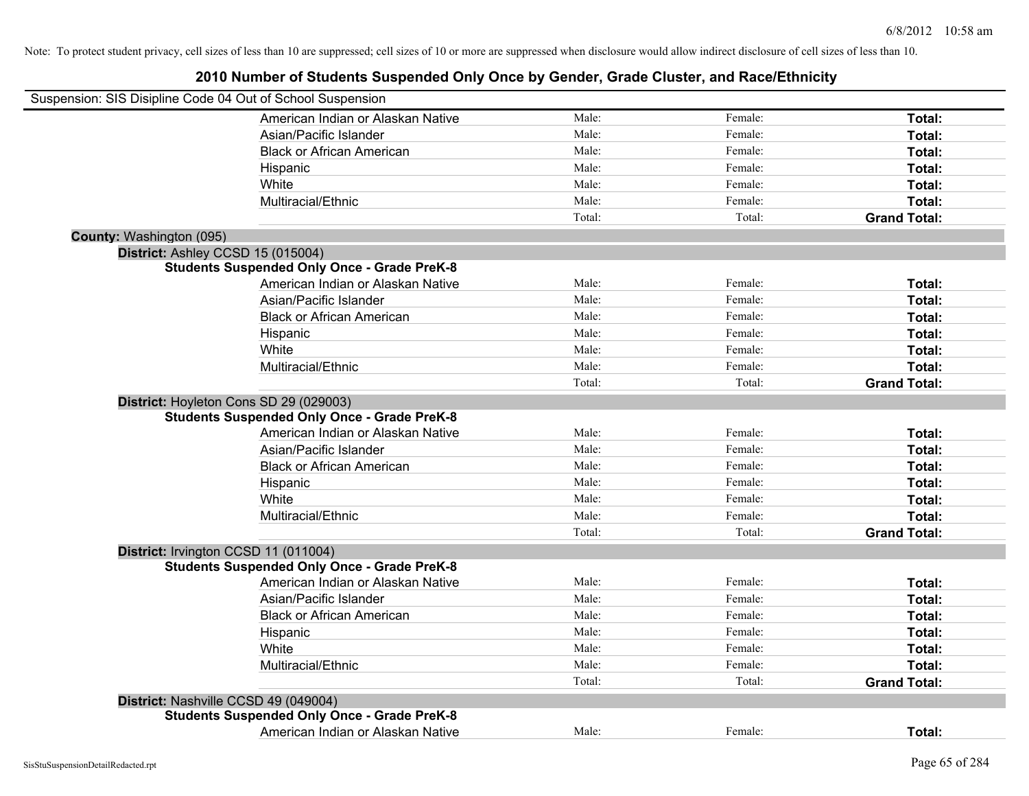Note: To protect student privacy, cell sizes of less than 10 are suppressed; cell sizes of 10 or more are suppressed when disclosure would allow indirect disclosure of cell sizes of less than 10.

# 2010 Number of Students Suspended Only Once by Gender, Grade Cluster, and Race/Ethnicity

Suspension: SIS Disipline Code 04 Out of School Suspension

| | Male: | Female: | Total: |
|---|---|---|---|
| American Indian or Alaskan Native | Male: | Female: | **Total:** |
| Asian/Pacific Islander | Male: | Female: | **Total:** |
| Black or African American | Male: | Female: | **Total:** |
| Hispanic | Male: | Female: | **Total:** |
| White | Male: | Female: | **Total:** |
| Multiracial/Ethnic | Male: | Female: | **Total:** |
| | Total: | Total: | **Grand Total:** |

**County:** Washington (095)

**District:** Ashley CCSD 15 (015004)

**Students Suspended Only Once - Grade PreK-8**

| | | | |
|---|---|---|---|
| American Indian or Alaskan Native | Male: | Female: | **Total:** |
| Asian/Pacific Islander | Male: | Female: | **Total:** |
| Black or African American | Male: | Female: | **Total:** |
| Hispanic | Male: | Female: | **Total:** |
| White | Male: | Female: | **Total:** |
| Multiracial/Ethnic | Male: | Female: | **Total:** |
| | Total: | Total: | **Grand Total:** |

**District:** Hoyleton Cons SD 29 (029003)

**Students Suspended Only Once - Grade PreK-8**

| | | | |
|---|---|---|---|
| American Indian or Alaskan Native | Male: | Female: | **Total:** |
| Asian/Pacific Islander | Male: | Female: | **Total:** |
| Black or African American | Male: | Female: | **Total:** |
| Hispanic | Male: | Female: | **Total:** |
| White | Male: | Female: | **Total:** |
| Multiracial/Ethnic | Male: | Female: | **Total:** |
| | Total: | Total: | **Grand Total:** |

**District:** Irvington CCSD 11 (011004)

**Students Suspended Only Once - Grade PreK-8**

| | | | |
|---|---|---|---|
| American Indian or Alaskan Native | Male: | Female: | **Total:** |
| Asian/Pacific Islander | Male: | Female: | **Total:** |
| Black or African American | Male: | Female: | **Total:** |
| Hispanic | Male: | Female: | **Total:** |
| White | Male: | Female: | **Total:** |
| Multiracial/Ethnic | Male: | Female: | **Total:** |
| | Total: | Total: | **Grand Total:** |

**District:** Nashville CCSD 49 (049004)

**Students Suspended Only Once - Grade PreK-8**

| | | | |
|---|---|---|---|
| American Indian or Alaskan Native | Male: | Female: | **Total:** |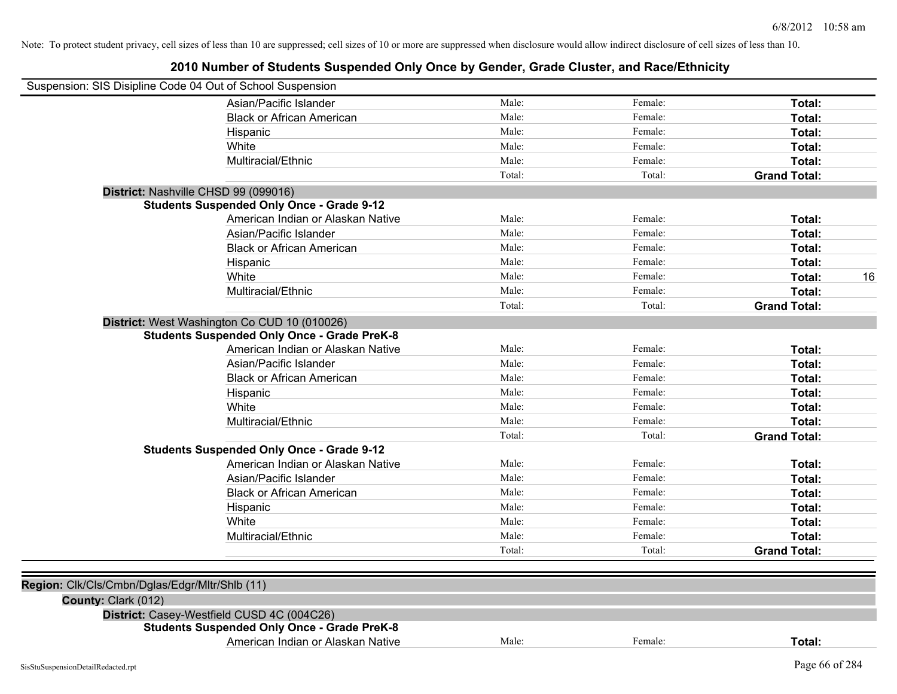Note: To protect student privacy, cell sizes of less than 10 are suppressed; cell sizes of 10 or more are suppressed when disclosure would allow indirect disclosure of cell sizes of less than 10.

# 2010 Number of Students Suspended Only Once by Gender, Grade Cluster, and Race/Ethnicity

Suspension: SIS Disipline Code 04 Out of School Suspension

| | Male | Female | Total |
|---|---|---|---|
| Asian/Pacific Islander | Male: | Female: | **Total:** |
| Black or African American | Male: | Female: | **Total:** |
| Hispanic | Male: | Female: | **Total:** |
| White | Male: | Female: | **Total:** |
| Multiracial/Ethnic | Male: | Female: | **Total:** |
| | Total: | Total: | **Grand Total:** |

**District:** Nashville CHSD 99 (099016)

**Students Suspended Only Once - Grade 9-12**

| | Male | Female | Total |
|---|---|---|---|
| American Indian or Alaskan Native | Male: | Female: | **Total:** |
| Asian/Pacific Islander | Male: | Female: | **Total:** |
| Black or African American | Male: | Female: | **Total:** |
| Hispanic | Male: | Female: | **Total:** |
| White | Male: | Female: | **Total:** 16 |
| Multiracial/Ethnic | Male: | Female: | **Total:** |
| | Total: | Total: | **Grand Total:** |

**District:** West Washington Co CUD 10 (010026)

**Students Suspended Only Once - Grade PreK-8**

| | Male | Female | Total |
|---|---|---|---|
| American Indian or Alaskan Native | Male: | Female: | **Total:** |
| Asian/Pacific Islander | Male: | Female: | **Total:** |
| Black or African American | Male: | Female: | **Total:** |
| Hispanic | Male: | Female: | **Total:** |
| White | Male: | Female: | **Total:** |
| Multiracial/Ethnic | Male: | Female: | **Total:** |
| | Total: | Total: | **Grand Total:** |

**Students Suspended Only Once - Grade 9-12**

| | Male | Female | Total |
|---|---|---|---|
| American Indian or Alaskan Native | Male: | Female: | **Total:** |
| Asian/Pacific Islander | Male: | Female: | **Total:** |
| Black or African American | Male: | Female: | **Total:** |
| Hispanic | Male: | Female: | **Total:** |
| White | Male: | Female: | **Total:** |
| Multiracial/Ethnic | Male: | Female: | **Total:** |
| | Total: | Total: | **Grand Total:** |

**Region:** Clk/Cls/Cmbn/Dglas/Edgr/Mltr/Shlb (11)

**County:** Clark (012)

**District:** Casey-Westfield CUSD 4C (004C26)

**Students Suspended Only Once - Grade PreK-8**

| | Male | Female | Total |
|---|---|---|---|
| American Indian or Alaskan Native | Male: | Female: | **Total:** |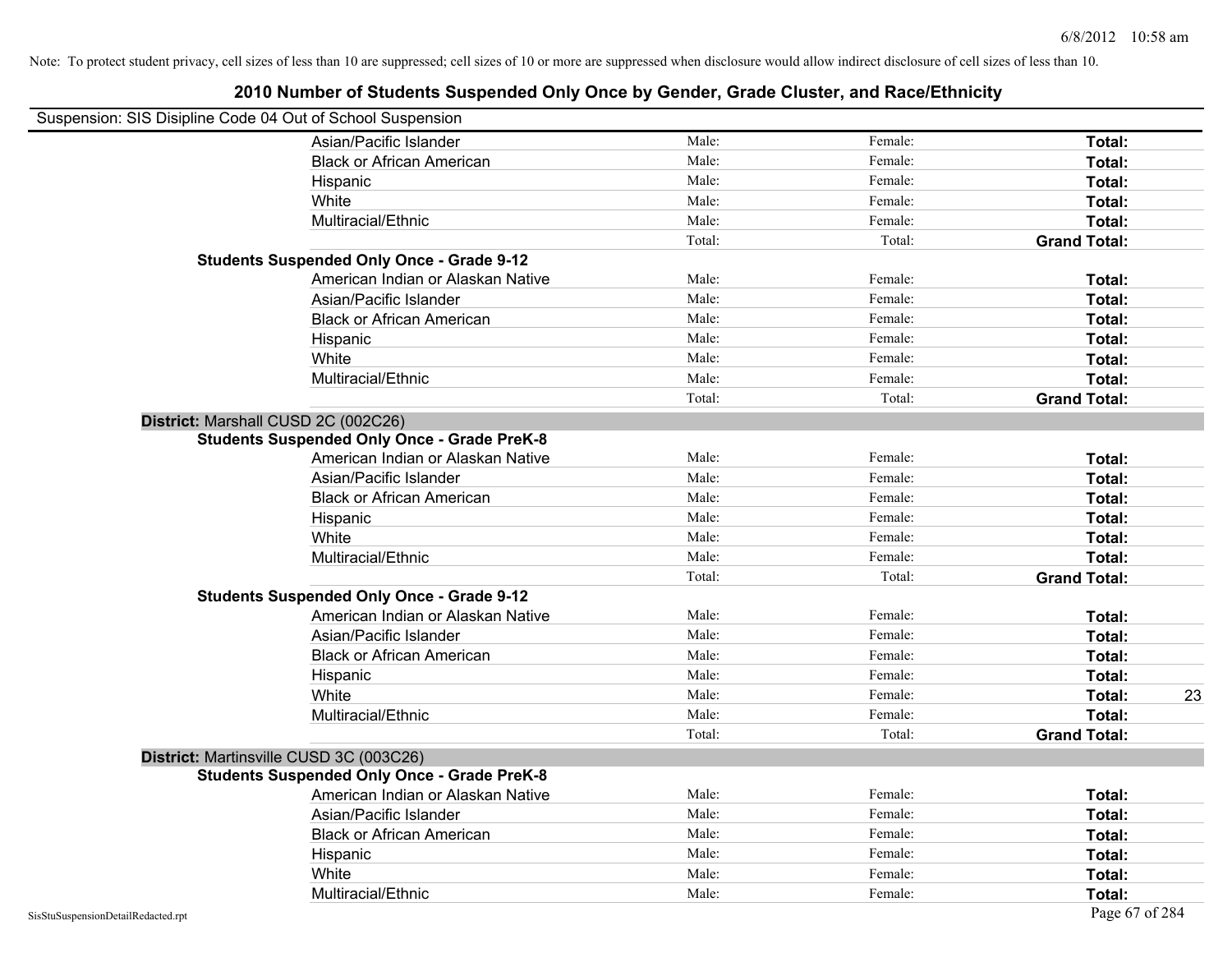Note: To protect student privacy, cell sizes of less than 10 are suppressed; cell sizes of 10 or more are suppressed when disclosure would allow indirect disclosure of cell sizes of less than 10.

# 2010 Number of Students Suspended Only Once by Gender, Grade Cluster, and Race/Ethnicity

Suspension: SIS Disipline Code 04 Out of School Suspension

| | | | | |
|---|---|---|---|---|
| Asian/Pacific Islander | Male: | Female: | **Total:** | |
| Black or African American | Male: | Female: | **Total:** | |
| Hispanic | Male: | Female: | **Total:** | |
| White | Male: | Female: | **Total:** | |
| Multiracial/Ethnic | Male: | Female: | **Total:** | |
| | Total: | Total: | **Grand Total:** | |
| **Students Suspended Only Once - Grade 9-12** | | | | |
| American Indian or Alaskan Native | Male: | Female: | **Total:** | |
| Asian/Pacific Islander | Male: | Female: | **Total:** | |
| Black or African American | Male: | Female: | **Total:** | |
| Hispanic | Male: | Female: | **Total:** | |
| White | Male: | Female: | **Total:** | |
| Multiracial/Ethnic | Male: | Female: | **Total:** | |
| | Total: | Total: | **Grand Total:** | |
| **District:** Marshall CUSD 2C (002C26) | | | | |
| **Students Suspended Only Once - Grade PreK-8** | | | | |
| American Indian or Alaskan Native | Male: | Female: | **Total:** | |
| Asian/Pacific Islander | Male: | Female: | **Total:** | |
| Black or African American | Male: | Female: | **Total:** | |
| Hispanic | Male: | Female: | **Total:** | |
| White | Male: | Female: | **Total:** | |
| Multiracial/Ethnic | Male: | Female: | **Total:** | |
| | Total: | Total: | **Grand Total:** | |
| **Students Suspended Only Once - Grade 9-12** | | | | |
| American Indian or Alaskan Native | Male: | Female: | **Total:** | |
| Asian/Pacific Islander | Male: | Female: | **Total:** | |
| Black or African American | Male: | Female: | **Total:** | |
| Hispanic | Male: | Female: | **Total:** | |
| White | Male: | Female: | **Total:** | 23 |
| Multiracial/Ethnic | Male: | Female: | **Total:** | |
| | Total: | Total: | **Grand Total:** | |
| **District:** Martinsville CUSD 3C (003C26) | | | | |
| **Students Suspended Only Once - Grade PreK-8** | | | | |
| American Indian or Alaskan Native | Male: | Female: | **Total:** | |
| Asian/Pacific Islander | Male: | Female: | **Total:** | |
| Black or African American | Male: | Female: | **Total:** | |
| Hispanic | Male: | Female: | **Total:** | |
| White | Male: | Female: | **Total:** | |
| Multiracial/Ethnic | Male: | Female: | **Total:** | |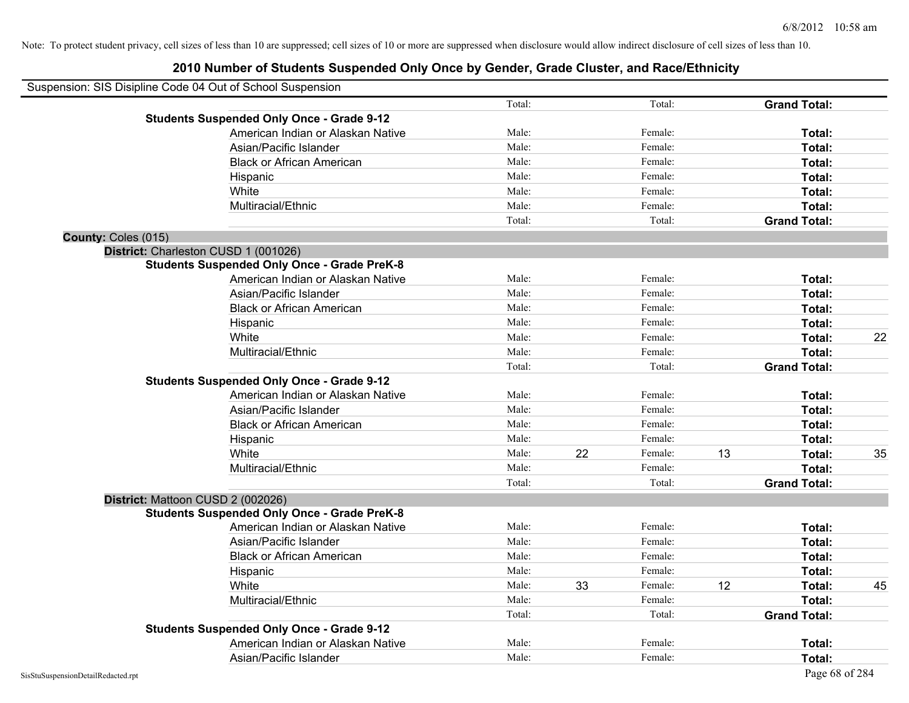Note: To protect student privacy, cell sizes of less than 10 are suppressed; cell sizes of 10 or more are suppressed when disclosure would allow indirect disclosure of cell sizes of less than 10.

# 2010 Number of Students Suspended Only Once by Gender, Grade Cluster, and Race/Ethnicity

Suspension: SIS Disipline Code 04 Out of School Suspension

| | | | | | | | |
|---|---|---|---|---|---|---|---|
| | Total: | | Total: | | **Grand Total:** | |
| **Students Suspended Only Once - Grade 9-12** | | | | | | |
| American Indian or Alaskan Native | Male: | | Female: | | **Total:** | |
| Asian/Pacific Islander | Male: | | Female: | | **Total:** | |
| Black or African American | Male: | | Female: | | **Total:** | |
| Hispanic | Male: | | Female: | | **Total:** | |
| White | Male: | | Female: | | **Total:** | |
| Multiracial/Ethnic | Male: | | Female: | | **Total:** | |
| | Total: | | Total: | | **Grand Total:** | |
| **County:** Coles (015) | | | | | | |
| **District:** Charleston CUSD 1 (001026) | | | | | | |
| **Students Suspended Only Once - Grade PreK-8** | | | | | | |
| American Indian or Alaskan Native | Male: | | Female: | | **Total:** | |
| Asian/Pacific Islander | Male: | | Female: | | **Total:** | |
| Black or African American | Male: | | Female: | | **Total:** | |
| Hispanic | Male: | | Female: | | **Total:** | |
| White | Male: | | Female: | | **Total:** | 22 |
| Multiracial/Ethnic | Male: | | Female: | | **Total:** | |
| | Total: | | Total: | | **Grand Total:** | |
| **Students Suspended Only Once - Grade 9-12** | | | | | | |
| American Indian or Alaskan Native | Male: | | Female: | | **Total:** | |
| Asian/Pacific Islander | Male: | | Female: | | **Total:** | |
| Black or African American | Male: | | Female: | | **Total:** | |
| Hispanic | Male: | | Female: | | **Total:** | |
| White | Male: | 22 | Female: | 13 | **Total:** | 35 |
| Multiracial/Ethnic | Male: | | Female: | | **Total:** | |
| | Total: | | Total: | | **Grand Total:** | |
| **District:** Mattoon CUSD 2 (002026) | | | | | | |
| **Students Suspended Only Once - Grade PreK-8** | | | | | | |
| American Indian or Alaskan Native | Male: | | Female: | | **Total:** | |
| Asian/Pacific Islander | Male: | | Female: | | **Total:** | |
| Black or African American | Male: | | Female: | | **Total:** | |
| Hispanic | Male: | | Female: | | **Total:** | |
| White | Male: | 33 | Female: | 12 | **Total:** | 45 |
| Multiracial/Ethnic | Male: | | Female: | | **Total:** | |
| | Total: | | Total: | | **Grand Total:** | |
| **Students Suspended Only Once - Grade 9-12** | | | | | | |
| American Indian or Alaskan Native | Male: | | Female: | | **Total:** | |
| Asian/Pacific Islander | Male: | | Female: | | **Total:** | |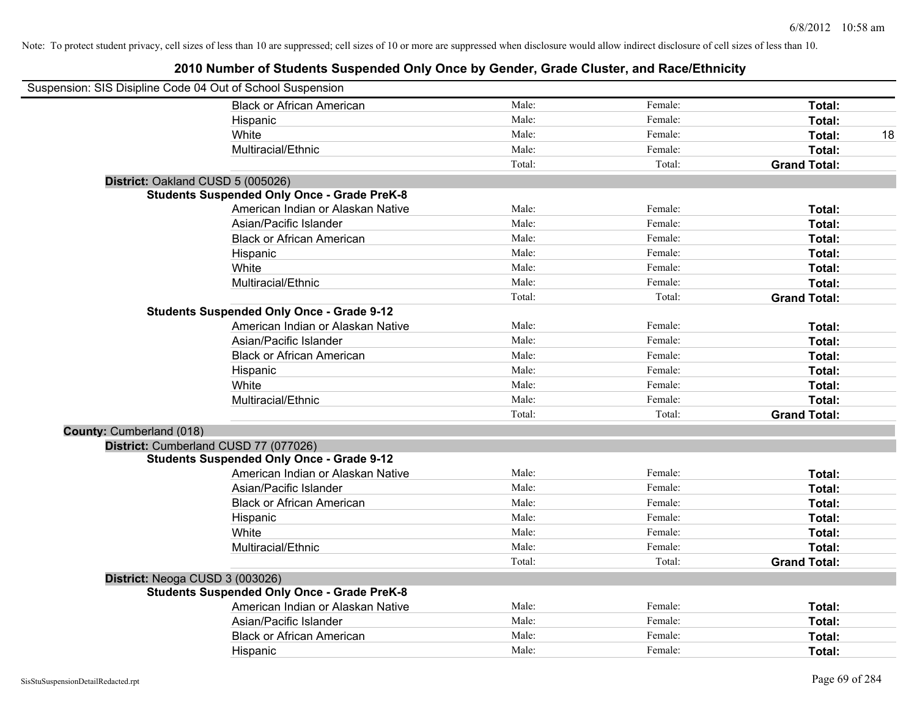Note: To protect student privacy, cell sizes of less than 10 are suppressed; cell sizes of 10 or more are suppressed when disclosure would allow indirect disclosure of cell sizes of less than 10.

# 2010 Number of Students Suspended Only Once by Gender, Grade Cluster, and Race/Ethnicity

Suspension: SIS Disipline Code 04 Out of School Suspension

| | | | | | |
|---|---|---|---|---|---|
| | Black or African American | Male: | Female: | **Total:** | |
| | Hispanic | Male: | Female: | **Total:** | |
| | White | Male: | Female: | **Total:** | 18 |
| | Multiracial/Ethnic | Male: | Female: | **Total:** | |
| | | Total: | Total: | **Grand Total:** | |
| **District:** Oakland CUSD 5 (005026) | | | | | |
| **Students Suspended Only Once - Grade PreK-8** | | | | | |
| | American Indian or Alaskan Native | Male: | Female: | **Total:** | |
| | Asian/Pacific Islander | Male: | Female: | **Total:** | |
| | Black or African American | Male: | Female: | **Total:** | |
| | Hispanic | Male: | Female: | **Total:** | |
| | White | Male: | Female: | **Total:** | |
| | Multiracial/Ethnic | Male: | Female: | **Total:** | |
| | | Total: | Total: | **Grand Total:** | |
| **Students Suspended Only Once - Grade 9-12** | | | | | |
| | American Indian or Alaskan Native | Male: | Female: | **Total:** | |
| | Asian/Pacific Islander | Male: | Female: | **Total:** | |
| | Black or African American | Male: | Female: | **Total:** | |
| | Hispanic | Male: | Female: | **Total:** | |
| | White | Male: | Female: | **Total:** | |
| | Multiracial/Ethnic | Male: | Female: | **Total:** | |
| | | Total: | Total: | **Grand Total:** | |
| **County:** Cumberland (018) | | | | | |
| **District:** Cumberland CUSD 77 (077026) | | | | | |
| **Students Suspended Only Once - Grade 9-12** | | | | | |
| | American Indian or Alaskan Native | Male: | Female: | **Total:** | |
| | Asian/Pacific Islander | Male: | Female: | **Total:** | |
| | Black or African American | Male: | Female: | **Total:** | |
| | Hispanic | Male: | Female: | **Total:** | |
| | White | Male: | Female: | **Total:** | |
| | Multiracial/Ethnic | Male: | Female: | **Total:** | |
| | | Total: | Total: | **Grand Total:** | |
| **District:** Neoga CUSD 3 (003026) | | | | | |
| **Students Suspended Only Once - Grade PreK-8** | | | | | |
| | American Indian or Alaskan Native | Male: | Female: | **Total:** | |
| | Asian/Pacific Islander | Male: | Female: | **Total:** | |
| | Black or African American | Male: | Female: | **Total:** | |
| | Hispanic | Male: | Female: | **Total:** | |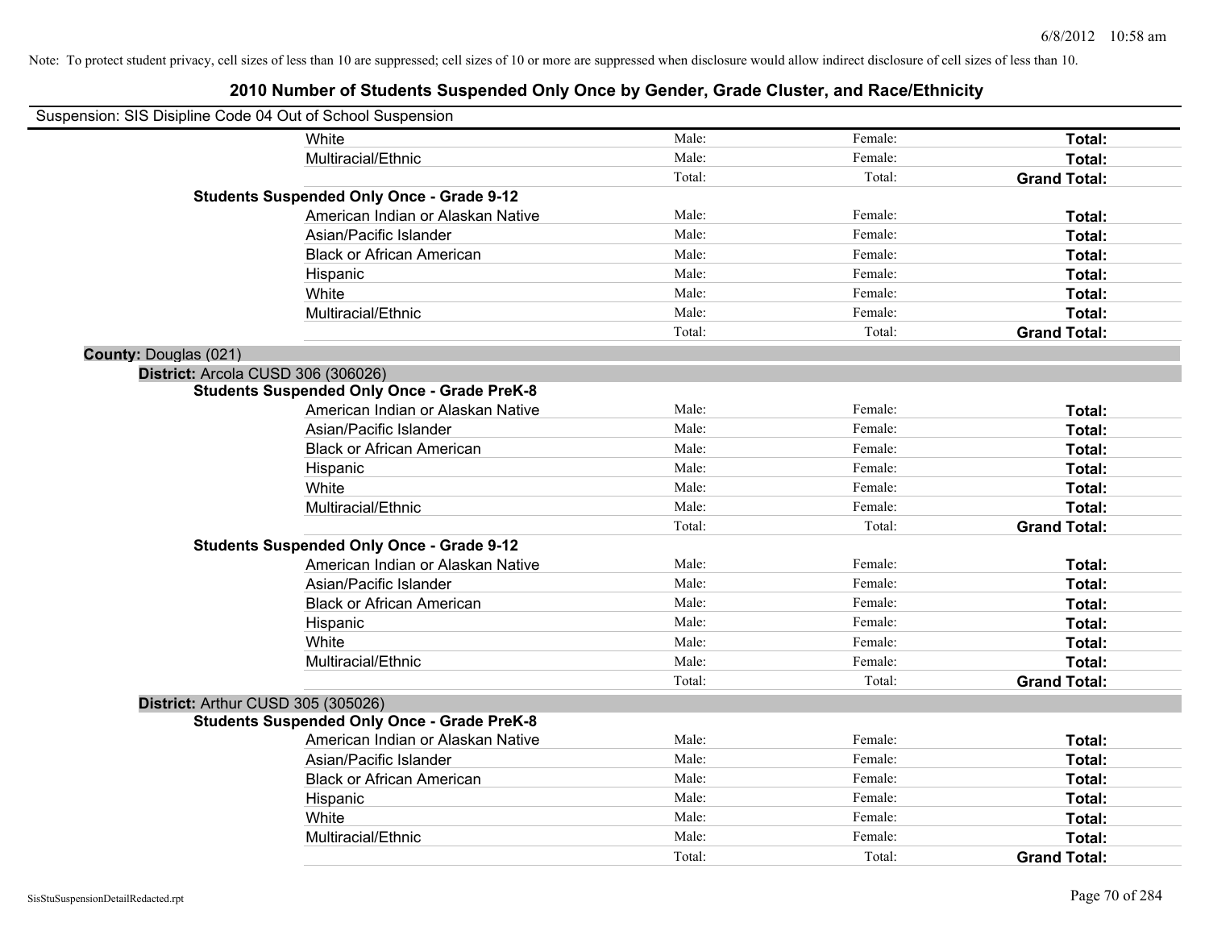Note: To protect student privacy, cell sizes of less than 10 are suppressed; cell sizes of 10 or more are suppressed when disclosure would allow indirect disclosure of cell sizes of less than 10.

## 2010 Number of Students Suspended Only Once by Gender, Grade Cluster, and Race/Ethnicity

Suspension: SIS Disipline Code 04 Out of School Suspension

| | | | | |
|---|---|---|---|---|
| | White | Male: | Female: | **Total:** |
| | Multiracial/Ethnic | Male: | Female: | **Total:** |
| | | Total: | Total: | **Grand Total:** |
| **Students Suspended Only Once - Grade 9-12** | | | | |
| | American Indian or Alaskan Native | Male: | Female: | **Total:** |
| | Asian/Pacific Islander | Male: | Female: | **Total:** |
| | Black or African American | Male: | Female: | **Total:** |
| | Hispanic | Male: | Female: | **Total:** |
| | White | Male: | Female: | **Total:** |
| | Multiracial/Ethnic | Male: | Female: | **Total:** |
| | | Total: | Total: | **Grand Total:** |

**County:** Douglas (021)

**District:** Arcola CUSD 306 (306026)

| | | | | |
|---|---|---|---|---|
| **Students Suspended Only Once - Grade PreK-8** | | | | |
| | American Indian or Alaskan Native | Male: | Female: | **Total:** |
| | Asian/Pacific Islander | Male: | Female: | **Total:** |
| | Black or African American | Male: | Female: | **Total:** |
| | Hispanic | Male: | Female: | **Total:** |
| | White | Male: | Female: | **Total:** |
| | Multiracial/Ethnic | Male: | Female: | **Total:** |
| | | Total: | Total: | **Grand Total:** |
| **Students Suspended Only Once - Grade 9-12** | | | | |
| | American Indian or Alaskan Native | Male: | Female: | **Total:** |
| | Asian/Pacific Islander | Male: | Female: | **Total:** |
| | Black or African American | Male: | Female: | **Total:** |
| | Hispanic | Male: | Female: | **Total:** |
| | White | Male: | Female: | **Total:** |
| | Multiracial/Ethnic | Male: | Female: | **Total:** |
| | | Total: | Total: | **Grand Total:** |

**District:** Arthur CUSD 305 (305026)

| | | | | |
|---|---|---|---|---|
| **Students Suspended Only Once - Grade PreK-8** | | | | |
| | American Indian or Alaskan Native | Male: | Female: | **Total:** |
| | Asian/Pacific Islander | Male: | Female: | **Total:** |
| | Black or African American | Male: | Female: | **Total:** |
| | Hispanic | Male: | Female: | **Total:** |
| | White | Male: | Female: | **Total:** |
| | Multiracial/Ethnic | Male: | Female: | **Total:** |
| | | Total: | Total: | **Grand Total:** |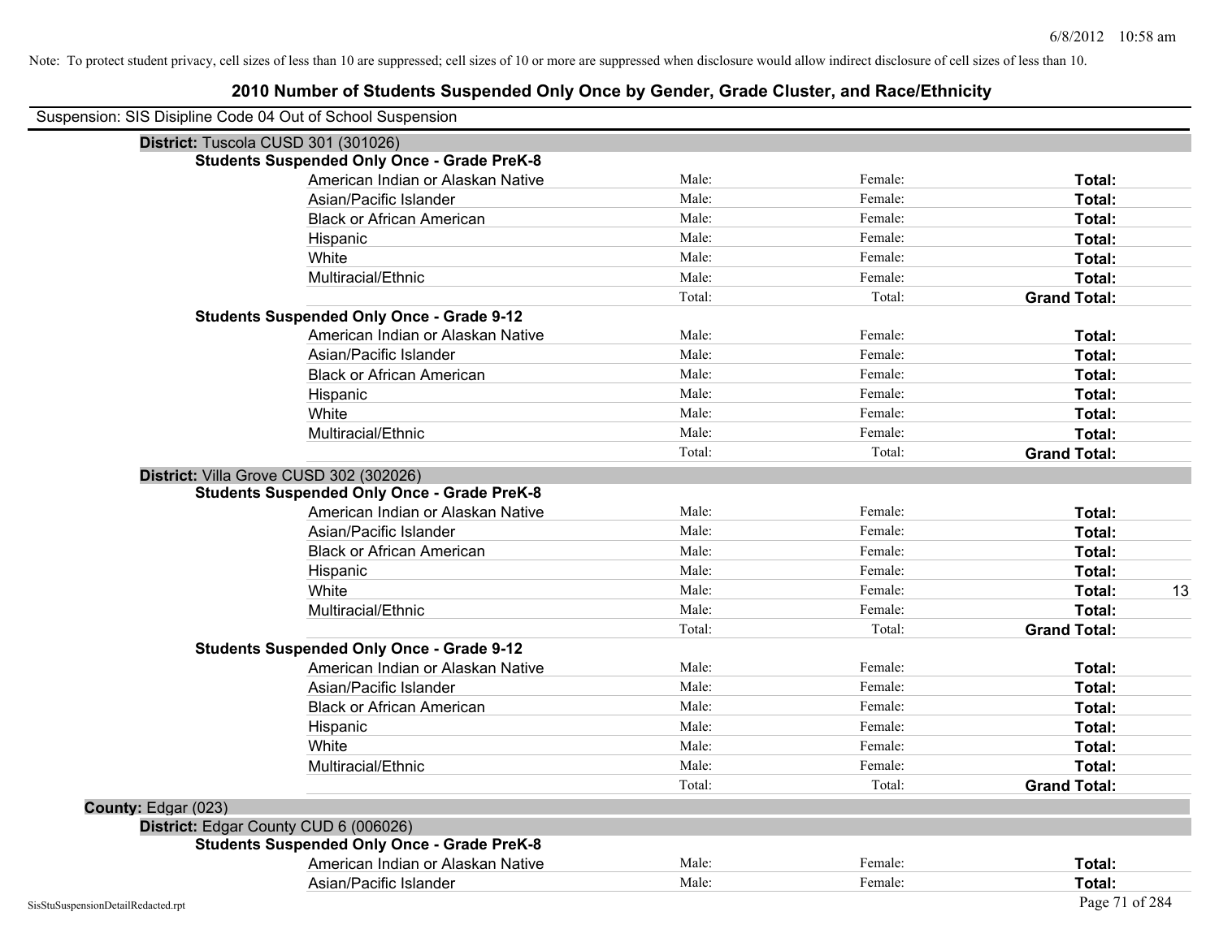Note: To protect student privacy, cell sizes of less than 10 are suppressed; cell sizes of 10 or more are suppressed when disclosure would allow indirect disclosure of cell sizes of less than 10.

# 2010 Number of Students Suspended Only Once by Gender, Grade Cluster, and Race/Ethnicity

Suspension: SIS Disipline Code 04 Out of School Suspension

**District:** Tuscola CUSD 301 (301026)

**Students Suspended Only Once - Grade PreK-8**

| Race/Ethnicity | Male | Female | Total |
|---|---|---|---|
| American Indian or Alaskan Native | Male: | Female: | **Total:** |
| Asian/Pacific Islander | Male: | Female: | **Total:** |
| Black or African American | Male: | Female: | **Total:** |
| Hispanic | Male: | Female: | **Total:** |
| White | Male: | Female: | **Total:** |
| Multiracial/Ethnic | Male: | Female: | **Total:** |
| | Total: | Total: | **Grand Total:** |

**Students Suspended Only Once - Grade 9-12**

| Race/Ethnicity | Male | Female | Total |
|---|---|---|---|
| American Indian or Alaskan Native | Male: | Female: | **Total:** |
| Asian/Pacific Islander | Male: | Female: | **Total:** |
| Black or African American | Male: | Female: | **Total:** |
| Hispanic | Male: | Female: | **Total:** |
| White | Male: | Female: | **Total:** |
| Multiracial/Ethnic | Male: | Female: | **Total:** |
| | Total: | Total: | **Grand Total:** |

**District:** Villa Grove CUSD 302 (302026)

**Students Suspended Only Once - Grade PreK-8**

| Race/Ethnicity | Male | Female | Total |
|---|---|---|---|
| American Indian or Alaskan Native | Male: | Female: | **Total:** |
| Asian/Pacific Islander | Male: | Female: | **Total:** |
| Black or African American | Male: | Female: | **Total:** |
| Hispanic | Male: | Female: | **Total:** |
| White | Male: | Female: | **Total:** 13 |
| Multiracial/Ethnic | Male: | Female: | **Total:** |
| | Total: | Total: | **Grand Total:** |

**Students Suspended Only Once - Grade 9-12**

| Race/Ethnicity | Male | Female | Total |
|---|---|---|---|
| American Indian or Alaskan Native | Male: | Female: | **Total:** |
| Asian/Pacific Islander | Male: | Female: | **Total:** |
| Black or African American | Male: | Female: | **Total:** |
| Hispanic | Male: | Female: | **Total:** |
| White | Male: | Female: | **Total:** |
| Multiracial/Ethnic | Male: | Female: | **Total:** |
| | Total: | Total: | **Grand Total:** |

**County:** Edgar (023)

**District:** Edgar County CUD 6 (006026)

**Students Suspended Only Once - Grade PreK-8**

| Race/Ethnicity | Male | Female | Total |
|---|---|---|---|
| American Indian or Alaskan Native | Male: | Female: | **Total:** |
| Asian/Pacific Islander | Male: | Female: | **Total:** |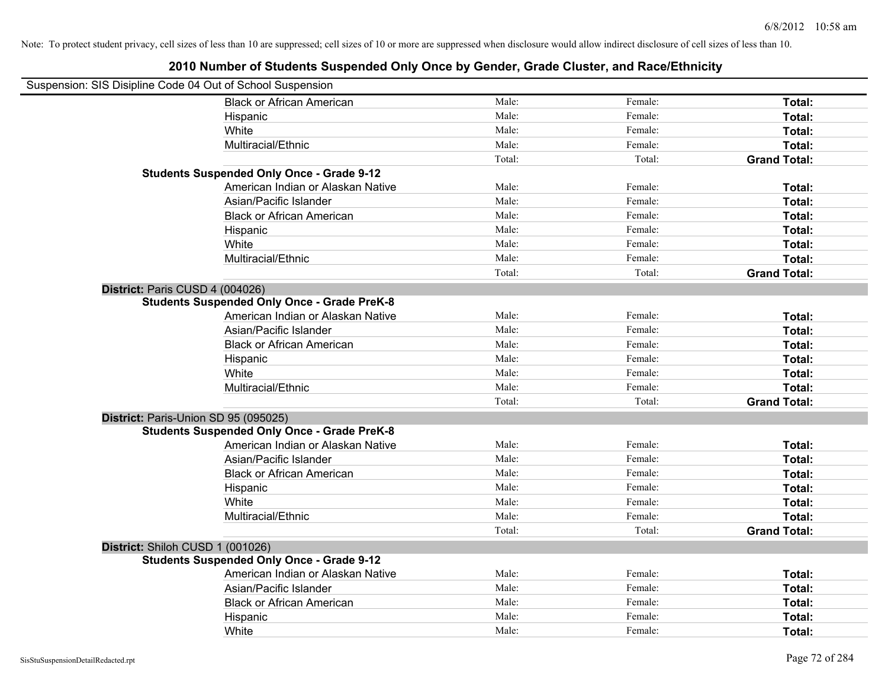Note: To protect student privacy, cell sizes of less than 10 are suppressed; cell sizes of 10 or more are suppressed when disclosure would allow indirect disclosure of cell sizes of less than 10.

# 2010 Number of Students Suspended Only Once by Gender, Grade Cluster, and Race/Ethnicity

Suspension: SIS Disipline Code 04 Out of School Suspension

| | | | | |
|---|---|---|---|---|
| | Black or African American | Male: | Female: | **Total:** |
| | Hispanic | Male: | Female: | **Total:** |
| | White | Male: | Female: | **Total:** |
| | Multiracial/Ethnic | Male: | Female: | **Total:** |
| | | Total: | Total: | **Grand Total:** |
| **Students Suspended Only Once - Grade 9-12** | | | | |
| | American Indian or Alaskan Native | Male: | Female: | **Total:** |
| | Asian/Pacific Islander | Male: | Female: | **Total:** |
| | Black or African American | Male: | Female: | **Total:** |
| | Hispanic | Male: | Female: | **Total:** |
| | White | Male: | Female: | **Total:** |
| | Multiracial/Ethnic | Male: | Female: | **Total:** |
| | | Total: | Total: | **Grand Total:** |
| **District:** Paris CUSD 4 (004026) | | | | |
| **Students Suspended Only Once - Grade PreK-8** | | | | |
| | American Indian or Alaskan Native | Male: | Female: | **Total:** |
| | Asian/Pacific Islander | Male: | Female: | **Total:** |
| | Black or African American | Male: | Female: | **Total:** |
| | Hispanic | Male: | Female: | **Total:** |
| | White | Male: | Female: | **Total:** |
| | Multiracial/Ethnic | Male: | Female: | **Total:** |
| | | Total: | Total: | **Grand Total:** |
| **District:** Paris-Union SD 95 (095025) | | | | |
| **Students Suspended Only Once - Grade PreK-8** | | | | |
| | American Indian or Alaskan Native | Male: | Female: | **Total:** |
| | Asian/Pacific Islander | Male: | Female: | **Total:** |
| | Black or African American | Male: | Female: | **Total:** |
| | Hispanic | Male: | Female: | **Total:** |
| | White | Male: | Female: | **Total:** |
| | Multiracial/Ethnic | Male: | Female: | **Total:** |
| | | Total: | Total: | **Grand Total:** |
| **District:** Shiloh CUSD 1 (001026) | | | | |
| **Students Suspended Only Once - Grade 9-12** | | | | |
| | American Indian or Alaskan Native | Male: | Female: | **Total:** |
| | Asian/Pacific Islander | Male: | Female: | **Total:** |
| | Black or African American | Male: | Female: | **Total:** |
| | Hispanic | Male: | Female: | **Total:** |
| | White | Male: | Female: | **Total:** |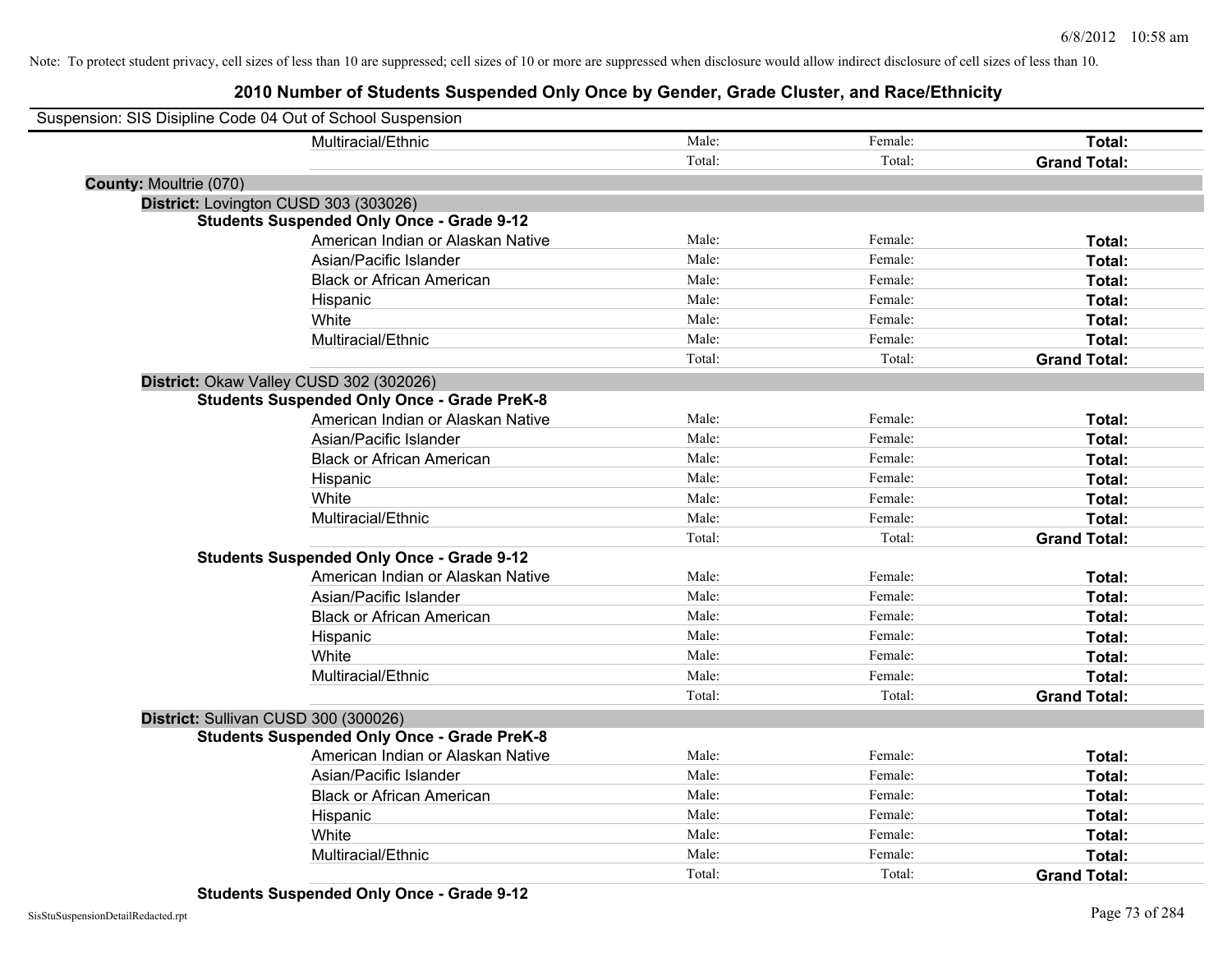Note: To protect student privacy, cell sizes of less than 10 are suppressed; cell sizes of 10 or more are suppressed when disclosure would allow indirect disclosure of cell sizes of less than 10.

# 2010 Number of Students Suspended Only Once by Gender, Grade Cluster, and Race/Ethnicity

Suspension: SIS Disipline Code 04 Out of School Suspension

| | | | | |
|---|---|---|---|---|
| | Multiracial/Ethnic | Male: | Female: | **Total:** |
| | | Total: | Total: | **Grand Total:** |
| **County:** Moultrie (070) | | | | |
| **District:** Lovington CUSD 303 (303026) | | | | |
| **Students Suspended Only Once - Grade 9-12** | | | | |
| | American Indian or Alaskan Native | Male: | Female: | **Total:** |
| | Asian/Pacific Islander | Male: | Female: | **Total:** |
| | Black or African American | Male: | Female: | **Total:** |
| | Hispanic | Male: | Female: | **Total:** |
| | White | Male: | Female: | **Total:** |
| | Multiracial/Ethnic | Male: | Female: | **Total:** |
| | | Total: | Total: | **Grand Total:** |
| **District:** Okaw Valley CUSD 302 (302026) | | | | |
| **Students Suspended Only Once - Grade PreK-8** | | | | |
| | American Indian or Alaskan Native | Male: | Female: | **Total:** |
| | Asian/Pacific Islander | Male: | Female: | **Total:** |
| | Black or African American | Male: | Female: | **Total:** |
| | Hispanic | Male: | Female: | **Total:** |
| | White | Male: | Female: | **Total:** |
| | Multiracial/Ethnic | Male: | Female: | **Total:** |
| | | Total: | Total: | **Grand Total:** |
| **Students Suspended Only Once - Grade 9-12** | | | | |
| | American Indian or Alaskan Native | Male: | Female: | **Total:** |
| | Asian/Pacific Islander | Male: | Female: | **Total:** |
| | Black or African American | Male: | Female: | **Total:** |
| | Hispanic | Male: | Female: | **Total:** |
| | White | Male: | Female: | **Total:** |
| | Multiracial/Ethnic | Male: | Female: | **Total:** |
| | | Total: | Total: | **Grand Total:** |
| **District:** Sullivan CUSD 300 (300026) | | | | |
| **Students Suspended Only Once - Grade PreK-8** | | | | |
| | American Indian or Alaskan Native | Male: | Female: | **Total:** |
| | Asian/Pacific Islander | Male: | Female: | **Total:** |
| | Black or African American | Male: | Female: | **Total:** |
| | Hispanic | Male: | Female: | **Total:** |
| | White | Male: | Female: | **Total:** |
| | Multiracial/Ethnic | Male: | Female: | **Total:** |
| | | Total: | Total: | **Grand Total:** |
| **Students Suspended Only Once - Grade 9-12** | | | | |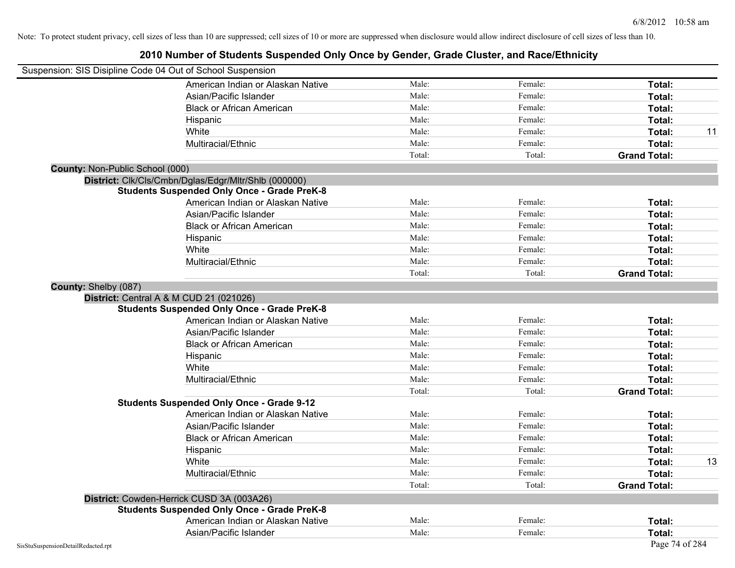Note: To protect student privacy, cell sizes of less than 10 are suppressed; cell sizes of 10 or more are suppressed when disclosure would allow indirect disclosure of cell sizes of less than 10.

# 2010 Number of Students Suspended Only Once by Gender, Grade Cluster, and Race/Ethnicity

Suspension: SIS Disipline Code 04 Out of School Suspension

| | Male: | Female: | Total: | |
|---|---|---|---|---|
| American Indian or Alaskan Native | Male: | Female: | **Total:** | |
| Asian/Pacific Islander | Male: | Female: | **Total:** | |
| Black or African American | Male: | Female: | **Total:** | |
| Hispanic | Male: | Female: | **Total:** | |
| White | Male: | Female: | **Total:** | 11 |
| Multiracial/Ethnic | Male: | Female: | **Total:** | |
| | Total: | Total: | **Grand Total:** | |

**County:** Non-Public School (000)

**District:** Clk/Cls/Cmbn/Dglas/Edgr/Mltr/Shlb (000000)

**Students Suspended Only Once - Grade PreK-8**

| | | | | |
|---|---|---|---|---|
| American Indian or Alaskan Native | Male: | Female: | **Total:** | |
| Asian/Pacific Islander | Male: | Female: | **Total:** | |
| Black or African American | Male: | Female: | **Total:** | |
| Hispanic | Male: | Female: | **Total:** | |
| White | Male: | Female: | **Total:** | |
| Multiracial/Ethnic | Male: | Female: | **Total:** | |
| | Total: | Total: | **Grand Total:** | |

**County:** Shelby (087)

**District:** Central A & M CUD 21 (021026)

**Students Suspended Only Once - Grade PreK-8**

| | | | | |
|---|---|---|---|---|
| American Indian or Alaskan Native | Male: | Female: | **Total:** | |
| Asian/Pacific Islander | Male: | Female: | **Total:** | |
| Black or African American | Male: | Female: | **Total:** | |
| Hispanic | Male: | Female: | **Total:** | |
| White | Male: | Female: | **Total:** | |
| Multiracial/Ethnic | Male: | Female: | **Total:** | |
| | Total: | Total: | **Grand Total:** | |

**Students Suspended Only Once - Grade 9-12**

| | | | | |
|---|---|---|---|---|
| American Indian or Alaskan Native | Male: | Female: | **Total:** | |
| Asian/Pacific Islander | Male: | Female: | **Total:** | |
| Black or African American | Male: | Female: | **Total:** | |
| Hispanic | Male: | Female: | **Total:** | |
| White | Male: | Female: | **Total:** | 13 |
| Multiracial/Ethnic | Male: | Female: | **Total:** | |
| | Total: | Total: | **Grand Total:** | |

**District:** Cowden-Herrick CUSD 3A (003A26)

**Students Suspended Only Once - Grade PreK-8**

| | | | | |
|---|---|---|---|---|
| American Indian or Alaskan Native | Male: | Female: | **Total:** | |
| Asian/Pacific Islander | Male: | Female: | **Total:** | |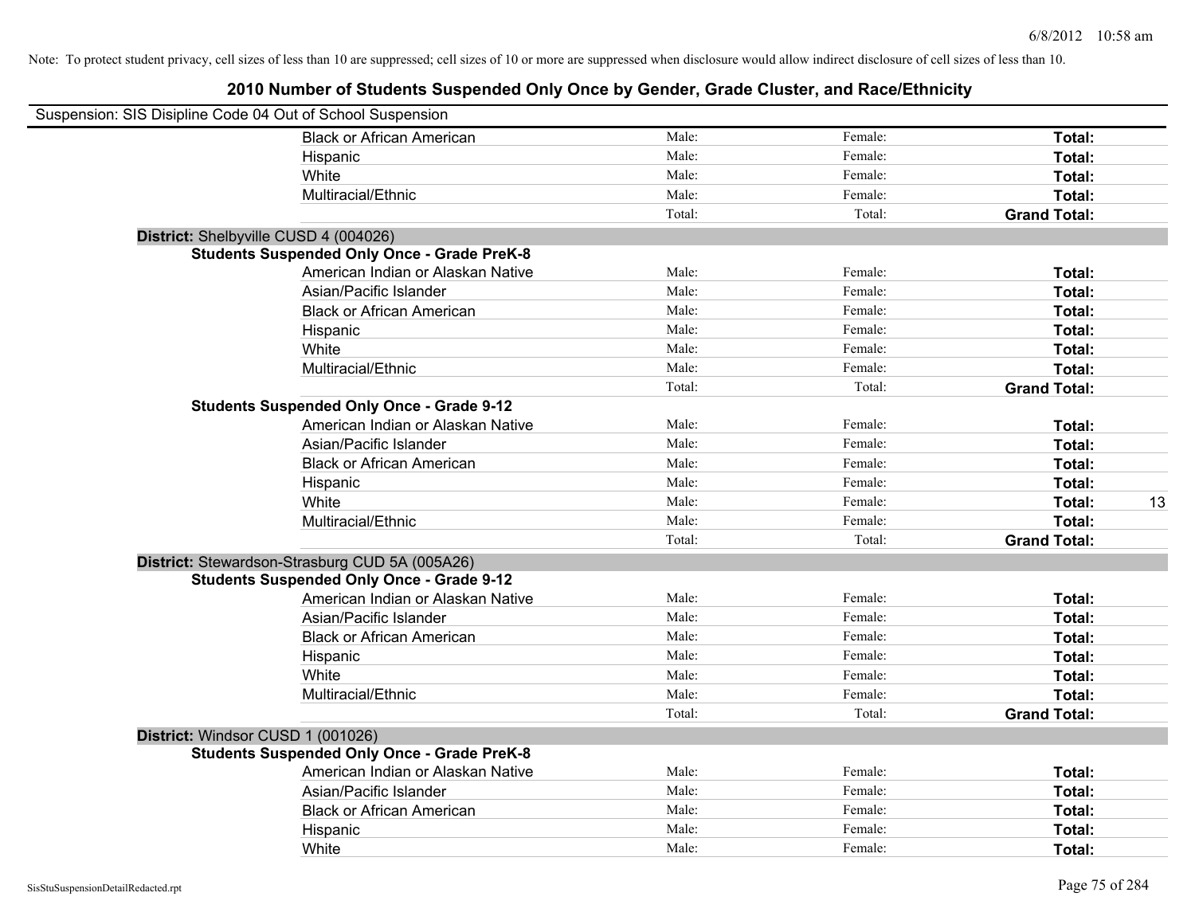Note: To protect student privacy, cell sizes of less than 10 are suppressed; cell sizes of 10 or more are suppressed when disclosure would allow indirect disclosure of cell sizes of less than 10.

# 2010 Number of Students Suspended Only Once by Gender, Grade Cluster, and Race/Ethnicity

Suspension: SIS Disipline Code 04 Out of School Suspension

| | | | | |
|---|---|---|---|---|
| Black or African American | Male: | Female: | **Total:** | |
| Hispanic | Male: | Female: | **Total:** | |
| White | Male: | Female: | **Total:** | |
| Multiracial/Ethnic | Male: | Female: | **Total:** | |
| | Total: | Total: | **Grand Total:** | |

**District:** Shelbyville CUSD 4 (004026)

**Students Suspended Only Once - Grade PreK-8**

| | | | | |
|---|---|---|---|---|
| American Indian or Alaskan Native | Male: | Female: | **Total:** | |
| Asian/Pacific Islander | Male: | Female: | **Total:** | |
| Black or African American | Male: | Female: | **Total:** | |
| Hispanic | Male: | Female: | **Total:** | |
| White | Male: | Female: | **Total:** | |
| Multiracial/Ethnic | Male: | Female: | **Total:** | |
| | Total: | Total: | **Grand Total:** | |

**Students Suspended Only Once - Grade 9-12**

| | | | | |
|---|---|---|---|---|
| American Indian or Alaskan Native | Male: | Female: | **Total:** | |
| Asian/Pacific Islander | Male: | Female: | **Total:** | |
| Black or African American | Male: | Female: | **Total:** | |
| Hispanic | Male: | Female: | **Total:** | |
| White | Male: | Female: | **Total:** | 13 |
| Multiracial/Ethnic | Male: | Female: | **Total:** | |
| | Total: | Total: | **Grand Total:** | |

**District:** Stewardson-Strasburg CUD 5A (005A26)

**Students Suspended Only Once - Grade 9-12**

| | | | | |
|---|---|---|---|---|
| American Indian or Alaskan Native | Male: | Female: | **Total:** | |
| Asian/Pacific Islander | Male: | Female: | **Total:** | |
| Black or African American | Male: | Female: | **Total:** | |
| Hispanic | Male: | Female: | **Total:** | |
| White | Male: | Female: | **Total:** | |
| Multiracial/Ethnic | Male: | Female: | **Total:** | |
| | Total: | Total: | **Grand Total:** | |

**District:** Windsor CUSD 1 (001026)

**Students Suspended Only Once - Grade PreK-8**

| | | | | |
|---|---|---|---|---|
| American Indian or Alaskan Native | Male: | Female: | **Total:** | |
| Asian/Pacific Islander | Male: | Female: | **Total:** | |
| Black or African American | Male: | Female: | **Total:** | |
| Hispanic | Male: | Female: | **Total:** | |
| White | Male: | Female: | **Total:** | |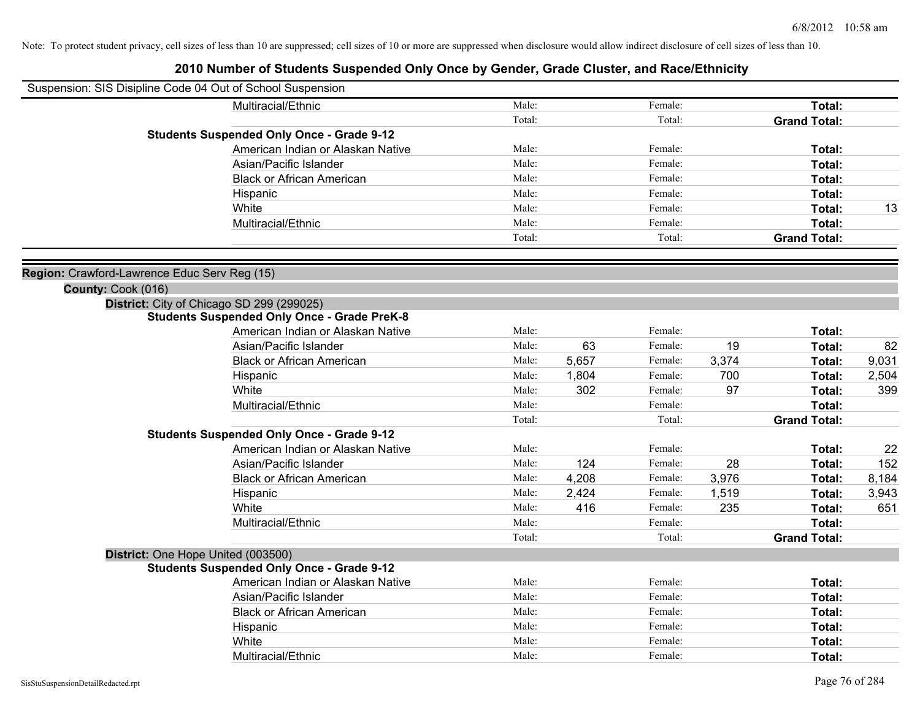Note: To protect student privacy, cell sizes of less than 10 are suppressed; cell sizes of 10 or more are suppressed when disclosure would allow indirect disclosure of cell sizes of less than 10.

# 2010 Number of Students Suspended Only Once by Gender, Grade Cluster, and Race/Ethnicity

Suspension: SIS Disipline Code 04 Out of School Suspension

| | | | | | | |
|---|---|---|---|---|---|---|
| Multiracial/Ethnic | Male: | | Female: | | **Total:** | |
| | Total: | | Total: | | **Grand Total:** | |

**Students Suspended Only Once - Grade 9-12**

| | | | | | | |
|---|---|---|---|---|---|---|
| American Indian or Alaskan Native | Male: | | Female: | | **Total:** | |
| Asian/Pacific Islander | Male: | | Female: | | **Total:** | |
| Black or African American | Male: | | Female: | | **Total:** | |
| Hispanic | Male: | | Female: | | **Total:** | |
| White | Male: | | Female: | | **Total:** | 13 |
| Multiracial/Ethnic | Male: | | Female: | | **Total:** | |
| | Total: | | Total: | | **Grand Total:** | |

**Region:** Crawford-Lawrence Educ Serv Reg (15)

**County:** Cook (016)

**District:** City of Chicago SD 299 (299025)

**Students Suspended Only Once - Grade PreK-8**

| | | | | | | |
|---|---|---|---|---|---|---|
| American Indian or Alaskan Native | Male: | | Female: | | **Total:** | |
| Asian/Pacific Islander | Male: | 63 | Female: | 19 | **Total:** | 82 |
| Black or African American | Male: | 5,657 | Female: | 3,374 | **Total:** | 9,031 |
| Hispanic | Male: | 1,804 | Female: | 700 | **Total:** | 2,504 |
| White | Male: | 302 | Female: | 97 | **Total:** | 399 |
| Multiracial/Ethnic | Male: | | Female: | | **Total:** | |
| | Total: | | Total: | | **Grand Total:** | |

**Students Suspended Only Once - Grade 9-12**

| | | | | | | |
|---|---|---|---|---|---|---|
| American Indian or Alaskan Native | Male: | | Female: | | **Total:** | 22 |
| Asian/Pacific Islander | Male: | 124 | Female: | 28 | **Total:** | 152 |
| Black or African American | Male: | 4,208 | Female: | 3,976 | **Total:** | 8,184 |
| Hispanic | Male: | 2,424 | Female: | 1,519 | **Total:** | 3,943 |
| White | Male: | 416 | Female: | 235 | **Total:** | 651 |
| Multiracial/Ethnic | Male: | | Female: | | **Total:** | |
| | Total: | | Total: | | **Grand Total:** | |

**District:** One Hope United (003500)

**Students Suspended Only Once - Grade 9-12**

| | | | | | | |
|---|---|---|---|---|---|---|
| American Indian or Alaskan Native | Male: | | Female: | | **Total:** | |
| Asian/Pacific Islander | Male: | | Female: | | **Total:** | |
| Black or African American | Male: | | Female: | | **Total:** | |
| Hispanic | Male: | | Female: | | **Total:** | |
| White | Male: | | Female: | | **Total:** | |
| Multiracial/Ethnic | Male: | | Female: | | **Total:** | |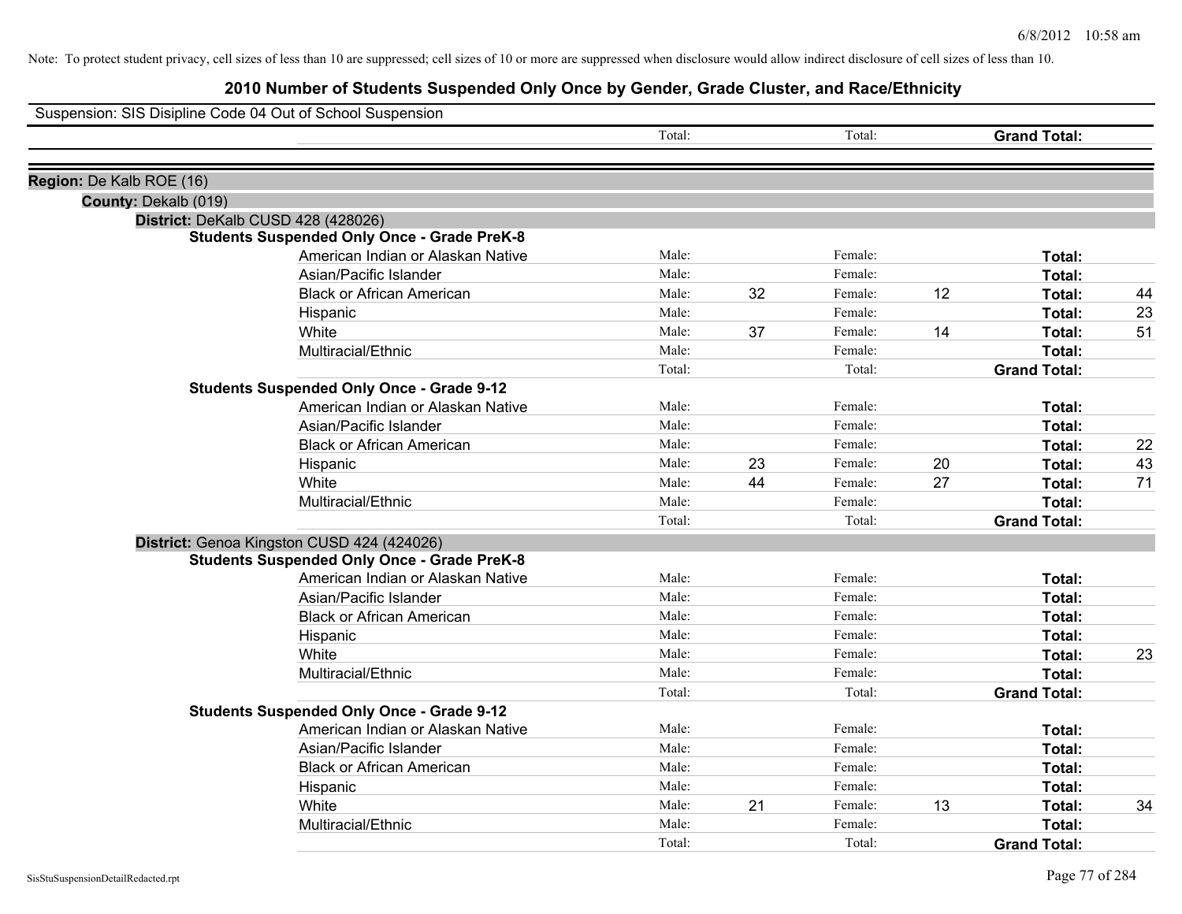Note: To protect student privacy, cell sizes of less than 10 are suppressed; cell sizes of 10 or more are suppressed when disclosure would allow indirect disclosure of cell sizes of less than 10.

# 2010 Number of Students Suspended Only Once by Gender, Grade Cluster, and Race/Ethnicity

Suspension: SIS Disipline Code 04 Out of School Suspension

| | | | | | | |
|---|---|---|---|---|---|---|
| | Total: | | Total: | | **Grand Total:** | |

**Region:** De Kalb ROE (16)

**County:** Dekalb (019)

**District:** DeKalb CUSD 428 (428026)

**Students Suspended Only Once - Grade PreK-8**

| | | | | | | |
|---|---|---|---|---|---|---|
| American Indian or Alaskan Native | Male: | | Female: | | **Total:** | |
| Asian/Pacific Islander | Male: | | Female: | | **Total:** | |
| Black or African American | Male: | 32 | Female: | 12 | **Total:** | 44 |
| Hispanic | Male: | | Female: | | **Total:** | 23 |
| White | Male: | 37 | Female: | 14 | **Total:** | 51 |
| Multiracial/Ethnic | Male: | | Female: | | **Total:** | |
| | Total: | | Total: | | **Grand Total:** | |

**Students Suspended Only Once - Grade 9-12**

| | | | | | | |
|---|---|---|---|---|---|---|
| American Indian or Alaskan Native | Male: | | Female: | | **Total:** | |
| Asian/Pacific Islander | Male: | | Female: | | **Total:** | |
| Black or African American | Male: | | Female: | | **Total:** | 22 |
| Hispanic | Male: | 23 | Female: | 20 | **Total:** | 43 |
| White | Male: | 44 | Female: | 27 | **Total:** | 71 |
| Multiracial/Ethnic | Male: | | Female: | | **Total:** | |
| | Total: | | Total: | | **Grand Total:** | |

**District:** Genoa Kingston CUSD 424 (424026)

**Students Suspended Only Once - Grade PreK-8**

| | | | | | | |
|---|---|---|---|---|---|---|
| American Indian or Alaskan Native | Male: | | Female: | | **Total:** | |
| Asian/Pacific Islander | Male: | | Female: | | **Total:** | |
| Black or African American | Male: | | Female: | | **Total:** | |
| Hispanic | Male: | | Female: | | **Total:** | |
| White | Male: | | Female: | | **Total:** | 23 |
| Multiracial/Ethnic | Male: | | Female: | | **Total:** | |
| | Total: | | Total: | | **Grand Total:** | |

**Students Suspended Only Once - Grade 9-12**

| | | | | | | |
|---|---|---|---|---|---|---|
| American Indian or Alaskan Native | Male: | | Female: | | **Total:** | |
| Asian/Pacific Islander | Male: | | Female: | | **Total:** | |
| Black or African American | Male: | | Female: | | **Total:** | |
| Hispanic | Male: | | Female: | | **Total:** | |
| White | Male: | 21 | Female: | 13 | **Total:** | 34 |
| Multiracial/Ethnic | Male: | | Female: | | **Total:** | |
| | Total: | | Total: | | **Grand Total:** | |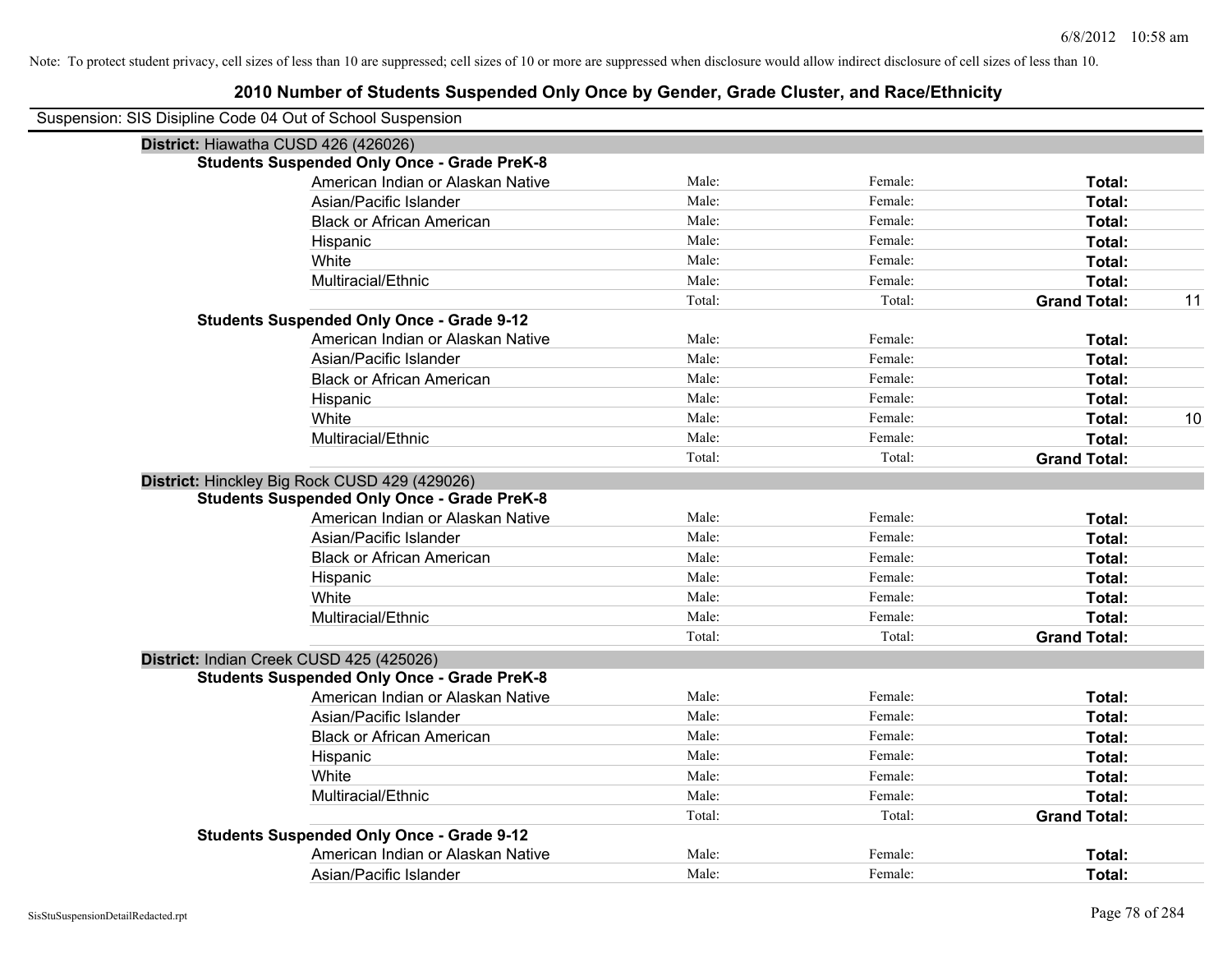Note: To protect student privacy, cell sizes of less than 10 are suppressed; cell sizes of 10 or more are suppressed when disclosure would allow indirect disclosure of cell sizes of less than 10.

# 2010 Number of Students Suspended Only Once by Gender, Grade Cluster, and Race/Ethnicity

Suspension: SIS Disipline Code 04 Out of School Suspension

## District: Hiawatha CUSD 426 (426026)

### Students Suspended Only Once - Grade PreK-8

| Race/Ethnicity | Male | Female | Total | |
|---|---|---|---|---|
| American Indian or Alaskan Native | Male: | Female: | Total: | |
| Asian/Pacific Islander | Male: | Female: | Total: | |
| Black or African American | Male: | Female: | Total: | |
| Hispanic | Male: | Female: | Total: | |
| White | Male: | Female: | Total: | |
| Multiracial/Ethnic | Male: | Female: | Total: | |
| | Total: | Total: | Grand Total: | 11 |

### Students Suspended Only Once - Grade 9-12

| Race/Ethnicity | Male | Female | Total | |
|---|---|---|---|---|
| American Indian or Alaskan Native | Male: | Female: | Total: | |
| Asian/Pacific Islander | Male: | Female: | Total: | |
| Black or African American | Male: | Female: | Total: | |
| Hispanic | Male: | Female: | Total: | |
| White | Male: | Female: | Total: | 10 |
| Multiracial/Ethnic | Male: | Female: | Total: | |
| | Total: | Total: | Grand Total: | |

## District: Hinckley Big Rock CUSD 429 (429026)

### Students Suspended Only Once - Grade PreK-8

| Race/Ethnicity | Male | Female | Total | |
|---|---|---|---|---|
| American Indian or Alaskan Native | Male: | Female: | Total: | |
| Asian/Pacific Islander | Male: | Female: | Total: | |
| Black or African American | Male: | Female: | Total: | |
| Hispanic | Male: | Female: | Total: | |
| White | Male: | Female: | Total: | |
| Multiracial/Ethnic | Male: | Female: | Total: | |
| | Total: | Total: | Grand Total: | |

## District: Indian Creek CUSD 425 (425026)

### Students Suspended Only Once - Grade PreK-8

| Race/Ethnicity | Male | Female | Total | |
|---|---|---|---|---|
| American Indian or Alaskan Native | Male: | Female: | Total: | |
| Asian/Pacific Islander | Male: | Female: | Total: | |
| Black or African American | Male: | Female: | Total: | |
| Hispanic | Male: | Female: | Total: | |
| White | Male: | Female: | Total: | |
| Multiracial/Ethnic | Male: | Female: | Total: | |
| | Total: | Total: | Grand Total: | |

### Students Suspended Only Once - Grade 9-12

| Race/Ethnicity | Male | Female | Total | |
|---|---|---|---|---|
| American Indian or Alaskan Native | Male: | Female: | Total: | |
| Asian/Pacific Islander | Male: | Female: | Total: | |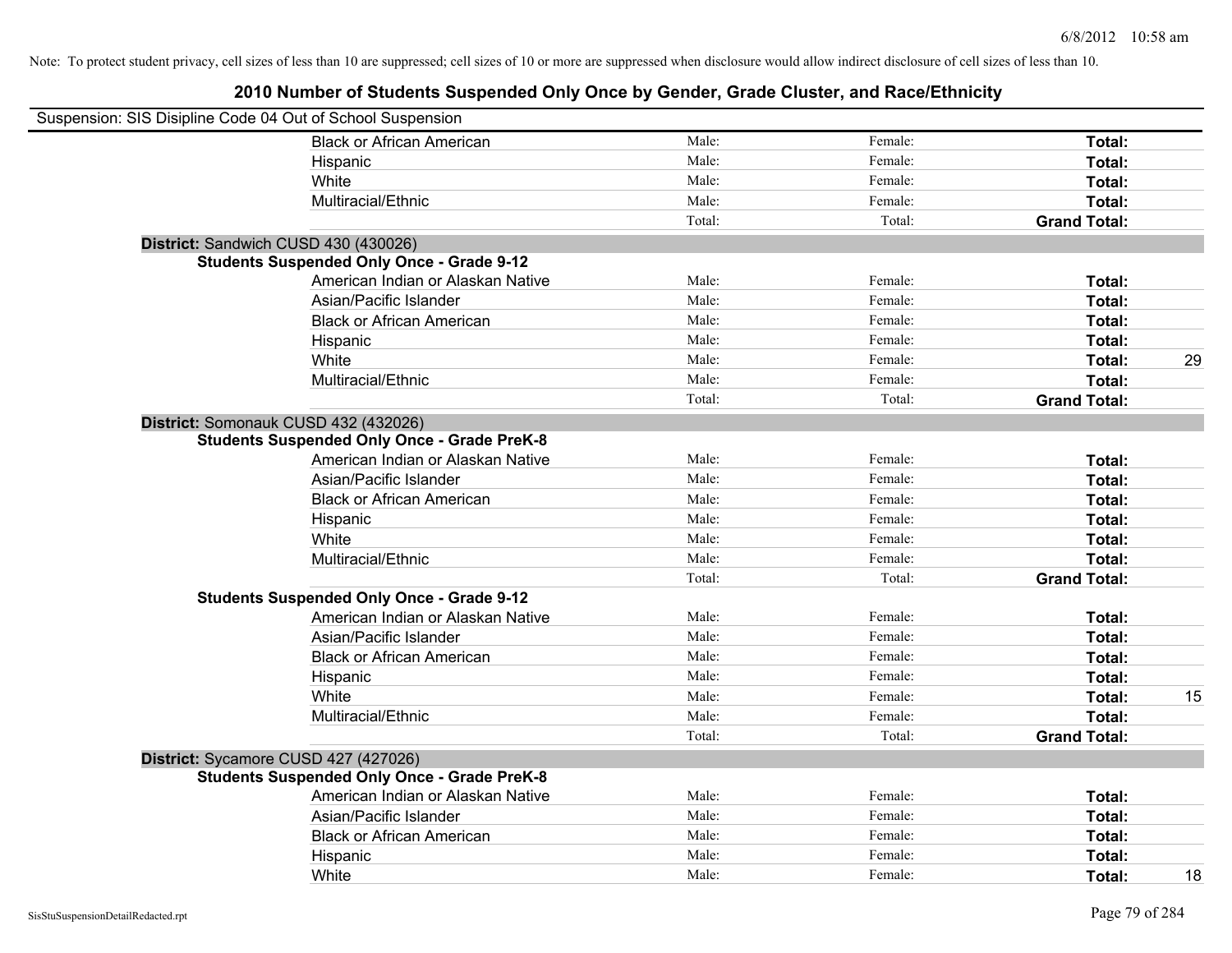Note: To protect student privacy, cell sizes of less than 10 are suppressed; cell sizes of 10 or more are suppressed when disclosure would allow indirect disclosure of cell sizes of less than 10.

# 2010 Number of Students Suspended Only Once by Gender, Grade Cluster, and Race/Ethnicity

Suspension: SIS Disipline Code 04 Out of School Suspension

| | | | | | |
|---|---|---|---|---|---|
| | Black or African American | Male: | Female: | **Total:** | |
| | Hispanic | Male: | Female: | **Total:** | |
| | White | Male: | Female: | **Total:** | |
| | Multiracial/Ethnic | Male: | Female: | **Total:** | |
| | | Total: | Total: | **Grand Total:** | |
| **District:** Sandwich CUSD 430 (430026) | | | | | |
| **Students Suspended Only Once - Grade 9-12** | | | | | |
| | American Indian or Alaskan Native | Male: | Female: | **Total:** | |
| | Asian/Pacific Islander | Male: | Female: | **Total:** | |
| | Black or African American | Male: | Female: | **Total:** | |
| | Hispanic | Male: | Female: | **Total:** | |
| | White | Male: | Female: | **Total:** | 29 |
| | Multiracial/Ethnic | Male: | Female: | **Total:** | |
| | | Total: | Total: | **Grand Total:** | |
| **District:** Somonauk CUSD 432 (432026) | | | | | |
| **Students Suspended Only Once - Grade PreK-8** | | | | | |
| | American Indian or Alaskan Native | Male: | Female: | **Total:** | |
| | Asian/Pacific Islander | Male: | Female: | **Total:** | |
| | Black or African American | Male: | Female: | **Total:** | |
| | Hispanic | Male: | Female: | **Total:** | |
| | White | Male: | Female: | **Total:** | |
| | Multiracial/Ethnic | Male: | Female: | **Total:** | |
| | | Total: | Total: | **Grand Total:** | |
| **Students Suspended Only Once - Grade 9-12** | | | | | |
| | American Indian or Alaskan Native | Male: | Female: | **Total:** | |
| | Asian/Pacific Islander | Male: | Female: | **Total:** | |
| | Black or African American | Male: | Female: | **Total:** | |
| | Hispanic | Male: | Female: | **Total:** | |
| | White | Male: | Female: | **Total:** | 15 |
| | Multiracial/Ethnic | Male: | Female: | **Total:** | |
| | | Total: | Total: | **Grand Total:** | |
| **District:** Sycamore CUSD 427 (427026) | | | | | |
| **Students Suspended Only Once - Grade PreK-8** | | | | | |
| | American Indian or Alaskan Native | Male: | Female: | **Total:** | |
| | Asian/Pacific Islander | Male: | Female: | **Total:** | |
| | Black or African American | Male: | Female: | **Total:** | |
| | Hispanic | Male: | Female: | **Total:** | |
| | White | Male: | Female: | **Total:** | 18 |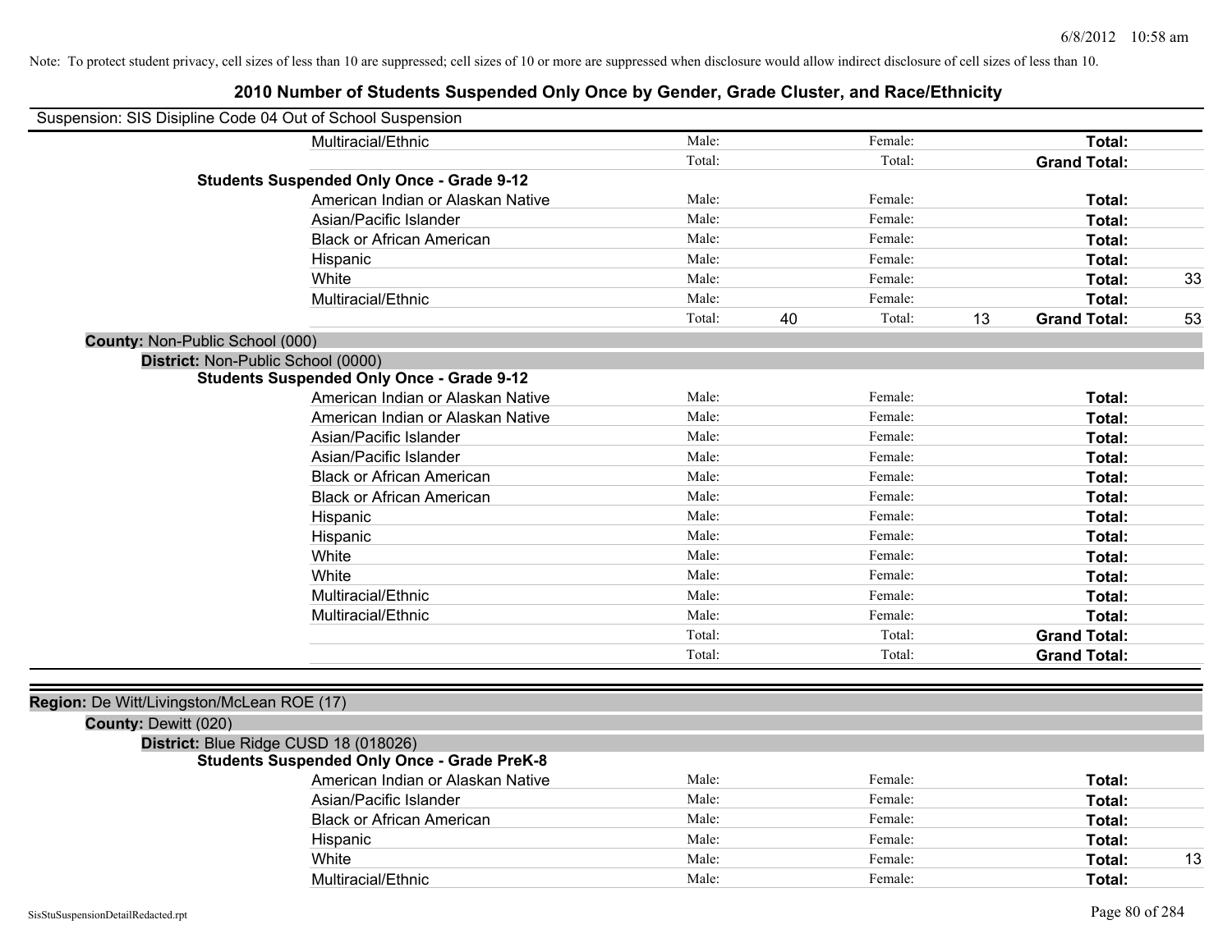Note: To protect student privacy, cell sizes of less than 10 are suppressed; cell sizes of 10 or more are suppressed when disclosure would allow indirect disclosure of cell sizes of less than 10.

# 2010 Number of Students Suspended Only Once by Gender, Grade Cluster, and Race/Ethnicity

Suspension: SIS Disipline Code 04 Out of School Suspension

| | | | | | |
|---|---|---|---|---|---|
| Multiracial/Ethnic | Male: | | Female: | | **Total:** |
| | Total: | | Total: | | **Grand Total:** |

**Students Suspended Only Once - Grade 9-12**

| | | | | | | |
|---|---|---|---|---|---|---|
| American Indian or Alaskan Native | Male: | | Female: | | **Total:** | |
| Asian/Pacific Islander | Male: | | Female: | | **Total:** | |
| Black or African American | Male: | | Female: | | **Total:** | |
| Hispanic | Male: | | Female: | | **Total:** | |
| White | Male: | | Female: | | **Total:** | 33 |
| Multiracial/Ethnic | Male: | | Female: | | **Total:** | |
| | Total: | 40 | Total: | 13 | **Grand Total:** | 53 |

**County:** Non-Public School (000)

**District:** Non-Public School (0000)

**Students Suspended Only Once - Grade 9-12**

| | | | | | | |
|---|---|---|---|---|---|---|
| American Indian or Alaskan Native | Male: | | Female: | | **Total:** | |
| American Indian or Alaskan Native | Male: | | Female: | | **Total:** | |
| Asian/Pacific Islander | Male: | | Female: | | **Total:** | |
| Asian/Pacific Islander | Male: | | Female: | | **Total:** | |
| Black or African American | Male: | | Female: | | **Total:** | |
| Black or African American | Male: | | Female: | | **Total:** | |
| Hispanic | Male: | | Female: | | **Total:** | |
| Hispanic | Male: | | Female: | | **Total:** | |
| White | Male: | | Female: | | **Total:** | |
| White | Male: | | Female: | | **Total:** | |
| Multiracial/Ethnic | Male: | | Female: | | **Total:** | |
| Multiracial/Ethnic | Male: | | Female: | | **Total:** | |
| | Total: | | Total: | | **Grand Total:** | |
| | Total: | | Total: | | **Grand Total:** | |

**Region:** De Witt/Livingston/McLean ROE (17)

**County:** Dewitt (020)

**District:** Blue Ridge CUSD 18 (018026)

**Students Suspended Only Once - Grade PreK-8**

| | | | | | | |
|---|---|---|---|---|---|---|
| American Indian or Alaskan Native | Male: | | Female: | | **Total:** | |
| Asian/Pacific Islander | Male: | | Female: | | **Total:** | |
| Black or African American | Male: | | Female: | | **Total:** | |
| Hispanic | Male: | | Female: | | **Total:** | |
| White | Male: | | Female: | | **Total:** | 13 |
| Multiracial/Ethnic | Male: | | Female: | | **Total:** | |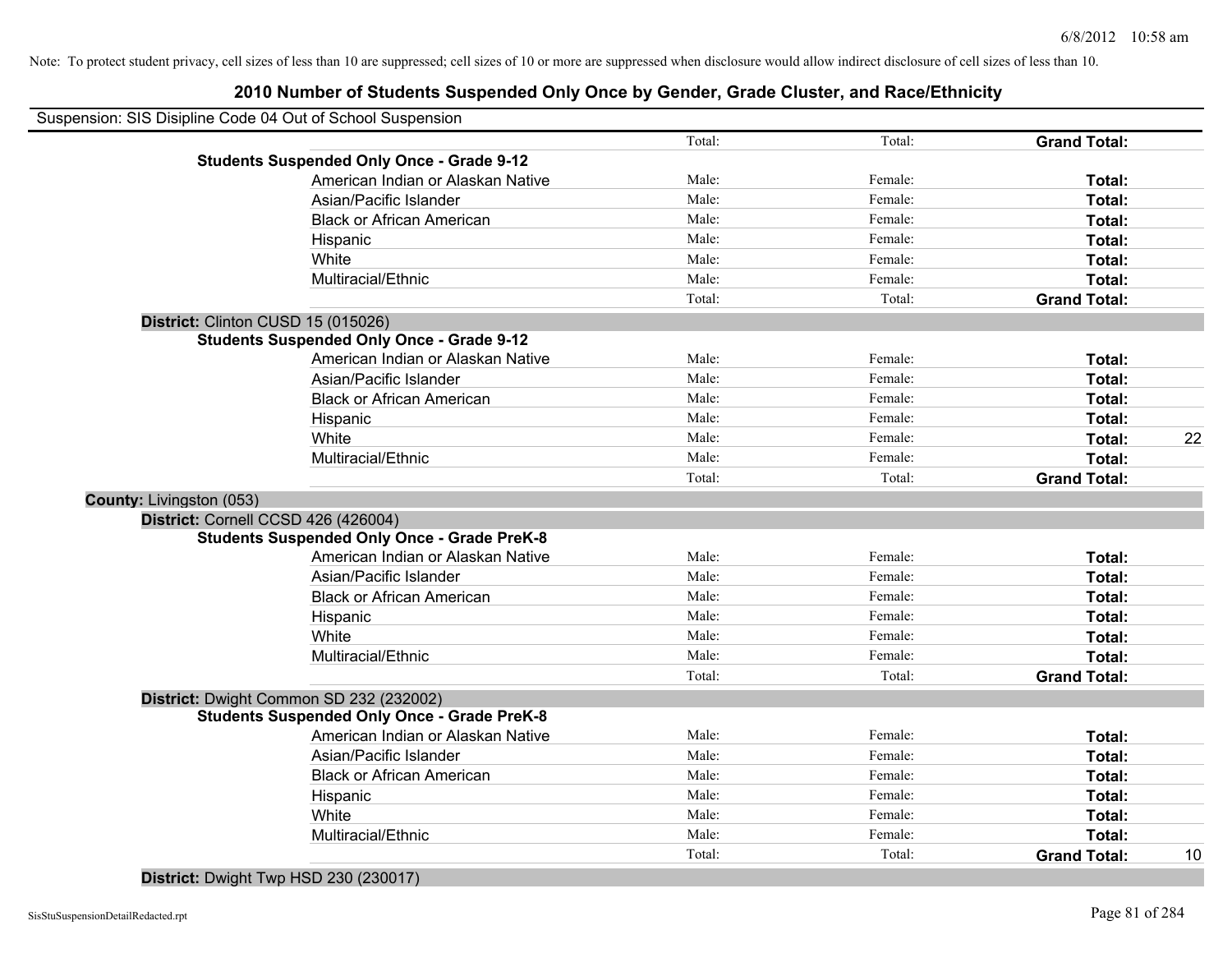Note: To protect student privacy, cell sizes of less than 10 are suppressed; cell sizes of 10 or more are suppressed when disclosure would allow indirect disclosure of cell sizes of less than 10.

## 2010 Number of Students Suspended Only Once by Gender, Grade Cluster, and Race/Ethnicity

Suspension: SIS Disipline Code 04 Out of School Suspension

| | | | | |
|---|---|---|---|---|
| | Total: | Total: | **Grand Total:** | |
| **Students Suspended Only Once - Grade 9-12** | | | | |
| American Indian or Alaskan Native | Male: | Female: | **Total:** | |
| Asian/Pacific Islander | Male: | Female: | **Total:** | |
| Black or African American | Male: | Female: | **Total:** | |
| Hispanic | Male: | Female: | **Total:** | |
| White | Male: | Female: | **Total:** | |
| Multiracial/Ethnic | Male: | Female: | **Total:** | |
| | Total: | Total: | **Grand Total:** | |
| **District:** Clinton CUSD 15 (015026) | | | | |
| **Students Suspended Only Once - Grade 9-12** | | | | |
| American Indian or Alaskan Native | Male: | Female: | **Total:** | |
| Asian/Pacific Islander | Male: | Female: | **Total:** | |
| Black or African American | Male: | Female: | **Total:** | |
| Hispanic | Male: | Female: | **Total:** | |
| White | Male: | Female: | **Total:** | 22 |
| Multiracial/Ethnic | Male: | Female: | **Total:** | |
| | Total: | Total: | **Grand Total:** | |
| **County:** Livingston (053) | | | | |
| **District:** Cornell CCSD 426 (426004) | | | | |
| **Students Suspended Only Once - Grade PreK-8** | | | | |
| American Indian or Alaskan Native | Male: | Female: | **Total:** | |
| Asian/Pacific Islander | Male: | Female: | **Total:** | |
| Black or African American | Male: | Female: | **Total:** | |
| Hispanic | Male: | Female: | **Total:** | |
| White | Male: | Female: | **Total:** | |
| Multiracial/Ethnic | Male: | Female: | **Total:** | |
| | Total: | Total: | **Grand Total:** | |
| **District:** Dwight Common SD 232 (232002) | | | | |
| **Students Suspended Only Once - Grade PreK-8** | | | | |
| American Indian or Alaskan Native | Male: | Female: | **Total:** | |
| Asian/Pacific Islander | Male: | Female: | **Total:** | |
| Black or African American | Male: | Female: | **Total:** | |
| Hispanic | Male: | Female: | **Total:** | |
| White | Male: | Female: | **Total:** | |
| Multiracial/Ethnic | Male: | Female: | **Total:** | |
| | Total: | Total: | **Grand Total:** | 10 |
| **District:** Dwight Twp HSD 230 (230017) | | | | |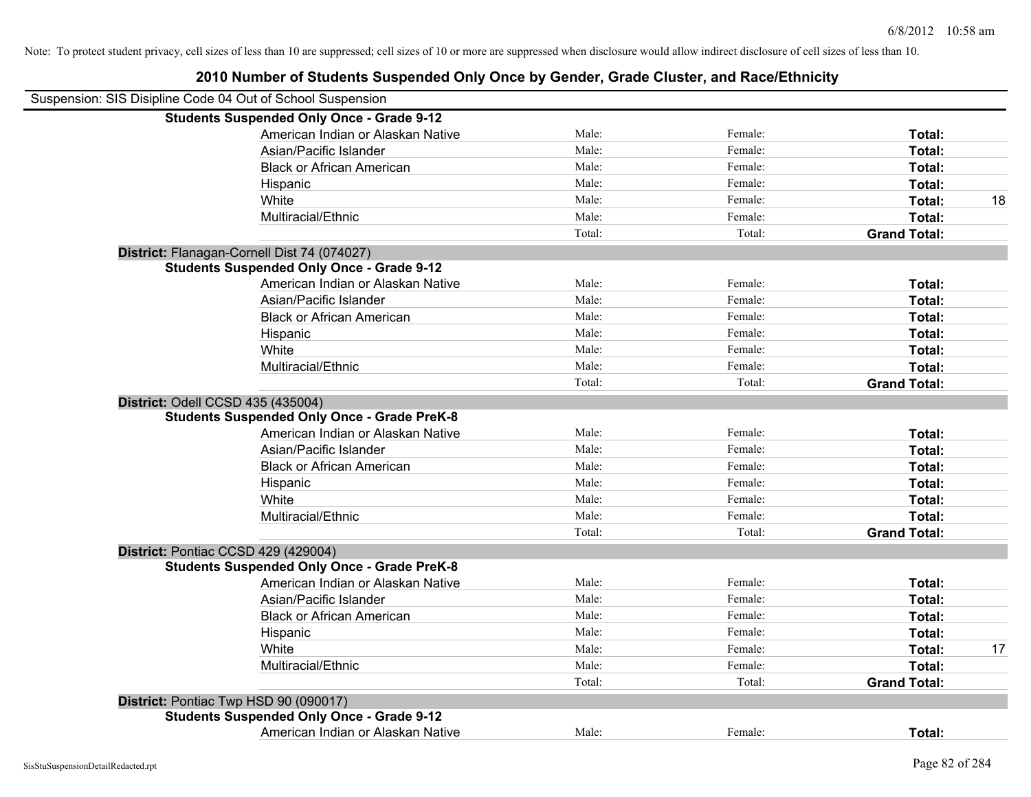Note: To protect student privacy, cell sizes of less than 10 are suppressed; cell sizes of 10 or more are suppressed when disclosure would allow indirect disclosure of cell sizes of less than 10.

## 2010 Number of Students Suspended Only Once by Gender, Grade Cluster, and Race/Ethnicity

Suspension: SIS Disipline Code 04 Out of School Suspension

| | | | | |
|---|---|---|---|---|
| **Students Suspended Only Once - Grade 9-12** | | | | |
| American Indian or Alaskan Native | Male: | Female: | **Total:** | |
| Asian/Pacific Islander | Male: | Female: | **Total:** | |
| Black or African American | Male: | Female: | **Total:** | |
| Hispanic | Male: | Female: | **Total:** | |
| White | Male: | Female: | **Total:** | 18 |
| Multiracial/Ethnic | Male: | Female: | **Total:** | |
| | Total: | Total: | **Grand Total:** | |
| **District:** Flanagan-Cornell Dist 74 (074027) | | | | |
| **Students Suspended Only Once - Grade 9-12** | | | | |
| American Indian or Alaskan Native | Male: | Female: | **Total:** | |
| Asian/Pacific Islander | Male: | Female: | **Total:** | |
| Black or African American | Male: | Female: | **Total:** | |
| Hispanic | Male: | Female: | **Total:** | |
| White | Male: | Female: | **Total:** | |
| Multiracial/Ethnic | Male: | Female: | **Total:** | |
| | Total: | Total: | **Grand Total:** | |
| **District:** Odell CCSD 435 (435004) | | | | |
| **Students Suspended Only Once - Grade PreK-8** | | | | |
| American Indian or Alaskan Native | Male: | Female: | **Total:** | |
| Asian/Pacific Islander | Male: | Female: | **Total:** | |
| Black or African American | Male: | Female: | **Total:** | |
| Hispanic | Male: | Female: | **Total:** | |
| White | Male: | Female: | **Total:** | |
| Multiracial/Ethnic | Male: | Female: | **Total:** | |
| | Total: | Total: | **Grand Total:** | |
| **District:** Pontiac CCSD 429 (429004) | | | | |
| **Students Suspended Only Once - Grade PreK-8** | | | | |
| American Indian or Alaskan Native | Male: | Female: | **Total:** | |
| Asian/Pacific Islander | Male: | Female: | **Total:** | |
| Black or African American | Male: | Female: | **Total:** | |
| Hispanic | Male: | Female: | **Total:** | |
| White | Male: | Female: | **Total:** | 17 |
| Multiracial/Ethnic | Male: | Female: | **Total:** | |
| | Total: | Total: | **Grand Total:** | |
| **District:** Pontiac Twp HSD 90 (090017) | | | | |
| **Students Suspended Only Once - Grade 9-12** | | | | |
| American Indian or Alaskan Native | Male: | Female: | **Total:** | |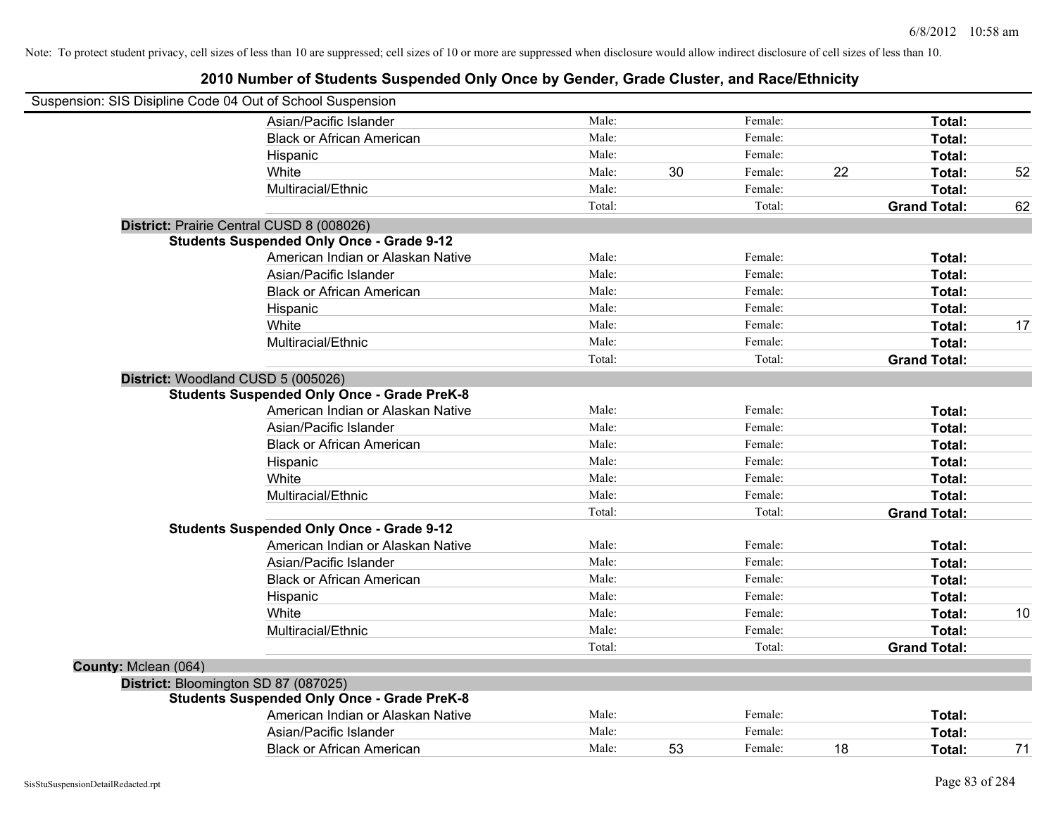Note: To protect student privacy, cell sizes of less than 10 are suppressed; cell sizes of 10 or more are suppressed when disclosure would allow indirect disclosure of cell sizes of less than 10.

# 2010 Number of Students Suspended Only Once by Gender, Grade Cluster, and Race/Ethnicity

Suspension: SIS Disipline Code 04 Out of School Suspension

| | Male: | | Female: | | | |
|---|---|---|---|---|---|---|
| Asian/Pacific Islander | Male: | | Female: | | **Total:** | |
| Black or African American | Male: | | Female: | | **Total:** | |
| Hispanic | Male: | | Female: | | **Total:** | |
| White | Male: | 30 | Female: | 22 | **Total:** | 52 |
| Multiracial/Ethnic | Male: | | Female: | | **Total:** | |
| | Total: | | Total: | | **Grand Total:** | 62 |

**District:** Prairie Central CUSD 8 (008026)

**Students Suspended Only Once - Grade 9-12**

| | | | | | | |
|---|---|---|---|---|---|---|
| American Indian or Alaskan Native | Male: | | Female: | | **Total:** | |
| Asian/Pacific Islander | Male: | | Female: | | **Total:** | |
| Black or African American | Male: | | Female: | | **Total:** | |
| Hispanic | Male: | | Female: | | **Total:** | |
| White | Male: | | Female: | | **Total:** | 17 |
| Multiracial/Ethnic | Male: | | Female: | | **Total:** | |
| | Total: | | Total: | | **Grand Total:** | |

**District:** Woodland CUSD 5 (005026)

**Students Suspended Only Once - Grade PreK-8**

| | | | | | | |
|---|---|---|---|---|---|---|
| American Indian or Alaskan Native | Male: | | Female: | | **Total:** | |
| Asian/Pacific Islander | Male: | | Female: | | **Total:** | |
| Black or African American | Male: | | Female: | | **Total:** | |
| Hispanic | Male: | | Female: | | **Total:** | |
| White | Male: | | Female: | | **Total:** | |
| Multiracial/Ethnic | Male: | | Female: | | **Total:** | |
| | Total: | | Total: | | **Grand Total:** | |

**Students Suspended Only Once - Grade 9-12**

| | | | | | | |
|---|---|---|---|---|---|---|
| American Indian or Alaskan Native | Male: | | Female: | | **Total:** | |
| Asian/Pacific Islander | Male: | | Female: | | **Total:** | |
| Black or African American | Male: | | Female: | | **Total:** | |
| Hispanic | Male: | | Female: | | **Total:** | |
| White | Male: | | Female: | | **Total:** | 10 |
| Multiracial/Ethnic | Male: | | Female: | | **Total:** | |
| | Total: | | Total: | | **Grand Total:** | |

**County:** Mclean (064)

**District:** Bloomington SD 87 (087025)

**Students Suspended Only Once - Grade PreK-8**

| | | | | | | |
|---|---|---|---|---|---|---|
| American Indian or Alaskan Native | Male: | | Female: | | **Total:** | |
| Asian/Pacific Islander | Male: | | Female: | | **Total:** | |
| Black or African American | Male: | 53 | Female: | 18 | **Total:** | 71 |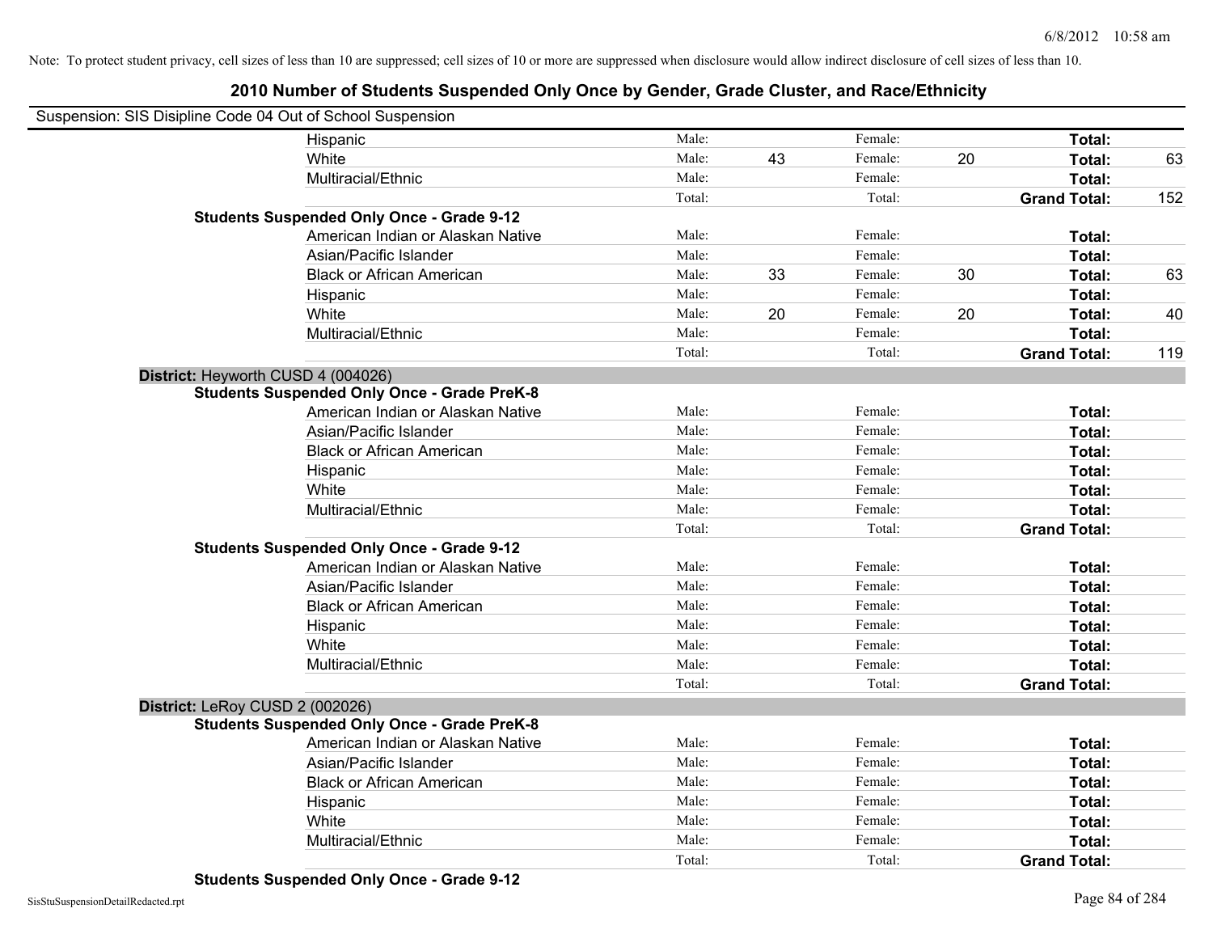Note: To protect student privacy, cell sizes of less than 10 are suppressed; cell sizes of 10 or more are suppressed when disclosure would allow indirect disclosure of cell sizes of less than 10.

# 2010 Number of Students Suspended Only Once by Gender, Grade Cluster, and Race/Ethnicity

Suspension: SIS Disipline Code 04 Out of School Suspension

| | | | | | | |
|---|---|---|---|---|---|---|
| Hispanic | Male: | | Female: | | **Total:** | |
| White | Male: | 43 | Female: | 20 | **Total:** | 63 |
| Multiracial/Ethnic | Male: | | Female: | | **Total:** | |
| | Total: | | Total: | | **Grand Total:** | 152 |
| **Students Suspended Only Once - Grade 9-12** | | | | | | |
| American Indian or Alaskan Native | Male: | | Female: | | **Total:** | |
| Asian/Pacific Islander | Male: | | Female: | | **Total:** | |
| Black or African American | Male: | 33 | Female: | 30 | **Total:** | 63 |
| Hispanic | Male: | | Female: | | **Total:** | |
| White | Male: | 20 | Female: | 20 | **Total:** | 40 |
| Multiracial/Ethnic | Male: | | Female: | | **Total:** | |
| | Total: | | Total: | | **Grand Total:** | 119 |

**District:** Heyworth CUSD 4 (004026)

| | | | | | | |
|---|---|---|---|---|---|---|
| **Students Suspended Only Once - Grade PreK-8** | | | | | | |
| American Indian or Alaskan Native | Male: | | Female: | | **Total:** | |
| Asian/Pacific Islander | Male: | | Female: | | **Total:** | |
| Black or African American | Male: | | Female: | | **Total:** | |
| Hispanic | Male: | | Female: | | **Total:** | |
| White | Male: | | Female: | | **Total:** | |
| Multiracial/Ethnic | Male: | | Female: | | **Total:** | |
| | Total: | | Total: | | **Grand Total:** | |
| **Students Suspended Only Once - Grade 9-12** | | | | | | |
| American Indian or Alaskan Native | Male: | | Female: | | **Total:** | |
| Asian/Pacific Islander | Male: | | Female: | | **Total:** | |
| Black or African American | Male: | | Female: | | **Total:** | |
| Hispanic | Male: | | Female: | | **Total:** | |
| White | Male: | | Female: | | **Total:** | |
| Multiracial/Ethnic | Male: | | Female: | | **Total:** | |
| | Total: | | Total: | | **Grand Total:** | |

**District:** LeRoy CUSD 2 (002026)

| | | | | | | |
|---|---|---|---|---|---|---|
| **Students Suspended Only Once - Grade PreK-8** | | | | | | |
| American Indian or Alaskan Native | Male: | | Female: | | **Total:** | |
| Asian/Pacific Islander | Male: | | Female: | | **Total:** | |
| Black or African American | Male: | | Female: | | **Total:** | |
| Hispanic | Male: | | Female: | | **Total:** | |
| White | Male: | | Female: | | **Total:** | |
| Multiracial/Ethnic | Male: | | Female: | | **Total:** | |
| | Total: | | Total: | | **Grand Total:** | |

**Students Suspended Only Once - Grade 9-12**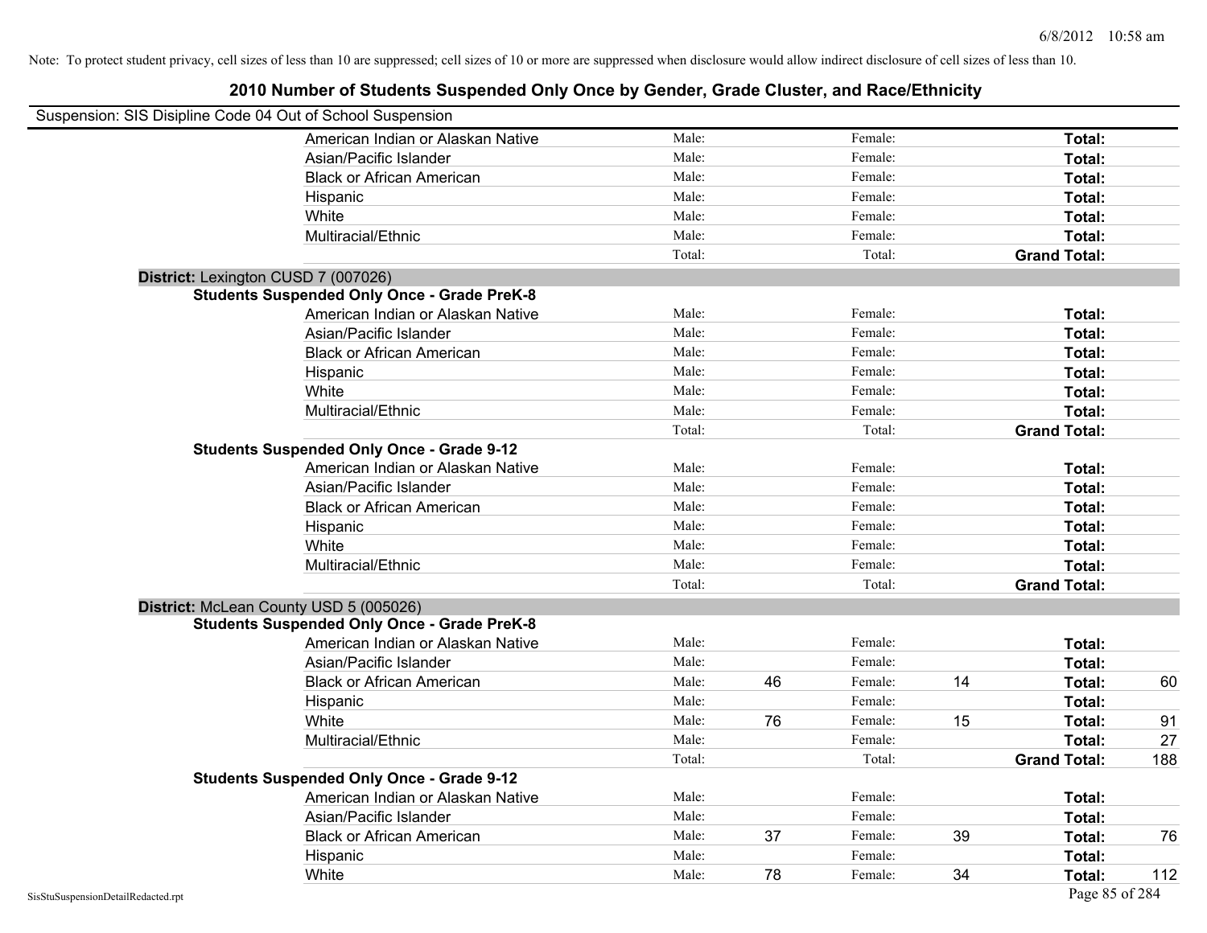Note: To protect student privacy, cell sizes of less than 10 are suppressed; cell sizes of 10 or more are suppressed when disclosure would allow indirect disclosure of cell sizes of less than 10.

# 2010 Number of Students Suspended Only Once by Gender, Grade Cluster, and Race/Ethnicity

Suspension: SIS Disipline Code 04 Out of School Suspension

| | | | | | | |
|---|---|---|---|---|---|---|
| American Indian or Alaskan Native | Male: | | Female: | | **Total:** | |
| Asian/Pacific Islander | Male: | | Female: | | **Total:** | |
| Black or African American | Male: | | Female: | | **Total:** | |
| Hispanic | Male: | | Female: | | **Total:** | |
| White | Male: | | Female: | | **Total:** | |
| Multiracial/Ethnic | Male: | | Female: | | **Total:** | |
| | Total: | | Total: | | **Grand Total:** | |

## District: Lexington CUSD 7 (007026)

### Students Suspended Only Once - Grade PreK-8

| | | | | | | |
|---|---|---|---|---|---|---|
| American Indian or Alaskan Native | Male: | | Female: | | **Total:** | |
| Asian/Pacific Islander | Male: | | Female: | | **Total:** | |
| Black or African American | Male: | | Female: | | **Total:** | |
| Hispanic | Male: | | Female: | | **Total:** | |
| White | Male: | | Female: | | **Total:** | |
| Multiracial/Ethnic | Male: | | Female: | | **Total:** | |
| | Total: | | Total: | | **Grand Total:** | |

### Students Suspended Only Once - Grade 9-12

| | | | | | | |
|---|---|---|---|---|---|---|
| American Indian or Alaskan Native | Male: | | Female: | | **Total:** | |
| Asian/Pacific Islander | Male: | | Female: | | **Total:** | |
| Black or African American | Male: | | Female: | | **Total:** | |
| Hispanic | Male: | | Female: | | **Total:** | |
| White | Male: | | Female: | | **Total:** | |
| Multiracial/Ethnic | Male: | | Female: | | **Total:** | |
| | Total: | | Total: | | **Grand Total:** | |

## District: McLean County USD 5 (005026)

### Students Suspended Only Once - Grade PreK-8

| | | | | | | |
|---|---|---|---|---|---|---|
| American Indian or Alaskan Native | Male: | | Female: | | **Total:** | |
| Asian/Pacific Islander | Male: | | Female: | | **Total:** | |
| Black or African American | Male: | 46 | Female: | 14 | **Total:** | 60 |
| Hispanic | Male: | | Female: | | **Total:** | |
| White | Male: | 76 | Female: | 15 | **Total:** | 91 |
| Multiracial/Ethnic | Male: | | Female: | | **Total:** | 27 |
| | Total: | | Total: | | **Grand Total:** | 188 |

### Students Suspended Only Once - Grade 9-12

| | | | | | | |
|---|---|---|---|---|---|---|
| American Indian or Alaskan Native | Male: | | Female: | | **Total:** | |
| Asian/Pacific Islander | Male: | | Female: | | **Total:** | |
| Black or African American | Male: | 37 | Female: | 39 | **Total:** | 76 |
| Hispanic | Male: | | Female: | | **Total:** | |
| White | Male: | 78 | Female: | 34 | **Total:** | 112 |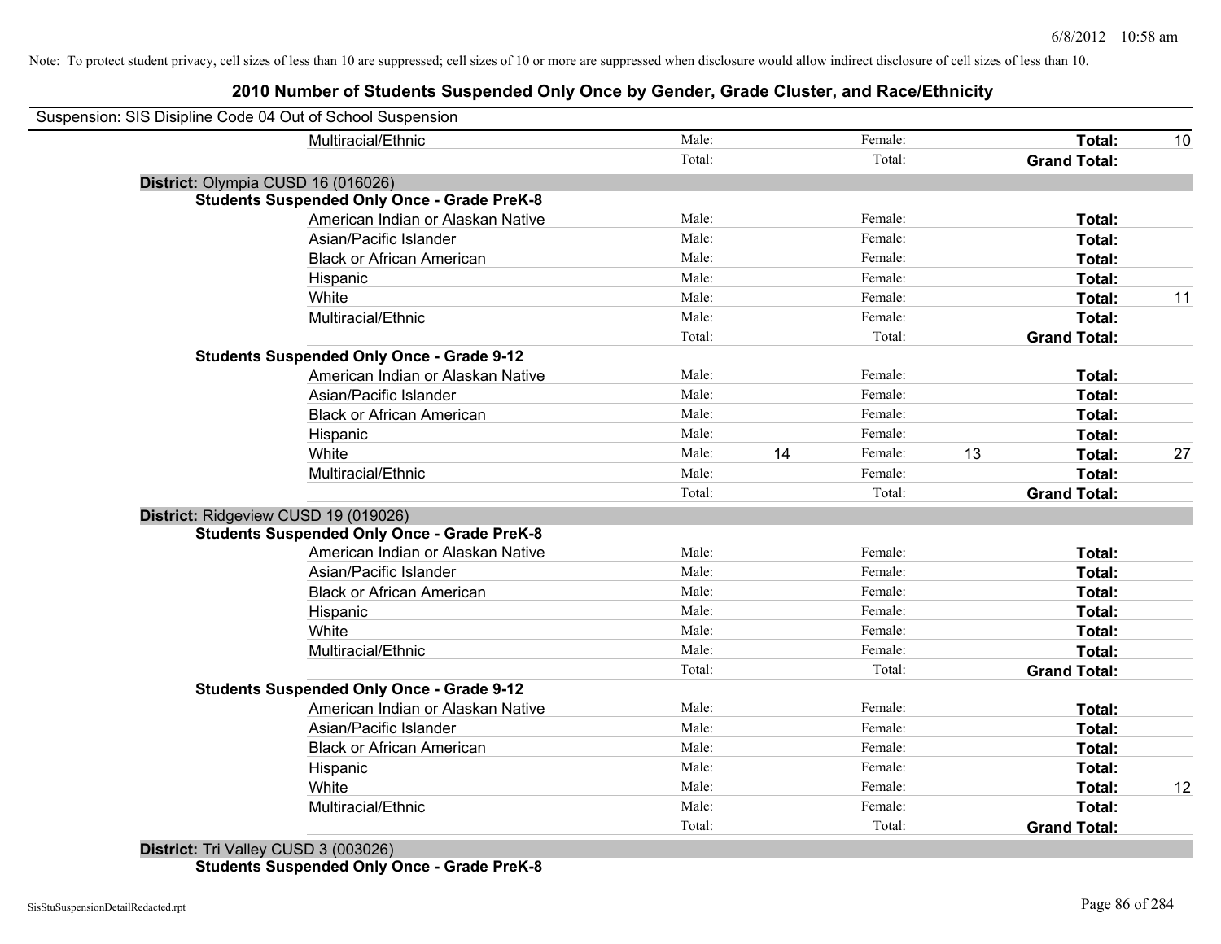Note: To protect student privacy, cell sizes of less than 10 are suppressed; cell sizes of 10 or more are suppressed when disclosure would allow indirect disclosure of cell sizes of less than 10.

## 2010 Number of Students Suspended Only Once by Gender, Grade Cluster, and Race/Ethnicity

Suspension: SIS Disipline Code 04 Out of School Suspension

| | | | | | | |
|---|---|---|---|---|---|---|
| Multiracial/Ethnic | Male: | | Female: | | **Total:** | 10 |
| | Total: | | Total: | | **Grand Total:** | |

**District:** Olympia CUSD 16 (016026)

**Students Suspended Only Once - Grade PreK-8**

| | | | | | | |
|---|---|---|---|---|---|---|
| American Indian or Alaskan Native | Male: | | Female: | | **Total:** | |
| Asian/Pacific Islander | Male: | | Female: | | **Total:** | |
| Black or African American | Male: | | Female: | | **Total:** | |
| Hispanic | Male: | | Female: | | **Total:** | |
| White | Male: | | Female: | | **Total:** | 11 |
| Multiracial/Ethnic | Male: | | Female: | | **Total:** | |
| | Total: | | Total: | | **Grand Total:** | |

**Students Suspended Only Once - Grade 9-12**

| | | | | | | |
|---|---|---|---|---|---|---|
| American Indian or Alaskan Native | Male: | | Female: | | **Total:** | |
| Asian/Pacific Islander | Male: | | Female: | | **Total:** | |
| Black or African American | Male: | | Female: | | **Total:** | |
| Hispanic | Male: | | Female: | | **Total:** | |
| White | Male: | 14 | Female: | 13 | **Total:** | 27 |
| Multiracial/Ethnic | Male: | | Female: | | **Total:** | |
| | Total: | | Total: | | **Grand Total:** | |

**District:** Ridgeview CUSD 19 (019026)

**Students Suspended Only Once - Grade PreK-8**

| | | | | | | |
|---|---|---|---|---|---|---|
| American Indian or Alaskan Native | Male: | | Female: | | **Total:** | |
| Asian/Pacific Islander | Male: | | Female: | | **Total:** | |
| Black or African American | Male: | | Female: | | **Total:** | |
| Hispanic | Male: | | Female: | | **Total:** | |
| White | Male: | | Female: | | **Total:** | |
| Multiracial/Ethnic | Male: | | Female: | | **Total:** | |
| | Total: | | Total: | | **Grand Total:** | |

**Students Suspended Only Once - Grade 9-12**

| | | | | | | |
|---|---|---|---|---|---|---|
| American Indian or Alaskan Native | Male: | | Female: | | **Total:** | |
| Asian/Pacific Islander | Male: | | Female: | | **Total:** | |
| Black or African American | Male: | | Female: | | **Total:** | |
| Hispanic | Male: | | Female: | | **Total:** | |
| White | Male: | | Female: | | **Total:** | 12 |
| Multiracial/Ethnic | Male: | | Female: | | **Total:** | |
| | Total: | | Total: | | **Grand Total:** | |

**District:** Tri Valley CUSD 3 (003026)

**Students Suspended Only Once - Grade PreK-8**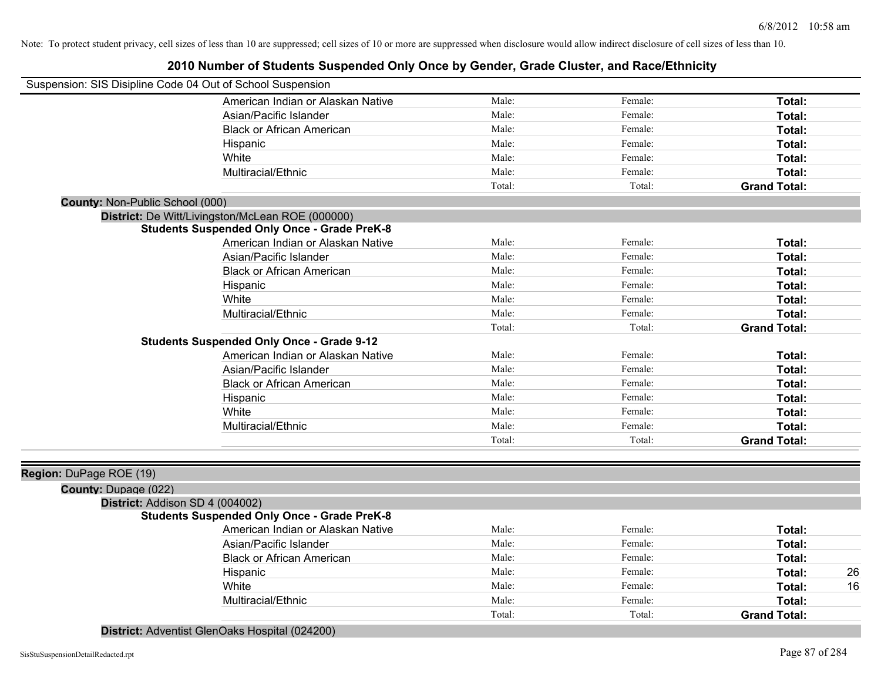Note: To protect student privacy, cell sizes of less than 10 are suppressed; cell sizes of 10 or more are suppressed when disclosure would allow indirect disclosure of cell sizes of less than 10.

# 2010 Number of Students Suspended Only Once by Gender, Grade Cluster, and Race/Ethnicity

Suspension: SIS Disipline Code 04 Out of School Suspension

| | Male: | Female: | Total: |
|---|---|---|---|
| American Indian or Alaskan Native | Male: | Female: | Total: |
| Asian/Pacific Islander | Male: | Female: | Total: |
| Black or African American | Male: | Female: | Total: |
| Hispanic | Male: | Female: | Total: |
| White | Male: | Female: | Total: |
| Multiracial/Ethnic | Male: | Female: | Total: |
| | Total: | Total: | Grand Total: |

**County:** Non-Public School (000)

**District:** De Witt/Livingston/McLean ROE (000000)

**Students Suspended Only Once - Grade PreK-8**

| | Male: | Female: | Total: |
|---|---|---|---|
| American Indian or Alaskan Native | Male: | Female: | Total: |
| Asian/Pacific Islander | Male: | Female: | Total: |
| Black or African American | Male: | Female: | Total: |
| Hispanic | Male: | Female: | Total: |
| White | Male: | Female: | Total: |
| Multiracial/Ethnic | Male: | Female: | Total: |
| | Total: | Total: | Grand Total: |

**Students Suspended Only Once - Grade 9-12**

| | Male: | Female: | Total: |
|---|---|---|---|
| American Indian or Alaskan Native | Male: | Female: | Total: |
| Asian/Pacific Islander | Male: | Female: | Total: |
| Black or African American | Male: | Female: | Total: |
| Hispanic | Male: | Female: | Total: |
| White | Male: | Female: | Total: |
| Multiracial/Ethnic | Male: | Female: | Total: |
| | Total: | Total: | Grand Total: |

**Region:** DuPage ROE (19)

**County:** Dupage (022)

**District:** Addison SD 4 (004002)

**Students Suspended Only Once - Grade PreK-8**

| | Male: | Female: | Total: | |
|---|---|---|---|---|
| American Indian or Alaskan Native | Male: | Female: | Total: | |
| Asian/Pacific Islander | Male: | Female: | Total: | |
| Black or African American | Male: | Female: | Total: | |
| Hispanic | Male: | Female: | Total: | 26 |
| White | Male: | Female: | Total: | 16 |
| Multiracial/Ethnic | Male: | Female: | Total: | |
| | Total: | Total: | Grand Total: | |

**District:** Adventist GlenOaks Hospital (024200)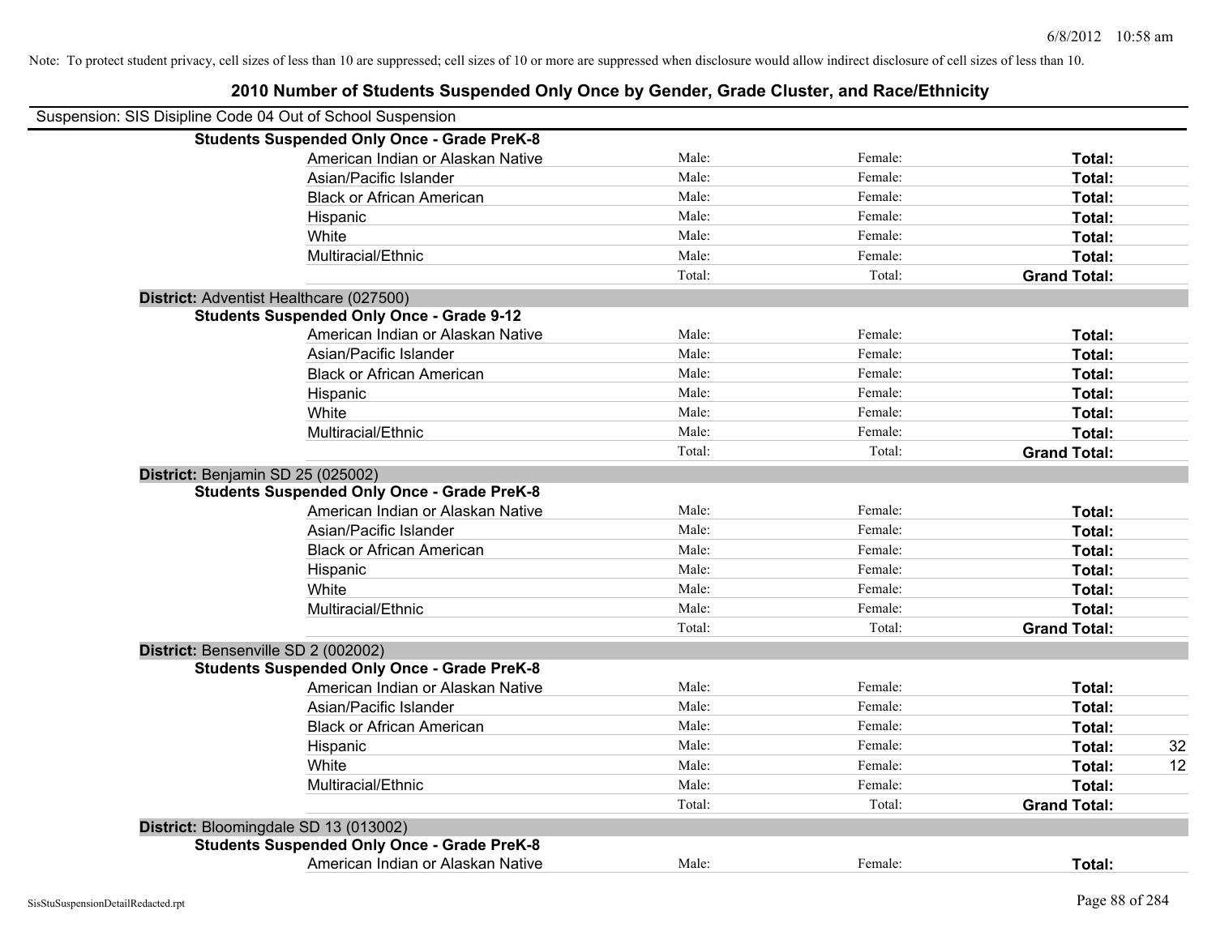Note: To protect student privacy, cell sizes of less than 10 are suppressed; cell sizes of 10 or more are suppressed when disclosure would allow indirect disclosure of cell sizes of less than 10.

# 2010 Number of Students Suspended Only Once by Gender, Grade Cluster, and Race/Ethnicity

Suspension: SIS Disipline Code 04 Out of School Suspension

| | | | | |
|---|---|---|---|---|
| **Students Suspended Only Once - Grade PreK-8** | | | | |
| American Indian or Alaskan Native | Male: | Female: | **Total:** | |
| Asian/Pacific Islander | Male: | Female: | **Total:** | |
| Black or African American | Male: | Female: | **Total:** | |
| Hispanic | Male: | Female: | **Total:** | |
| White | Male: | Female: | **Total:** | |
| Multiracial/Ethnic | Male: | Female: | **Total:** | |
| | Total: | Total: | **Grand Total:** | |
| **District:** Adventist Healthcare (027500) | | | | |
| **Students Suspended Only Once - Grade 9-12** | | | | |
| American Indian or Alaskan Native | Male: | Female: | **Total:** | |
| Asian/Pacific Islander | Male: | Female: | **Total:** | |
| Black or African American | Male: | Female: | **Total:** | |
| Hispanic | Male: | Female: | **Total:** | |
| White | Male: | Female: | **Total:** | |
| Multiracial/Ethnic | Male: | Female: | **Total:** | |
| | Total: | Total: | **Grand Total:** | |
| **District:** Benjamin SD 25 (025002) | | | | |
| **Students Suspended Only Once - Grade PreK-8** | | | | |
| American Indian or Alaskan Native | Male: | Female: | **Total:** | |
| Asian/Pacific Islander | Male: | Female: | **Total:** | |
| Black or African American | Male: | Female: | **Total:** | |
| Hispanic | Male: | Female: | **Total:** | |
| White | Male: | Female: | **Total:** | |
| Multiracial/Ethnic | Male: | Female: | **Total:** | |
| | Total: | Total: | **Grand Total:** | |
| **District:** Bensenville SD 2 (002002) | | | | |
| **Students Suspended Only Once - Grade PreK-8** | | | | |
| American Indian or Alaskan Native | Male: | Female: | **Total:** | |
| Asian/Pacific Islander | Male: | Female: | **Total:** | |
| Black or African American | Male: | Female: | **Total:** | |
| Hispanic | Male: | Female: | **Total:** | 32 |
| White | Male: | Female: | **Total:** | 12 |
| Multiracial/Ethnic | Male: | Female: | **Total:** | |
| | Total: | Total: | **Grand Total:** | |
| **District:** Bloomingdale SD 13 (013002) | | | | |
| **Students Suspended Only Once - Grade PreK-8** | | | | |
| American Indian or Alaskan Native | Male: | Female: | **Total:** | |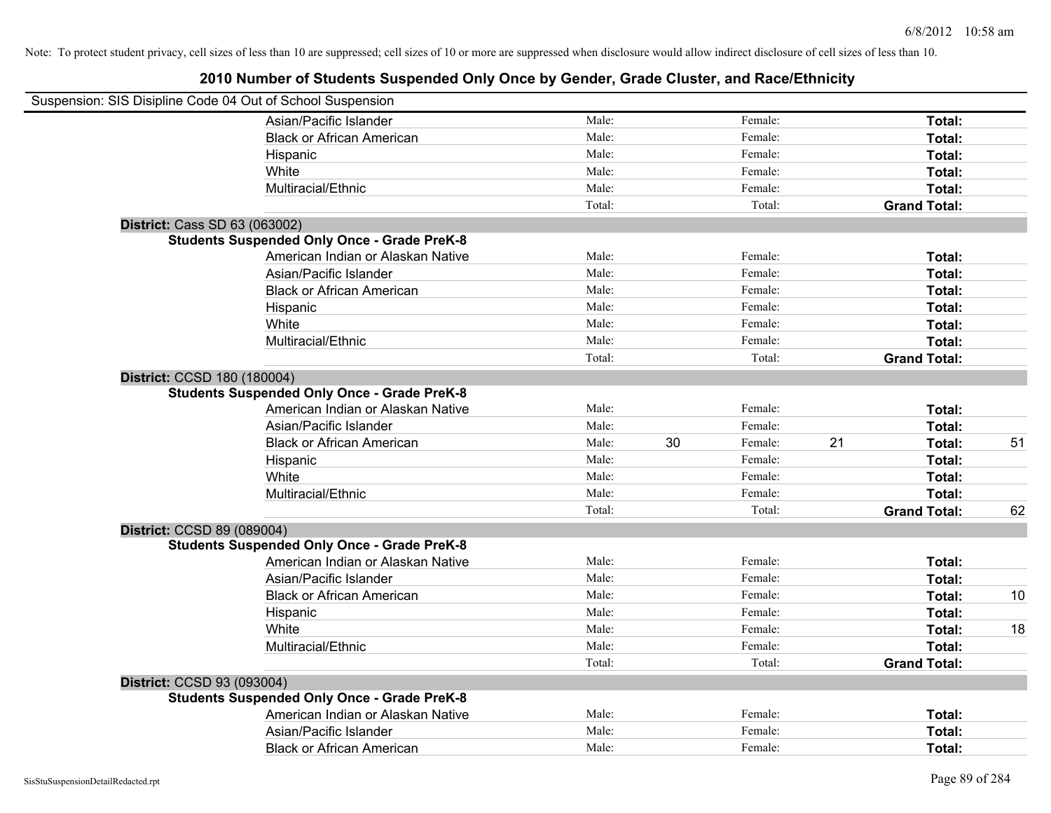Note: To protect student privacy, cell sizes of less than 10 are suppressed; cell sizes of 10 or more are suppressed when disclosure would allow indirect disclosure of cell sizes of less than 10.

## 2010 Number of Students Suspended Only Once by Gender, Grade Cluster, and Race/Ethnicity

Suspension: SIS Disipline Code 04 Out of School Suspension

| | | | | | | | |
|---|---|---|---|---|---|---|---|
| Asian/Pacific Islander | Male: | | Female: | | **Total:** | |
| Black or African American | Male: | | Female: | | **Total:** | |
| Hispanic | Male: | | Female: | | **Total:** | |
| White | Male: | | Female: | | **Total:** | |
| Multiracial/Ethnic | Male: | | Female: | | **Total:** | |
| | Total: | | Total: | | **Grand Total:** | |

**District:** Cass SD 63 (063002)

**Students Suspended Only Once - Grade PreK-8**

| | | | | | | |
|---|---|---|---|---|---|---|
| American Indian or Alaskan Native | Male: | | Female: | | **Total:** | |
| Asian/Pacific Islander | Male: | | Female: | | **Total:** | |
| Black or African American | Male: | | Female: | | **Total:** | |
| Hispanic | Male: | | Female: | | **Total:** | |
| White | Male: | | Female: | | **Total:** | |
| Multiracial/Ethnic | Male: | | Female: | | **Total:** | |
| | Total: | | Total: | | **Grand Total:** | |

**District:** CCSD 180 (180004)

**Students Suspended Only Once - Grade PreK-8**

| | | | | | | |
|---|---|---|---|---|---|---|
| American Indian or Alaskan Native | Male: | | Female: | | **Total:** | |
| Asian/Pacific Islander | Male: | | Female: | | **Total:** | |
| Black or African American | Male: | 30 | Female: | 21 | **Total:** | 51 |
| Hispanic | Male: | | Female: | | **Total:** | |
| White | Male: | | Female: | | **Total:** | |
| Multiracial/Ethnic | Male: | | Female: | | **Total:** | |
| | Total: | | Total: | | **Grand Total:** | 62 |

**District:** CCSD 89 (089004)

**Students Suspended Only Once - Grade PreK-8**

| | | | | | | |
|---|---|---|---|---|---|---|
| American Indian or Alaskan Native | Male: | | Female: | | **Total:** | |
| Asian/Pacific Islander | Male: | | Female: | | **Total:** | |
| Black or African American | Male: | | Female: | | **Total:** | 10 |
| Hispanic | Male: | | Female: | | **Total:** | |
| White | Male: | | Female: | | **Total:** | 18 |
| Multiracial/Ethnic | Male: | | Female: | | **Total:** | |
| | Total: | | Total: | | **Grand Total:** | |

**District:** CCSD 93 (093004)

**Students Suspended Only Once - Grade PreK-8**

| | | | | | | |
|---|---|---|---|---|---|---|
| American Indian or Alaskan Native | Male: | | Female: | | **Total:** | |
| Asian/Pacific Islander | Male: | | Female: | | **Total:** | |
| Black or African American | Male: | | Female: | | **Total:** | |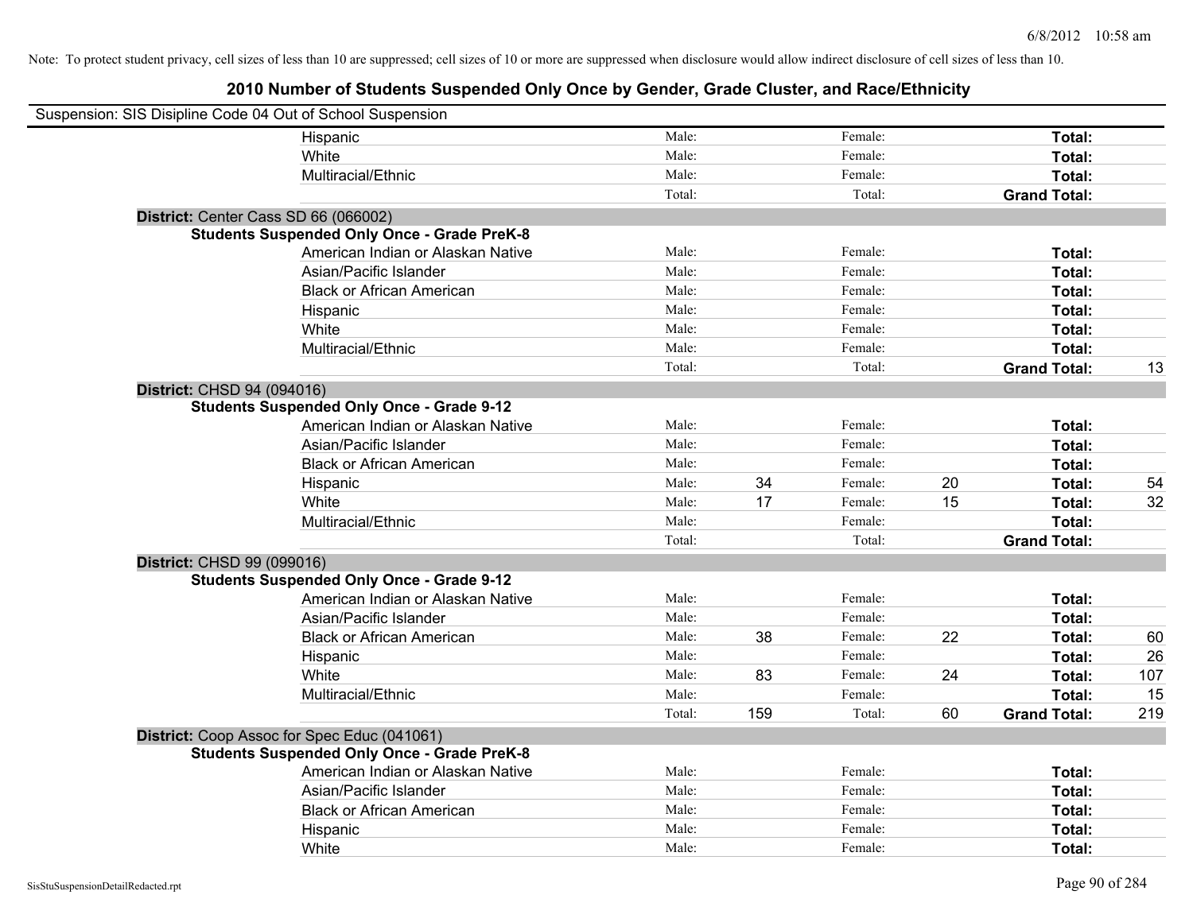Note: To protect student privacy, cell sizes of less than 10 are suppressed; cell sizes of 10 or more are suppressed when disclosure would allow indirect disclosure of cell sizes of less than 10.

# 2010 Number of Students Suspended Only Once by Gender, Grade Cluster, and Race/Ethnicity

Suspension: SIS Disipline Code 04 Out of School Suspension

| | | | | | | | |
|---|---|---|---|---|---|---|---|
| Hispanic | Male: | | Female: | | **Total:** | |
| White | Male: | | Female: | | **Total:** | |
| Multiracial/Ethnic | Male: | | Female: | | **Total:** | |
| | Total: | | Total: | | **Grand Total:** | |

**District:** Center Cass SD 66 (066002)

**Students Suspended Only Once - Grade PreK-8**

| | | | | | | |
|---|---|---|---|---|---|---|
| American Indian or Alaskan Native | Male: | | Female: | | **Total:** | |
| Asian/Pacific Islander | Male: | | Female: | | **Total:** | |
| Black or African American | Male: | | Female: | | **Total:** | |
| Hispanic | Male: | | Female: | | **Total:** | |
| White | Male: | | Female: | | **Total:** | |
| Multiracial/Ethnic | Male: | | Female: | | **Total:** | |
| | Total: | | Total: | | **Grand Total:** | 13 |

**District:** CHSD 94 (094016)

**Students Suspended Only Once - Grade 9-12**

| | | | | | | |
|---|---|---|---|---|---|---|
| American Indian or Alaskan Native | Male: | | Female: | | **Total:** | |
| Asian/Pacific Islander | Male: | | Female: | | **Total:** | |
| Black or African American | Male: | | Female: | | **Total:** | |
| Hispanic | Male: | 34 | Female: | 20 | **Total:** | 54 |
| White | Male: | 17 | Female: | 15 | **Total:** | 32 |
| Multiracial/Ethnic | Male: | | Female: | | **Total:** | |
| | Total: | | Total: | | **Grand Total:** | |

**District:** CHSD 99 (099016)

**Students Suspended Only Once - Grade 9-12**

| | | | | | | |
|---|---|---|---|---|---|---|
| American Indian or Alaskan Native | Male: | | Female: | | **Total:** | |
| Asian/Pacific Islander | Male: | | Female: | | **Total:** | |
| Black or African American | Male: | 38 | Female: | 22 | **Total:** | 60 |
| Hispanic | Male: | | Female: | | **Total:** | 26 |
| White | Male: | 83 | Female: | 24 | **Total:** | 107 |
| Multiracial/Ethnic | Male: | | Female: | | **Total:** | 15 |
| | Total: | 159 | Total: | 60 | **Grand Total:** | 219 |

**District:** Coop Assoc for Spec Educ (041061)

**Students Suspended Only Once - Grade PreK-8**

| | | | | | | |
|---|---|---|---|---|---|---|
| American Indian or Alaskan Native | Male: | | Female: | | **Total:** | |
| Asian/Pacific Islander | Male: | | Female: | | **Total:** | |
| Black or African American | Male: | | Female: | | **Total:** | |
| Hispanic | Male: | | Female: | | **Total:** | |
| White | Male: | | Female: | | **Total:** | |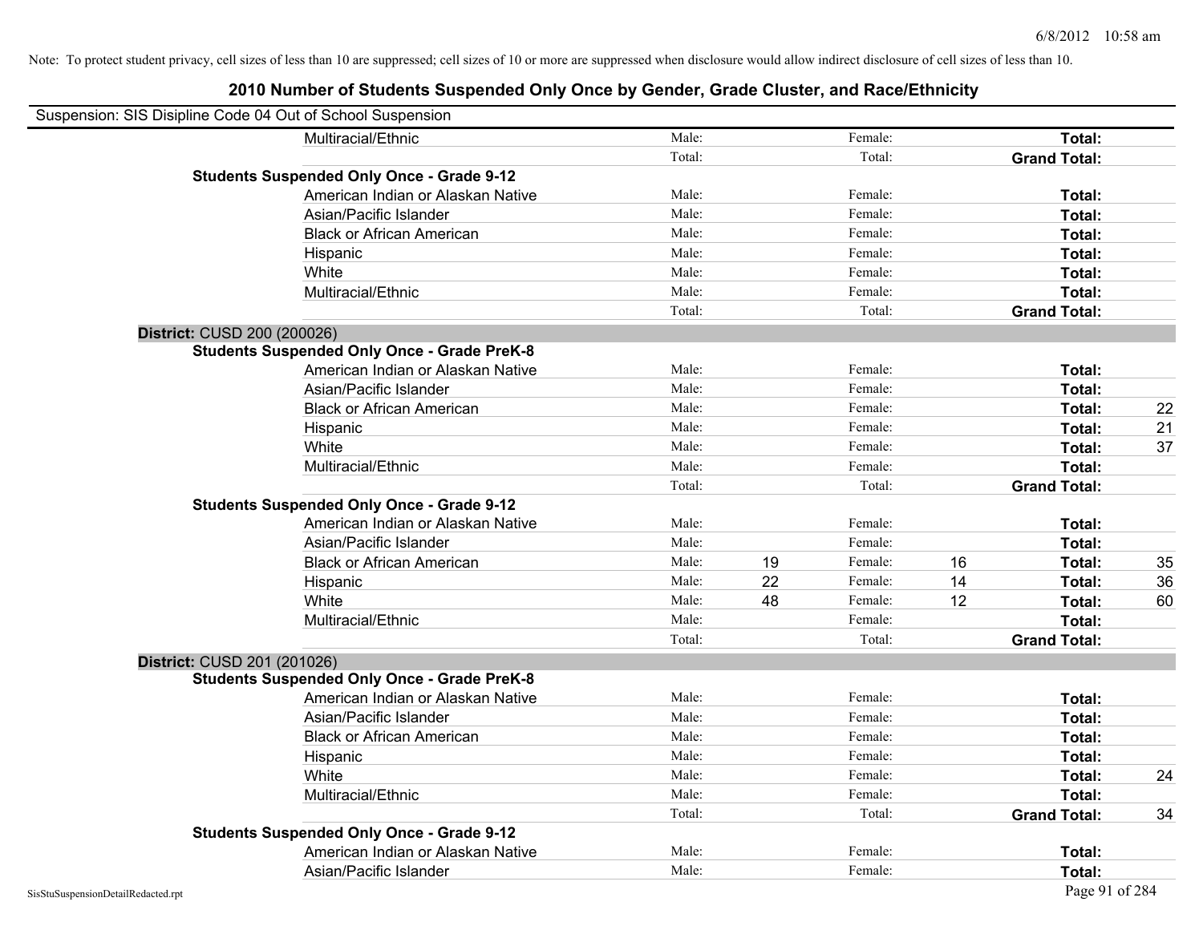Note: To protect student privacy, cell sizes of less than 10 are suppressed; cell sizes of 10 or more are suppressed when disclosure would allow indirect disclosure of cell sizes of less than 10.

# 2010 Number of Students Suspended Only Once by Gender, Grade Cluster, and Race/Ethnicity

Suspension: SIS Disipline Code 04 Out of School Suspension

| | | | | | | | |
|---|---|---|---|---|---|---|---|
| Multiracial/Ethnic | Male: | | Female: | | **Total:** | |
| | Total: | | Total: | | **Grand Total:** | |
| **Students Suspended Only Once - Grade 9-12** | | | | | | |
| American Indian or Alaskan Native | Male: | | Female: | | **Total:** | |
| Asian/Pacific Islander | Male: | | Female: | | **Total:** | |
| Black or African American | Male: | | Female: | | **Total:** | |
| Hispanic | Male: | | Female: | | **Total:** | |
| White | Male: | | Female: | | **Total:** | |
| Multiracial/Ethnic | Male: | | Female: | | **Total:** | |
| | Total: | | Total: | | **Grand Total:** | |

**District:** CUSD 200 (200026)

| | | | | | | |
|---|---|---|---|---|---|---|
| **Students Suspended Only Once - Grade PreK-8** | | | | | | |
| American Indian or Alaskan Native | Male: | | Female: | | **Total:** | |
| Asian/Pacific Islander | Male: | | Female: | | **Total:** | |
| Black or African American | Male: | | Female: | | **Total:** | 22 |
| Hispanic | Male: | | Female: | | **Total:** | 21 |
| White | Male: | | Female: | | **Total:** | 37 |
| Multiracial/Ethnic | Male: | | Female: | | **Total:** | |
| | Total: | | Total: | | **Grand Total:** | |
| **Students Suspended Only Once - Grade 9-12** | | | | | | |
| American Indian or Alaskan Native | Male: | | Female: | | **Total:** | |
| Asian/Pacific Islander | Male: | | Female: | | **Total:** | |
| Black or African American | Male: | 19 | Female: | 16 | **Total:** | 35 |
| Hispanic | Male: | 22 | Female: | 14 | **Total:** | 36 |
| White | Male: | 48 | Female: | 12 | **Total:** | 60 |
| Multiracial/Ethnic | Male: | | Female: | | **Total:** | |
| | Total: | | Total: | | **Grand Total:** | |

**District:** CUSD 201 (201026)

| | | | | | | |
|---|---|---|---|---|---|---|
| **Students Suspended Only Once - Grade PreK-8** | | | | | | |
| American Indian or Alaskan Native | Male: | | Female: | | **Total:** | |
| Asian/Pacific Islander | Male: | | Female: | | **Total:** | |
| Black or African American | Male: | | Female: | | **Total:** | |
| Hispanic | Male: | | Female: | | **Total:** | |
| White | Male: | | Female: | | **Total:** | 24 |
| Multiracial/Ethnic | Male: | | Female: | | **Total:** | |
| | Total: | | Total: | | **Grand Total:** | 34 |
| **Students Suspended Only Once - Grade 9-12** | | | | | | |
| American Indian or Alaskan Native | Male: | | Female: | | **Total:** | |
| Asian/Pacific Islander | Male: | | Female: | | **Total:** | |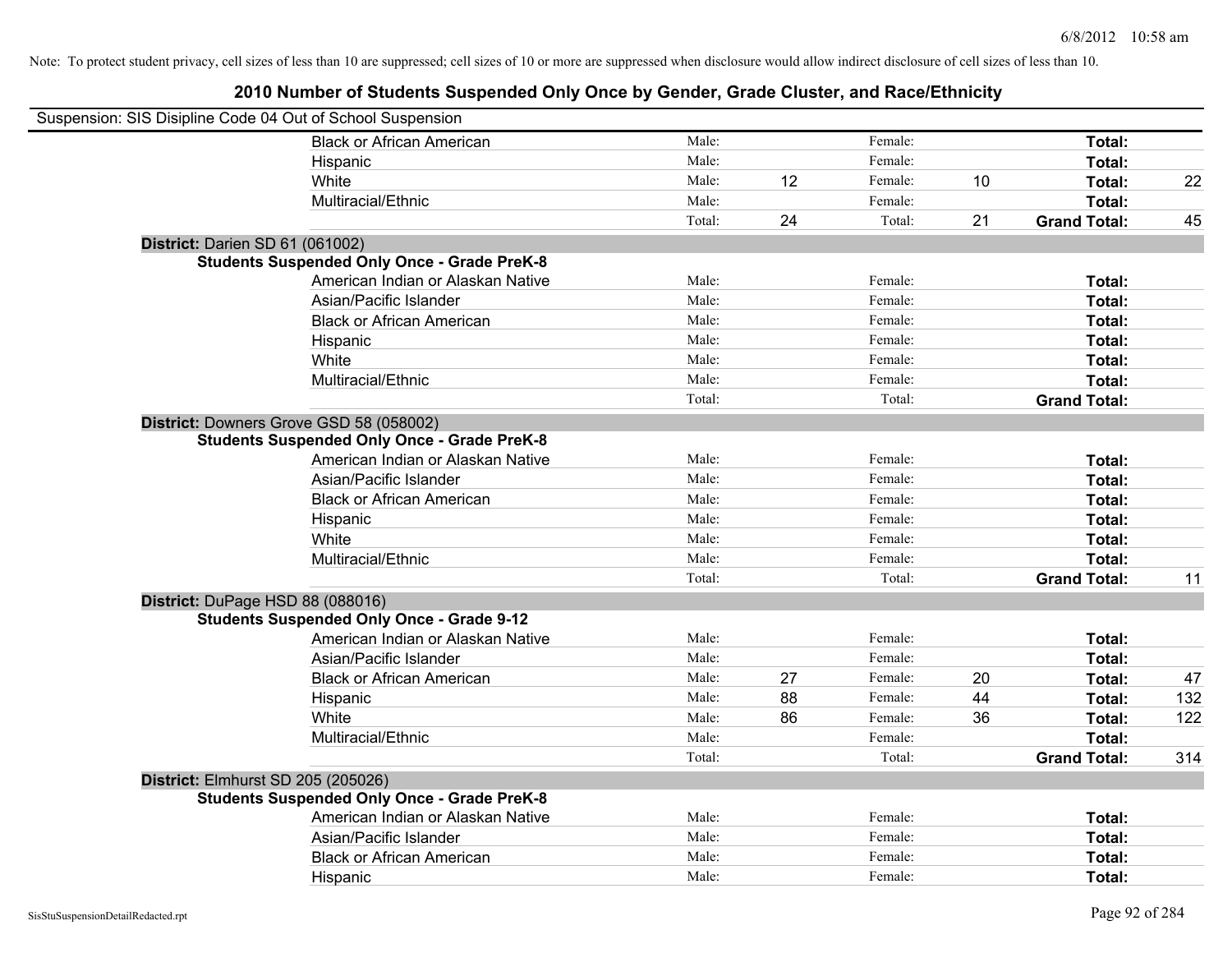Note: To protect student privacy, cell sizes of less than 10 are suppressed; cell sizes of 10 or more are suppressed when disclosure would allow indirect disclosure of cell sizes of less than 10.

## 2010 Number of Students Suspended Only Once by Gender, Grade Cluster, and Race/Ethnicity

Suspension: SIS Disipline Code 04 Out of School Suspension

| | | | | | | |
|---|---|---|---|---|---|---|
| Black or African American | Male: | | Female: | | **Total:** | |
| Hispanic | Male: | | Female: | | **Total:** | |
| White | Male: | 12 | Female: | 10 | **Total:** | 22 |
| Multiracial/Ethnic | Male: | | Female: | | **Total:** | |
| | Total: | 24 | Total: | 21 | **Grand Total:** | 45 |

**District:** Darien SD 61 (061002)

**Students Suspended Only Once - Grade PreK-8**

| | | | | | | |
|---|---|---|---|---|---|---|
| American Indian or Alaskan Native | Male: | | Female: | | **Total:** | |
| Asian/Pacific Islander | Male: | | Female: | | **Total:** | |
| Black or African American | Male: | | Female: | | **Total:** | |
| Hispanic | Male: | | Female: | | **Total:** | |
| White | Male: | | Female: | | **Total:** | |
| Multiracial/Ethnic | Male: | | Female: | | **Total:** | |
| | Total: | | Total: | | **Grand Total:** | |

**District:** Downers Grove GSD 58 (058002)

**Students Suspended Only Once - Grade PreK-8**

| | | | | | | |
|---|---|---|---|---|---|---|
| American Indian or Alaskan Native | Male: | | Female: | | **Total:** | |
| Asian/Pacific Islander | Male: | | Female: | | **Total:** | |
| Black or African American | Male: | | Female: | | **Total:** | |
| Hispanic | Male: | | Female: | | **Total:** | |
| White | Male: | | Female: | | **Total:** | |
| Multiracial/Ethnic | Male: | | Female: | | **Total:** | |
| | Total: | | Total: | | **Grand Total:** | 11 |

**District:** DuPage HSD 88 (088016)

**Students Suspended Only Once - Grade 9-12**

| | | | | | | |
|---|---|---|---|---|---|---|
| American Indian or Alaskan Native | Male: | | Female: | | **Total:** | |
| Asian/Pacific Islander | Male: | | Female: | | **Total:** | |
| Black or African American | Male: | 27 | Female: | 20 | **Total:** | 47 |
| Hispanic | Male: | 88 | Female: | 44 | **Total:** | 132 |
| White | Male: | 86 | Female: | 36 | **Total:** | 122 |
| Multiracial/Ethnic | Male: | | Female: | | **Total:** | |
| | Total: | | Total: | | **Grand Total:** | 314 |

**District:** Elmhurst SD 205 (205026)

**Students Suspended Only Once - Grade PreK-8**

| | | | | | | |
|---|---|---|---|---|---|---|
| American Indian or Alaskan Native | Male: | | Female: | | **Total:** | |
| Asian/Pacific Islander | Male: | | Female: | | **Total:** | |
| Black or African American | Male: | | Female: | | **Total:** | |
| Hispanic | Male: | | Female: | | **Total:** | |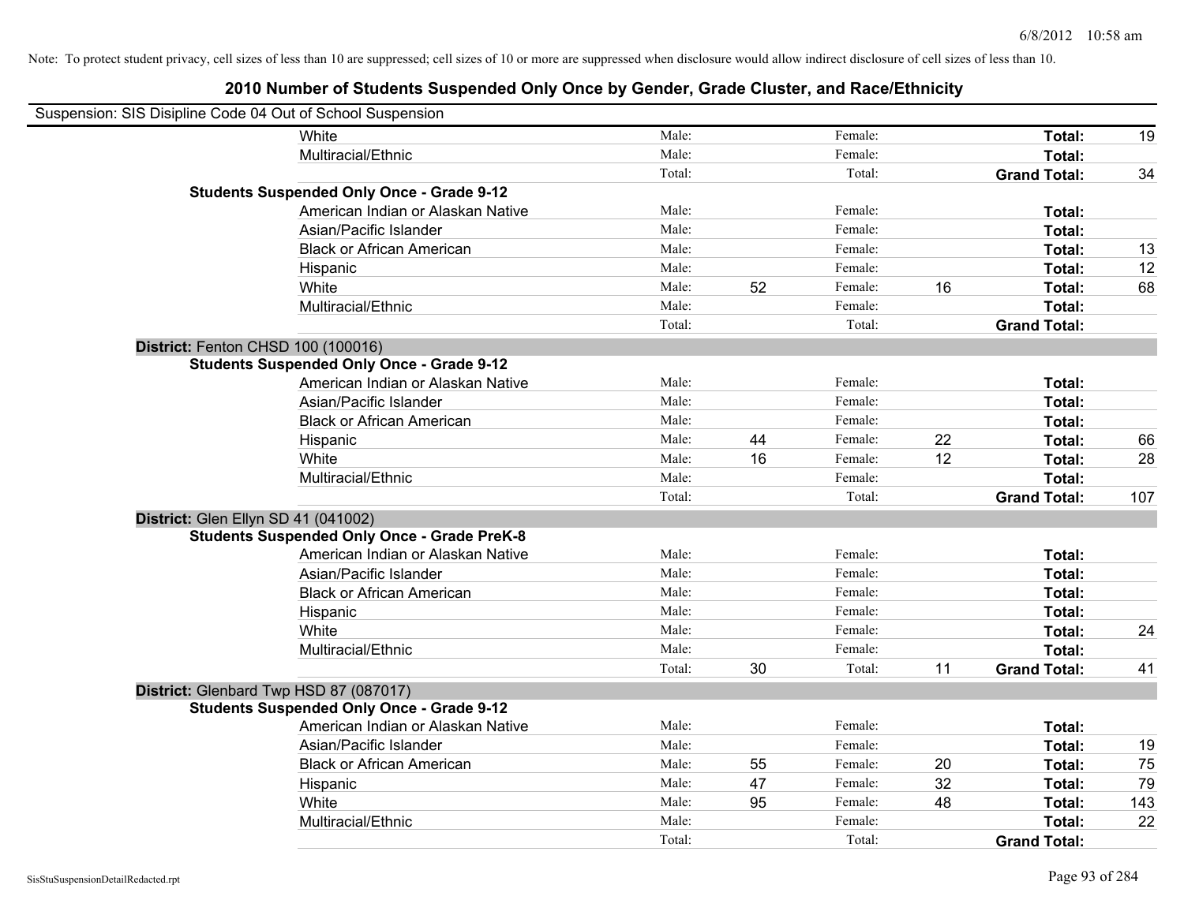Note: To protect student privacy, cell sizes of less than 10 are suppressed; cell sizes of 10 or more are suppressed when disclosure would allow indirect disclosure of cell sizes of less than 10.

# 2010 Number of Students Suspended Only Once by Gender, Grade Cluster, and Race/Ethnicity

Suspension: SIS Disipline Code 04 Out of School Suspension

| | | | | | | |
|---|---|---|---|---|---|---|
| White | Male: | | Female: | | Total: | 19 |
| Multiracial/Ethnic | Male: | | Female: | | Total: | |
| | Total: | | Total: | | Grand Total: | 34 |
| **Students Suspended Only Once - Grade 9-12** | | | | | | |
| American Indian or Alaskan Native | Male: | | Female: | | Total: | |
| Asian/Pacific Islander | Male: | | Female: | | Total: | |
| Black or African American | Male: | | Female: | | Total: | 13 |
| Hispanic | Male: | | Female: | | Total: | 12 |
| White | Male: | 52 | Female: | 16 | Total: | 68 |
| Multiracial/Ethnic | Male: | | Female: | | Total: | |
| | Total: | | Total: | | Grand Total: | |
| **District:** Fenton CHSD 100 (100016) | | | | | | |
| **Students Suspended Only Once - Grade 9-12** | | | | | | |
| American Indian or Alaskan Native | Male: | | Female: | | Total: | |
| Asian/Pacific Islander | Male: | | Female: | | Total: | |
| Black or African American | Male: | | Female: | | Total: | |
| Hispanic | Male: | 44 | Female: | 22 | Total: | 66 |
| White | Male: | 16 | Female: | 12 | Total: | 28 |
| Multiracial/Ethnic | Male: | | Female: | | Total: | |
| | Total: | | Total: | | Grand Total: | 107 |
| **District:** Glen Ellyn SD 41 (041002) | | | | | | |
| **Students Suspended Only Once - Grade PreK-8** | | | | | | |
| American Indian or Alaskan Native | Male: | | Female: | | Total: | |
| Asian/Pacific Islander | Male: | | Female: | | Total: | |
| Black or African American | Male: | | Female: | | Total: | |
| Hispanic | Male: | | Female: | | Total: | |
| White | Male: | | Female: | | Total: | 24 |
| Multiracial/Ethnic | Male: | | Female: | | Total: | |
| | Total: | 30 | Total: | 11 | Grand Total: | 41 |
| **District:** Glenbard Twp HSD 87 (087017) | | | | | | |
| **Students Suspended Only Once - Grade 9-12** | | | | | | |
| American Indian or Alaskan Native | Male: | | Female: | | Total: | |
| Asian/Pacific Islander | Male: | | Female: | | Total: | 19 |
| Black or African American | Male: | 55 | Female: | 20 | Total: | 75 |
| Hispanic | Male: | 47 | Female: | 32 | Total: | 79 |
| White | Male: | 95 | Female: | 48 | Total: | 143 |
| Multiracial/Ethnic | Male: | | Female: | | Total: | 22 |
| | Total: | | Total: | | Grand Total: | |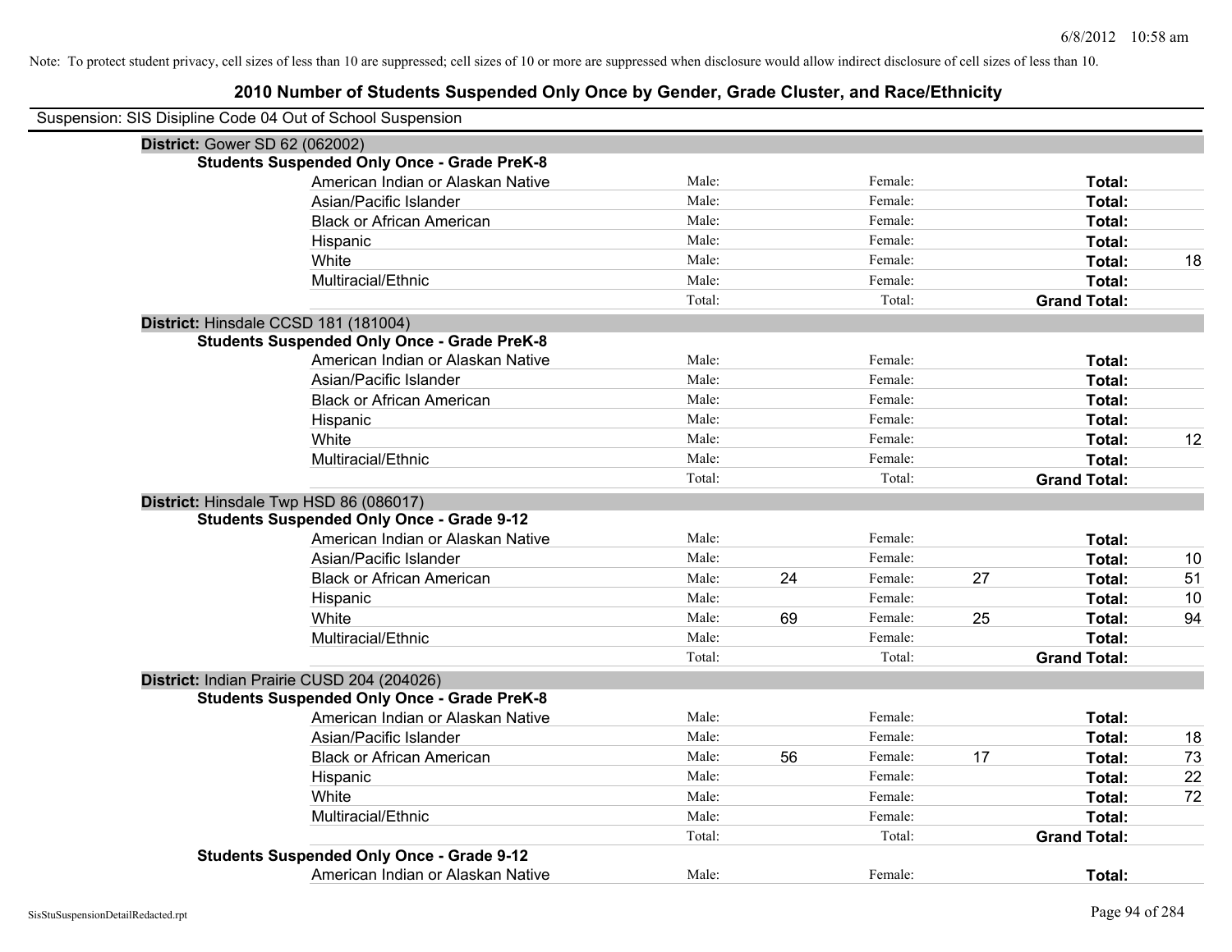Note: To protect student privacy, cell sizes of less than 10 are suppressed; cell sizes of 10 or more are suppressed when disclosure would allow indirect disclosure of cell sizes of less than 10.

# 2010 Number of Students Suspended Only Once by Gender, Grade Cluster, and Race/Ethnicity

Suspension: SIS Disipline Code 04 Out of School Suspension

**District:** Gower SD 62 (062002)

**Students Suspended Only Once - Grade PreK-8**

| Race/Ethnicity | Male: | | Female: | | Total: | |
|---|---|---|---|---|---|---|
| American Indian or Alaskan Native | Male: | | Female: | | **Total:** | |
| Asian/Pacific Islander | Male: | | Female: | | **Total:** | |
| Black or African American | Male: | | Female: | | **Total:** | |
| Hispanic | Male: | | Female: | | **Total:** | |
| White | Male: | | Female: | | **Total:** | 18 |
| Multiracial/Ethnic | Male: | | Female: | | **Total:** | |
| | Total: | | Total: | | **Grand Total:** | |

**District:** Hinsdale CCSD 181 (181004)

**Students Suspended Only Once - Grade PreK-8**

| Race/Ethnicity | Male: | | Female: | | Total: | |
|---|---|---|---|---|---|---|
| American Indian or Alaskan Native | Male: | | Female: | | **Total:** | |
| Asian/Pacific Islander | Male: | | Female: | | **Total:** | |
| Black or African American | Male: | | Female: | | **Total:** | |
| Hispanic | Male: | | Female: | | **Total:** | |
| White | Male: | | Female: | | **Total:** | 12 |
| Multiracial/Ethnic | Male: | | Female: | | **Total:** | |
| | Total: | | Total: | | **Grand Total:** | |

**District:** Hinsdale Twp HSD 86 (086017)

**Students Suspended Only Once - Grade 9-12**

| Race/Ethnicity | Male: | | Female: | | Total: | |
|---|---|---|---|---|---|---|
| American Indian or Alaskan Native | Male: | | Female: | | **Total:** | |
| Asian/Pacific Islander | Male: | | Female: | | **Total:** | 10 |
| Black or African American | Male: | 24 | Female: | 27 | **Total:** | 51 |
| Hispanic | Male: | | Female: | | **Total:** | 10 |
| White | Male: | 69 | Female: | 25 | **Total:** | 94 |
| Multiracial/Ethnic | Male: | | Female: | | **Total:** | |
| | Total: | | Total: | | **Grand Total:** | |

**District:** Indian Prairie CUSD 204 (204026)

**Students Suspended Only Once - Grade PreK-8**

| Race/Ethnicity | Male: | | Female: | | Total: | |
|---|---|---|---|---|---|---|
| American Indian or Alaskan Native | Male: | | Female: | | **Total:** | |
| Asian/Pacific Islander | Male: | | Female: | | **Total:** | 18 |
| Black or African American | Male: | 56 | Female: | 17 | **Total:** | 73 |
| Hispanic | Male: | | Female: | | **Total:** | 22 |
| White | Male: | | Female: | | **Total:** | 72 |
| Multiracial/Ethnic | Male: | | Female: | | **Total:** | |
| | Total: | | Total: | | **Grand Total:** | |

**Students Suspended Only Once - Grade 9-12**

| Race/Ethnicity | Male: | | Female: | | Total: | |
|---|---|---|---|---|---|---|
| American Indian or Alaskan Native | Male: | | Female: | | **Total:** | |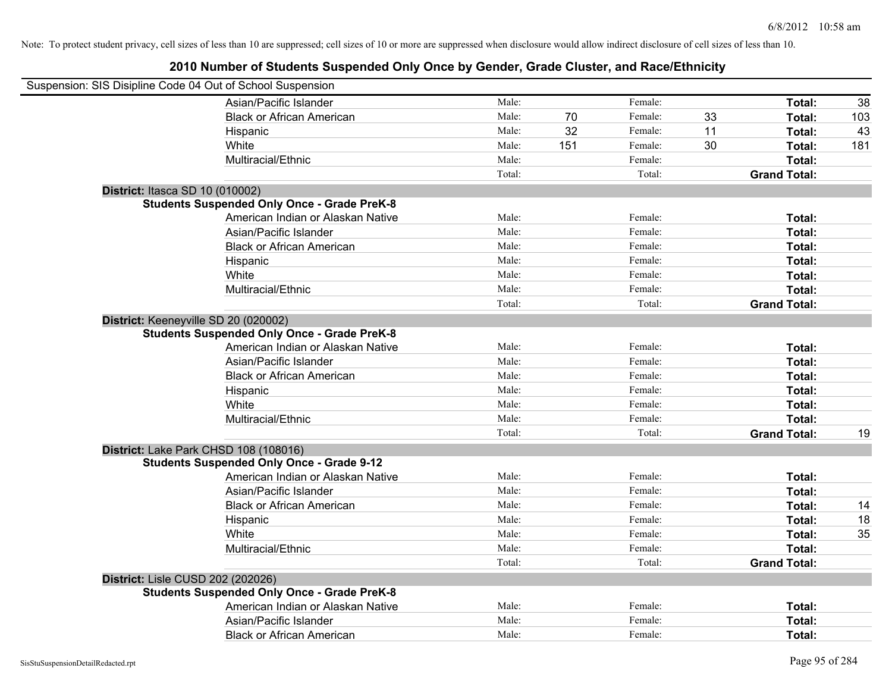Note: To protect student privacy, cell sizes of less than 10 are suppressed; cell sizes of 10 or more are suppressed when disclosure would allow indirect disclosure of cell sizes of less than 10.

# 2010 Number of Students Suspended Only Once by Gender, Grade Cluster, and Race/Ethnicity

Suspension: SIS Disipline Code 04 Out of School Suspension

| | | | | | | |
|---|---|---|---|---|---|---|
| Asian/Pacific Islander | Male: | | Female: | | **Total:** | 38 |
| Black or African American | Male: | 70 | Female: | 33 | **Total:** | 103 |
| Hispanic | Male: | 32 | Female: | 11 | **Total:** | 43 |
| White | Male: | 151 | Female: | 30 | **Total:** | 181 |
| Multiracial/Ethnic | Male: | | Female: | | **Total:** | |
| | Total: | | Total: | | **Grand Total:** | |

**District:** Itasca SD 10 (010002)

**Students Suspended Only Once - Grade PreK-8**

| | | | | | | |
|---|---|---|---|---|---|---|
| American Indian or Alaskan Native | Male: | | Female: | | **Total:** | |
| Asian/Pacific Islander | Male: | | Female: | | **Total:** | |
| Black or African American | Male: | | Female: | | **Total:** | |
| Hispanic | Male: | | Female: | | **Total:** | |
| White | Male: | | Female: | | **Total:** | |
| Multiracial/Ethnic | Male: | | Female: | | **Total:** | |
| | Total: | | Total: | | **Grand Total:** | |

**District:** Keeneyville SD 20 (020002)

**Students Suspended Only Once - Grade PreK-8**

| | | | | | | |
|---|---|---|---|---|---|---|
| American Indian or Alaskan Native | Male: | | Female: | | **Total:** | |
| Asian/Pacific Islander | Male: | | Female: | | **Total:** | |
| Black or African American | Male: | | Female: | | **Total:** | |
| Hispanic | Male: | | Female: | | **Total:** | |
| White | Male: | | Female: | | **Total:** | |
| Multiracial/Ethnic | Male: | | Female: | | **Total:** | |
| | Total: | | Total: | | **Grand Total:** | 19 |

**District:** Lake Park CHSD 108 (108016)

**Students Suspended Only Once - Grade 9-12**

| | | | | | | |
|---|---|---|---|---|---|---|
| American Indian or Alaskan Native | Male: | | Female: | | **Total:** | |
| Asian/Pacific Islander | Male: | | Female: | | **Total:** | |
| Black or African American | Male: | | Female: | | **Total:** | 14 |
| Hispanic | Male: | | Female: | | **Total:** | 18 |
| White | Male: | | Female: | | **Total:** | 35 |
| Multiracial/Ethnic | Male: | | Female: | | **Total:** | |
| | Total: | | Total: | | **Grand Total:** | |

**District:** Lisle CUSD 202 (202026)

**Students Suspended Only Once - Grade PreK-8**

| | | | | | | |
|---|---|---|---|---|---|---|
| American Indian or Alaskan Native | Male: | | Female: | | **Total:** | |
| Asian/Pacific Islander | Male: | | Female: | | **Total:** | |
| Black or African American | Male: | | Female: | | **Total:** | |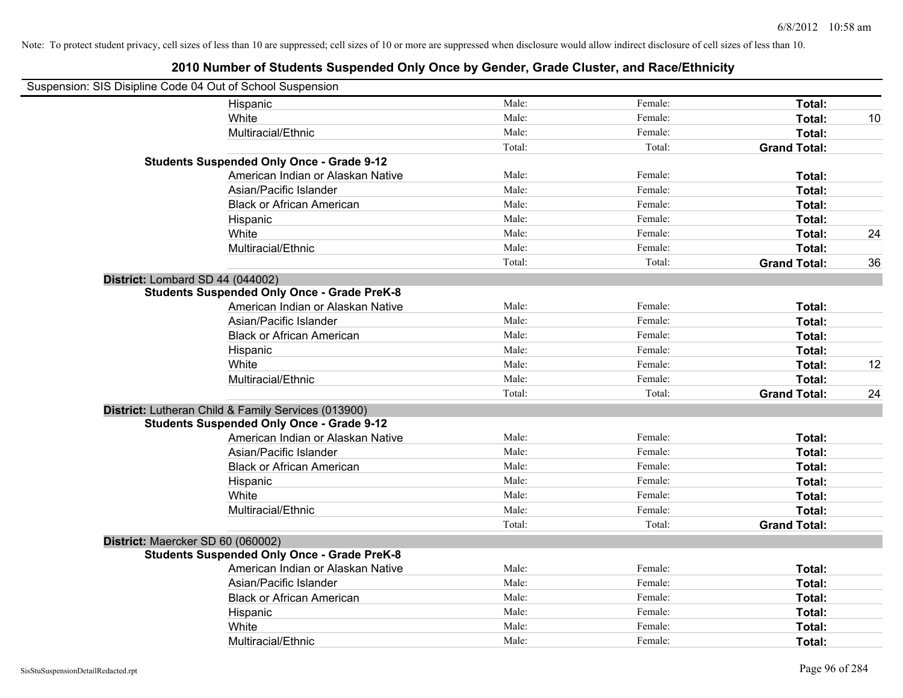Note: To protect student privacy, cell sizes of less than 10 are suppressed; cell sizes of 10 or more are suppressed when disclosure would allow indirect disclosure of cell sizes of less than 10.

## 2010 Number of Students Suspended Only Once by Gender, Grade Cluster, and Race/Ethnicity

Suspension: SIS Disipline Code 04 Out of School Suspension

| | | | | |
|---|---|---|---|---|
| Hispanic | Male: | Female: | **Total:** | |
| White | Male: | Female: | **Total:** | 10 |
| Multiracial/Ethnic | Male: | Female: | **Total:** | |
| | Total: | Total: | **Grand Total:** | |
| **Students Suspended Only Once - Grade 9-12** | | | | |
| American Indian or Alaskan Native | Male: | Female: | **Total:** | |
| Asian/Pacific Islander | Male: | Female: | **Total:** | |
| Black or African American | Male: | Female: | **Total:** | |
| Hispanic | Male: | Female: | **Total:** | |
| White | Male: | Female: | **Total:** | 24 |
| Multiracial/Ethnic | Male: | Female: | **Total:** | |
| | Total: | Total: | **Grand Total:** | 36 |
| **District:** Lombard SD 44 (044002) | | | | |
| **Students Suspended Only Once - Grade PreK-8** | | | | |
| American Indian or Alaskan Native | Male: | Female: | **Total:** | |
| Asian/Pacific Islander | Male: | Female: | **Total:** | |
| Black or African American | Male: | Female: | **Total:** | |
| Hispanic | Male: | Female: | **Total:** | |
| White | Male: | Female: | **Total:** | 12 |
| Multiracial/Ethnic | Male: | Female: | **Total:** | |
| | Total: | Total: | **Grand Total:** | 24 |
| **District:** Lutheran Child & Family Services (013900) | | | | |
| **Students Suspended Only Once - Grade 9-12** | | | | |
| American Indian or Alaskan Native | Male: | Female: | **Total:** | |
| Asian/Pacific Islander | Male: | Female: | **Total:** | |
| Black or African American | Male: | Female: | **Total:** | |
| Hispanic | Male: | Female: | **Total:** | |
| White | Male: | Female: | **Total:** | |
| Multiracial/Ethnic | Male: | Female: | **Total:** | |
| | Total: | Total: | **Grand Total:** | |
| **District:** Maercker SD 60 (060002) | | | | |
| **Students Suspended Only Once - Grade PreK-8** | | | | |
| American Indian or Alaskan Native | Male: | Female: | **Total:** | |
| Asian/Pacific Islander | Male: | Female: | **Total:** | |
| Black or African American | Male: | Female: | **Total:** | |
| Hispanic | Male: | Female: | **Total:** | |
| White | Male: | Female: | **Total:** | |
| Multiracial/Ethnic | Male: | Female: | **Total:** | |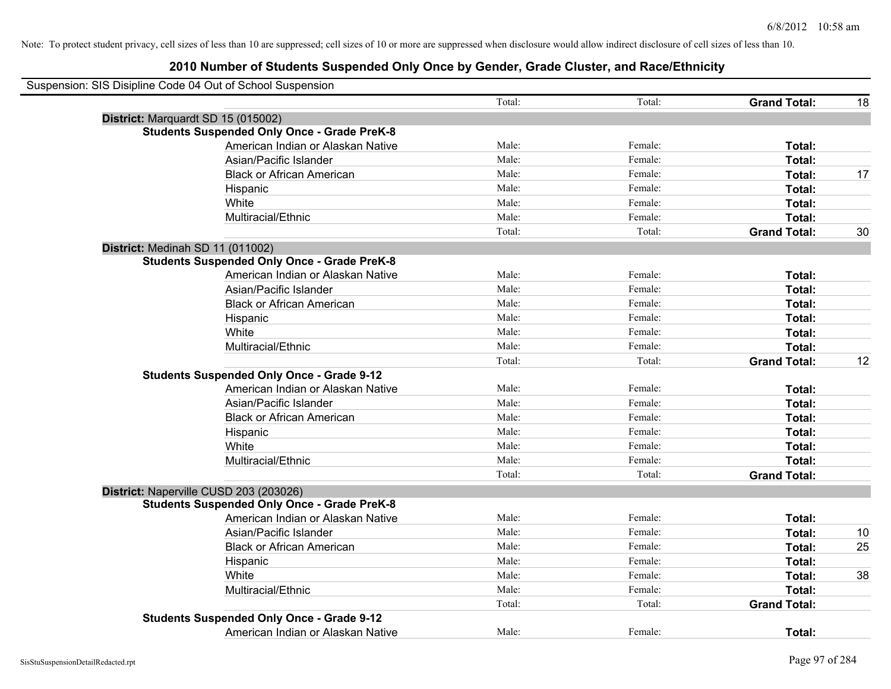Note: To protect student privacy, cell sizes of less than 10 are suppressed; cell sizes of 10 or more are suppressed when disclosure would allow indirect disclosure of cell sizes of less than 10.

## 2010 Number of Students Suspended Only Once by Gender, Grade Cluster, and Race/Ethnicity

Suspension: SIS Disipline Code 04 Out of School Suspension

| | | | | |
|---|---|---|---|---|
| | Total: | Total: | **Grand Total:** | 18 |
| **District:** Marquardt SD 15 (015002) | | | | |
| **Students Suspended Only Once - Grade PreK-8** | | | | |
| American Indian or Alaskan Native | Male: | Female: | **Total:** | |
| Asian/Pacific Islander | Male: | Female: | **Total:** | |
| Black or African American | Male: | Female: | **Total:** | 17 |
| Hispanic | Male: | Female: | **Total:** | |
| White | Male: | Female: | **Total:** | |
| Multiracial/Ethnic | Male: | Female: | **Total:** | |
| | Total: | Total: | **Grand Total:** | 30 |
| **District:** Medinah SD 11 (011002) | | | | |
| **Students Suspended Only Once - Grade PreK-8** | | | | |
| American Indian or Alaskan Native | Male: | Female: | **Total:** | |
| Asian/Pacific Islander | Male: | Female: | **Total:** | |
| Black or African American | Male: | Female: | **Total:** | |
| Hispanic | Male: | Female: | **Total:** | |
| White | Male: | Female: | **Total:** | |
| Multiracial/Ethnic | Male: | Female: | **Total:** | |
| | Total: | Total: | **Grand Total:** | 12 |
| **Students Suspended Only Once - Grade 9-12** | | | | |
| American Indian or Alaskan Native | Male: | Female: | **Total:** | |
| Asian/Pacific Islander | Male: | Female: | **Total:** | |
| Black or African American | Male: | Female: | **Total:** | |
| Hispanic | Male: | Female: | **Total:** | |
| White | Male: | Female: | **Total:** | |
| Multiracial/Ethnic | Male: | Female: | **Total:** | |
| | Total: | Total: | **Grand Total:** | |
| **District:** Naperville CUSD 203 (203026) | | | | |
| **Students Suspended Only Once - Grade PreK-8** | | | | |
| American Indian or Alaskan Native | Male: | Female: | **Total:** | |
| Asian/Pacific Islander | Male: | Female: | **Total:** | 10 |
| Black or African American | Male: | Female: | **Total:** | 25 |
| Hispanic | Male: | Female: | **Total:** | |
| White | Male: | Female: | **Total:** | 38 |
| Multiracial/Ethnic | Male: | Female: | **Total:** | |
| | Total: | Total: | **Grand Total:** | |
| **Students Suspended Only Once - Grade 9-12** | | | | |
| American Indian or Alaskan Native | Male: | Female: | **Total:** | |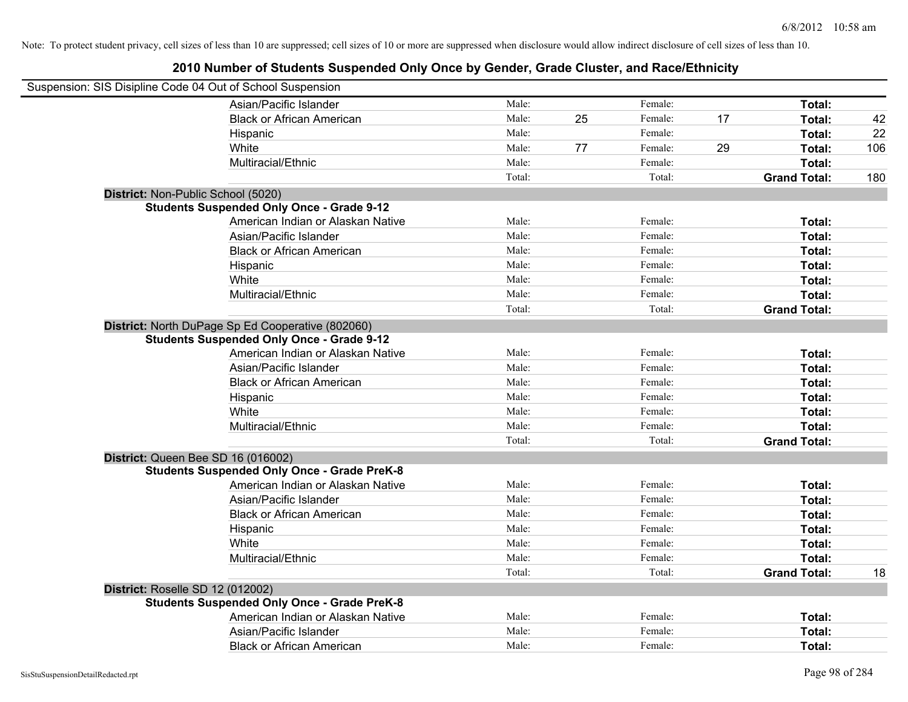Note: To protect student privacy, cell sizes of less than 10 are suppressed; cell sizes of 10 or more are suppressed when disclosure would allow indirect disclosure of cell sizes of less than 10.

# 2010 Number of Students Suspended Only Once by Gender, Grade Cluster, and Race/Ethnicity

Suspension: SIS Disipline Code 04 Out of School Suspension

| | | | | | | | |
|---|---|---|---|---|---|---|---|
| Asian/Pacific Islander | Male: | | Female: | | **Total:** | |
| Black or African American | Male: | 25 | Female: | 17 | **Total:** | 42 |
| Hispanic | Male: | | Female: | | **Total:** | 22 |
| White | Male: | 77 | Female: | 29 | **Total:** | 106 |
| Multiracial/Ethnic | Male: | | Female: | | **Total:** | |
| | Total: | | Total: | | **Grand Total:** | 180 |

**District:** Non-Public School (5020)

**Students Suspended Only Once - Grade 9-12**

| | | | | | | |
|---|---|---|---|---|---|---|
| American Indian or Alaskan Native | Male: | | Female: | | **Total:** | |
| Asian/Pacific Islander | Male: | | Female: | | **Total:** | |
| Black or African American | Male: | | Female: | | **Total:** | |
| Hispanic | Male: | | Female: | | **Total:** | |
| White | Male: | | Female: | | **Total:** | |
| Multiracial/Ethnic | Male: | | Female: | | **Total:** | |
| | Total: | | Total: | | **Grand Total:** | |

**District:** North DuPage Sp Ed Cooperative (802060)

**Students Suspended Only Once - Grade 9-12**

| | | | | | | |
|---|---|---|---|---|---|---|
| American Indian or Alaskan Native | Male: | | Female: | | **Total:** | |
| Asian/Pacific Islander | Male: | | Female: | | **Total:** | |
| Black or African American | Male: | | Female: | | **Total:** | |
| Hispanic | Male: | | Female: | | **Total:** | |
| White | Male: | | Female: | | **Total:** | |
| Multiracial/Ethnic | Male: | | Female: | | **Total:** | |
| | Total: | | Total: | | **Grand Total:** | |

**District:** Queen Bee SD 16 (016002)

**Students Suspended Only Once - Grade PreK-8**

| | | | | | | |
|---|---|---|---|---|---|---|
| American Indian or Alaskan Native | Male: | | Female: | | **Total:** | |
| Asian/Pacific Islander | Male: | | Female: | | **Total:** | |
| Black or African American | Male: | | Female: | | **Total:** | |
| Hispanic | Male: | | Female: | | **Total:** | |
| White | Male: | | Female: | | **Total:** | |
| Multiracial/Ethnic | Male: | | Female: | | **Total:** | |
| | Total: | | Total: | | **Grand Total:** | 18 |

**District:** Roselle SD 12 (012002)

**Students Suspended Only Once - Grade PreK-8**

| | | | | | | |
|---|---|---|---|---|---|---|
| American Indian or Alaskan Native | Male: | | Female: | | **Total:** | |
| Asian/Pacific Islander | Male: | | Female: | | **Total:** | |
| Black or African American | Male: | | Female: | | **Total:** | |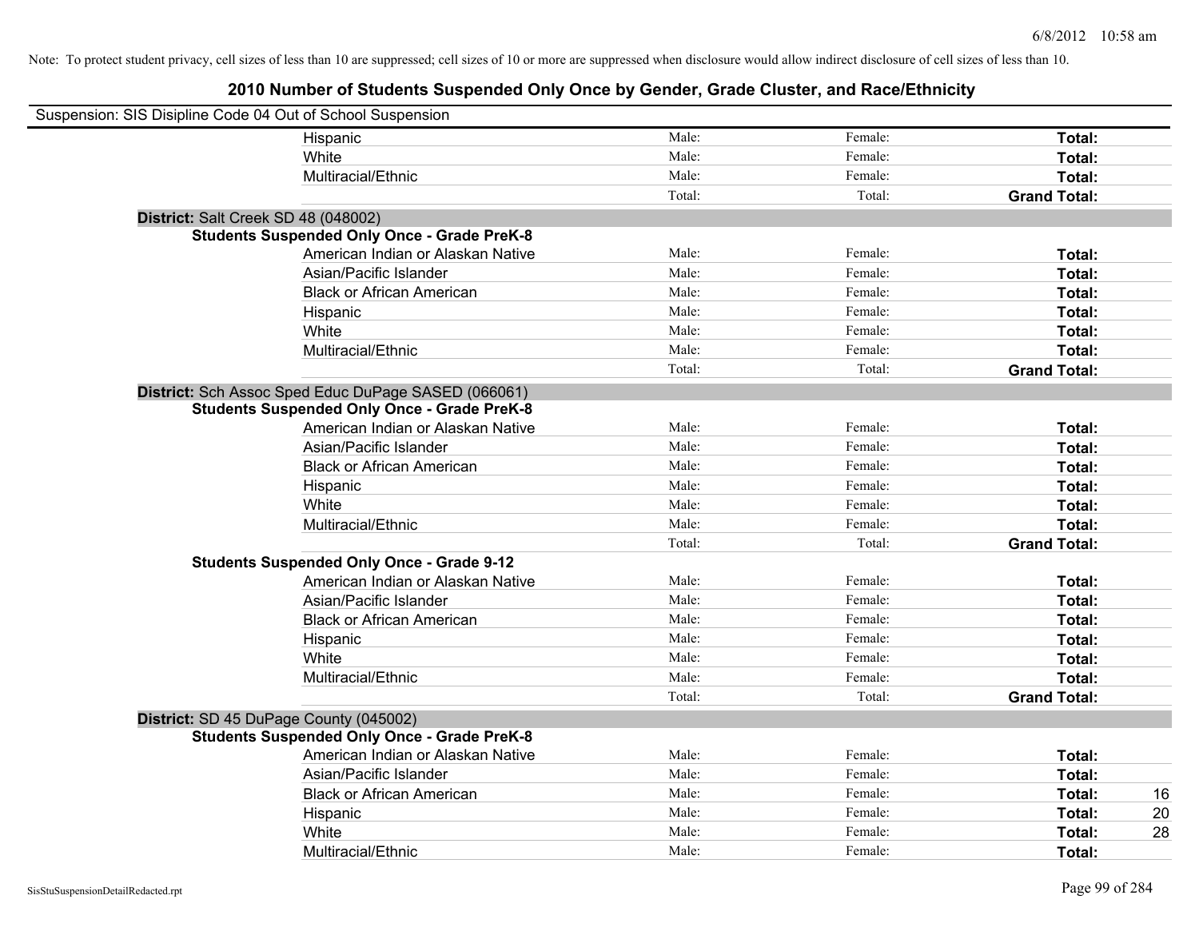Note: To protect student privacy, cell sizes of less than 10 are suppressed; cell sizes of 10 or more are suppressed when disclosure would allow indirect disclosure of cell sizes of less than 10.

# 2010 Number of Students Suspended Only Once by Gender, Grade Cluster, and Race/Ethnicity

Suspension: SIS Disipline Code 04 Out of School Suspension

| | Male | Female | Total |
|---|---|---|---|
| Hispanic | Male: | Female: | Total: |
| White | Male: | Female: | Total: |
| Multiracial/Ethnic | Male: | Female: | Total: |
| | Total: | Total: | Grand Total: |

**District:** Salt Creek SD 48 (048002)

**Students Suspended Only Once - Grade PreK-8**

| | Male | Female | Total |
|---|---|---|---|
| American Indian or Alaskan Native | Male: | Female: | Total: |
| Asian/Pacific Islander | Male: | Female: | Total: |
| Black or African American | Male: | Female: | Total: |
| Hispanic | Male: | Female: | Total: |
| White | Male: | Female: | Total: |
| Multiracial/Ethnic | Male: | Female: | Total: |
| | Total: | Total: | Grand Total: |

**District:** Sch Assoc Sped Educ DuPage SASED (066061)

**Students Suspended Only Once - Grade PreK-8**

| | Male | Female | Total |
|---|---|---|---|
| American Indian or Alaskan Native | Male: | Female: | Total: |
| Asian/Pacific Islander | Male: | Female: | Total: |
| Black or African American | Male: | Female: | Total: |
| Hispanic | Male: | Female: | Total: |
| White | Male: | Female: | Total: |
| Multiracial/Ethnic | Male: | Female: | Total: |
| | Total: | Total: | Grand Total: |

**Students Suspended Only Once - Grade 9-12**

| | Male | Female | Total |
|---|---|---|---|
| American Indian or Alaskan Native | Male: | Female: | Total: |
| Asian/Pacific Islander | Male: | Female: | Total: |
| Black or African American | Male: | Female: | Total: |
| Hispanic | Male: | Female: | Total: |
| White | Male: | Female: | Total: |
| Multiracial/Ethnic | Male: | Female: | Total: |
| | Total: | Total: | Grand Total: |

**District:** SD 45 DuPage County (045002)

**Students Suspended Only Once - Grade PreK-8**

| | Male | Female | Total |
|---|---|---|---|
| American Indian or Alaskan Native | Male: | Female: | Total: |
| Asian/Pacific Islander | Male: | Female: | Total: |
| Black or African American | Male: | Female: | Total: 16 |
| Hispanic | Male: | Female: | Total: 20 |
| White | Male: | Female: | Total: 28 |
| Multiracial/Ethnic | Male: | Female: | Total: |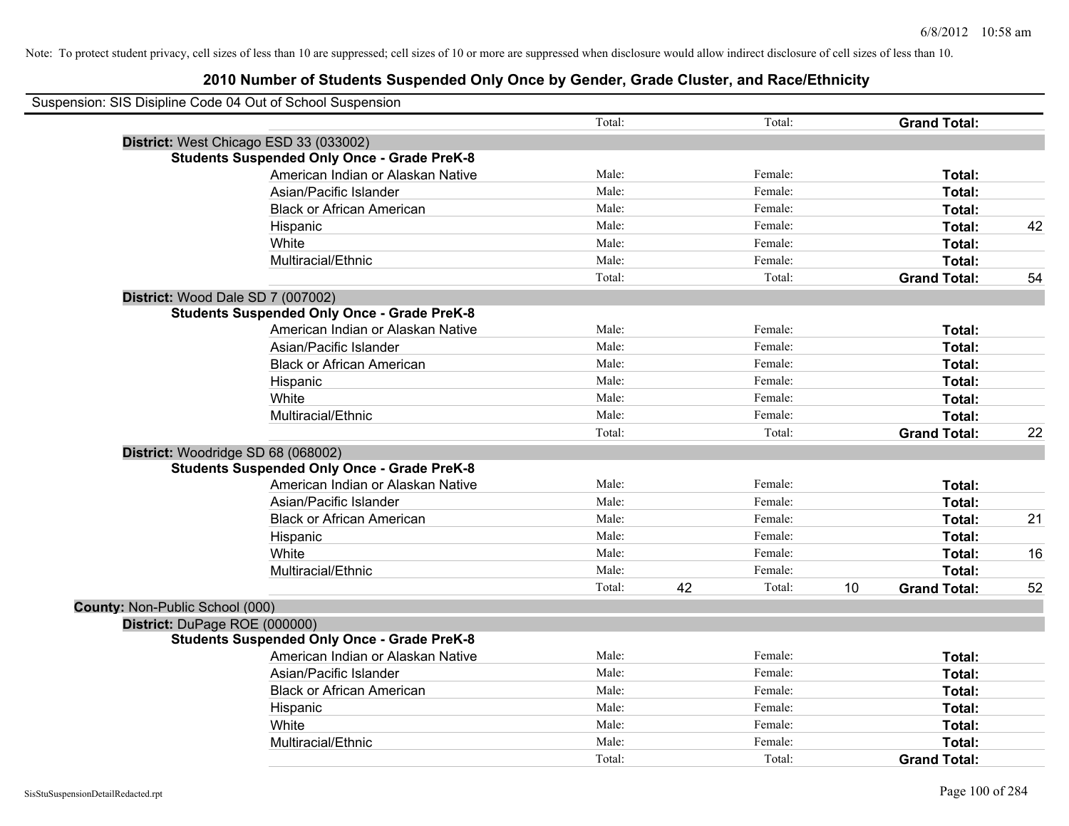Note: To protect student privacy, cell sizes of less than 10 are suppressed; cell sizes of 10 or more are suppressed when disclosure would allow indirect disclosure of cell sizes of less than 10.

## 2010 Number of Students Suspended Only Once by Gender, Grade Cluster, and Race/Ethnicity

Suspension: SIS Disipline Code 04 Out of School Suspension

| | | | | | | |
|---|---|---|---|---|---|---|
| | Total: | | Total: | | **Grand Total:** | |
| **District:** West Chicago ESD 33 (033002) | | | | | | |
| **Students Suspended Only Once - Grade PreK-8** | | | | | | |
| American Indian or Alaskan Native | Male: | | Female: | | **Total:** | |
| Asian/Pacific Islander | Male: | | Female: | | **Total:** | |
| Black or African American | Male: | | Female: | | **Total:** | |
| Hispanic | Male: | | Female: | | **Total:** | 42 |
| White | Male: | | Female: | | **Total:** | |
| Multiracial/Ethnic | Male: | | Female: | | **Total:** | |
| | Total: | | Total: | | **Grand Total:** | 54 |
| **District:** Wood Dale SD 7 (007002) | | | | | | |
| **Students Suspended Only Once - Grade PreK-8** | | | | | | |
| American Indian or Alaskan Native | Male: | | Female: | | **Total:** | |
| Asian/Pacific Islander | Male: | | Female: | | **Total:** | |
| Black or African American | Male: | | Female: | | **Total:** | |
| Hispanic | Male: | | Female: | | **Total:** | |
| White | Male: | | Female: | | **Total:** | |
| Multiracial/Ethnic | Male: | | Female: | | **Total:** | |
| | Total: | | Total: | | **Grand Total:** | 22 |
| **District:** Woodridge SD 68 (068002) | | | | | | |
| **Students Suspended Only Once - Grade PreK-8** | | | | | | |
| American Indian or Alaskan Native | Male: | | Female: | | **Total:** | |
| Asian/Pacific Islander | Male: | | Female: | | **Total:** | |
| Black or African American | Male: | | Female: | | **Total:** | 21 |
| Hispanic | Male: | | Female: | | **Total:** | |
| White | Male: | | Female: | | **Total:** | 16 |
| Multiracial/Ethnic | Male: | | Female: | | **Total:** | |
| | Total: | 42 | Total: | 10 | **Grand Total:** | 52 |
| **County:** Non-Public School (000) | | | | | | |
| **District:** DuPage ROE (000000) | | | | | | |
| **Students Suspended Only Once - Grade PreK-8** | | | | | | |
| American Indian or Alaskan Native | Male: | | Female: | | **Total:** | |
| Asian/Pacific Islander | Male: | | Female: | | **Total:** | |
| Black or African American | Male: | | Female: | | **Total:** | |
| Hispanic | Male: | | Female: | | **Total:** | |
| White | Male: | | Female: | | **Total:** | |
| Multiracial/Ethnic | Male: | | Female: | | **Total:** | |
| | Total: | | Total: | | **Grand Total:** | |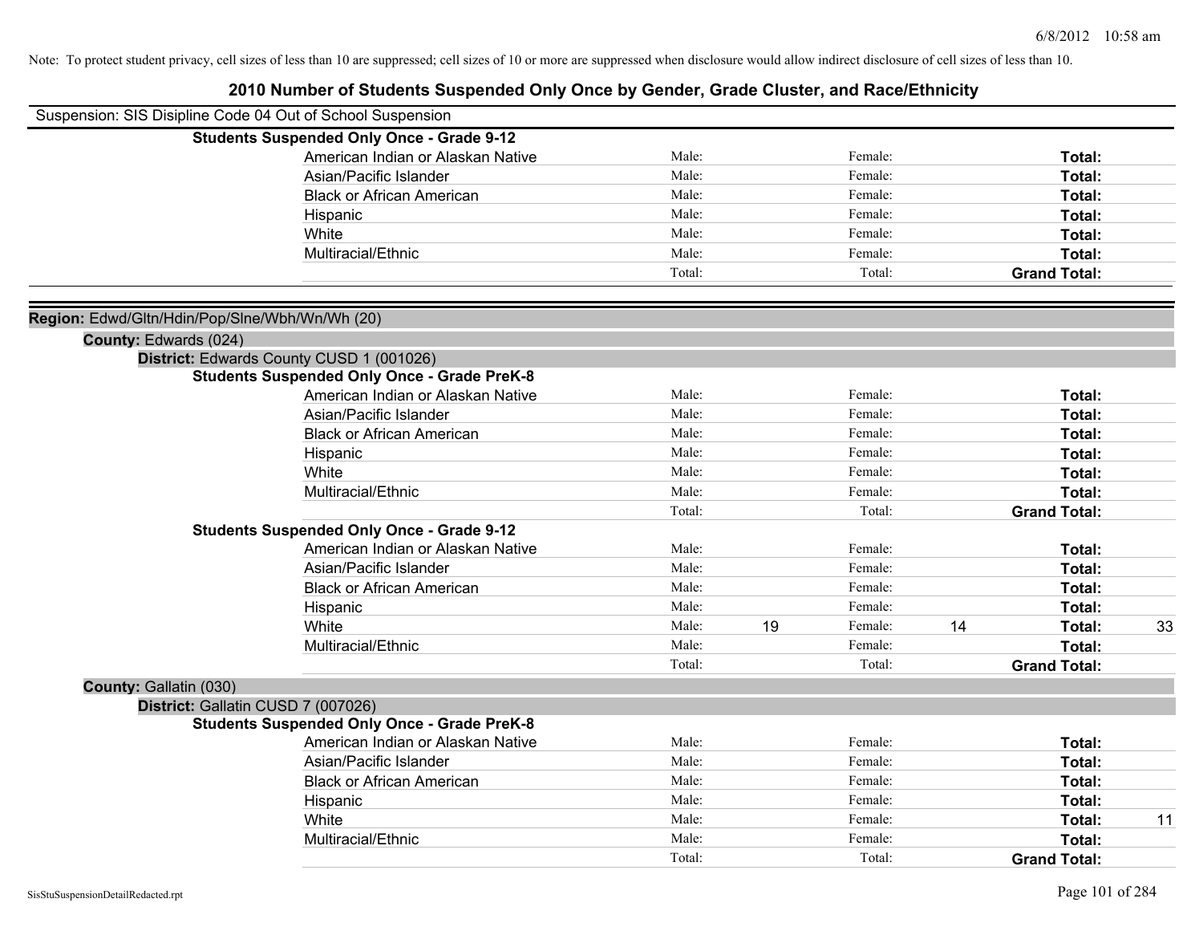Note: To protect student privacy, cell sizes of less than 10 are suppressed; cell sizes of 10 or more are suppressed when disclosure would allow indirect disclosure of cell sizes of less than 10.

## 2010 Number of Students Suspended Only Once by Gender, Grade Cluster, and Race/Ethnicity

Suspension: SIS Disipline Code 04 Out of School Suspension

**Students Suspended Only Once - Grade 9-12**

| | | | | | | |
|---|---|---|---|---|---|---|
| American Indian or Alaskan Native | Male: | | Female: | | **Total:** | |
| Asian/Pacific Islander | Male: | | Female: | | **Total:** | |
| Black or African American | Male: | | Female: | | **Total:** | |
| Hispanic | Male: | | Female: | | **Total:** | |
| White | Male: | | Female: | | **Total:** | |
| Multiracial/Ethnic | Male: | | Female: | | **Total:** | |
| | Total: | | Total: | | **Grand Total:** | |

**Region:** Edwd/Gltn/Hdin/Pop/Slne/Wbh/Wn/Wh (20)

**County:** Edwards (024)

**District:** Edwards County CUSD 1 (001026)

**Students Suspended Only Once - Grade PreK-8**

| | | | | | | |
|---|---|---|---|---|---|---|
| American Indian or Alaskan Native | Male: | | Female: | | **Total:** | |
| Asian/Pacific Islander | Male: | | Female: | | **Total:** | |
| Black or African American | Male: | | Female: | | **Total:** | |
| Hispanic | Male: | | Female: | | **Total:** | |
| White | Male: | | Female: | | **Total:** | |
| Multiracial/Ethnic | Male: | | Female: | | **Total:** | |
| | Total: | | Total: | | **Grand Total:** | |

**Students Suspended Only Once - Grade 9-12**

| | | | | | | |
|---|---|---|---|---|---|---|
| American Indian or Alaskan Native | Male: | | Female: | | **Total:** | |
| Asian/Pacific Islander | Male: | | Female: | | **Total:** | |
| Black or African American | Male: | | Female: | | **Total:** | |
| Hispanic | Male: | | Female: | | **Total:** | |
| White | Male: | 19 | Female: | 14 | **Total:** | 33 |
| Multiracial/Ethnic | Male: | | Female: | | **Total:** | |
| | Total: | | Total: | | **Grand Total:** | |

**County:** Gallatin (030)

**District:** Gallatin CUSD 7 (007026)

**Students Suspended Only Once - Grade PreK-8**

| | | | | | | |
|---|---|---|---|---|---|---|
| American Indian or Alaskan Native | Male: | | Female: | | **Total:** | |
| Asian/Pacific Islander | Male: | | Female: | | **Total:** | |
| Black or African American | Male: | | Female: | | **Total:** | |
| Hispanic | Male: | | Female: | | **Total:** | |
| White | Male: | | Female: | | **Total:** | 11 |
| Multiracial/Ethnic | Male: | | Female: | | **Total:** | |
| | Total: | | Total: | | **Grand Total:** | |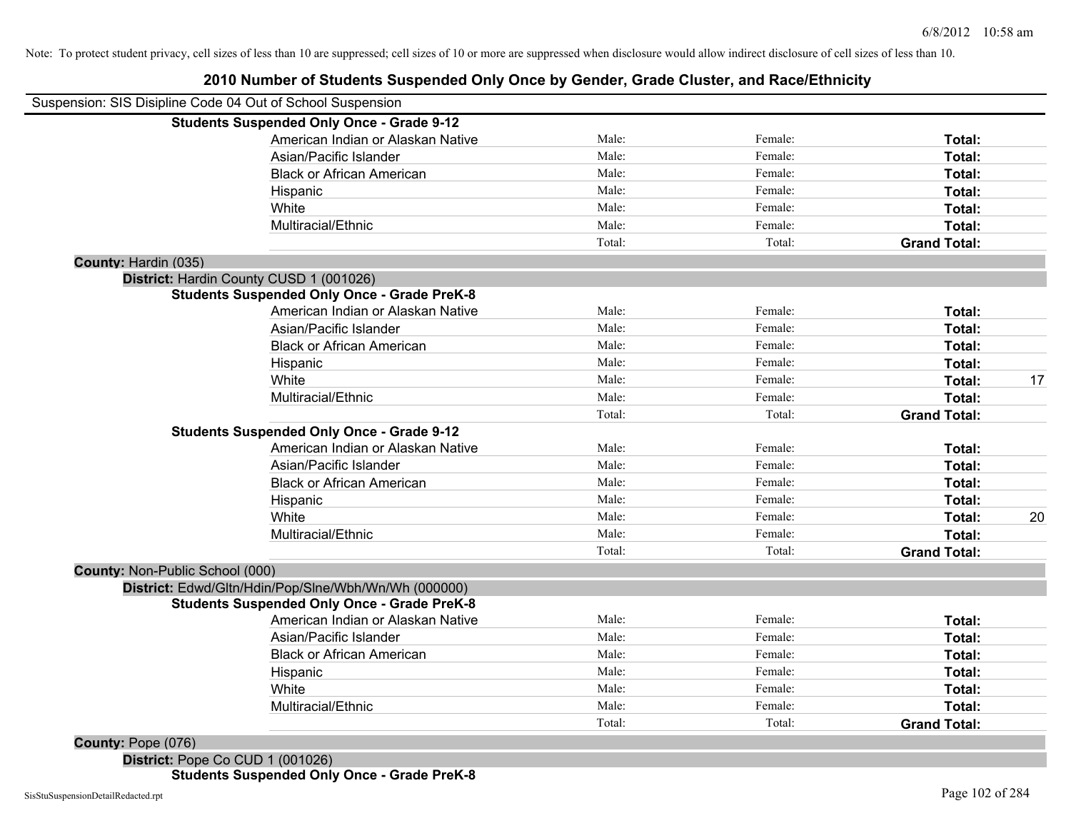Note: To protect student privacy, cell sizes of less than 10 are suppressed; cell sizes of 10 or more are suppressed when disclosure would allow indirect disclosure of cell sizes of less than 10.

# 2010 Number of Students Suspended Only Once by Gender, Grade Cluster, and Race/Ethnicity

Suspension: SIS Disipline Code 04 Out of School Suspension

**Students Suspended Only Once - Grade 9-12**

| | Male | Female | Total |
|---|---|---|---|
| American Indian or Alaskan Native | Male: | Female: | **Total:** |
| Asian/Pacific Islander | Male: | Female: | **Total:** |
| Black or African American | Male: | Female: | **Total:** |
| Hispanic | Male: | Female: | **Total:** |
| White | Male: | Female: | **Total:** |
| Multiracial/Ethnic | Male: | Female: | **Total:** |
| | Total: | Total: | **Grand Total:** |

**County:** Hardin (035)

**District:** Hardin County CUSD 1 (001026)

**Students Suspended Only Once - Grade PreK-8**

| | Male | Female | Total |
|---|---|---|---|
| American Indian or Alaskan Native | Male: | Female: | **Total:** |
| Asian/Pacific Islander | Male: | Female: | **Total:** |
| Black or African American | Male: | Female: | **Total:** |
| Hispanic | Male: | Female: | **Total:** |
| White | Male: | Female: | **Total:** 17 |
| Multiracial/Ethnic | Male: | Female: | **Total:** |
| | Total: | Total: | **Grand Total:** |

**Students Suspended Only Once - Grade 9-12**

| | Male | Female | Total |
|---|---|---|---|
| American Indian or Alaskan Native | Male: | Female: | **Total:** |
| Asian/Pacific Islander | Male: | Female: | **Total:** |
| Black or African American | Male: | Female: | **Total:** |
| Hispanic | Male: | Female: | **Total:** |
| White | Male: | Female: | **Total:** 20 |
| Multiracial/Ethnic | Male: | Female: | **Total:** |
| | Total: | Total: | **Grand Total:** |

**County:** Non-Public School (000)

**District:** Edwd/Gltn/Hdin/Pop/Slne/Wbh/Wn/Wh (000000)

**Students Suspended Only Once - Grade PreK-8**

| | Male | Female | Total |
|---|---|---|---|
| American Indian or Alaskan Native | Male: | Female: | **Total:** |
| Asian/Pacific Islander | Male: | Female: | **Total:** |
| Black or African American | Male: | Female: | **Total:** |
| Hispanic | Male: | Female: | **Total:** |
| White | Male: | Female: | **Total:** |
| Multiracial/Ethnic | Male: | Female: | **Total:** |
| | Total: | Total: | **Grand Total:** |

**County:** Pope (076)

**District:** Pope Co CUD 1 (001026)

**Students Suspended Only Once - Grade PreK-8**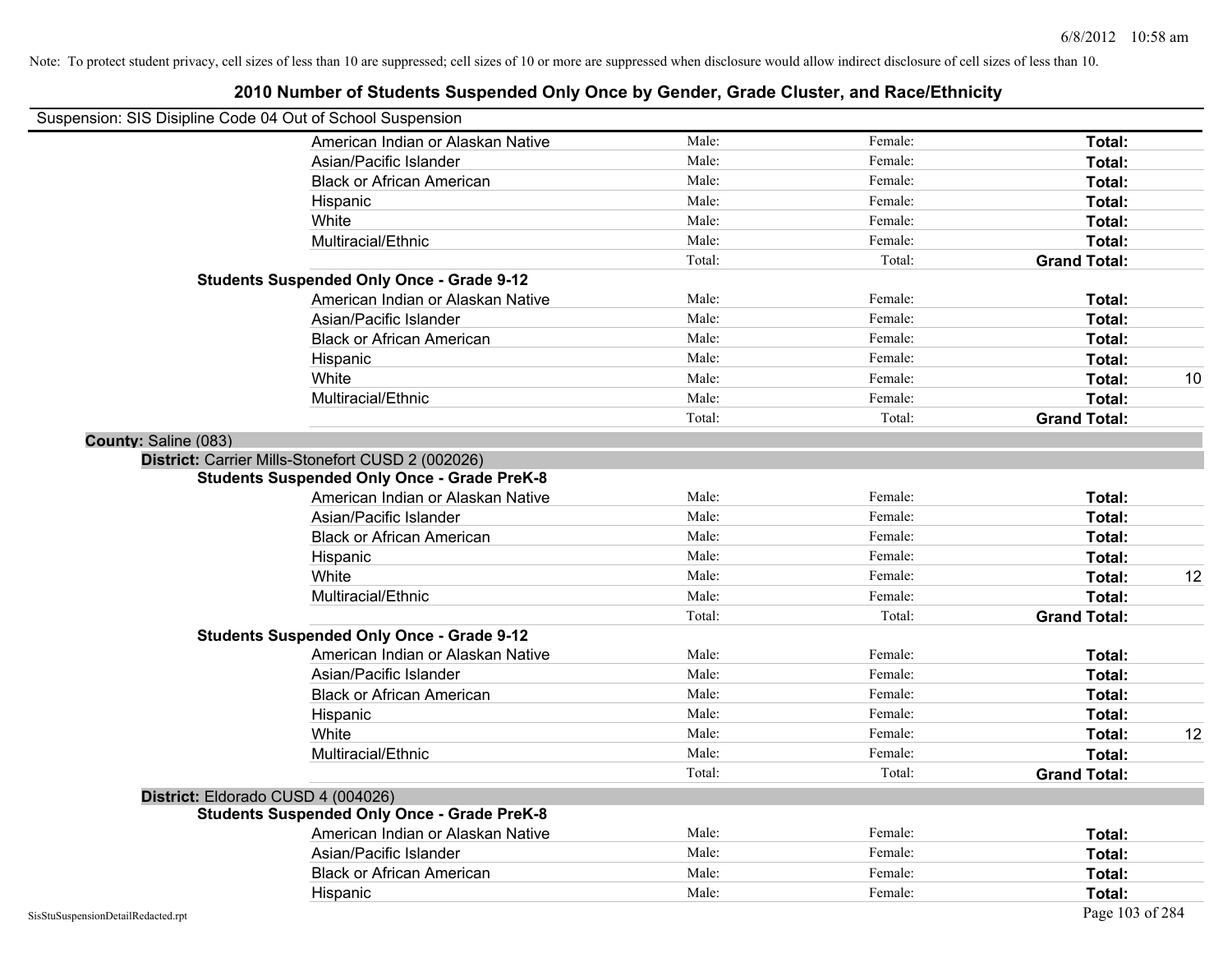Note: To protect student privacy, cell sizes of less than 10 are suppressed; cell sizes of 10 or more are suppressed when disclosure would allow indirect disclosure of cell sizes of less than 10.

# 2010 Number of Students Suspended Only Once by Gender, Grade Cluster, and Race/Ethnicity

Suspension: SIS Disipline Code 04 Out of School Suspension

| | | | | |
|---|---|---|---|---|
| American Indian or Alaskan Native | Male: | Female: | **Total:** | |
| Asian/Pacific Islander | Male: | Female: | **Total:** | |
| Black or African American | Male: | Female: | **Total:** | |
| Hispanic | Male: | Female: | **Total:** | |
| White | Male: | Female: | **Total:** | |
| Multiracial/Ethnic | Male: | Female: | **Total:** | |
| | Total: | Total: | **Grand Total:** | |

**Students Suspended Only Once - Grade 9-12**

| | | | | |
|---|---|---|---|---|
| American Indian or Alaskan Native | Male: | Female: | **Total:** | |
| Asian/Pacific Islander | Male: | Female: | **Total:** | |
| Black or African American | Male: | Female: | **Total:** | |
| Hispanic | Male: | Female: | **Total:** | |
| White | Male: | Female: | **Total:** | 10 |
| Multiracial/Ethnic | Male: | Female: | **Total:** | |
| | Total: | Total: | **Grand Total:** | |

**County:** Saline (083)

**District:** Carrier Mills-Stonefort CUSD 2 (002026)

**Students Suspended Only Once - Grade PreK-8**

| | | | | |
|---|---|---|---|---|
| American Indian or Alaskan Native | Male: | Female: | **Total:** | |
| Asian/Pacific Islander | Male: | Female: | **Total:** | |
| Black or African American | Male: | Female: | **Total:** | |
| Hispanic | Male: | Female: | **Total:** | |
| White | Male: | Female: | **Total:** | 12 |
| Multiracial/Ethnic | Male: | Female: | **Total:** | |
| | Total: | Total: | **Grand Total:** | |

**Students Suspended Only Once - Grade 9-12**

| | | | | |
|---|---|---|---|---|
| American Indian or Alaskan Native | Male: | Female: | **Total:** | |
| Asian/Pacific Islander | Male: | Female: | **Total:** | |
| Black or African American | Male: | Female: | **Total:** | |
| Hispanic | Male: | Female: | **Total:** | |
| White | Male: | Female: | **Total:** | 12 |
| Multiracial/Ethnic | Male: | Female: | **Total:** | |
| | Total: | Total: | **Grand Total:** | |

**District:** Eldorado CUSD 4 (004026)

**Students Suspended Only Once - Grade PreK-8**

| | | | | |
|---|---|---|---|---|
| American Indian or Alaskan Native | Male: | Female: | **Total:** | |
| Asian/Pacific Islander | Male: | Female: | **Total:** | |
| Black or African American | Male: | Female: | **Total:** | |
| Hispanic | Male: | Female: | **Total:** | |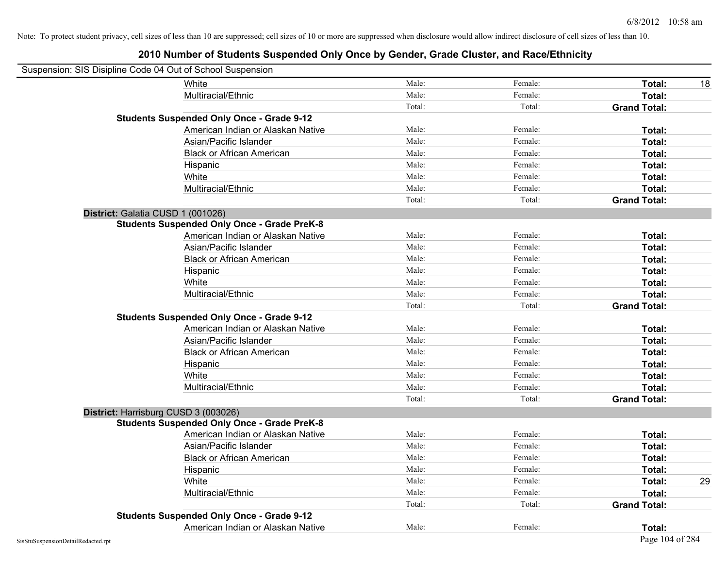Note: To protect student privacy, cell sizes of less than 10 are suppressed; cell sizes of 10 or more are suppressed when disclosure would allow indirect disclosure of cell sizes of less than 10.

## 2010 Number of Students Suspended Only Once by Gender, Grade Cluster, and Race/Ethnicity

Suspension: SIS Disipline Code 04 Out of School Suspension

| | | | | | |
|---|---|---|---|---|---|
| | White | Male: | Female: | **Total:** | 18 |
| | Multiracial/Ethnic | Male: | Female: | **Total:** | |
| | | Total: | Total: | **Grand Total:** | |
| **Students Suspended Only Once - Grade 9-12** | | | | | |
| | American Indian or Alaskan Native | Male: | Female: | **Total:** | |
| | Asian/Pacific Islander | Male: | Female: | **Total:** | |
| | Black or African American | Male: | Female: | **Total:** | |
| | Hispanic | Male: | Female: | **Total:** | |
| | White | Male: | Female: | **Total:** | |
| | Multiracial/Ethnic | Male: | Female: | **Total:** | |
| | | Total: | Total: | **Grand Total:** | |
| **District:** Galatia CUSD 1 (001026) | | | | | |
| **Students Suspended Only Once - Grade PreK-8** | | | | | |
| | American Indian or Alaskan Native | Male: | Female: | **Total:** | |
| | Asian/Pacific Islander | Male: | Female: | **Total:** | |
| | Black or African American | Male: | Female: | **Total:** | |
| | Hispanic | Male: | Female: | **Total:** | |
| | White | Male: | Female: | **Total:** | |
| | Multiracial/Ethnic | Male: | Female: | **Total:** | |
| | | Total: | Total: | **Grand Total:** | |
| **Students Suspended Only Once - Grade 9-12** | | | | | |
| | American Indian or Alaskan Native | Male: | Female: | **Total:** | |
| | Asian/Pacific Islander | Male: | Female: | **Total:** | |
| | Black or African American | Male: | Female: | **Total:** | |
| | Hispanic | Male: | Female: | **Total:** | |
| | White | Male: | Female: | **Total:** | |
| | Multiracial/Ethnic | Male: | Female: | **Total:** | |
| | | Total: | Total: | **Grand Total:** | |
| **District:** Harrisburg CUSD 3 (003026) | | | | | |
| **Students Suspended Only Once - Grade PreK-8** | | | | | |
| | American Indian or Alaskan Native | Male: | Female: | **Total:** | |
| | Asian/Pacific Islander | Male: | Female: | **Total:** | |
| | Black or African American | Male: | Female: | **Total:** | |
| | Hispanic | Male: | Female: | **Total:** | |
| | White | Male: | Female: | **Total:** | 29 |
| | Multiracial/Ethnic | Male: | Female: | **Total:** | |
| | | Total: | Total: | **Grand Total:** | |
| **Students Suspended Only Once - Grade 9-12** | | | | | |
| | American Indian or Alaskan Native | Male: | Female: | **Total:** | |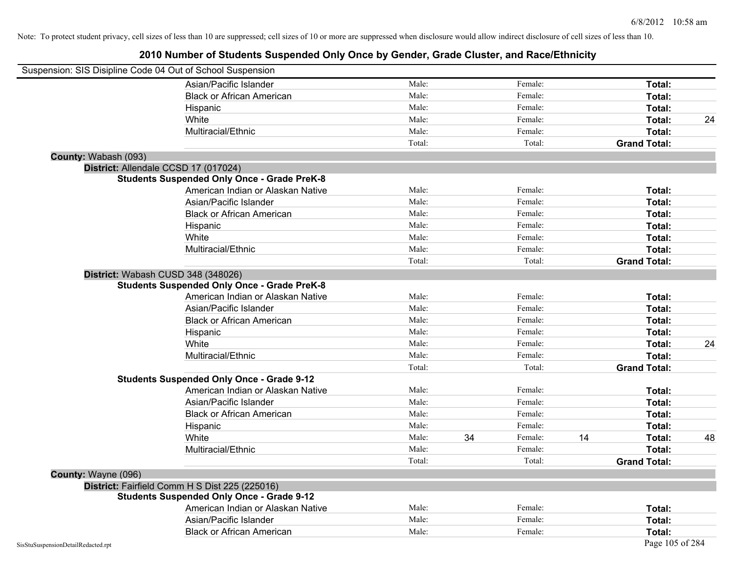Note: To protect student privacy, cell sizes of less than 10 are suppressed; cell sizes of 10 or more are suppressed when disclosure would allow indirect disclosure of cell sizes of less than 10.

# 2010 Number of Students Suspended Only Once by Gender, Grade Cluster, and Race/Ethnicity

Suspension: SIS Disipline Code 04 Out of School Suspension

| | | | | | |
|---|---|---|---|---|---|
| Asian/Pacific Islander | Male: | | Female: | | Total: | |
| Black or African American | Male: | | Female: | | Total: | |
| Hispanic | Male: | | Female: | | Total: | |
| White | Male: | | Female: | | Total: | 24 |
| Multiracial/Ethnic | Male: | | Female: | | Total: | |
| | Total: | | Total: | | Grand Total: | |

**County:** Wabash (093)

**District:** Allendale CCSD 17 (017024)

**Students Suspended Only Once - Grade PreK-8**

| | | | | | | |
|---|---|---|---|---|---|---|
| American Indian or Alaskan Native | Male: | | Female: | | Total: | |
| Asian/Pacific Islander | Male: | | Female: | | Total: | |
| Black or African American | Male: | | Female: | | Total: | |
| Hispanic | Male: | | Female: | | Total: | |
| White | Male: | | Female: | | Total: | |
| Multiracial/Ethnic | Male: | | Female: | | Total: | |
| | Total: | | Total: | | Grand Total: | |

**District:** Wabash CUSD 348 (348026)

**Students Suspended Only Once - Grade PreK-8**

| | | | | | | |
|---|---|---|---|---|---|---|
| American Indian or Alaskan Native | Male: | | Female: | | Total: | |
| Asian/Pacific Islander | Male: | | Female: | | Total: | |
| Black or African American | Male: | | Female: | | Total: | |
| Hispanic | Male: | | Female: | | Total: | |
| White | Male: | | Female: | | Total: | 24 |
| Multiracial/Ethnic | Male: | | Female: | | Total: | |
| | Total: | | Total: | | Grand Total: | |

**Students Suspended Only Once - Grade 9-12**

| | | | | | | |
|---|---|---|---|---|---|---|
| American Indian or Alaskan Native | Male: | | Female: | | Total: | |
| Asian/Pacific Islander | Male: | | Female: | | Total: | |
| Black or African American | Male: | | Female: | | Total: | |
| Hispanic | Male: | | Female: | | Total: | |
| White | Male: | 34 | Female: | 14 | Total: | 48 |
| Multiracial/Ethnic | Male: | | Female: | | Total: | |
| | Total: | | Total: | | Grand Total: | |

**County:** Wayne (096)

**District:** Fairfield Comm H S Dist 225 (225016)

**Students Suspended Only Once - Grade 9-12**

| | | | | | | |
|---|---|---|---|---|---|---|
| American Indian or Alaskan Native | Male: | | Female: | | Total: | |
| Asian/Pacific Islander | Male: | | Female: | | Total: | |
| Black or African American | Male: | | Female: | | Total: | |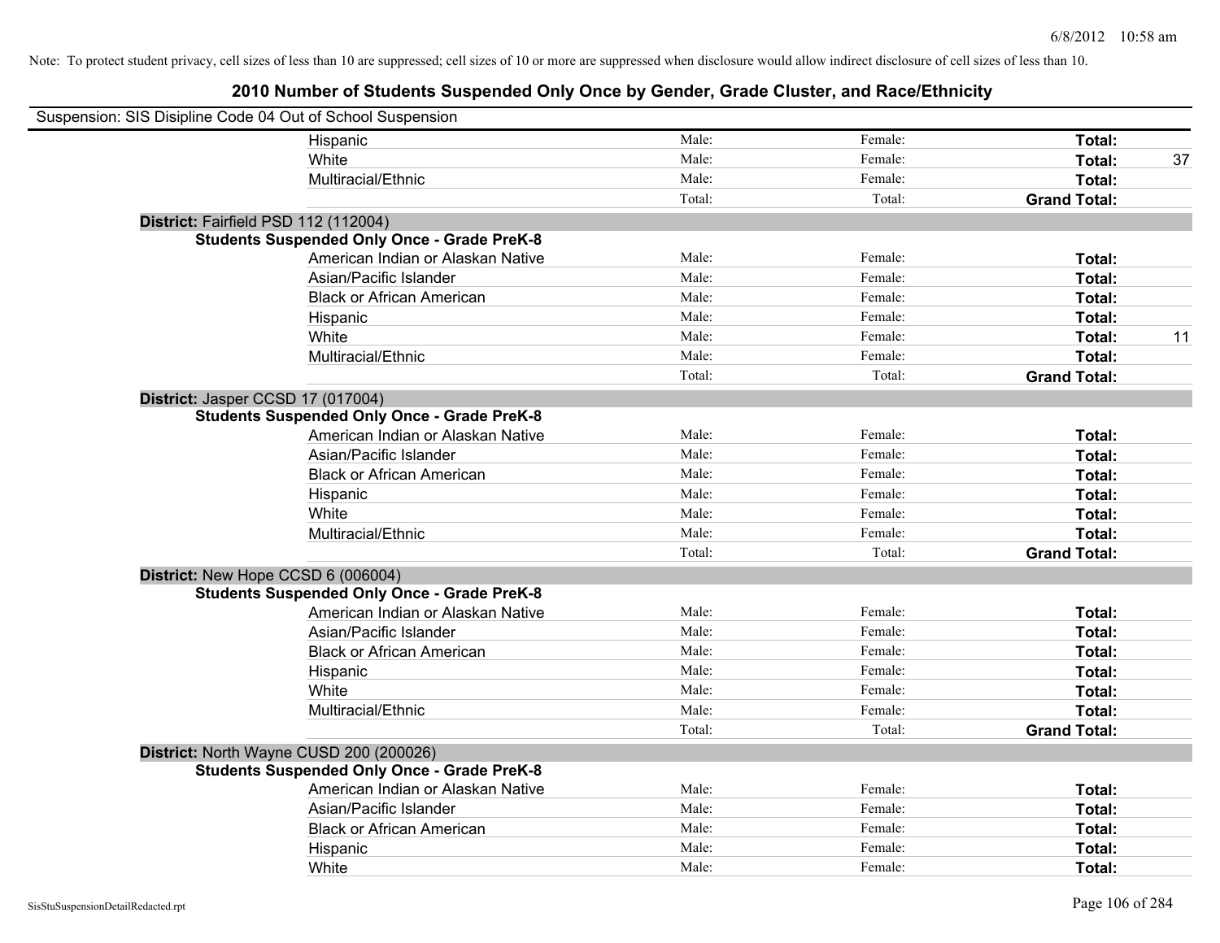Note: To protect student privacy, cell sizes of less than 10 are suppressed; cell sizes of 10 or more are suppressed when disclosure would allow indirect disclosure of cell sizes of less than 10.

## 2010 Number of Students Suspended Only Once by Gender, Grade Cluster, and Race/Ethnicity

Suspension: SIS Disipline Code 04 Out of School Suspension

| | | | | |
|---|---|---|---|---|
| Hispanic | Male: | Female: | **Total:** | |
| White | Male: | Female: | **Total:** | 37 |
| Multiracial/Ethnic | Male: | Female: | **Total:** | |
| | Total: | Total: | **Grand Total:** | |

**District:** Fairfield PSD 112 (112004)

**Students Suspended Only Once - Grade PreK-8**

| | | | | |
|---|---|---|---|---|
| American Indian or Alaskan Native | Male: | Female: | **Total:** | |
| Asian/Pacific Islander | Male: | Female: | **Total:** | |
| Black or African American | Male: | Female: | **Total:** | |
| Hispanic | Male: | Female: | **Total:** | |
| White | Male: | Female: | **Total:** | 11 |
| Multiracial/Ethnic | Male: | Female: | **Total:** | |
| | Total: | Total: | **Grand Total:** | |

**District:** Jasper CCSD 17 (017004)

**Students Suspended Only Once - Grade PreK-8**

| | | | | |
|---|---|---|---|---|
| American Indian or Alaskan Native | Male: | Female: | **Total:** | |
| Asian/Pacific Islander | Male: | Female: | **Total:** | |
| Black or African American | Male: | Female: | **Total:** | |
| Hispanic | Male: | Female: | **Total:** | |
| White | Male: | Female: | **Total:** | |
| Multiracial/Ethnic | Male: | Female: | **Total:** | |
| | Total: | Total: | **Grand Total:** | |

**District:** New Hope CCSD 6 (006004)

**Students Suspended Only Once - Grade PreK-8**

| | | | | |
|---|---|---|---|---|
| American Indian or Alaskan Native | Male: | Female: | **Total:** | |
| Asian/Pacific Islander | Male: | Female: | **Total:** | |
| Black or African American | Male: | Female: | **Total:** | |
| Hispanic | Male: | Female: | **Total:** | |
| White | Male: | Female: | **Total:** | |
| Multiracial/Ethnic | Male: | Female: | **Total:** | |
| | Total: | Total: | **Grand Total:** | |

**District:** North Wayne CUSD 200 (200026)

**Students Suspended Only Once - Grade PreK-8**

| | | | | |
|---|---|---|---|---|
| American Indian or Alaskan Native | Male: | Female: | **Total:** | |
| Asian/Pacific Islander | Male: | Female: | **Total:** | |
| Black or African American | Male: | Female: | **Total:** | |
| Hispanic | Male: | Female: | **Total:** | |
| White | Male: | Female: | **Total:** | |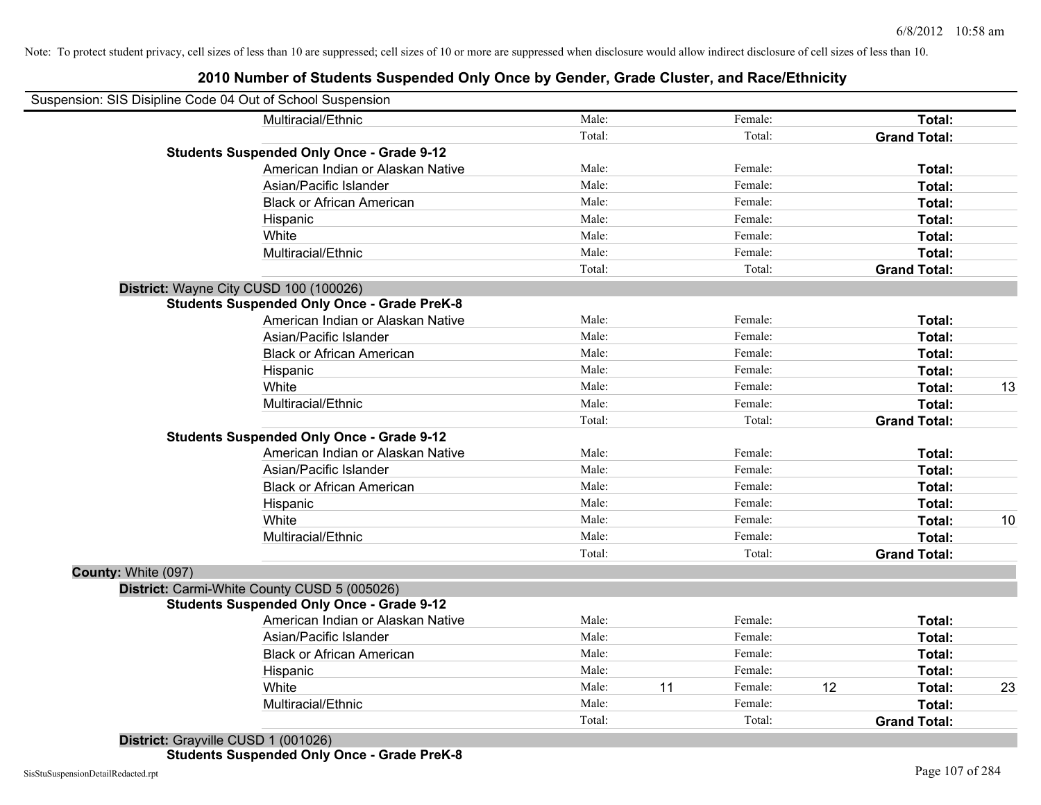Note: To protect student privacy, cell sizes of less than 10 are suppressed; cell sizes of 10 or more are suppressed when disclosure would allow indirect disclosure of cell sizes of less than 10.

# 2010 Number of Students Suspended Only Once by Gender, Grade Cluster, and Race/Ethnicity

Suspension: SIS Disipline Code 04 Out of School Suspension

| | | | | | | | |
|---|---|---|---|---|---|---|---|
| Multiracial/Ethnic | Male: | | Female: | | **Total:** | |
| | Total: | | Total: | | **Grand Total:** | |
| **Students Suspended Only Once - Grade 9-12** | | | | | | |
| American Indian or Alaskan Native | Male: | | Female: | | **Total:** | |
| Asian/Pacific Islander | Male: | | Female: | | **Total:** | |
| Black or African American | Male: | | Female: | | **Total:** | |
| Hispanic | Male: | | Female: | | **Total:** | |
| White | Male: | | Female: | | **Total:** | |
| Multiracial/Ethnic | Male: | | Female: | | **Total:** | |
| | Total: | | Total: | | **Grand Total:** | |
| **District:** Wayne City CUSD 100 (100026) | | | | | | |
| **Students Suspended Only Once - Grade PreK-8** | | | | | | |
| American Indian or Alaskan Native | Male: | | Female: | | **Total:** | |
| Asian/Pacific Islander | Male: | | Female: | | **Total:** | |
| Black or African American | Male: | | Female: | | **Total:** | |
| Hispanic | Male: | | Female: | | **Total:** | |
| White | Male: | | Female: | | **Total:** | 13 |
| Multiracial/Ethnic | Male: | | Female: | | **Total:** | |
| | Total: | | Total: | | **Grand Total:** | |
| **Students Suspended Only Once - Grade 9-12** | | | | | | |
| American Indian or Alaskan Native | Male: | | Female: | | **Total:** | |
| Asian/Pacific Islander | Male: | | Female: | | **Total:** | |
| Black or African American | Male: | | Female: | | **Total:** | |
| Hispanic | Male: | | Female: | | **Total:** | |
| White | Male: | | Female: | | **Total:** | 10 |
| Multiracial/Ethnic | Male: | | Female: | | **Total:** | |
| | Total: | | Total: | | **Grand Total:** | |
| **County:** White (097) | | | | | | |
| **District:** Carmi-White County CUSD 5 (005026) | | | | | | |
| **Students Suspended Only Once - Grade 9-12** | | | | | | |
| American Indian or Alaskan Native | Male: | | Female: | | **Total:** | |
| Asian/Pacific Islander | Male: | | Female: | | **Total:** | |
| Black or African American | Male: | | Female: | | **Total:** | |
| Hispanic | Male: | | Female: | | **Total:** | |
| White | Male: | 11 | Female: | 12 | **Total:** | 23 |
| Multiracial/Ethnic | Male: | | Female: | | **Total:** | |
| | Total: | | Total: | | **Grand Total:** | |
| **District:** Grayville CUSD 1 (001026) | | | | | | |
| **Students Suspended Only Once - Grade PreK-8** | | | | | | |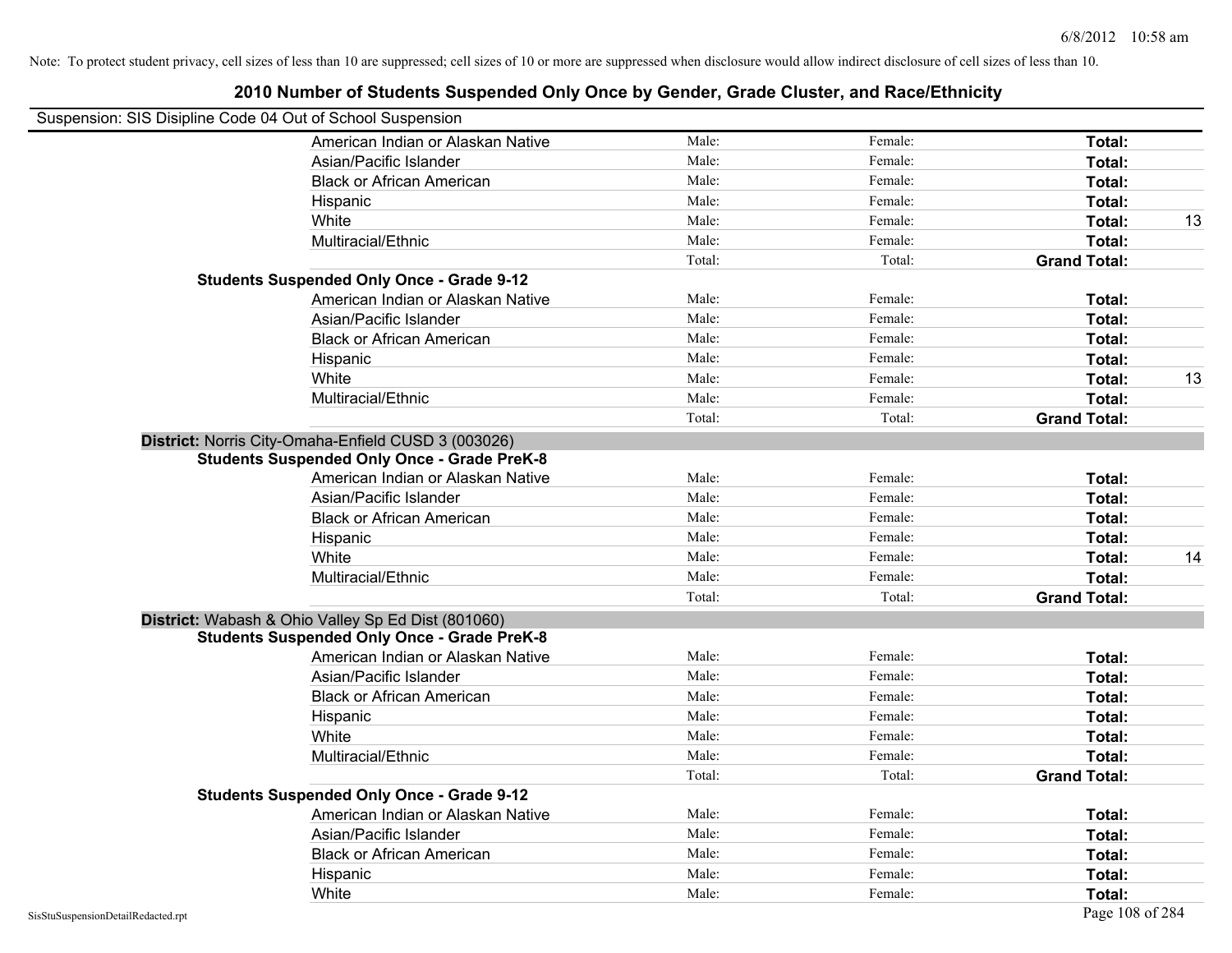Note: To protect student privacy, cell sizes of less than 10 are suppressed; cell sizes of 10 or more are suppressed when disclosure would allow indirect disclosure of cell sizes of less than 10.

# 2010 Number of Students Suspended Only Once by Gender, Grade Cluster, and Race/Ethnicity

Suspension: SIS Disipline Code 04 Out of School Suspension

| | | | | |
|---|---|---|---|---|
| American Indian or Alaskan Native | Male: | Female: | **Total:** | |
| Asian/Pacific Islander | Male: | Female: | **Total:** | |
| Black or African American | Male: | Female: | **Total:** | |
| Hispanic | Male: | Female: | **Total:** | |
| White | Male: | Female: | **Total:** | 13 |
| Multiracial/Ethnic | Male: | Female: | **Total:** | |
| | Total: | Total: | **Grand Total:** | |

**Students Suspended Only Once - Grade 9-12**

| | | | | |
|---|---|---|---|---|
| American Indian or Alaskan Native | Male: | Female: | **Total:** | |
| Asian/Pacific Islander | Male: | Female: | **Total:** | |
| Black or African American | Male: | Female: | **Total:** | |
| Hispanic | Male: | Female: | **Total:** | |
| White | Male: | Female: | **Total:** | 13 |
| Multiracial/Ethnic | Male: | Female: | **Total:** | |
| | Total: | Total: | **Grand Total:** | |

## District: Norris City-Omaha-Enfield CUSD 3 (003026)

**Students Suspended Only Once - Grade PreK-8**

| | | | | |
|---|---|---|---|---|
| American Indian or Alaskan Native | Male: | Female: | **Total:** | |
| Asian/Pacific Islander | Male: | Female: | **Total:** | |
| Black or African American | Male: | Female: | **Total:** | |
| Hispanic | Male: | Female: | **Total:** | |
| White | Male: | Female: | **Total:** | 14 |
| Multiracial/Ethnic | Male: | Female: | **Total:** | |
| | Total: | Total: | **Grand Total:** | |

## District: Wabash & Ohio Valley Sp Ed Dist (801060)

**Students Suspended Only Once - Grade PreK-8**

| | | | | |
|---|---|---|---|---|
| American Indian or Alaskan Native | Male: | Female: | **Total:** | |
| Asian/Pacific Islander | Male: | Female: | **Total:** | |
| Black or African American | Male: | Female: | **Total:** | |
| Hispanic | Male: | Female: | **Total:** | |
| White | Male: | Female: | **Total:** | |
| Multiracial/Ethnic | Male: | Female: | **Total:** | |
| | Total: | Total: | **Grand Total:** | |

**Students Suspended Only Once - Grade 9-12**

| | | | | |
|---|---|---|---|---|
| American Indian or Alaskan Native | Male: | Female: | **Total:** | |
| Asian/Pacific Islander | Male: | Female: | **Total:** | |
| Black or African American | Male: | Female: | **Total:** | |
| Hispanic | Male: | Female: | **Total:** | |
| White | Male: | Female: | **Total:** | |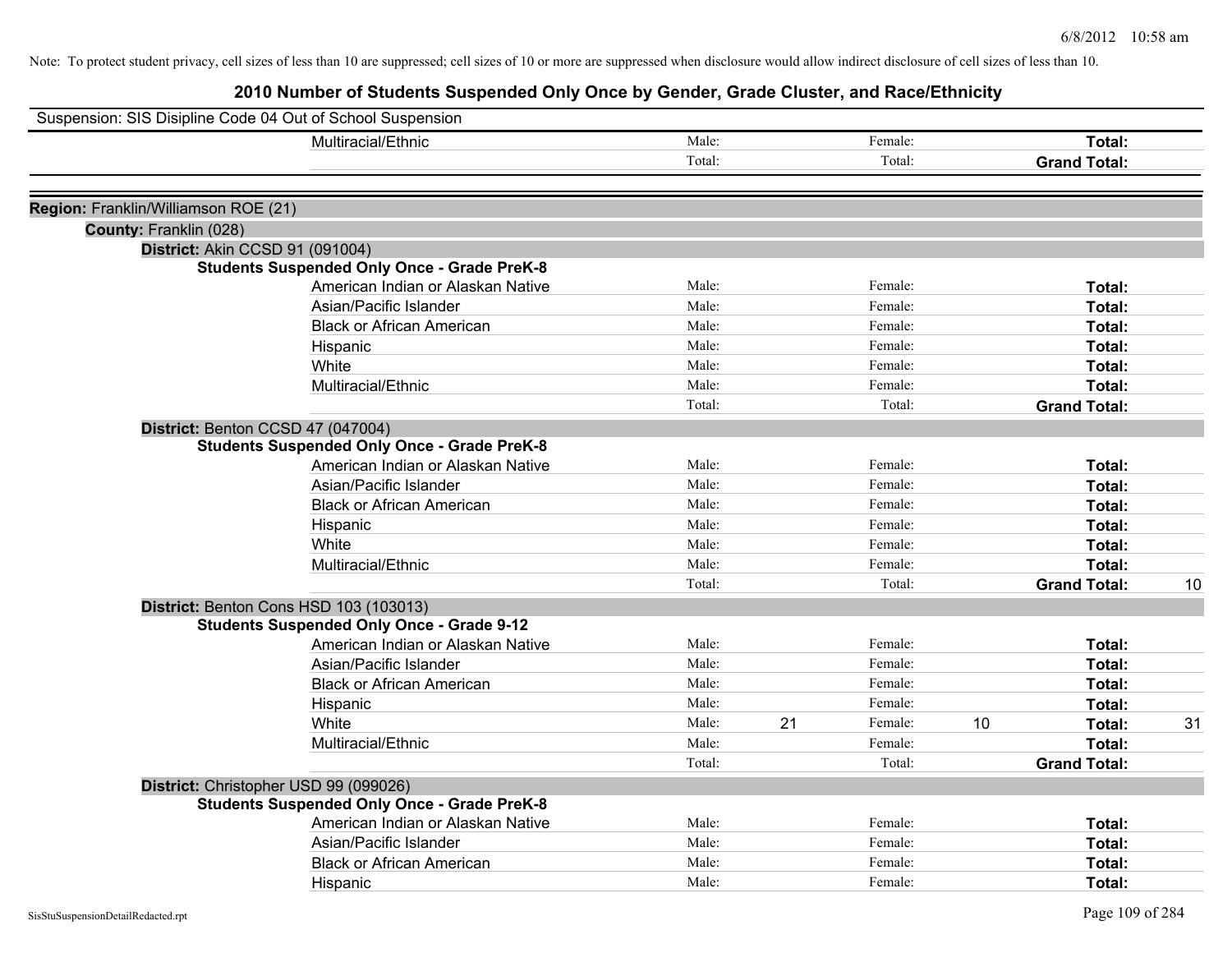Note: To protect student privacy, cell sizes of less than 10 are suppressed; cell sizes of 10 or more are suppressed when disclosure would allow indirect disclosure of cell sizes of less than 10.

# 2010 Number of Students Suspended Only Once by Gender, Grade Cluster, and Race/Ethnicity

Suspension: SIS Disipline Code 04 Out of School Suspension

| | Male: | | Female: | | Total: | |
|---|---|---|---|---|---|---|
| Multiracial/Ethnic | Male: | | Female: | | Total: | |
| | Total: | | Total: | | Grand Total: | |

## Region: Franklin/Williamson ROE (21)

### County: Franklin (028)

#### District: Akin CCSD 91 (091004)

**Students Suspended Only Once - Grade PreK-8**

| Race/Ethnicity | Male: | | Female: | | Total: | |
|---|---|---|---|---|---|---|
| American Indian or Alaskan Native | Male: | | Female: | | Total: | |
| Asian/Pacific Islander | Male: | | Female: | | Total: | |
| Black or African American | Male: | | Female: | | Total: | |
| Hispanic | Male: | | Female: | | Total: | |
| White | Male: | | Female: | | Total: | |
| Multiracial/Ethnic | Male: | | Female: | | Total: | |
| | Total: | | Total: | | Grand Total: | |

#### District: Benton CCSD 47 (047004)

**Students Suspended Only Once - Grade PreK-8**

| Race/Ethnicity | Male: | | Female: | | Total: | |
|---|---|---|---|---|---|---|
| American Indian or Alaskan Native | Male: | | Female: | | Total: | |
| Asian/Pacific Islander | Male: | | Female: | | Total: | |
| Black or African American | Male: | | Female: | | Total: | |
| Hispanic | Male: | | Female: | | Total: | |
| White | Male: | | Female: | | Total: | |
| Multiracial/Ethnic | Male: | | Female: | | Total: | |
| | Total: | | Total: | | Grand Total: | 10 |

#### District: Benton Cons HSD 103 (103013)

**Students Suspended Only Once - Grade 9-12**

| Race/Ethnicity | Male: | | Female: | | Total: | |
|---|---|---|---|---|---|---|
| American Indian or Alaskan Native | Male: | | Female: | | Total: | |
| Asian/Pacific Islander | Male: | | Female: | | Total: | |
| Black or African American | Male: | | Female: | | Total: | |
| Hispanic | Male: | | Female: | | Total: | |
| White | Male: | 21 | Female: | 10 | Total: | 31 |
| Multiracial/Ethnic | Male: | | Female: | | Total: | |
| | Total: | | Total: | | Grand Total: | |

#### District: Christopher USD 99 (099026)

**Students Suspended Only Once - Grade PreK-8**

| Race/Ethnicity | Male: | | Female: | | Total: | |
|---|---|---|---|---|---|---|
| American Indian or Alaskan Native | Male: | | Female: | | Total: | |
| Asian/Pacific Islander | Male: | | Female: | | Total: | |
| Black or African American | Male: | | Female: | | Total: | |
| Hispanic | Male: | | Female: | | Total: | |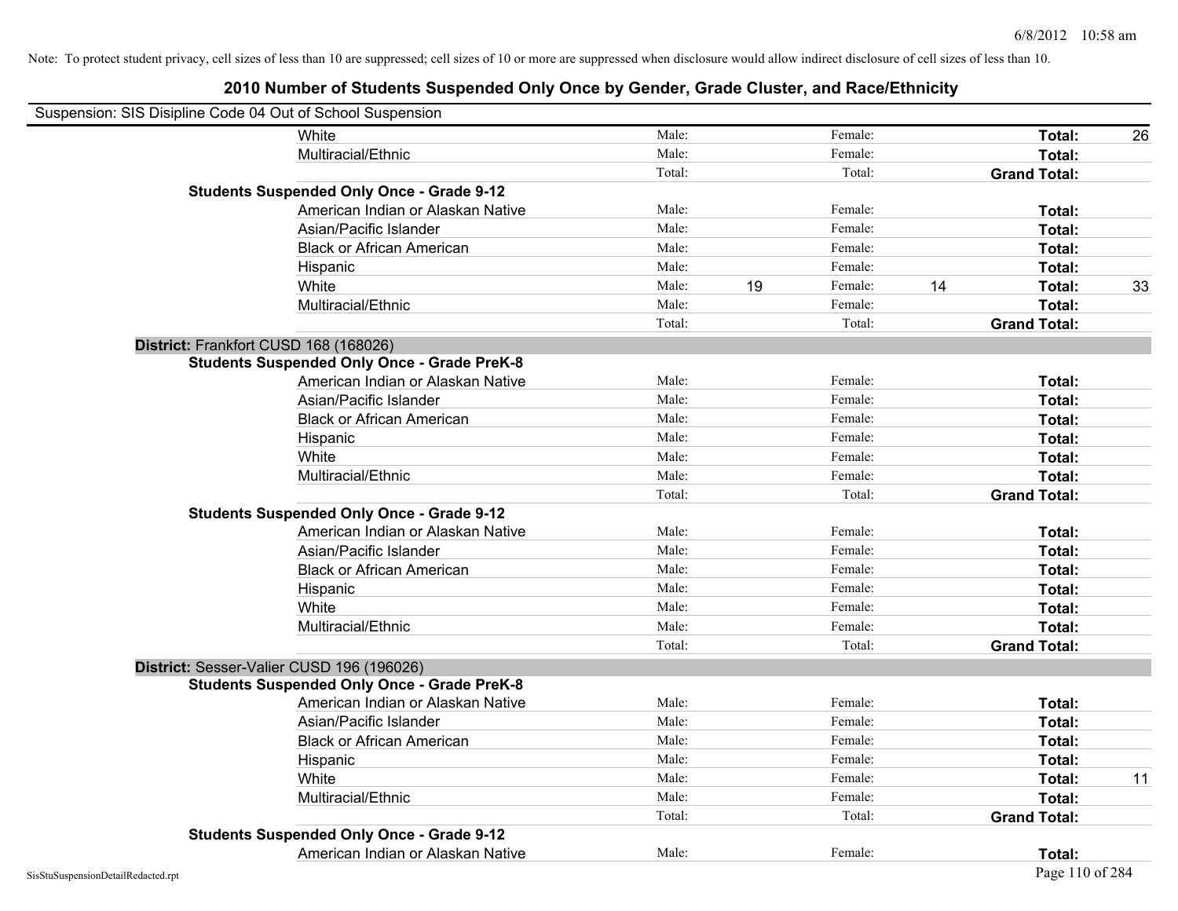Note: To protect student privacy, cell sizes of less than 10 are suppressed; cell sizes of 10 or more are suppressed when disclosure would allow indirect disclosure of cell sizes of less than 10.

## 2010 Number of Students Suspended Only Once by Gender, Grade Cluster, and Race/Ethnicity

Suspension: SIS Disipline Code 04 Out of School Suspension

| | | | | | | |
|---|---|---|---|---|---|---|
| White | Male: | | Female: | | **Total:** | 26 |
| Multiracial/Ethnic | Male: | | Female: | | **Total:** | |
| | Total: | | Total: | | **Grand Total:** | |
| **Students Suspended Only Once - Grade 9-12** | | | | | | |
| American Indian or Alaskan Native | Male: | | Female: | | **Total:** | |
| Asian/Pacific Islander | Male: | | Female: | | **Total:** | |
| Black or African American | Male: | | Female: | | **Total:** | |
| Hispanic | Male: | | Female: | | **Total:** | |
| White | Male: | 19 | Female: | 14 | **Total:** | 33 |
| Multiracial/Ethnic | Male: | | Female: | | **Total:** | |
| | Total: | | Total: | | **Grand Total:** | |

**District:** Frankfort CUSD 168 (168026)

| | | | | | | |
|---|---|---|---|---|---|---|
| **Students Suspended Only Once - Grade PreK-8** | | | | | | |
| American Indian or Alaskan Native | Male: | | Female: | | **Total:** | |
| Asian/Pacific Islander | Male: | | Female: | | **Total:** | |
| Black or African American | Male: | | Female: | | **Total:** | |
| Hispanic | Male: | | Female: | | **Total:** | |
| White | Male: | | Female: | | **Total:** | |
| Multiracial/Ethnic | Male: | | Female: | | **Total:** | |
| | Total: | | Total: | | **Grand Total:** | |
| **Students Suspended Only Once - Grade 9-12** | | | | | | |
| American Indian or Alaskan Native | Male: | | Female: | | **Total:** | |
| Asian/Pacific Islander | Male: | | Female: | | **Total:** | |
| Black or African American | Male: | | Female: | | **Total:** | |
| Hispanic | Male: | | Female: | | **Total:** | |
| White | Male: | | Female: | | **Total:** | |
| Multiracial/Ethnic | Male: | | Female: | | **Total:** | |
| | Total: | | Total: | | **Grand Total:** | |

**District:** Sesser-Valier CUSD 196 (196026)

| | | | | | | |
|---|---|---|---|---|---|---|
| **Students Suspended Only Once - Grade PreK-8** | | | | | | |
| American Indian or Alaskan Native | Male: | | Female: | | **Total:** | |
| Asian/Pacific Islander | Male: | | Female: | | **Total:** | |
| Black or African American | Male: | | Female: | | **Total:** | |
| Hispanic | Male: | | Female: | | **Total:** | |
| White | Male: | | Female: | | **Total:** | 11 |
| Multiracial/Ethnic | Male: | | Female: | | **Total:** | |
| | Total: | | Total: | | **Grand Total:** | |
| **Students Suspended Only Once - Grade 9-12** | | | | | | |
| American Indian or Alaskan Native | Male: | | Female: | | **Total:** | |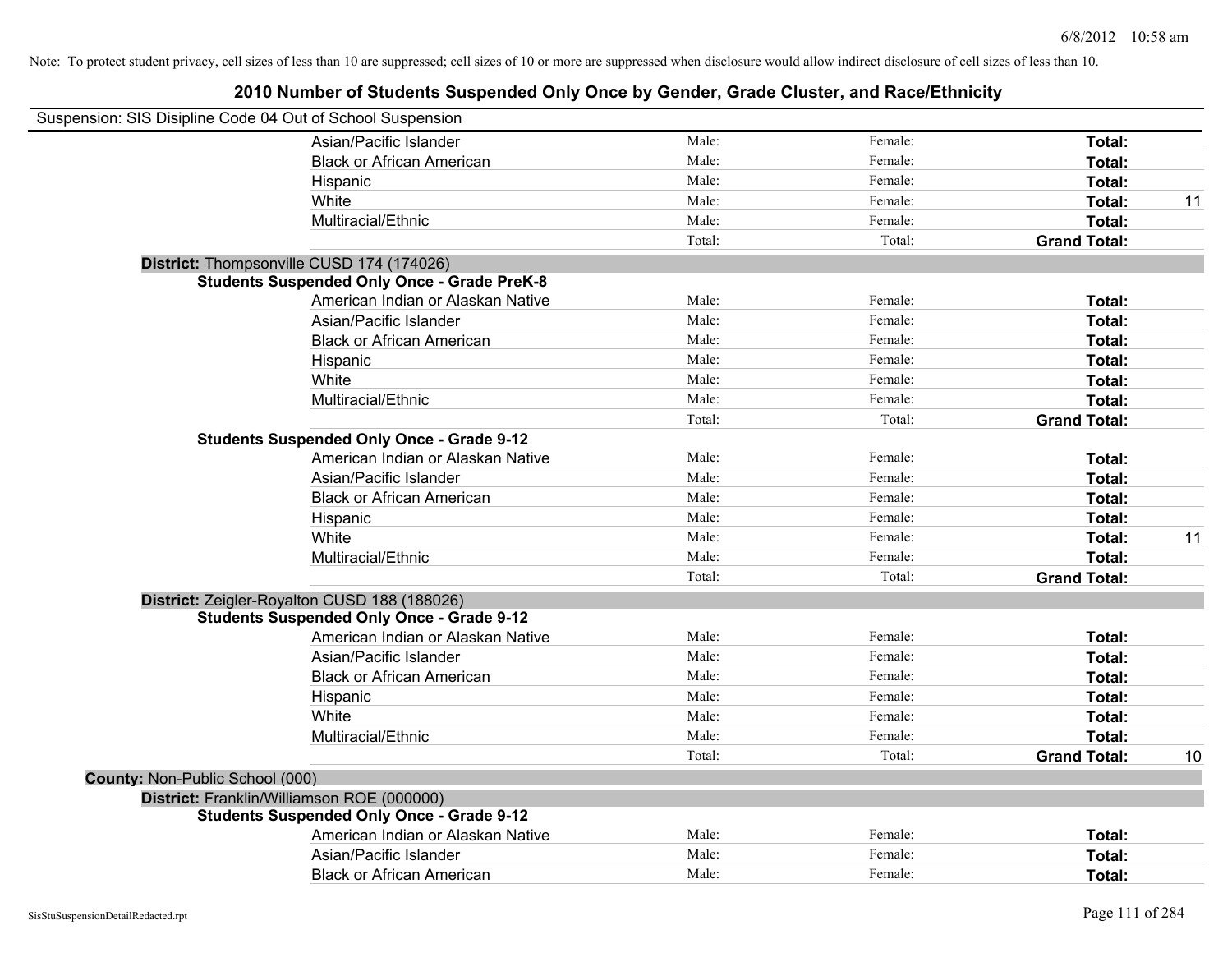Note: To protect student privacy, cell sizes of less than 10 are suppressed; cell sizes of 10 or more are suppressed when disclosure would allow indirect disclosure of cell sizes of less than 10.

# 2010 Number of Students Suspended Only Once by Gender, Grade Cluster, and Race/Ethnicity

Suspension: SIS Disipline Code 04 Out of School Suspension

| | Male | Female | Total | |
|---|---|---|---|---|
| Asian/Pacific Islander | Male: | Female: | **Total:** | |
| Black or African American | Male: | Female: | **Total:** | |
| Hispanic | Male: | Female: | **Total:** | |
| White | Male: | Female: | **Total:** | 11 |
| Multiracial/Ethnic | Male: | Female: | **Total:** | |
| | Total: | Total: | **Grand Total:** | |

**District:** Thompsonville CUSD 174 (174026)

**Students Suspended Only Once - Grade PreK-8**

| | Male | Female | Total | |
|---|---|---|---|---|
| American Indian or Alaskan Native | Male: | Female: | **Total:** | |
| Asian/Pacific Islander | Male: | Female: | **Total:** | |
| Black or African American | Male: | Female: | **Total:** | |
| Hispanic | Male: | Female: | **Total:** | |
| White | Male: | Female: | **Total:** | |
| Multiracial/Ethnic | Male: | Female: | **Total:** | |
| | Total: | Total: | **Grand Total:** | |

**Students Suspended Only Once - Grade 9-12**

| | Male | Female | Total | |
|---|---|---|---|---|
| American Indian or Alaskan Native | Male: | Female: | **Total:** | |
| Asian/Pacific Islander | Male: | Female: | **Total:** | |
| Black or African American | Male: | Female: | **Total:** | |
| Hispanic | Male: | Female: | **Total:** | |
| White | Male: | Female: | **Total:** | 11 |
| Multiracial/Ethnic | Male: | Female: | **Total:** | |
| | Total: | Total: | **Grand Total:** | |

**District:** Zeigler-Royalton CUSD 188 (188026)

**Students Suspended Only Once - Grade 9-12**

| | Male | Female | Total | |
|---|---|---|---|---|
| American Indian or Alaskan Native | Male: | Female: | **Total:** | |
| Asian/Pacific Islander | Male: | Female: | **Total:** | |
| Black or African American | Male: | Female: | **Total:** | |
| Hispanic | Male: | Female: | **Total:** | |
| White | Male: | Female: | **Total:** | |
| Multiracial/Ethnic | Male: | Female: | **Total:** | |
| | Total: | Total: | **Grand Total:** | 10 |

**County:** Non-Public School (000)

**District:** Franklin/Williamson ROE (000000)

**Students Suspended Only Once - Grade 9-12**

| | Male | Female | Total | |
|---|---|---|---|---|
| American Indian or Alaskan Native | Male: | Female: | **Total:** | |
| Asian/Pacific Islander | Male: | Female: | **Total:** | |
| Black or African American | Male: | Female: | **Total:** | |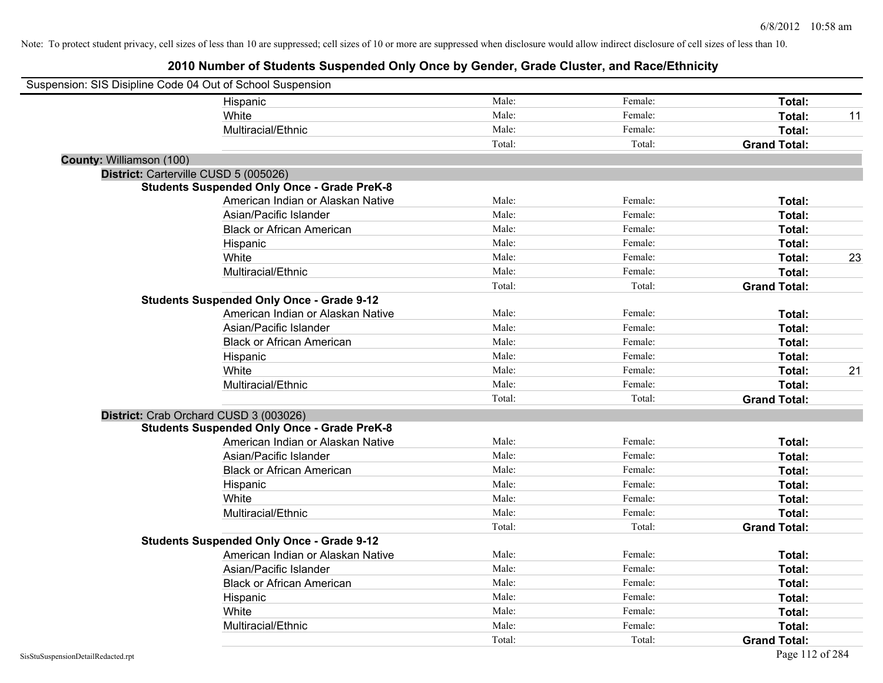Note: To protect student privacy, cell sizes of less than 10 are suppressed; cell sizes of 10 or more are suppressed when disclosure would allow indirect disclosure of cell sizes of less than 10.

# 2010 Number of Students Suspended Only Once by Gender, Grade Cluster, and Race/Ethnicity

Suspension: SIS Disipline Code 04 Out of School Suspension

| | | | | |
|---|---|---|---|---|
| Hispanic | Male: | Female: | **Total:** | |
| White | Male: | Female: | **Total:** | 11 |
| Multiracial/Ethnic | Male: | Female: | **Total:** | |
| | Total: | Total: | **Grand Total:** | |

**County:** Williamson (100)

**District:** Carterville CUSD 5 (005026)

**Students Suspended Only Once - Grade PreK-8**

| | | | | |
|---|---|---|---|---|
| American Indian or Alaskan Native | Male: | Female: | **Total:** | |
| Asian/Pacific Islander | Male: | Female: | **Total:** | |
| Black or African American | Male: | Female: | **Total:** | |
| Hispanic | Male: | Female: | **Total:** | |
| White | Male: | Female: | **Total:** | 23 |
| Multiracial/Ethnic | Male: | Female: | **Total:** | |
| | Total: | Total: | **Grand Total:** | |

**Students Suspended Only Once - Grade 9-12**

| | | | | |
|---|---|---|---|---|
| American Indian or Alaskan Native | Male: | Female: | **Total:** | |
| Asian/Pacific Islander | Male: | Female: | **Total:** | |
| Black or African American | Male: | Female: | **Total:** | |
| Hispanic | Male: | Female: | **Total:** | |
| White | Male: | Female: | **Total:** | 21 |
| Multiracial/Ethnic | Male: | Female: | **Total:** | |
| | Total: | Total: | **Grand Total:** | |

**District:** Crab Orchard CUSD 3 (003026)

**Students Suspended Only Once - Grade PreK-8**

| | | | | |
|---|---|---|---|---|
| American Indian or Alaskan Native | Male: | Female: | **Total:** | |
| Asian/Pacific Islander | Male: | Female: | **Total:** | |
| Black or African American | Male: | Female: | **Total:** | |
| Hispanic | Male: | Female: | **Total:** | |
| White | Male: | Female: | **Total:** | |
| Multiracial/Ethnic | Male: | Female: | **Total:** | |
| | Total: | Total: | **Grand Total:** | |

**Students Suspended Only Once - Grade 9-12**

| | | | | |
|---|---|---|---|---|
| American Indian or Alaskan Native | Male: | Female: | **Total:** | |
| Asian/Pacific Islander | Male: | Female: | **Total:** | |
| Black or African American | Male: | Female: | **Total:** | |
| Hispanic | Male: | Female: | **Total:** | |
| White | Male: | Female: | **Total:** | |
| Multiracial/Ethnic | Male: | Female: | **Total:** | |
| | Total: | Total: | **Grand Total:** | |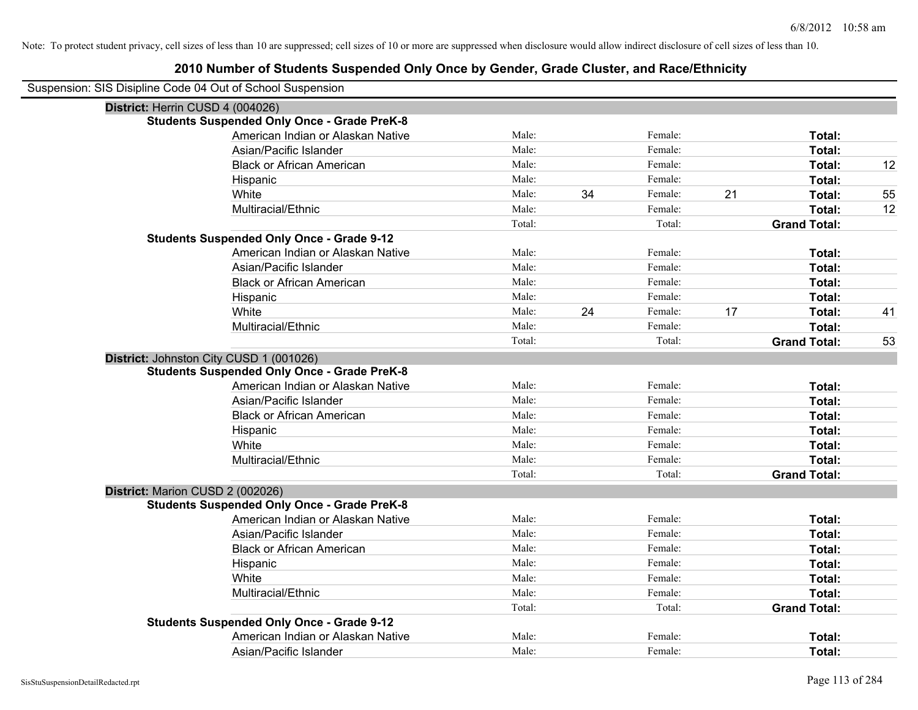Note: To protect student privacy, cell sizes of less than 10 are suppressed; cell sizes of 10 or more are suppressed when disclosure would allow indirect disclosure of cell sizes of less than 10.

# 2010 Number of Students Suspended Only Once by Gender, Grade Cluster, and Race/Ethnicity

Suspension: SIS Disipline Code 04 Out of School Suspension

## District: Herrin CUSD 4 (004026)

### Students Suspended Only Once - Grade PreK-8

| Race/Ethnicity | | | | | | |
|---|---|---|---|---|---|---|
| American Indian or Alaskan Native | Male: | | Female: | | **Total:** | |
| Asian/Pacific Islander | Male: | | Female: | | **Total:** | |
| Black or African American | Male: | | Female: | | **Total:** | 12 |
| Hispanic | Male: | | Female: | | **Total:** | |
| White | Male: | 34 | Female: | 21 | **Total:** | 55 |
| Multiracial/Ethnic | Male: | | Female: | | **Total:** | 12 |
| | Total: | | Total: | | **Grand Total:** | |

### Students Suspended Only Once - Grade 9-12

| Race/Ethnicity | | | | | | |
|---|---|---|---|---|---|---|
| American Indian or Alaskan Native | Male: | | Female: | | **Total:** | |
| Asian/Pacific Islander | Male: | | Female: | | **Total:** | |
| Black or African American | Male: | | Female: | | **Total:** | |
| Hispanic | Male: | | Female: | | **Total:** | |
| White | Male: | 24 | Female: | 17 | **Total:** | 41 |
| Multiracial/Ethnic | Male: | | Female: | | **Total:** | |
| | Total: | | Total: | | **Grand Total:** | 53 |

## District: Johnston City CUSD 1 (001026)

### Students Suspended Only Once - Grade PreK-8

| Race/Ethnicity | | | | | | |
|---|---|---|---|---|---|---|
| American Indian or Alaskan Native | Male: | | Female: | | **Total:** | |
| Asian/Pacific Islander | Male: | | Female: | | **Total:** | |
| Black or African American | Male: | | Female: | | **Total:** | |
| Hispanic | Male: | | Female: | | **Total:** | |
| White | Male: | | Female: | | **Total:** | |
| Multiracial/Ethnic | Male: | | Female: | | **Total:** | |
| | Total: | | Total: | | **Grand Total:** | |

## District: Marion CUSD 2 (002026)

### Students Suspended Only Once - Grade PreK-8

| Race/Ethnicity | | | | | | |
|---|---|---|---|---|---|---|
| American Indian or Alaskan Native | Male: | | Female: | | **Total:** | |
| Asian/Pacific Islander | Male: | | Female: | | **Total:** | |
| Black or African American | Male: | | Female: | | **Total:** | |
| Hispanic | Male: | | Female: | | **Total:** | |
| White | Male: | | Female: | | **Total:** | |
| Multiracial/Ethnic | Male: | | Female: | | **Total:** | |
| | Total: | | Total: | | **Grand Total:** | |

### Students Suspended Only Once - Grade 9-12

| Race/Ethnicity | | | | | | |
|---|---|---|---|---|---|---|
| American Indian or Alaskan Native | Male: | | Female: | | **Total:** | |
| Asian/Pacific Islander | Male: | | Female: | | **Total:** | |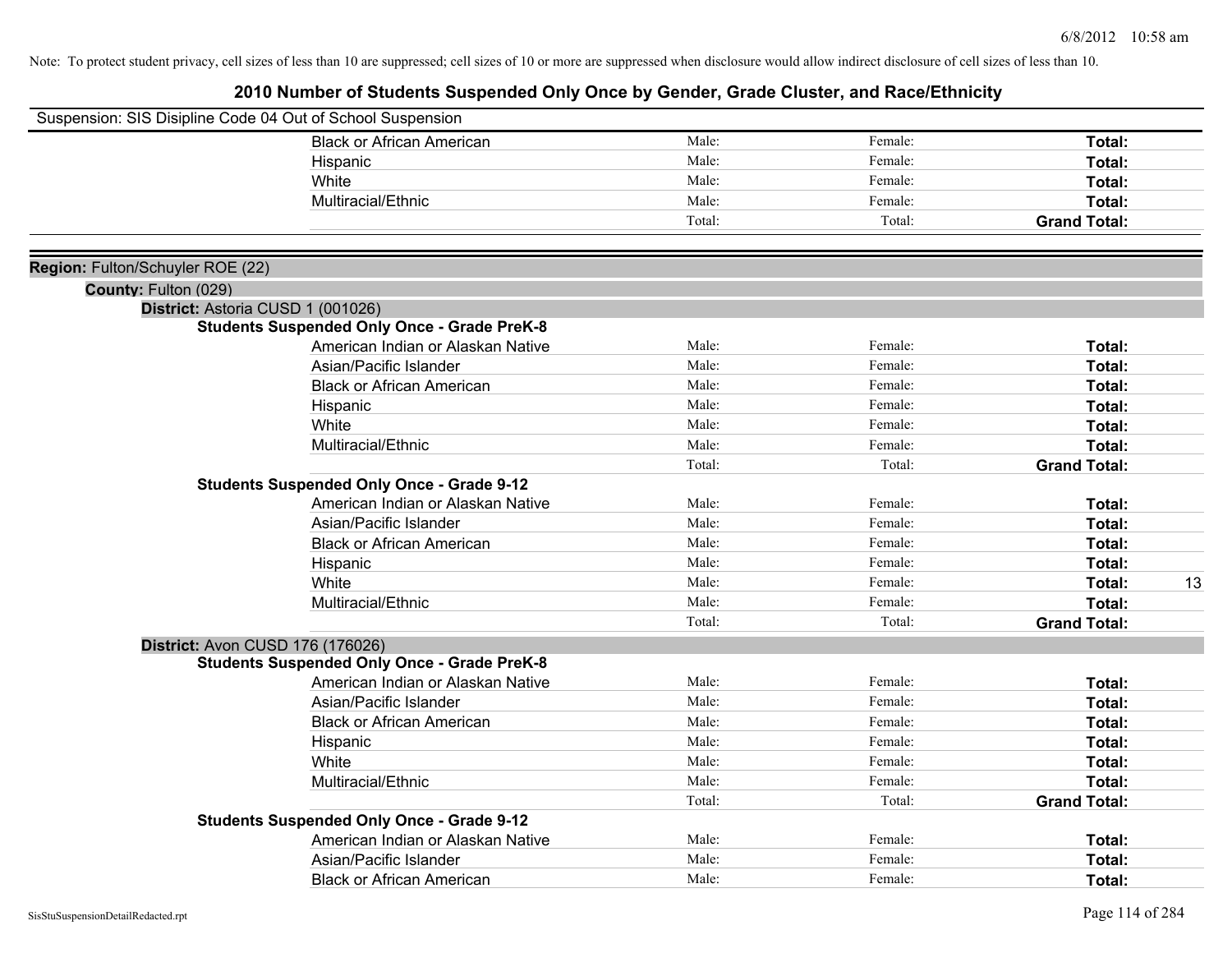Note: To protect student privacy, cell sizes of less than 10 are suppressed; cell sizes of 10 or more are suppressed when disclosure would allow indirect disclosure of cell sizes of less than 10.

## 2010 Number of Students Suspended Only Once by Gender, Grade Cluster, and Race/Ethnicity

Suspension: SIS Disipline Code 04 Out of School Suspension

| | Male | Female | Total | |
|---|---|---|---|---|
| Black or African American | Male: | Female: | **Total:** | |
| Hispanic | Male: | Female: | **Total:** | |
| White | Male: | Female: | **Total:** | |
| Multiracial/Ethnic | Male: | Female: | **Total:** | |
| | Total: | Total: | **Grand Total:** | |

**Region:** Fulton/Schuyler ROE (22)

**County:** Fulton (029)

**District:** Astoria CUSD 1 (001026)

**Students Suspended Only Once - Grade PreK-8**

| | Male | Female | Total | |
|---|---|---|---|---|
| American Indian or Alaskan Native | Male: | Female: | **Total:** | |
| Asian/Pacific Islander | Male: | Female: | **Total:** | |
| Black or African American | Male: | Female: | **Total:** | |
| Hispanic | Male: | Female: | **Total:** | |
| White | Male: | Female: | **Total:** | |
| Multiracial/Ethnic | Male: | Female: | **Total:** | |
| | Total: | Total: | **Grand Total:** | |

**Students Suspended Only Once - Grade 9-12**

| | Male | Female | Total | |
|---|---|---|---|---|
| American Indian or Alaskan Native | Male: | Female: | **Total:** | |
| Asian/Pacific Islander | Male: | Female: | **Total:** | |
| Black or African American | Male: | Female: | **Total:** | |
| Hispanic | Male: | Female: | **Total:** | |
| White | Male: | Female: | **Total:** | 13 |
| Multiracial/Ethnic | Male: | Female: | **Total:** | |
| | Total: | Total: | **Grand Total:** | |

**District:** Avon CUSD 176 (176026)

**Students Suspended Only Once - Grade PreK-8**

| | Male | Female | Total | |
|---|---|---|---|---|
| American Indian or Alaskan Native | Male: | Female: | **Total:** | |
| Asian/Pacific Islander | Male: | Female: | **Total:** | |
| Black or African American | Male: | Female: | **Total:** | |
| Hispanic | Male: | Female: | **Total:** | |
| White | Male: | Female: | **Total:** | |
| Multiracial/Ethnic | Male: | Female: | **Total:** | |
| | Total: | Total: | **Grand Total:** | |

**Students Suspended Only Once - Grade 9-12**

| | Male | Female | Total | |
|---|---|---|---|---|
| American Indian or Alaskan Native | Male: | Female: | **Total:** | |
| Asian/Pacific Islander | Male: | Female: | **Total:** | |
| Black or African American | Male: | Female: | **Total:** | |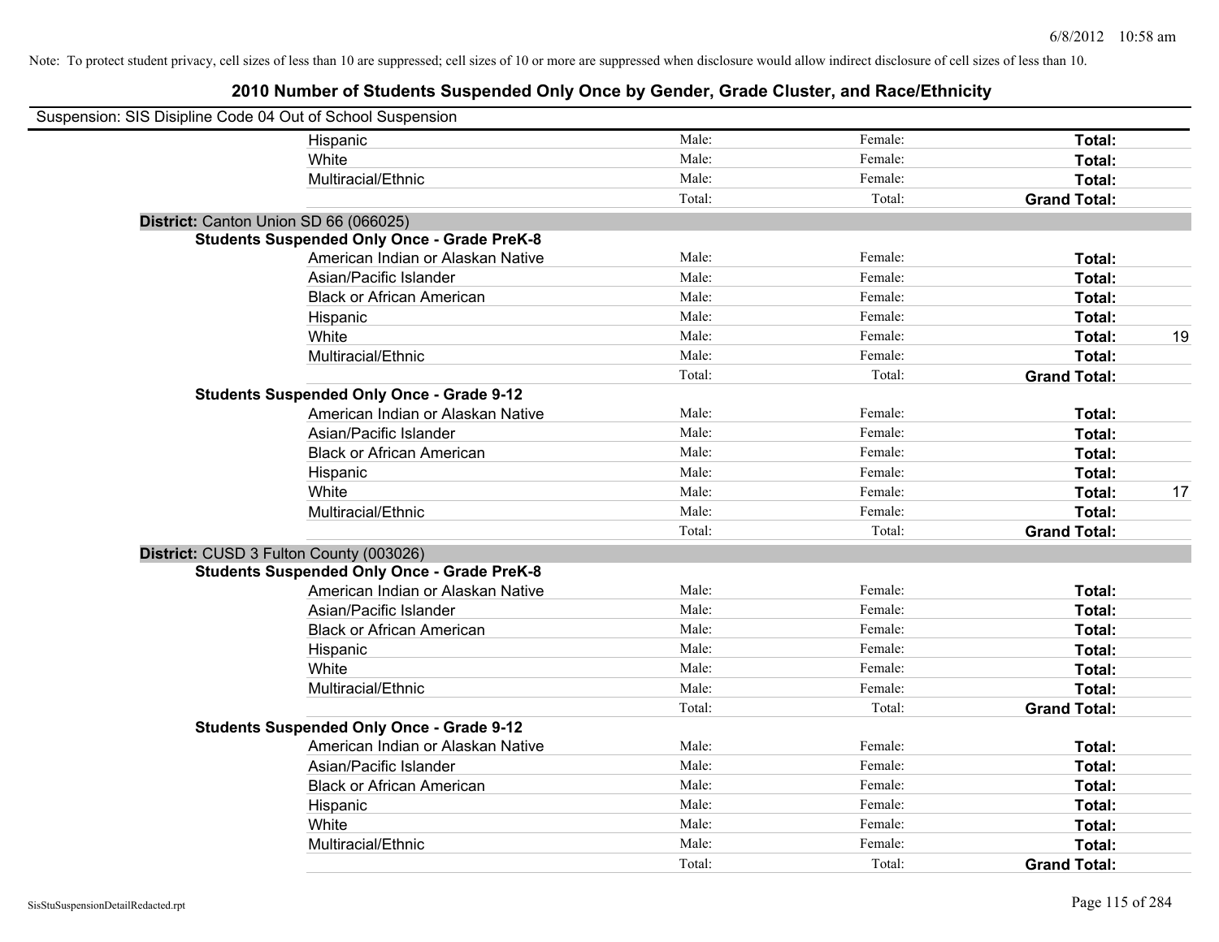Note: To protect student privacy, cell sizes of less than 10 are suppressed; cell sizes of 10 or more are suppressed when disclosure would allow indirect disclosure of cell sizes of less than 10.

# 2010 Number of Students Suspended Only Once by Gender, Grade Cluster, and Race/Ethnicity

Suspension: SIS Disipline Code 04 Out of School Suspension

| | | | | |
|---|---|---|---|---|
| Hispanic | Male: | Female: | **Total:** | |
| White | Male: | Female: | **Total:** | |
| Multiracial/Ethnic | Male: | Female: | **Total:** | |
| | Total: | Total: | **Grand Total:** | |

**District:** Canton Union SD 66 (066025)

**Students Suspended Only Once - Grade PreK-8**

| | | | | |
|---|---|---|---|---|
| American Indian or Alaskan Native | Male: | Female: | **Total:** | |
| Asian/Pacific Islander | Male: | Female: | **Total:** | |
| Black or African American | Male: | Female: | **Total:** | |
| Hispanic | Male: | Female: | **Total:** | |
| White | Male: | Female: | **Total:** | 19 |
| Multiracial/Ethnic | Male: | Female: | **Total:** | |
| | Total: | Total: | **Grand Total:** | |

**Students Suspended Only Once - Grade 9-12**

| | | | | |
|---|---|---|---|---|
| American Indian or Alaskan Native | Male: | Female: | **Total:** | |
| Asian/Pacific Islander | Male: | Female: | **Total:** | |
| Black or African American | Male: | Female: | **Total:** | |
| Hispanic | Male: | Female: | **Total:** | |
| White | Male: | Female: | **Total:** | 17 |
| Multiracial/Ethnic | Male: | Female: | **Total:** | |
| | Total: | Total: | **Grand Total:** | |

**District:** CUSD 3 Fulton County (003026)

**Students Suspended Only Once - Grade PreK-8**

| | | | | |
|---|---|---|---|---|
| American Indian or Alaskan Native | Male: | Female: | **Total:** | |
| Asian/Pacific Islander | Male: | Female: | **Total:** | |
| Black or African American | Male: | Female: | **Total:** | |
| Hispanic | Male: | Female: | **Total:** | |
| White | Male: | Female: | **Total:** | |
| Multiracial/Ethnic | Male: | Female: | **Total:** | |
| | Total: | Total: | **Grand Total:** | |

**Students Suspended Only Once - Grade 9-12**

| | | | | |
|---|---|---|---|---|
| American Indian or Alaskan Native | Male: | Female: | **Total:** | |
| Asian/Pacific Islander | Male: | Female: | **Total:** | |
| Black or African American | Male: | Female: | **Total:** | |
| Hispanic | Male: | Female: | **Total:** | |
| White | Male: | Female: | **Total:** | |
| Multiracial/Ethnic | Male: | Female: | **Total:** | |
| | Total: | Total: | **Grand Total:** | |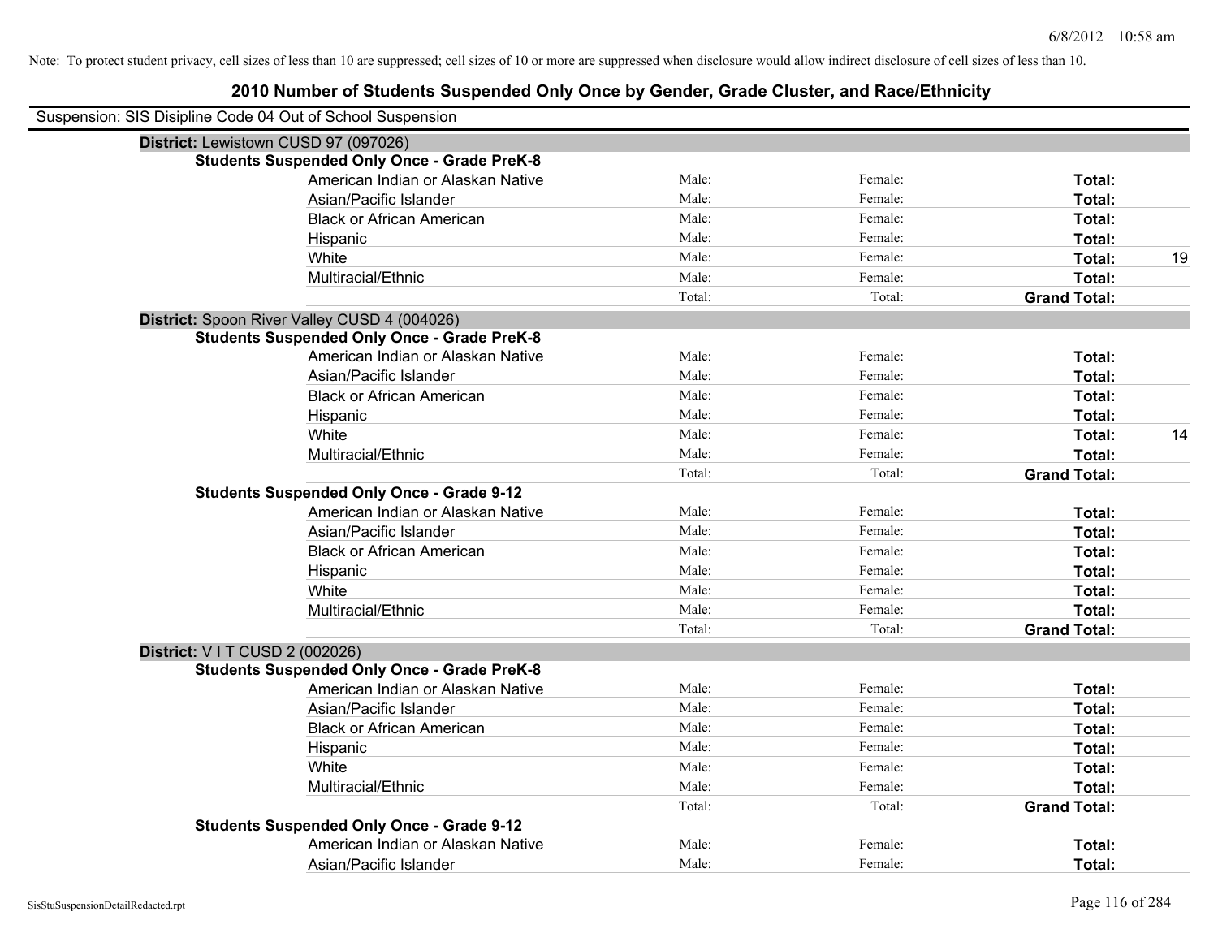Note: To protect student privacy, cell sizes of less than 10 are suppressed; cell sizes of 10 or more are suppressed when disclosure would allow indirect disclosure of cell sizes of less than 10.

# 2010 Number of Students Suspended Only Once by Gender, Grade Cluster, and Race/Ethnicity

Suspension: SIS Disipline Code 04 Out of School Suspension

## District: Lewistown CUSD 97 (097026)

### Students Suspended Only Once - Grade PreK-8

| Race/Ethnicity | Male | Female | Total |
|---|---|---|---|
| American Indian or Alaskan Native | Male: | Female: | Total: |
| Asian/Pacific Islander | Male: | Female: | Total: |
| Black or African American | Male: | Female: | Total: |
| Hispanic | Male: | Female: | Total: |
| White | Male: | Female: | Total: 19 |
| Multiracial/Ethnic | Male: | Female: | Total: |
| | Total: | Total: | Grand Total: |

## District: Spoon River Valley CUSD 4 (004026)

### Students Suspended Only Once - Grade PreK-8

| Race/Ethnicity | Male | Female | Total |
|---|---|---|---|
| American Indian or Alaskan Native | Male: | Female: | Total: |
| Asian/Pacific Islander | Male: | Female: | Total: |
| Black or African American | Male: | Female: | Total: |
| Hispanic | Male: | Female: | Total: |
| White | Male: | Female: | Total: 14 |
| Multiracial/Ethnic | Male: | Female: | Total: |
| | Total: | Total: | Grand Total: |

### Students Suspended Only Once - Grade 9-12

| Race/Ethnicity | Male | Female | Total |
|---|---|---|---|
| American Indian or Alaskan Native | Male: | Female: | Total: |
| Asian/Pacific Islander | Male: | Female: | Total: |
| Black or African American | Male: | Female: | Total: |
| Hispanic | Male: | Female: | Total: |
| White | Male: | Female: | Total: |
| Multiracial/Ethnic | Male: | Female: | Total: |
| | Total: | Total: | Grand Total: |

## District: V I T CUSD 2 (002026)

### Students Suspended Only Once - Grade PreK-8

| Race/Ethnicity | Male | Female | Total |
|---|---|---|---|
| American Indian or Alaskan Native | Male: | Female: | Total: |
| Asian/Pacific Islander | Male: | Female: | Total: |
| Black or African American | Male: | Female: | Total: |
| Hispanic | Male: | Female: | Total: |
| White | Male: | Female: | Total: |
| Multiracial/Ethnic | Male: | Female: | Total: |
| | Total: | Total: | Grand Total: |

### Students Suspended Only Once - Grade 9-12

| Race/Ethnicity | Male | Female | Total |
|---|---|---|---|
| American Indian or Alaskan Native | Male: | Female: | Total: |
| Asian/Pacific Islander | Male: | Female: | Total: |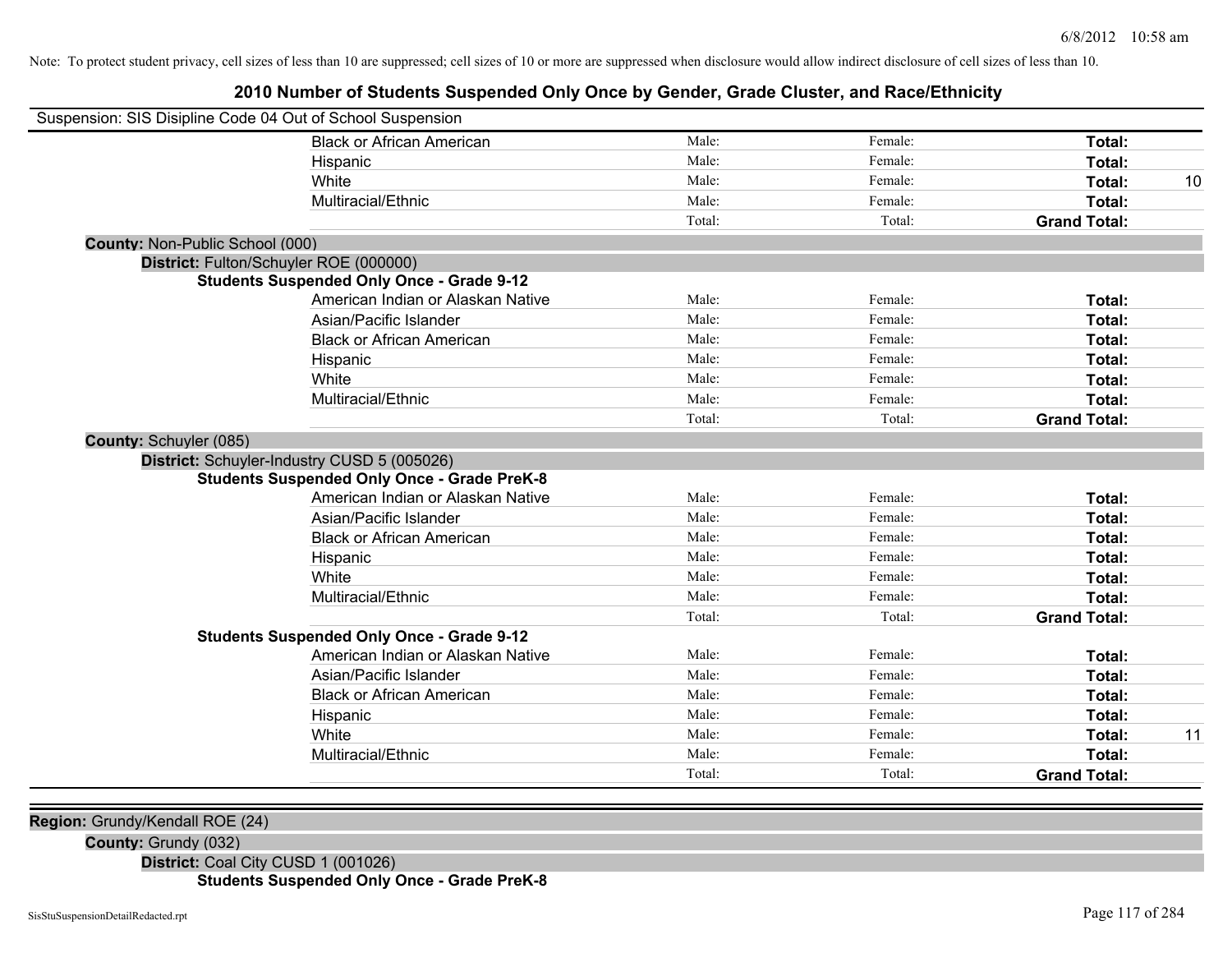Note: To protect student privacy, cell sizes of less than 10 are suppressed; cell sizes of 10 or more are suppressed when disclosure would allow indirect disclosure of cell sizes of less than 10.

# 2010 Number of Students Suspended Only Once by Gender, Grade Cluster, and Race/Ethnicity

Suspension: SIS Disipline Code 04 Out of School Suspension

| | | | | |
|---|---|---|---|---|
| Black or African American | Male: | Female: | **Total:** | |
| Hispanic | Male: | Female: | **Total:** | |
| White | Male: | Female: | **Total:** | 10 |
| Multiracial/Ethnic | Male: | Female: | **Total:** | |
| | Total: | Total: | **Grand Total:** | |

**County:** Non-Public School (000)

**District:** Fulton/Schuyler ROE (000000)

**Students Suspended Only Once - Grade 9-12**

| | | | | |
|---|---|---|---|---|
| American Indian or Alaskan Native | Male: | Female: | **Total:** | |
| Asian/Pacific Islander | Male: | Female: | **Total:** | |
| Black or African American | Male: | Female: | **Total:** | |
| Hispanic | Male: | Female: | **Total:** | |
| White | Male: | Female: | **Total:** | |
| Multiracial/Ethnic | Male: | Female: | **Total:** | |
| | Total: | Total: | **Grand Total:** | |

**County:** Schuyler (085)

**District:** Schuyler-Industry CUSD 5 (005026)

**Students Suspended Only Once - Grade PreK-8**

| | | | | |
|---|---|---|---|---|
| American Indian or Alaskan Native | Male: | Female: | **Total:** | |
| Asian/Pacific Islander | Male: | Female: | **Total:** | |
| Black or African American | Male: | Female: | **Total:** | |
| Hispanic | Male: | Female: | **Total:** | |
| White | Male: | Female: | **Total:** | |
| Multiracial/Ethnic | Male: | Female: | **Total:** | |
| | Total: | Total: | **Grand Total:** | |

**Students Suspended Only Once - Grade 9-12**

| | | | | |
|---|---|---|---|---|
| American Indian or Alaskan Native | Male: | Female: | **Total:** | |
| Asian/Pacific Islander | Male: | Female: | **Total:** | |
| Black or African American | Male: | Female: | **Total:** | |
| Hispanic | Male: | Female: | **Total:** | |
| White | Male: | Female: | **Total:** | 11 |
| Multiracial/Ethnic | Male: | Female: | **Total:** | |
| | Total: | Total: | **Grand Total:** | |

**Region:** Grundy/Kendall ROE (24)

**County:** Grundy (032)

**District:** Coal City CUSD 1 (001026)

**Students Suspended Only Once - Grade PreK-8**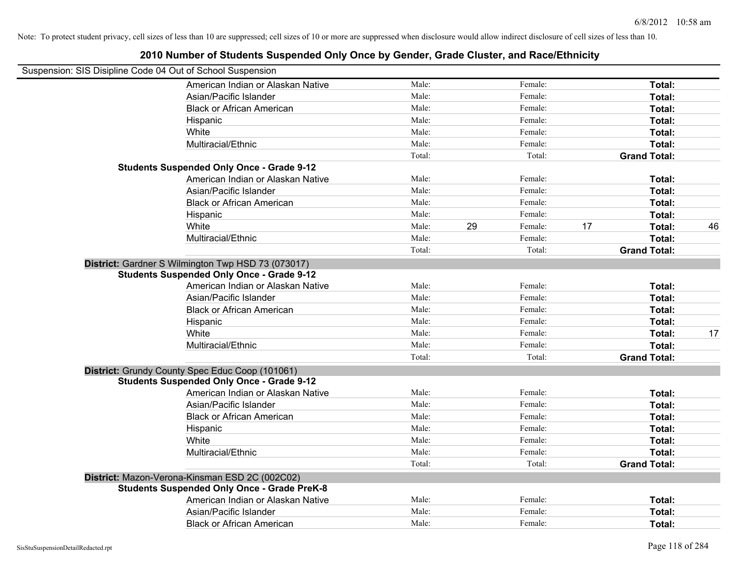Note: To protect student privacy, cell sizes of less than 10 are suppressed; cell sizes of 10 or more are suppressed when disclosure would allow indirect disclosure of cell sizes of less than 10.

# 2010 Number of Students Suspended Only Once by Gender, Grade Cluster, and Race/Ethnicity

Suspension: SIS Disipline Code 04 Out of School Suspension

| | Male: | | Female: | | | |
|---|---|---|---|---|---|---|
| American Indian or Alaskan Native | Male: | | Female: | | **Total:** | |
| Asian/Pacific Islander | Male: | | Female: | | **Total:** | |
| Black or African American | Male: | | Female: | | **Total:** | |
| Hispanic | Male: | | Female: | | **Total:** | |
| White | Male: | | Female: | | **Total:** | |
| Multiracial/Ethnic | Male: | | Female: | | **Total:** | |
| | Total: | | Total: | | **Grand Total:** | |

**Students Suspended Only Once - Grade 9-12**

| | | | | | | |
|---|---|---|---|---|---|---|
| American Indian or Alaskan Native | Male: | | Female: | | **Total:** | |
| Asian/Pacific Islander | Male: | | Female: | | **Total:** | |
| Black or African American | Male: | | Female: | | **Total:** | |
| Hispanic | Male: | | Female: | | **Total:** | |
| White | Male: | 29 | Female: | 17 | **Total:** | 46 |
| Multiracial/Ethnic | Male: | | Female: | | **Total:** | |
| | Total: | | Total: | | **Grand Total:** | |

**District:** Gardner S Wilmington Twp HSD 73 (073017)

**Students Suspended Only Once - Grade 9-12**

| | | | | | | |
|---|---|---|---|---|---|---|
| American Indian or Alaskan Native | Male: | | Female: | | **Total:** | |
| Asian/Pacific Islander | Male: | | Female: | | **Total:** | |
| Black or African American | Male: | | Female: | | **Total:** | |
| Hispanic | Male: | | Female: | | **Total:** | |
| White | Male: | | Female: | | **Total:** | 17 |
| Multiracial/Ethnic | Male: | | Female: | | **Total:** | |
| | Total: | | Total: | | **Grand Total:** | |

**District:** Grundy County Spec Educ Coop (101061)

**Students Suspended Only Once - Grade 9-12**

| | | | | | | |
|---|---|---|---|---|---|---|
| American Indian or Alaskan Native | Male: | | Female: | | **Total:** | |
| Asian/Pacific Islander | Male: | | Female: | | **Total:** | |
| Black or African American | Male: | | Female: | | **Total:** | |
| Hispanic | Male: | | Female: | | **Total:** | |
| White | Male: | | Female: | | **Total:** | |
| Multiracial/Ethnic | Male: | | Female: | | **Total:** | |
| | Total: | | Total: | | **Grand Total:** | |

**District:** Mazon-Verona-Kinsman ESD 2C (002C02)

**Students Suspended Only Once - Grade PreK-8**

| | | | | | | |
|---|---|---|---|---|---|---|
| American Indian or Alaskan Native | Male: | | Female: | | **Total:** | |
| Asian/Pacific Islander | Male: | | Female: | | **Total:** | |
| Black or African American | Male: | | Female: | | **Total:** | |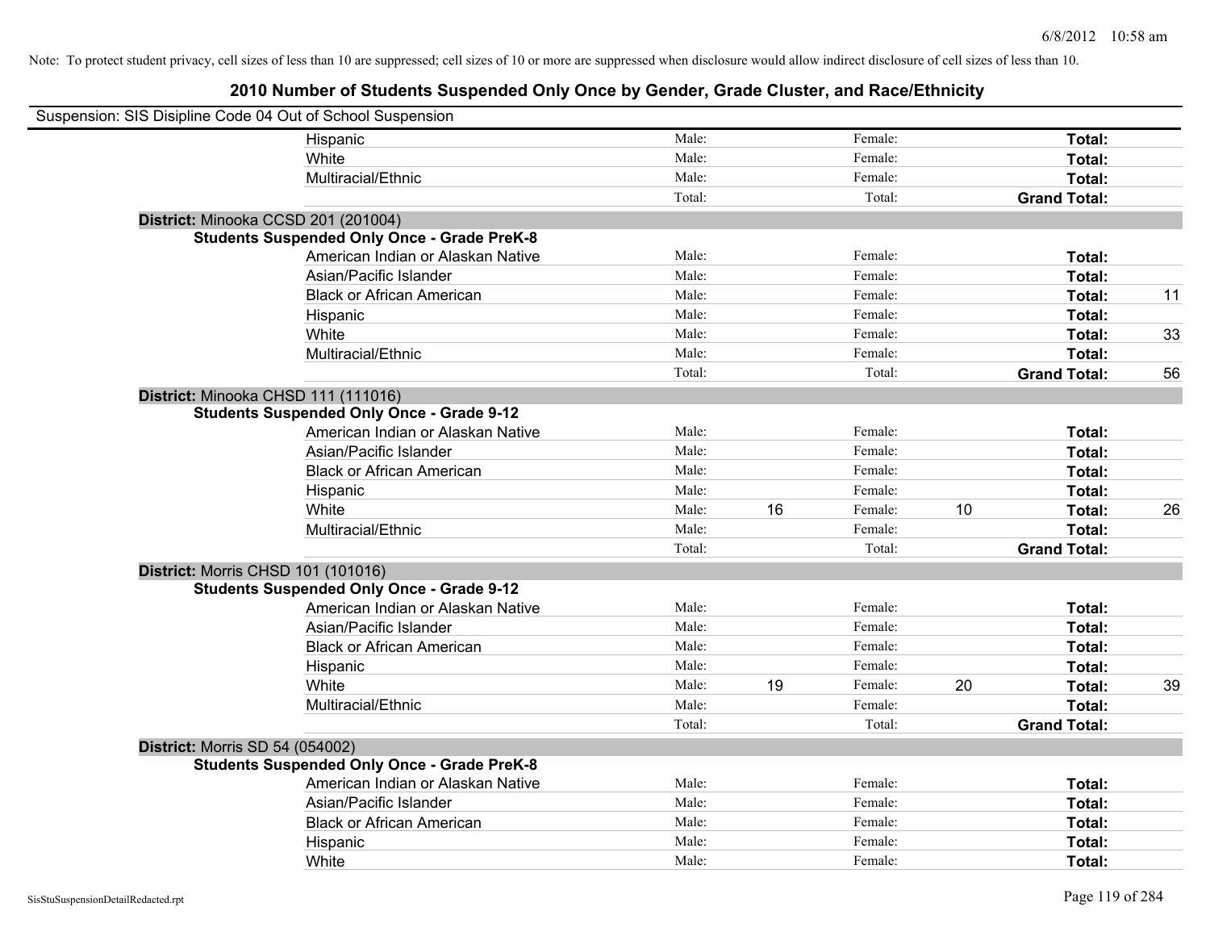Note: To protect student privacy, cell sizes of less than 10 are suppressed; cell sizes of 10 or more are suppressed when disclosure would allow indirect disclosure of cell sizes of less than 10.

## 2010 Number of Students Suspended Only Once by Gender, Grade Cluster, and Race/Ethnicity

Suspension: SIS Disipline Code 04 Out of School Suspension

| | | | | | | |
|---|---|---|---|---|---|---|
| Hispanic | Male: | | Female: | | **Total:** | |
| White | Male: | | Female: | | **Total:** | |
| Multiracial/Ethnic | Male: | | Female: | | **Total:** | |
| | Total: | | Total: | | **Grand Total:** | |

**District:** Minooka CCSD 201 (201004)

**Students Suspended Only Once - Grade PreK-8**

| | | | | | | |
|---|---|---|---|---|---|---|
| American Indian or Alaskan Native | Male: | | Female: | | **Total:** | |
| Asian/Pacific Islander | Male: | | Female: | | **Total:** | |
| Black or African American | Male: | | Female: | | **Total:** | 11 |
| Hispanic | Male: | | Female: | | **Total:** | |
| White | Male: | | Female: | | **Total:** | 33 |
| Multiracial/Ethnic | Male: | | Female: | | **Total:** | |
| | Total: | | Total: | | **Grand Total:** | 56 |

**District:** Minooka CHSD 111 (111016)

**Students Suspended Only Once - Grade 9-12**

| | | | | | | |
|---|---|---|---|---|---|---|
| American Indian or Alaskan Native | Male: | | Female: | | **Total:** | |
| Asian/Pacific Islander | Male: | | Female: | | **Total:** | |
| Black or African American | Male: | | Female: | | **Total:** | |
| Hispanic | Male: | | Female: | | **Total:** | |
| White | Male: | 16 | Female: | 10 | **Total:** | 26 |
| Multiracial/Ethnic | Male: | | Female: | | **Total:** | |
| | Total: | | Total: | | **Grand Total:** | |

**District:** Morris CHSD 101 (101016)

**Students Suspended Only Once - Grade 9-12**

| | | | | | | |
|---|---|---|---|---|---|---|
| American Indian or Alaskan Native | Male: | | Female: | | **Total:** | |
| Asian/Pacific Islander | Male: | | Female: | | **Total:** | |
| Black or African American | Male: | | Female: | | **Total:** | |
| Hispanic | Male: | | Female: | | **Total:** | |
| White | Male: | 19 | Female: | 20 | **Total:** | 39 |
| Multiracial/Ethnic | Male: | | Female: | | **Total:** | |
| | Total: | | Total: | | **Grand Total:** | |

**District:** Morris SD 54 (054002)

**Students Suspended Only Once - Grade PreK-8**

| | | | | | | |
|---|---|---|---|---|---|---|
| American Indian or Alaskan Native | Male: | | Female: | | **Total:** | |
| Asian/Pacific Islander | Male: | | Female: | | **Total:** | |
| Black or African American | Male: | | Female: | | **Total:** | |
| Hispanic | Male: | | Female: | | **Total:** | |
| White | Male: | | Female: | | **Total:** | |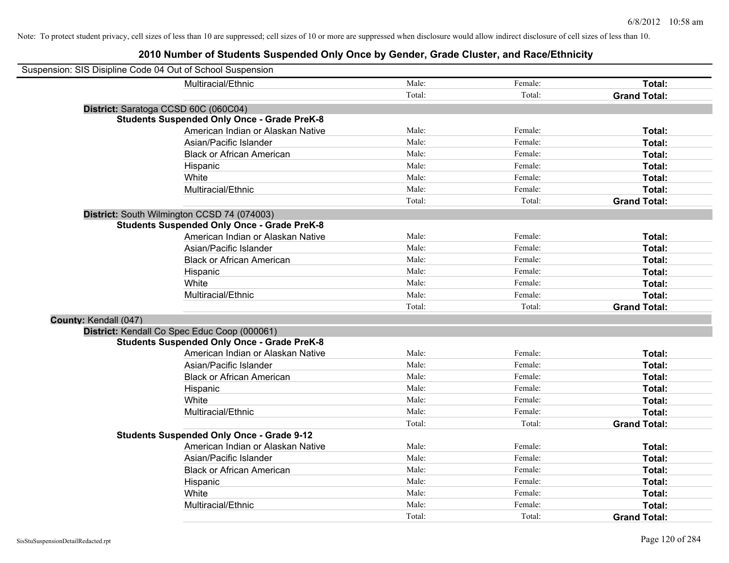Note: To protect student privacy, cell sizes of less than 10 are suppressed; cell sizes of 10 or more are suppressed when disclosure would allow indirect disclosure of cell sizes of less than 10.

# 2010 Number of Students Suspended Only Once by Gender, Grade Cluster, and Race/Ethnicity

Suspension: SIS Disipline Code 04 Out of School Suspension

| | | | |
|---|---|---|---|
| Multiracial/Ethnic | Male: | Female: | **Total:** |
| | Total: | Total: | **Grand Total:** |

**District:** Saratoga CCSD 60C (060C04)

**Students Suspended Only Once - Grade PreK-8**

| | | | |
|---|---|---|---|
| American Indian or Alaskan Native | Male: | Female: | **Total:** |
| Asian/Pacific Islander | Male: | Female: | **Total:** |
| Black or African American | Male: | Female: | **Total:** |
| Hispanic | Male: | Female: | **Total:** |
| White | Male: | Female: | **Total:** |
| Multiracial/Ethnic | Male: | Female: | **Total:** |
| | Total: | Total: | **Grand Total:** |

**District:** South Wilmington CCSD 74 (074003)

**Students Suspended Only Once - Grade PreK-8**

| | | | |
|---|---|---|---|
| American Indian or Alaskan Native | Male: | Female: | **Total:** |
| Asian/Pacific Islander | Male: | Female: | **Total:** |
| Black or African American | Male: | Female: | **Total:** |
| Hispanic | Male: | Female: | **Total:** |
| White | Male: | Female: | **Total:** |
| Multiracial/Ethnic | Male: | Female: | **Total:** |
| | Total: | Total: | **Grand Total:** |

**County:** Kendall (047)

**District:** Kendall Co Spec Educ Coop (000061)

**Students Suspended Only Once - Grade PreK-8**

| | | | |
|---|---|---|---|
| American Indian or Alaskan Native | Male: | Female: | **Total:** |
| Asian/Pacific Islander | Male: | Female: | **Total:** |
| Black or African American | Male: | Female: | **Total:** |
| Hispanic | Male: | Female: | **Total:** |
| White | Male: | Female: | **Total:** |
| Multiracial/Ethnic | Male: | Female: | **Total:** |
| | Total: | Total: | **Grand Total:** |

**Students Suspended Only Once - Grade 9-12**

| | | | |
|---|---|---|---|
| American Indian or Alaskan Native | Male: | Female: | **Total:** |
| Asian/Pacific Islander | Male: | Female: | **Total:** |
| Black or African American | Male: | Female: | **Total:** |
| Hispanic | Male: | Female: | **Total:** |
| White | Male: | Female: | **Total:** |
| Multiracial/Ethnic | Male: | Female: | **Total:** |
| | Total: | Total: | **Grand Total:** |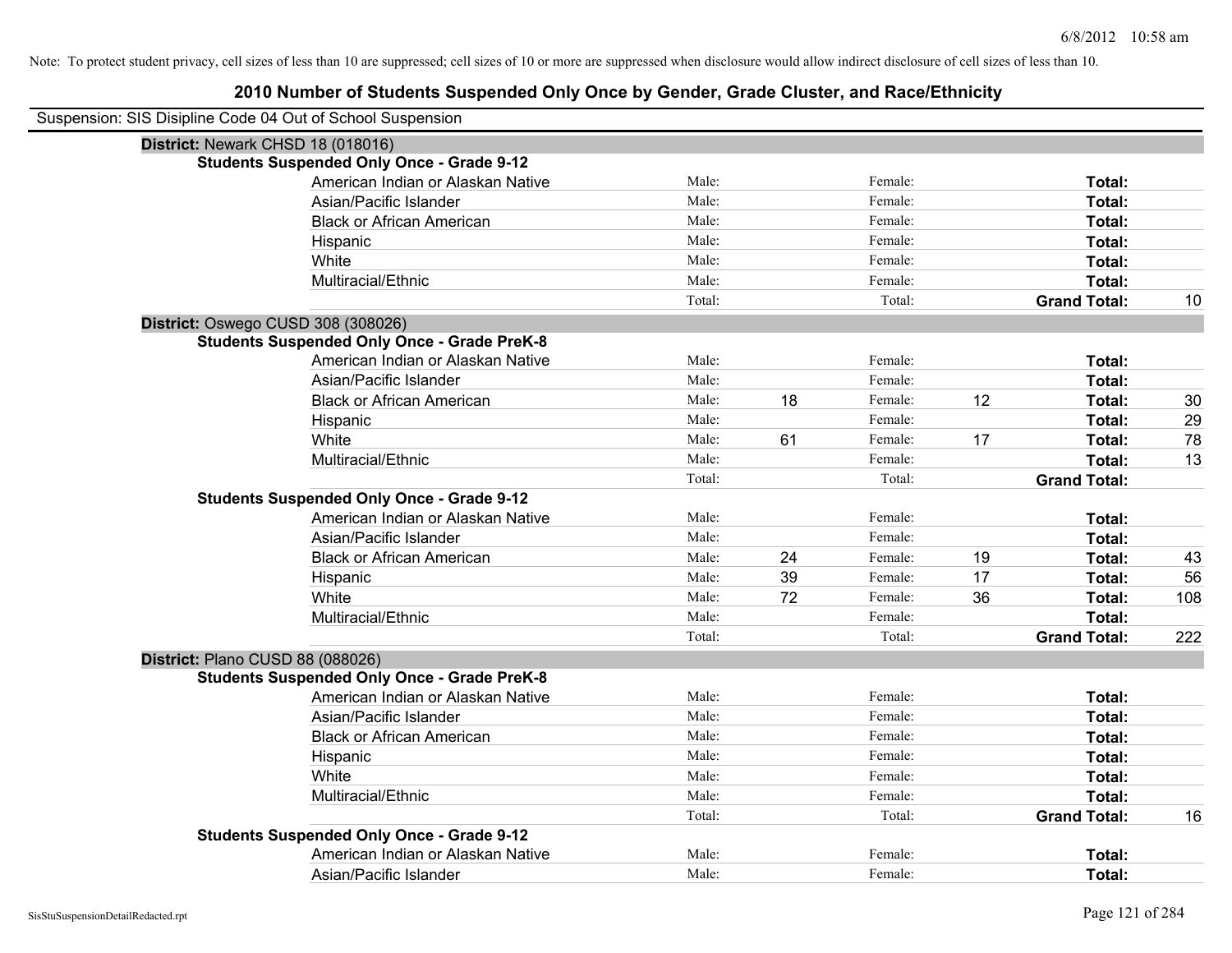Note: To protect student privacy, cell sizes of less than 10 are suppressed; cell sizes of 10 or more are suppressed when disclosure would allow indirect disclosure of cell sizes of less than 10.

# 2010 Number of Students Suspended Only Once by Gender, Grade Cluster, and Race/Ethnicity

Suspension: SIS Disipline Code 04 Out of School Suspension

## District: Newark CHSD 18 (018016)

### Students Suspended Only Once - Grade 9-12

| Race/Ethnicity | Male: | | Female: | | Total: | |
|---|---|---|---|---|---|---|
| American Indian or Alaskan Native | Male: | | Female: | | Total: | |
| Asian/Pacific Islander | Male: | | Female: | | Total: | |
| Black or African American | Male: | | Female: | | Total: | |
| Hispanic | Male: | | Female: | | Total: | |
| White | Male: | | Female: | | Total: | |
| Multiracial/Ethnic | Male: | | Female: | | Total: | |
| | Total: | | Total: | | **Grand Total:** | 10 |

## District: Oswego CUSD 308 (308026)

### Students Suspended Only Once - Grade PreK-8

| Race/Ethnicity | Male: | | Female: | | Total: | |
|---|---|---|---|---|---|---|
| American Indian or Alaskan Native | Male: | | Female: | | Total: | |
| Asian/Pacific Islander | Male: | | Female: | | Total: | |
| Black or African American | Male: | 18 | Female: | 12 | Total: | 30 |
| Hispanic | Male: | | Female: | | Total: | 29 |
| White | Male: | 61 | Female: | 17 | Total: | 78 |
| Multiracial/Ethnic | Male: | | Female: | | Total: | 13 |
| | Total: | | Total: | | **Grand Total:** | |

### Students Suspended Only Once - Grade 9-12

| Race/Ethnicity | Male: | | Female: | | Total: | |
|---|---|---|---|---|---|---|
| American Indian or Alaskan Native | Male: | | Female: | | Total: | |
| Asian/Pacific Islander | Male: | | Female: | | Total: | |
| Black or African American | Male: | 24 | Female: | 19 | Total: | 43 |
| Hispanic | Male: | 39 | Female: | 17 | Total: | 56 |
| White | Male: | 72 | Female: | 36 | Total: | 108 |
| Multiracial/Ethnic | Male: | | Female: | | Total: | |
| | Total: | | Total: | | **Grand Total:** | 222 |

## District: Plano CUSD 88 (088026)

### Students Suspended Only Once - Grade PreK-8

| Race/Ethnicity | Male: | | Female: | | Total: | |
|---|---|---|---|---|---|---|
| American Indian or Alaskan Native | Male: | | Female: | | Total: | |
| Asian/Pacific Islander | Male: | | Female: | | Total: | |
| Black or African American | Male: | | Female: | | Total: | |
| Hispanic | Male: | | Female: | | Total: | |
| White | Male: | | Female: | | Total: | |
| Multiracial/Ethnic | Male: | | Female: | | Total: | |
| | Total: | | Total: | | **Grand Total:** | 16 |

### Students Suspended Only Once - Grade 9-12

| Race/Ethnicity | Male: | | Female: | | Total: | |
|---|---|---|---|---|---|---|
| American Indian or Alaskan Native | Male: | | Female: | | Total: | |
| Asian/Pacific Islander | Male: | | Female: | | Total: | |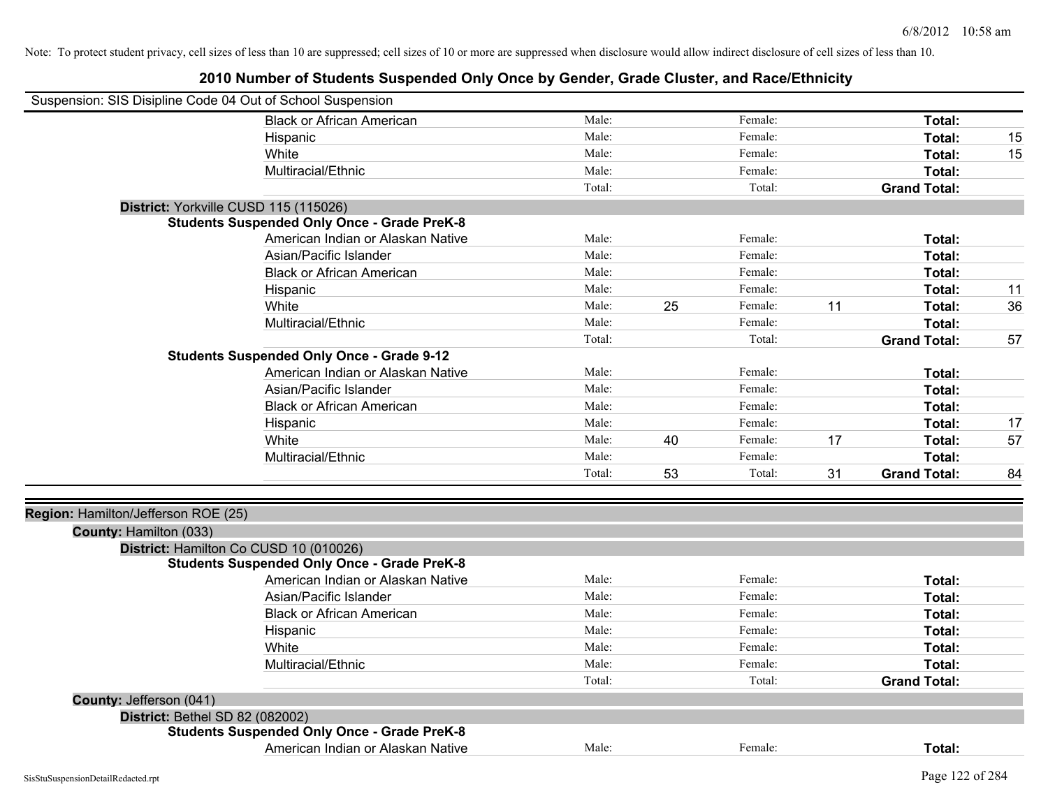Note: To protect student privacy, cell sizes of less than 10 are suppressed; cell sizes of 10 or more are suppressed when disclosure would allow indirect disclosure of cell sizes of less than 10.

# 2010 Number of Students Suspended Only Once by Gender, Grade Cluster, and Race/Ethnicity

Suspension: SIS Disipline Code 04 Out of School Suspension

| | | | | | | | |
|---|---|---|---|---|---|---|---|
| Black or African American | Male: | | Female: | | **Total:** | |
| Hispanic | Male: | | Female: | | **Total:** | 15 |
| White | Male: | | Female: | | **Total:** | 15 |
| Multiracial/Ethnic | Male: | | Female: | | **Total:** | |
| | Total: | | Total: | | **Grand Total:** | |

**District:** Yorkville CUSD 115 (115026)

**Students Suspended Only Once - Grade PreK-8**

| | | | | | | |
|---|---|---|---|---|---|---|
| American Indian or Alaskan Native | Male: | | Female: | | **Total:** | |
| Asian/Pacific Islander | Male: | | Female: | | **Total:** | |
| Black or African American | Male: | | Female: | | **Total:** | |
| Hispanic | Male: | | Female: | | **Total:** | 11 |
| White | Male: | 25 | Female: | 11 | **Total:** | 36 |
| Multiracial/Ethnic | Male: | | Female: | | **Total:** | |
| | Total: | | Total: | | **Grand Total:** | 57 |

**Students Suspended Only Once - Grade 9-12**

| | | | | | | |
|---|---|---|---|---|---|---|
| American Indian or Alaskan Native | Male: | | Female: | | **Total:** | |
| Asian/Pacific Islander | Male: | | Female: | | **Total:** | |
| Black or African American | Male: | | Female: | | **Total:** | |
| Hispanic | Male: | | Female: | | **Total:** | 17 |
| White | Male: | 40 | Female: | 17 | **Total:** | 57 |
| Multiracial/Ethnic | Male: | | Female: | | **Total:** | |
| | Total: | 53 | Total: | 31 | **Grand Total:** | 84 |

**Region:** Hamilton/Jefferson ROE (25)

**County:** Hamilton (033)

**District:** Hamilton Co CUSD 10 (010026)

**Students Suspended Only Once - Grade PreK-8**

| | | | | | | |
|---|---|---|---|---|---|---|
| American Indian or Alaskan Native | Male: | | Female: | | **Total:** | |
| Asian/Pacific Islander | Male: | | Female: | | **Total:** | |
| Black or African American | Male: | | Female: | | **Total:** | |
| Hispanic | Male: | | Female: | | **Total:** | |
| White | Male: | | Female: | | **Total:** | |
| Multiracial/Ethnic | Male: | | Female: | | **Total:** | |
| | Total: | | Total: | | **Grand Total:** | |

**County:** Jefferson (041)

**District:** Bethel SD 82 (082002)

**Students Suspended Only Once - Grade PreK-8**

| | | | | | | |
|---|---|---|---|---|---|---|
| American Indian or Alaskan Native | Male: | | Female: | | **Total:** | |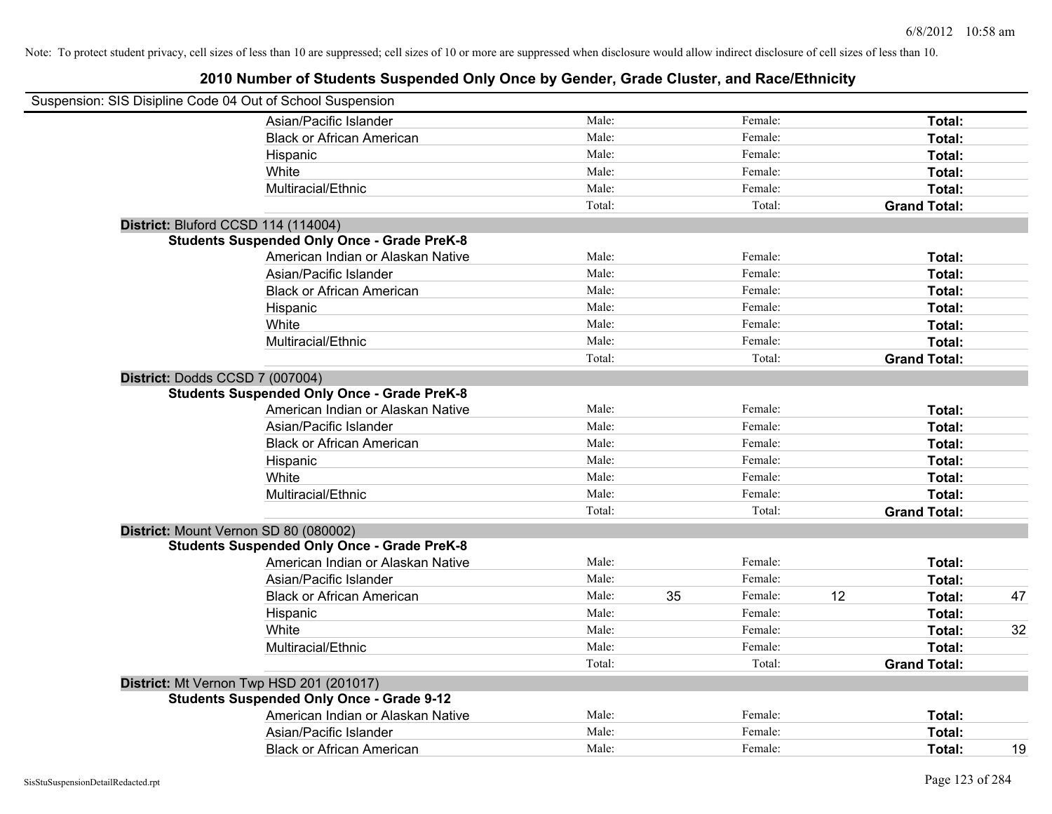Note: To protect student privacy, cell sizes of less than 10 are suppressed; cell sizes of 10 or more are suppressed when disclosure would allow indirect disclosure of cell sizes of less than 10.

# 2010 Number of Students Suspended Only Once by Gender, Grade Cluster, and Race/Ethnicity

Suspension: SIS Disipline Code 04 Out of School Suspension

| | | | | | | |
|---|---|---|---|---|---|---|
| Asian/Pacific Islander | Male: | | Female: | | **Total:** | |
| Black or African American | Male: | | Female: | | **Total:** | |
| Hispanic | Male: | | Female: | | **Total:** | |
| White | Male: | | Female: | | **Total:** | |
| Multiracial/Ethnic | Male: | | Female: | | **Total:** | |
| | Total: | | Total: | | **Grand Total:** | |

**District:** Bluford CCSD 114 (114004)

**Students Suspended Only Once - Grade PreK-8**

| | | | | | | |
|---|---|---|---|---|---|---|
| American Indian or Alaskan Native | Male: | | Female: | | **Total:** | |
| Asian/Pacific Islander | Male: | | Female: | | **Total:** | |
| Black or African American | Male: | | Female: | | **Total:** | |
| Hispanic | Male: | | Female: | | **Total:** | |
| White | Male: | | Female: | | **Total:** | |
| Multiracial/Ethnic | Male: | | Female: | | **Total:** | |
| | Total: | | Total: | | **Grand Total:** | |

**District:** Dodds CCSD 7 (007004)

**Students Suspended Only Once - Grade PreK-8**

| | | | | | | |
|---|---|---|---|---|---|---|
| American Indian or Alaskan Native | Male: | | Female: | | **Total:** | |
| Asian/Pacific Islander | Male: | | Female: | | **Total:** | |
| Black or African American | Male: | | Female: | | **Total:** | |
| Hispanic | Male: | | Female: | | **Total:** | |
| White | Male: | | Female: | | **Total:** | |
| Multiracial/Ethnic | Male: | | Female: | | **Total:** | |
| | Total: | | Total: | | **Grand Total:** | |

**District:** Mount Vernon SD 80 (080002)

**Students Suspended Only Once - Grade PreK-8**

| | | | | | | |
|---|---|---|---|---|---|---|
| American Indian or Alaskan Native | Male: | | Female: | | **Total:** | |
| Asian/Pacific Islander | Male: | | Female: | | **Total:** | |
| Black or African American | Male: | 35 | Female: | 12 | **Total:** | 47 |
| Hispanic | Male: | | Female: | | **Total:** | |
| White | Male: | | Female: | | **Total:** | 32 |
| Multiracial/Ethnic | Male: | | Female: | | **Total:** | |
| | Total: | | Total: | | **Grand Total:** | |

**District:** Mt Vernon Twp HSD 201 (201017)

**Students Suspended Only Once - Grade 9-12**

| | | | | | | |
|---|---|---|---|---|---|---|
| American Indian or Alaskan Native | Male: | | Female: | | **Total:** | |
| Asian/Pacific Islander | Male: | | Female: | | **Total:** | |
| Black or African American | Male: | | Female: | | **Total:** | 19 |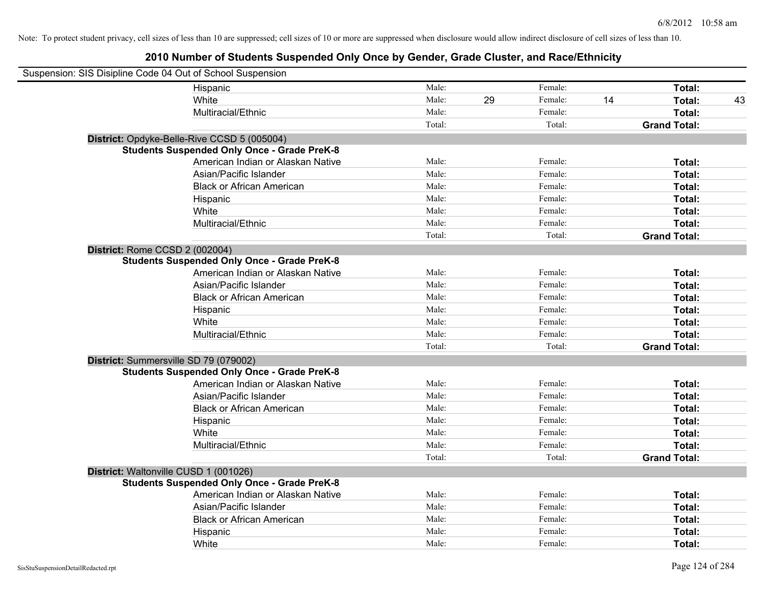Note: To protect student privacy, cell sizes of less than 10 are suppressed; cell sizes of 10 or more are suppressed when disclosure would allow indirect disclosure of cell sizes of less than 10.

# 2010 Number of Students Suspended Only Once by Gender, Grade Cluster, and Race/Ethnicity

Suspension: SIS Disipline Code 04 Out of School Suspension

| | | | | | | |
|---|---|---|---|---|---|---|
| Hispanic | Male: | | Female: | | **Total:** | |
| White | Male: | 29 | Female: | 14 | **Total:** | 43 |
| Multiracial/Ethnic | Male: | | Female: | | **Total:** | |
| | Total: | | Total: | | **Grand Total:** | |

**District:** Opdyke-Belle-Rive CCSD 5 (005004)

**Students Suspended Only Once - Grade PreK-8**

| | | | | | | |
|---|---|---|---|---|---|---|
| American Indian or Alaskan Native | Male: | | Female: | | **Total:** | |
| Asian/Pacific Islander | Male: | | Female: | | **Total:** | |
| Black or African American | Male: | | Female: | | **Total:** | |
| Hispanic | Male: | | Female: | | **Total:** | |
| White | Male: | | Female: | | **Total:** | |
| Multiracial/Ethnic | Male: | | Female: | | **Total:** | |
| | Total: | | Total: | | **Grand Total:** | |

**District:** Rome CCSD 2 (002004)

**Students Suspended Only Once - Grade PreK-8**

| | | | | | | |
|---|---|---|---|---|---|---|
| American Indian or Alaskan Native | Male: | | Female: | | **Total:** | |
| Asian/Pacific Islander | Male: | | Female: | | **Total:** | |
| Black or African American | Male: | | Female: | | **Total:** | |
| Hispanic | Male: | | Female: | | **Total:** | |
| White | Male: | | Female: | | **Total:** | |
| Multiracial/Ethnic | Male: | | Female: | | **Total:** | |
| | Total: | | Total: | | **Grand Total:** | |

**District:** Summersville SD 79 (079002)

**Students Suspended Only Once - Grade PreK-8**

| | | | | | | |
|---|---|---|---|---|---|---|
| American Indian or Alaskan Native | Male: | | Female: | | **Total:** | |
| Asian/Pacific Islander | Male: | | Female: | | **Total:** | |
| Black or African American | Male: | | Female: | | **Total:** | |
| Hispanic | Male: | | Female: | | **Total:** | |
| White | Male: | | Female: | | **Total:** | |
| Multiracial/Ethnic | Male: | | Female: | | **Total:** | |
| | Total: | | Total: | | **Grand Total:** | |

**District:** Waltonville CUSD 1 (001026)

**Students Suspended Only Once - Grade PreK-8**

| | | | | | | |
|---|---|---|---|---|---|---|
| American Indian or Alaskan Native | Male: | | Female: | | **Total:** | |
| Asian/Pacific Islander | Male: | | Female: | | **Total:** | |
| Black or African American | Male: | | Female: | | **Total:** | |
| Hispanic | Male: | | Female: | | **Total:** | |
| White | Male: | | Female: | | **Total:** | |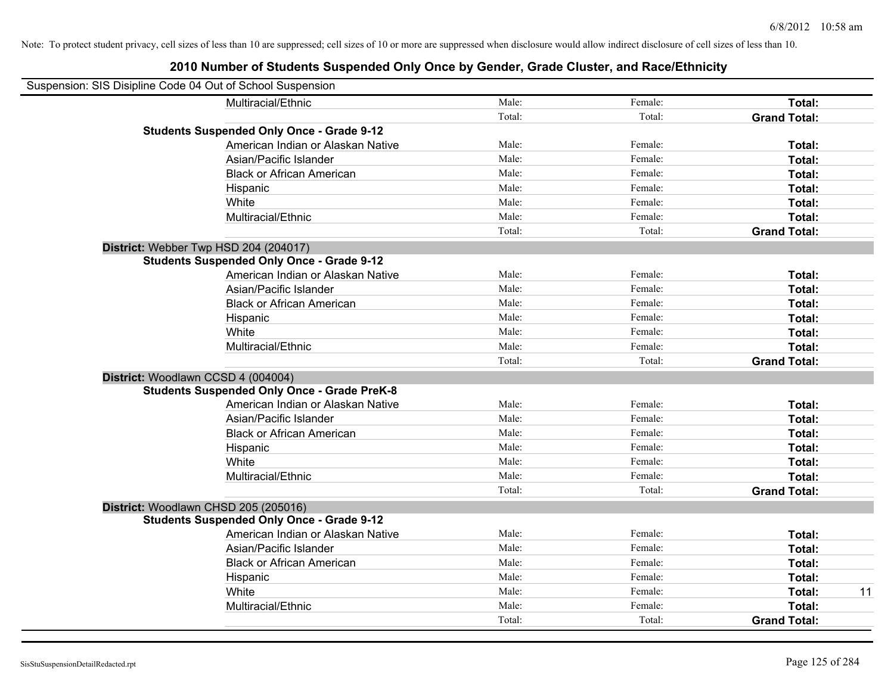Note: To protect student privacy, cell sizes of less than 10 are suppressed; cell sizes of 10 or more are suppressed when disclosure would allow indirect disclosure of cell sizes of less than 10.

# 2010 Number of Students Suspended Only Once by Gender, Grade Cluster, and Race/Ethnicity

Suspension: SIS Disipline Code 04 Out of School Suspension

| | | | | | |
|---|---|---|---|---|---|
| | Multiracial/Ethnic | Male: | Female: | **Total:** | |
| | | Total: | Total: | **Grand Total:** | |
| **Students Suspended Only Once - Grade 9-12** | | | | | |
| | American Indian or Alaskan Native | Male: | Female: | **Total:** | |
| | Asian/Pacific Islander | Male: | Female: | **Total:** | |
| | Black or African American | Male: | Female: | **Total:** | |
| | Hispanic | Male: | Female: | **Total:** | |
| | White | Male: | Female: | **Total:** | |
| | Multiracial/Ethnic | Male: | Female: | **Total:** | |
| | | Total: | Total: | **Grand Total:** | |
| **District:** Webber Twp HSD 204 (204017) | | | | | |
| **Students Suspended Only Once - Grade 9-12** | | | | | |
| | American Indian or Alaskan Native | Male: | Female: | **Total:** | |
| | Asian/Pacific Islander | Male: | Female: | **Total:** | |
| | Black or African American | Male: | Female: | **Total:** | |
| | Hispanic | Male: | Female: | **Total:** | |
| | White | Male: | Female: | **Total:** | |
| | Multiracial/Ethnic | Male: | Female: | **Total:** | |
| | | Total: | Total: | **Grand Total:** | |
| **District:** Woodlawn CCSD 4 (004004) | | | | | |
| **Students Suspended Only Once - Grade PreK-8** | | | | | |
| | American Indian or Alaskan Native | Male: | Female: | **Total:** | |
| | Asian/Pacific Islander | Male: | Female: | **Total:** | |
| | Black or African American | Male: | Female: | **Total:** | |
| | Hispanic | Male: | Female: | **Total:** | |
| | White | Male: | Female: | **Total:** | |
| | Multiracial/Ethnic | Male: | Female: | **Total:** | |
| | | Total: | Total: | **Grand Total:** | |
| **District:** Woodlawn CHSD 205 (205016) | | | | | |
| **Students Suspended Only Once - Grade 9-12** | | | | | |
| | American Indian or Alaskan Native | Male: | Female: | **Total:** | |
| | Asian/Pacific Islander | Male: | Female: | **Total:** | |
| | Black or African American | Male: | Female: | **Total:** | |
| | Hispanic | Male: | Female: | **Total:** | |
| | White | Male: | Female: | **Total:** | 11 |
| | Multiracial/Ethnic | Male: | Female: | **Total:** | |
| | | Total: | Total: | **Grand Total:** | |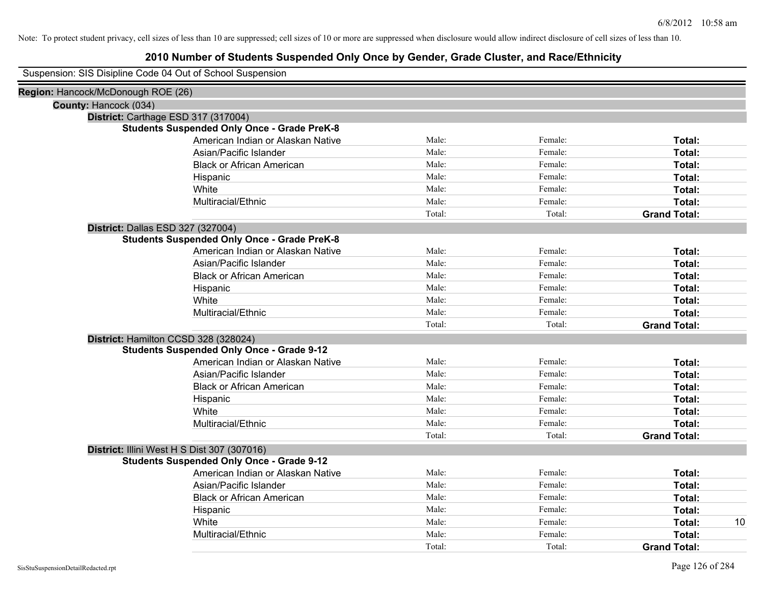Note: To protect student privacy, cell sizes of less than 10 are suppressed; cell sizes of 10 or more are suppressed when disclosure would allow indirect disclosure of cell sizes of less than 10.

# 2010 Number of Students Suspended Only Once by Gender, Grade Cluster, and Race/Ethnicity

Suspension: SIS Disipline Code 04 Out of School Suspension

**Region:** Hancock/McDonough ROE (26)

**County:** Hancock (034)

**District:** Carthage ESD 317 (317004)

**Students Suspended Only Once - Grade PreK-8**

| | | | | |
|---|---|---|---|---|
| American Indian or Alaskan Native | Male: | Female: | **Total:** | |
| Asian/Pacific Islander | Male: | Female: | **Total:** | |
| Black or African American | Male: | Female: | **Total:** | |
| Hispanic | Male: | Female: | **Total:** | |
| White | Male: | Female: | **Total:** | |
| Multiracial/Ethnic | Male: | Female: | **Total:** | |
| | Total: | Total: | **Grand Total:** | |

**District:** Dallas ESD 327 (327004)

**Students Suspended Only Once - Grade PreK-8**

| | | | | |
|---|---|---|---|---|
| American Indian or Alaskan Native | Male: | Female: | **Total:** | |
| Asian/Pacific Islander | Male: | Female: | **Total:** | |
| Black or African American | Male: | Female: | **Total:** | |
| Hispanic | Male: | Female: | **Total:** | |
| White | Male: | Female: | **Total:** | |
| Multiracial/Ethnic | Male: | Female: | **Total:** | |
| | Total: | Total: | **Grand Total:** | |

**District:** Hamilton CCSD 328 (328024)

**Students Suspended Only Once - Grade 9-12**

| | | | | |
|---|---|---|---|---|
| American Indian or Alaskan Native | Male: | Female: | **Total:** | |
| Asian/Pacific Islander | Male: | Female: | **Total:** | |
| Black or African American | Male: | Female: | **Total:** | |
| Hispanic | Male: | Female: | **Total:** | |
| White | Male: | Female: | **Total:** | |
| Multiracial/Ethnic | Male: | Female: | **Total:** | |
| | Total: | Total: | **Grand Total:** | |

**District:** Illini West H S Dist 307 (307016)

**Students Suspended Only Once - Grade 9-12**

| | | | | |
|---|---|---|---|---|
| American Indian or Alaskan Native | Male: | Female: | **Total:** | |
| Asian/Pacific Islander | Male: | Female: | **Total:** | |
| Black or African American | Male: | Female: | **Total:** | |
| Hispanic | Male: | Female: | **Total:** | |
| White | Male: | Female: | **Total:** | 10 |
| Multiracial/Ethnic | Male: | Female: | **Total:** | |
| | Total: | Total: | **Grand Total:** | |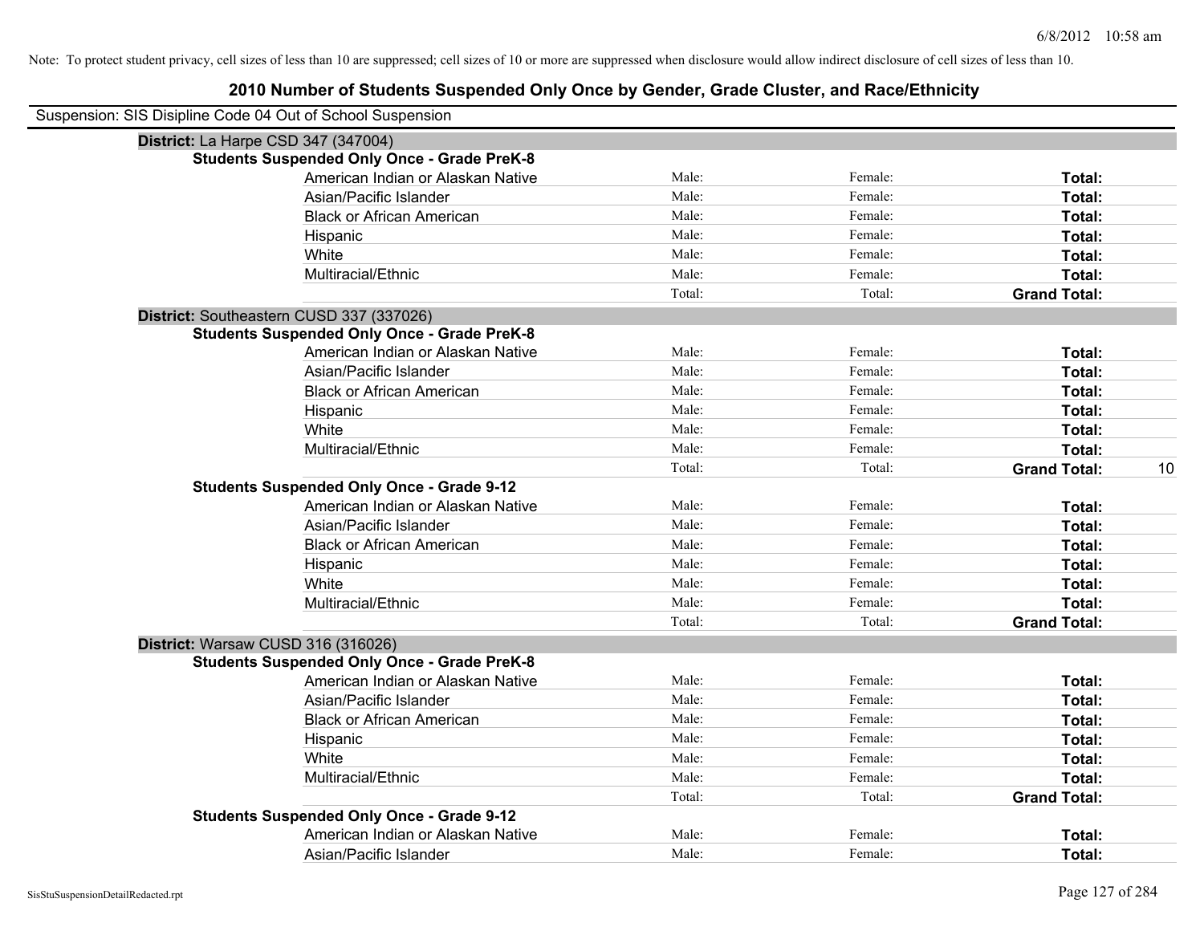Note: To protect student privacy, cell sizes of less than 10 are suppressed; cell sizes of 10 or more are suppressed when disclosure would allow indirect disclosure of cell sizes of less than 10.

# 2010 Number of Students Suspended Only Once by Gender, Grade Cluster, and Race/Ethnicity

Suspension: SIS Disipline Code 04 Out of School Suspension

## District: La Harpe CSD 347 (347004)

### Students Suspended Only Once - Grade PreK-8

| | | | | |
|---|---|---|---|---|
| American Indian or Alaskan Native | Male: | Female: | **Total:** | |
| Asian/Pacific Islander | Male: | Female: | **Total:** | |
| Black or African American | Male: | Female: | **Total:** | |
| Hispanic | Male: | Female: | **Total:** | |
| White | Male: | Female: | **Total:** | |
| Multiracial/Ethnic | Male: | Female: | **Total:** | |
| | Total: | Total: | **Grand Total:** | |

## District: Southeastern CUSD 337 (337026)

### Students Suspended Only Once - Grade PreK-8

| | | | | |
|---|---|---|---|---|
| American Indian or Alaskan Native | Male: | Female: | **Total:** | |
| Asian/Pacific Islander | Male: | Female: | **Total:** | |
| Black or African American | Male: | Female: | **Total:** | |
| Hispanic | Male: | Female: | **Total:** | |
| White | Male: | Female: | **Total:** | |
| Multiracial/Ethnic | Male: | Female: | **Total:** | |
| | Total: | Total: | **Grand Total:** | 10 |

### Students Suspended Only Once - Grade 9-12

| | | | | |
|---|---|---|---|---|
| American Indian or Alaskan Native | Male: | Female: | **Total:** | |
| Asian/Pacific Islander | Male: | Female: | **Total:** | |
| Black or African American | Male: | Female: | **Total:** | |
| Hispanic | Male: | Female: | **Total:** | |
| White | Male: | Female: | **Total:** | |
| Multiracial/Ethnic | Male: | Female: | **Total:** | |
| | Total: | Total: | **Grand Total:** | |

## District: Warsaw CUSD 316 (316026)

### Students Suspended Only Once - Grade PreK-8

| | | | | |
|---|---|---|---|---|
| American Indian or Alaskan Native | Male: | Female: | **Total:** | |
| Asian/Pacific Islander | Male: | Female: | **Total:** | |
| Black or African American | Male: | Female: | **Total:** | |
| Hispanic | Male: | Female: | **Total:** | |
| White | Male: | Female: | **Total:** | |
| Multiracial/Ethnic | Male: | Female: | **Total:** | |
| | Total: | Total: | **Grand Total:** | |

### Students Suspended Only Once - Grade 9-12

| | | | | |
|---|---|---|---|---|
| American Indian or Alaskan Native | Male: | Female: | **Total:** | |
| Asian/Pacific Islander | Male: | Female: | **Total:** | |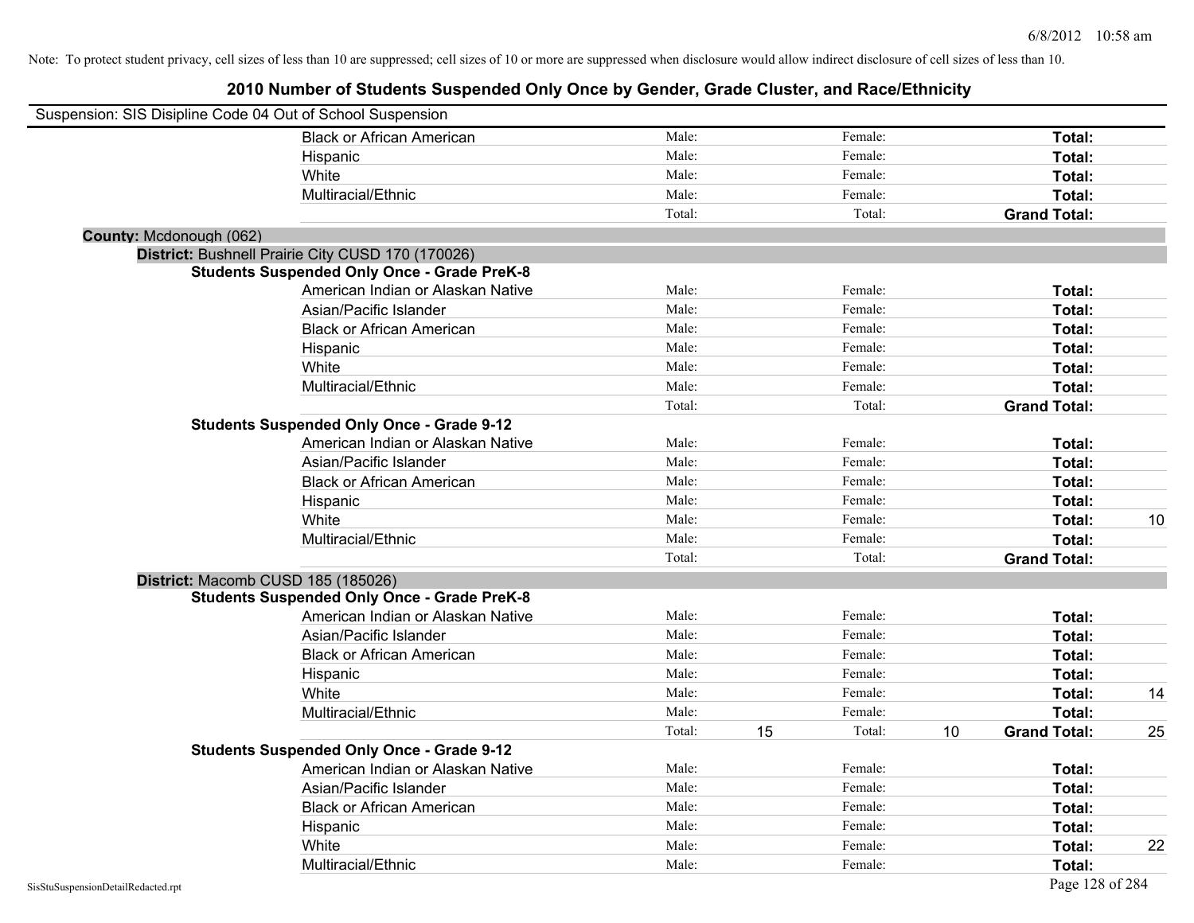Note: To protect student privacy, cell sizes of less than 10 are suppressed; cell sizes of 10 or more are suppressed when disclosure would allow indirect disclosure of cell sizes of less than 10.

## 2010 Number of Students Suspended Only Once by Gender, Grade Cluster, and Race/Ethnicity

Suspension: SIS Disipline Code 04 Out of School Suspension

| | Male | | Female | | Total | |
|---|---|---|---|---|---|---|
| Black or African American | Male: | | Female: | | **Total:** | |
| Hispanic | Male: | | Female: | | **Total:** | |
| White | Male: | | Female: | | **Total:** | |
| Multiracial/Ethnic | Male: | | Female: | | **Total:** | |
| | Total: | | Total: | | **Grand Total:** | |

**County:** Mcdonough (062)

**District:** Bushnell Prairie City CUSD 170 (170026)

**Students Suspended Only Once - Grade PreK-8**

| | Male | | Female | | Total | |
|---|---|---|---|---|---|---|
| American Indian or Alaskan Native | Male: | | Female: | | **Total:** | |
| Asian/Pacific Islander | Male: | | Female: | | **Total:** | |
| Black or African American | Male: | | Female: | | **Total:** | |
| Hispanic | Male: | | Female: | | **Total:** | |
| White | Male: | | Female: | | **Total:** | |
| Multiracial/Ethnic | Male: | | Female: | | **Total:** | |
| | Total: | | Total: | | **Grand Total:** | |

**Students Suspended Only Once - Grade 9-12**

| | Male | | Female | | Total | |
|---|---|---|---|---|---|---|
| American Indian or Alaskan Native | Male: | | Female: | | **Total:** | |
| Asian/Pacific Islander | Male: | | Female: | | **Total:** | |
| Black or African American | Male: | | Female: | | **Total:** | |
| Hispanic | Male: | | Female: | | **Total:** | |
| White | Male: | | Female: | | **Total:** | 10 |
| Multiracial/Ethnic | Male: | | Female: | | **Total:** | |
| | Total: | | Total: | | **Grand Total:** | |

**District:** Macomb CUSD 185 (185026)

**Students Suspended Only Once - Grade PreK-8**

| | Male | | Female | | Total | |
|---|---|---|---|---|---|---|
| American Indian or Alaskan Native | Male: | | Female: | | **Total:** | |
| Asian/Pacific Islander | Male: | | Female: | | **Total:** | |
| Black or African American | Male: | | Female: | | **Total:** | |
| Hispanic | Male: | | Female: | | **Total:** | |
| White | Male: | | Female: | | **Total:** | 14 |
| Multiracial/Ethnic | Male: | | Female: | | **Total:** | |
| | Total: | 15 | Total: | 10 | **Grand Total:** | 25 |

**Students Suspended Only Once - Grade 9-12**

| | Male | | Female | | Total | |
|---|---|---|---|---|---|---|
| American Indian or Alaskan Native | Male: | | Female: | | **Total:** | |
| Asian/Pacific Islander | Male: | | Female: | | **Total:** | |
| Black or African American | Male: | | Female: | | **Total:** | |
| Hispanic | Male: | | Female: | | **Total:** | |
| White | Male: | | Female: | | **Total:** | 22 |
| Multiracial/Ethnic | Male: | | Female: | | **Total:** | |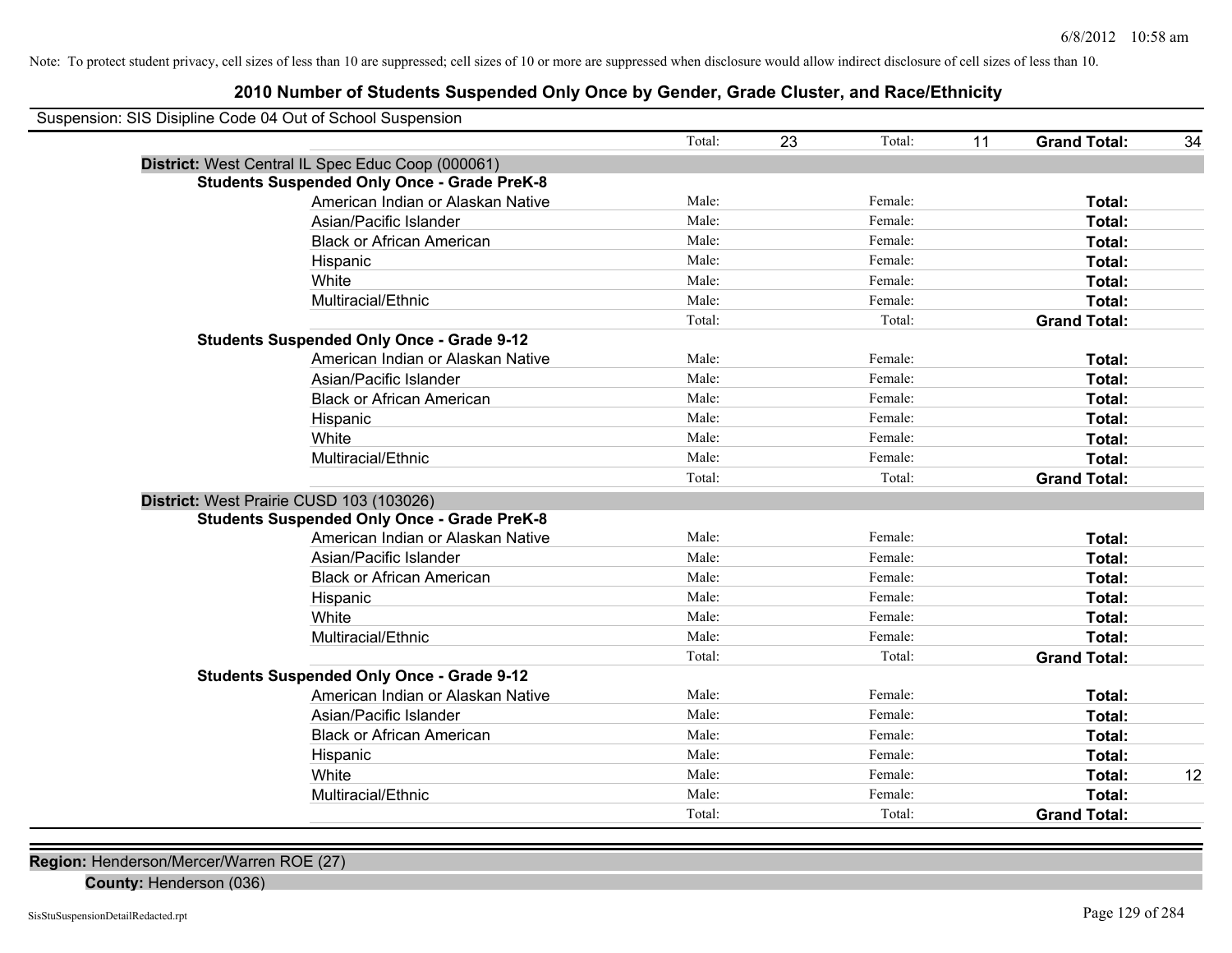Note: To protect student privacy, cell sizes of less than 10 are suppressed; cell sizes of 10 or more are suppressed when disclosure would allow indirect disclosure of cell sizes of less than 10.

# 2010 Number of Students Suspended Only Once by Gender, Grade Cluster, and Race/Ethnicity

Suspension: SIS Disipline Code 04 Out of School Suspension

| | | | | | | |
|---|---|---|---|---|---|---|
| | Total: | 23 | Total: | 11 | **Grand Total:** | 34 |

**District:** West Central IL Spec Educ Coop (000061)

**Students Suspended Only Once - Grade PreK-8**

| Race/Ethnicity | Male: | | Female: | | Total: | |
|---|---|---|---|---|---|---|
| American Indian or Alaskan Native | Male: | | Female: | | **Total:** | |
| Asian/Pacific Islander | Male: | | Female: | | **Total:** | |
| Black or African American | Male: | | Female: | | **Total:** | |
| Hispanic | Male: | | Female: | | **Total:** | |
| White | Male: | | Female: | | **Total:** | |
| Multiracial/Ethnic | Male: | | Female: | | **Total:** | |
| | Total: | | Total: | | **Grand Total:** | |

**Students Suspended Only Once - Grade 9-12**

| Race/Ethnicity | Male: | | Female: | | Total: | |
|---|---|---|---|---|---|---|
| American Indian or Alaskan Native | Male: | | Female: | | **Total:** | |
| Asian/Pacific Islander | Male: | | Female: | | **Total:** | |
| Black or African American | Male: | | Female: | | **Total:** | |
| Hispanic | Male: | | Female: | | **Total:** | |
| White | Male: | | Female: | | **Total:** | |
| Multiracial/Ethnic | Male: | | Female: | | **Total:** | |
| | Total: | | Total: | | **Grand Total:** | |

**District:** West Prairie CUSD 103 (103026)

**Students Suspended Only Once - Grade PreK-8**

| Race/Ethnicity | Male: | | Female: | | Total: | |
|---|---|---|---|---|---|---|
| American Indian or Alaskan Native | Male: | | Female: | | **Total:** | |
| Asian/Pacific Islander | Male: | | Female: | | **Total:** | |
| Black or African American | Male: | | Female: | | **Total:** | |
| Hispanic | Male: | | Female: | | **Total:** | |
| White | Male: | | Female: | | **Total:** | |
| Multiracial/Ethnic | Male: | | Female: | | **Total:** | |
| | Total: | | Total: | | **Grand Total:** | |

**Students Suspended Only Once - Grade 9-12**

| Race/Ethnicity | Male: | | Female: | | Total: | |
|---|---|---|---|---|---|---|
| American Indian or Alaskan Native | Male: | | Female: | | **Total:** | |
| Asian/Pacific Islander | Male: | | Female: | | **Total:** | |
| Black or African American | Male: | | Female: | | **Total:** | |
| Hispanic | Male: | | Female: | | **Total:** | |
| White | Male: | | Female: | | **Total:** | 12 |
| Multiracial/Ethnic | Male: | | Female: | | **Total:** | |
| | Total: | | Total: | | **Grand Total:** | |

**Region:** Henderson/Mercer/Warren ROE (27)

**County:** Henderson (036)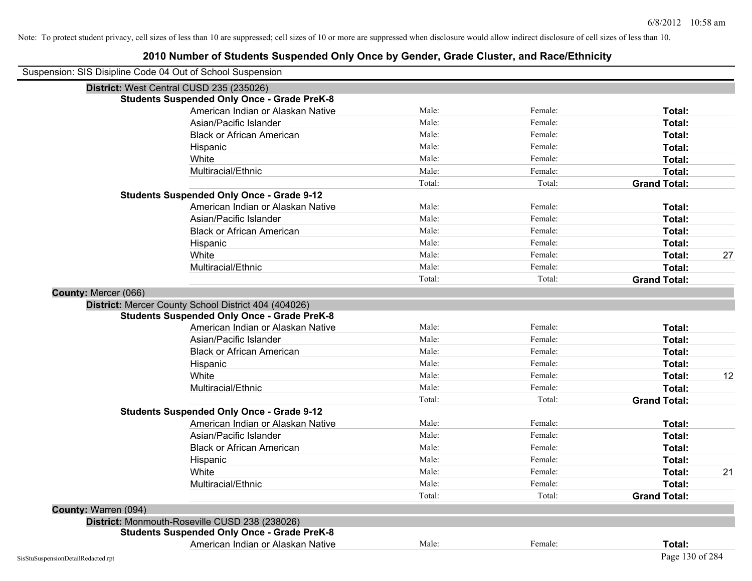Note: To protect student privacy, cell sizes of less than 10 are suppressed; cell sizes of 10 or more are suppressed when disclosure would allow indirect disclosure of cell sizes of less than 10.

# 2010 Number of Students Suspended Only Once by Gender, Grade Cluster, and Race/Ethnicity

Suspension: SIS Disipline Code 04 Out of School Suspension

**District:** West Central CUSD 235 (235026)

**Students Suspended Only Once - Grade PreK-8**

| | | | | |
|---|---|---|---|---|
| American Indian or Alaskan Native | Male: | Female: | **Total:** | |
| Asian/Pacific Islander | Male: | Female: | **Total:** | |
| Black or African American | Male: | Female: | **Total:** | |
| Hispanic | Male: | Female: | **Total:** | |
| White | Male: | Female: | **Total:** | |
| Multiracial/Ethnic | Male: | Female: | **Total:** | |
| | Total: | Total: | **Grand Total:** | |

**Students Suspended Only Once - Grade 9-12**

| | | | | |
|---|---|---|---|---|
| American Indian or Alaskan Native | Male: | Female: | **Total:** | |
| Asian/Pacific Islander | Male: | Female: | **Total:** | |
| Black or African American | Male: | Female: | **Total:** | |
| Hispanic | Male: | Female: | **Total:** | |
| White | Male: | Female: | **Total:** | 27 |
| Multiracial/Ethnic | Male: | Female: | **Total:** | |
| | Total: | Total: | **Grand Total:** | |

**County:** Mercer (066)

**District:** Mercer County School District 404 (404026)

**Students Suspended Only Once - Grade PreK-8**

| | | | | |
|---|---|---|---|---|
| American Indian or Alaskan Native | Male: | Female: | **Total:** | |
| Asian/Pacific Islander | Male: | Female: | **Total:** | |
| Black or African American | Male: | Female: | **Total:** | |
| Hispanic | Male: | Female: | **Total:** | |
| White | Male: | Female: | **Total:** | 12 |
| Multiracial/Ethnic | Male: | Female: | **Total:** | |
| | Total: | Total: | **Grand Total:** | |

**Students Suspended Only Once - Grade 9-12**

| | | | | |
|---|---|---|---|---|
| American Indian or Alaskan Native | Male: | Female: | **Total:** | |
| Asian/Pacific Islander | Male: | Female: | **Total:** | |
| Black or African American | Male: | Female: | **Total:** | |
| Hispanic | Male: | Female: | **Total:** | |
| White | Male: | Female: | **Total:** | 21 |
| Multiracial/Ethnic | Male: | Female: | **Total:** | |
| | Total: | Total: | **Grand Total:** | |

**County:** Warren (094)

**District:** Monmouth-Roseville CUSD 238 (238026)

**Students Suspended Only Once - Grade PreK-8**

| | | | | |
|---|---|---|---|---|
| American Indian or Alaskan Native | Male: | Female: | **Total:** | |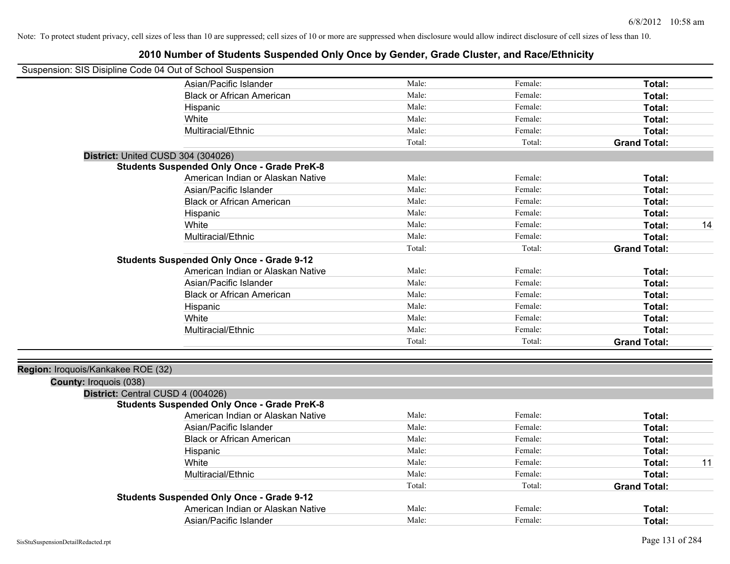Note: To protect student privacy, cell sizes of less than 10 are suppressed; cell sizes of 10 or more are suppressed when disclosure would allow indirect disclosure of cell sizes of less than 10.

## 2010 Number of Students Suspended Only Once by Gender, Grade Cluster, and Race/Ethnicity

Suspension: SIS Disipline Code 04 Out of School Suspension

| | | | | |
|---|---|---|---|---|
| Asian/Pacific Islander | Male: | Female: | **Total:** | |
| Black or African American | Male: | Female: | **Total:** | |
| Hispanic | Male: | Female: | **Total:** | |
| White | Male: | Female: | **Total:** | |
| Multiracial/Ethnic | Male: | Female: | **Total:** | |
| | Total: | Total: | **Grand Total:** | |

**District:** United CUSD 304 (304026)

**Students Suspended Only Once - Grade PreK-8**

| | | | | |
|---|---|---|---|---|
| American Indian or Alaskan Native | Male: | Female: | **Total:** | |
| Asian/Pacific Islander | Male: | Female: | **Total:** | |
| Black or African American | Male: | Female: | **Total:** | |
| Hispanic | Male: | Female: | **Total:** | |
| White | Male: | Female: | **Total:** | 14 |
| Multiracial/Ethnic | Male: | Female: | **Total:** | |
| | Total: | Total: | **Grand Total:** | |

**Students Suspended Only Once - Grade 9-12**

| | | | | |
|---|---|---|---|---|
| American Indian or Alaskan Native | Male: | Female: | **Total:** | |
| Asian/Pacific Islander | Male: | Female: | **Total:** | |
| Black or African American | Male: | Female: | **Total:** | |
| Hispanic | Male: | Female: | **Total:** | |
| White | Male: | Female: | **Total:** | |
| Multiracial/Ethnic | Male: | Female: | **Total:** | |
| | Total: | Total: | **Grand Total:** | |

**Region:** Iroquois/Kankakee ROE (32)

**County:** Iroquois (038)

**District:** Central CUSD 4 (004026)

**Students Suspended Only Once - Grade PreK-8**

| | | | | |
|---|---|---|---|---|
| American Indian or Alaskan Native | Male: | Female: | **Total:** | |
| Asian/Pacific Islander | Male: | Female: | **Total:** | |
| Black or African American | Male: | Female: | **Total:** | |
| Hispanic | Male: | Female: | **Total:** | |
| White | Male: | Female: | **Total:** | 11 |
| Multiracial/Ethnic | Male: | Female: | **Total:** | |
| | Total: | Total: | **Grand Total:** | |

**Students Suspended Only Once - Grade 9-12**

| | | | | |
|---|---|---|---|---|
| American Indian or Alaskan Native | Male: | Female: | **Total:** | |
| Asian/Pacific Islander | Male: | Female: | **Total:** | |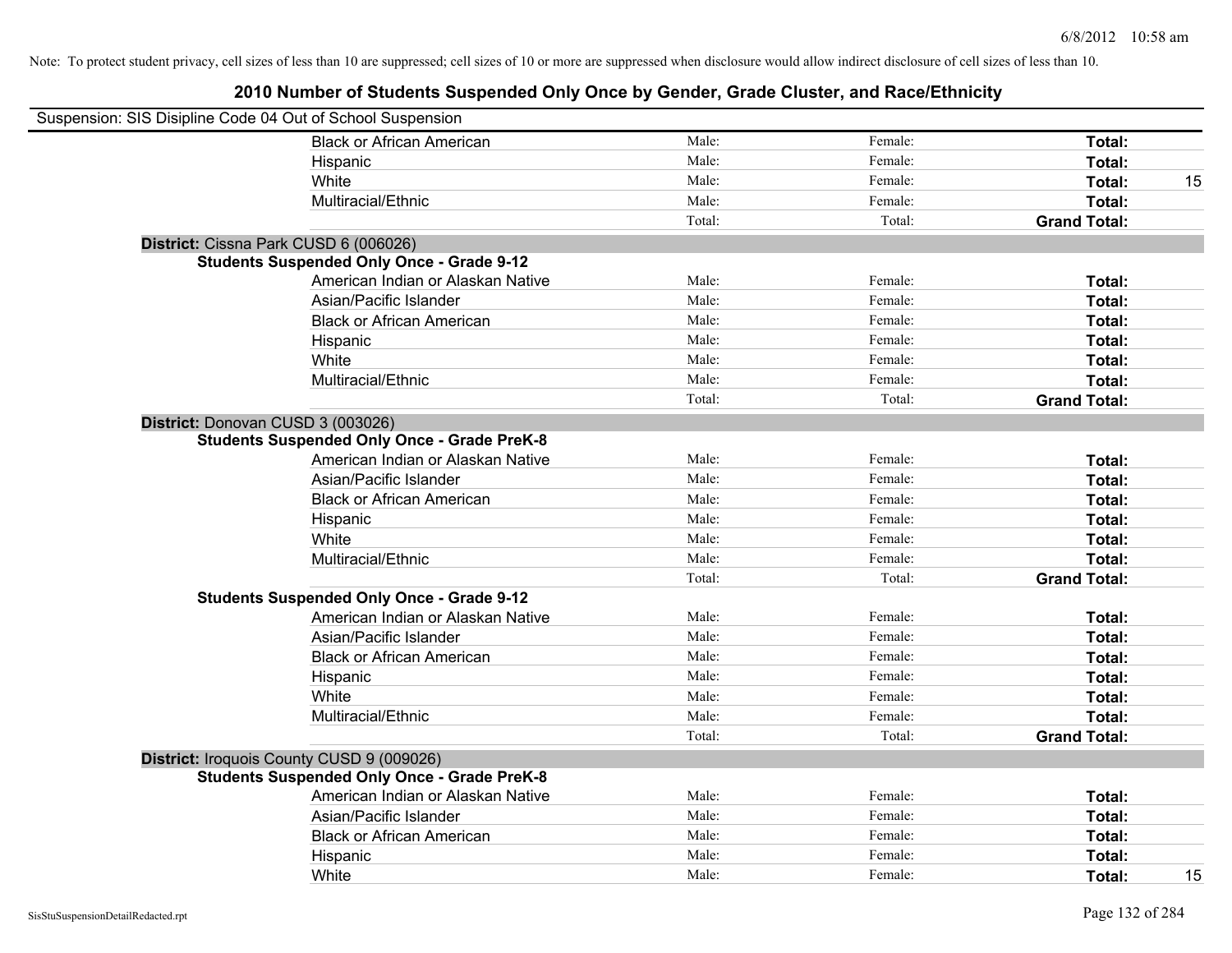Note: To protect student privacy, cell sizes of less than 10 are suppressed; cell sizes of 10 or more are suppressed when disclosure would allow indirect disclosure of cell sizes of less than 10.

# 2010 Number of Students Suspended Only Once by Gender, Grade Cluster, and Race/Ethnicity

Suspension: SIS Disipline Code 04 Out of School Suspension

| | | | | |
|---|---|---|---|---|
| Black or African American | Male: | Female: | **Total:** | |
| Hispanic | Male: | Female: | **Total:** | |
| White | Male: | Female: | **Total:** | 15 |
| Multiracial/Ethnic | Male: | Female: | **Total:** | |
| | Total: | Total: | **Grand Total:** | |

**District:** Cissna Park CUSD 6 (006026)

**Students Suspended Only Once - Grade 9-12**

| | | | | |
|---|---|---|---|---|
| American Indian or Alaskan Native | Male: | Female: | **Total:** | |
| Asian/Pacific Islander | Male: | Female: | **Total:** | |
| Black or African American | Male: | Female: | **Total:** | |
| Hispanic | Male: | Female: | **Total:** | |
| White | Male: | Female: | **Total:** | |
| Multiracial/Ethnic | Male: | Female: | **Total:** | |
| | Total: | Total: | **Grand Total:** | |

**District:** Donovan CUSD 3 (003026)

**Students Suspended Only Once - Grade PreK-8**

| | | | | |
|---|---|---|---|---|
| American Indian or Alaskan Native | Male: | Female: | **Total:** | |
| Asian/Pacific Islander | Male: | Female: | **Total:** | |
| Black or African American | Male: | Female: | **Total:** | |
| Hispanic | Male: | Female: | **Total:** | |
| White | Male: | Female: | **Total:** | |
| Multiracial/Ethnic | Male: | Female: | **Total:** | |
| | Total: | Total: | **Grand Total:** | |

**Students Suspended Only Once - Grade 9-12**

| | | | | |
|---|---|---|---|---|
| American Indian or Alaskan Native | Male: | Female: | **Total:** | |
| Asian/Pacific Islander | Male: | Female: | **Total:** | |
| Black or African American | Male: | Female: | **Total:** | |
| Hispanic | Male: | Female: | **Total:** | |
| White | Male: | Female: | **Total:** | |
| Multiracial/Ethnic | Male: | Female: | **Total:** | |
| | Total: | Total: | **Grand Total:** | |

**District:** Iroquois County CUSD 9 (009026)

**Students Suspended Only Once - Grade PreK-8**

| | | | | |
|---|---|---|---|---|
| American Indian or Alaskan Native | Male: | Female: | **Total:** | |
| Asian/Pacific Islander | Male: | Female: | **Total:** | |
| Black or African American | Male: | Female: | **Total:** | |
| Hispanic | Male: | Female: | **Total:** | |
| White | Male: | Female: | **Total:** | 15 |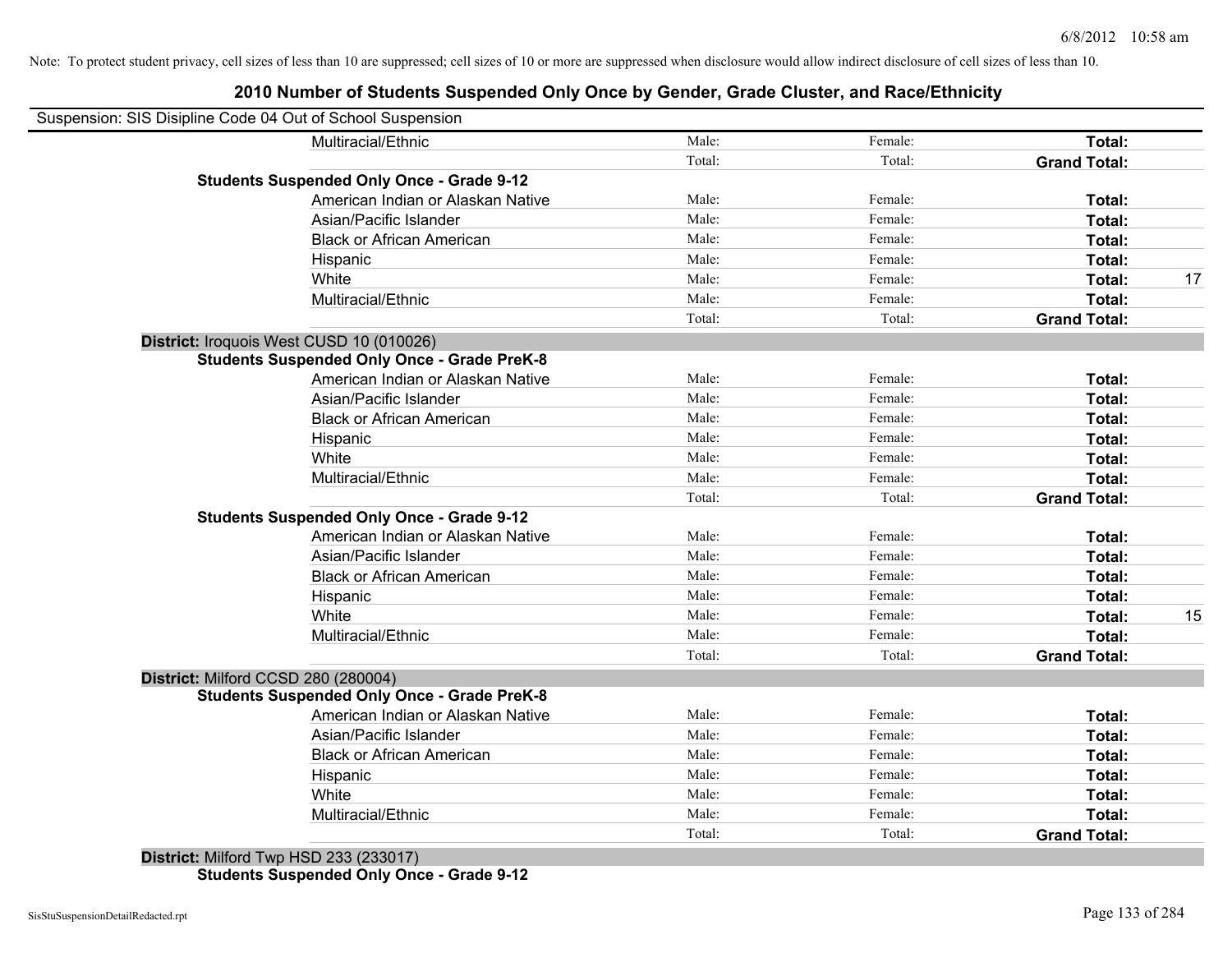Note: To protect student privacy, cell sizes of less than 10 are suppressed; cell sizes of 10 or more are suppressed when disclosure would allow indirect disclosure of cell sizes of less than 10.

# 2010 Number of Students Suspended Only Once by Gender, Grade Cluster, and Race/Ethnicity

Suspension: SIS Disipline Code 04 Out of School Suspension

| | | | | |
|---|---|---|---|---|
| Multiracial/Ethnic | Male: | Female: | **Total:** | |
| | Total: | Total: | **Grand Total:** | |
| **Students Suspended Only Once - Grade 9-12** | | | | |
| American Indian or Alaskan Native | Male: | Female: | **Total:** | |
| Asian/Pacific Islander | Male: | Female: | **Total:** | |
| Black or African American | Male: | Female: | **Total:** | |
| Hispanic | Male: | Female: | **Total:** | |
| White | Male: | Female: | **Total:** | 17 |
| Multiracial/Ethnic | Male: | Female: | **Total:** | |
| | Total: | Total: | **Grand Total:** | |

**District:** Iroquois West CUSD 10 (010026)

| | | | | |
|---|---|---|---|---|
| **Students Suspended Only Once - Grade PreK-8** | | | | |
| American Indian or Alaskan Native | Male: | Female: | **Total:** | |
| Asian/Pacific Islander | Male: | Female: | **Total:** | |
| Black or African American | Male: | Female: | **Total:** | |
| Hispanic | Male: | Female: | **Total:** | |
| White | Male: | Female: | **Total:** | |
| Multiracial/Ethnic | Male: | Female: | **Total:** | |
| | Total: | Total: | **Grand Total:** | |
| **Students Suspended Only Once - Grade 9-12** | | | | |
| American Indian or Alaskan Native | Male: | Female: | **Total:** | |
| Asian/Pacific Islander | Male: | Female: | **Total:** | |
| Black or African American | Male: | Female: | **Total:** | |
| Hispanic | Male: | Female: | **Total:** | |
| White | Male: | Female: | **Total:** | 15 |
| Multiracial/Ethnic | Male: | Female: | **Total:** | |
| | Total: | Total: | **Grand Total:** | |

**District:** Milford CCSD 280 (280004)

| | | | | |
|---|---|---|---|---|
| **Students Suspended Only Once - Grade PreK-8** | | | | |
| American Indian or Alaskan Native | Male: | Female: | **Total:** | |
| Asian/Pacific Islander | Male: | Female: | **Total:** | |
| Black or African American | Male: | Female: | **Total:** | |
| Hispanic | Male: | Female: | **Total:** | |
| White | Male: | Female: | **Total:** | |
| Multiracial/Ethnic | Male: | Female: | **Total:** | |
| | Total: | Total: | **Grand Total:** | |

**District:** Milford Twp HSD 233 (233017)

**Students Suspended Only Once - Grade 9-12**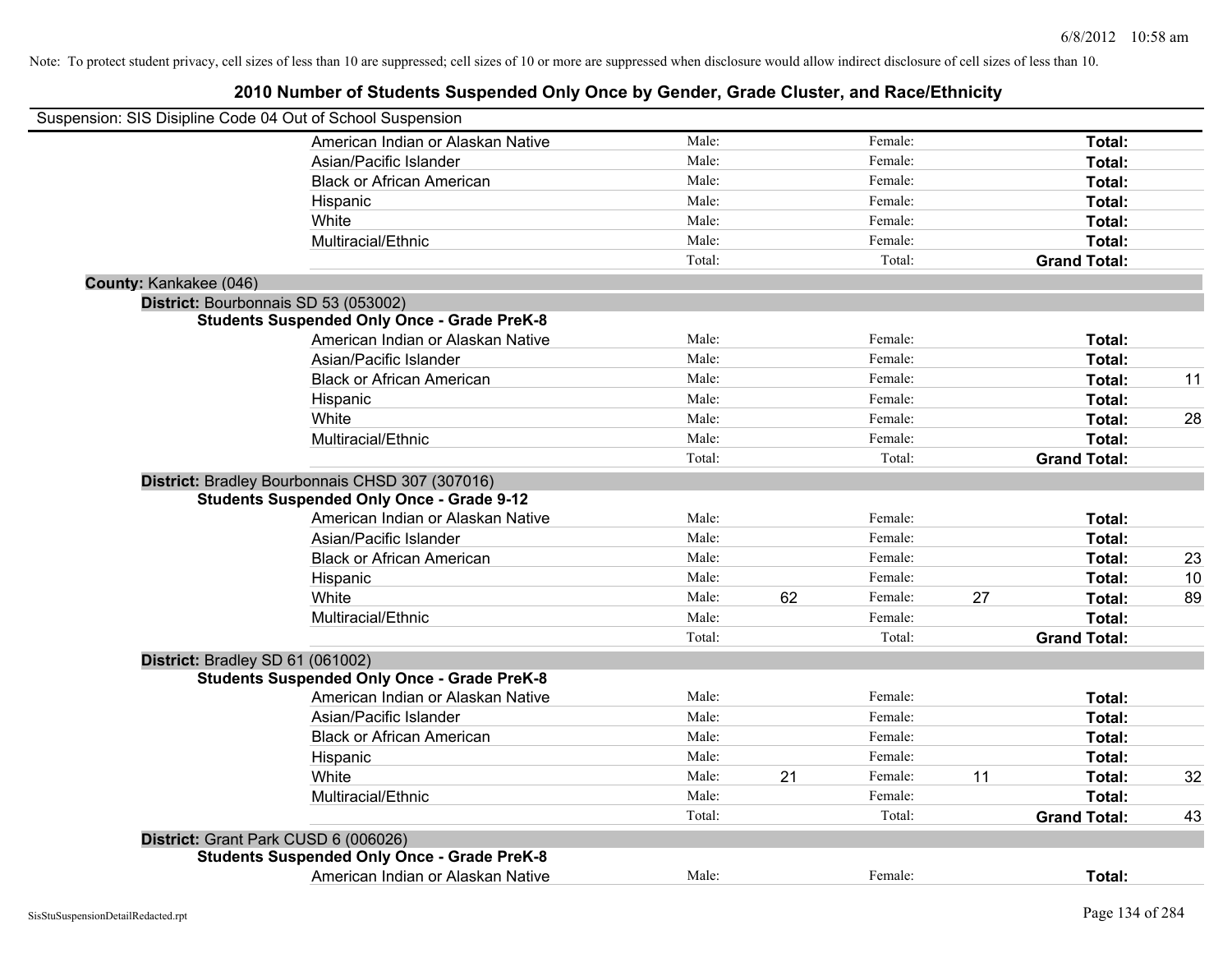Note: To protect student privacy, cell sizes of less than 10 are suppressed; cell sizes of 10 or more are suppressed when disclosure would allow indirect disclosure of cell sizes of less than 10.

# 2010 Number of Students Suspended Only Once by Gender, Grade Cluster, and Race/Ethnicity

Suspension: SIS Disipline Code 04 Out of School Suspension

| | Male: | | Female: | | | |
|---|---|---|---|---|---|---|
| American Indian or Alaskan Native | Male: | | Female: | | **Total:** | |
| Asian/Pacific Islander | Male: | | Female: | | **Total:** | |
| Black or African American | Male: | | Female: | | **Total:** | |
| Hispanic | Male: | | Female: | | **Total:** | |
| White | Male: | | Female: | | **Total:** | |
| Multiracial/Ethnic | Male: | | Female: | | **Total:** | |
| | Total: | | Total: | | **Grand Total:** | |

**County:** Kankakee (046)

**District:** Bourbonnais SD 53 (053002)

**Students Suspended Only Once - Grade PreK-8**

| | | | | | | |
|---|---|---|---|---|---|---|
| American Indian or Alaskan Native | Male: | | Female: | | **Total:** | |
| Asian/Pacific Islander | Male: | | Female: | | **Total:** | |
| Black or African American | Male: | | Female: | | **Total:** | 11 |
| Hispanic | Male: | | Female: | | **Total:** | |
| White | Male: | | Female: | | **Total:** | 28 |
| Multiracial/Ethnic | Male: | | Female: | | **Total:** | |
| | Total: | | Total: | | **Grand Total:** | |

**District:** Bradley Bourbonnais CHSD 307 (307016)

**Students Suspended Only Once - Grade 9-12**

| | | | | | | |
|---|---|---|---|---|---|---|
| American Indian or Alaskan Native | Male: | | Female: | | **Total:** | |
| Asian/Pacific Islander | Male: | | Female: | | **Total:** | |
| Black or African American | Male: | | Female: | | **Total:** | 23 |
| Hispanic | Male: | | Female: | | **Total:** | 10 |
| White | Male: | 62 | Female: | 27 | **Total:** | 89 |
| Multiracial/Ethnic | Male: | | Female: | | **Total:** | |
| | Total: | | Total: | | **Grand Total:** | |

**District:** Bradley SD 61 (061002)

**Students Suspended Only Once - Grade PreK-8**

| | | | | | | |
|---|---|---|---|---|---|---|
| American Indian or Alaskan Native | Male: | | Female: | | **Total:** | |
| Asian/Pacific Islander | Male: | | Female: | | **Total:** | |
| Black or African American | Male: | | Female: | | **Total:** | |
| Hispanic | Male: | | Female: | | **Total:** | |
| White | Male: | 21 | Female: | 11 | **Total:** | 32 |
| Multiracial/Ethnic | Male: | | Female: | | **Total:** | |
| | Total: | | Total: | | **Grand Total:** | 43 |

**District:** Grant Park CUSD 6 (006026)

**Students Suspended Only Once - Grade PreK-8**

| | | | | | | |
|---|---|---|---|---|---|---|
| American Indian or Alaskan Native | Male: | | Female: | | **Total:** | |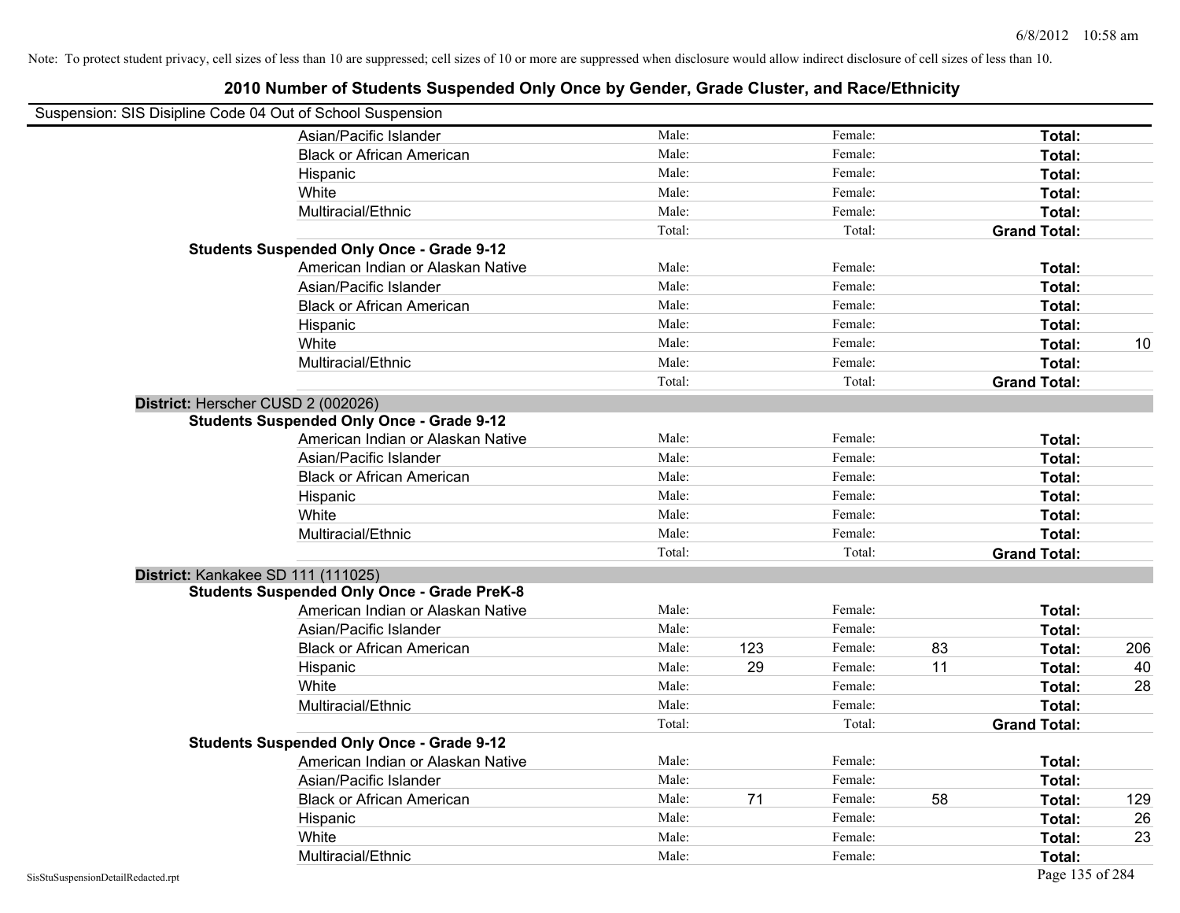Note: To protect student privacy, cell sizes of less than 10 are suppressed; cell sizes of 10 or more are suppressed when disclosure would allow indirect disclosure of cell sizes of less than 10.

# 2010 Number of Students Suspended Only Once by Gender, Grade Cluster, and Race/Ethnicity

Suspension: SIS Disipline Code 04 Out of School Suspension

| | | | | | | |
|---|---|---|---|---|---|---|
| Asian/Pacific Islander | Male: | | Female: | | **Total:** | |
| Black or African American | Male: | | Female: | | **Total:** | |
| Hispanic | Male: | | Female: | | **Total:** | |
| White | Male: | | Female: | | **Total:** | |
| Multiracial/Ethnic | Male: | | Female: | | **Total:** | |
| | Total: | | Total: | | **Grand Total:** | |
| **Students Suspended Only Once - Grade 9-12** | | | | | | |
| American Indian or Alaskan Native | Male: | | Female: | | **Total:** | |
| Asian/Pacific Islander | Male: | | Female: | | **Total:** | |
| Black or African American | Male: | | Female: | | **Total:** | |
| Hispanic | Male: | | Female: | | **Total:** | |
| White | Male: | | Female: | | **Total:** | 10 |
| Multiracial/Ethnic | Male: | | Female: | | **Total:** | |
| | Total: | | Total: | | **Grand Total:** | |

**District:** Herscher CUSD 2 (002026)

| | | | | | | |
|---|---|---|---|---|---|---|
| **Students Suspended Only Once - Grade 9-12** | | | | | | |
| American Indian or Alaskan Native | Male: | | Female: | | **Total:** | |
| Asian/Pacific Islander | Male: | | Female: | | **Total:** | |
| Black or African American | Male: | | Female: | | **Total:** | |
| Hispanic | Male: | | Female: | | **Total:** | |
| White | Male: | | Female: | | **Total:** | |
| Multiracial/Ethnic | Male: | | Female: | | **Total:** | |
| | Total: | | Total: | | **Grand Total:** | |

**District:** Kankakee SD 111 (111025)

| | | | | | | |
|---|---|---|---|---|---|---|
| **Students Suspended Only Once - Grade PreK-8** | | | | | | |
| American Indian or Alaskan Native | Male: | | Female: | | **Total:** | |
| Asian/Pacific Islander | Male: | | Female: | | **Total:** | |
| Black or African American | Male: | 123 | Female: | 83 | **Total:** | 206 |
| Hispanic | Male: | 29 | Female: | 11 | **Total:** | 40 |
| White | Male: | | Female: | | **Total:** | 28 |
| Multiracial/Ethnic | Male: | | Female: | | **Total:** | |
| | Total: | | Total: | | **Grand Total:** | |
| **Students Suspended Only Once - Grade 9-12** | | | | | | |
| American Indian or Alaskan Native | Male: | | Female: | | **Total:** | |
| Asian/Pacific Islander | Male: | | Female: | | **Total:** | |
| Black or African American | Male: | 71 | Female: | 58 | **Total:** | 129 |
| Hispanic | Male: | | Female: | | **Total:** | 26 |
| White | Male: | | Female: | | **Total:** | 23 |
| Multiracial/Ethnic | Male: | | Female: | | **Total:** | |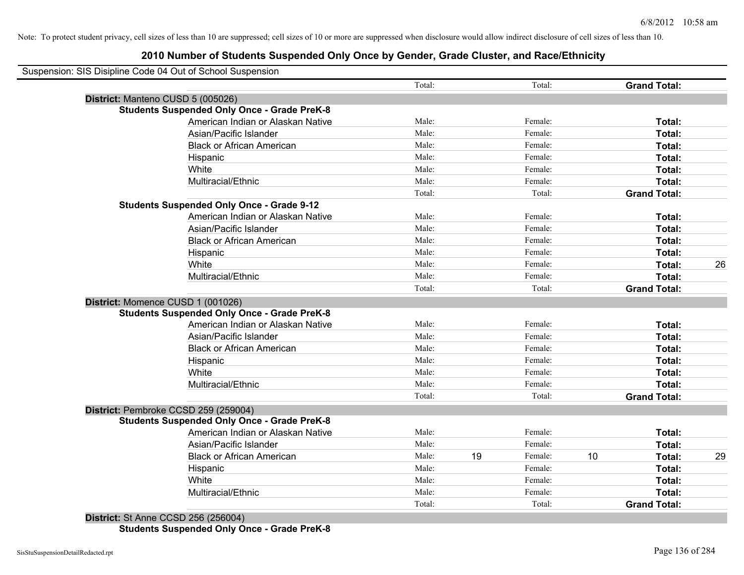Note: To protect student privacy, cell sizes of less than 10 are suppressed; cell sizes of 10 or more are suppressed when disclosure would allow indirect disclosure of cell sizes of less than 10.

# 2010 Number of Students Suspended Only Once by Gender, Grade Cluster, and Race/Ethnicity

Suspension: SIS Disipline Code 04 Out of School Suspension

| | Male | | Female | | | |
|---|---|---|---|---|---|---|
| | Total: | | Total: | | **Grand Total:** | |
| **District:** Manteno CUSD 5 (005026) | | | | | | |
| **Students Suspended Only Once - Grade PreK-8** | | | | | | |
| American Indian or Alaskan Native | Male: | | Female: | | **Total:** | |
| Asian/Pacific Islander | Male: | | Female: | | **Total:** | |
| Black or African American | Male: | | Female: | | **Total:** | |
| Hispanic | Male: | | Female: | | **Total:** | |
| White | Male: | | Female: | | **Total:** | |
| Multiracial/Ethnic | Male: | | Female: | | **Total:** | |
| | Total: | | Total: | | **Grand Total:** | |
| **Students Suspended Only Once - Grade 9-12** | | | | | | |
| American Indian or Alaskan Native | Male: | | Female: | | **Total:** | |
| Asian/Pacific Islander | Male: | | Female: | | **Total:** | |
| Black or African American | Male: | | Female: | | **Total:** | |
| Hispanic | Male: | | Female: | | **Total:** | |
| White | Male: | | Female: | | **Total:** | 26 |
| Multiracial/Ethnic | Male: | | Female: | | **Total:** | |
| | Total: | | Total: | | **Grand Total:** | |
| **District:** Momence CUSD 1 (001026) | | | | | | |
| **Students Suspended Only Once - Grade PreK-8** | | | | | | |
| American Indian or Alaskan Native | Male: | | Female: | | **Total:** | |
| Asian/Pacific Islander | Male: | | Female: | | **Total:** | |
| Black or African American | Male: | | Female: | | **Total:** | |
| Hispanic | Male: | | Female: | | **Total:** | |
| White | Male: | | Female: | | **Total:** | |
| Multiracial/Ethnic | Male: | | Female: | | **Total:** | |
| | Total: | | Total: | | **Grand Total:** | |
| **District:** Pembroke CCSD 259 (259004) | | | | | | |
| **Students Suspended Only Once - Grade PreK-8** | | | | | | |
| American Indian or Alaskan Native | Male: | | Female: | | **Total:** | |
| Asian/Pacific Islander | Male: | | Female: | | **Total:** | |
| Black or African American | Male: | 19 | Female: | 10 | **Total:** | 29 |
| Hispanic | Male: | | Female: | | **Total:** | |
| White | Male: | | Female: | | **Total:** | |
| Multiracial/Ethnic | Male: | | Female: | | **Total:** | |
| | Total: | | Total: | | **Grand Total:** | |
| **District:** St Anne CCSD 256 (256004) | | | | | | |
| **Students Suspended Only Once - Grade PreK-8** | | | | | | |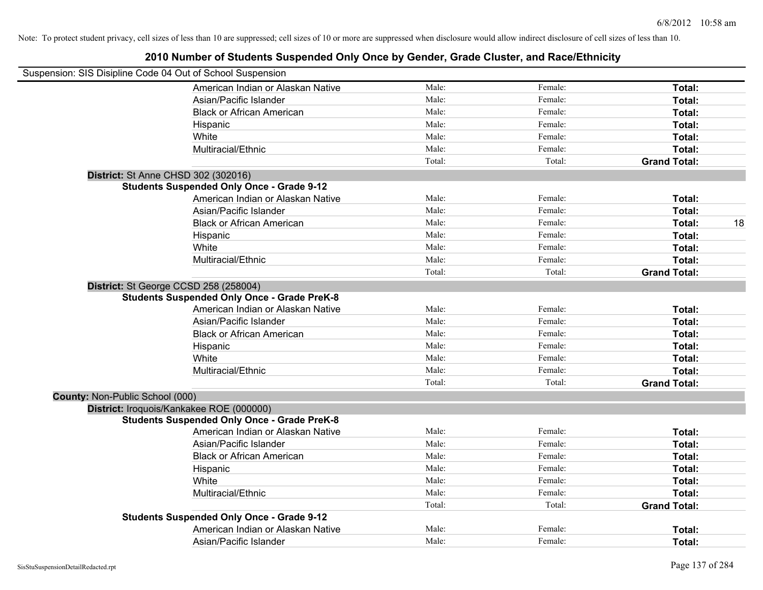Note: To protect student privacy, cell sizes of less than 10 are suppressed; cell sizes of 10 or more are suppressed when disclosure would allow indirect disclosure of cell sizes of less than 10.

## 2010 Number of Students Suspended Only Once by Gender, Grade Cluster, and Race/Ethnicity

Suspension: SIS Disipline Code 04 Out of School Suspension

| | Male | Female | Total |
|---|---|---|---|
| American Indian or Alaskan Native | Male: | Female: | **Total:** |
| Asian/Pacific Islander | Male: | Female: | **Total:** |
| Black or African American | Male: | Female: | **Total:** |
| Hispanic | Male: | Female: | **Total:** |
| White | Male: | Female: | **Total:** |
| Multiracial/Ethnic | Male: | Female: | **Total:** |
| | Total: | Total: | **Grand Total:** |

**District:** St Anne CHSD 302 (302016)

**Students Suspended Only Once - Grade 9-12**

| | Male | Female | Total |
|---|---|---|---|
| American Indian or Alaskan Native | Male: | Female: | **Total:** |
| Asian/Pacific Islander | Male: | Female: | **Total:** |
| Black or African American | Male: | Female: | **Total:** 18 |
| Hispanic | Male: | Female: | **Total:** |
| White | Male: | Female: | **Total:** |
| Multiracial/Ethnic | Male: | Female: | **Total:** |
| | Total: | Total: | **Grand Total:** |

**District:** St George CCSD 258 (258004)

**Students Suspended Only Once - Grade PreK-8**

| | Male | Female | Total |
|---|---|---|---|
| American Indian or Alaskan Native | Male: | Female: | **Total:** |
| Asian/Pacific Islander | Male: | Female: | **Total:** |
| Black or African American | Male: | Female: | **Total:** |
| Hispanic | Male: | Female: | **Total:** |
| White | Male: | Female: | **Total:** |
| Multiracial/Ethnic | Male: | Female: | **Total:** |
| | Total: | Total: | **Grand Total:** |

**County:** Non-Public School (000)

**District:** Iroquois/Kankakee ROE (000000)

**Students Suspended Only Once - Grade PreK-8**

| | Male | Female | Total |
|---|---|---|---|
| American Indian or Alaskan Native | Male: | Female: | **Total:** |
| Asian/Pacific Islander | Male: | Female: | **Total:** |
| Black or African American | Male: | Female: | **Total:** |
| Hispanic | Male: | Female: | **Total:** |
| White | Male: | Female: | **Total:** |
| Multiracial/Ethnic | Male: | Female: | **Total:** |
| | Total: | Total: | **Grand Total:** |

**Students Suspended Only Once - Grade 9-12**

| | Male | Female | Total |
|---|---|---|---|
| American Indian or Alaskan Native | Male: | Female: | **Total:** |
| Asian/Pacific Islander | Male: | Female: | **Total:** |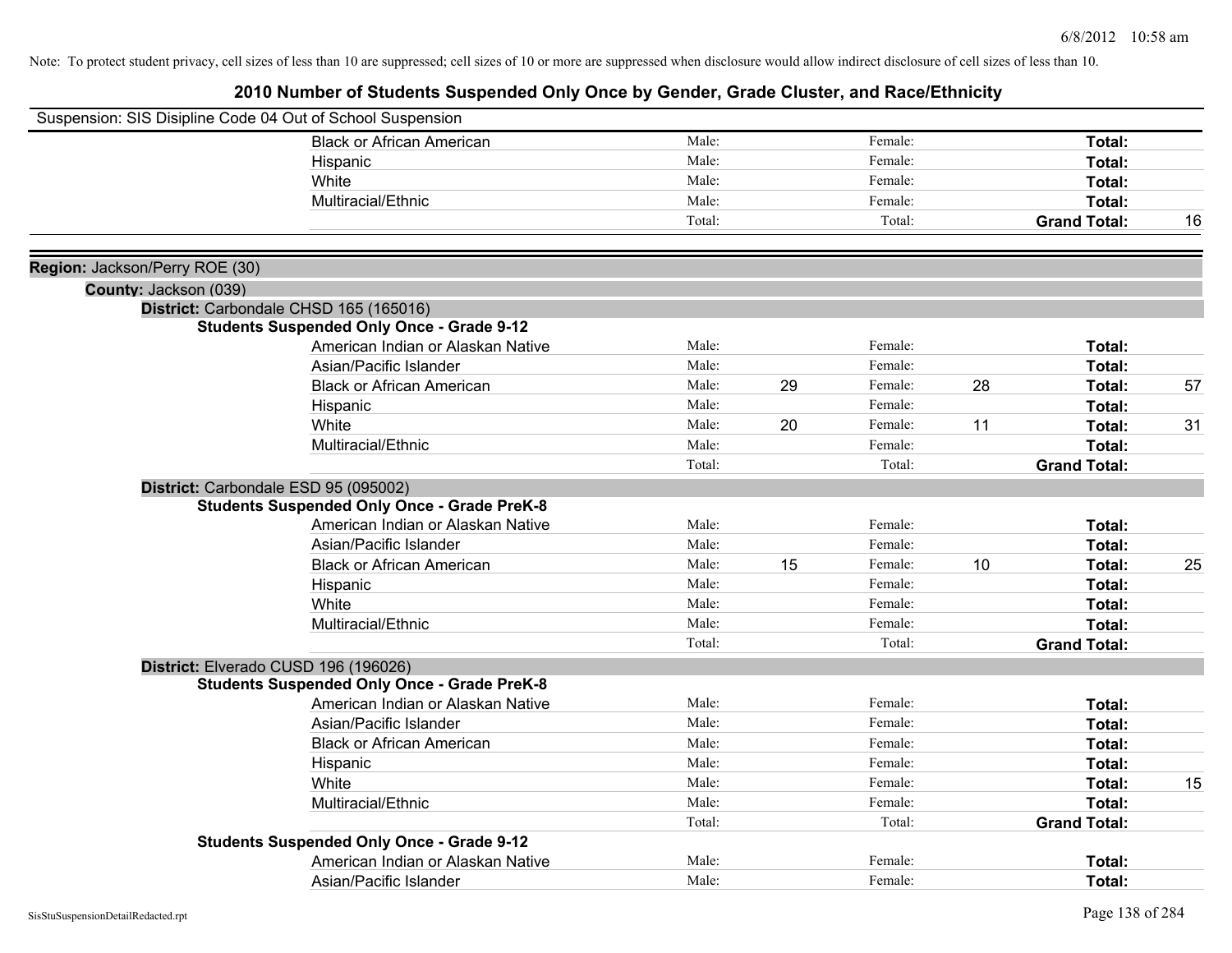Note: To protect student privacy, cell sizes of less than 10 are suppressed; cell sizes of 10 or more are suppressed when disclosure would allow indirect disclosure of cell sizes of less than 10.

# 2010 Number of Students Suspended Only Once by Gender, Grade Cluster, and Race/Ethnicity

Suspension: SIS Disipline Code 04 Out of School Suspension

| | Male: | | Female: | | | |
|---|---|---|---|---|---|---|
| Black or African American | Male: | | Female: | | **Total:** | |
| Hispanic | Male: | | Female: | | **Total:** | |
| White | Male: | | Female: | | **Total:** | |
| Multiracial/Ethnic | Male: | | Female: | | **Total:** | |
| | Total: | | Total: | | **Grand Total:** | 16 |

**Region:** Jackson/Perry ROE (30)

**County:** Jackson (039)

**District:** Carbondale CHSD 165 (165016)

**Students Suspended Only Once - Grade 9-12**

| | | | | | | |
|---|---|---|---|---|---|---|
| American Indian or Alaskan Native | Male: | | Female: | | **Total:** | |
| Asian/Pacific Islander | Male: | | Female: | | **Total:** | |
| Black or African American | Male: | 29 | Female: | 28 | **Total:** | 57 |
| Hispanic | Male: | | Female: | | **Total:** | |
| White | Male: | 20 | Female: | 11 | **Total:** | 31 |
| Multiracial/Ethnic | Male: | | Female: | | **Total:** | |
| | Total: | | Total: | | **Grand Total:** | |

**District:** Carbondale ESD 95 (095002)

**Students Suspended Only Once - Grade PreK-8**

| | | | | | | |
|---|---|---|---|---|---|---|
| American Indian or Alaskan Native | Male: | | Female: | | **Total:** | |
| Asian/Pacific Islander | Male: | | Female: | | **Total:** | |
| Black or African American | Male: | 15 | Female: | 10 | **Total:** | 25 |
| Hispanic | Male: | | Female: | | **Total:** | |
| White | Male: | | Female: | | **Total:** | |
| Multiracial/Ethnic | Male: | | Female: | | **Total:** | |
| | Total: | | Total: | | **Grand Total:** | |

**District:** Elverado CUSD 196 (196026)

**Students Suspended Only Once - Grade PreK-8**

| | | | | | | |
|---|---|---|---|---|---|---|
| American Indian or Alaskan Native | Male: | | Female: | | **Total:** | |
| Asian/Pacific Islander | Male: | | Female: | | **Total:** | |
| Black or African American | Male: | | Female: | | **Total:** | |
| Hispanic | Male: | | Female: | | **Total:** | |
| White | Male: | | Female: | | **Total:** | 15 |
| Multiracial/Ethnic | Male: | | Female: | | **Total:** | |
| | Total: | | Total: | | **Grand Total:** | |

**Students Suspended Only Once - Grade 9-12**

| | | | | | | |
|---|---|---|---|---|---|---|
| American Indian or Alaskan Native | Male: | | Female: | | **Total:** | |
| Asian/Pacific Islander | Male: | | Female: | | **Total:** | |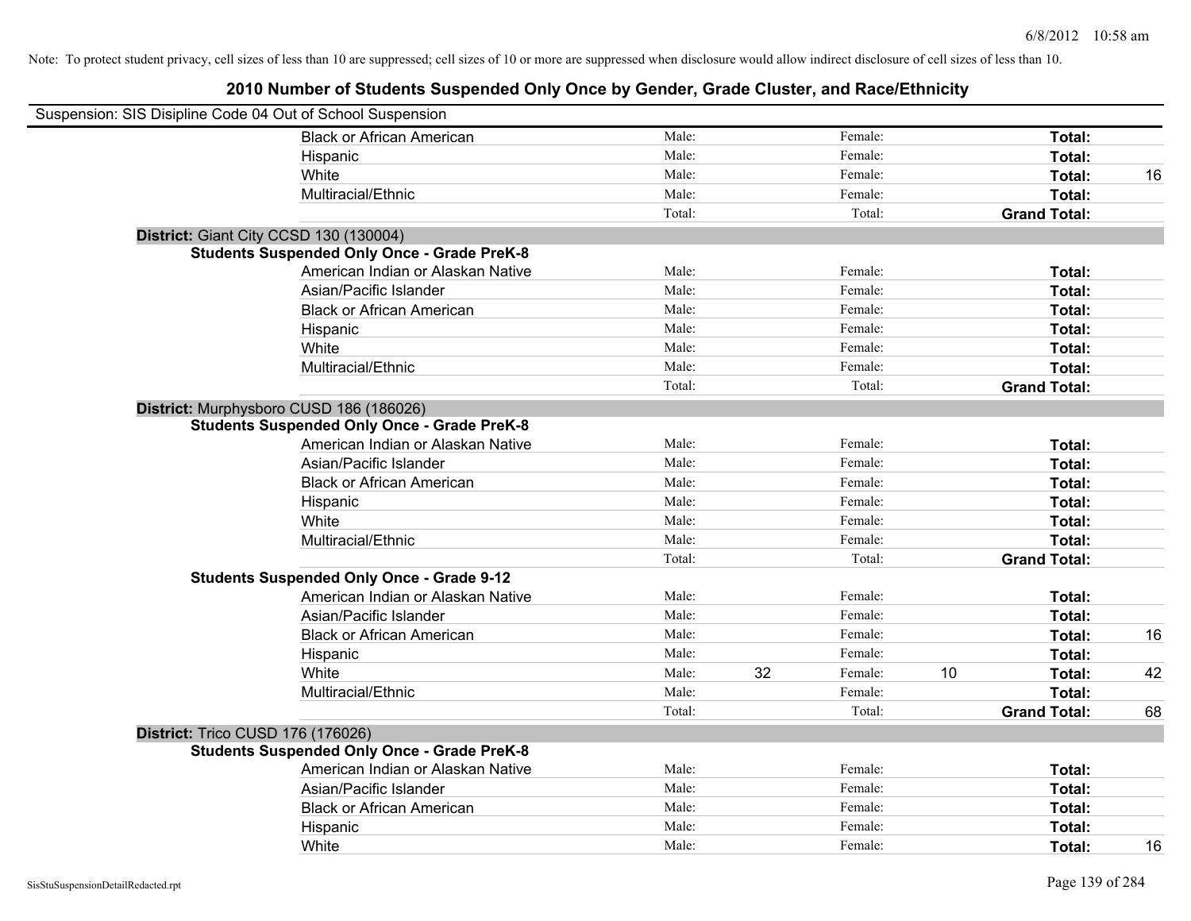Note: To protect student privacy, cell sizes of less than 10 are suppressed; cell sizes of 10 or more are suppressed when disclosure would allow indirect disclosure of cell sizes of less than 10.

# 2010 Number of Students Suspended Only Once by Gender, Grade Cluster, and Race/Ethnicity

Suspension: SIS Disipline Code 04 Out of School Suspension

| | | | | | | | |
|---|---|---|---|---|---|---|---|
| Black or African American | Male: | | Female: | | **Total:** | |
| Hispanic | Male: | | Female: | | **Total:** | |
| White | Male: | | Female: | | **Total:** | 16 |
| Multiracial/Ethnic | Male: | | Female: | | **Total:** | |
| | Total: | | Total: | | **Grand Total:** | |

**District:** Giant City CCSD 130 (130004)

**Students Suspended Only Once - Grade PreK-8**

| | | | | | | |
|---|---|---|---|---|---|---|
| American Indian or Alaskan Native | Male: | | Female: | | **Total:** | |
| Asian/Pacific Islander | Male: | | Female: | | **Total:** | |
| Black or African American | Male: | | Female: | | **Total:** | |
| Hispanic | Male: | | Female: | | **Total:** | |
| White | Male: | | Female: | | **Total:** | |
| Multiracial/Ethnic | Male: | | Female: | | **Total:** | |
| | Total: | | Total: | | **Grand Total:** | |

**District:** Murphysboro CUSD 186 (186026)

**Students Suspended Only Once - Grade PreK-8**

| | | | | | | |
|---|---|---|---|---|---|---|
| American Indian or Alaskan Native | Male: | | Female: | | **Total:** | |
| Asian/Pacific Islander | Male: | | Female: | | **Total:** | |
| Black or African American | Male: | | Female: | | **Total:** | |
| Hispanic | Male: | | Female: | | **Total:** | |
| White | Male: | | Female: | | **Total:** | |
| Multiracial/Ethnic | Male: | | Female: | | **Total:** | |
| | Total: | | Total: | | **Grand Total:** | |

**Students Suspended Only Once - Grade 9-12**

| | | | | | | |
|---|---|---|---|---|---|---|
| American Indian or Alaskan Native | Male: | | Female: | | **Total:** | |
| Asian/Pacific Islander | Male: | | Female: | | **Total:** | |
| Black or African American | Male: | | Female: | | **Total:** | 16 |
| Hispanic | Male: | | Female: | | **Total:** | |
| White | Male: | 32 | Female: | 10 | **Total:** | 42 |
| Multiracial/Ethnic | Male: | | Female: | | **Total:** | |
| | Total: | | Total: | | **Grand Total:** | 68 |

**District:** Trico CUSD 176 (176026)

**Students Suspended Only Once - Grade PreK-8**

| | | | | | | |
|---|---|---|---|---|---|---|
| American Indian or Alaskan Native | Male: | | Female: | | **Total:** | |
| Asian/Pacific Islander | Male: | | Female: | | **Total:** | |
| Black or African American | Male: | | Female: | | **Total:** | |
| Hispanic | Male: | | Female: | | **Total:** | |
| White | Male: | | Female: | | **Total:** | 16 |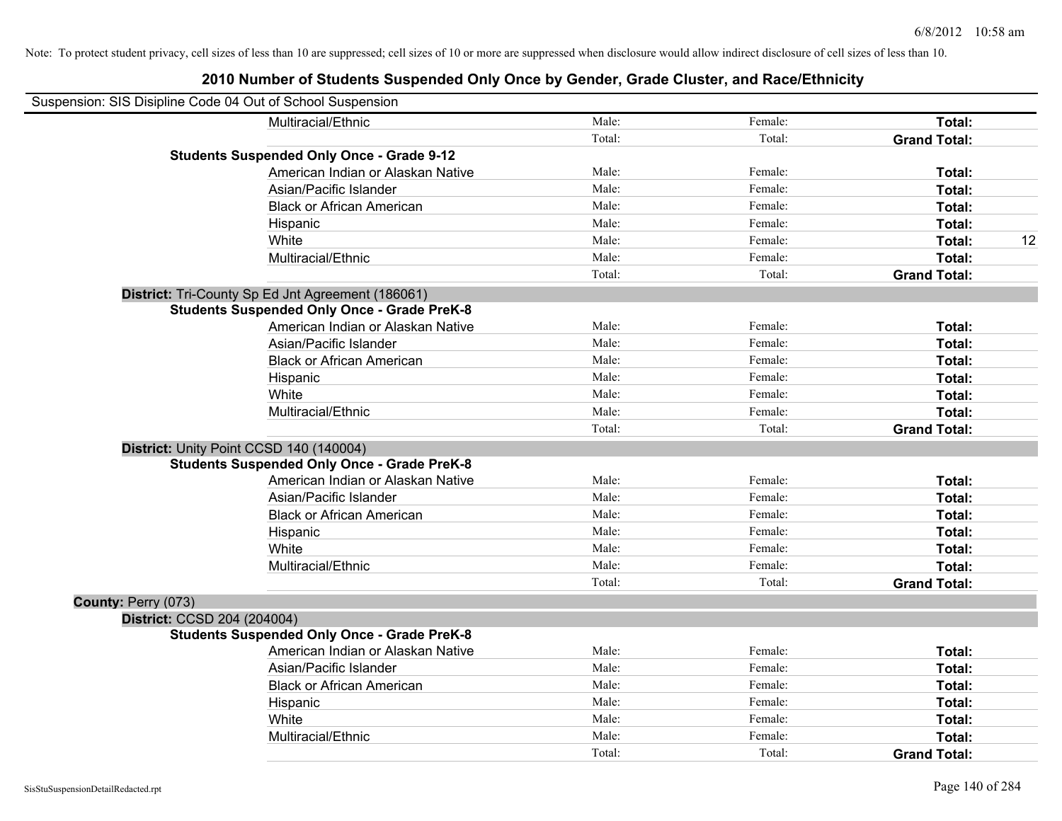Note: To protect student privacy, cell sizes of less than 10 are suppressed; cell sizes of 10 or more are suppressed when disclosure would allow indirect disclosure of cell sizes of less than 10.

# 2010 Number of Students Suspended Only Once by Gender, Grade Cluster, and Race/Ethnicity

Suspension: SIS Disipline Code 04 Out of School Suspension

| | | | | |
|---|---|---|---|---|
| Multiracial/Ethnic | Male: | Female: | **Total:** | |
| | Total: | Total: | **Grand Total:** | |
| **Students Suspended Only Once - Grade 9-12** | | | | |
| American Indian or Alaskan Native | Male: | Female: | **Total:** | |
| Asian/Pacific Islander | Male: | Female: | **Total:** | |
| Black or African American | Male: | Female: | **Total:** | |
| Hispanic | Male: | Female: | **Total:** | |
| White | Male: | Female: | **Total:** | 12 |
| Multiracial/Ethnic | Male: | Female: | **Total:** | |
| | Total: | Total: | **Grand Total:** | |
| **District:** Tri-County Sp Ed Jnt Agreement (186061) | | | | |
| **Students Suspended Only Once - Grade PreK-8** | | | | |
| American Indian or Alaskan Native | Male: | Female: | **Total:** | |
| Asian/Pacific Islander | Male: | Female: | **Total:** | |
| Black or African American | Male: | Female: | **Total:** | |
| Hispanic | Male: | Female: | **Total:** | |
| White | Male: | Female: | **Total:** | |
| Multiracial/Ethnic | Male: | Female: | **Total:** | |
| | Total: | Total: | **Grand Total:** | |
| **District:** Unity Point CCSD 140 (140004) | | | | |
| **Students Suspended Only Once - Grade PreK-8** | | | | |
| American Indian or Alaskan Native | Male: | Female: | **Total:** | |
| Asian/Pacific Islander | Male: | Female: | **Total:** | |
| Black or African American | Male: | Female: | **Total:** | |
| Hispanic | Male: | Female: | **Total:** | |
| White | Male: | Female: | **Total:** | |
| Multiracial/Ethnic | Male: | Female: | **Total:** | |
| | Total: | Total: | **Grand Total:** | |
| **County:** Perry (073) | | | | |
| **District:** CCSD 204 (204004) | | | | |
| **Students Suspended Only Once - Grade PreK-8** | | | | |
| American Indian or Alaskan Native | Male: | Female: | **Total:** | |
| Asian/Pacific Islander | Male: | Female: | **Total:** | |
| Black or African American | Male: | Female: | **Total:** | |
| Hispanic | Male: | Female: | **Total:** | |
| White | Male: | Female: | **Total:** | |
| Multiracial/Ethnic | Male: | Female: | **Total:** | |
| | Total: | Total: | **Grand Total:** | |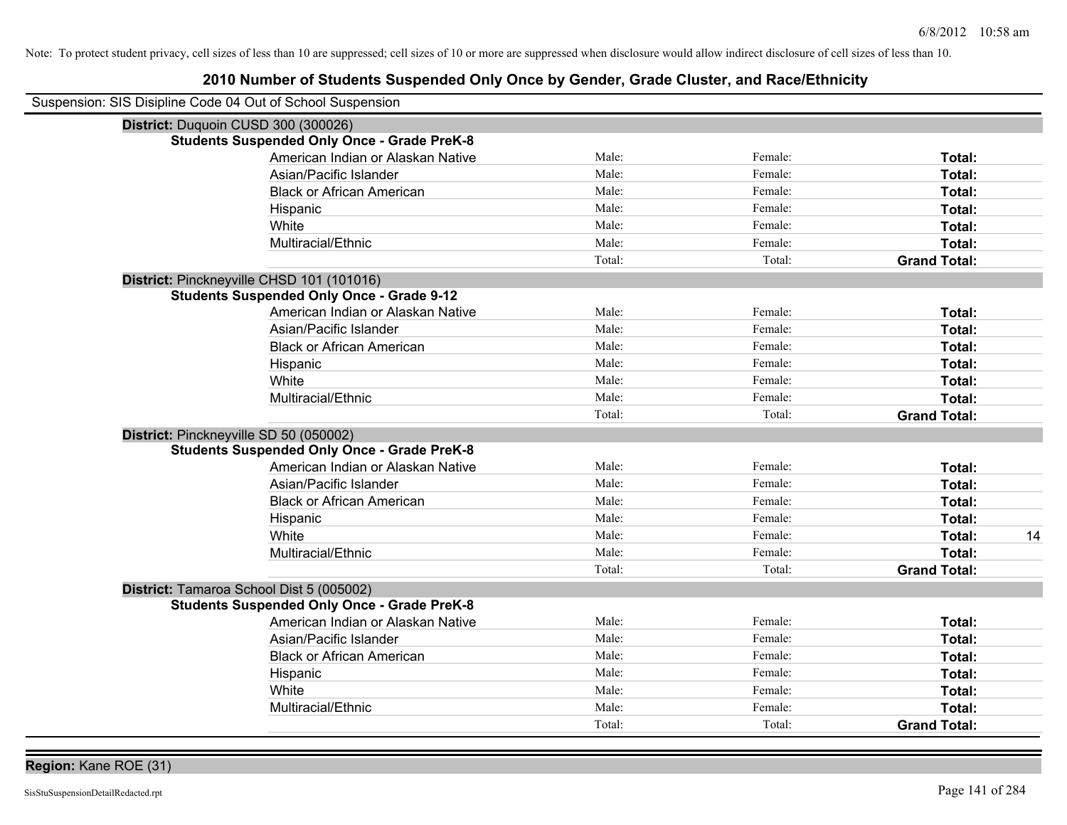Note: To protect student privacy, cell sizes of less than 10 are suppressed; cell sizes of 10 or more are suppressed when disclosure would allow indirect disclosure of cell sizes of less than 10.

# 2010 Number of Students Suspended Only Once by Gender, Grade Cluster, and Race/Ethnicity

Suspension: SIS Disipline Code 04 Out of School Suspension

**District:** Duquoin CUSD 300 (300026)

**Students Suspended Only Once - Grade PreK-8**

| | | | | |
|---|---|---|---|---|
| American Indian or Alaskan Native | Male: | Female: | **Total:** | |
| Asian/Pacific Islander | Male: | Female: | **Total:** | |
| Black or African American | Male: | Female: | **Total:** | |
| Hispanic | Male: | Female: | **Total:** | |
| White | Male: | Female: | **Total:** | |
| Multiracial/Ethnic | Male: | Female: | **Total:** | |
| | Total: | Total: | **Grand Total:** | |

**District:** Pinckneyville CHSD 101 (101016)

**Students Suspended Only Once - Grade 9-12**

| | | | | |
|---|---|---|---|---|
| American Indian or Alaskan Native | Male: | Female: | **Total:** | |
| Asian/Pacific Islander | Male: | Female: | **Total:** | |
| Black or African American | Male: | Female: | **Total:** | |
| Hispanic | Male: | Female: | **Total:** | |
| White | Male: | Female: | **Total:** | |
| Multiracial/Ethnic | Male: | Female: | **Total:** | |
| | Total: | Total: | **Grand Total:** | |

**District:** Pinckneyville SD 50 (050002)

**Students Suspended Only Once - Grade PreK-8**

| | | | | |
|---|---|---|---|---|
| American Indian or Alaskan Native | Male: | Female: | **Total:** | |
| Asian/Pacific Islander | Male: | Female: | **Total:** | |
| Black or African American | Male: | Female: | **Total:** | |
| Hispanic | Male: | Female: | **Total:** | |
| White | Male: | Female: | **Total:** | 14 |
| Multiracial/Ethnic | Male: | Female: | **Total:** | |
| | Total: | Total: | **Grand Total:** | |

**District:** Tamaroa School Dist 5 (005002)

**Students Suspended Only Once - Grade PreK-8**

| | | | | |
|---|---|---|---|---|
| American Indian or Alaskan Native | Male: | Female: | **Total:** | |
| Asian/Pacific Islander | Male: | Female: | **Total:** | |
| Black or African American | Male: | Female: | **Total:** | |
| Hispanic | Male: | Female: | **Total:** | |
| White | Male: | Female: | **Total:** | |
| Multiracial/Ethnic | Male: | Female: | **Total:** | |
| | Total: | Total: | **Grand Total:** | |

**Region:** Kane ROE (31)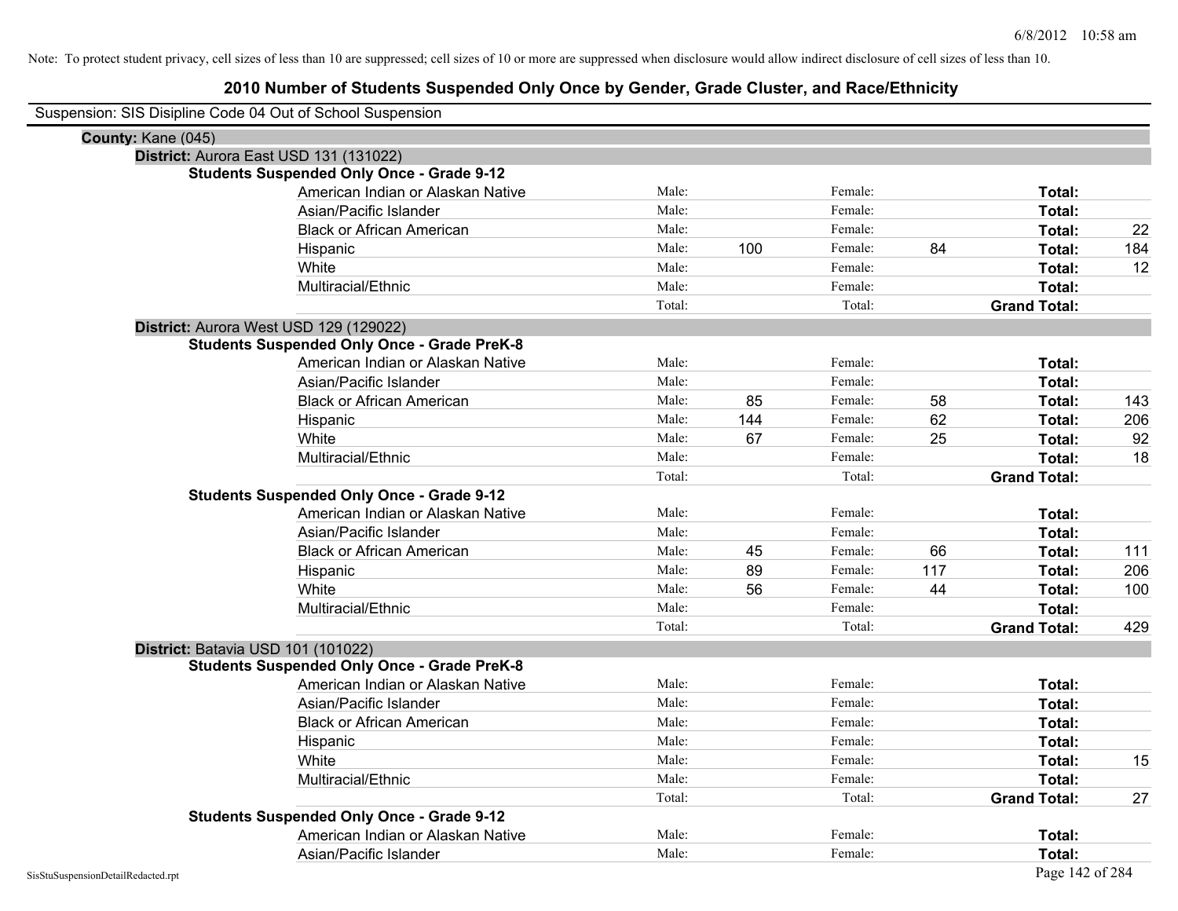Note: To protect student privacy, cell sizes of less than 10 are suppressed; cell sizes of 10 or more are suppressed when disclosure would allow indirect disclosure of cell sizes of less than 10.

# 2010 Number of Students Suspended Only Once by Gender, Grade Cluster, and Race/Ethnicity

Suspension: SIS Disipline Code 04 Out of School Suspension

**County:** Kane (045)

**District:** Aurora East USD 131 (131022)

**Students Suspended Only Once - Grade 9-12**

| | | | | | | |
|---|---|---|---|---|---|---|
| American Indian or Alaskan Native | Male: | | Female: | | **Total:** | |
| Asian/Pacific Islander | Male: | | Female: | | **Total:** | |
| Black or African American | Male: | | Female: | | **Total:** | 22 |
| Hispanic | Male: | 100 | Female: | 84 | **Total:** | 184 |
| White | Male: | | Female: | | **Total:** | 12 |
| Multiracial/Ethnic | Male: | | Female: | | **Total:** | |
| | Total: | | Total: | | **Grand Total:** | |

**District:** Aurora West USD 129 (129022)

**Students Suspended Only Once - Grade PreK-8**

| | | | | | | |
|---|---|---|---|---|---|---|
| American Indian or Alaskan Native | Male: | | Female: | | **Total:** | |
| Asian/Pacific Islander | Male: | | Female: | | **Total:** | |
| Black or African American | Male: | 85 | Female: | 58 | **Total:** | 143 |
| Hispanic | Male: | 144 | Female: | 62 | **Total:** | 206 |
| White | Male: | 67 | Female: | 25 | **Total:** | 92 |
| Multiracial/Ethnic | Male: | | Female: | | **Total:** | 18 |
| | Total: | | Total: | | **Grand Total:** | |

**Students Suspended Only Once - Grade 9-12**

| | | | | | | |
|---|---|---|---|---|---|---|
| American Indian or Alaskan Native | Male: | | Female: | | **Total:** | |
| Asian/Pacific Islander | Male: | | Female: | | **Total:** | |
| Black or African American | Male: | 45 | Female: | 66 | **Total:** | 111 |
| Hispanic | Male: | 89 | Female: | 117 | **Total:** | 206 |
| White | Male: | 56 | Female: | 44 | **Total:** | 100 |
| Multiracial/Ethnic | Male: | | Female: | | **Total:** | |
| | Total: | | Total: | | **Grand Total:** | 429 |

**District:** Batavia USD 101 (101022)

**Students Suspended Only Once - Grade PreK-8**

| | | | | | | |
|---|---|---|---|---|---|---|
| American Indian or Alaskan Native | Male: | | Female: | | **Total:** | |
| Asian/Pacific Islander | Male: | | Female: | | **Total:** | |
| Black or African American | Male: | | Female: | | **Total:** | |
| Hispanic | Male: | | Female: | | **Total:** | |
| White | Male: | | Female: | | **Total:** | 15 |
| Multiracial/Ethnic | Male: | | Female: | | **Total:** | |
| | Total: | | Total: | | **Grand Total:** | 27 |

**Students Suspended Only Once - Grade 9-12**

| | | | | | | |
|---|---|---|---|---|---|---|
| American Indian or Alaskan Native | Male: | | Female: | | **Total:** | |
| Asian/Pacific Islander | Male: | | Female: | | **Total:** | |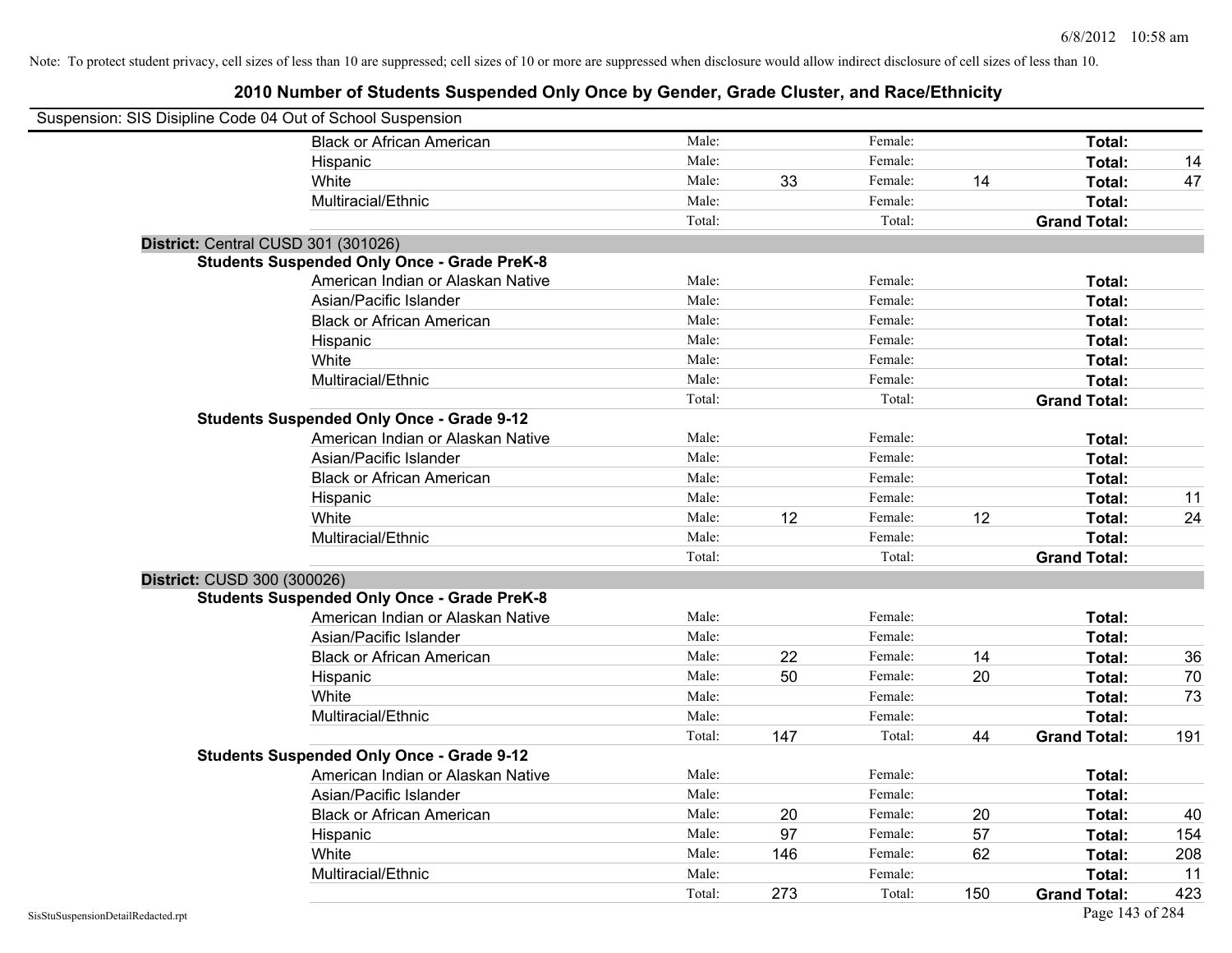Note: To protect student privacy, cell sizes of less than 10 are suppressed; cell sizes of 10 or more are suppressed when disclosure would allow indirect disclosure of cell sizes of less than 10.

# 2010 Number of Students Suspended Only Once by Gender, Grade Cluster, and Race/Ethnicity

Suspension: SIS Disipline Code 04 Out of School Suspension

| | | | | | | |
|---|---|---|---|---|---|---|
| Black or African American | Male: | | Female: | | **Total:** | |
| Hispanic | Male: | | Female: | | **Total:** | 14 |
| White | Male: | 33 | Female: | 14 | **Total:** | 47 |
| Multiracial/Ethnic | Male: | | Female: | | **Total:** | |
| | Total: | | Total: | | **Grand Total:** | |

**District:** Central CUSD 301 (301026)

**Students Suspended Only Once - Grade PreK-8**

| | | | | | | |
|---|---|---|---|---|---|---|
| American Indian or Alaskan Native | Male: | | Female: | | **Total:** | |
| Asian/Pacific Islander | Male: | | Female: | | **Total:** | |
| Black or African American | Male: | | Female: | | **Total:** | |
| Hispanic | Male: | | Female: | | **Total:** | |
| White | Male: | | Female: | | **Total:** | |
| Multiracial/Ethnic | Male: | | Female: | | **Total:** | |
| | Total: | | Total: | | **Grand Total:** | |

**Students Suspended Only Once - Grade 9-12**

| | | | | | | |
|---|---|---|---|---|---|---|
| American Indian or Alaskan Native | Male: | | Female: | | **Total:** | |
| Asian/Pacific Islander | Male: | | Female: | | **Total:** | |
| Black or African American | Male: | | Female: | | **Total:** | |
| Hispanic | Male: | | Female: | | **Total:** | 11 |
| White | Male: | 12 | Female: | 12 | **Total:** | 24 |
| Multiracial/Ethnic | Male: | | Female: | | **Total:** | |
| | Total: | | Total: | | **Grand Total:** | |

**District:** CUSD 300 (300026)

**Students Suspended Only Once - Grade PreK-8**

| | | | | | | |
|---|---|---|---|---|---|---|
| American Indian or Alaskan Native | Male: | | Female: | | **Total:** | |
| Asian/Pacific Islander | Male: | | Female: | | **Total:** | |
| Black or African American | Male: | 22 | Female: | 14 | **Total:** | 36 |
| Hispanic | Male: | 50 | Female: | 20 | **Total:** | 70 |
| White | Male: | | Female: | | **Total:** | 73 |
| Multiracial/Ethnic | Male: | | Female: | | **Total:** | |
| | Total: | 147 | Total: | 44 | **Grand Total:** | 191 |

**Students Suspended Only Once - Grade 9-12**

| | | | | | | |
|---|---|---|---|---|---|---|
| American Indian or Alaskan Native | Male: | | Female: | | **Total:** | |
| Asian/Pacific Islander | Male: | | Female: | | **Total:** | |
| Black or African American | Male: | 20 | Female: | 20 | **Total:** | 40 |
| Hispanic | Male: | 97 | Female: | 57 | **Total:** | 154 |
| White | Male: | 146 | Female: | 62 | **Total:** | 208 |
| Multiracial/Ethnic | Male: | | Female: | | **Total:** | 11 |
| | Total: | 273 | Total: | 150 | **Grand Total:** | 423 |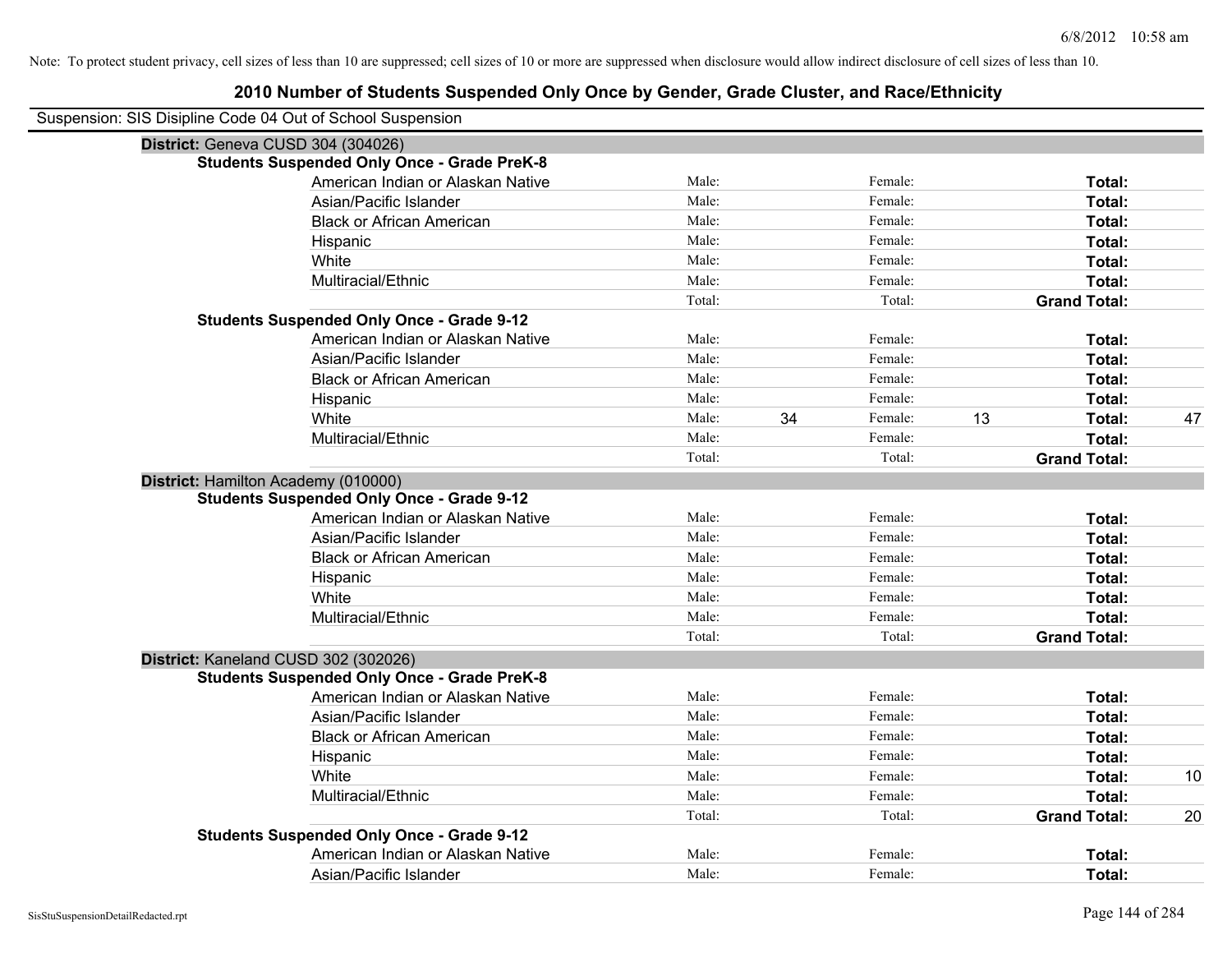Note: To protect student privacy, cell sizes of less than 10 are suppressed; cell sizes of 10 or more are suppressed when disclosure would allow indirect disclosure of cell sizes of less than 10.

# 2010 Number of Students Suspended Only Once by Gender, Grade Cluster, and Race/Ethnicity

Suspension: SIS Disipline Code 04 Out of School Suspension

## District: Geneva CUSD 304 (304026)

### Students Suspended Only Once - Grade PreK-8

| Race/Ethnicity | | Male | | Female | | Total |
|---|---|---|---|---|---|---|
| American Indian or Alaskan Native | Male: | | Female: | | **Total:** | |
| Asian/Pacific Islander | Male: | | Female: | | **Total:** | |
| Black or African American | Male: | | Female: | | **Total:** | |
| Hispanic | Male: | | Female: | | **Total:** | |
| White | Male: | | Female: | | **Total:** | |
| Multiracial/Ethnic | Male: | | Female: | | **Total:** | |
| | Total: | | Total: | | **Grand Total:** | |

### Students Suspended Only Once - Grade 9-12

| Race/Ethnicity | | Male | | Female | | Total |
|---|---|---|---|---|---|---|
| American Indian or Alaskan Native | Male: | | Female: | | **Total:** | |
| Asian/Pacific Islander | Male: | | Female: | | **Total:** | |
| Black or African American | Male: | | Female: | | **Total:** | |
| Hispanic | Male: | | Female: | | **Total:** | |
| White | Male: | 34 | Female: | 13 | **Total:** | 47 |
| Multiracial/Ethnic | Male: | | Female: | | **Total:** | |
| | Total: | | Total: | | **Grand Total:** | |

## District: Hamilton Academy (010000)

### Students Suspended Only Once - Grade 9-12

| Race/Ethnicity | | Male | | Female | | Total |
|---|---|---|---|---|---|---|
| American Indian or Alaskan Native | Male: | | Female: | | **Total:** | |
| Asian/Pacific Islander | Male: | | Female: | | **Total:** | |
| Black or African American | Male: | | Female: | | **Total:** | |
| Hispanic | Male: | | Female: | | **Total:** | |
| White | Male: | | Female: | | **Total:** | |
| Multiracial/Ethnic | Male: | | Female: | | **Total:** | |
| | Total: | | Total: | | **Grand Total:** | |

## District: Kaneland CUSD 302 (302026)

### Students Suspended Only Once - Grade PreK-8

| Race/Ethnicity | | Male | | Female | | Total |
|---|---|---|---|---|---|---|
| American Indian or Alaskan Native | Male: | | Female: | | **Total:** | |
| Asian/Pacific Islander | Male: | | Female: | | **Total:** | |
| Black or African American | Male: | | Female: | | **Total:** | |
| Hispanic | Male: | | Female: | | **Total:** | |
| White | Male: | | Female: | | **Total:** | 10 |
| Multiracial/Ethnic | Male: | | Female: | | **Total:** | |
| | Total: | | Total: | | **Grand Total:** | 20 |

### Students Suspended Only Once - Grade 9-12

| Race/Ethnicity | | Male | | Female | | Total |
|---|---|---|---|---|---|---|
| American Indian or Alaskan Native | Male: | | Female: | | **Total:** | |
| Asian/Pacific Islander | Male: | | Female: | | **Total:** | |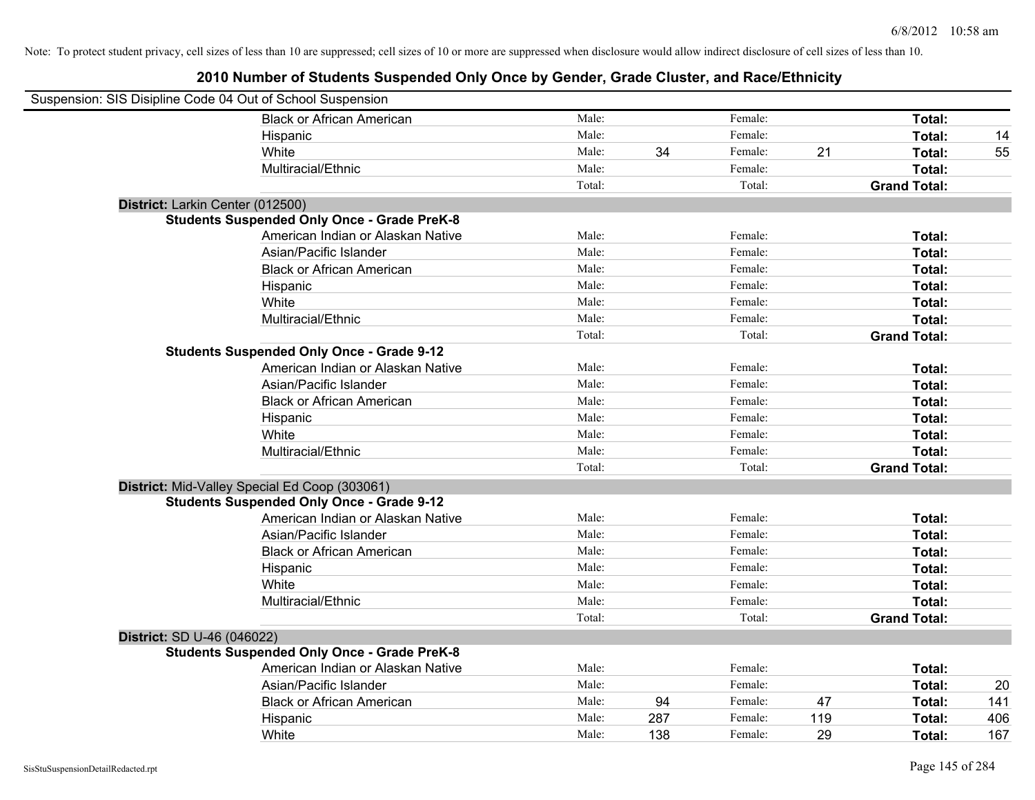Note: To protect student privacy, cell sizes of less than 10 are suppressed; cell sizes of 10 or more are suppressed when disclosure would allow indirect disclosure of cell sizes of less than 10.

## 2010 Number of Students Suspended Only Once by Gender, Grade Cluster, and Race/Ethnicity

Suspension: SIS Disipline Code 04 Out of School Suspension

| | | | | | | |
|---|---|---|---|---|---|---|
| Black or African American | Male: | | Female: | | **Total:** | |
| Hispanic | Male: | | Female: | | **Total:** | 14 |
| White | Male: | 34 | Female: | 21 | **Total:** | 55 |
| Multiracial/Ethnic | Male: | | Female: | | **Total:** | |
| | Total: | | Total: | | **Grand Total:** | |

**District:** Larkin Center (012500)

**Students Suspended Only Once - Grade PreK-8**

| | | | | | | |
|---|---|---|---|---|---|---|
| American Indian or Alaskan Native | Male: | | Female: | | **Total:** | |
| Asian/Pacific Islander | Male: | | Female: | | **Total:** | |
| Black or African American | Male: | | Female: | | **Total:** | |
| Hispanic | Male: | | Female: | | **Total:** | |
| White | Male: | | Female: | | **Total:** | |
| Multiracial/Ethnic | Male: | | Female: | | **Total:** | |
| | Total: | | Total: | | **Grand Total:** | |

**Students Suspended Only Once - Grade 9-12**

| | | | | | | |
|---|---|---|---|---|---|---|
| American Indian or Alaskan Native | Male: | | Female: | | **Total:** | |
| Asian/Pacific Islander | Male: | | Female: | | **Total:** | |
| Black or African American | Male: | | Female: | | **Total:** | |
| Hispanic | Male: | | Female: | | **Total:** | |
| White | Male: | | Female: | | **Total:** | |
| Multiracial/Ethnic | Male: | | Female: | | **Total:** | |
| | Total: | | Total: | | **Grand Total:** | |

**District:** Mid-Valley Special Ed Coop (303061)

**Students Suspended Only Once - Grade 9-12**

| | | | | | | |
|---|---|---|---|---|---|---|
| American Indian or Alaskan Native | Male: | | Female: | | **Total:** | |
| Asian/Pacific Islander | Male: | | Female: | | **Total:** | |
| Black or African American | Male: | | Female: | | **Total:** | |
| Hispanic | Male: | | Female: | | **Total:** | |
| White | Male: | | Female: | | **Total:** | |
| Multiracial/Ethnic | Male: | | Female: | | **Total:** | |
| | Total: | | Total: | | **Grand Total:** | |

**District:** SD U-46 (046022)

**Students Suspended Only Once - Grade PreK-8**

| | | | | | | |
|---|---|---|---|---|---|---|
| American Indian or Alaskan Native | Male: | | Female: | | **Total:** | |
| Asian/Pacific Islander | Male: | | Female: | | **Total:** | 20 |
| Black or African American | Male: | 94 | Female: | 47 | **Total:** | 141 |
| Hispanic | Male: | 287 | Female: | 119 | **Total:** | 406 |
| White | Male: | 138 | Female: | 29 | **Total:** | 167 |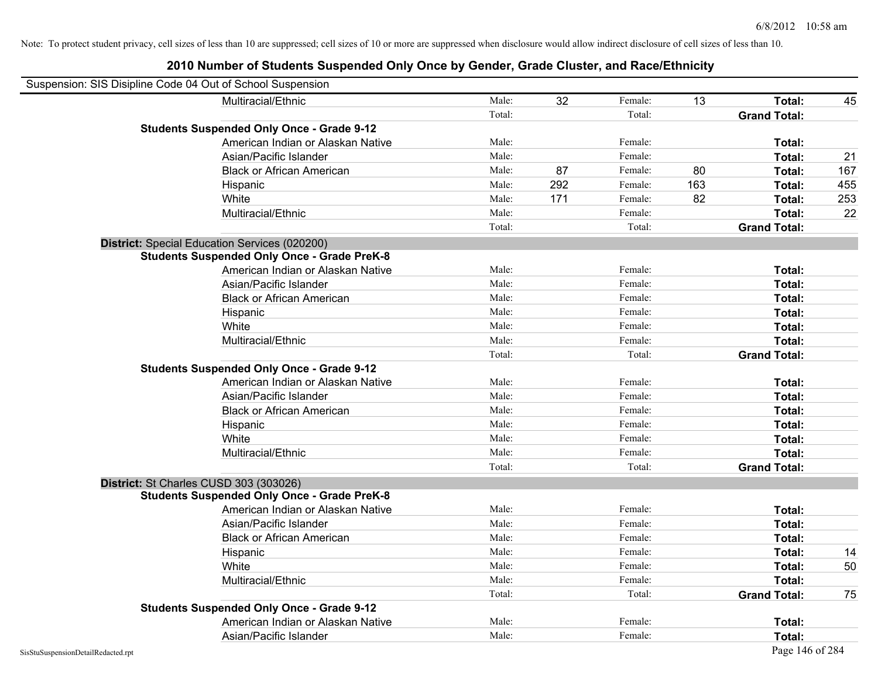Note: To protect student privacy, cell sizes of less than 10 are suppressed; cell sizes of 10 or more are suppressed when disclosure would allow indirect disclosure of cell sizes of less than 10.

# 2010 Number of Students Suspended Only Once by Gender, Grade Cluster, and Race/Ethnicity

Suspension: SIS Disipline Code 04 Out of School Suspension

| | | | | | | |
|---|---|---|---|---|---|---|
| Multiracial/Ethnic | Male: | 32 | Female: | 13 | **Total:** | 45 |
| | Total: | | Total: | | **Grand Total:** | |
| **Students Suspended Only Once - Grade 9-12** | | | | | | |
| American Indian or Alaskan Native | Male: | | Female: | | **Total:** | |
| Asian/Pacific Islander | Male: | | Female: | | **Total:** | 21 |
| Black or African American | Male: | 87 | Female: | 80 | **Total:** | 167 |
| Hispanic | Male: | 292 | Female: | 163 | **Total:** | 455 |
| White | Male: | 171 | Female: | 82 | **Total:** | 253 |
| Multiracial/Ethnic | Male: | | Female: | | **Total:** | 22 |
| | Total: | | Total: | | **Grand Total:** | |

**District:** Special Education Services (020200)

| | | | | | | |
|---|---|---|---|---|---|---|
| **Students Suspended Only Once - Grade PreK-8** | | | | | | |
| American Indian or Alaskan Native | Male: | | Female: | | **Total:** | |
| Asian/Pacific Islander | Male: | | Female: | | **Total:** | |
| Black or African American | Male: | | Female: | | **Total:** | |
| Hispanic | Male: | | Female: | | **Total:** | |
| White | Male: | | Female: | | **Total:** | |
| Multiracial/Ethnic | Male: | | Female: | | **Total:** | |
| | Total: | | Total: | | **Grand Total:** | |
| **Students Suspended Only Once - Grade 9-12** | | | | | | |
| American Indian or Alaskan Native | Male: | | Female: | | **Total:** | |
| Asian/Pacific Islander | Male: | | Female: | | **Total:** | |
| Black or African American | Male: | | Female: | | **Total:** | |
| Hispanic | Male: | | Female: | | **Total:** | |
| White | Male: | | Female: | | **Total:** | |
| Multiracial/Ethnic | Male: | | Female: | | **Total:** | |
| | Total: | | Total: | | **Grand Total:** | |

**District:** St Charles CUSD 303 (303026)

| | | | | | | |
|---|---|---|---|---|---|---|
| **Students Suspended Only Once - Grade PreK-8** | | | | | | |
| American Indian or Alaskan Native | Male: | | Female: | | **Total:** | |
| Asian/Pacific Islander | Male: | | Female: | | **Total:** | |
| Black or African American | Male: | | Female: | | **Total:** | |
| Hispanic | Male: | | Female: | | **Total:** | 14 |
| White | Male: | | Female: | | **Total:** | 50 |
| Multiracial/Ethnic | Male: | | Female: | | **Total:** | |
| | Total: | | Total: | | **Grand Total:** | 75 |
| **Students Suspended Only Once - Grade 9-12** | | | | | | |
| American Indian or Alaskan Native | Male: | | Female: | | **Total:** | |
| Asian/Pacific Islander | Male: | | Female: | | **Total:** | |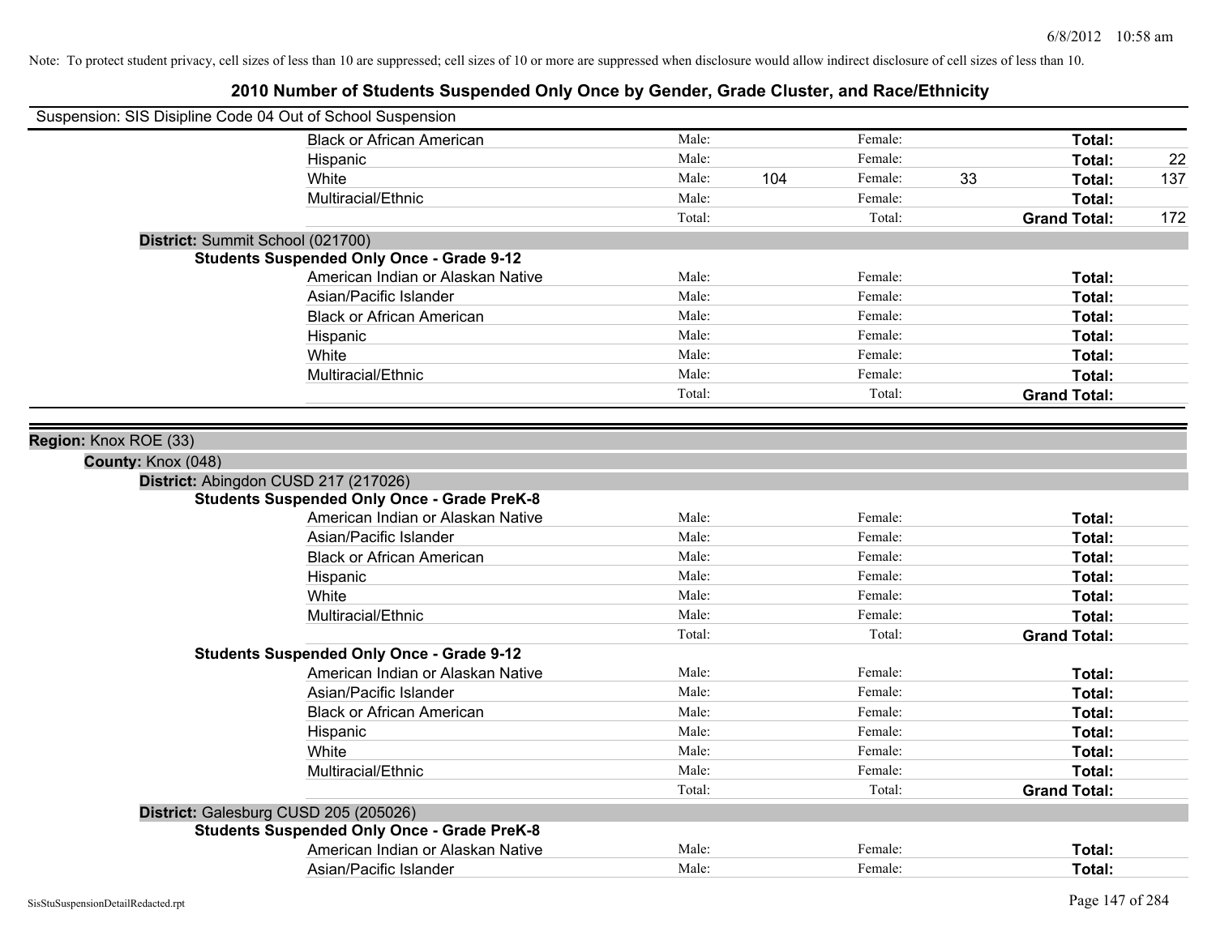Note: To protect student privacy, cell sizes of less than 10 are suppressed; cell sizes of 10 or more are suppressed when disclosure would allow indirect disclosure of cell sizes of less than 10.

# 2010 Number of Students Suspended Only Once by Gender, Grade Cluster, and Race/Ethnicity

Suspension: SIS Disipline Code 04 Out of School Suspension

| | | | | | |
|---|---|---|---|---|---|
| Black or African American | Male: | | Female: | | Total: |
| Hispanic | Male: | | Female: | | Total: 22 |
| White | Male: 104 | | Female: 33 | | Total: 137 |
| Multiracial/Ethnic | Male: | | Female: | | Total: |
| | Total: | | Total: | | Grand Total: 172 |

**District:** Summit School (021700)

**Students Suspended Only Once - Grade 9-12**

| | | | |
|---|---|---|---|
| American Indian or Alaskan Native | Male: | Female: | Total: |
| Asian/Pacific Islander | Male: | Female: | Total: |
| Black or African American | Male: | Female: | Total: |
| Hispanic | Male: | Female: | Total: |
| White | Male: | Female: | Total: |
| Multiracial/Ethnic | Male: | Female: | Total: |
| | Total: | Total: | Grand Total: |

**Region:** Knox ROE (33)

**County:** Knox (048)

**District:** Abingdon CUSD 217 (217026)

**Students Suspended Only Once - Grade PreK-8**

| | | | |
|---|---|---|---|
| American Indian or Alaskan Native | Male: | Female: | Total: |
| Asian/Pacific Islander | Male: | Female: | Total: |
| Black or African American | Male: | Female: | Total: |
| Hispanic | Male: | Female: | Total: |
| White | Male: | Female: | Total: |
| Multiracial/Ethnic | Male: | Female: | Total: |
| | Total: | Total: | Grand Total: |

**Students Suspended Only Once - Grade 9-12**

| | | | |
|---|---|---|---|
| American Indian or Alaskan Native | Male: | Female: | Total: |
| Asian/Pacific Islander | Male: | Female: | Total: |
| Black or African American | Male: | Female: | Total: |
| Hispanic | Male: | Female: | Total: |
| White | Male: | Female: | Total: |
| Multiracial/Ethnic | Male: | Female: | Total: |
| | Total: | Total: | Grand Total: |

**District:** Galesburg CUSD 205 (205026)

**Students Suspended Only Once - Grade PreK-8**

| | | | |
|---|---|---|---|
| American Indian or Alaskan Native | Male: | Female: | Total: |
| Asian/Pacific Islander | Male: | Female: | Total: |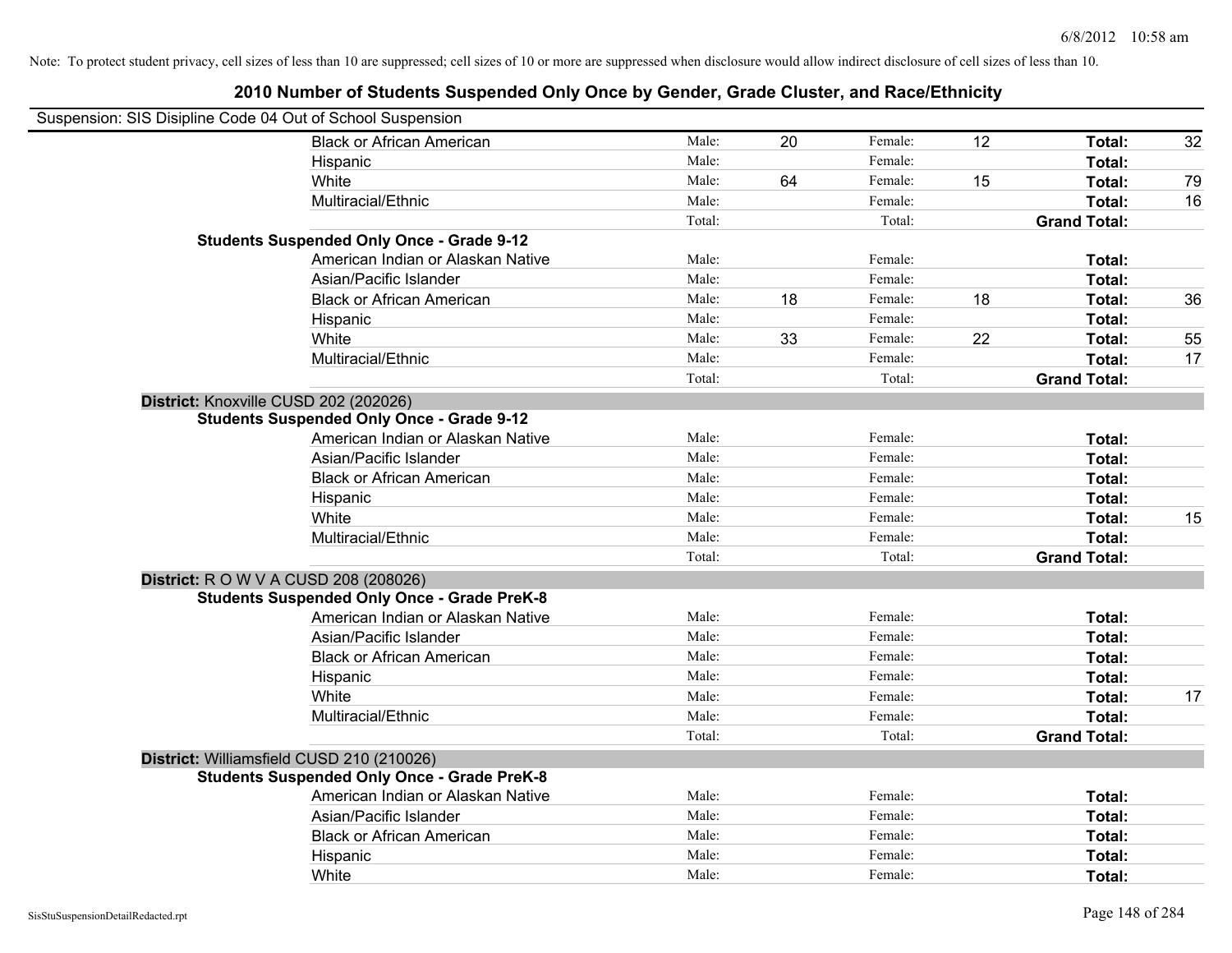Note: To protect student privacy, cell sizes of less than 10 are suppressed; cell sizes of 10 or more are suppressed when disclosure would allow indirect disclosure of cell sizes of less than 10.

## 2010 Number of Students Suspended Only Once by Gender, Grade Cluster, and Race/Ethnicity

Suspension: SIS Disipline Code 04 Out of School Suspension

| | | | | | | | |
|---|---|---|---|---|---|---|---|
| Black or African American | Male: | 20 | Female: | 12 | Total: | 32 |
| Hispanic | Male: | | Female: | | Total: | |
| White | Male: | 64 | Female: | 15 | Total: | 79 |
| Multiracial/Ethnic | Male: | | Female: | | Total: | 16 |
| | Total: | | Total: | | Grand Total: | |

**Students Suspended Only Once - Grade 9-12**

| | | | | | | |
|---|---|---|---|---|---|---|
| American Indian or Alaskan Native | Male: | | Female: | | Total: | |
| Asian/Pacific Islander | Male: | | Female: | | Total: | |
| Black or African American | Male: | 18 | Female: | 18 | Total: | 36 |
| Hispanic | Male: | | Female: | | Total: | |
| White | Male: | 33 | Female: | 22 | Total: | 55 |
| Multiracial/Ethnic | Male: | | Female: | | Total: | 17 |
| | Total: | | Total: | | Grand Total: | |

**District:** Knoxville CUSD 202 (202026)

**Students Suspended Only Once - Grade 9-12**

| | | | | | | |
|---|---|---|---|---|---|---|
| American Indian or Alaskan Native | Male: | | Female: | | Total: | |
| Asian/Pacific Islander | Male: | | Female: | | Total: | |
| Black or African American | Male: | | Female: | | Total: | |
| Hispanic | Male: | | Female: | | Total: | |
| White | Male: | | Female: | | Total: | 15 |
| Multiracial/Ethnic | Male: | | Female: | | Total: | |
| | Total: | | Total: | | Grand Total: | |

**District:** R O W V A CUSD 208 (208026)

**Students Suspended Only Once - Grade PreK-8**

| | | | | | | |
|---|---|---|---|---|---|---|
| American Indian or Alaskan Native | Male: | | Female: | | Total: | |
| Asian/Pacific Islander | Male: | | Female: | | Total: | |
| Black or African American | Male: | | Female: | | Total: | |
| Hispanic | Male: | | Female: | | Total: | |
| White | Male: | | Female: | | Total: | 17 |
| Multiracial/Ethnic | Male: | | Female: | | Total: | |
| | Total: | | Total: | | Grand Total: | |

**District:** Williamsfield CUSD 210 (210026)

**Students Suspended Only Once - Grade PreK-8**

| | | | | | | |
|---|---|---|---|---|---|---|
| American Indian or Alaskan Native | Male: | | Female: | | Total: | |
| Asian/Pacific Islander | Male: | | Female: | | Total: | |
| Black or African American | Male: | | Female: | | Total: | |
| Hispanic | Male: | | Female: | | Total: | |
| White | Male: | | Female: | | Total: | |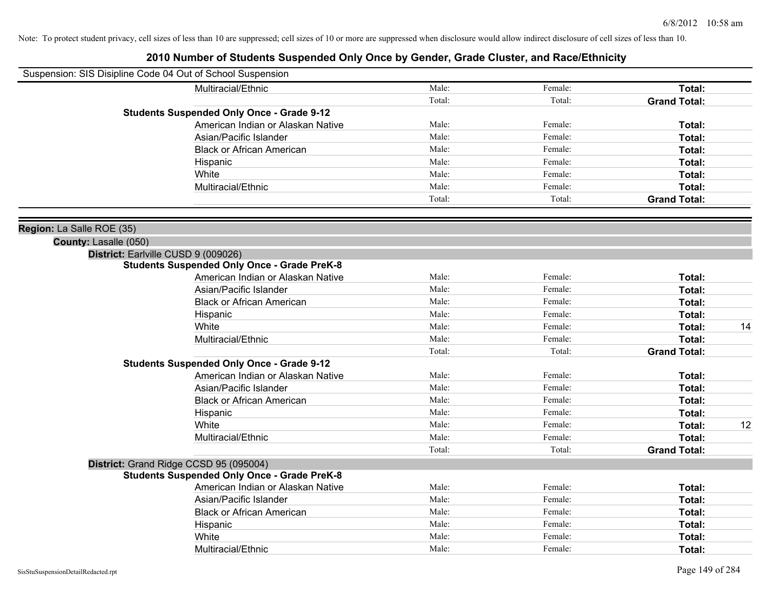Note: To protect student privacy, cell sizes of less than 10 are suppressed; cell sizes of 10 or more are suppressed when disclosure would allow indirect disclosure of cell sizes of less than 10.

# 2010 Number of Students Suspended Only Once by Gender, Grade Cluster, and Race/Ethnicity

Suspension: SIS Disipline Code 04 Out of School Suspension

| | Male | Female | Total |
|---|---|---|---|
| Multiracial/Ethnic | Male: | Female: | **Total:** |
| | Total: | Total: | **Grand Total:** |

**Students Suspended Only Once - Grade 9-12**

| | Male | Female | Total |
|---|---|---|---|
| American Indian or Alaskan Native | Male: | Female: | **Total:** |
| Asian/Pacific Islander | Male: | Female: | **Total:** |
| Black or African American | Male: | Female: | **Total:** |
| Hispanic | Male: | Female: | **Total:** |
| White | Male: | Female: | **Total:** |
| Multiracial/Ethnic | Male: | Female: | **Total:** |
| | Total: | Total: | **Grand Total:** |

**Region:** La Salle ROE (35)

**County:** Lasalle (050)

**District:** Earlville CUSD 9 (009026)

**Students Suspended Only Once - Grade PreK-8**

| | Male | Female | Total | |
|---|---|---|---|---|
| American Indian or Alaskan Native | Male: | Female: | **Total:** | |
| Asian/Pacific Islander | Male: | Female: | **Total:** | |
| Black or African American | Male: | Female: | **Total:** | |
| Hispanic | Male: | Female: | **Total:** | |
| White | Male: | Female: | **Total:** | 14 |
| Multiracial/Ethnic | Male: | Female: | **Total:** | |
| | Total: | Total: | **Grand Total:** | |

**Students Suspended Only Once - Grade 9-12**

| | Male | Female | Total | |
|---|---|---|---|---|
| American Indian or Alaskan Native | Male: | Female: | **Total:** | |
| Asian/Pacific Islander | Male: | Female: | **Total:** | |
| Black or African American | Male: | Female: | **Total:** | |
| Hispanic | Male: | Female: | **Total:** | |
| White | Male: | Female: | **Total:** | 12 |
| Multiracial/Ethnic | Male: | Female: | **Total:** | |
| | Total: | Total: | **Grand Total:** | |

**District:** Grand Ridge CCSD 95 (095004)

**Students Suspended Only Once - Grade PreK-8**

| | Male | Female | Total |
|---|---|---|---|
| American Indian or Alaskan Native | Male: | Female: | **Total:** |
| Asian/Pacific Islander | Male: | Female: | **Total:** |
| Black or African American | Male: | Female: | **Total:** |
| Hispanic | Male: | Female: | **Total:** |
| White | Male: | Female: | **Total:** |
| Multiracial/Ethnic | Male: | Female: | **Total:** |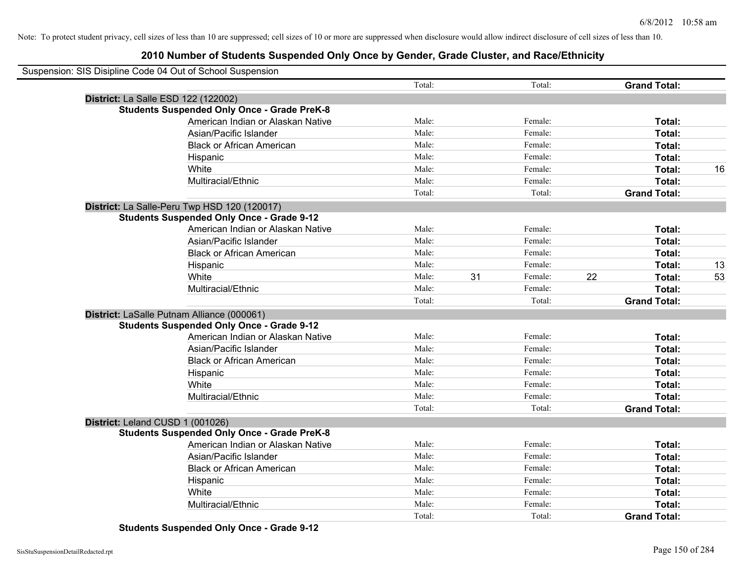Note: To protect student privacy, cell sizes of less than 10 are suppressed; cell sizes of 10 or more are suppressed when disclosure would allow indirect disclosure of cell sizes of less than 10.

## 2010 Number of Students Suspended Only Once by Gender, Grade Cluster, and Race/Ethnicity

Suspension: SIS Disipline Code 04 Out of School Suspension

| | | | | | | |
|---|---|---|---|---|---|---|
| | Total: | | Total: | | **Grand Total:** | |
| **District:** La Salle ESD 122 (122002) | | | | | | |
| **Students Suspended Only Once - Grade PreK-8** | | | | | | |
| American Indian or Alaskan Native | Male: | | Female: | | **Total:** | |
| Asian/Pacific Islander | Male: | | Female: | | **Total:** | |
| Black or African American | Male: | | Female: | | **Total:** | |
| Hispanic | Male: | | Female: | | **Total:** | |
| White | Male: | | Female: | | **Total:** | 16 |
| Multiracial/Ethnic | Male: | | Female: | | **Total:** | |
| | Total: | | Total: | | **Grand Total:** | |
| **District:** La Salle-Peru Twp HSD 120 (120017) | | | | | | |
| **Students Suspended Only Once - Grade 9-12** | | | | | | |
| American Indian or Alaskan Native | Male: | | Female: | | **Total:** | |
| Asian/Pacific Islander | Male: | | Female: | | **Total:** | |
| Black or African American | Male: | | Female: | | **Total:** | |
| Hispanic | Male: | | Female: | | **Total:** | 13 |
| White | Male: | 31 | Female: | 22 | **Total:** | 53 |
| Multiracial/Ethnic | Male: | | Female: | | **Total:** | |
| | Total: | | Total: | | **Grand Total:** | |
| **District:** LaSalle Putnam Alliance (000061) | | | | | | |
| **Students Suspended Only Once - Grade 9-12** | | | | | | |
| American Indian or Alaskan Native | Male: | | Female: | | **Total:** | |
| Asian/Pacific Islander | Male: | | Female: | | **Total:** | |
| Black or African American | Male: | | Female: | | **Total:** | |
| Hispanic | Male: | | Female: | | **Total:** | |
| White | Male: | | Female: | | **Total:** | |
| Multiracial/Ethnic | Male: | | Female: | | **Total:** | |
| | Total: | | Total: | | **Grand Total:** | |
| **District:** Leland CUSD 1 (001026) | | | | | | |
| **Students Suspended Only Once - Grade PreK-8** | | | | | | |
| American Indian or Alaskan Native | Male: | | Female: | | **Total:** | |
| Asian/Pacific Islander | Male: | | Female: | | **Total:** | |
| Black or African American | Male: | | Female: | | **Total:** | |
| Hispanic | Male: | | Female: | | **Total:** | |
| White | Male: | | Female: | | **Total:** | |
| Multiracial/Ethnic | Male: | | Female: | | **Total:** | |
| | Total: | | Total: | | **Grand Total:** | |
| **Students Suspended Only Once - Grade 9-12** | | | | | | |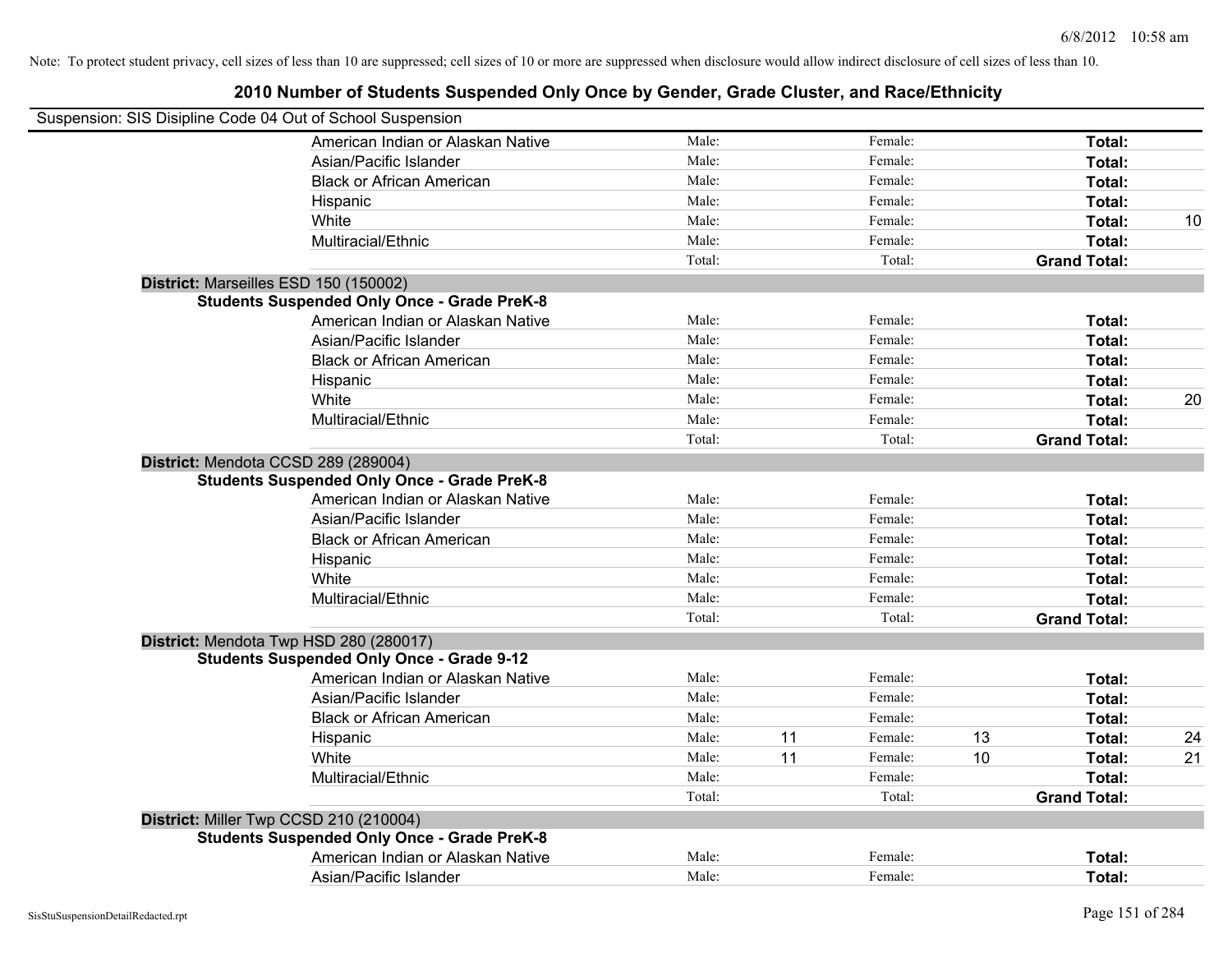Note: To protect student privacy, cell sizes of less than 10 are suppressed; cell sizes of 10 or more are suppressed when disclosure would allow indirect disclosure of cell sizes of less than 10.

# 2010 Number of Students Suspended Only Once by Gender, Grade Cluster, and Race/Ethnicity

Suspension: SIS Disipline Code 04 Out of School Suspension

| | | | | | | |
|---|---|---|---|---|---|---|
| American Indian or Alaskan Native | Male: | | Female: | | **Total:** | |
| Asian/Pacific Islander | Male: | | Female: | | **Total:** | |
| Black or African American | Male: | | Female: | | **Total:** | |
| Hispanic | Male: | | Female: | | **Total:** | |
| White | Male: | | Female: | | **Total:** | 10 |
| Multiracial/Ethnic | Male: | | Female: | | **Total:** | |
| | Total: | | Total: | | **Grand Total:** | |

**District:** Marseilles ESD 150 (150002)

**Students Suspended Only Once - Grade PreK-8**

| | | | | | | |
|---|---|---|---|---|---|---|
| American Indian or Alaskan Native | Male: | | Female: | | **Total:** | |
| Asian/Pacific Islander | Male: | | Female: | | **Total:** | |
| Black or African American | Male: | | Female: | | **Total:** | |
| Hispanic | Male: | | Female: | | **Total:** | |
| White | Male: | | Female: | | **Total:** | 20 |
| Multiracial/Ethnic | Male: | | Female: | | **Total:** | |
| | Total: | | Total: | | **Grand Total:** | |

**District:** Mendota CCSD 289 (289004)

**Students Suspended Only Once - Grade PreK-8**

| | | | | | | |
|---|---|---|---|---|---|---|
| American Indian or Alaskan Native | Male: | | Female: | | **Total:** | |
| Asian/Pacific Islander | Male: | | Female: | | **Total:** | |
| Black or African American | Male: | | Female: | | **Total:** | |
| Hispanic | Male: | | Female: | | **Total:** | |
| White | Male: | | Female: | | **Total:** | |
| Multiracial/Ethnic | Male: | | Female: | | **Total:** | |
| | Total: | | Total: | | **Grand Total:** | |

**District:** Mendota Twp HSD 280 (280017)

**Students Suspended Only Once - Grade 9-12**

| | | | | | | |
|---|---|---|---|---|---|---|
| American Indian or Alaskan Native | Male: | | Female: | | **Total:** | |
| Asian/Pacific Islander | Male: | | Female: | | **Total:** | |
| Black or African American | Male: | | Female: | | **Total:** | |
| Hispanic | Male: | 11 | Female: | 13 | **Total:** | 24 |
| White | Male: | 11 | Female: | 10 | **Total:** | 21 |
| Multiracial/Ethnic | Male: | | Female: | | **Total:** | |
| | Total: | | Total: | | **Grand Total:** | |

**District:** Miller Twp CCSD 210 (210004)

**Students Suspended Only Once - Grade PreK-8**

| | | | | | | |
|---|---|---|---|---|---|---|
| American Indian or Alaskan Native | Male: | | Female: | | **Total:** | |
| Asian/Pacific Islander | Male: | | Female: | | **Total:** | |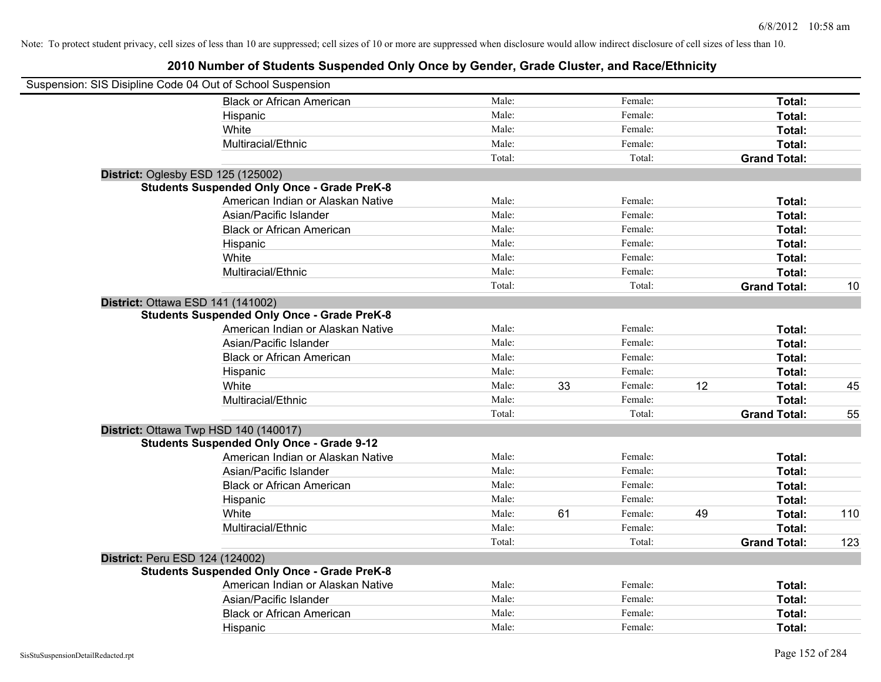Note: To protect student privacy, cell sizes of less than 10 are suppressed; cell sizes of 10 or more are suppressed when disclosure would allow indirect disclosure of cell sizes of less than 10.

# 2010 Number of Students Suspended Only Once by Gender, Grade Cluster, and Race/Ethnicity

Suspension: SIS Disipline Code 04 Out of School Suspension

| | | | | | | | |
|---|---|---|---|---|---|---|---|
| Black or African American | Male: | | Female: | | **Total:** | |
| Hispanic | Male: | | Female: | | **Total:** | |
| White | Male: | | Female: | | **Total:** | |
| Multiracial/Ethnic | Male: | | Female: | | **Total:** | |
| | Total: | | Total: | | **Grand Total:** | |

**District:** Oglesby ESD 125 (125002)

**Students Suspended Only Once - Grade PreK-8**

| | | | | | | |
|---|---|---|---|---|---|---|
| American Indian or Alaskan Native | Male: | | Female: | | **Total:** | |
| Asian/Pacific Islander | Male: | | Female: | | **Total:** | |
| Black or African American | Male: | | Female: | | **Total:** | |
| Hispanic | Male: | | Female: | | **Total:** | |
| White | Male: | | Female: | | **Total:** | |
| Multiracial/Ethnic | Male: | | Female: | | **Total:** | |
| | Total: | | Total: | | **Grand Total:** | 10 |

**District:** Ottawa ESD 141 (141002)

**Students Suspended Only Once - Grade PreK-8**

| | | | | | | |
|---|---|---|---|---|---|---|
| American Indian or Alaskan Native | Male: | | Female: | | **Total:** | |
| Asian/Pacific Islander | Male: | | Female: | | **Total:** | |
| Black or African American | Male: | | Female: | | **Total:** | |
| Hispanic | Male: | | Female: | | **Total:** | |
| White | Male: | 33 | Female: | 12 | **Total:** | 45 |
| Multiracial/Ethnic | Male: | | Female: | | **Total:** | |
| | Total: | | Total: | | **Grand Total:** | 55 |

**District:** Ottawa Twp HSD 140 (140017)

**Students Suspended Only Once - Grade 9-12**

| | | | | | | |
|---|---|---|---|---|---|---|
| American Indian or Alaskan Native | Male: | | Female: | | **Total:** | |
| Asian/Pacific Islander | Male: | | Female: | | **Total:** | |
| Black or African American | Male: | | Female: | | **Total:** | |
| Hispanic | Male: | | Female: | | **Total:** | |
| White | Male: | 61 | Female: | 49 | **Total:** | 110 |
| Multiracial/Ethnic | Male: | | Female: | | **Total:** | |
| | Total: | | Total: | | **Grand Total:** | 123 |

**District:** Peru ESD 124 (124002)

**Students Suspended Only Once - Grade PreK-8**

| | | | | | | |
|---|---|---|---|---|---|---|
| American Indian or Alaskan Native | Male: | | Female: | | **Total:** | |
| Asian/Pacific Islander | Male: | | Female: | | **Total:** | |
| Black or African American | Male: | | Female: | | **Total:** | |
| Hispanic | Male: | | Female: | | **Total:** | |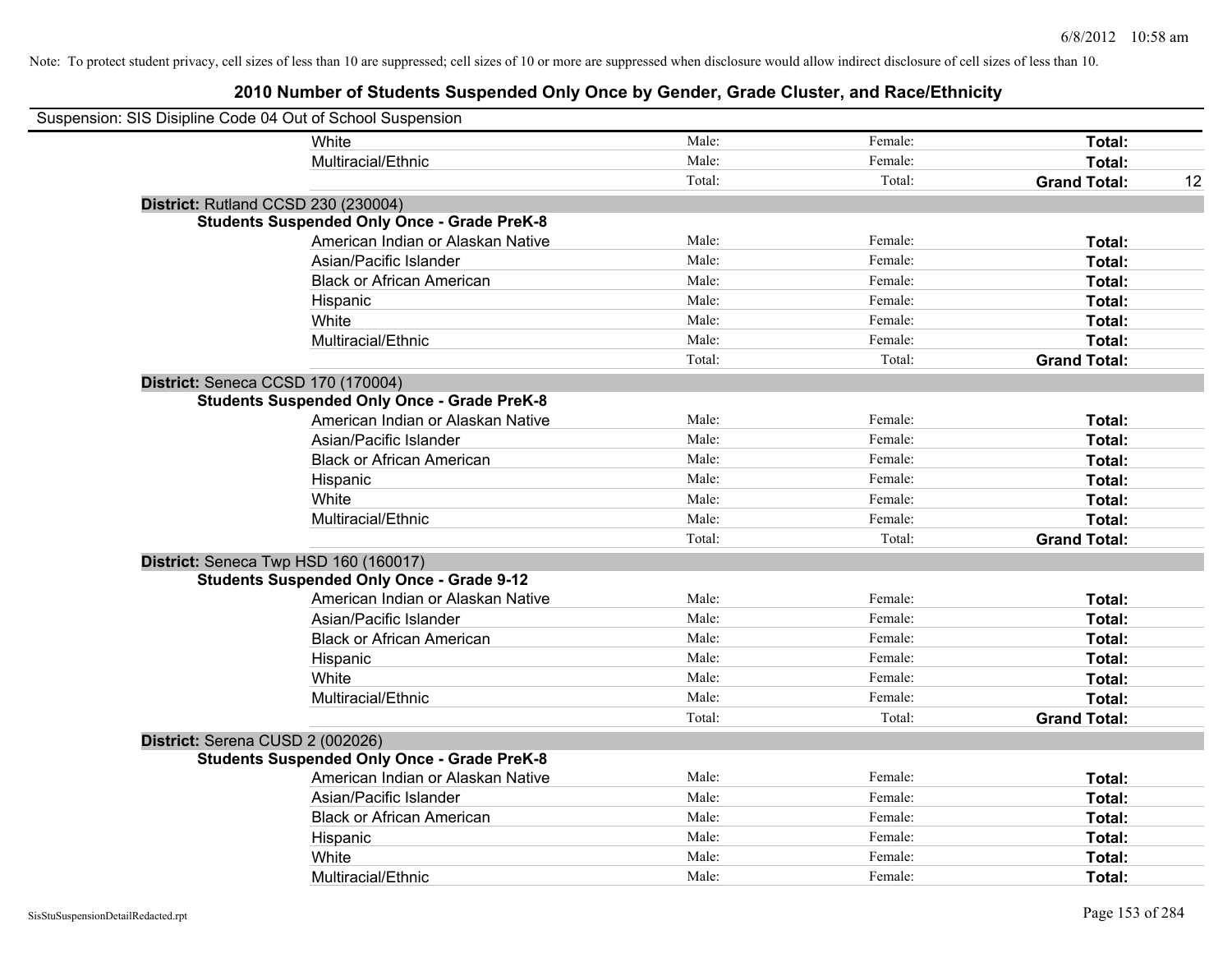Note: To protect student privacy, cell sizes of less than 10 are suppressed; cell sizes of 10 or more are suppressed when disclosure would allow indirect disclosure of cell sizes of less than 10.

# 2010 Number of Students Suspended Only Once by Gender, Grade Cluster, and Race/Ethnicity

Suspension: SIS Disipline Code 04 Out of School Suspension

| | | | | | |
|---|---|---|---|---|---|
| | White | Male: | Female: | **Total:** | |
| | Multiracial/Ethnic | Male: | Female: | **Total:** | |
| | | Total: | Total: | **Grand Total:** | 12 |
| **District:** Rutland CCSD 230 (230004) | | | | | |
| **Students Suspended Only Once - Grade PreK-8** | | | | | |
| | American Indian or Alaskan Native | Male: | Female: | **Total:** | |
| | Asian/Pacific Islander | Male: | Female: | **Total:** | |
| | Black or African American | Male: | Female: | **Total:** | |
| | Hispanic | Male: | Female: | **Total:** | |
| | White | Male: | Female: | **Total:** | |
| | Multiracial/Ethnic | Male: | Female: | **Total:** | |
| | | Total: | Total: | **Grand Total:** | |
| **District:** Seneca CCSD 170 (170004) | | | | | |
| **Students Suspended Only Once - Grade PreK-8** | | | | | |
| | American Indian or Alaskan Native | Male: | Female: | **Total:** | |
| | Asian/Pacific Islander | Male: | Female: | **Total:** | |
| | Black or African American | Male: | Female: | **Total:** | |
| | Hispanic | Male: | Female: | **Total:** | |
| | White | Male: | Female: | **Total:** | |
| | Multiracial/Ethnic | Male: | Female: | **Total:** | |
| | | Total: | Total: | **Grand Total:** | |
| **District:** Seneca Twp HSD 160 (160017) | | | | | |
| **Students Suspended Only Once - Grade 9-12** | | | | | |
| | American Indian or Alaskan Native | Male: | Female: | **Total:** | |
| | Asian/Pacific Islander | Male: | Female: | **Total:** | |
| | Black or African American | Male: | Female: | **Total:** | |
| | Hispanic | Male: | Female: | **Total:** | |
| | White | Male: | Female: | **Total:** | |
| | Multiracial/Ethnic | Male: | Female: | **Total:** | |
| | | Total: | Total: | **Grand Total:** | |
| **District:** Serena CUSD 2 (002026) | | | | | |
| **Students Suspended Only Once - Grade PreK-8** | | | | | |
| | American Indian or Alaskan Native | Male: | Female: | **Total:** | |
| | Asian/Pacific Islander | Male: | Female: | **Total:** | |
| | Black or African American | Male: | Female: | **Total:** | |
| | Hispanic | Male: | Female: | **Total:** | |
| | White | Male: | Female: | **Total:** | |
| | Multiracial/Ethnic | Male: | Female: | **Total:** | |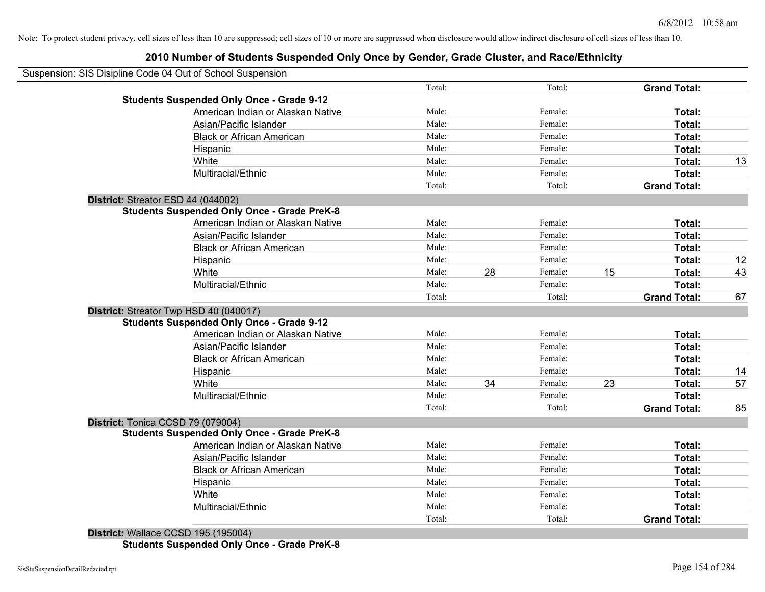Note: To protect student privacy, cell sizes of less than 10 are suppressed; cell sizes of 10 or more are suppressed when disclosure would allow indirect disclosure of cell sizes of less than 10.

# 2010 Number of Students Suspended Only Once by Gender, Grade Cluster, and Race/Ethnicity

Suspension: SIS Disipline Code 04 Out of School Suspension

| | | | | | | | |
|---|---|---|---|---|---|---|---|
| | Total: | | Total: | | **Grand Total:** | |
| **Students Suspended Only Once - Grade 9-12** | | | | | | |
| American Indian or Alaskan Native | Male: | | Female: | | **Total:** | |
| Asian/Pacific Islander | Male: | | Female: | | **Total:** | |
| Black or African American | Male: | | Female: | | **Total:** | |
| Hispanic | Male: | | Female: | | **Total:** | |
| White | Male: | | Female: | | **Total:** | 13 |
| Multiracial/Ethnic | Male: | | Female: | | **Total:** | |
| | Total: | | Total: | | **Grand Total:** | |

**District:** Streator ESD 44 (044002)

| | | | | | | |
|---|---|---|---|---|---|---|
| **Students Suspended Only Once - Grade PreK-8** | | | | | | |
| American Indian or Alaskan Native | Male: | | Female: | | **Total:** | |
| Asian/Pacific Islander | Male: | | Female: | | **Total:** | |
| Black or African American | Male: | | Female: | | **Total:** | |
| Hispanic | Male: | | Female: | | **Total:** | 12 |
| White | Male: | 28 | Female: | 15 | **Total:** | 43 |
| Multiracial/Ethnic | Male: | | Female: | | **Total:** | |
| | Total: | | Total: | | **Grand Total:** | 67 |

**District:** Streator Twp HSD 40 (040017)

| | | | | | | |
|---|---|---|---|---|---|---|
| **Students Suspended Only Once - Grade 9-12** | | | | | | |
| American Indian or Alaskan Native | Male: | | Female: | | **Total:** | |
| Asian/Pacific Islander | Male: | | Female: | | **Total:** | |
| Black or African American | Male: | | Female: | | **Total:** | |
| Hispanic | Male: | | Female: | | **Total:** | 14 |
| White | Male: | 34 | Female: | 23 | **Total:** | 57 |
| Multiracial/Ethnic | Male: | | Female: | | **Total:** | |
| | Total: | | Total: | | **Grand Total:** | 85 |

**District:** Tonica CCSD 79 (079004)

| | | | | | | |
|---|---|---|---|---|---|---|
| **Students Suspended Only Once - Grade PreK-8** | | | | | | |
| American Indian or Alaskan Native | Male: | | Female: | | **Total:** | |
| Asian/Pacific Islander | Male: | | Female: | | **Total:** | |
| Black or African American | Male: | | Female: | | **Total:** | |
| Hispanic | Male: | | Female: | | **Total:** | |
| White | Male: | | Female: | | **Total:** | |
| Multiracial/Ethnic | Male: | | Female: | | **Total:** | |
| | Total: | | Total: | | **Grand Total:** | |

**District:** Wallace CCSD 195 (195004)

**Students Suspended Only Once - Grade PreK-8**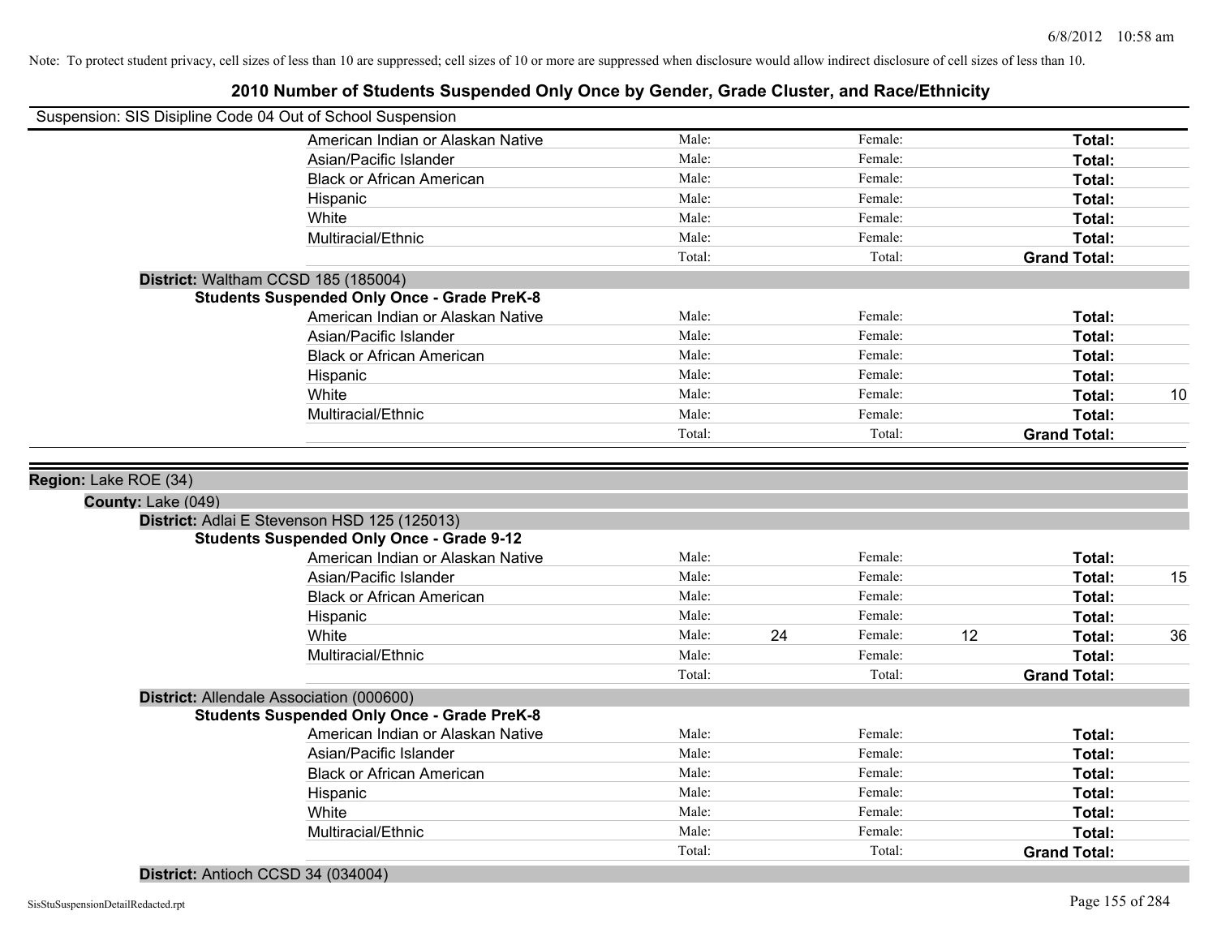Note: To protect student privacy, cell sizes of less than 10 are suppressed; cell sizes of 10 or more are suppressed when disclosure would allow indirect disclosure of cell sizes of less than 10.

# 2010 Number of Students Suspended Only Once by Gender, Grade Cluster, and Race/Ethnicity

Suspension: SIS Disipline Code 04 Out of School Suspension

| | Male: | | Female: | | | |
|---|---|---|---|---|---|---|
| American Indian or Alaskan Native | Male: | | Female: | | **Total:** | |
| Asian/Pacific Islander | Male: | | Female: | | **Total:** | |
| Black or African American | Male: | | Female: | | **Total:** | |
| Hispanic | Male: | | Female: | | **Total:** | |
| White | Male: | | Female: | | **Total:** | |
| Multiracial/Ethnic | Male: | | Female: | | **Total:** | |
| | Total: | | Total: | | **Grand Total:** | |

**District:** Waltham CCSD 185 (185004)

**Students Suspended Only Once - Grade PreK-8**

| | | | | | | |
|---|---|---|---|---|---|---|
| American Indian or Alaskan Native | Male: | | Female: | | **Total:** | |
| Asian/Pacific Islander | Male: | | Female: | | **Total:** | |
| Black or African American | Male: | | Female: | | **Total:** | |
| Hispanic | Male: | | Female: | | **Total:** | |
| White | Male: | | Female: | | **Total:** | 10 |
| Multiracial/Ethnic | Male: | | Female: | | **Total:** | |
| | Total: | | Total: | | **Grand Total:** | |

**Region:** Lake ROE (34)

**County:** Lake (049)

**District:** Adlai E Stevenson HSD 125 (125013)

**Students Suspended Only Once - Grade 9-12**

| | | | | | | |
|---|---|---|---|---|---|---|
| American Indian or Alaskan Native | Male: | | Female: | | **Total:** | |
| Asian/Pacific Islander | Male: | | Female: | | **Total:** | 15 |
| Black or African American | Male: | | Female: | | **Total:** | |
| Hispanic | Male: | | Female: | | **Total:** | |
| White | Male: | 24 | Female: | 12 | **Total:** | 36 |
| Multiracial/Ethnic | Male: | | Female: | | **Total:** | |
| | Total: | | Total: | | **Grand Total:** | |

**District:** Allendale Association (000600)

**Students Suspended Only Once - Grade PreK-8**

| | | | | | | |
|---|---|---|---|---|---|---|
| American Indian or Alaskan Native | Male: | | Female: | | **Total:** | |
| Asian/Pacific Islander | Male: | | Female: | | **Total:** | |
| Black or African American | Male: | | Female: | | **Total:** | |
| Hispanic | Male: | | Female: | | **Total:** | |
| White | Male: | | Female: | | **Total:** | |
| Multiracial/Ethnic | Male: | | Female: | | **Total:** | |
| | Total: | | Total: | | **Grand Total:** | |

**District:** Antioch CCSD 34 (034004)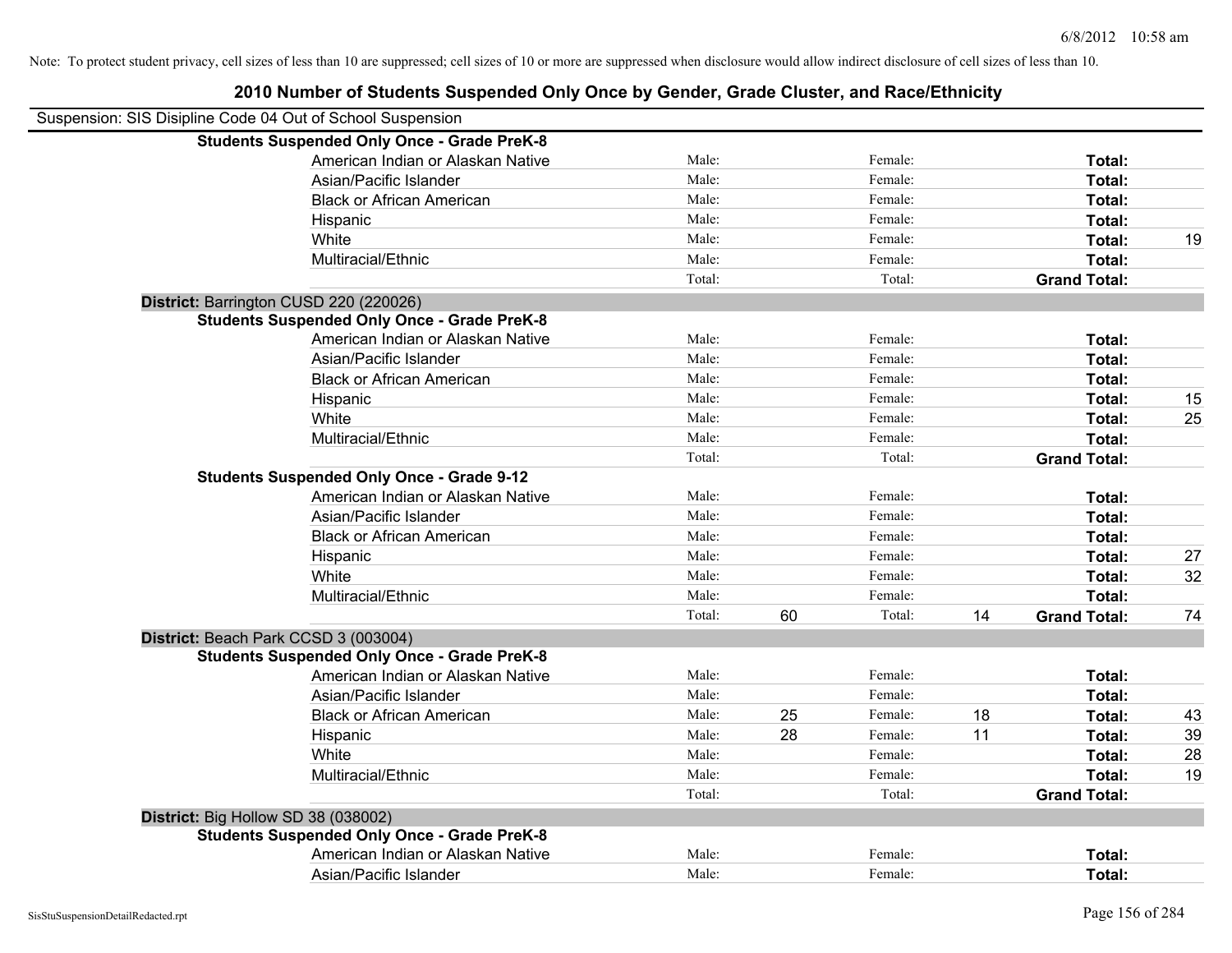Note: To protect student privacy, cell sizes of less than 10 are suppressed; cell sizes of 10 or more are suppressed when disclosure would allow indirect disclosure of cell sizes of less than 10.

## 2010 Number of Students Suspended Only Once by Gender, Grade Cluster, and Race/Ethnicity

Suspension: SIS Disipline Code 04 Out of School Suspension

| | | | | | | | |
|---|---|---|---|---|---|---|---|
| **Students Suspended Only Once - Grade PreK-8** | | | | | | | |
| American Indian or Alaskan Native | Male: | | Female: | | **Total:** | |
| Asian/Pacific Islander | Male: | | Female: | | **Total:** | |
| Black or African American | Male: | | Female: | | **Total:** | |
| Hispanic | Male: | | Female: | | **Total:** | |
| White | Male: | | Female: | | **Total:** | 19 |
| Multiracial/Ethnic | Male: | | Female: | | **Total:** | |
| | Total: | | Total: | | **Grand Total:** | |
| **District:** Barrington CUSD 220 (220026) | | | | | | |
| **Students Suspended Only Once - Grade PreK-8** | | | | | | |
| American Indian or Alaskan Native | Male: | | Female: | | **Total:** | |
| Asian/Pacific Islander | Male: | | Female: | | **Total:** | |
| Black or African American | Male: | | Female: | | **Total:** | |
| Hispanic | Male: | | Female: | | **Total:** | 15 |
| White | Male: | | Female: | | **Total:** | 25 |
| Multiracial/Ethnic | Male: | | Female: | | **Total:** | |
| | Total: | | Total: | | **Grand Total:** | |
| **Students Suspended Only Once - Grade 9-12** | | | | | | |
| American Indian or Alaskan Native | Male: | | Female: | | **Total:** | |
| Asian/Pacific Islander | Male: | | Female: | | **Total:** | |
| Black or African American | Male: | | Female: | | **Total:** | |
| Hispanic | Male: | | Female: | | **Total:** | 27 |
| White | Male: | | Female: | | **Total:** | 32 |
| Multiracial/Ethnic | Male: | | Female: | | **Total:** | |
| | Total: | 60 | Total: | 14 | **Grand Total:** | 74 |
| **District:** Beach Park CCSD 3 (003004) | | | | | | |
| **Students Suspended Only Once - Grade PreK-8** | | | | | | |
| American Indian or Alaskan Native | Male: | | Female: | | **Total:** | |
| Asian/Pacific Islander | Male: | | Female: | | **Total:** | |
| Black or African American | Male: | 25 | Female: | 18 | **Total:** | 43 |
| Hispanic | Male: | 28 | Female: | 11 | **Total:** | 39 |
| White | Male: | | Female: | | **Total:** | 28 |
| Multiracial/Ethnic | Male: | | Female: | | **Total:** | 19 |
| | Total: | | Total: | | **Grand Total:** | |
| **District:** Big Hollow SD 38 (038002) | | | | | | |
| **Students Suspended Only Once - Grade PreK-8** | | | | | | |
| American Indian or Alaskan Native | Male: | | Female: | | **Total:** | |
| Asian/Pacific Islander | Male: | | Female: | | **Total:** | |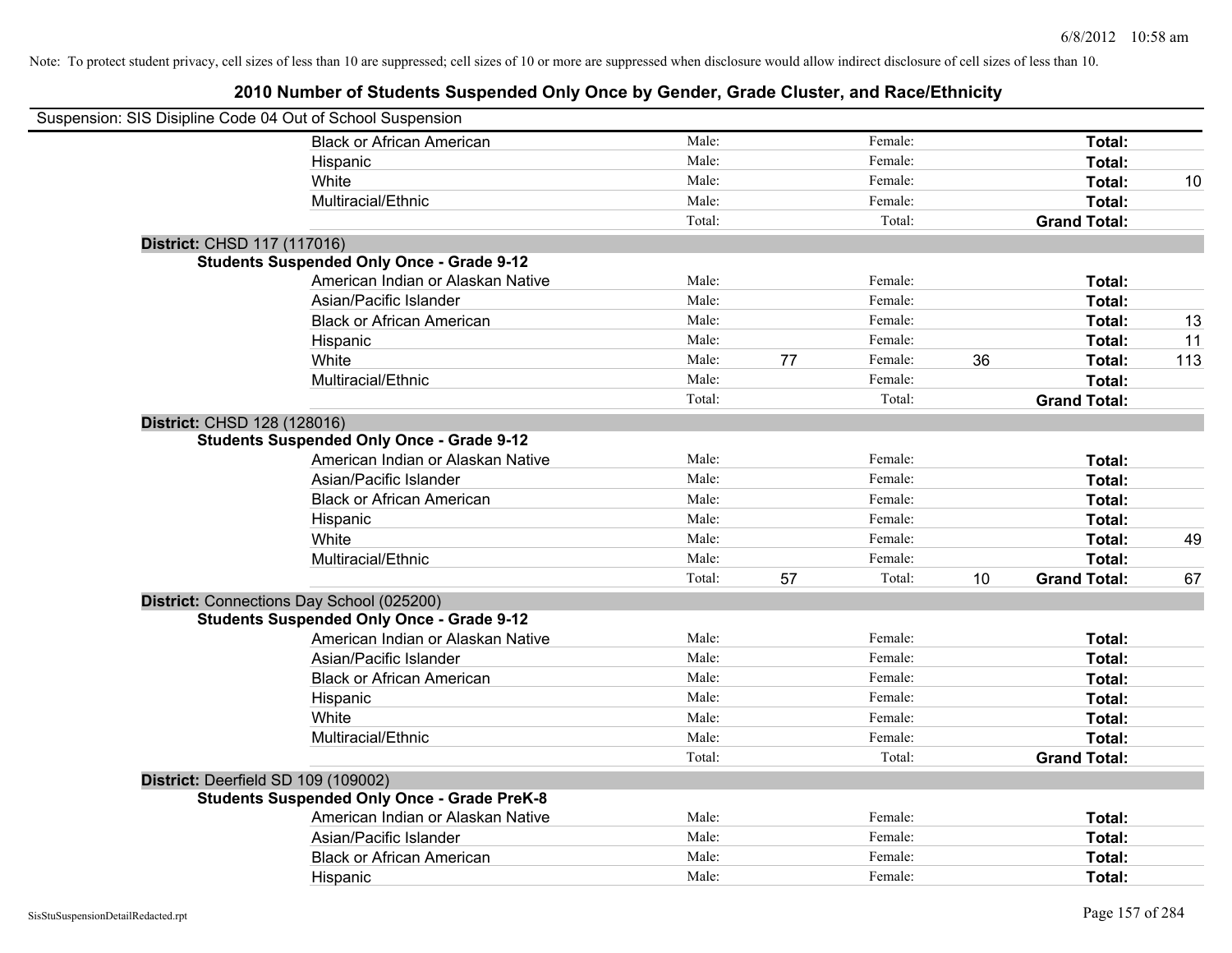Note: To protect student privacy, cell sizes of less than 10 are suppressed; cell sizes of 10 or more are suppressed when disclosure would allow indirect disclosure of cell sizes of less than 10.

## 2010 Number of Students Suspended Only Once by Gender, Grade Cluster, and Race/Ethnicity

Suspension: SIS Disipline Code 04 Out of School Suspension

| | Male | | Female | | Total | |
|---|---|---|---|---|---|---|
| Black or African American | Male: | | Female: | | **Total:** | |
| Hispanic | Male: | | Female: | | **Total:** | |
| White | Male: | | Female: | | **Total:** | 10 |
| Multiracial/Ethnic | Male: | | Female: | | **Total:** | |
| | Total: | | Total: | | **Grand Total:** | |

**District:** CHSD 117 (117016)

**Students Suspended Only Once - Grade 9-12**

| | Male | | Female | | Total | |
|---|---|---|---|---|---|---|
| American Indian or Alaskan Native | Male: | | Female: | | **Total:** | |
| Asian/Pacific Islander | Male: | | Female: | | **Total:** | |
| Black or African American | Male: | | Female: | | **Total:** | 13 |
| Hispanic | Male: | | Female: | | **Total:** | 11 |
| White | Male: | 77 | Female: | 36 | **Total:** | 113 |
| Multiracial/Ethnic | Male: | | Female: | | **Total:** | |
| | Total: | | Total: | | **Grand Total:** | |

**District:** CHSD 128 (128016)

**Students Suspended Only Once - Grade 9-12**

| | Male | | Female | | Total | |
|---|---|---|---|---|---|---|
| American Indian or Alaskan Native | Male: | | Female: | | **Total:** | |
| Asian/Pacific Islander | Male: | | Female: | | **Total:** | |
| Black or African American | Male: | | Female: | | **Total:** | |
| Hispanic | Male: | | Female: | | **Total:** | |
| White | Male: | | Female: | | **Total:** | 49 |
| Multiracial/Ethnic | Male: | | Female: | | **Total:** | |
| | Total: | 57 | Total: | 10 | **Grand Total:** | 67 |

**District:** Connections Day School (025200)

**Students Suspended Only Once - Grade 9-12**

| | Male | | Female | | Total | |
|---|---|---|---|---|---|---|
| American Indian or Alaskan Native | Male: | | Female: | | **Total:** | |
| Asian/Pacific Islander | Male: | | Female: | | **Total:** | |
| Black or African American | Male: | | Female: | | **Total:** | |
| Hispanic | Male: | | Female: | | **Total:** | |
| White | Male: | | Female: | | **Total:** | |
| Multiracial/Ethnic | Male: | | Female: | | **Total:** | |
| | Total: | | Total: | | **Grand Total:** | |

**District:** Deerfield SD 109 (109002)

**Students Suspended Only Once - Grade PreK-8**

| | Male | | Female | | Total | |
|---|---|---|---|---|---|---|
| American Indian or Alaskan Native | Male: | | Female: | | **Total:** | |
| Asian/Pacific Islander | Male: | | Female: | | **Total:** | |
| Black or African American | Male: | | Female: | | **Total:** | |
| Hispanic | Male: | | Female: | | **Total:** | |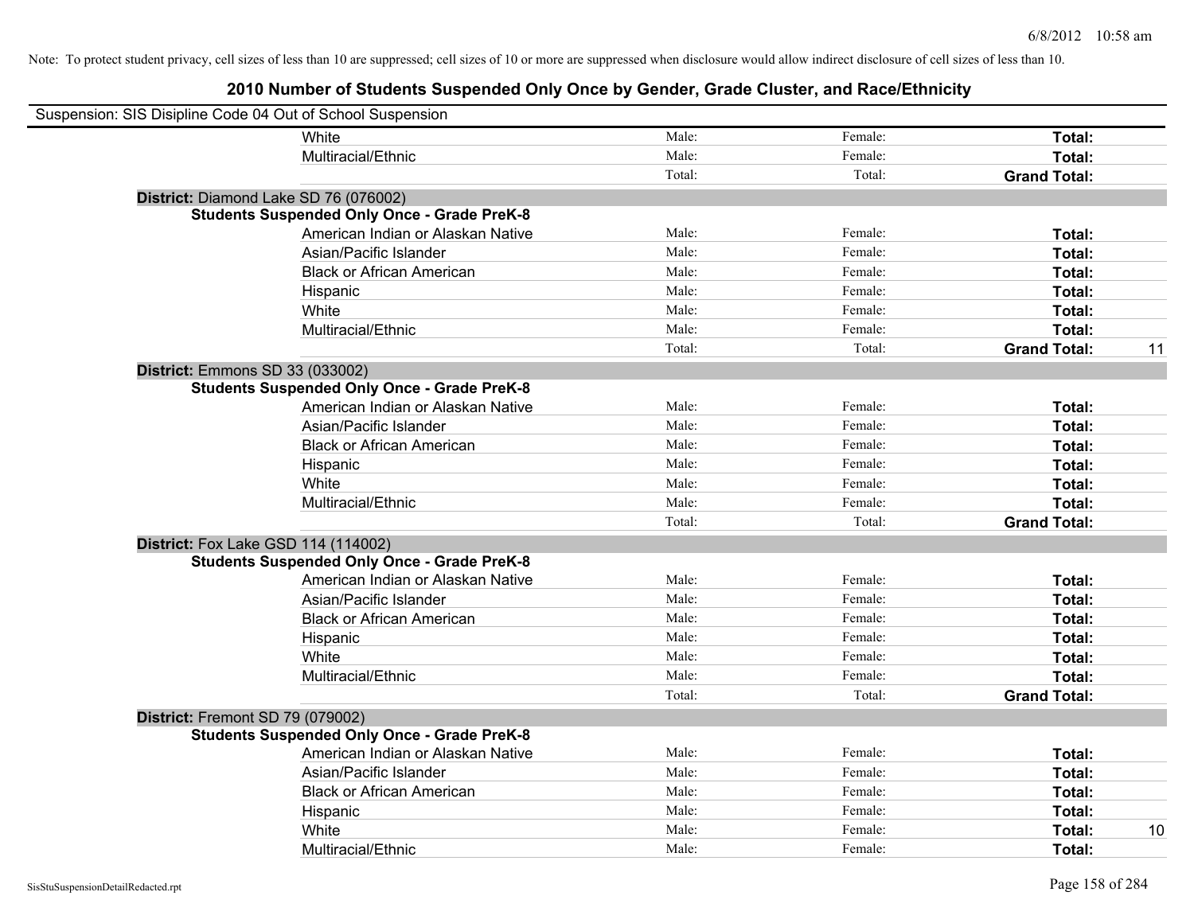Note: To protect student privacy, cell sizes of less than 10 are suppressed; cell sizes of 10 or more are suppressed when disclosure would allow indirect disclosure of cell sizes of less than 10.

# 2010 Number of Students Suspended Only Once by Gender, Grade Cluster, and Race/Ethnicity

Suspension: SIS Disipline Code 04 Out of School Suspension

| | | | | | |
|---|---|---|---|---|---|
| | White | Male: | Female: | **Total:** | |
| | Multiracial/Ethnic | Male: | Female: | **Total:** | |
| | | Total: | Total: | **Grand Total:** | |
| **District:** Diamond Lake SD 76 (076002) | | | | | |
| **Students Suspended Only Once - Grade PreK-8** | | | | | |
| | American Indian or Alaskan Native | Male: | Female: | **Total:** | |
| | Asian/Pacific Islander | Male: | Female: | **Total:** | |
| | Black or African American | Male: | Female: | **Total:** | |
| | Hispanic | Male: | Female: | **Total:** | |
| | White | Male: | Female: | **Total:** | |
| | Multiracial/Ethnic | Male: | Female: | **Total:** | |
| | | Total: | Total: | **Grand Total:** | 11 |
| **District:** Emmons SD 33 (033002) | | | | | |
| **Students Suspended Only Once - Grade PreK-8** | | | | | |
| | American Indian or Alaskan Native | Male: | Female: | **Total:** | |
| | Asian/Pacific Islander | Male: | Female: | **Total:** | |
| | Black or African American | Male: | Female: | **Total:** | |
| | Hispanic | Male: | Female: | **Total:** | |
| | White | Male: | Female: | **Total:** | |
| | Multiracial/Ethnic | Male: | Female: | **Total:** | |
| | | Total: | Total: | **Grand Total:** | |
| **District:** Fox Lake GSD 114 (114002) | | | | | |
| **Students Suspended Only Once - Grade PreK-8** | | | | | |
| | American Indian or Alaskan Native | Male: | Female: | **Total:** | |
| | Asian/Pacific Islander | Male: | Female: | **Total:** | |
| | Black or African American | Male: | Female: | **Total:** | |
| | Hispanic | Male: | Female: | **Total:** | |
| | White | Male: | Female: | **Total:** | |
| | Multiracial/Ethnic | Male: | Female: | **Total:** | |
| | | Total: | Total: | **Grand Total:** | |
| **District:** Fremont SD 79 (079002) | | | | | |
| **Students Suspended Only Once - Grade PreK-8** | | | | | |
| | American Indian or Alaskan Native | Male: | Female: | **Total:** | |
| | Asian/Pacific Islander | Male: | Female: | **Total:** | |
| | Black or African American | Male: | Female: | **Total:** | |
| | Hispanic | Male: | Female: | **Total:** | |
| | White | Male: | Female: | **Total:** | 10 |
| | Multiracial/Ethnic | Male: | Female: | **Total:** | |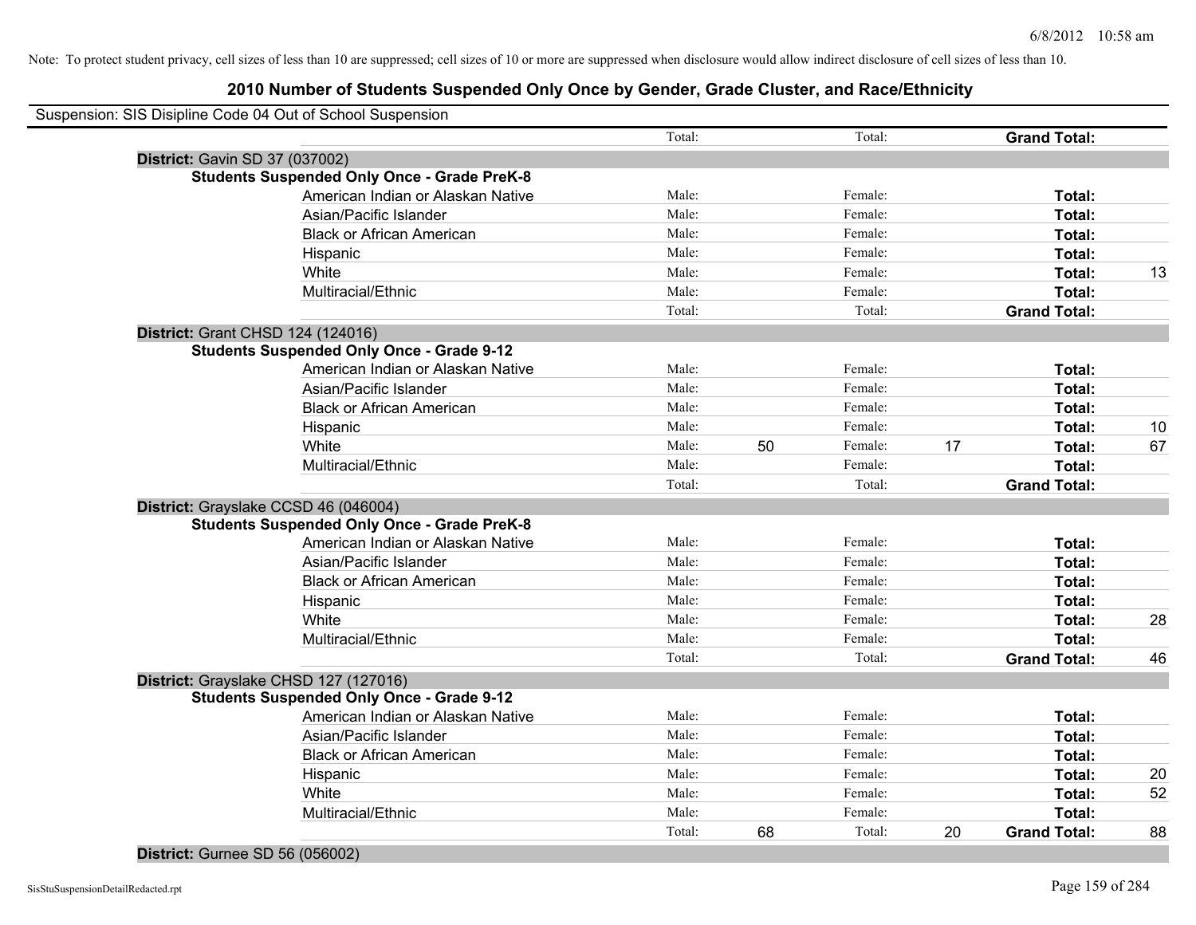Note: To protect student privacy, cell sizes of less than 10 are suppressed; cell sizes of 10 or more are suppressed when disclosure would allow indirect disclosure of cell sizes of less than 10.

## 2010 Number of Students Suspended Only Once by Gender, Grade Cluster, and Race/Ethnicity

Suspension: SIS Disipline Code 04 Out of School Suspension

| | | | | | | | |
|---|---|---|---|---|---|---|---|
| | Total: | | Total: | | **Grand Total:** | |
| **District:** Gavin SD 37 (037002) | | | | | | |
| **Students Suspended Only Once - Grade PreK-8** | | | | | | |
| American Indian or Alaskan Native | Male: | | Female: | | **Total:** | |
| Asian/Pacific Islander | Male: | | Female: | | **Total:** | |
| Black or African American | Male: | | Female: | | **Total:** | |
| Hispanic | Male: | | Female: | | **Total:** | |
| White | Male: | | Female: | | **Total:** | 13 |
| Multiracial/Ethnic | Male: | | Female: | | **Total:** | |
| | Total: | | Total: | | **Grand Total:** | |
| **District:** Grant CHSD 124 (124016) | | | | | | |
| **Students Suspended Only Once - Grade 9-12** | | | | | | |
| American Indian or Alaskan Native | Male: | | Female: | | **Total:** | |
| Asian/Pacific Islander | Male: | | Female: | | **Total:** | |
| Black or African American | Male: | | Female: | | **Total:** | |
| Hispanic | Male: | | Female: | | **Total:** | 10 |
| White | Male: | 50 | Female: | 17 | **Total:** | 67 |
| Multiracial/Ethnic | Male: | | Female: | | **Total:** | |
| | Total: | | Total: | | **Grand Total:** | |
| **District:** Grayslake CCSD 46 (046004) | | | | | | |
| **Students Suspended Only Once - Grade PreK-8** | | | | | | |
| American Indian or Alaskan Native | Male: | | Female: | | **Total:** | |
| Asian/Pacific Islander | Male: | | Female: | | **Total:** | |
| Black or African American | Male: | | Female: | | **Total:** | |
| Hispanic | Male: | | Female: | | **Total:** | |
| White | Male: | | Female: | | **Total:** | 28 |
| Multiracial/Ethnic | Male: | | Female: | | **Total:** | |
| | Total: | | Total: | | **Grand Total:** | 46 |
| **District:** Grayslake CHSD 127 (127016) | | | | | | |
| **Students Suspended Only Once - Grade 9-12** | | | | | | |
| American Indian or Alaskan Native | Male: | | Female: | | **Total:** | |
| Asian/Pacific Islander | Male: | | Female: | | **Total:** | |
| Black or African American | Male: | | Female: | | **Total:** | |
| Hispanic | Male: | | Female: | | **Total:** | 20 |
| White | Male: | | Female: | | **Total:** | 52 |
| Multiracial/Ethnic | Male: | | Female: | | **Total:** | |
| | Total: | 68 | Total: | 20 | **Grand Total:** | 88 |
| **District:** Gurnee SD 56 (056002) | | | | | | |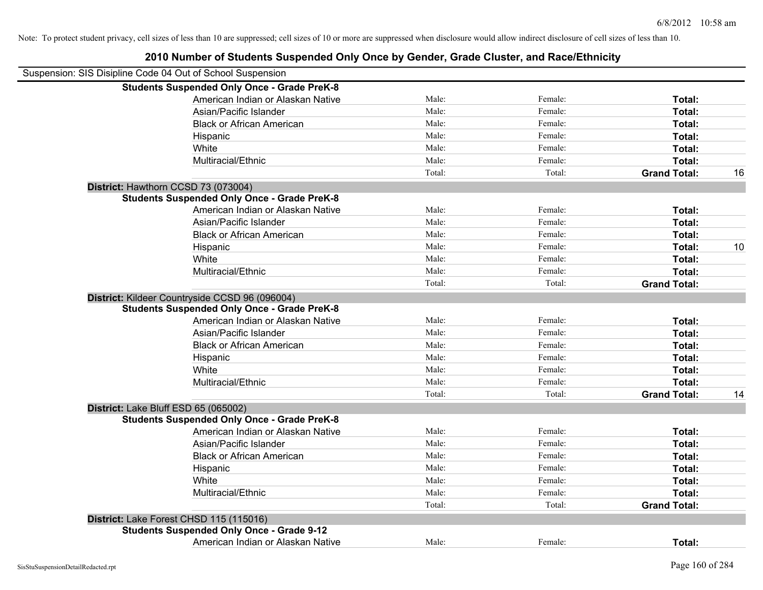Note: To protect student privacy, cell sizes of less than 10 are suppressed; cell sizes of 10 or more are suppressed when disclosure would allow indirect disclosure of cell sizes of less than 10.

# 2010 Number of Students Suspended Only Once by Gender, Grade Cluster, and Race/Ethnicity

Suspension: SIS Disipline Code 04 Out of School Suspension

| | | | | |
|---|---|---|---|---|
| **Students Suspended Only Once - Grade PreK-8** | | | | |
| American Indian or Alaskan Native | Male: | Female: | **Total:** | |
| Asian/Pacific Islander | Male: | Female: | **Total:** | |
| Black or African American | Male: | Female: | **Total:** | |
| Hispanic | Male: | Female: | **Total:** | |
| White | Male: | Female: | **Total:** | |
| Multiracial/Ethnic | Male: | Female: | **Total:** | |
| | Total: | Total: | **Grand Total:** | 16 |
| **District:** Hawthorn CCSD 73 (073004) | | | | |
| **Students Suspended Only Once - Grade PreK-8** | | | | |
| American Indian or Alaskan Native | Male: | Female: | **Total:** | |
| Asian/Pacific Islander | Male: | Female: | **Total:** | |
| Black or African American | Male: | Female: | **Total:** | |
| Hispanic | Male: | Female: | **Total:** | 10 |
| White | Male: | Female: | **Total:** | |
| Multiracial/Ethnic | Male: | Female: | **Total:** | |
| | Total: | Total: | **Grand Total:** | |
| **District:** Kildeer Countryside CCSD 96 (096004) | | | | |
| **Students Suspended Only Once - Grade PreK-8** | | | | |
| American Indian or Alaskan Native | Male: | Female: | **Total:** | |
| Asian/Pacific Islander | Male: | Female: | **Total:** | |
| Black or African American | Male: | Female: | **Total:** | |
| Hispanic | Male: | Female: | **Total:** | |
| White | Male: | Female: | **Total:** | |
| Multiracial/Ethnic | Male: | Female: | **Total:** | |
| | Total: | Total: | **Grand Total:** | 14 |
| **District:** Lake Bluff ESD 65 (065002) | | | | |
| **Students Suspended Only Once - Grade PreK-8** | | | | |
| American Indian or Alaskan Native | Male: | Female: | **Total:** | |
| Asian/Pacific Islander | Male: | Female: | **Total:** | |
| Black or African American | Male: | Female: | **Total:** | |
| Hispanic | Male: | Female: | **Total:** | |
| White | Male: | Female: | **Total:** | |
| Multiracial/Ethnic | Male: | Female: | **Total:** | |
| | Total: | Total: | **Grand Total:** | |
| **District:** Lake Forest CHSD 115 (115016) | | | | |
| **Students Suspended Only Once - Grade 9-12** | | | | |
| American Indian or Alaskan Native | Male: | Female: | **Total:** | |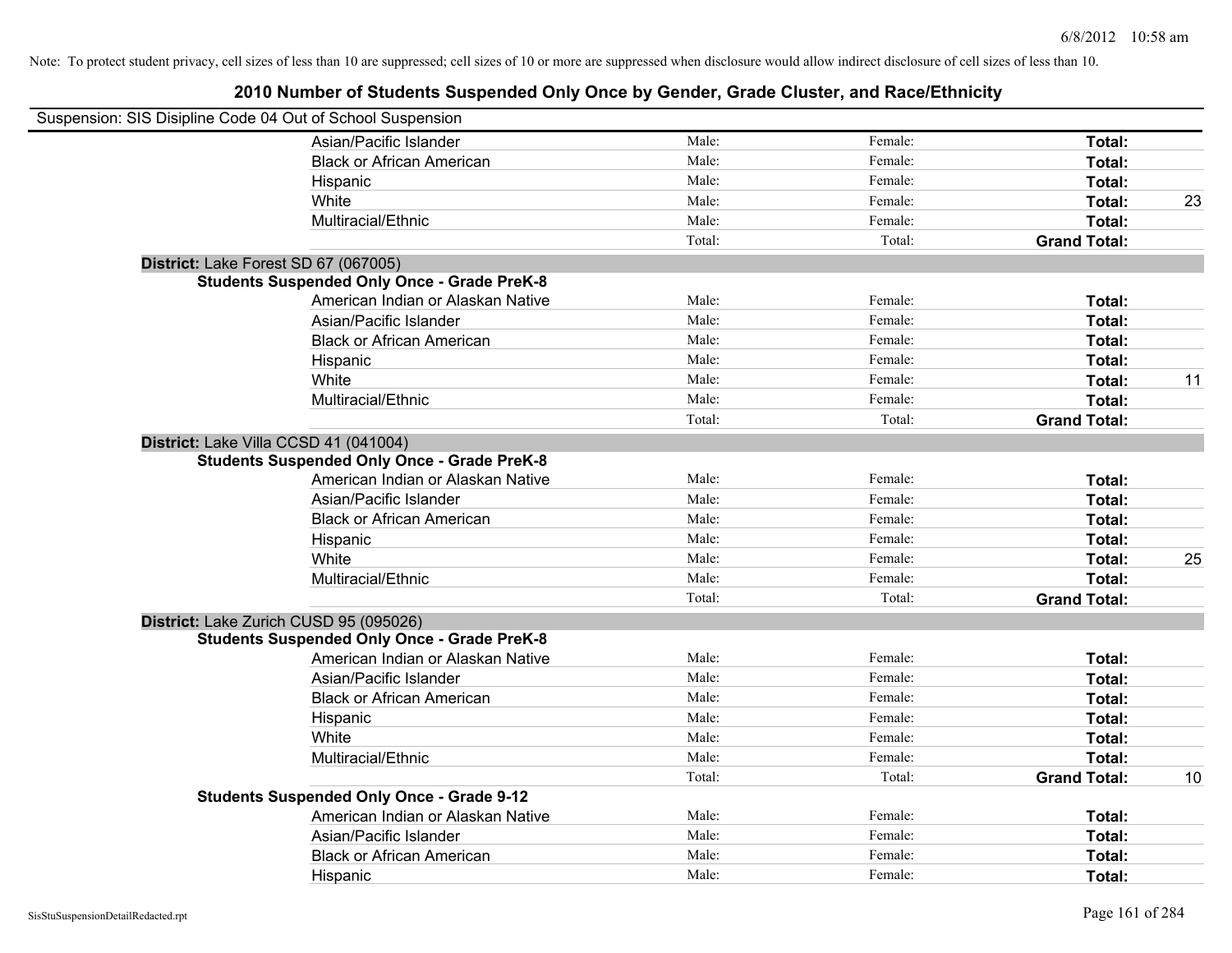Note: To protect student privacy, cell sizes of less than 10 are suppressed; cell sizes of 10 or more are suppressed when disclosure would allow indirect disclosure of cell sizes of less than 10.

# 2010 Number of Students Suspended Only Once by Gender, Grade Cluster, and Race/Ethnicity

Suspension: SIS Disipline Code 04 Out of School Suspension

| | | | | |
|---|---|---|---|---|
| Asian/Pacific Islander | Male: | Female: | **Total:** | |
| Black or African American | Male: | Female: | **Total:** | |
| Hispanic | Male: | Female: | **Total:** | |
| White | Male: | Female: | **Total:** | 23 |
| Multiracial/Ethnic | Male: | Female: | **Total:** | |
| | Total: | Total: | **Grand Total:** | |

**District:** Lake Forest SD 67 (067005)

**Students Suspended Only Once - Grade PreK-8**

| | | | | |
|---|---|---|---|---|
| American Indian or Alaskan Native | Male: | Female: | **Total:** | |
| Asian/Pacific Islander | Male: | Female: | **Total:** | |
| Black or African American | Male: | Female: | **Total:** | |
| Hispanic | Male: | Female: | **Total:** | |
| White | Male: | Female: | **Total:** | 11 |
| Multiracial/Ethnic | Male: | Female: | **Total:** | |
| | Total: | Total: | **Grand Total:** | |

**District:** Lake Villa CCSD 41 (041004)

**Students Suspended Only Once - Grade PreK-8**

| | | | | |
|---|---|---|---|---|
| American Indian or Alaskan Native | Male: | Female: | **Total:** | |
| Asian/Pacific Islander | Male: | Female: | **Total:** | |
| Black or African American | Male: | Female: | **Total:** | |
| Hispanic | Male: | Female: | **Total:** | |
| White | Male: | Female: | **Total:** | 25 |
| Multiracial/Ethnic | Male: | Female: | **Total:** | |
| | Total: | Total: | **Grand Total:** | |

**District:** Lake Zurich CUSD 95 (095026)

**Students Suspended Only Once - Grade PreK-8**

| | | | | |
|---|---|---|---|---|
| American Indian or Alaskan Native | Male: | Female: | **Total:** | |
| Asian/Pacific Islander | Male: | Female: | **Total:** | |
| Black or African American | Male: | Female: | **Total:** | |
| Hispanic | Male: | Female: | **Total:** | |
| White | Male: | Female: | **Total:** | |
| Multiracial/Ethnic | Male: | Female: | **Total:** | |
| | Total: | Total: | **Grand Total:** | 10 |

**Students Suspended Only Once - Grade 9-12**

| | | | | |
|---|---|---|---|---|
| American Indian or Alaskan Native | Male: | Female: | **Total:** | |
| Asian/Pacific Islander | Male: | Female: | **Total:** | |
| Black or African American | Male: | Female: | **Total:** | |
| Hispanic | Male: | Female: | **Total:** | |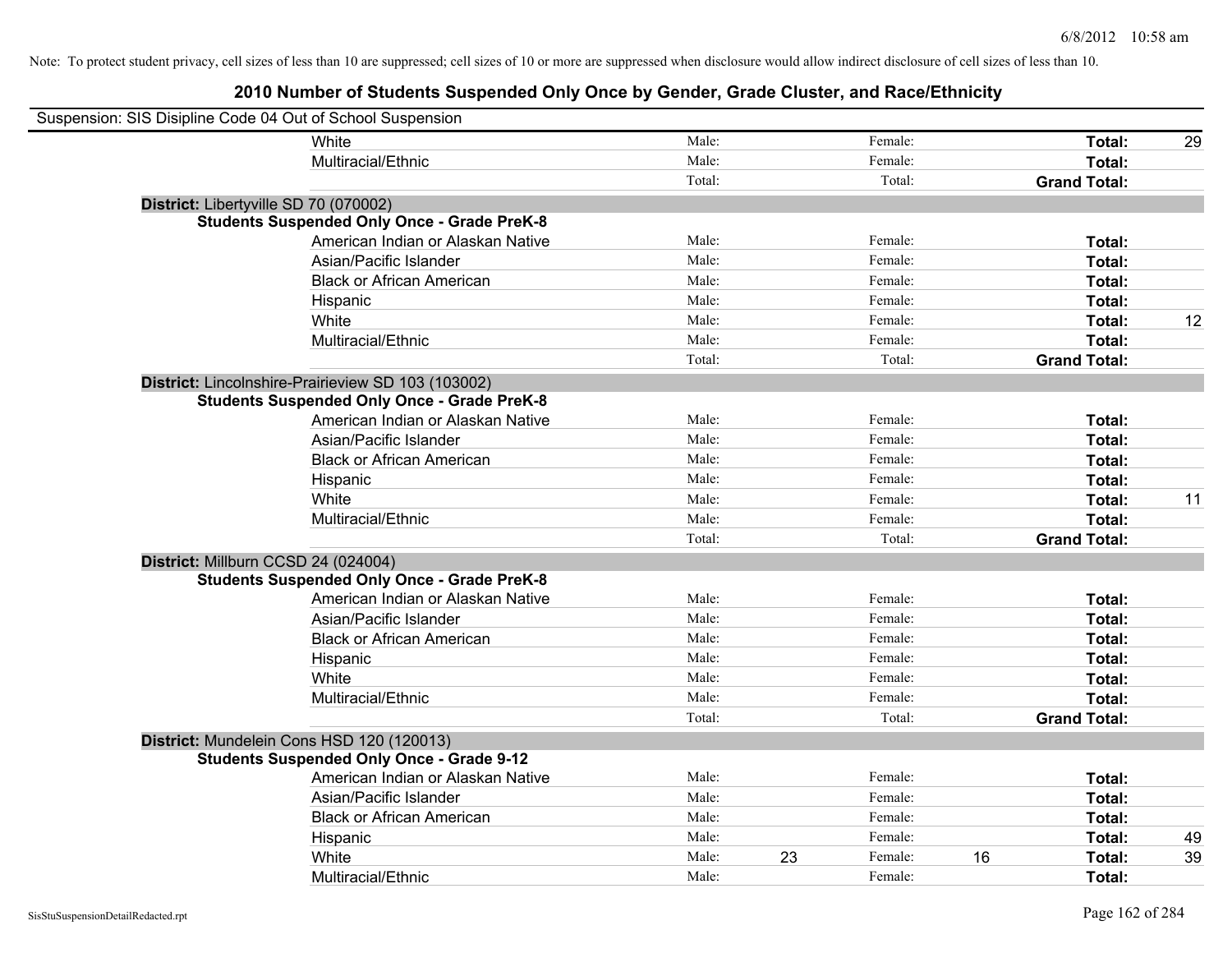Note: To protect student privacy, cell sizes of less than 10 are suppressed; cell sizes of 10 or more are suppressed when disclosure would allow indirect disclosure of cell sizes of less than 10.

## 2010 Number of Students Suspended Only Once by Gender, Grade Cluster, and Race/Ethnicity

Suspension: SIS Disipline Code 04 Out of School Suspension

| | | | | | | |
|---|---|---|---|---|---|---|
| White | Male: | | Female: | | **Total:** | 29 |
| Multiracial/Ethnic | Male: | | Female: | | **Total:** | |
| | Total: | | Total: | | **Grand Total:** | |

**District:** Libertyville SD 70 (070002)

**Students Suspended Only Once - Grade PreK-8**

| | | | | | | |
|---|---|---|---|---|---|---|
| American Indian or Alaskan Native | Male: | | Female: | | **Total:** | |
| Asian/Pacific Islander | Male: | | Female: | | **Total:** | |
| Black or African American | Male: | | Female: | | **Total:** | |
| Hispanic | Male: | | Female: | | **Total:** | |
| White | Male: | | Female: | | **Total:** | 12 |
| Multiracial/Ethnic | Male: | | Female: | | **Total:** | |
| | Total: | | Total: | | **Grand Total:** | |

**District:** Lincolnshire-Prairieview SD 103 (103002)

**Students Suspended Only Once - Grade PreK-8**

| | | | | | | |
|---|---|---|---|---|---|---|
| American Indian or Alaskan Native | Male: | | Female: | | **Total:** | |
| Asian/Pacific Islander | Male: | | Female: | | **Total:** | |
| Black or African American | Male: | | Female: | | **Total:** | |
| Hispanic | Male: | | Female: | | **Total:** | |
| White | Male: | | Female: | | **Total:** | 11 |
| Multiracial/Ethnic | Male: | | Female: | | **Total:** | |
| | Total: | | Total: | | **Grand Total:** | |

**District:** Millburn CCSD 24 (024004)

**Students Suspended Only Once - Grade PreK-8**

| | | | | | | |
|---|---|---|---|---|---|---|
| American Indian or Alaskan Native | Male: | | Female: | | **Total:** | |
| Asian/Pacific Islander | Male: | | Female: | | **Total:** | |
| Black or African American | Male: | | Female: | | **Total:** | |
| Hispanic | Male: | | Female: | | **Total:** | |
| White | Male: | | Female: | | **Total:** | |
| Multiracial/Ethnic | Male: | | Female: | | **Total:** | |
| | Total: | | Total: | | **Grand Total:** | |

**District:** Mundelein Cons HSD 120 (120013)

**Students Suspended Only Once - Grade 9-12**

| | | | | | | |
|---|---|---|---|---|---|---|
| American Indian or Alaskan Native | Male: | | Female: | | **Total:** | |
| Asian/Pacific Islander | Male: | | Female: | | **Total:** | |
| Black or African American | Male: | | Female: | | **Total:** | |
| Hispanic | Male: | | Female: | | **Total:** | 49 |
| White | Male: | 23 | Female: | 16 | **Total:** | 39 |
| Multiracial/Ethnic | Male: | | Female: | | **Total:** | |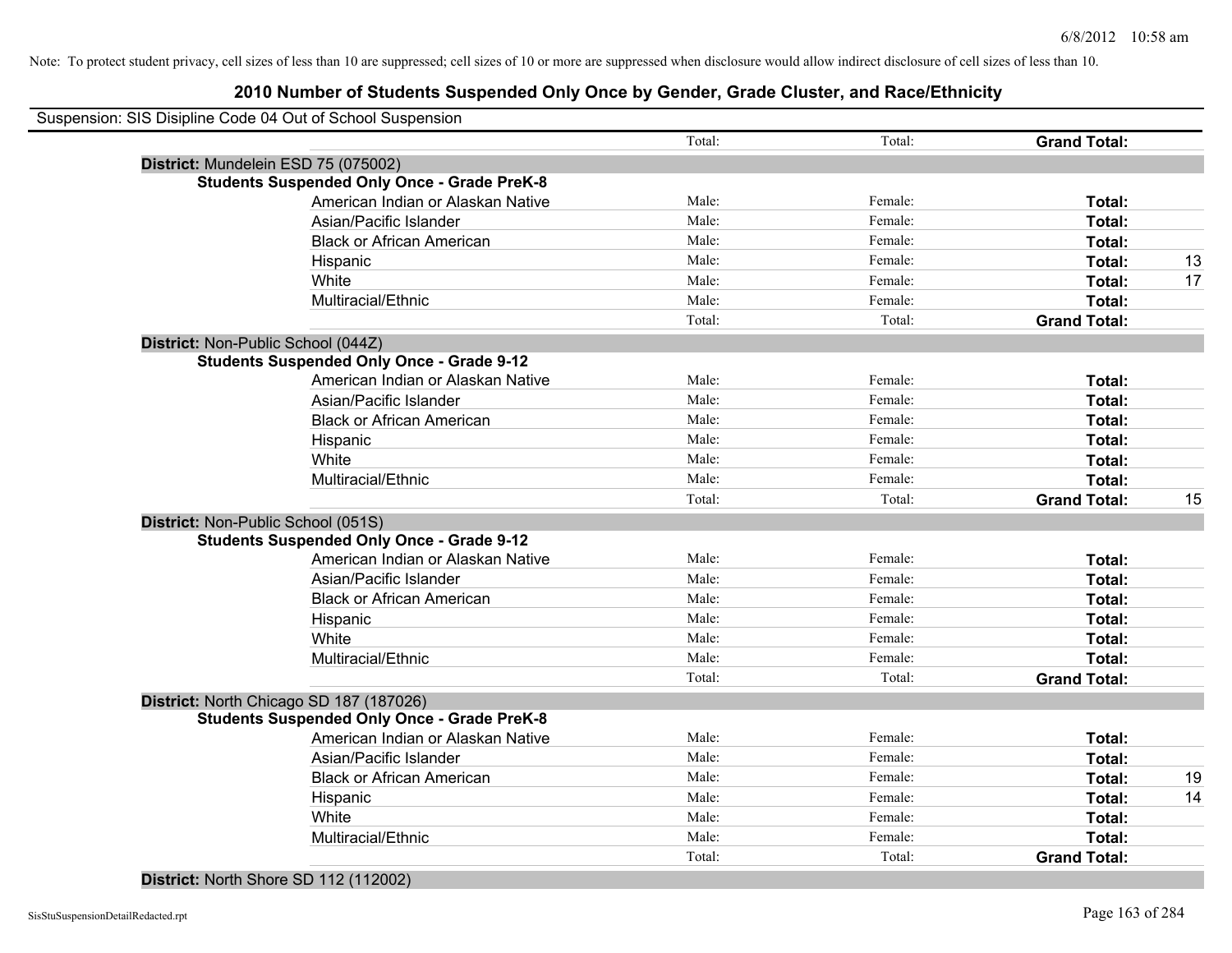Note: To protect student privacy, cell sizes of less than 10 are suppressed; cell sizes of 10 or more are suppressed when disclosure would allow indirect disclosure of cell sizes of less than 10.

# 2010 Number of Students Suspended Only Once by Gender, Grade Cluster, and Race/Ethnicity

Suspension: SIS Disipline Code 04 Out of School Suspension

| | | | | |
|---|---|---|---|---|
| | Total: | Total: | **Grand Total:** | |
| **District:** Mundelein ESD 75 (075002) | | | | |
| **Students Suspended Only Once - Grade PreK-8** | | | | |
| American Indian or Alaskan Native | Male: | Female: | **Total:** | |
| Asian/Pacific Islander | Male: | Female: | **Total:** | |
| Black or African American | Male: | Female: | **Total:** | |
| Hispanic | Male: | Female: | **Total:** | 13 |
| White | Male: | Female: | **Total:** | 17 |
| Multiracial/Ethnic | Male: | Female: | **Total:** | |
| | Total: | Total: | **Grand Total:** | |
| **District:** Non-Public School (044Z) | | | | |
| **Students Suspended Only Once - Grade 9-12** | | | | |
| American Indian or Alaskan Native | Male: | Female: | **Total:** | |
| Asian/Pacific Islander | Male: | Female: | **Total:** | |
| Black or African American | Male: | Female: | **Total:** | |
| Hispanic | Male: | Female: | **Total:** | |
| White | Male: | Female: | **Total:** | |
| Multiracial/Ethnic | Male: | Female: | **Total:** | |
| | Total: | Total: | **Grand Total:** | 15 |
| **District:** Non-Public School (051S) | | | | |
| **Students Suspended Only Once - Grade 9-12** | | | | |
| American Indian or Alaskan Native | Male: | Female: | **Total:** | |
| Asian/Pacific Islander | Male: | Female: | **Total:** | |
| Black or African American | Male: | Female: | **Total:** | |
| Hispanic | Male: | Female: | **Total:** | |
| White | Male: | Female: | **Total:** | |
| Multiracial/Ethnic | Male: | Female: | **Total:** | |
| | Total: | Total: | **Grand Total:** | |
| **District:** North Chicago SD 187 (187026) | | | | |
| **Students Suspended Only Once - Grade PreK-8** | | | | |
| American Indian or Alaskan Native | Male: | Female: | **Total:** | |
| Asian/Pacific Islander | Male: | Female: | **Total:** | |
| Black or African American | Male: | Female: | **Total:** | 19 |
| Hispanic | Male: | Female: | **Total:** | 14 |
| White | Male: | Female: | **Total:** | |
| Multiracial/Ethnic | Male: | Female: | **Total:** | |
| | Total: | Total: | **Grand Total:** | |
| **District:** North Shore SD 112 (112002) | | | | |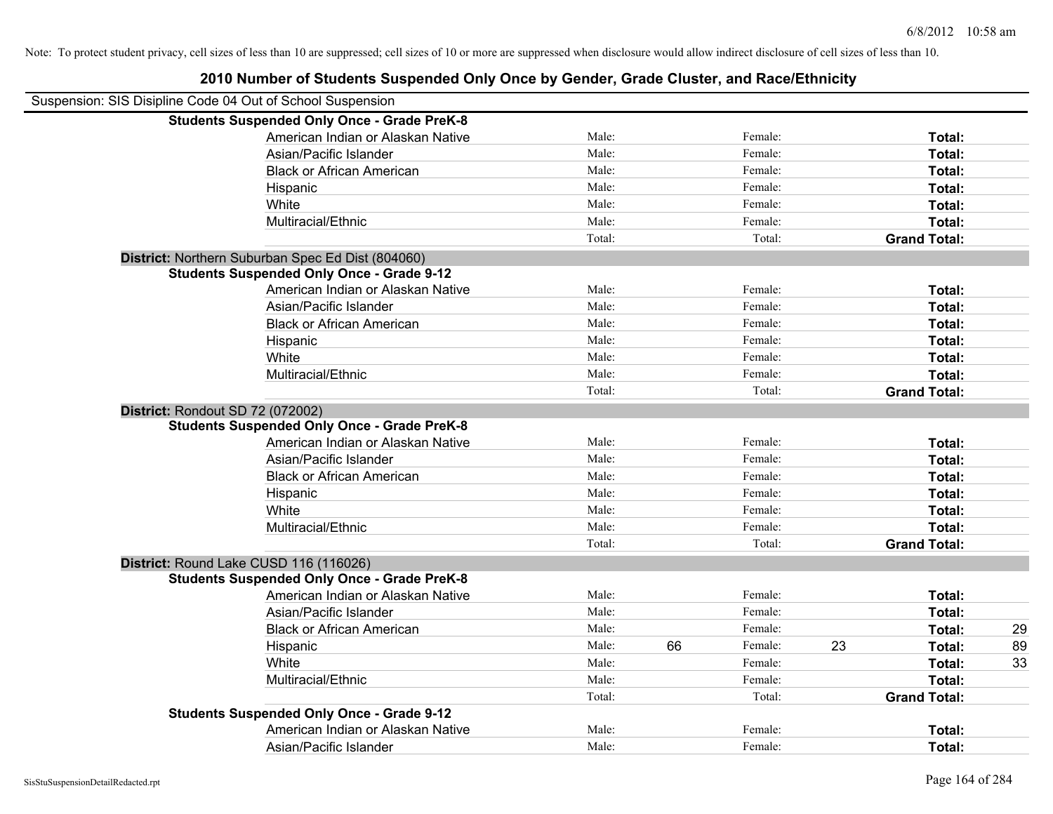Note: To protect student privacy, cell sizes of less than 10 are suppressed; cell sizes of 10 or more are suppressed when disclosure would allow indirect disclosure of cell sizes of less than 10.

## 2010 Number of Students Suspended Only Once by Gender, Grade Cluster, and Race/Ethnicity

Suspension: SIS Disipline Code 04 Out of School Suspension

| | | | | | | |
|---|---|---|---|---|---|---|
| **Students Suspended Only Once - Grade PreK-8** | | | | | | |
| American Indian or Alaskan Native | Male: | | Female: | | **Total:** | |
| Asian/Pacific Islander | Male: | | Female: | | **Total:** | |
| Black or African American | Male: | | Female: | | **Total:** | |
| Hispanic | Male: | | Female: | | **Total:** | |
| White | Male: | | Female: | | **Total:** | |
| Multiracial/Ethnic | Male: | | Female: | | **Total:** | |
| | Total: | | Total: | | **Grand Total:** | |

**District:** Northern Suburban Spec Ed Dist (804060)

| | | | | | | |
|---|---|---|---|---|---|---|
| **Students Suspended Only Once - Grade 9-12** | | | | | | |
| American Indian or Alaskan Native | Male: | | Female: | | **Total:** | |
| Asian/Pacific Islander | Male: | | Female: | | **Total:** | |
| Black or African American | Male: | | Female: | | **Total:** | |
| Hispanic | Male: | | Female: | | **Total:** | |
| White | Male: | | Female: | | **Total:** | |
| Multiracial/Ethnic | Male: | | Female: | | **Total:** | |
| | Total: | | Total: | | **Grand Total:** | |

**District:** Rondout SD 72 (072002)

| | | | | | | |
|---|---|---|---|---|---|---|
| **Students Suspended Only Once - Grade PreK-8** | | | | | | |
| American Indian or Alaskan Native | Male: | | Female: | | **Total:** | |
| Asian/Pacific Islander | Male: | | Female: | | **Total:** | |
| Black or African American | Male: | | Female: | | **Total:** | |
| Hispanic | Male: | | Female: | | **Total:** | |
| White | Male: | | Female: | | **Total:** | |
| Multiracial/Ethnic | Male: | | Female: | | **Total:** | |
| | Total: | | Total: | | **Grand Total:** | |

**District:** Round Lake CUSD 116 (116026)

| | | | | | | |
|---|---|---|---|---|---|---|
| **Students Suspended Only Once - Grade PreK-8** | | | | | | |
| American Indian or Alaskan Native | Male: | | Female: | | **Total:** | |
| Asian/Pacific Islander | Male: | | Female: | | **Total:** | |
| Black or African American | Male: | | Female: | | **Total:** | 29 |
| Hispanic | Male: | 66 | Female: | 23 | **Total:** | 89 |
| White | Male: | | Female: | | **Total:** | 33 |
| Multiracial/Ethnic | Male: | | Female: | | **Total:** | |
| | Total: | | Total: | | **Grand Total:** | |
| **Students Suspended Only Once - Grade 9-12** | | | | | | |
| American Indian or Alaskan Native | Male: | | Female: | | **Total:** | |
| Asian/Pacific Islander | Male: | | Female: | | **Total:** | |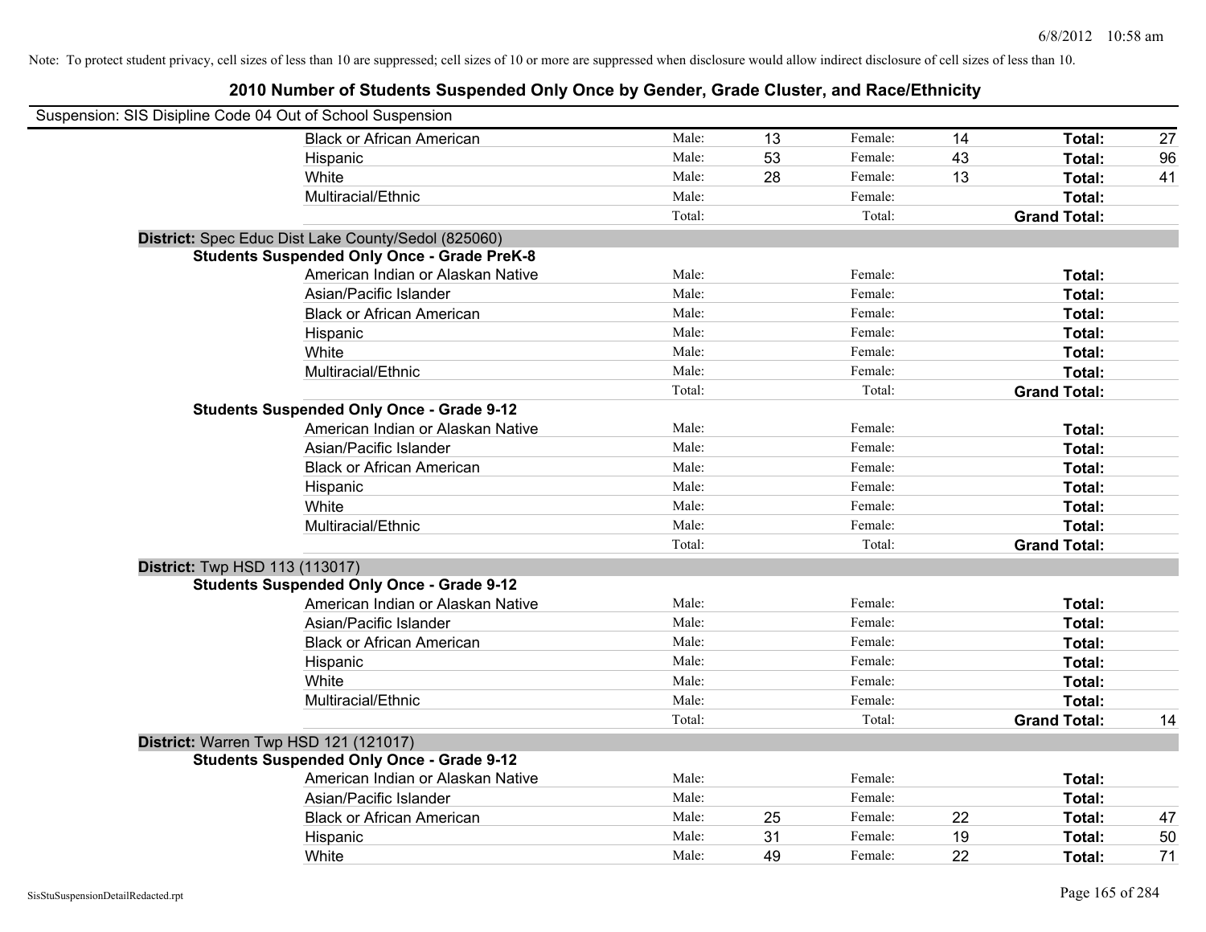Note: To protect student privacy, cell sizes of less than 10 are suppressed; cell sizes of 10 or more are suppressed when disclosure would allow indirect disclosure of cell sizes of less than 10.

## 2010 Number of Students Suspended Only Once by Gender, Grade Cluster, and Race/Ethnicity

Suspension: SIS Disipline Code 04 Out of School Suspension

| | | | | | | |
|---|---|---|---|---|---|---|
| Black or African American | Male: | 13 | Female: | 14 | **Total:** | 27 |
| Hispanic | Male: | 53 | Female: | 43 | **Total:** | 96 |
| White | Male: | 28 | Female: | 13 | **Total:** | 41 |
| Multiracial/Ethnic | Male: | | Female: | | **Total:** | |
| | Total: | | Total: | | **Grand Total:** | |

**District:** Spec Educ Dist Lake County/Sedol (825060)

**Students Suspended Only Once - Grade PreK-8**

| | | | | | | |
|---|---|---|---|---|---|---|
| American Indian or Alaskan Native | Male: | | Female: | | **Total:** | |
| Asian/Pacific Islander | Male: | | Female: | | **Total:** | |
| Black or African American | Male: | | Female: | | **Total:** | |
| Hispanic | Male: | | Female: | | **Total:** | |
| White | Male: | | Female: | | **Total:** | |
| Multiracial/Ethnic | Male: | | Female: | | **Total:** | |
| | Total: | | Total: | | **Grand Total:** | |

**Students Suspended Only Once - Grade 9-12**

| | | | | | | |
|---|---|---|---|---|---|---|
| American Indian or Alaskan Native | Male: | | Female: | | **Total:** | |
| Asian/Pacific Islander | Male: | | Female: | | **Total:** | |
| Black or African American | Male: | | Female: | | **Total:** | |
| Hispanic | Male: | | Female: | | **Total:** | |
| White | Male: | | Female: | | **Total:** | |
| Multiracial/Ethnic | Male: | | Female: | | **Total:** | |
| | Total: | | Total: | | **Grand Total:** | |

**District:** Twp HSD 113 (113017)

**Students Suspended Only Once - Grade 9-12**

| | | | | | | |
|---|---|---|---|---|---|---|
| American Indian or Alaskan Native | Male: | | Female: | | **Total:** | |
| Asian/Pacific Islander | Male: | | Female: | | **Total:** | |
| Black or African American | Male: | | Female: | | **Total:** | |
| Hispanic | Male: | | Female: | | **Total:** | |
| White | Male: | | Female: | | **Total:** | |
| Multiracial/Ethnic | Male: | | Female: | | **Total:** | |
| | Total: | | Total: | | **Grand Total:** | 14 |

**District:** Warren Twp HSD 121 (121017)

**Students Suspended Only Once - Grade 9-12**

| | | | | | | |
|---|---|---|---|---|---|---|
| American Indian or Alaskan Native | Male: | | Female: | | **Total:** | |
| Asian/Pacific Islander | Male: | | Female: | | **Total:** | |
| Black or African American | Male: | 25 | Female: | 22 | **Total:** | 47 |
| Hispanic | Male: | 31 | Female: | 19 | **Total:** | 50 |
| White | Male: | 49 | Female: | 22 | **Total:** | 71 |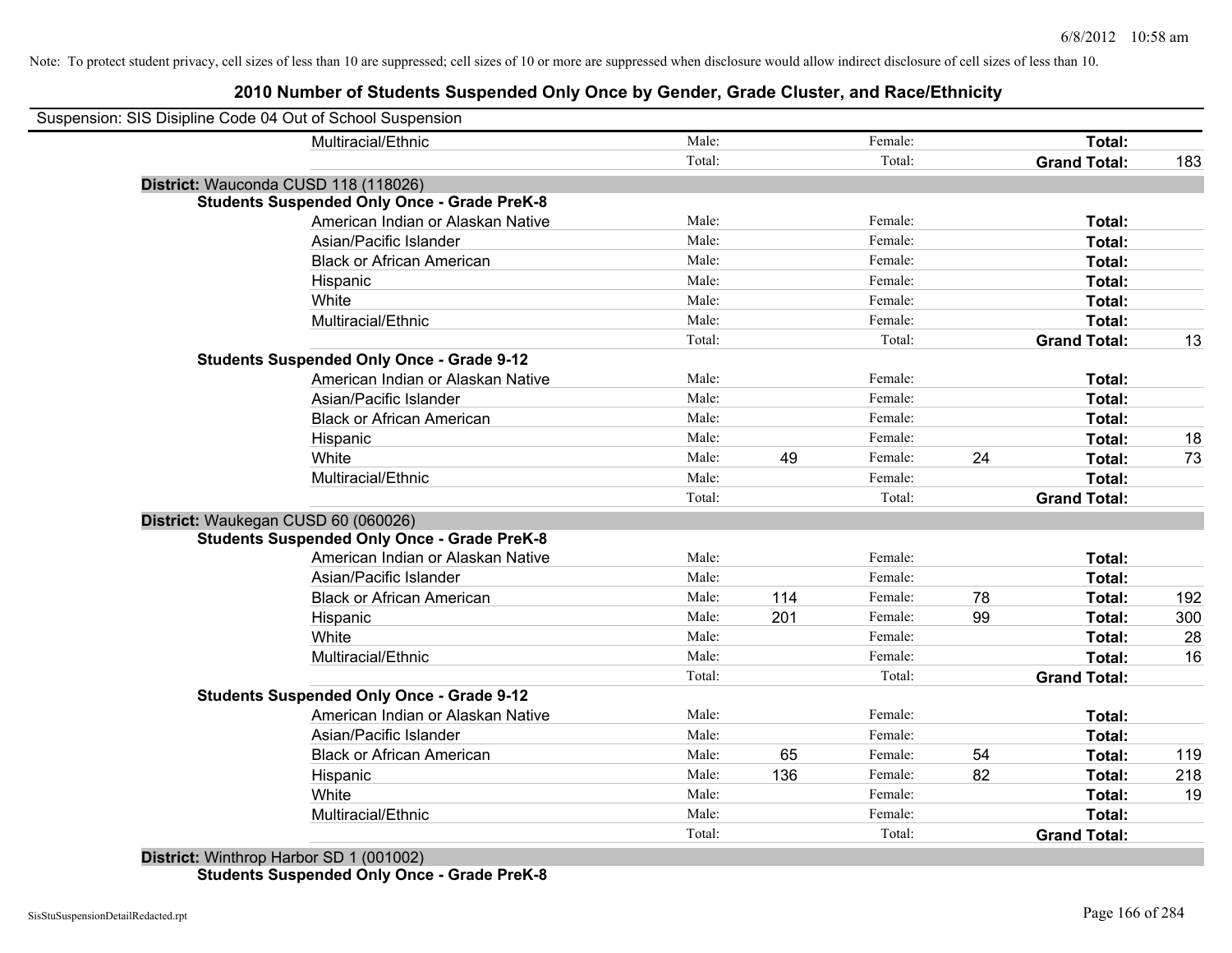Note: To protect student privacy, cell sizes of less than 10 are suppressed; cell sizes of 10 or more are suppressed when disclosure would allow indirect disclosure of cell sizes of less than 10.

## 2010 Number of Students Suspended Only Once by Gender, Grade Cluster, and Race/Ethnicity

Suspension: SIS Disipline Code 04 Out of School Suspension

| | | | | | | | |
|---|---|---|---|---|---|---|---|
| Multiracial/Ethnic | Male: | | Female: | | **Total:** | |
| | Total: | | Total: | | **Grand Total:** | 183 |

**District:** Wauconda CUSD 118 (118026)

**Students Suspended Only Once - Grade PreK-8**

| | | | | | | |
|---|---|---|---|---|---|---|
| American Indian or Alaskan Native | Male: | | Female: | | **Total:** | |
| Asian/Pacific Islander | Male: | | Female: | | **Total:** | |
| Black or African American | Male: | | Female: | | **Total:** | |
| Hispanic | Male: | | Female: | | **Total:** | |
| White | Male: | | Female: | | **Total:** | |
| Multiracial/Ethnic | Male: | | Female: | | **Total:** | |
| | Total: | | Total: | | **Grand Total:** | 13 |

**Students Suspended Only Once - Grade 9-12**

| | | | | | | |
|---|---|---|---|---|---|---|
| American Indian or Alaskan Native | Male: | | Female: | | **Total:** | |
| Asian/Pacific Islander | Male: | | Female: | | **Total:** | |
| Black or African American | Male: | | Female: | | **Total:** | |
| Hispanic | Male: | | Female: | | **Total:** | 18 |
| White | Male: | 49 | Female: | 24 | **Total:** | 73 |
| Multiracial/Ethnic | Male: | | Female: | | **Total:** | |
| | Total: | | Total: | | **Grand Total:** | |

**District:** Waukegan CUSD 60 (060026)

**Students Suspended Only Once - Grade PreK-8**

| | | | | | | |
|---|---|---|---|---|---|---|
| American Indian or Alaskan Native | Male: | | Female: | | **Total:** | |
| Asian/Pacific Islander | Male: | | Female: | | **Total:** | |
| Black or African American | Male: | 114 | Female: | 78 | **Total:** | 192 |
| Hispanic | Male: | 201 | Female: | 99 | **Total:** | 300 |
| White | Male: | | Female: | | **Total:** | 28 |
| Multiracial/Ethnic | Male: | | Female: | | **Total:** | 16 |
| | Total: | | Total: | | **Grand Total:** | |

**Students Suspended Only Once - Grade 9-12**

| | | | | | | |
|---|---|---|---|---|---|---|
| American Indian or Alaskan Native | Male: | | Female: | | **Total:** | |
| Asian/Pacific Islander | Male: | | Female: | | **Total:** | |
| Black or African American | Male: | 65 | Female: | 54 | **Total:** | 119 |
| Hispanic | Male: | 136 | Female: | 82 | **Total:** | 218 |
| White | Male: | | Female: | | **Total:** | 19 |
| Multiracial/Ethnic | Male: | | Female: | | **Total:** | |
| | Total: | | Total: | | **Grand Total:** | |

**District:** Winthrop Harbor SD 1 (001002)

**Students Suspended Only Once - Grade PreK-8**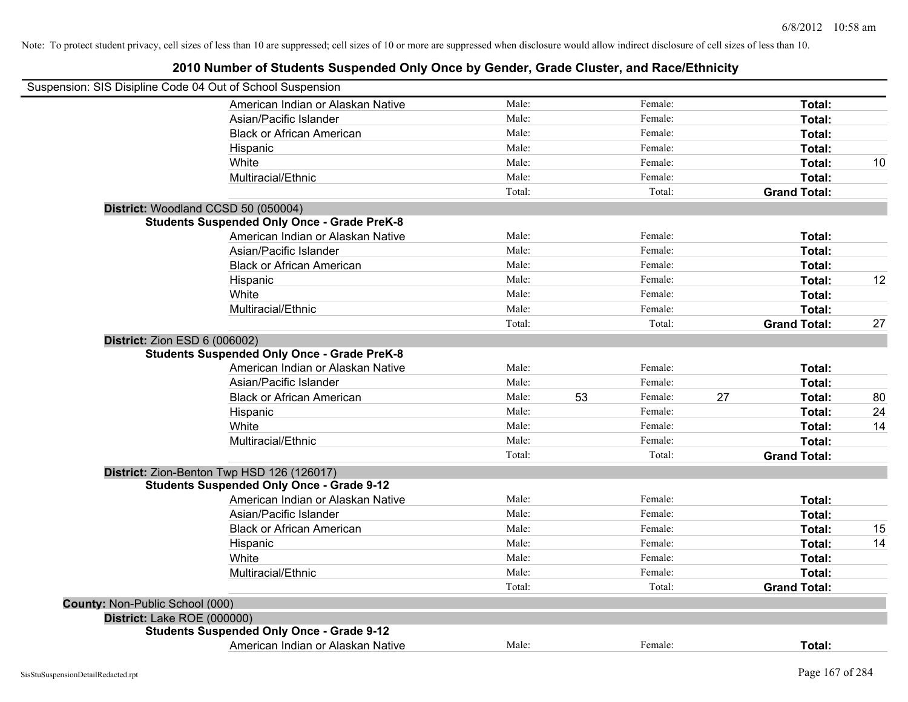Note: To protect student privacy, cell sizes of less than 10 are suppressed; cell sizes of 10 or more are suppressed when disclosure would allow indirect disclosure of cell sizes of less than 10.

# 2010 Number of Students Suspended Only Once by Gender, Grade Cluster, and Race/Ethnicity

Suspension: SIS Disipline Code 04 Out of School Suspension

| | Male: | | Female: | | | |
|---|---|---|---|---|---|---|
| American Indian or Alaskan Native | Male: | | Female: | | **Total:** | |
| Asian/Pacific Islander | Male: | | Female: | | **Total:** | |
| Black or African American | Male: | | Female: | | **Total:** | |
| Hispanic | Male: | | Female: | | **Total:** | |
| White | Male: | | Female: | | **Total:** | 10 |
| Multiracial/Ethnic | Male: | | Female: | | **Total:** | |
| | Total: | | Total: | | **Grand Total:** | |

**District:** Woodland CCSD 50 (050004)

**Students Suspended Only Once - Grade PreK-8**

| | | | | | | |
|---|---|---|---|---|---|---|
| American Indian or Alaskan Native | Male: | | Female: | | **Total:** | |
| Asian/Pacific Islander | Male: | | Female: | | **Total:** | |
| Black or African American | Male: | | Female: | | **Total:** | |
| Hispanic | Male: | | Female: | | **Total:** | 12 |
| White | Male: | | Female: | | **Total:** | |
| Multiracial/Ethnic | Male: | | Female: | | **Total:** | |
| | Total: | | Total: | | **Grand Total:** | 27 |

**District:** Zion ESD 6 (006002)

**Students Suspended Only Once - Grade PreK-8**

| | | | | | | |
|---|---|---|---|---|---|---|
| American Indian or Alaskan Native | Male: | | Female: | | **Total:** | |
| Asian/Pacific Islander | Male: | | Female: | | **Total:** | |
| Black or African American | Male: | 53 | Female: | 27 | **Total:** | 80 |
| Hispanic | Male: | | Female: | | **Total:** | 24 |
| White | Male: | | Female: | | **Total:** | 14 |
| Multiracial/Ethnic | Male: | | Female: | | **Total:** | |
| | Total: | | Total: | | **Grand Total:** | |

**District:** Zion-Benton Twp HSD 126 (126017)

**Students Suspended Only Once - Grade 9-12**

| | | | | | | |
|---|---|---|---|---|---|---|
| American Indian or Alaskan Native | Male: | | Female: | | **Total:** | |
| Asian/Pacific Islander | Male: | | Female: | | **Total:** | |
| Black or African American | Male: | | Female: | | **Total:** | 15 |
| Hispanic | Male: | | Female: | | **Total:** | 14 |
| White | Male: | | Female: | | **Total:** | |
| Multiracial/Ethnic | Male: | | Female: | | **Total:** | |
| | Total: | | Total: | | **Grand Total:** | |

**County:** Non-Public School (000)

**District:** Lake ROE (000000)

**Students Suspended Only Once - Grade 9-12**

| | | | | | | |
|---|---|---|---|---|---|---|
| American Indian or Alaskan Native | Male: | | Female: | | **Total:** | |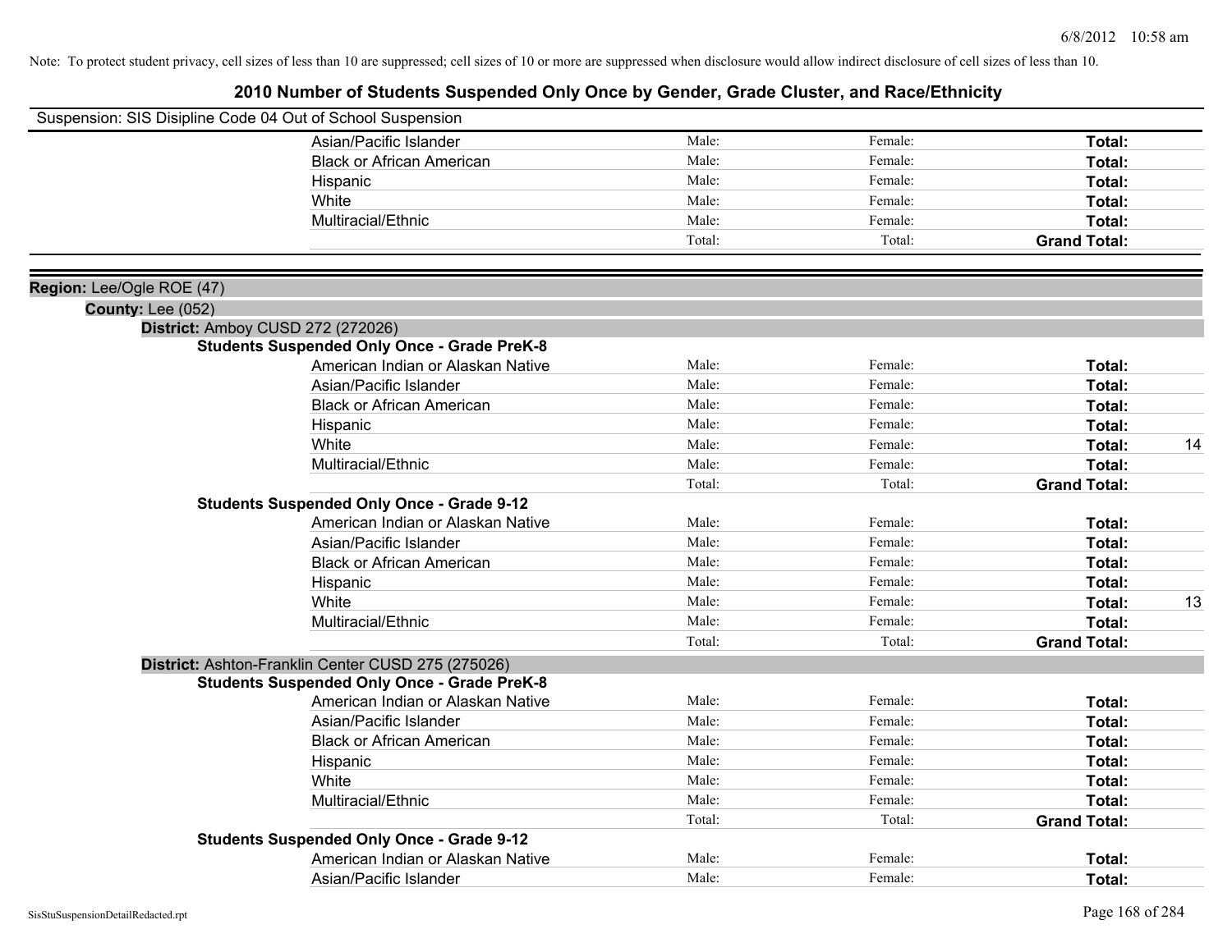Note: To protect student privacy, cell sizes of less than 10 are suppressed; cell sizes of 10 or more are suppressed when disclosure would allow indirect disclosure of cell sizes of less than 10.

# 2010 Number of Students Suspended Only Once by Gender, Grade Cluster, and Race/Ethnicity

Suspension: SIS Disipline Code 04 Out of School Suspension

| | Male: | Female: | Total: |
|---|---|---|---|
| Asian/Pacific Islander | Male: | Female: | **Total:** |
| Black or African American | Male: | Female: | **Total:** |
| Hispanic | Male: | Female: | **Total:** |
| White | Male: | Female: | **Total:** |
| Multiracial/Ethnic | Male: | Female: | **Total:** |
| | Total: | Total: | **Grand Total:** |

**Region:** Lee/Ogle ROE (47)

**County:** Lee (052)

**District:** Amboy CUSD 272 (272026)

**Students Suspended Only Once - Grade PreK-8**

| | | | | |
|---|---|---|---|---|
| American Indian or Alaskan Native | Male: | Female: | **Total:** | |
| Asian/Pacific Islander | Male: | Female: | **Total:** | |
| Black or African American | Male: | Female: | **Total:** | |
| Hispanic | Male: | Female: | **Total:** | |
| White | Male: | Female: | **Total:** | 14 |
| Multiracial/Ethnic | Male: | Female: | **Total:** | |
| | Total: | Total: | **Grand Total:** | |

**Students Suspended Only Once - Grade 9-12**

| | | | | |
|---|---|---|---|---|
| American Indian or Alaskan Native | Male: | Female: | **Total:** | |
| Asian/Pacific Islander | Male: | Female: | **Total:** | |
| Black or African American | Male: | Female: | **Total:** | |
| Hispanic | Male: | Female: | **Total:** | |
| White | Male: | Female: | **Total:** | 13 |
| Multiracial/Ethnic | Male: | Female: | **Total:** | |
| | Total: | Total: | **Grand Total:** | |

**District:** Ashton-Franklin Center CUSD 275 (275026)

**Students Suspended Only Once - Grade PreK-8**

| | | | | |
|---|---|---|---|---|
| American Indian or Alaskan Native | Male: | Female: | **Total:** | |
| Asian/Pacific Islander | Male: | Female: | **Total:** | |
| Black or African American | Male: | Female: | **Total:** | |
| Hispanic | Male: | Female: | **Total:** | |
| White | Male: | Female: | **Total:** | |
| Multiracial/Ethnic | Male: | Female: | **Total:** | |
| | Total: | Total: | **Grand Total:** | |

**Students Suspended Only Once - Grade 9-12**

| | | | | |
|---|---|---|---|---|
| American Indian or Alaskan Native | Male: | Female: | **Total:** | |
| Asian/Pacific Islander | Male: | Female: | **Total:** | |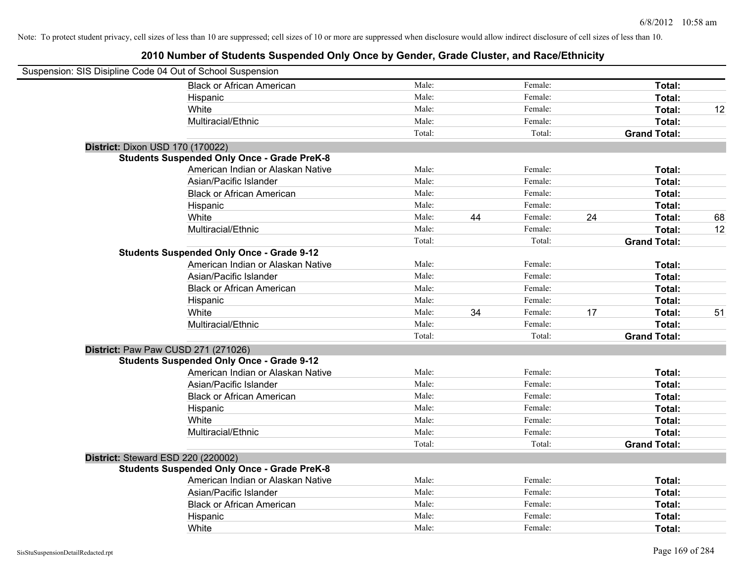Note: To protect student privacy, cell sizes of less than 10 are suppressed; cell sizes of 10 or more are suppressed when disclosure would allow indirect disclosure of cell sizes of less than 10.

## 2010 Number of Students Suspended Only Once by Gender, Grade Cluster, and Race/Ethnicity

Suspension: SIS Disipline Code 04 Out of School Suspension

| | | | | | | |
|---|---|---|---|---|---|---|
| Black or African American | Male: | | Female: | | **Total:** | |
| Hispanic | Male: | | Female: | | **Total:** | |
| White | Male: | | Female: | | **Total:** | 12 |
| Multiracial/Ethnic | Male: | | Female: | | **Total:** | |
| | Total: | | Total: | | **Grand Total:** | |

**District:** Dixon USD 170 (170022)

**Students Suspended Only Once - Grade PreK-8**

| | | | | | | |
|---|---|---|---|---|---|---|
| American Indian or Alaskan Native | Male: | | Female: | | **Total:** | |
| Asian/Pacific Islander | Male: | | Female: | | **Total:** | |
| Black or African American | Male: | | Female: | | **Total:** | |
| Hispanic | Male: | | Female: | | **Total:** | |
| White | Male: | 44 | Female: | 24 | **Total:** | 68 |
| Multiracial/Ethnic | Male: | | Female: | | **Total:** | 12 |
| | Total: | | Total: | | **Grand Total:** | |

**Students Suspended Only Once - Grade 9-12**

| | | | | | | |
|---|---|---|---|---|---|---|
| American Indian or Alaskan Native | Male: | | Female: | | **Total:** | |
| Asian/Pacific Islander | Male: | | Female: | | **Total:** | |
| Black or African American | Male: | | Female: | | **Total:** | |
| Hispanic | Male: | | Female: | | **Total:** | |
| White | Male: | 34 | Female: | 17 | **Total:** | 51 |
| Multiracial/Ethnic | Male: | | Female: | | **Total:** | |
| | Total: | | Total: | | **Grand Total:** | |

**District:** Paw Paw CUSD 271 (271026)

**Students Suspended Only Once - Grade 9-12**

| | | | | | | |
|---|---|---|---|---|---|---|
| American Indian or Alaskan Native | Male: | | Female: | | **Total:** | |
| Asian/Pacific Islander | Male: | | Female: | | **Total:** | |
| Black or African American | Male: | | Female: | | **Total:** | |
| Hispanic | Male: | | Female: | | **Total:** | |
| White | Male: | | Female: | | **Total:** | |
| Multiracial/Ethnic | Male: | | Female: | | **Total:** | |
| | Total: | | Total: | | **Grand Total:** | |

**District:** Steward ESD 220 (220002)

**Students Suspended Only Once - Grade PreK-8**

| | | | | | | |
|---|---|---|---|---|---|---|
| American Indian or Alaskan Native | Male: | | Female: | | **Total:** | |
| Asian/Pacific Islander | Male: | | Female: | | **Total:** | |
| Black or African American | Male: | | Female: | | **Total:** | |
| Hispanic | Male: | | Female: | | **Total:** | |
| White | Male: | | Female: | | **Total:** | |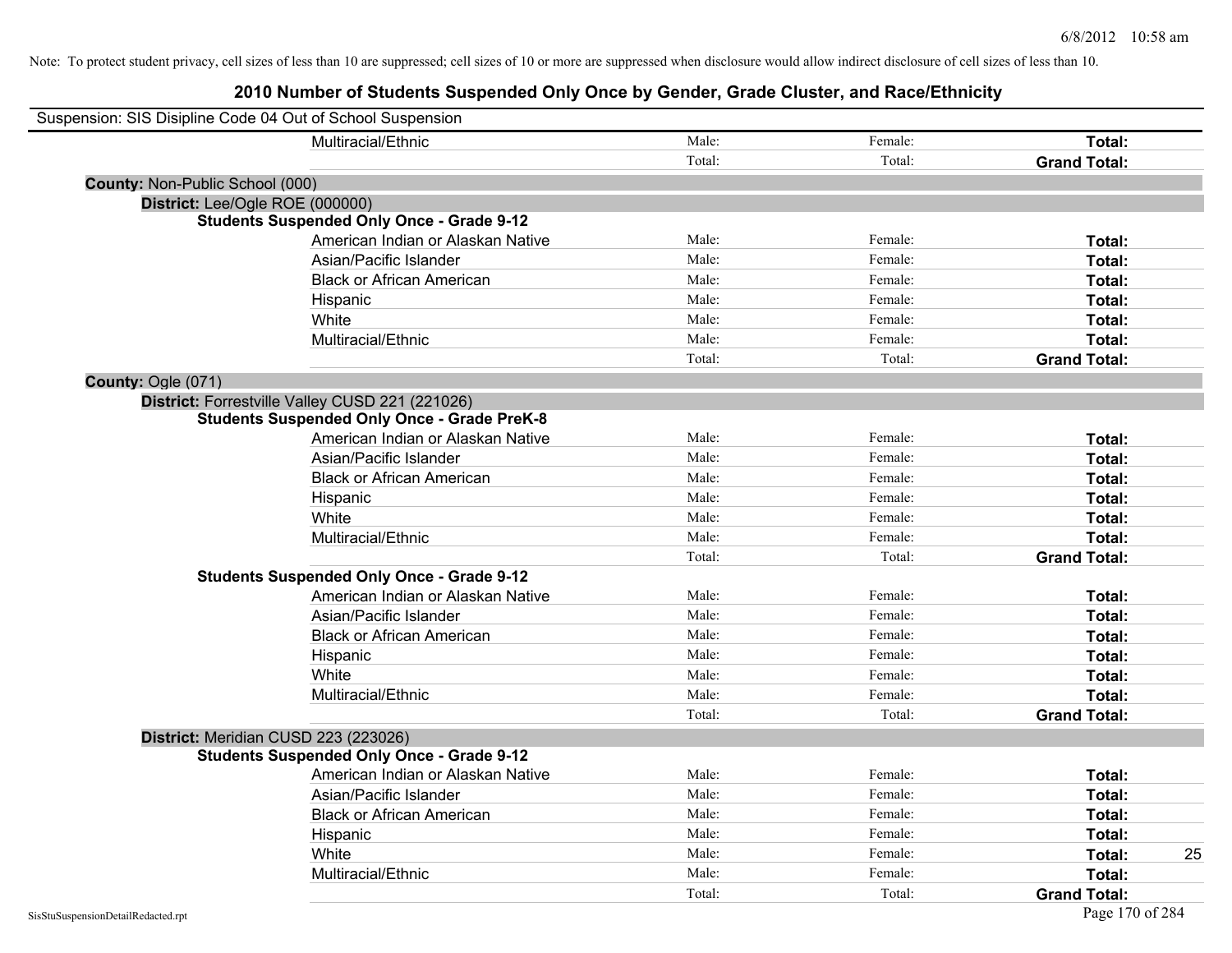Note: To protect student privacy, cell sizes of less than 10 are suppressed; cell sizes of 10 or more are suppressed when disclosure would allow indirect disclosure of cell sizes of less than 10.

# 2010 Number of Students Suspended Only Once by Gender, Grade Cluster, and Race/Ethnicity

Suspension: SIS Disipline Code 04 Out of School Suspension

| | | | | |
|---|---|---|---|---|
| Multiracial/Ethnic | Male: | Female: | **Total:** | |
| | Total: | Total: | **Grand Total:** | |

**County:** Non-Public School (000)

**District:** Lee/Ogle ROE (000000)

**Students Suspended Only Once - Grade 9-12**

| | | | | |
|---|---|---|---|---|
| American Indian or Alaskan Native | Male: | Female: | **Total:** | |
| Asian/Pacific Islander | Male: | Female: | **Total:** | |
| Black or African American | Male: | Female: | **Total:** | |
| Hispanic | Male: | Female: | **Total:** | |
| White | Male: | Female: | **Total:** | |
| Multiracial/Ethnic | Male: | Female: | **Total:** | |
| | Total: | Total: | **Grand Total:** | |

**County:** Ogle (071)

**District:** Forrestville Valley CUSD 221 (221026)

**Students Suspended Only Once - Grade PreK-8**

| | | | | |
|---|---|---|---|---|
| American Indian or Alaskan Native | Male: | Female: | **Total:** | |
| Asian/Pacific Islander | Male: | Female: | **Total:** | |
| Black or African American | Male: | Female: | **Total:** | |
| Hispanic | Male: | Female: | **Total:** | |
| White | Male: | Female: | **Total:** | |
| Multiracial/Ethnic | Male: | Female: | **Total:** | |
| | Total: | Total: | **Grand Total:** | |

**Students Suspended Only Once - Grade 9-12**

| | | | | |
|---|---|---|---|---|
| American Indian or Alaskan Native | Male: | Female: | **Total:** | |
| Asian/Pacific Islander | Male: | Female: | **Total:** | |
| Black or African American | Male: | Female: | **Total:** | |
| Hispanic | Male: | Female: | **Total:** | |
| White | Male: | Female: | **Total:** | |
| Multiracial/Ethnic | Male: | Female: | **Total:** | |
| | Total: | Total: | **Grand Total:** | |

**District:** Meridian CUSD 223 (223026)

**Students Suspended Only Once - Grade 9-12**

| | | | | |
|---|---|---|---|---|
| American Indian or Alaskan Native | Male: | Female: | **Total:** | |
| Asian/Pacific Islander | Male: | Female: | **Total:** | |
| Black or African American | Male: | Female: | **Total:** | |
| Hispanic | Male: | Female: | **Total:** | |
| White | Male: | Female: | **Total:** | 25 |
| Multiracial/Ethnic | Male: | Female: | **Total:** | |
| | Total: | Total: | **Grand Total:** | |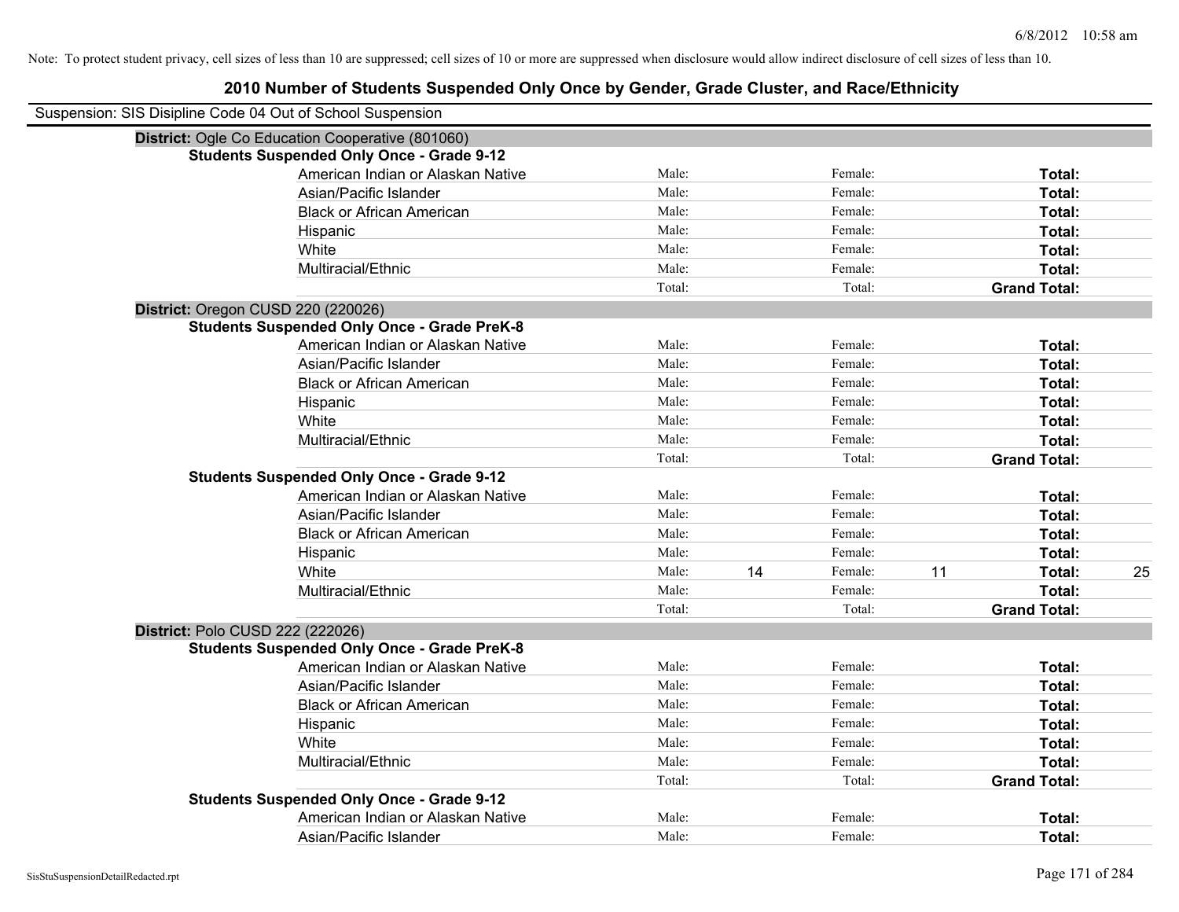Note: To protect student privacy, cell sizes of less than 10 are suppressed; cell sizes of 10 or more are suppressed when disclosure would allow indirect disclosure of cell sizes of less than 10.

# 2010 Number of Students Suspended Only Once by Gender, Grade Cluster, and Race/Ethnicity

Suspension: SIS Disipline Code 04 Out of School Suspension

## District: Ogle Co Education Cooperative (801060)

### Students Suspended Only Once - Grade 9-12

| Race/Ethnicity | | | | | | |
|---|---|---|---|---|---|---|
| American Indian or Alaskan Native | Male: | | Female: | | Total: | |
| Asian/Pacific Islander | Male: | | Female: | | Total: | |
| Black or African American | Male: | | Female: | | Total: | |
| Hispanic | Male: | | Female: | | Total: | |
| White | Male: | | Female: | | Total: | |
| Multiracial/Ethnic | Male: | | Female: | | Total: | |
| | Total: | | Total: | | Grand Total: | |

## District: Oregon CUSD 220 (220026)

### Students Suspended Only Once - Grade PreK-8

| Race/Ethnicity | | | | | | |
|---|---|---|---|---|---|---|
| American Indian or Alaskan Native | Male: | | Female: | | Total: | |
| Asian/Pacific Islander | Male: | | Female: | | Total: | |
| Black or African American | Male: | | Female: | | Total: | |
| Hispanic | Male: | | Female: | | Total: | |
| White | Male: | | Female: | | Total: | |
| Multiracial/Ethnic | Male: | | Female: | | Total: | |
| | Total: | | Total: | | Grand Total: | |

### Students Suspended Only Once - Grade 9-12

| Race/Ethnicity | | | | | | |
|---|---|---|---|---|---|---|
| American Indian or Alaskan Native | Male: | | Female: | | Total: | |
| Asian/Pacific Islander | Male: | | Female: | | Total: | |
| Black or African American | Male: | | Female: | | Total: | |
| Hispanic | Male: | | Female: | | Total: | |
| White | Male: | 14 | Female: | 11 | Total: | 25 |
| Multiracial/Ethnic | Male: | | Female: | | Total: | |
| | Total: | | Total: | | Grand Total: | |

## District: Polo CUSD 222 (222026)

### Students Suspended Only Once - Grade PreK-8

| Race/Ethnicity | | | | | | |
|---|---|---|---|---|---|---|
| American Indian or Alaskan Native | Male: | | Female: | | Total: | |
| Asian/Pacific Islander | Male: | | Female: | | Total: | |
| Black or African American | Male: | | Female: | | Total: | |
| Hispanic | Male: | | Female: | | Total: | |
| White | Male: | | Female: | | Total: | |
| Multiracial/Ethnic | Male: | | Female: | | Total: | |
| | Total: | | Total: | | Grand Total: | |

### Students Suspended Only Once - Grade 9-12

| Race/Ethnicity | | | | | | |
|---|---|---|---|---|---|---|
| American Indian or Alaskan Native | Male: | | Female: | | Total: | |
| Asian/Pacific Islander | Male: | | Female: | | Total: | |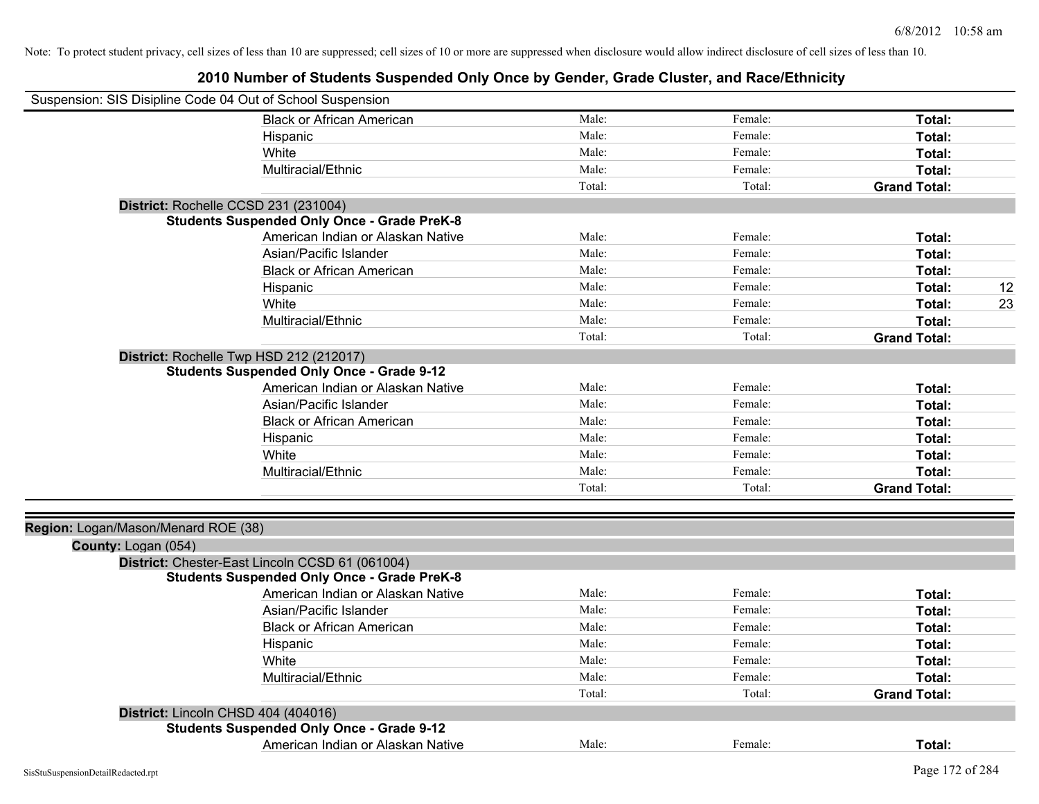Note: To protect student privacy, cell sizes of less than 10 are suppressed; cell sizes of 10 or more are suppressed when disclosure would allow indirect disclosure of cell sizes of less than 10.

# 2010 Number of Students Suspended Only Once by Gender, Grade Cluster, and Race/Ethnicity

Suspension: SIS Disipline Code 04 Out of School Suspension

| | | | | |
|---|---|---|---|---|
| Black or African American | Male: | Female: | **Total:** | |
| Hispanic | Male: | Female: | **Total:** | |
| White | Male: | Female: | **Total:** | |
| Multiracial/Ethnic | Male: | Female: | **Total:** | |
| | Total: | Total: | **Grand Total:** | |

**District:** Rochelle CCSD 231 (231004)

**Students Suspended Only Once - Grade PreK-8**

| | | | | |
|---|---|---|---|---|
| American Indian or Alaskan Native | Male: | Female: | **Total:** | |
| Asian/Pacific Islander | Male: | Female: | **Total:** | |
| Black or African American | Male: | Female: | **Total:** | |
| Hispanic | Male: | Female: | **Total:** | 12 |
| White | Male: | Female: | **Total:** | 23 |
| Multiracial/Ethnic | Male: | Female: | **Total:** | |
| | Total: | Total: | **Grand Total:** | |

**District:** Rochelle Twp HSD 212 (212017)

**Students Suspended Only Once - Grade 9-12**

| | | | | |
|---|---|---|---|---|
| American Indian or Alaskan Native | Male: | Female: | **Total:** | |
| Asian/Pacific Islander | Male: | Female: | **Total:** | |
| Black or African American | Male: | Female: | **Total:** | |
| Hispanic | Male: | Female: | **Total:** | |
| White | Male: | Female: | **Total:** | |
| Multiracial/Ethnic | Male: | Female: | **Total:** | |
| | Total: | Total: | **Grand Total:** | |

**Region:** Logan/Mason/Menard ROE (38)

**County:** Logan (054)

**District:** Chester-East Lincoln CCSD 61 (061004)

**Students Suspended Only Once - Grade PreK-8**

| | | | | |
|---|---|---|---|---|
| American Indian or Alaskan Native | Male: | Female: | **Total:** | |
| Asian/Pacific Islander | Male: | Female: | **Total:** | |
| Black or African American | Male: | Female: | **Total:** | |
| Hispanic | Male: | Female: | **Total:** | |
| White | Male: | Female: | **Total:** | |
| Multiracial/Ethnic | Male: | Female: | **Total:** | |
| | Total: | Total: | **Grand Total:** | |

**District:** Lincoln CHSD 404 (404016)

**Students Suspended Only Once - Grade 9-12**

| | | | | |
|---|---|---|---|---|
| American Indian or Alaskan Native | Male: | Female: | **Total:** | |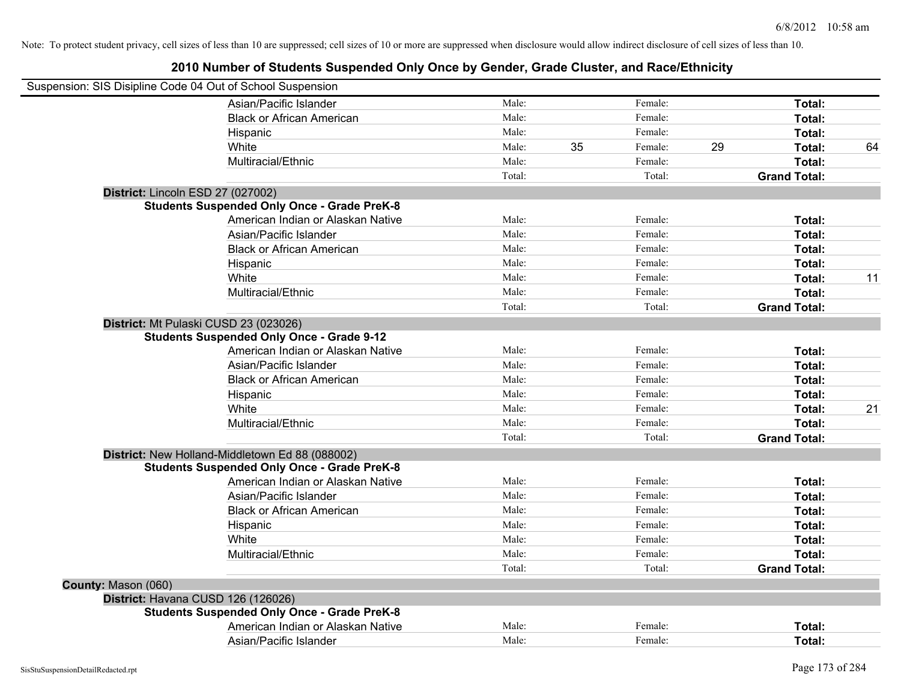Note: To protect student privacy, cell sizes of less than 10 are suppressed; cell sizes of 10 or more are suppressed when disclosure would allow indirect disclosure of cell sizes of less than 10.

# 2010 Number of Students Suspended Only Once by Gender, Grade Cluster, and Race/Ethnicity

Suspension: SIS Disipline Code 04 Out of School Suspension

| | | | | | | |
|---|---|---|---|---|---|---|
| Asian/Pacific Islander | Male: | | Female: | | **Total:** | |
| Black or African American | Male: | | Female: | | **Total:** | |
| Hispanic | Male: | | Female: | | **Total:** | |
| White | Male: | 35 | Female: | 29 | **Total:** | 64 |
| Multiracial/Ethnic | Male: | | Female: | | **Total:** | |
| | Total: | | Total: | | **Grand Total:** | |

**District:** Lincoln ESD 27 (027002)

**Students Suspended Only Once - Grade PreK-8**

| | | | | | | |
|---|---|---|---|---|---|---|
| American Indian or Alaskan Native | Male: | | Female: | | **Total:** | |
| Asian/Pacific Islander | Male: | | Female: | | **Total:** | |
| Black or African American | Male: | | Female: | | **Total:** | |
| Hispanic | Male: | | Female: | | **Total:** | |
| White | Male: | | Female: | | **Total:** | 11 |
| Multiracial/Ethnic | Male: | | Female: | | **Total:** | |
| | Total: | | Total: | | **Grand Total:** | |

**District:** Mt Pulaski CUSD 23 (023026)

**Students Suspended Only Once - Grade 9-12**

| | | | | | | |
|---|---|---|---|---|---|---|
| American Indian or Alaskan Native | Male: | | Female: | | **Total:** | |
| Asian/Pacific Islander | Male: | | Female: | | **Total:** | |
| Black or African American | Male: | | Female: | | **Total:** | |
| Hispanic | Male: | | Female: | | **Total:** | |
| White | Male: | | Female: | | **Total:** | 21 |
| Multiracial/Ethnic | Male: | | Female: | | **Total:** | |
| | Total: | | Total: | | **Grand Total:** | |

**District:** New Holland-Middletown Ed 88 (088002)

**Students Suspended Only Once - Grade PreK-8**

| | | | | | | |
|---|---|---|---|---|---|---|
| American Indian or Alaskan Native | Male: | | Female: | | **Total:** | |
| Asian/Pacific Islander | Male: | | Female: | | **Total:** | |
| Black or African American | Male: | | Female: | | **Total:** | |
| Hispanic | Male: | | Female: | | **Total:** | |
| White | Male: | | Female: | | **Total:** | |
| Multiracial/Ethnic | Male: | | Female: | | **Total:** | |
| | Total: | | Total: | | **Grand Total:** | |

**County:** Mason (060)

**District:** Havana CUSD 126 (126026)

**Students Suspended Only Once - Grade PreK-8**

| | | | | | | |
|---|---|---|---|---|---|---|
| American Indian or Alaskan Native | Male: | | Female: | | **Total:** | |
| Asian/Pacific Islander | Male: | | Female: | | **Total:** | |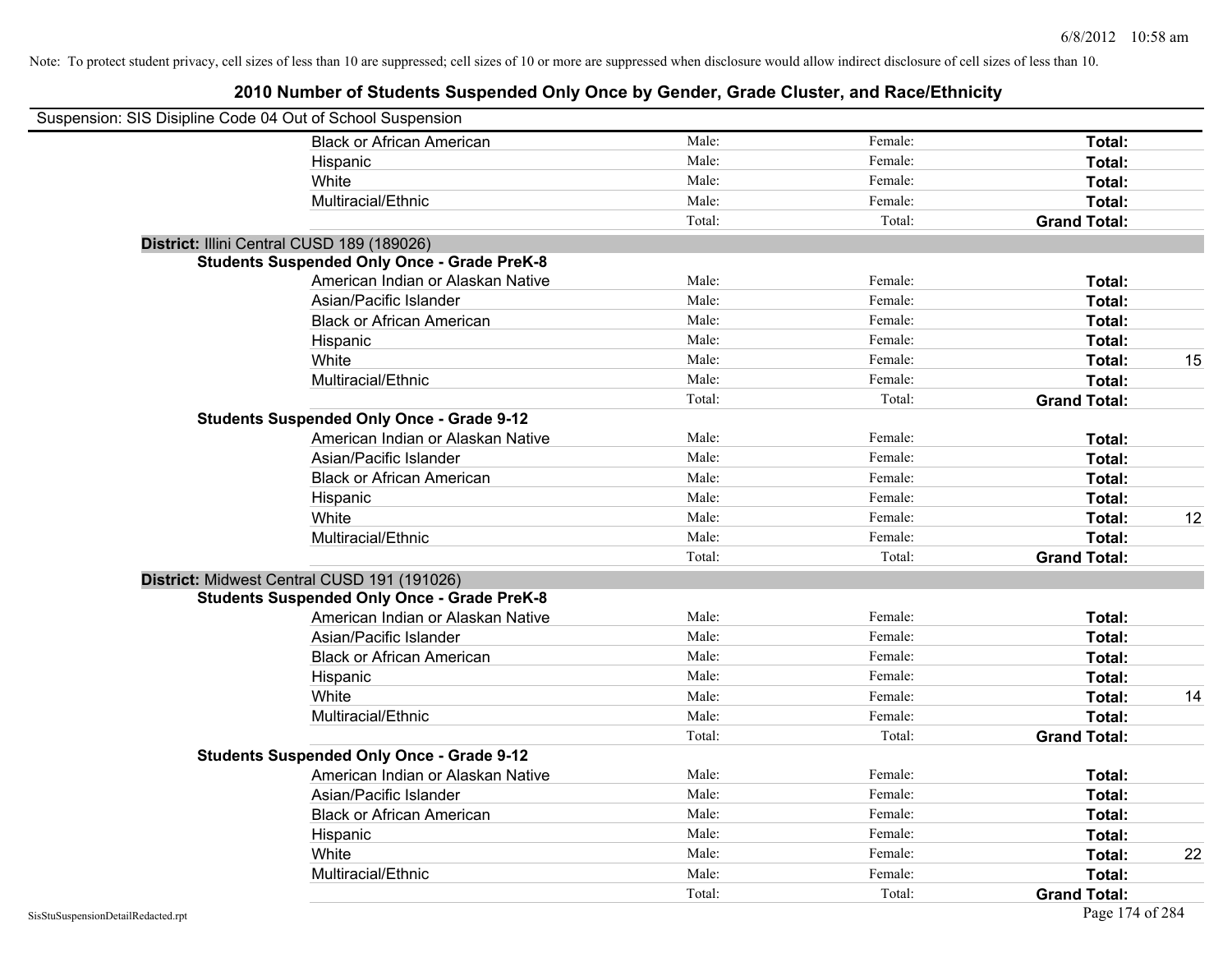Note: To protect student privacy, cell sizes of less than 10 are suppressed; cell sizes of 10 or more are suppressed when disclosure would allow indirect disclosure of cell sizes of less than 10.

# 2010 Number of Students Suspended Only Once by Gender, Grade Cluster, and Race/Ethnicity

Suspension: SIS Disipline Code 04 Out of School Suspension

| | | | | |
|---|---|---|---|---|
| Black or African American | Male: | Female: | **Total:** | |
| Hispanic | Male: | Female: | **Total:** | |
| White | Male: | Female: | **Total:** | |
| Multiracial/Ethnic | Male: | Female: | **Total:** | |
| | Total: | Total: | **Grand Total:** | |

**District:** Illini Central CUSD 189 (189026)

**Students Suspended Only Once - Grade PreK-8**

| | | | | |
|---|---|---|---|---|
| American Indian or Alaskan Native | Male: | Female: | **Total:** | |
| Asian/Pacific Islander | Male: | Female: | **Total:** | |
| Black or African American | Male: | Female: | **Total:** | |
| Hispanic | Male: | Female: | **Total:** | |
| White | Male: | Female: | **Total:** | 15 |
| Multiracial/Ethnic | Male: | Female: | **Total:** | |
| | Total: | Total: | **Grand Total:** | |

**Students Suspended Only Once - Grade 9-12**

| | | | | |
|---|---|---|---|---|
| American Indian or Alaskan Native | Male: | Female: | **Total:** | |
| Asian/Pacific Islander | Male: | Female: | **Total:** | |
| Black or African American | Male: | Female: | **Total:** | |
| Hispanic | Male: | Female: | **Total:** | |
| White | Male: | Female: | **Total:** | 12 |
| Multiracial/Ethnic | Male: | Female: | **Total:** | |
| | Total: | Total: | **Grand Total:** | |

**District:** Midwest Central CUSD 191 (191026)

**Students Suspended Only Once - Grade PreK-8**

| | | | | |
|---|---|---|---|---|
| American Indian or Alaskan Native | Male: | Female: | **Total:** | |
| Asian/Pacific Islander | Male: | Female: | **Total:** | |
| Black or African American | Male: | Female: | **Total:** | |
| Hispanic | Male: | Female: | **Total:** | |
| White | Male: | Female: | **Total:** | 14 |
| Multiracial/Ethnic | Male: | Female: | **Total:** | |
| | Total: | Total: | **Grand Total:** | |

**Students Suspended Only Once - Grade 9-12**

| | | | | |
|---|---|---|---|---|
| American Indian or Alaskan Native | Male: | Female: | **Total:** | |
| Asian/Pacific Islander | Male: | Female: | **Total:** | |
| Black or African American | Male: | Female: | **Total:** | |
| Hispanic | Male: | Female: | **Total:** | |
| White | Male: | Female: | **Total:** | 22 |
| Multiracial/Ethnic | Male: | Female: | **Total:** | |
| | Total: | Total: | **Grand Total:** | |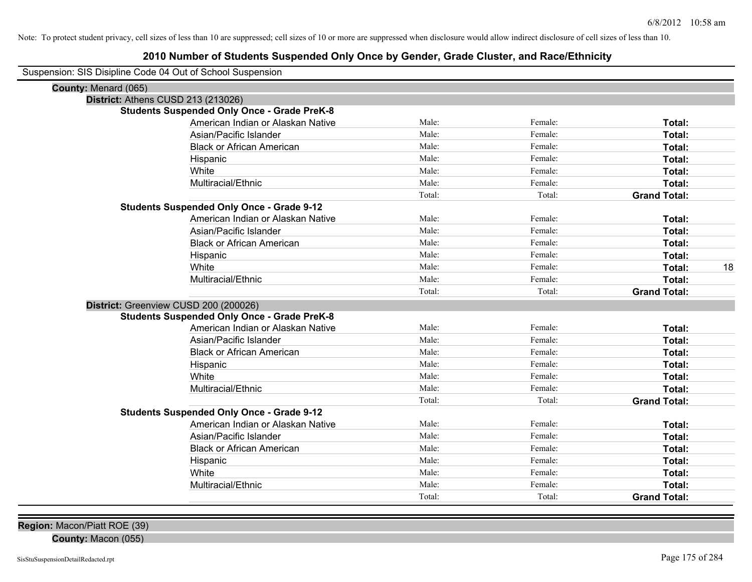Note: To protect student privacy, cell sizes of less than 10 are suppressed; cell sizes of 10 or more are suppressed when disclosure would allow indirect disclosure of cell sizes of less than 10.

## 2010 Number of Students Suspended Only Once by Gender, Grade Cluster, and Race/Ethnicity

Suspension: SIS Disipline Code 04 Out of School Suspension

**County:** Menard (065)

**District:** Athens CUSD 213 (213026)

**Students Suspended Only Once - Grade PreK-8**

| | | | | |
|---|---|---|---|---|
| American Indian or Alaskan Native | Male: | Female: | **Total:** | |
| Asian/Pacific Islander | Male: | Female: | **Total:** | |
| Black or African American | Male: | Female: | **Total:** | |
| Hispanic | Male: | Female: | **Total:** | |
| White | Male: | Female: | **Total:** | |
| Multiracial/Ethnic | Male: | Female: | **Total:** | |
| | Total: | Total: | **Grand Total:** | |

**Students Suspended Only Once - Grade 9-12**

| | | | | |
|---|---|---|---|---|
| American Indian or Alaskan Native | Male: | Female: | **Total:** | |
| Asian/Pacific Islander | Male: | Female: | **Total:** | |
| Black or African American | Male: | Female: | **Total:** | |
| Hispanic | Male: | Female: | **Total:** | |
| White | Male: | Female: | **Total:** | 18 |
| Multiracial/Ethnic | Male: | Female: | **Total:** | |
| | Total: | Total: | **Grand Total:** | |

**District:** Greenview CUSD 200 (200026)

**Students Suspended Only Once - Grade PreK-8**

| | | | | |
|---|---|---|---|---|
| American Indian or Alaskan Native | Male: | Female: | **Total:** | |
| Asian/Pacific Islander | Male: | Female: | **Total:** | |
| Black or African American | Male: | Female: | **Total:** | |
| Hispanic | Male: | Female: | **Total:** | |
| White | Male: | Female: | **Total:** | |
| Multiracial/Ethnic | Male: | Female: | **Total:** | |
| | Total: | Total: | **Grand Total:** | |

**Students Suspended Only Once - Grade 9-12**

| | | | | |
|---|---|---|---|---|
| American Indian or Alaskan Native | Male: | Female: | **Total:** | |
| Asian/Pacific Islander | Male: | Female: | **Total:** | |
| Black or African American | Male: | Female: | **Total:** | |
| Hispanic | Male: | Female: | **Total:** | |
| White | Male: | Female: | **Total:** | |
| Multiracial/Ethnic | Male: | Female: | **Total:** | |
| | Total: | Total: | **Grand Total:** | |

**Region:** Macon/Piatt ROE (39)

**County:** Macon (055)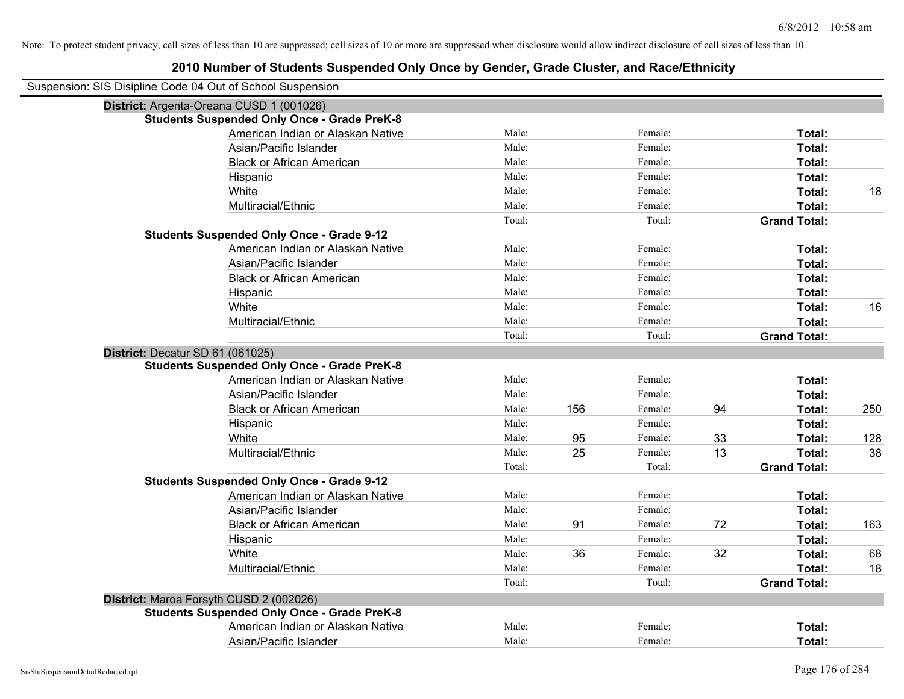Note: To protect student privacy, cell sizes of less than 10 are suppressed; cell sizes of 10 or more are suppressed when disclosure would allow indirect disclosure of cell sizes of less than 10.

# 2010 Number of Students Suspended Only Once by Gender, Grade Cluster, and Race/Ethnicity

Suspension: SIS Disipline Code 04 Out of School Suspension

## District: Argenta-Oreana CUSD 1 (001026)

### Students Suspended Only Once - Grade PreK-8

| Race/Ethnicity | Male: | | Female: | | Total: | |
|---|---|---|---|---|---|---|
| American Indian or Alaskan Native | Male: | | Female: | | **Total:** | |
| Asian/Pacific Islander | Male: | | Female: | | **Total:** | |
| Black or African American | Male: | | Female: | | **Total:** | |
| Hispanic | Male: | | Female: | | **Total:** | |
| White | Male: | | Female: | | **Total:** | 18 |
| Multiracial/Ethnic | Male: | | Female: | | **Total:** | |
| | Total: | | Total: | | **Grand Total:** | |

### Students Suspended Only Once - Grade 9-12

| Race/Ethnicity | Male: | | Female: | | Total: | |
|---|---|---|---|---|---|---|
| American Indian or Alaskan Native | Male: | | Female: | | **Total:** | |
| Asian/Pacific Islander | Male: | | Female: | | **Total:** | |
| Black or African American | Male: | | Female: | | **Total:** | |
| Hispanic | Male: | | Female: | | **Total:** | |
| White | Male: | | Female: | | **Total:** | 16 |
| Multiracial/Ethnic | Male: | | Female: | | **Total:** | |
| | Total: | | Total: | | **Grand Total:** | |

## District: Decatur SD 61 (061025)

### Students Suspended Only Once - Grade PreK-8

| Race/Ethnicity | Male: | | Female: | | Total: | |
|---|---|---|---|---|---|---|
| American Indian or Alaskan Native | Male: | | Female: | | **Total:** | |
| Asian/Pacific Islander | Male: | | Female: | | **Total:** | |
| Black or African American | Male: | 156 | Female: | 94 | **Total:** | 250 |
| Hispanic | Male: | | Female: | | **Total:** | |
| White | Male: | 95 | Female: | 33 | **Total:** | 128 |
| Multiracial/Ethnic | Male: | 25 | Female: | 13 | **Total:** | 38 |
| | Total: | | Total: | | **Grand Total:** | |

### Students Suspended Only Once - Grade 9-12

| Race/Ethnicity | Male: | | Female: | | Total: | |
|---|---|---|---|---|---|---|
| American Indian or Alaskan Native | Male: | | Female: | | **Total:** | |
| Asian/Pacific Islander | Male: | | Female: | | **Total:** | |
| Black or African American | Male: | 91 | Female: | 72 | **Total:** | 163 |
| Hispanic | Male: | | Female: | | **Total:** | |
| White | Male: | 36 | Female: | 32 | **Total:** | 68 |
| Multiracial/Ethnic | Male: | | Female: | | **Total:** | 18 |
| | Total: | | Total: | | **Grand Total:** | |

## District: Maroa Forsyth CUSD 2 (002026)

### Students Suspended Only Once - Grade PreK-8

| Race/Ethnicity | Male: | | Female: | | Total: | |
|---|---|---|---|---|---|---|
| American Indian or Alaskan Native | Male: | | Female: | | **Total:** | |
| Asian/Pacific Islander | Male: | | Female: | | **Total:** | |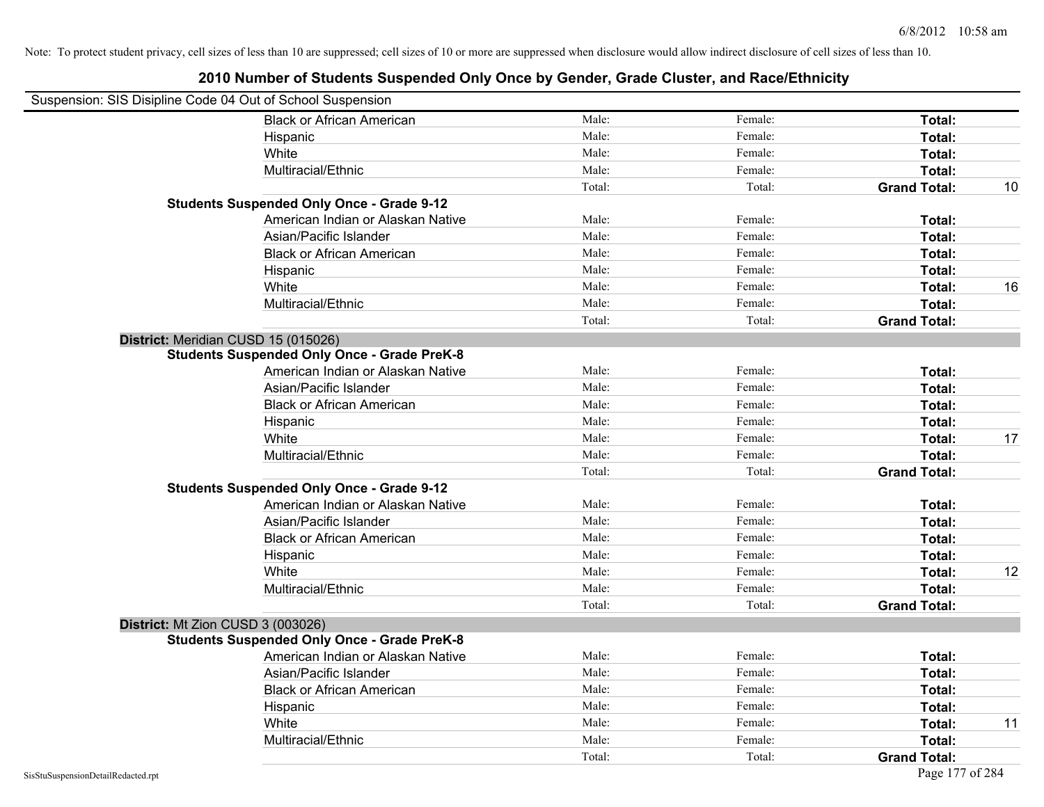Note: To protect student privacy, cell sizes of less than 10 are suppressed; cell sizes of 10 or more are suppressed when disclosure would allow indirect disclosure of cell sizes of less than 10.

# 2010 Number of Students Suspended Only Once by Gender, Grade Cluster, and Race/Ethnicity

Suspension: SIS Disipline Code 04 Out of School Suspension

| | | | | |
|---|---|---|---|---|
| Black or African American | Male: | Female: | **Total:** | |
| Hispanic | Male: | Female: | **Total:** | |
| White | Male: | Female: | **Total:** | |
| Multiracial/Ethnic | Male: | Female: | **Total:** | |
| | Total: | Total: | **Grand Total:** | 10 |

**Students Suspended Only Once - Grade 9-12**

| | | | | |
|---|---|---|---|---|
| American Indian or Alaskan Native | Male: | Female: | **Total:** | |
| Asian/Pacific Islander | Male: | Female: | **Total:** | |
| Black or African American | Male: | Female: | **Total:** | |
| Hispanic | Male: | Female: | **Total:** | |
| White | Male: | Female: | **Total:** | 16 |
| Multiracial/Ethnic | Male: | Female: | **Total:** | |
| | Total: | Total: | **Grand Total:** | |

**District:** Meridian CUSD 15 (015026)

**Students Suspended Only Once - Grade PreK-8**

| | | | | |
|---|---|---|---|---|
| American Indian or Alaskan Native | Male: | Female: | **Total:** | |
| Asian/Pacific Islander | Male: | Female: | **Total:** | |
| Black or African American | Male: | Female: | **Total:** | |
| Hispanic | Male: | Female: | **Total:** | |
| White | Male: | Female: | **Total:** | 17 |
| Multiracial/Ethnic | Male: | Female: | **Total:** | |
| | Total: | Total: | **Grand Total:** | |

**Students Suspended Only Once - Grade 9-12**

| | | | | |
|---|---|---|---|---|
| American Indian or Alaskan Native | Male: | Female: | **Total:** | |
| Asian/Pacific Islander | Male: | Female: | **Total:** | |
| Black or African American | Male: | Female: | **Total:** | |
| Hispanic | Male: | Female: | **Total:** | |
| White | Male: | Female: | **Total:** | 12 |
| Multiracial/Ethnic | Male: | Female: | **Total:** | |
| | Total: | Total: | **Grand Total:** | |

**District:** Mt Zion CUSD 3 (003026)

**Students Suspended Only Once - Grade PreK-8**

| | | | | |
|---|---|---|---|---|
| American Indian or Alaskan Native | Male: | Female: | **Total:** | |
| Asian/Pacific Islander | Male: | Female: | **Total:** | |
| Black or African American | Male: | Female: | **Total:** | |
| Hispanic | Male: | Female: | **Total:** | |
| White | Male: | Female: | **Total:** | 11 |
| Multiracial/Ethnic | Male: | Female: | **Total:** | |
| | Total: | Total: | **Grand Total:** | |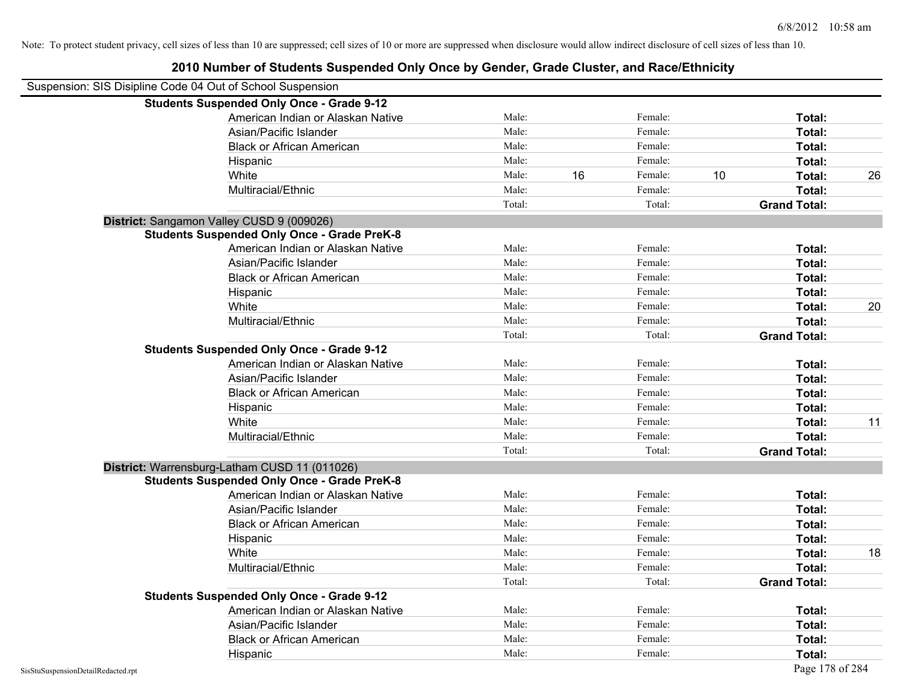Note: To protect student privacy, cell sizes of less than 10 are suppressed; cell sizes of 10 or more are suppressed when disclosure would allow indirect disclosure of cell sizes of less than 10.

# 2010 Number of Students Suspended Only Once by Gender, Grade Cluster, and Race/Ethnicity

Suspension: SIS Disipline Code 04 Out of School Suspension

**Students Suspended Only Once - Grade 9-12**

| | Male: | | Female: | | Total: | |
|---|---|---|---|---|---|---|
| American Indian or Alaskan Native | Male: | | Female: | | **Total:** | |
| Asian/Pacific Islander | Male: | | Female: | | **Total:** | |
| Black or African American | Male: | | Female: | | **Total:** | |
| Hispanic | Male: | | Female: | | **Total:** | |
| White | Male: | 16 | Female: | 10 | **Total:** | 26 |
| Multiracial/Ethnic | Male: | | Female: | | **Total:** | |
| | Total: | | Total: | | **Grand Total:** | |

**District:** Sangamon Valley CUSD 9 (009026)

**Students Suspended Only Once - Grade PreK-8**

| | Male: | | Female: | | Total: | |
|---|---|---|---|---|---|---|
| American Indian or Alaskan Native | Male: | | Female: | | **Total:** | |
| Asian/Pacific Islander | Male: | | Female: | | **Total:** | |
| Black or African American | Male: | | Female: | | **Total:** | |
| Hispanic | Male: | | Female: | | **Total:** | |
| White | Male: | | Female: | | **Total:** | 20 |
| Multiracial/Ethnic | Male: | | Female: | | **Total:** | |
| | Total: | | Total: | | **Grand Total:** | |

**Students Suspended Only Once - Grade 9-12**

| | Male: | | Female: | | Total: | |
|---|---|---|---|---|---|---|
| American Indian or Alaskan Native | Male: | | Female: | | **Total:** | |
| Asian/Pacific Islander | Male: | | Female: | | **Total:** | |
| Black or African American | Male: | | Female: | | **Total:** | |
| Hispanic | Male: | | Female: | | **Total:** | |
| White | Male: | | Female: | | **Total:** | 11 |
| Multiracial/Ethnic | Male: | | Female: | | **Total:** | |
| | Total: | | Total: | | **Grand Total:** | |

**District:** Warrensburg-Latham CUSD 11 (011026)

**Students Suspended Only Once - Grade PreK-8**

| | Male: | | Female: | | Total: | |
|---|---|---|---|---|---|---|
| American Indian or Alaskan Native | Male: | | Female: | | **Total:** | |
| Asian/Pacific Islander | Male: | | Female: | | **Total:** | |
| Black or African American | Male: | | Female: | | **Total:** | |
| Hispanic | Male: | | Female: | | **Total:** | |
| White | Male: | | Female: | | **Total:** | 18 |
| Multiracial/Ethnic | Male: | | Female: | | **Total:** | |
| | Total: | | Total: | | **Grand Total:** | |

**Students Suspended Only Once - Grade 9-12**

| | Male: | | Female: | | Total: | |
|---|---|---|---|---|---|---|
| American Indian or Alaskan Native | Male: | | Female: | | **Total:** | |
| Asian/Pacific Islander | Male: | | Female: | | **Total:** | |
| Black or African American | Male: | | Female: | | **Total:** | |
| Hispanic | Male: | | Female: | | **Total:** | |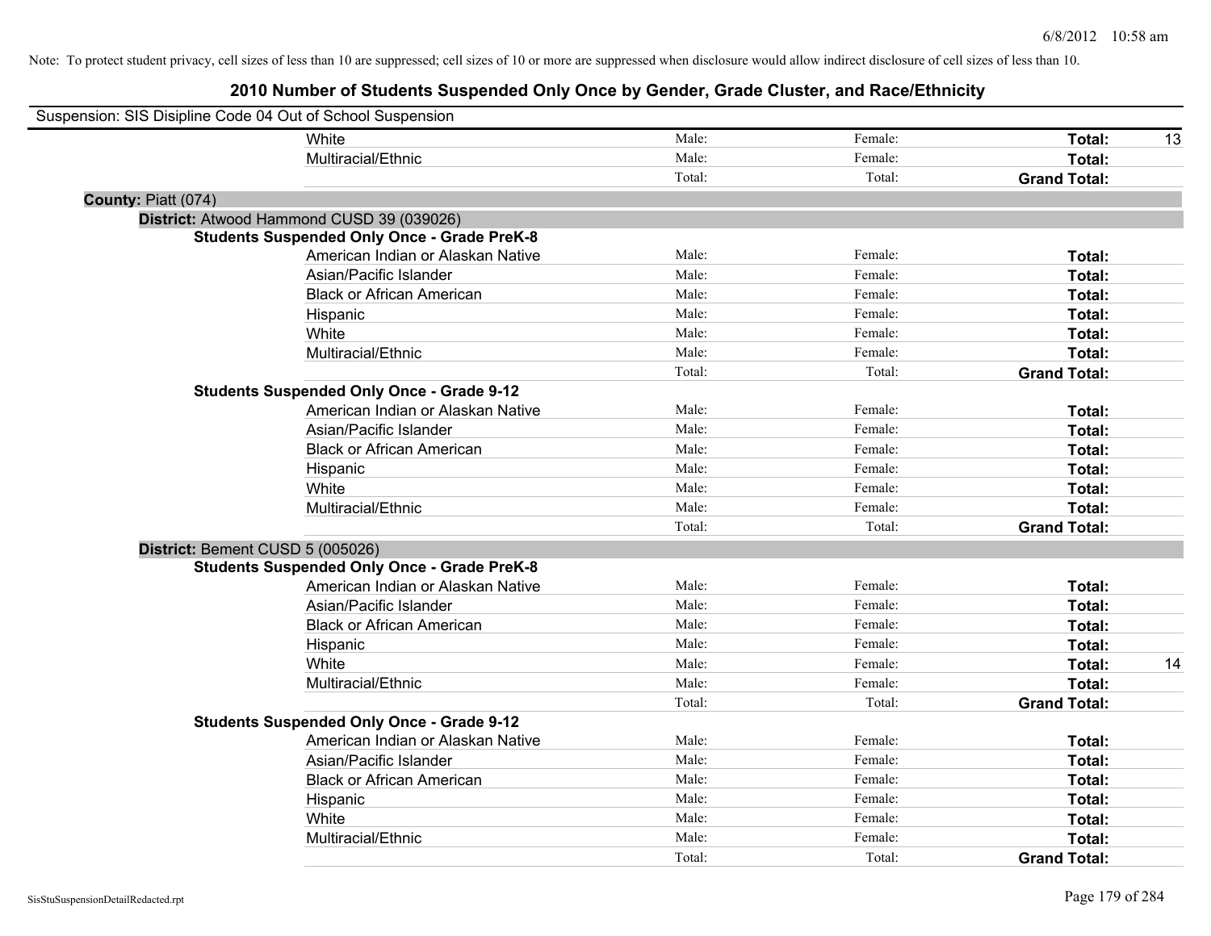Note: To protect student privacy, cell sizes of less than 10 are suppressed; cell sizes of 10 or more are suppressed when disclosure would allow indirect disclosure of cell sizes of less than 10.

# 2010 Number of Students Suspended Only Once by Gender, Grade Cluster, and Race/Ethnicity

Suspension: SIS Disipline Code 04 Out of School Suspension

| | | | | |
|---|---|---|---|---|
| White | Male: | Female: | **Total:** | 13 |
| Multiracial/Ethnic | Male: | Female: | **Total:** | |
| | Total: | Total: | **Grand Total:** | |

**County:** Piatt (074)

**District:** Atwood Hammond CUSD 39 (039026)

**Students Suspended Only Once - Grade PreK-8**

| | | | | |
|---|---|---|---|---|
| American Indian or Alaskan Native | Male: | Female: | **Total:** | |
| Asian/Pacific Islander | Male: | Female: | **Total:** | |
| Black or African American | Male: | Female: | **Total:** | |
| Hispanic | Male: | Female: | **Total:** | |
| White | Male: | Female: | **Total:** | |
| Multiracial/Ethnic | Male: | Female: | **Total:** | |
| | Total: | Total: | **Grand Total:** | |

**Students Suspended Only Once - Grade 9-12**

| | | | | |
|---|---|---|---|---|
| American Indian or Alaskan Native | Male: | Female: | **Total:** | |
| Asian/Pacific Islander | Male: | Female: | **Total:** | |
| Black or African American | Male: | Female: | **Total:** | |
| Hispanic | Male: | Female: | **Total:** | |
| White | Male: | Female: | **Total:** | |
| Multiracial/Ethnic | Male: | Female: | **Total:** | |
| | Total: | Total: | **Grand Total:** | |

**District:** Bement CUSD 5 (005026)

**Students Suspended Only Once - Grade PreK-8**

| | | | | |
|---|---|---|---|---|
| American Indian or Alaskan Native | Male: | Female: | **Total:** | |
| Asian/Pacific Islander | Male: | Female: | **Total:** | |
| Black or African American | Male: | Female: | **Total:** | |
| Hispanic | Male: | Female: | **Total:** | |
| White | Male: | Female: | **Total:** | 14 |
| Multiracial/Ethnic | Male: | Female: | **Total:** | |
| | Total: | Total: | **Grand Total:** | |

**Students Suspended Only Once - Grade 9-12**

| | | | | |
|---|---|---|---|---|
| American Indian or Alaskan Native | Male: | Female: | **Total:** | |
| Asian/Pacific Islander | Male: | Female: | **Total:** | |
| Black or African American | Male: | Female: | **Total:** | |
| Hispanic | Male: | Female: | **Total:** | |
| White | Male: | Female: | **Total:** | |
| Multiracial/Ethnic | Male: | Female: | **Total:** | |
| | Total: | Total: | **Grand Total:** | |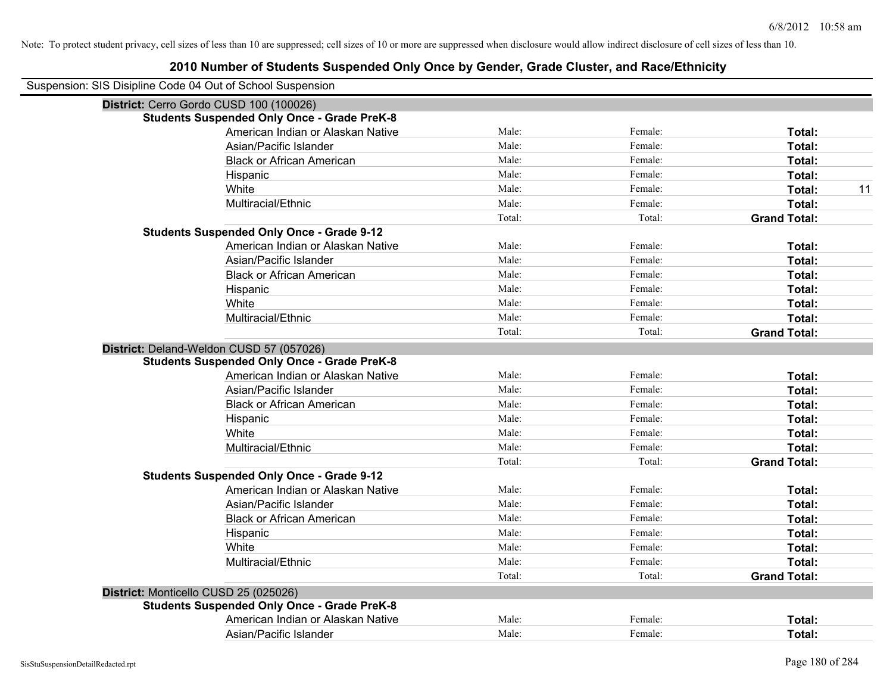Note: To protect student privacy, cell sizes of less than 10 are suppressed; cell sizes of 10 or more are suppressed when disclosure would allow indirect disclosure of cell sizes of less than 10.

## 2010 Number of Students Suspended Only Once by Gender, Grade Cluster, and Race/Ethnicity

Suspension: SIS Disipline Code 04 Out of School Suspension

### District: Cerro Gordo CUSD 100 (100026)

**Students Suspended Only Once - Grade PreK-8**

| | | | | |
|---|---|---|---|---|
| American Indian or Alaskan Native | Male: | Female: | **Total:** | |
| Asian/Pacific Islander | Male: | Female: | **Total:** | |
| Black or African American | Male: | Female: | **Total:** | |
| Hispanic | Male: | Female: | **Total:** | |
| White | Male: | Female: | **Total:** | 11 |
| Multiracial/Ethnic | Male: | Female: | **Total:** | |
| | Total: | Total: | **Grand Total:** | |

**Students Suspended Only Once - Grade 9-12**

| | | | | |
|---|---|---|---|---|
| American Indian or Alaskan Native | Male: | Female: | **Total:** | |
| Asian/Pacific Islander | Male: | Female: | **Total:** | |
| Black or African American | Male: | Female: | **Total:** | |
| Hispanic | Male: | Female: | **Total:** | |
| White | Male: | Female: | **Total:** | |
| Multiracial/Ethnic | Male: | Female: | **Total:** | |
| | Total: | Total: | **Grand Total:** | |

### District: Deland-Weldon CUSD 57 (057026)

**Students Suspended Only Once - Grade PreK-8**

| | | | | |
|---|---|---|---|---|
| American Indian or Alaskan Native | Male: | Female: | **Total:** | |
| Asian/Pacific Islander | Male: | Female: | **Total:** | |
| Black or African American | Male: | Female: | **Total:** | |
| Hispanic | Male: | Female: | **Total:** | |
| White | Male: | Female: | **Total:** | |
| Multiracial/Ethnic | Male: | Female: | **Total:** | |
| | Total: | Total: | **Grand Total:** | |

**Students Suspended Only Once - Grade 9-12**

| | | | | |
|---|---|---|---|---|
| American Indian or Alaskan Native | Male: | Female: | **Total:** | |
| Asian/Pacific Islander | Male: | Female: | **Total:** | |
| Black or African American | Male: | Female: | **Total:** | |
| Hispanic | Male: | Female: | **Total:** | |
| White | Male: | Female: | **Total:** | |
| Multiracial/Ethnic | Male: | Female: | **Total:** | |
| | Total: | Total: | **Grand Total:** | |

### District: Monticello CUSD 25 (025026)

**Students Suspended Only Once - Grade PreK-8**

| | | | | |
|---|---|---|---|---|
| American Indian or Alaskan Native | Male: | Female: | **Total:** | |
| Asian/Pacific Islander | Male: | Female: | **Total:** | |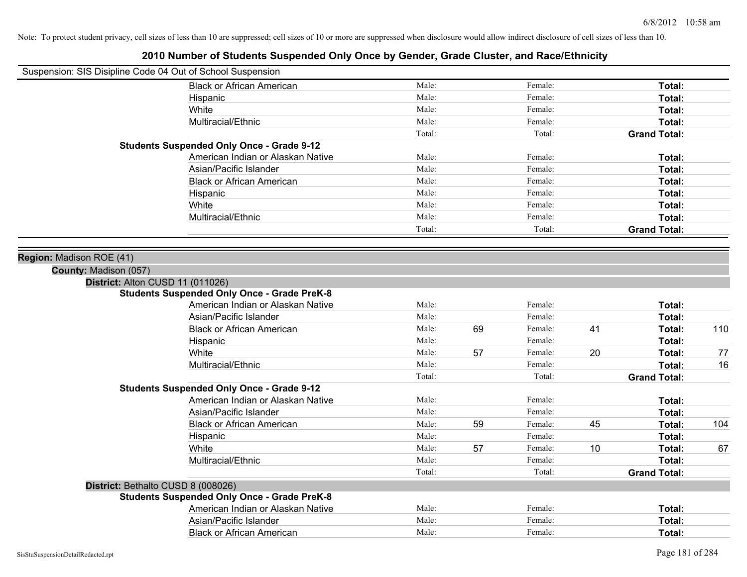Note: To protect student privacy, cell sizes of less than 10 are suppressed; cell sizes of 10 or more are suppressed when disclosure would allow indirect disclosure of cell sizes of less than 10.

# 2010 Number of Students Suspended Only Once by Gender, Grade Cluster, and Race/Ethnicity

Suspension: SIS Disipline Code 04 Out of School Suspension

| | | | | | | |
|---|---|---|---|---|---|---|
| Black or African American | Male: | | Female: | | **Total:** | |
| Hispanic | Male: | | Female: | | **Total:** | |
| White | Male: | | Female: | | **Total:** | |
| Multiracial/Ethnic | Male: | | Female: | | **Total:** | |
| | Total: | | Total: | | **Grand Total:** | |
| **Students Suspended Only Once - Grade 9-12** | | | | | | |
| American Indian or Alaskan Native | Male: | | Female: | | **Total:** | |
| Asian/Pacific Islander | Male: | | Female: | | **Total:** | |
| Black or African American | Male: | | Female: | | **Total:** | |
| Hispanic | Male: | | Female: | | **Total:** | |
| White | Male: | | Female: | | **Total:** | |
| Multiracial/Ethnic | Male: | | Female: | | **Total:** | |
| | Total: | | Total: | | **Grand Total:** | |

**Region:** Madison ROE (41)

**County:** Madison (057)

**District:** Alton CUSD 11 (011026)

| | | | | | | |
|---|---|---|---|---|---|---|
| **Students Suspended Only Once - Grade PreK-8** | | | | | | |
| American Indian or Alaskan Native | Male: | | Female: | | **Total:** | |
| Asian/Pacific Islander | Male: | | Female: | | **Total:** | |
| Black or African American | Male: | 69 | Female: | 41 | **Total:** | 110 |
| Hispanic | Male: | | Female: | | **Total:** | |
| White | Male: | 57 | Female: | 20 | **Total:** | 77 |
| Multiracial/Ethnic | Male: | | Female: | | **Total:** | 16 |
| | Total: | | Total: | | **Grand Total:** | |
| **Students Suspended Only Once - Grade 9-12** | | | | | | |
| American Indian or Alaskan Native | Male: | | Female: | | **Total:** | |
| Asian/Pacific Islander | Male: | | Female: | | **Total:** | |
| Black or African American | Male: | 59 | Female: | 45 | **Total:** | 104 |
| Hispanic | Male: | | Female: | | **Total:** | |
| White | Male: | 57 | Female: | 10 | **Total:** | 67 |
| Multiracial/Ethnic | Male: | | Female: | | **Total:** | |
| | Total: | | Total: | | **Grand Total:** | |

**District:** Bethalto CUSD 8 (008026)

| | | | | | | |
|---|---|---|---|---|---|---|
| **Students Suspended Only Once - Grade PreK-8** | | | | | | |
| American Indian or Alaskan Native | Male: | | Female: | | **Total:** | |
| Asian/Pacific Islander | Male: | | Female: | | **Total:** | |
| Black or African American | Male: | | Female: | | **Total:** | |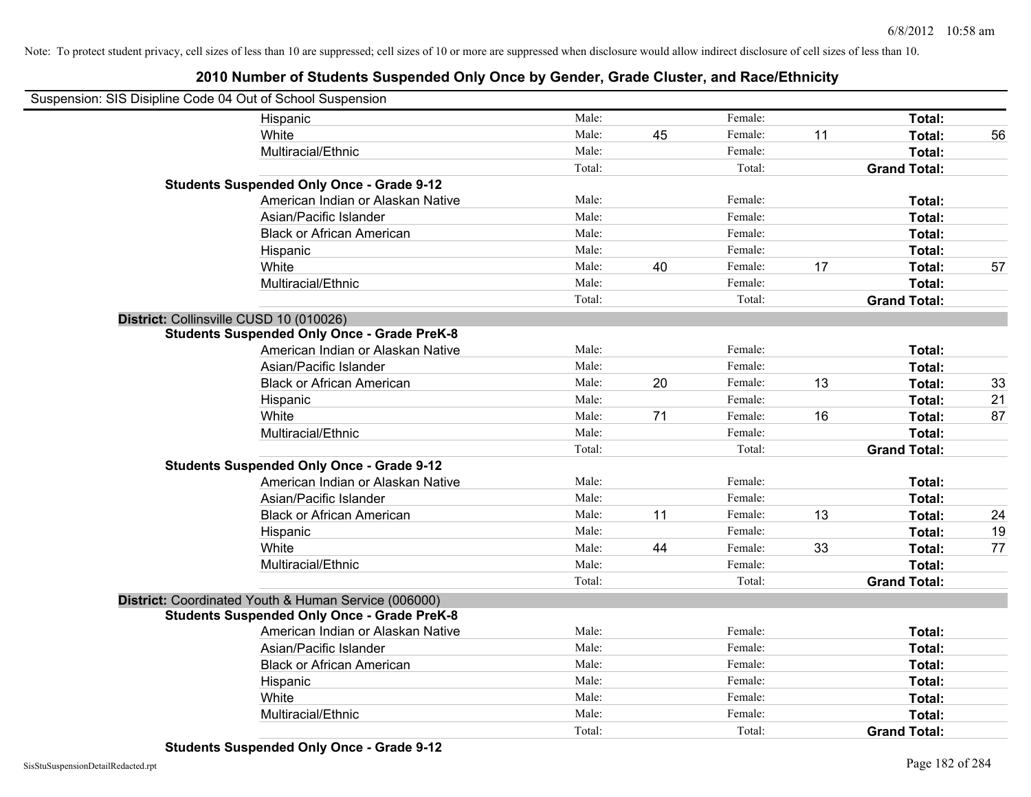Note: To protect student privacy, cell sizes of less than 10 are suppressed; cell sizes of 10 or more are suppressed when disclosure would allow indirect disclosure of cell sizes of less than 10.

## 2010 Number of Students Suspended Only Once by Gender, Grade Cluster, and Race/Ethnicity

Suspension: SIS Disipline Code 04 Out of School Suspension

| | | | | | | |
|---|---|---|---|---|---|---|
| Hispanic | Male: | | Female: | | **Total:** | |
| White | Male: | 45 | Female: | 11 | **Total:** | 56 |
| Multiracial/Ethnic | Male: | | Female: | | **Total:** | |
| | Total: | | Total: | | **Grand Total:** | |
| **Students Suspended Only Once - Grade 9-12** | | | | | | |
| American Indian or Alaskan Native | Male: | | Female: | | **Total:** | |
| Asian/Pacific Islander | Male: | | Female: | | **Total:** | |
| Black or African American | Male: | | Female: | | **Total:** | |
| Hispanic | Male: | | Female: | | **Total:** | |
| White | Male: | 40 | Female: | 17 | **Total:** | 57 |
| Multiracial/Ethnic | Male: | | Female: | | **Total:** | |
| | Total: | | Total: | | **Grand Total:** | |
| **District:** Collinsville CUSD 10 (010026) | | | | | | |
| **Students Suspended Only Once - Grade PreK-8** | | | | | | |
| American Indian or Alaskan Native | Male: | | Female: | | **Total:** | |
| Asian/Pacific Islander | Male: | | Female: | | **Total:** | |
| Black or African American | Male: | 20 | Female: | 13 | **Total:** | 33 |
| Hispanic | Male: | | Female: | | **Total:** | 21 |
| White | Male: | 71 | Female: | 16 | **Total:** | 87 |
| Multiracial/Ethnic | Male: | | Female: | | **Total:** | |
| | Total: | | Total: | | **Grand Total:** | |
| **Students Suspended Only Once - Grade 9-12** | | | | | | |
| American Indian or Alaskan Native | Male: | | Female: | | **Total:** | |
| Asian/Pacific Islander | Male: | | Female: | | **Total:** | |
| Black or African American | Male: | 11 | Female: | 13 | **Total:** | 24 |
| Hispanic | Male: | | Female: | | **Total:** | 19 |
| White | Male: | 44 | Female: | 33 | **Total:** | 77 |
| Multiracial/Ethnic | Male: | | Female: | | **Total:** | |
| | Total: | | Total: | | **Grand Total:** | |
| **District:** Coordinated Youth & Human Service (006000) | | | | | | |
| **Students Suspended Only Once - Grade PreK-8** | | | | | | |
| American Indian or Alaskan Native | Male: | | Female: | | **Total:** | |
| Asian/Pacific Islander | Male: | | Female: | | **Total:** | |
| Black or African American | Male: | | Female: | | **Total:** | |
| Hispanic | Male: | | Female: | | **Total:** | |
| White | Male: | | Female: | | **Total:** | |
| Multiracial/Ethnic | Male: | | Female: | | **Total:** | |
| | Total: | | Total: | | **Grand Total:** | |
| **Students Suspended Only Once - Grade 9-12** | | | | | | |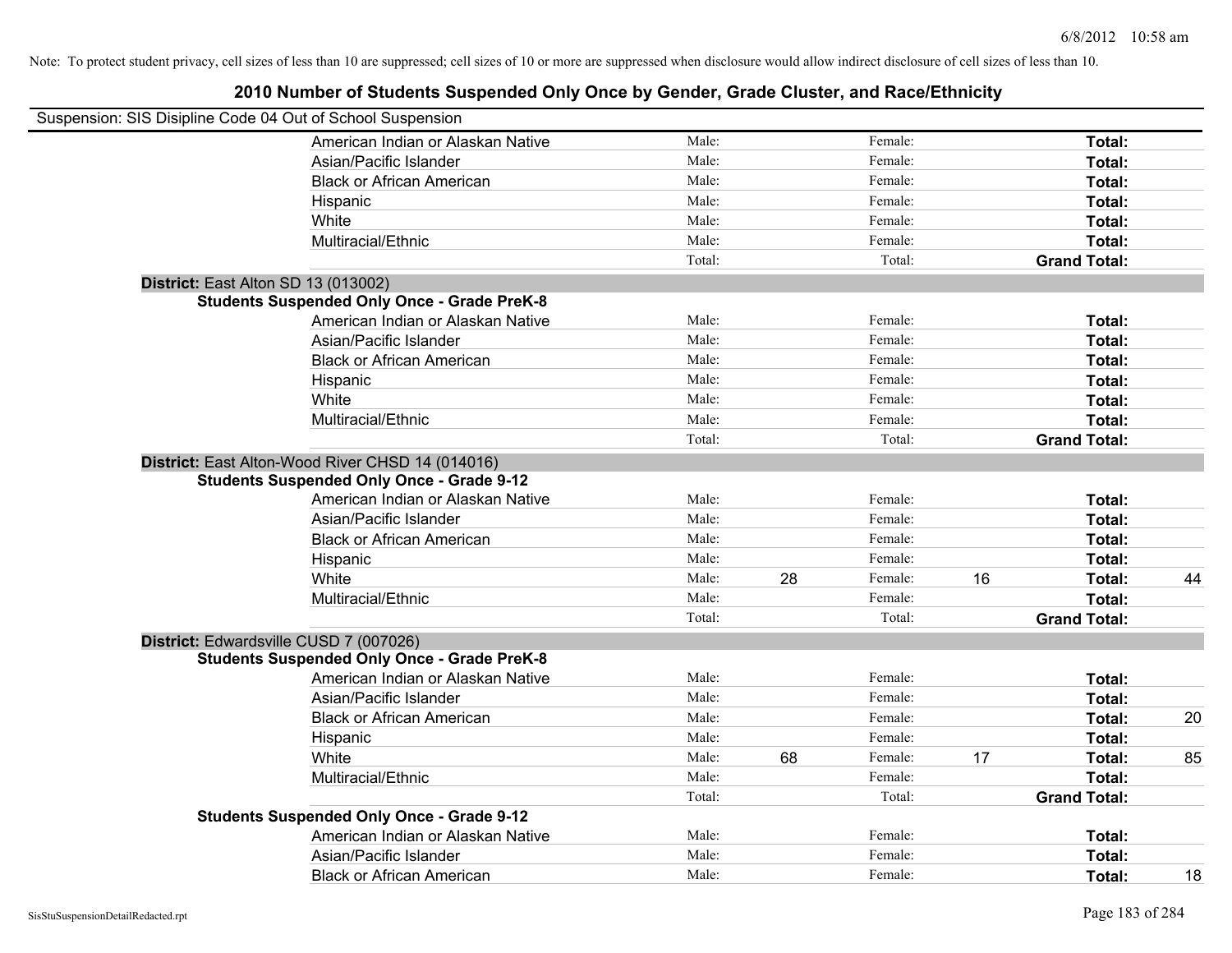Note: To protect student privacy, cell sizes of less than 10 are suppressed; cell sizes of 10 or more are suppressed when disclosure would allow indirect disclosure of cell sizes of less than 10.

# 2010 Number of Students Suspended Only Once by Gender, Grade Cluster, and Race/Ethnicity

Suspension: SIS Disipline Code 04 Out of School Suspension

| | Male | | Female | | Total | |
|---|---|---|---|---|---|---|
| American Indian or Alaskan Native | Male: | | Female: | | **Total:** | |
| Asian/Pacific Islander | Male: | | Female: | | **Total:** | |
| Black or African American | Male: | | Female: | | **Total:** | |
| Hispanic | Male: | | Female: | | **Total:** | |
| White | Male: | | Female: | | **Total:** | |
| Multiracial/Ethnic | Male: | | Female: | | **Total:** | |
| | Total: | | Total: | | **Grand Total:** | |

**District:** East Alton SD 13 (013002)

**Students Suspended Only Once - Grade PreK-8**

| | Male | | Female | | Total | |
|---|---|---|---|---|---|---|
| American Indian or Alaskan Native | Male: | | Female: | | **Total:** | |
| Asian/Pacific Islander | Male: | | Female: | | **Total:** | |
| Black or African American | Male: | | Female: | | **Total:** | |
| Hispanic | Male: | | Female: | | **Total:** | |
| White | Male: | | Female: | | **Total:** | |
| Multiracial/Ethnic | Male: | | Female: | | **Total:** | |
| | Total: | | Total: | | **Grand Total:** | |

**District:** East Alton-Wood River CHSD 14 (014016)

**Students Suspended Only Once - Grade 9-12**

| | Male | | Female | | Total | |
|---|---|---|---|---|---|---|
| American Indian or Alaskan Native | Male: | | Female: | | **Total:** | |
| Asian/Pacific Islander | Male: | | Female: | | **Total:** | |
| Black or African American | Male: | | Female: | | **Total:** | |
| Hispanic | Male: | | Female: | | **Total:** | |
| White | Male: | 28 | Female: | 16 | **Total:** | 44 |
| Multiracial/Ethnic | Male: | | Female: | | **Total:** | |
| | Total: | | Total: | | **Grand Total:** | |

**District:** Edwardsville CUSD 7 (007026)

**Students Suspended Only Once - Grade PreK-8**

| | Male | | Female | | Total | |
|---|---|---|---|---|---|---|
| American Indian or Alaskan Native | Male: | | Female: | | **Total:** | |
| Asian/Pacific Islander | Male: | | Female: | | **Total:** | |
| Black or African American | Male: | | Female: | | **Total:** | 20 |
| Hispanic | Male: | | Female: | | **Total:** | |
| White | Male: | 68 | Female: | 17 | **Total:** | 85 |
| Multiracial/Ethnic | Male: | | Female: | | **Total:** | |
| | Total: | | Total: | | **Grand Total:** | |

**Students Suspended Only Once - Grade 9-12**

| | Male | | Female | | Total | |
|---|---|---|---|---|---|---|
| American Indian or Alaskan Native | Male: | | Female: | | **Total:** | |
| Asian/Pacific Islander | Male: | | Female: | | **Total:** | |
| Black or African American | Male: | | Female: | | **Total:** | 18 |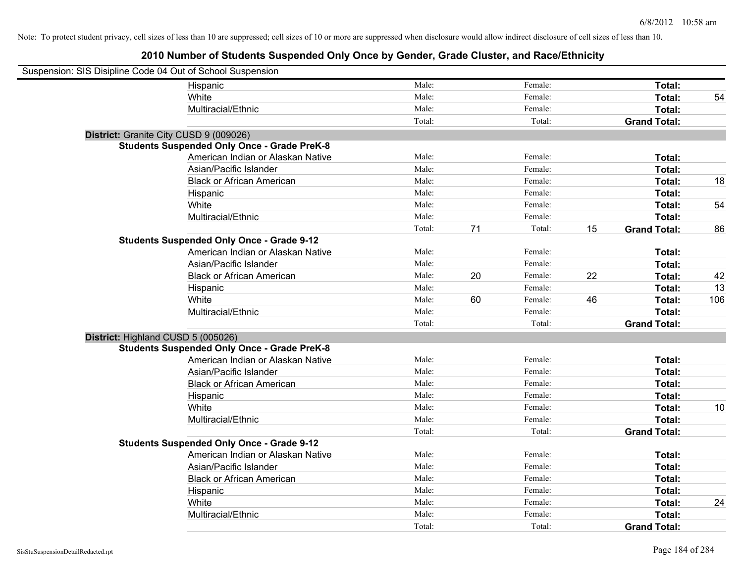Note: To protect student privacy, cell sizes of less than 10 are suppressed; cell sizes of 10 or more are suppressed when disclosure would allow indirect disclosure of cell sizes of less than 10.

# 2010 Number of Students Suspended Only Once by Gender, Grade Cluster, and Race/Ethnicity

Suspension: SIS Disipline Code 04 Out of School Suspension

| | | | | | | |
|---|---|---|---|---|---|---|
| Hispanic | Male: | | Female: | | **Total:** | |
| White | Male: | | Female: | | **Total:** | 54 |
| Multiracial/Ethnic | Male: | | Female: | | **Total:** | |
| | Total: | | Total: | | **Grand Total:** | |

**District:** Granite City CUSD 9 (009026)

**Students Suspended Only Once - Grade PreK-8**

| | | | | | | |
|---|---|---|---|---|---|---|
| American Indian or Alaskan Native | Male: | | Female: | | **Total:** | |
| Asian/Pacific Islander | Male: | | Female: | | **Total:** | |
| Black or African American | Male: | | Female: | | **Total:** | 18 |
| Hispanic | Male: | | Female: | | **Total:** | |
| White | Male: | | Female: | | **Total:** | 54 |
| Multiracial/Ethnic | Male: | | Female: | | **Total:** | |
| | Total: | 71 | Total: | 15 | **Grand Total:** | 86 |

**Students Suspended Only Once - Grade 9-12**

| | | | | | | |
|---|---|---|---|---|---|---|
| American Indian or Alaskan Native | Male: | | Female: | | **Total:** | |
| Asian/Pacific Islander | Male: | | Female: | | **Total:** | |
| Black or African American | Male: | 20 | Female: | 22 | **Total:** | 42 |
| Hispanic | Male: | | Female: | | **Total:** | 13 |
| White | Male: | 60 | Female: | 46 | **Total:** | 106 |
| Multiracial/Ethnic | Male: | | Female: | | **Total:** | |
| | Total: | | Total: | | **Grand Total:** | |

**District:** Highland CUSD 5 (005026)

**Students Suspended Only Once - Grade PreK-8**

| | | | | | | |
|---|---|---|---|---|---|---|
| American Indian or Alaskan Native | Male: | | Female: | | **Total:** | |
| Asian/Pacific Islander | Male: | | Female: | | **Total:** | |
| Black or African American | Male: | | Female: | | **Total:** | |
| Hispanic | Male: | | Female: | | **Total:** | |
| White | Male: | | Female: | | **Total:** | 10 |
| Multiracial/Ethnic | Male: | | Female: | | **Total:** | |
| | Total: | | Total: | | **Grand Total:** | |

**Students Suspended Only Once - Grade 9-12**

| | | | | | | |
|---|---|---|---|---|---|---|
| American Indian or Alaskan Native | Male: | | Female: | | **Total:** | |
| Asian/Pacific Islander | Male: | | Female: | | **Total:** | |
| Black or African American | Male: | | Female: | | **Total:** | |
| Hispanic | Male: | | Female: | | **Total:** | |
| White | Male: | | Female: | | **Total:** | 24 |
| Multiracial/Ethnic | Male: | | Female: | | **Total:** | |
| | Total: | | Total: | | **Grand Total:** | |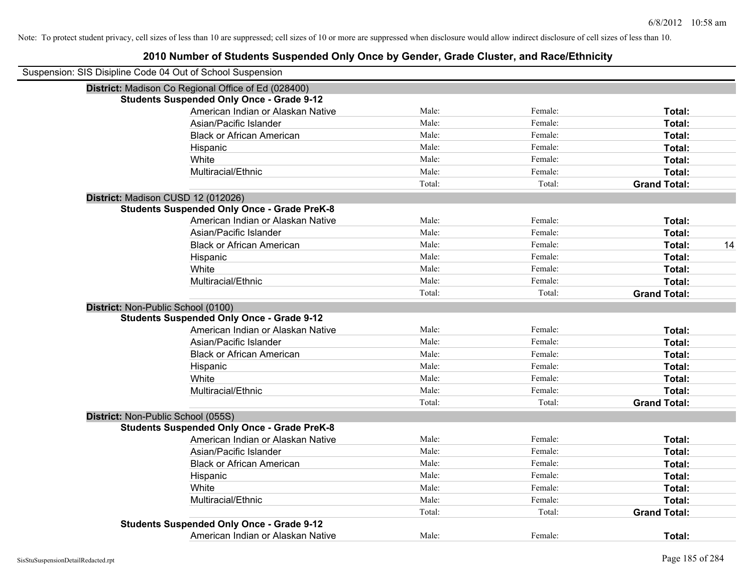Note: To protect student privacy, cell sizes of less than 10 are suppressed; cell sizes of 10 or more are suppressed when disclosure would allow indirect disclosure of cell sizes of less than 10.

# 2010 Number of Students Suspended Only Once by Gender, Grade Cluster, and Race/Ethnicity

Suspension: SIS Disipline Code 04 Out of School Suspension

**District:** Madison Co Regional Office of Ed (028400)

**Students Suspended Only Once - Grade 9-12**

| | | | | |
|---|---|---|---|---|
| American Indian or Alaskan Native | Male: | Female: | **Total:** | |
| Asian/Pacific Islander | Male: | Female: | **Total:** | |
| Black or African American | Male: | Female: | **Total:** | |
| Hispanic | Male: | Female: | **Total:** | |
| White | Male: | Female: | **Total:** | |
| Multiracial/Ethnic | Male: | Female: | **Total:** | |
| | Total: | Total: | **Grand Total:** | |

**District:** Madison CUSD 12 (012026)

**Students Suspended Only Once - Grade PreK-8**

| | | | | |
|---|---|---|---|---|
| American Indian or Alaskan Native | Male: | Female: | **Total:** | |
| Asian/Pacific Islander | Male: | Female: | **Total:** | |
| Black or African American | Male: | Female: | **Total:** | 14 |
| Hispanic | Male: | Female: | **Total:** | |
| White | Male: | Female: | **Total:** | |
| Multiracial/Ethnic | Male: | Female: | **Total:** | |
| | Total: | Total: | **Grand Total:** | |

**District:** Non-Public School (0100)

**Students Suspended Only Once - Grade 9-12**

| | | | | |
|---|---|---|---|---|
| American Indian or Alaskan Native | Male: | Female: | **Total:** | |
| Asian/Pacific Islander | Male: | Female: | **Total:** | |
| Black or African American | Male: | Female: | **Total:** | |
| Hispanic | Male: | Female: | **Total:** | |
| White | Male: | Female: | **Total:** | |
| Multiracial/Ethnic | Male: | Female: | **Total:** | |
| | Total: | Total: | **Grand Total:** | |

**District:** Non-Public School (055S)

**Students Suspended Only Once - Grade PreK-8**

| | | | | |
|---|---|---|---|---|
| American Indian or Alaskan Native | Male: | Female: | **Total:** | |
| Asian/Pacific Islander | Male: | Female: | **Total:** | |
| Black or African American | Male: | Female: | **Total:** | |
| Hispanic | Male: | Female: | **Total:** | |
| White | Male: | Female: | **Total:** | |
| Multiracial/Ethnic | Male: | Female: | **Total:** | |
| | Total: | Total: | **Grand Total:** | |

**Students Suspended Only Once - Grade 9-12**

| | | | | |
|---|---|---|---|---|
| American Indian or Alaskan Native | Male: | Female: | **Total:** | |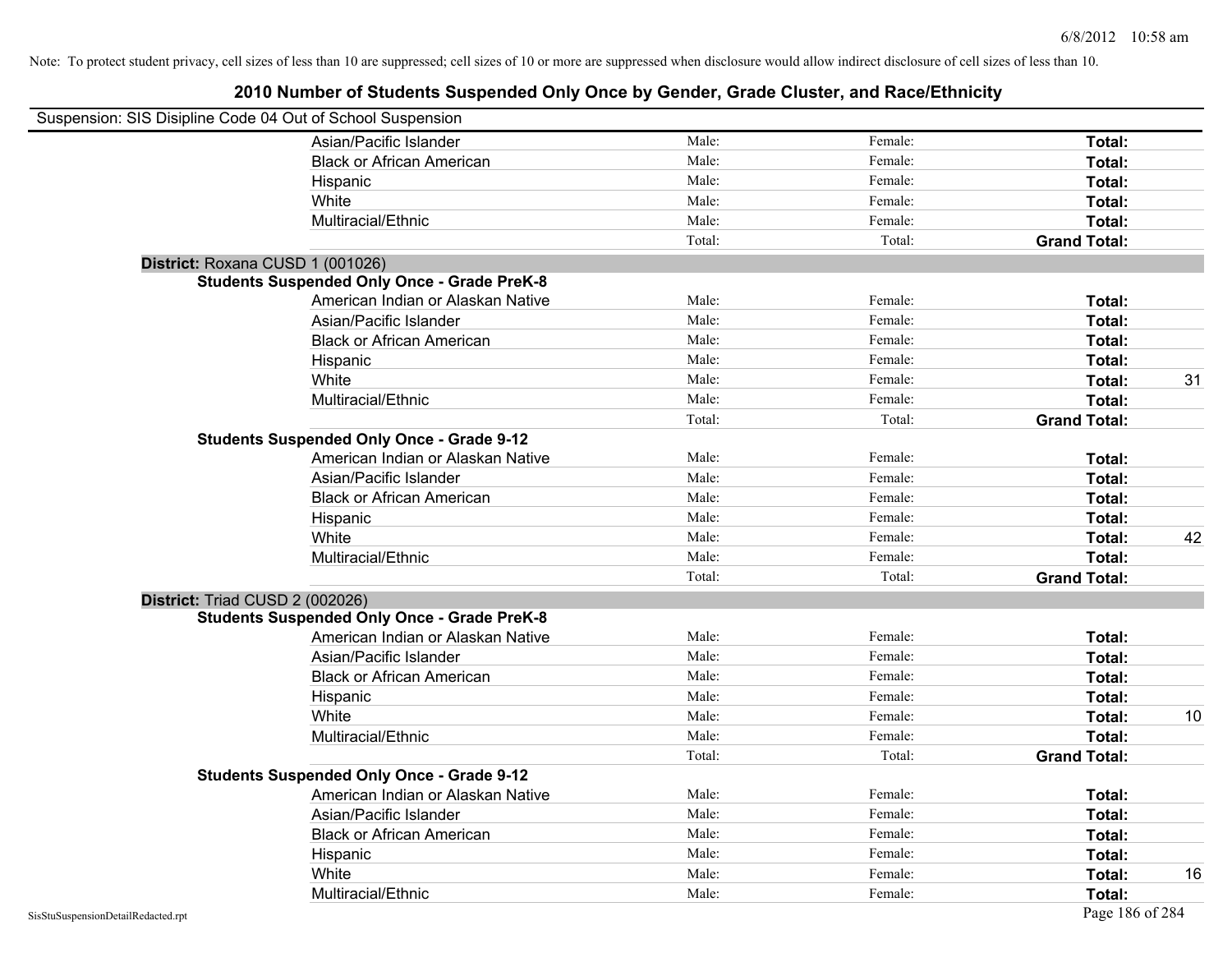Note: To protect student privacy, cell sizes of less than 10 are suppressed; cell sizes of 10 or more are suppressed when disclosure would allow indirect disclosure of cell sizes of less than 10.

# 2010 Number of Students Suspended Only Once by Gender, Grade Cluster, and Race/Ethnicity

Suspension: SIS Disipline Code 04 Out of School Suspension

| | | | | |
|---|---|---|---|---|
| Asian/Pacific Islander | Male: | Female: | **Total:** | |
| Black or African American | Male: | Female: | **Total:** | |
| Hispanic | Male: | Female: | **Total:** | |
| White | Male: | Female: | **Total:** | |
| Multiracial/Ethnic | Male: | Female: | **Total:** | |
| | Total: | Total: | **Grand Total:** | |

**District:** Roxana CUSD 1 (001026)

**Students Suspended Only Once - Grade PreK-8**

| | | | | |
|---|---|---|---|---|
| American Indian or Alaskan Native | Male: | Female: | **Total:** | |
| Asian/Pacific Islander | Male: | Female: | **Total:** | |
| Black or African American | Male: | Female: | **Total:** | |
| Hispanic | Male: | Female: | **Total:** | |
| White | Male: | Female: | **Total:** | 31 |
| Multiracial/Ethnic | Male: | Female: | **Total:** | |
| | Total: | Total: | **Grand Total:** | |

**Students Suspended Only Once - Grade 9-12**

| | | | | |
|---|---|---|---|---|
| American Indian or Alaskan Native | Male: | Female: | **Total:** | |
| Asian/Pacific Islander | Male: | Female: | **Total:** | |
| Black or African American | Male: | Female: | **Total:** | |
| Hispanic | Male: | Female: | **Total:** | |
| White | Male: | Female: | **Total:** | 42 |
| Multiracial/Ethnic | Male: | Female: | **Total:** | |
| | Total: | Total: | **Grand Total:** | |

**District:** Triad CUSD 2 (002026)

**Students Suspended Only Once - Grade PreK-8**

| | | | | |
|---|---|---|---|---|
| American Indian or Alaskan Native | Male: | Female: | **Total:** | |
| Asian/Pacific Islander | Male: | Female: | **Total:** | |
| Black or African American | Male: | Female: | **Total:** | |
| Hispanic | Male: | Female: | **Total:** | |
| White | Male: | Female: | **Total:** | 10 |
| Multiracial/Ethnic | Male: | Female: | **Total:** | |
| | Total: | Total: | **Grand Total:** | |

**Students Suspended Only Once - Grade 9-12**

| | | | | |
|---|---|---|---|---|
| American Indian or Alaskan Native | Male: | Female: | **Total:** | |
| Asian/Pacific Islander | Male: | Female: | **Total:** | |
| Black or African American | Male: | Female: | **Total:** | |
| Hispanic | Male: | Female: | **Total:** | |
| White | Male: | Female: | **Total:** | 16 |
| Multiracial/Ethnic | Male: | Female: | **Total:** | |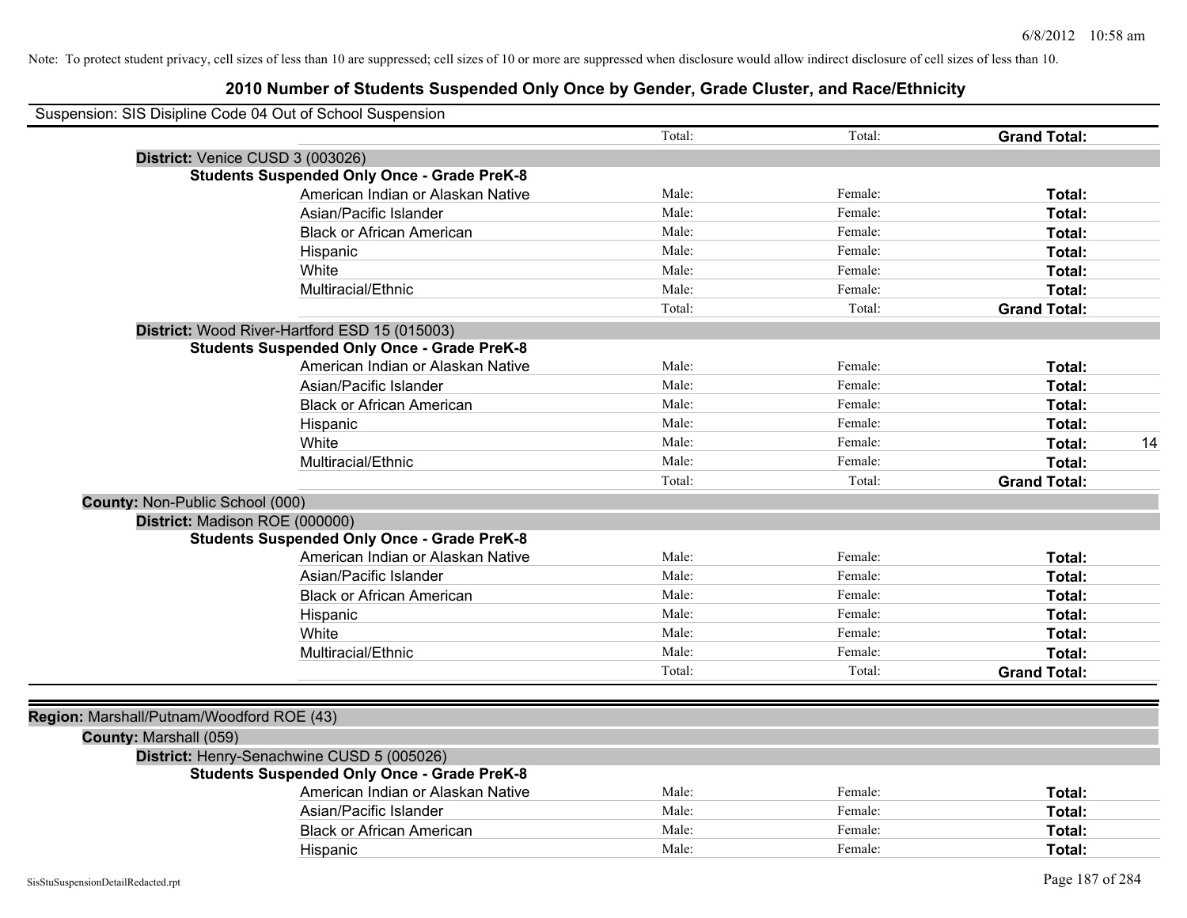Note: To protect student privacy, cell sizes of less than 10 are suppressed; cell sizes of 10 or more are suppressed when disclosure would allow indirect disclosure of cell sizes of less than 10.

## 2010 Number of Students Suspended Only Once by Gender, Grade Cluster, and Race/Ethnicity

Suspension: SIS Disipline Code 04 Out of School Suspension

| | | | | |
|---|---|---|---|---|
| | Total: | Total: | **Grand Total:** | |
| **District:** Venice CUSD 3 (003026) | | | | |
| **Students Suspended Only Once - Grade PreK-8** | | | | |
| American Indian or Alaskan Native | Male: | Female: | **Total:** | |
| Asian/Pacific Islander | Male: | Female: | **Total:** | |
| Black or African American | Male: | Female: | **Total:** | |
| Hispanic | Male: | Female: | **Total:** | |
| White | Male: | Female: | **Total:** | |
| Multiracial/Ethnic | Male: | Female: | **Total:** | |
| | Total: | Total: | **Grand Total:** | |
| **District:** Wood River-Hartford ESD 15 (015003) | | | | |
| **Students Suspended Only Once - Grade PreK-8** | | | | |
| American Indian or Alaskan Native | Male: | Female: | **Total:** | |
| Asian/Pacific Islander | Male: | Female: | **Total:** | |
| Black or African American | Male: | Female: | **Total:** | |
| Hispanic | Male: | Female: | **Total:** | |
| White | Male: | Female: | **Total:** | 14 |
| Multiracial/Ethnic | Male: | Female: | **Total:** | |
| | Total: | Total: | **Grand Total:** | |
| **County:** Non-Public School (000) | | | | |
| **District:** Madison ROE (000000) | | | | |
| **Students Suspended Only Once - Grade PreK-8** | | | | |
| American Indian or Alaskan Native | Male: | Female: | **Total:** | |
| Asian/Pacific Islander | Male: | Female: | **Total:** | |
| Black or African American | Male: | Female: | **Total:** | |
| Hispanic | Male: | Female: | **Total:** | |
| White | Male: | Female: | **Total:** | |
| Multiracial/Ethnic | Male: | Female: | **Total:** | |
| | Total: | Total: | **Grand Total:** | |

| | | | | |
|---|---|---|---|---|
| **Region:** Marshall/Putnam/Woodford ROE (43) | | | | |
| **County:** Marshall (059) | | | | |
| **District:** Henry-Senachwine CUSD 5 (005026) | | | | |
| **Students Suspended Only Once - Grade PreK-8** | | | | |
| American Indian or Alaskan Native | Male: | Female: | **Total:** | |
| Asian/Pacific Islander | Male: | Female: | **Total:** | |
| Black or African American | Male: | Female: | **Total:** | |
| Hispanic | Male: | Female: | **Total:** | |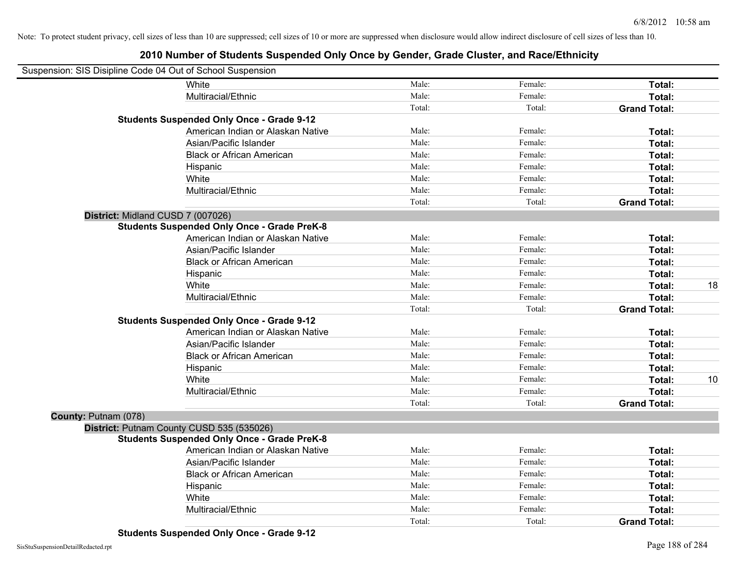Note: To protect student privacy, cell sizes of less than 10 are suppressed; cell sizes of 10 or more are suppressed when disclosure would allow indirect disclosure of cell sizes of less than 10.

# 2010 Number of Students Suspended Only Once by Gender, Grade Cluster, and Race/Ethnicity

Suspension: SIS Disipline Code 04 Out of School Suspension

| | | | | |
|---|---|---|---|---|
| White | Male: | Female: | **Total:** | |
| Multiracial/Ethnic | Male: | Female: | **Total:** | |
| | Total: | Total: | **Grand Total:** | |
| **Students Suspended Only Once - Grade 9-12** | | | | |
| American Indian or Alaskan Native | Male: | Female: | **Total:** | |
| Asian/Pacific Islander | Male: | Female: | **Total:** | |
| Black or African American | Male: | Female: | **Total:** | |
| Hispanic | Male: | Female: | **Total:** | |
| White | Male: | Female: | **Total:** | |
| Multiracial/Ethnic | Male: | Female: | **Total:** | |
| | Total: | Total: | **Grand Total:** | |
| **District:** Midland CUSD 7 (007026) | | | | |
| **Students Suspended Only Once - Grade PreK-8** | | | | |
| American Indian or Alaskan Native | Male: | Female: | **Total:** | |
| Asian/Pacific Islander | Male: | Female: | **Total:** | |
| Black or African American | Male: | Female: | **Total:** | |
| Hispanic | Male: | Female: | **Total:** | |
| White | Male: | Female: | **Total:** | 18 |
| Multiracial/Ethnic | Male: | Female: | **Total:** | |
| | Total: | Total: | **Grand Total:** | |
| **Students Suspended Only Once - Grade 9-12** | | | | |
| American Indian or Alaskan Native | Male: | Female: | **Total:** | |
| Asian/Pacific Islander | Male: | Female: | **Total:** | |
| Black or African American | Male: | Female: | **Total:** | |
| Hispanic | Male: | Female: | **Total:** | |
| White | Male: | Female: | **Total:** | 10 |
| Multiracial/Ethnic | Male: | Female: | **Total:** | |
| | Total: | Total: | **Grand Total:** | |
| **County:** Putnam (078) | | | | |
| **District:** Putnam County CUSD 535 (535026) | | | | |
| **Students Suspended Only Once - Grade PreK-8** | | | | |
| American Indian or Alaskan Native | Male: | Female: | **Total:** | |
| Asian/Pacific Islander | Male: | Female: | **Total:** | |
| Black or African American | Male: | Female: | **Total:** | |
| Hispanic | Male: | Female: | **Total:** | |
| White | Male: | Female: | **Total:** | |
| Multiracial/Ethnic | Male: | Female: | **Total:** | |
| | Total: | Total: | **Grand Total:** | |
| **Students Suspended Only Once - Grade 9-12** | | | | |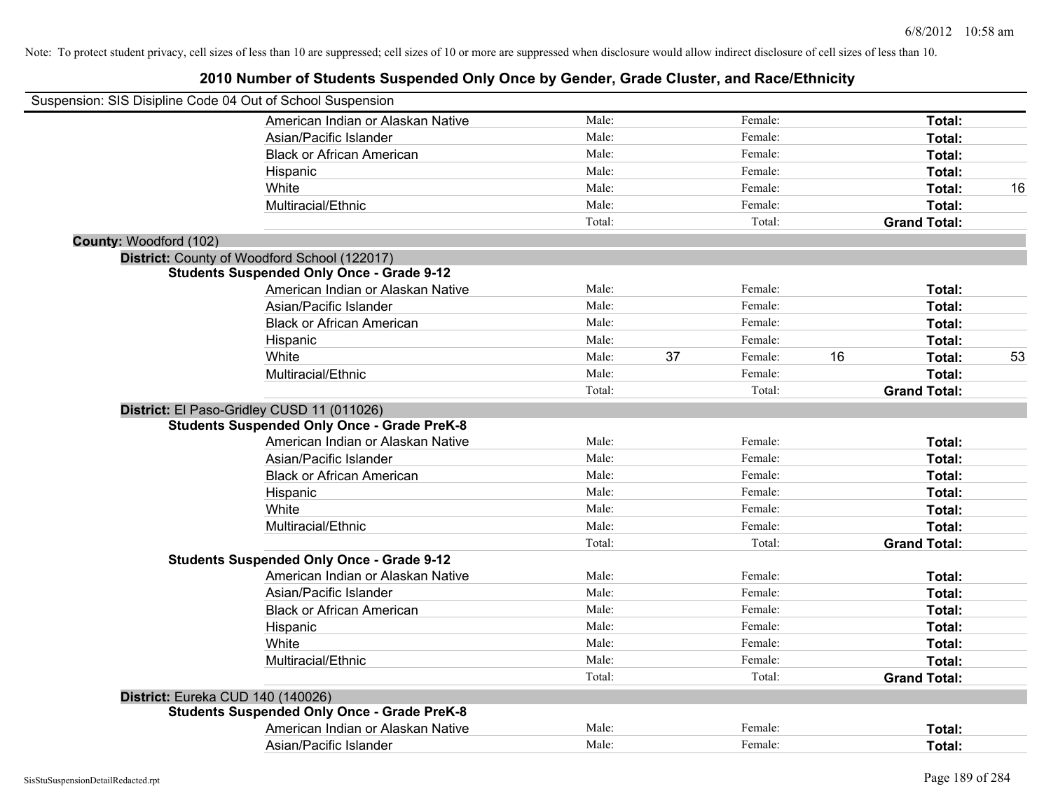Note: To protect student privacy, cell sizes of less than 10 are suppressed; cell sizes of 10 or more are suppressed when disclosure would allow indirect disclosure of cell sizes of less than 10.

# 2010 Number of Students Suspended Only Once by Gender, Grade Cluster, and Race/Ethnicity

Suspension: SIS Disipline Code 04 Out of School Suspension

| | Male | | Female | | Total | |
|---|---|---|---|---|---|---|
| American Indian or Alaskan Native | Male: | | Female: | | **Total:** | |
| Asian/Pacific Islander | Male: | | Female: | | **Total:** | |
| Black or African American | Male: | | Female: | | **Total:** | |
| Hispanic | Male: | | Female: | | **Total:** | |
| White | Male: | | Female: | | **Total:** | 16 |
| Multiracial/Ethnic | Male: | | Female: | | **Total:** | |
| | Total: | | Total: | | **Grand Total:** | |

**County:** Woodford (102)

**District:** County of Woodford School (122017)

**Students Suspended Only Once - Grade 9-12**

| | Male | | Female | | Total | |
|---|---|---|---|---|---|---|
| American Indian or Alaskan Native | Male: | | Female: | | **Total:** | |
| Asian/Pacific Islander | Male: | | Female: | | **Total:** | |
| Black or African American | Male: | | Female: | | **Total:** | |
| Hispanic | Male: | | Female: | | **Total:** | |
| White | Male: | 37 | Female: | 16 | **Total:** | 53 |
| Multiracial/Ethnic | Male: | | Female: | | **Total:** | |
| | Total: | | Total: | | **Grand Total:** | |

**District:** El Paso-Gridley CUSD 11 (011026)

**Students Suspended Only Once - Grade PreK-8**

| | Male | | Female | | Total | |
|---|---|---|---|---|---|---|
| American Indian or Alaskan Native | Male: | | Female: | | **Total:** | |
| Asian/Pacific Islander | Male: | | Female: | | **Total:** | |
| Black or African American | Male: | | Female: | | **Total:** | |
| Hispanic | Male: | | Female: | | **Total:** | |
| White | Male: | | Female: | | **Total:** | |
| Multiracial/Ethnic | Male: | | Female: | | **Total:** | |
| | Total: | | Total: | | **Grand Total:** | |

**Students Suspended Only Once - Grade 9-12**

| | Male | | Female | | Total | |
|---|---|---|---|---|---|---|
| American Indian or Alaskan Native | Male: | | Female: | | **Total:** | |
| Asian/Pacific Islander | Male: | | Female: | | **Total:** | |
| Black or African American | Male: | | Female: | | **Total:** | |
| Hispanic | Male: | | Female: | | **Total:** | |
| White | Male: | | Female: | | **Total:** | |
| Multiracial/Ethnic | Male: | | Female: | | **Total:** | |
| | Total: | | Total: | | **Grand Total:** | |

**District:** Eureka CUD 140 (140026)

**Students Suspended Only Once - Grade PreK-8**

| | Male | | Female | | Total | |
|---|---|---|---|---|---|---|
| American Indian or Alaskan Native | Male: | | Female: | | **Total:** | |
| Asian/Pacific Islander | Male: | | Female: | | **Total:** | |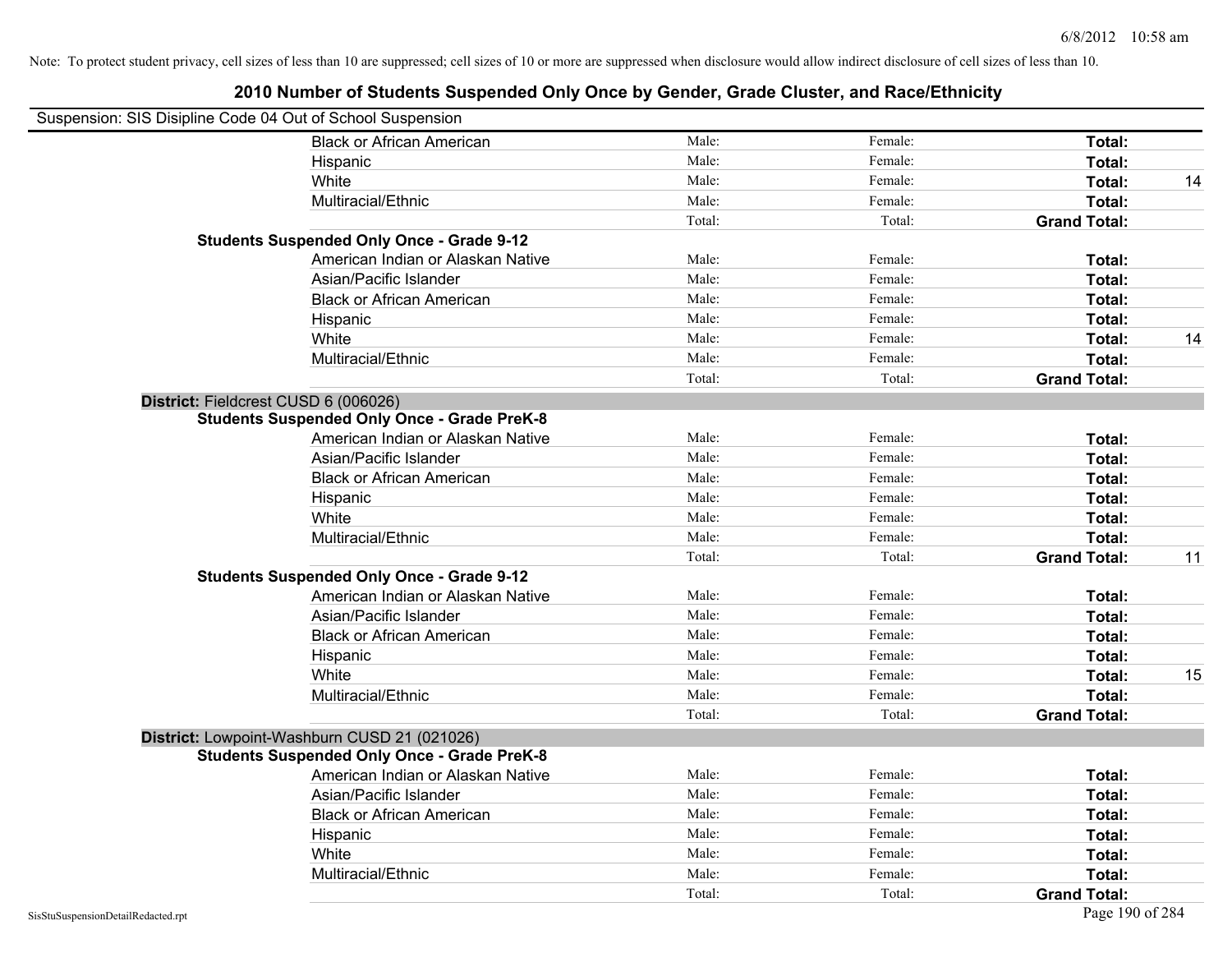Note: To protect student privacy, cell sizes of less than 10 are suppressed; cell sizes of 10 or more are suppressed when disclosure would allow indirect disclosure of cell sizes of less than 10.

# 2010 Number of Students Suspended Only Once by Gender, Grade Cluster, and Race/Ethnicity

Suspension: SIS Disipline Code 04 Out of School Suspension

| | | | | |
|---|---|---|---|---|
| Black or African American | Male: | Female: | **Total:** | |
| Hispanic | Male: | Female: | **Total:** | |
| White | Male: | Female: | **Total:** | 14 |
| Multiracial/Ethnic | Male: | Female: | **Total:** | |
| | Total: | Total: | **Grand Total:** | |
| **Students Suspended Only Once - Grade 9-12** | | | | |
| American Indian or Alaskan Native | Male: | Female: | **Total:** | |
| Asian/Pacific Islander | Male: | Female: | **Total:** | |
| Black or African American | Male: | Female: | **Total:** | |
| Hispanic | Male: | Female: | **Total:** | |
| White | Male: | Female: | **Total:** | 14 |
| Multiracial/Ethnic | Male: | Female: | **Total:** | |
| | Total: | Total: | **Grand Total:** | |

**District:** Fieldcrest CUSD 6 (006026)

| | | | | |
|---|---|---|---|---|
| **Students Suspended Only Once - Grade PreK-8** | | | | |
| American Indian or Alaskan Native | Male: | Female: | **Total:** | |
| Asian/Pacific Islander | Male: | Female: | **Total:** | |
| Black or African American | Male: | Female: | **Total:** | |
| Hispanic | Male: | Female: | **Total:** | |
| White | Male: | Female: | **Total:** | |
| Multiracial/Ethnic | Male: | Female: | **Total:** | |
| | Total: | Total: | **Grand Total:** | 11 |
| **Students Suspended Only Once - Grade 9-12** | | | | |
| American Indian or Alaskan Native | Male: | Female: | **Total:** | |
| Asian/Pacific Islander | Male: | Female: | **Total:** | |
| Black or African American | Male: | Female: | **Total:** | |
| Hispanic | Male: | Female: | **Total:** | |
| White | Male: | Female: | **Total:** | 15 |
| Multiracial/Ethnic | Male: | Female: | **Total:** | |
| | Total: | Total: | **Grand Total:** | |

**District:** Lowpoint-Washburn CUSD 21 (021026)

| | | | | |
|---|---|---|---|---|
| **Students Suspended Only Once - Grade PreK-8** | | | | |
| American Indian or Alaskan Native | Male: | Female: | **Total:** | |
| Asian/Pacific Islander | Male: | Female: | **Total:** | |
| Black or African American | Male: | Female: | **Total:** | |
| Hispanic | Male: | Female: | **Total:** | |
| White | Male: | Female: | **Total:** | |
| Multiracial/Ethnic | Male: | Female: | **Total:** | |
| | Total: | Total: | **Grand Total:** | |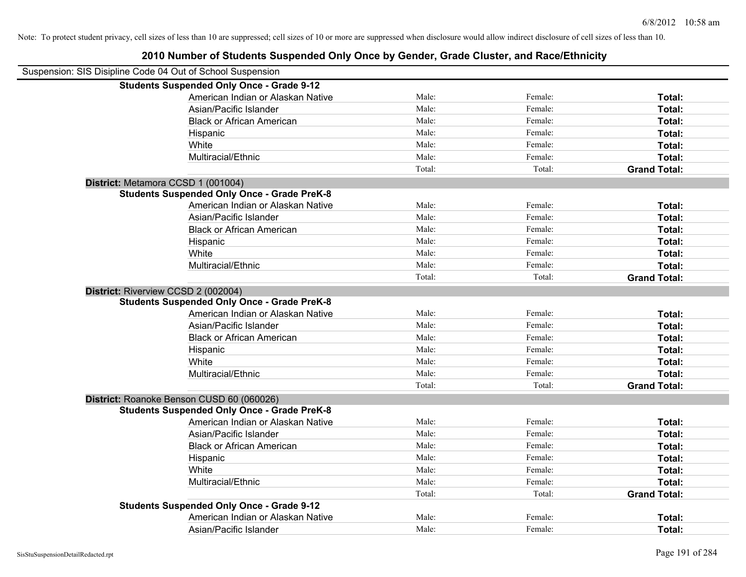Note: To protect student privacy, cell sizes of less than 10 are suppressed; cell sizes of 10 or more are suppressed when disclosure would allow indirect disclosure of cell sizes of less than 10.

# 2010 Number of Students Suspended Only Once by Gender, Grade Cluster, and Race/Ethnicity

Suspension: SIS Disipline Code 04 Out of School Suspension

| | | | | |
|---|---|---|---|---|
| **Students Suspended Only Once - Grade 9-12** | | | | |
| | American Indian or Alaskan Native | Male: | Female: | **Total:** |
| | Asian/Pacific Islander | Male: | Female: | **Total:** |
| | Black or African American | Male: | Female: | **Total:** |
| | Hispanic | Male: | Female: | **Total:** |
| | White | Male: | Female: | **Total:** |
| | Multiracial/Ethnic | Male: | Female: | **Total:** |
| | | Total: | Total: | **Grand Total:** |
| **District:** Metamora CCSD 1 (001004) | | | | |
| **Students Suspended Only Once - Grade PreK-8** | | | | |
| | American Indian or Alaskan Native | Male: | Female: | **Total:** |
| | Asian/Pacific Islander | Male: | Female: | **Total:** |
| | Black or African American | Male: | Female: | **Total:** |
| | Hispanic | Male: | Female: | **Total:** |
| | White | Male: | Female: | **Total:** |
| | Multiracial/Ethnic | Male: | Female: | **Total:** |
| | | Total: | Total: | **Grand Total:** |
| **District:** Riverview CCSD 2 (002004) | | | | |
| **Students Suspended Only Once - Grade PreK-8** | | | | |
| | American Indian or Alaskan Native | Male: | Female: | **Total:** |
| | Asian/Pacific Islander | Male: | Female: | **Total:** |
| | Black or African American | Male: | Female: | **Total:** |
| | Hispanic | Male: | Female: | **Total:** |
| | White | Male: | Female: | **Total:** |
| | Multiracial/Ethnic | Male: | Female: | **Total:** |
| | | Total: | Total: | **Grand Total:** |
| **District:** Roanoke Benson CUSD 60 (060026) | | | | |
| **Students Suspended Only Once - Grade PreK-8** | | | | |
| | American Indian or Alaskan Native | Male: | Female: | **Total:** |
| | Asian/Pacific Islander | Male: | Female: | **Total:** |
| | Black or African American | Male: | Female: | **Total:** |
| | Hispanic | Male: | Female: | **Total:** |
| | White | Male: | Female: | **Total:** |
| | Multiracial/Ethnic | Male: | Female: | **Total:** |
| | | Total: | Total: | **Grand Total:** |
| **Students Suspended Only Once - Grade 9-12** | | | | |
| | American Indian or Alaskan Native | Male: | Female: | **Total:** |
| | Asian/Pacific Islander | Male: | Female: | **Total:** |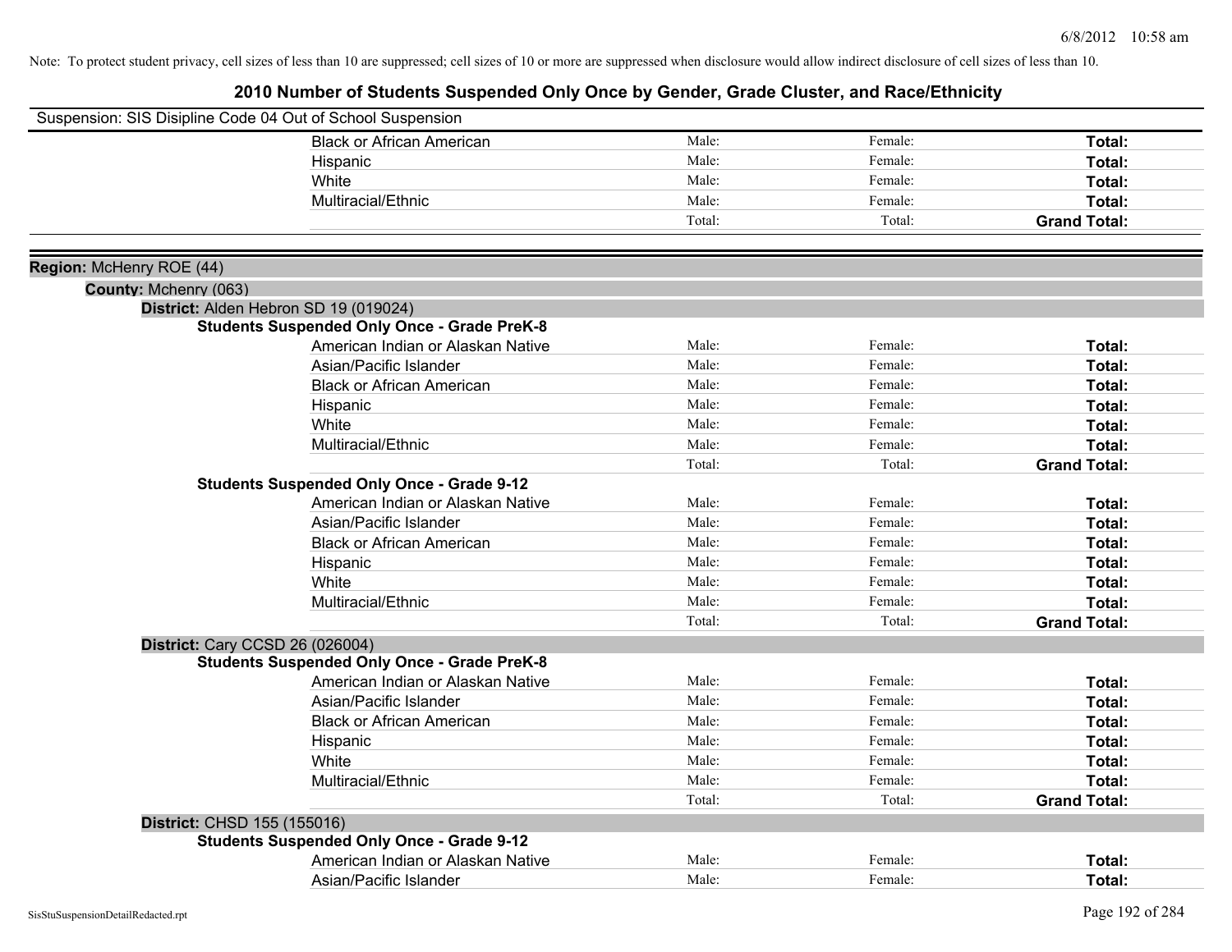Note: To protect student privacy, cell sizes of less than 10 are suppressed; cell sizes of 10 or more are suppressed when disclosure would allow indirect disclosure of cell sizes of less than 10.

# 2010 Number of Students Suspended Only Once by Gender, Grade Cluster, and Race/Ethnicity

Suspension: SIS Disipline Code 04 Out of School Suspension

| | | | |
|---|---|---|---|
| Black or African American | Male: | Female: | **Total:** |
| Hispanic | Male: | Female: | **Total:** |
| White | Male: | Female: | **Total:** |
| Multiracial/Ethnic | Male: | Female: | **Total:** |
| | Total: | Total: | **Grand Total:** |

**Region:** McHenry ROE (44)

**County:** Mchenry (063)

**District:** Alden Hebron SD 19 (019024)

**Students Suspended Only Once - Grade PreK-8**

| | | | |
|---|---|---|---|
| American Indian or Alaskan Native | Male: | Female: | **Total:** |
| Asian/Pacific Islander | Male: | Female: | **Total:** |
| Black or African American | Male: | Female: | **Total:** |
| Hispanic | Male: | Female: | **Total:** |
| White | Male: | Female: | **Total:** |
| Multiracial/Ethnic | Male: | Female: | **Total:** |
| | Total: | Total: | **Grand Total:** |

**Students Suspended Only Once - Grade 9-12**

| | | | |
|---|---|---|---|
| American Indian or Alaskan Native | Male: | Female: | **Total:** |
| Asian/Pacific Islander | Male: | Female: | **Total:** |
| Black or African American | Male: | Female: | **Total:** |
| Hispanic | Male: | Female: | **Total:** |
| White | Male: | Female: | **Total:** |
| Multiracial/Ethnic | Male: | Female: | **Total:** |
| | Total: | Total: | **Grand Total:** |

**District:** Cary CCSD 26 (026004)

**Students Suspended Only Once - Grade PreK-8**

| | | | |
|---|---|---|---|
| American Indian or Alaskan Native | Male: | Female: | **Total:** |
| Asian/Pacific Islander | Male: | Female: | **Total:** |
| Black or African American | Male: | Female: | **Total:** |
| Hispanic | Male: | Female: | **Total:** |
| White | Male: | Female: | **Total:** |
| Multiracial/Ethnic | Male: | Female: | **Total:** |
| | Total: | Total: | **Grand Total:** |

**District:** CHSD 155 (155016)

**Students Suspended Only Once - Grade 9-12**

| | | | |
|---|---|---|---|
| American Indian or Alaskan Native | Male: | Female: | **Total:** |
| Asian/Pacific Islander | Male: | Female: | **Total:** |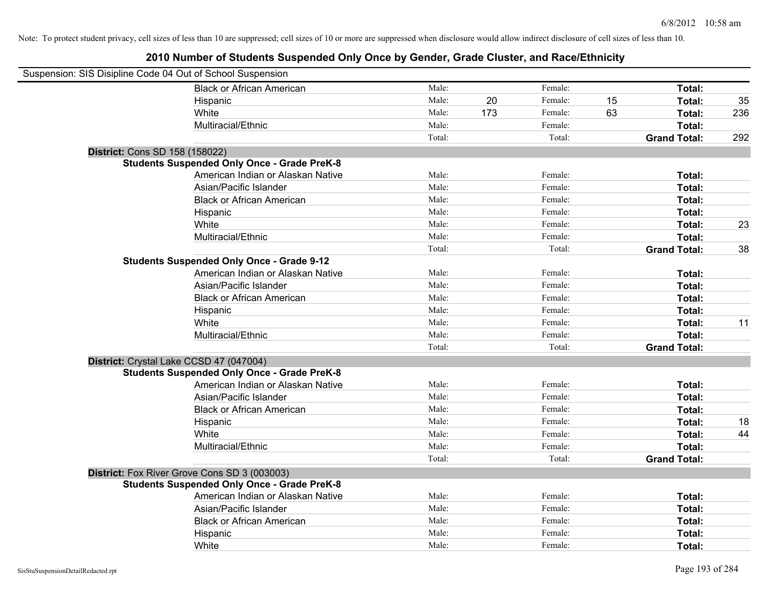Note: To protect student privacy, cell sizes of less than 10 are suppressed; cell sizes of 10 or more are suppressed when disclosure would allow indirect disclosure of cell sizes of less than 10.

## 2010 Number of Students Suspended Only Once by Gender, Grade Cluster, and Race/Ethnicity

Suspension: SIS Disipline Code 04 Out of School Suspension

| | | | | | | | |
|---|---|---|---|---|---|---|---|
| Black or African American | Male: | | Female: | | Total: | |
| Hispanic | Male: | 20 | Female: | 15 | Total: | 35 |
| White | Male: | 173 | Female: | 63 | Total: | 236 |
| Multiracial/Ethnic | Male: | | Female: | | Total: | |
| | Total: | | Total: | | Grand Total: | 292 |

**District:** Cons SD 158 (158022)

**Students Suspended Only Once - Grade PreK-8**

| | | | | | | |
|---|---|---|---|---|---|---|
| American Indian or Alaskan Native | Male: | | Female: | | Total: | |
| Asian/Pacific Islander | Male: | | Female: | | Total: | |
| Black or African American | Male: | | Female: | | Total: | |
| Hispanic | Male: | | Female: | | Total: | |
| White | Male: | | Female: | | Total: | 23 |
| Multiracial/Ethnic | Male: | | Female: | | Total: | |
| | Total: | | Total: | | Grand Total: | 38 |

**Students Suspended Only Once - Grade 9-12**

| | | | | | | |
|---|---|---|---|---|---|---|
| American Indian or Alaskan Native | Male: | | Female: | | Total: | |
| Asian/Pacific Islander | Male: | | Female: | | Total: | |
| Black or African American | Male: | | Female: | | Total: | |
| Hispanic | Male: | | Female: | | Total: | |
| White | Male: | | Female: | | Total: | 11 |
| Multiracial/Ethnic | Male: | | Female: | | Total: | |
| | Total: | | Total: | | Grand Total: | |

**District:** Crystal Lake CCSD 47 (047004)

**Students Suspended Only Once - Grade PreK-8**

| | | | | | | |
|---|---|---|---|---|---|---|
| American Indian or Alaskan Native | Male: | | Female: | | Total: | |
| Asian/Pacific Islander | Male: | | Female: | | Total: | |
| Black or African American | Male: | | Female: | | Total: | |
| Hispanic | Male: | | Female: | | Total: | 18 |
| White | Male: | | Female: | | Total: | 44 |
| Multiracial/Ethnic | Male: | | Female: | | Total: | |
| | Total: | | Total: | | Grand Total: | |

**District:** Fox River Grove Cons SD 3 (003003)

**Students Suspended Only Once - Grade PreK-8**

| | | | | | | |
|---|---|---|---|---|---|---|
| American Indian or Alaskan Native | Male: | | Female: | | Total: | |
| Asian/Pacific Islander | Male: | | Female: | | Total: | |
| Black or African American | Male: | | Female: | | Total: | |
| Hispanic | Male: | | Female: | | Total: | |
| White | Male: | | Female: | | Total: | |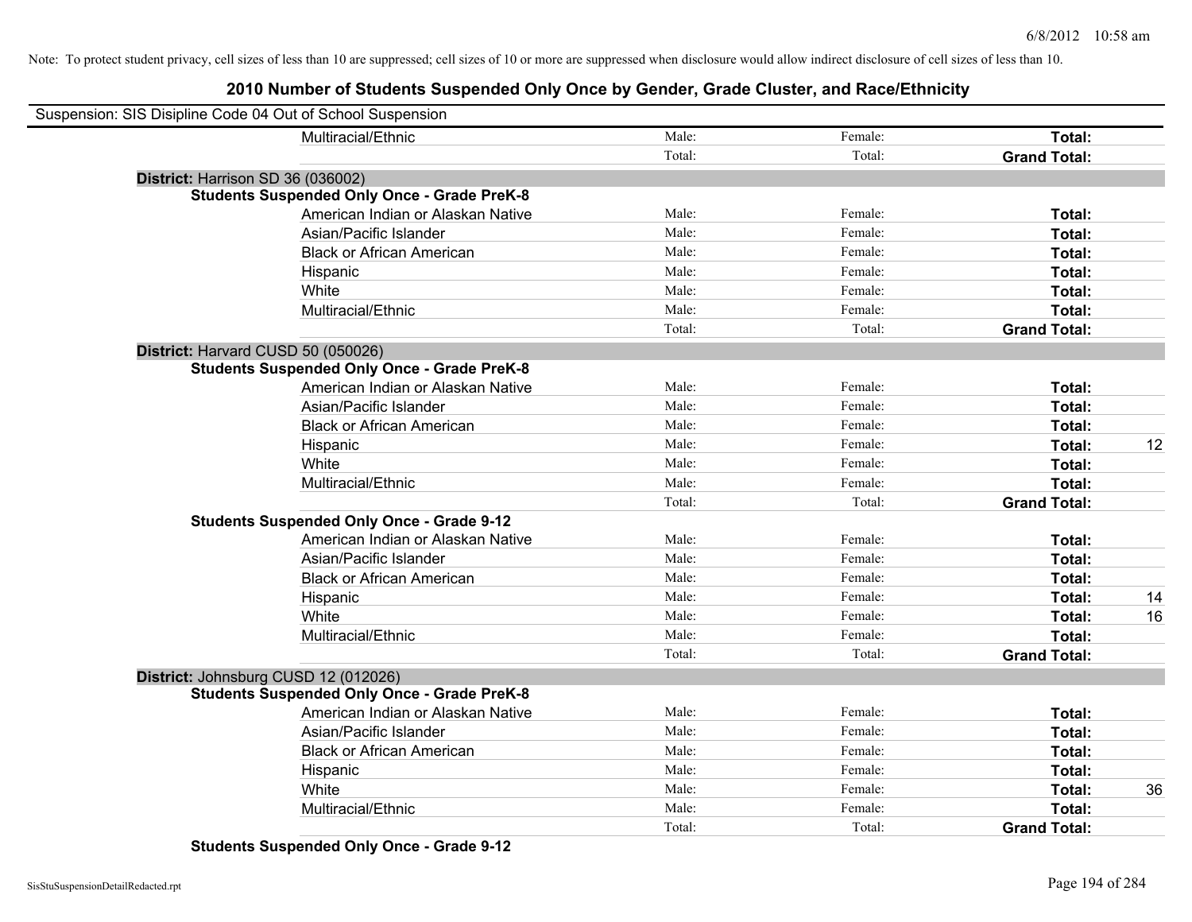Note: To protect student privacy, cell sizes of less than 10 are suppressed; cell sizes of 10 or more are suppressed when disclosure would allow indirect disclosure of cell sizes of less than 10.

# 2010 Number of Students Suspended Only Once by Gender, Grade Cluster, and Race/Ethnicity

Suspension: SIS Disipline Code 04 Out of School Suspension

| | Male | Female | Total | |
|---|---|---|---|---|
| Multiracial/Ethnic | Male: | Female: | **Total:** | |
| | Total: | Total: | **Grand Total:** | |

**District:** Harrison SD 36 (036002)

**Students Suspended Only Once - Grade PreK-8**

| | Male | Female | Total | |
|---|---|---|---|---|
| American Indian or Alaskan Native | Male: | Female: | **Total:** | |
| Asian/Pacific Islander | Male: | Female: | **Total:** | |
| Black or African American | Male: | Female: | **Total:** | |
| Hispanic | Male: | Female: | **Total:** | |
| White | Male: | Female: | **Total:** | |
| Multiracial/Ethnic | Male: | Female: | **Total:** | |
| | Total: | Total: | **Grand Total:** | |

**District:** Harvard CUSD 50 (050026)

**Students Suspended Only Once - Grade PreK-8**

| | Male | Female | Total | |
|---|---|---|---|---|
| American Indian or Alaskan Native | Male: | Female: | **Total:** | |
| Asian/Pacific Islander | Male: | Female: | **Total:** | |
| Black or African American | Male: | Female: | **Total:** | |
| Hispanic | Male: | Female: | **Total:** | 12 |
| White | Male: | Female: | **Total:** | |
| Multiracial/Ethnic | Male: | Female: | **Total:** | |
| | Total: | Total: | **Grand Total:** | |

**Students Suspended Only Once - Grade 9-12**

| | Male | Female | Total | |
|---|---|---|---|---|
| American Indian or Alaskan Native | Male: | Female: | **Total:** | |
| Asian/Pacific Islander | Male: | Female: | **Total:** | |
| Black or African American | Male: | Female: | **Total:** | |
| Hispanic | Male: | Female: | **Total:** | 14 |
| White | Male: | Female: | **Total:** | 16 |
| Multiracial/Ethnic | Male: | Female: | **Total:** | |
| | Total: | Total: | **Grand Total:** | |

**District:** Johnsburg CUSD 12 (012026)

**Students Suspended Only Once - Grade PreK-8**

| | Male | Female | Total | |
|---|---|---|---|---|
| American Indian or Alaskan Native | Male: | Female: | **Total:** | |
| Asian/Pacific Islander | Male: | Female: | **Total:** | |
| Black or African American | Male: | Female: | **Total:** | |
| Hispanic | Male: | Female: | **Total:** | |
| White | Male: | Female: | **Total:** | 36 |
| Multiracial/Ethnic | Male: | Female: | **Total:** | |
| | Total: | Total: | **Grand Total:** | |

**Students Suspended Only Once - Grade 9-12**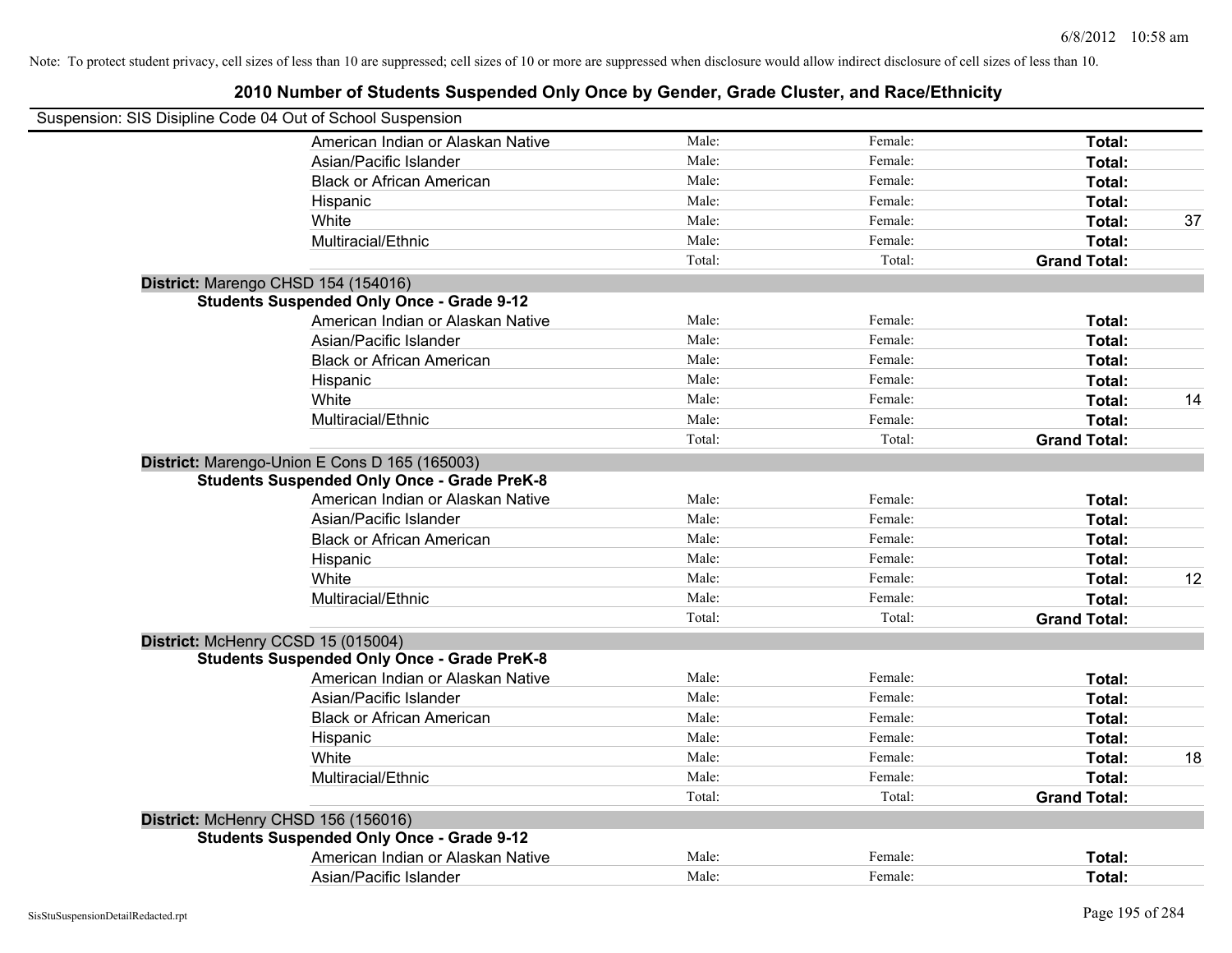Note: To protect student privacy, cell sizes of less than 10 are suppressed; cell sizes of 10 or more are suppressed when disclosure would allow indirect disclosure of cell sizes of less than 10.

## 2010 Number of Students Suspended Only Once by Gender, Grade Cluster, and Race/Ethnicity

Suspension: SIS Disipline Code 04 Out of School Suspension

| | | | | |
|---|---|---|---|---|
| American Indian or Alaskan Native | Male: | Female: | **Total:** | |
| Asian/Pacific Islander | Male: | Female: | **Total:** | |
| Black or African American | Male: | Female: | **Total:** | |
| Hispanic | Male: | Female: | **Total:** | |
| White | Male: | Female: | **Total:** | 37 |
| Multiracial/Ethnic | Male: | Female: | **Total:** | |
| | Total: | Total: | **Grand Total:** | |

**District:** Marengo CHSD 154 (154016)

**Students Suspended Only Once - Grade 9-12**

| | | | | |
|---|---|---|---|---|
| American Indian or Alaskan Native | Male: | Female: | **Total:** | |
| Asian/Pacific Islander | Male: | Female: | **Total:** | |
| Black or African American | Male: | Female: | **Total:** | |
| Hispanic | Male: | Female: | **Total:** | |
| White | Male: | Female: | **Total:** | 14 |
| Multiracial/Ethnic | Male: | Female: | **Total:** | |
| | Total: | Total: | **Grand Total:** | |

**District:** Marengo-Union E Cons D 165 (165003)

**Students Suspended Only Once - Grade PreK-8**

| | | | | |
|---|---|---|---|---|
| American Indian or Alaskan Native | Male: | Female: | **Total:** | |
| Asian/Pacific Islander | Male: | Female: | **Total:** | |
| Black or African American | Male: | Female: | **Total:** | |
| Hispanic | Male: | Female: | **Total:** | |
| White | Male: | Female: | **Total:** | 12 |
| Multiracial/Ethnic | Male: | Female: | **Total:** | |
| | Total: | Total: | **Grand Total:** | |

**District:** McHenry CCSD 15 (015004)

**Students Suspended Only Once - Grade PreK-8**

| | | | | |
|---|---|---|---|---|
| American Indian or Alaskan Native | Male: | Female: | **Total:** | |
| Asian/Pacific Islander | Male: | Female: | **Total:** | |
| Black or African American | Male: | Female: | **Total:** | |
| Hispanic | Male: | Female: | **Total:** | |
| White | Male: | Female: | **Total:** | 18 |
| Multiracial/Ethnic | Male: | Female: | **Total:** | |
| | Total: | Total: | **Grand Total:** | |

**District:** McHenry CHSD 156 (156016)

**Students Suspended Only Once - Grade 9-12**

| | | | | |
|---|---|---|---|---|
| American Indian or Alaskan Native | Male: | Female: | **Total:** | |
| Asian/Pacific Islander | Male: | Female: | **Total:** | |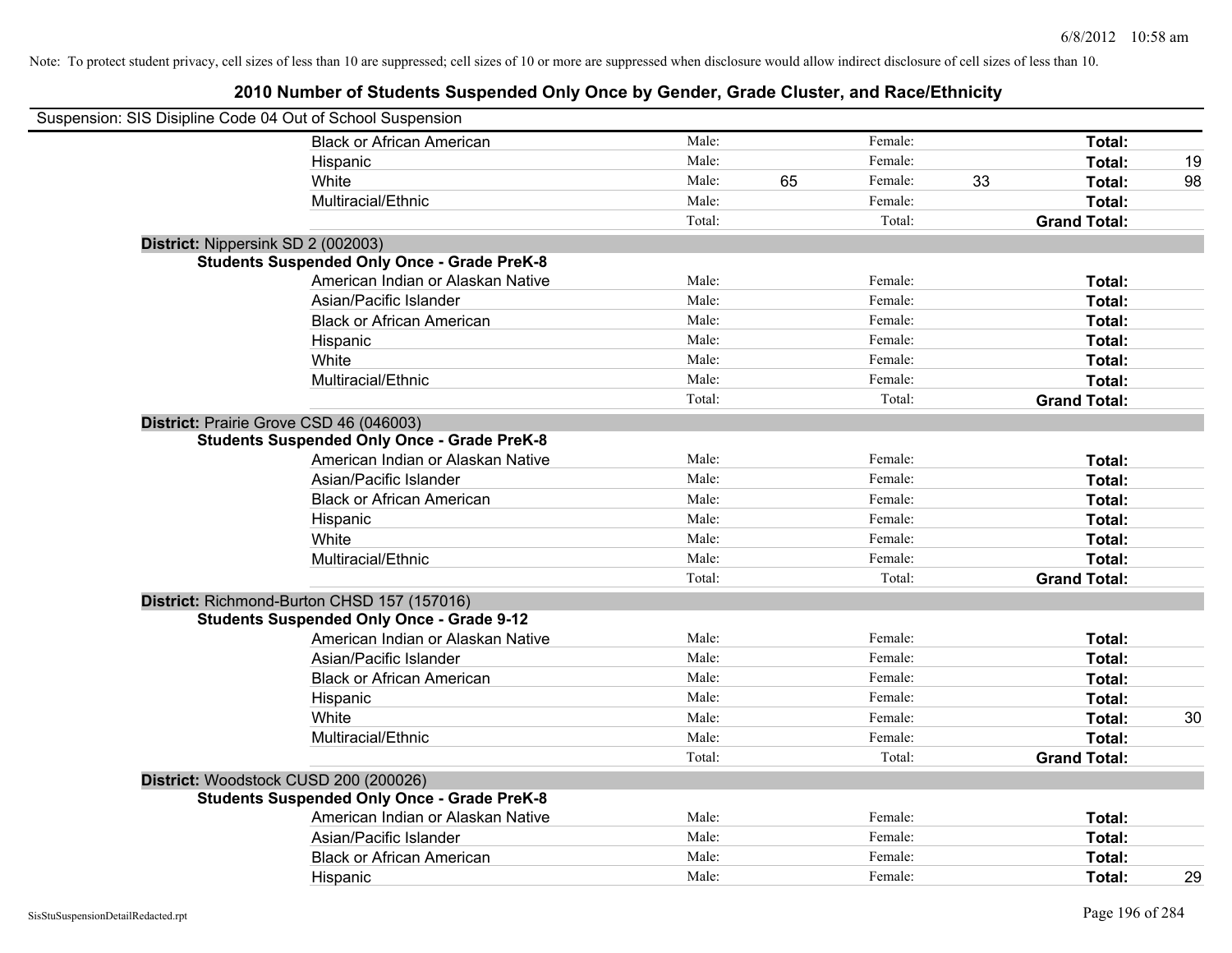Note: To protect student privacy, cell sizes of less than 10 are suppressed; cell sizes of 10 or more are suppressed when disclosure would allow indirect disclosure of cell sizes of less than 10.

# 2010 Number of Students Suspended Only Once by Gender, Grade Cluster, and Race/Ethnicity

Suspension: SIS Disipline Code 04 Out of School Suspension

| | | | | | | |
|---|---|---|---|---|---|---|
| Black or African American | Male: | | Female: | | Total: | |
| Hispanic | Male: | | Female: | | Total: | 19 |
| White | Male: | 65 | Female: | 33 | Total: | 98 |
| Multiracial/Ethnic | Male: | | Female: | | Total: | |
| | Total: | | Total: | | Grand Total: | |

**District:** Nippersink SD 2 (002003)

**Students Suspended Only Once - Grade PreK-8**

| | | | | | | |
|---|---|---|---|---|---|---|
| American Indian or Alaskan Native | Male: | | Female: | | Total: | |
| Asian/Pacific Islander | Male: | | Female: | | Total: | |
| Black or African American | Male: | | Female: | | Total: | |
| Hispanic | Male: | | Female: | | Total: | |
| White | Male: | | Female: | | Total: | |
| Multiracial/Ethnic | Male: | | Female: | | Total: | |
| | Total: | | Total: | | Grand Total: | |

**District:** Prairie Grove CSD 46 (046003)

**Students Suspended Only Once - Grade PreK-8**

| | | | | | | |
|---|---|---|---|---|---|---|
| American Indian or Alaskan Native | Male: | | Female: | | Total: | |
| Asian/Pacific Islander | Male: | | Female: | | Total: | |
| Black or African American | Male: | | Female: | | Total: | |
| Hispanic | Male: | | Female: | | Total: | |
| White | Male: | | Female: | | Total: | |
| Multiracial/Ethnic | Male: | | Female: | | Total: | |
| | Total: | | Total: | | Grand Total: | |

**District:** Richmond-Burton CHSD 157 (157016)

**Students Suspended Only Once - Grade 9-12**

| | | | | | | |
|---|---|---|---|---|---|---|
| American Indian or Alaskan Native | Male: | | Female: | | Total: | |
| Asian/Pacific Islander | Male: | | Female: | | Total: | |
| Black or African American | Male: | | Female: | | Total: | |
| Hispanic | Male: | | Female: | | Total: | |
| White | Male: | | Female: | | Total: | 30 |
| Multiracial/Ethnic | Male: | | Female: | | Total: | |
| | Total: | | Total: | | Grand Total: | |

**District:** Woodstock CUSD 200 (200026)

**Students Suspended Only Once - Grade PreK-8**

| | | | | | | |
|---|---|---|---|---|---|---|
| American Indian or Alaskan Native | Male: | | Female: | | Total: | |
| Asian/Pacific Islander | Male: | | Female: | | Total: | |
| Black or African American | Male: | | Female: | | Total: | |
| Hispanic | Male: | | Female: | | Total: | 29 |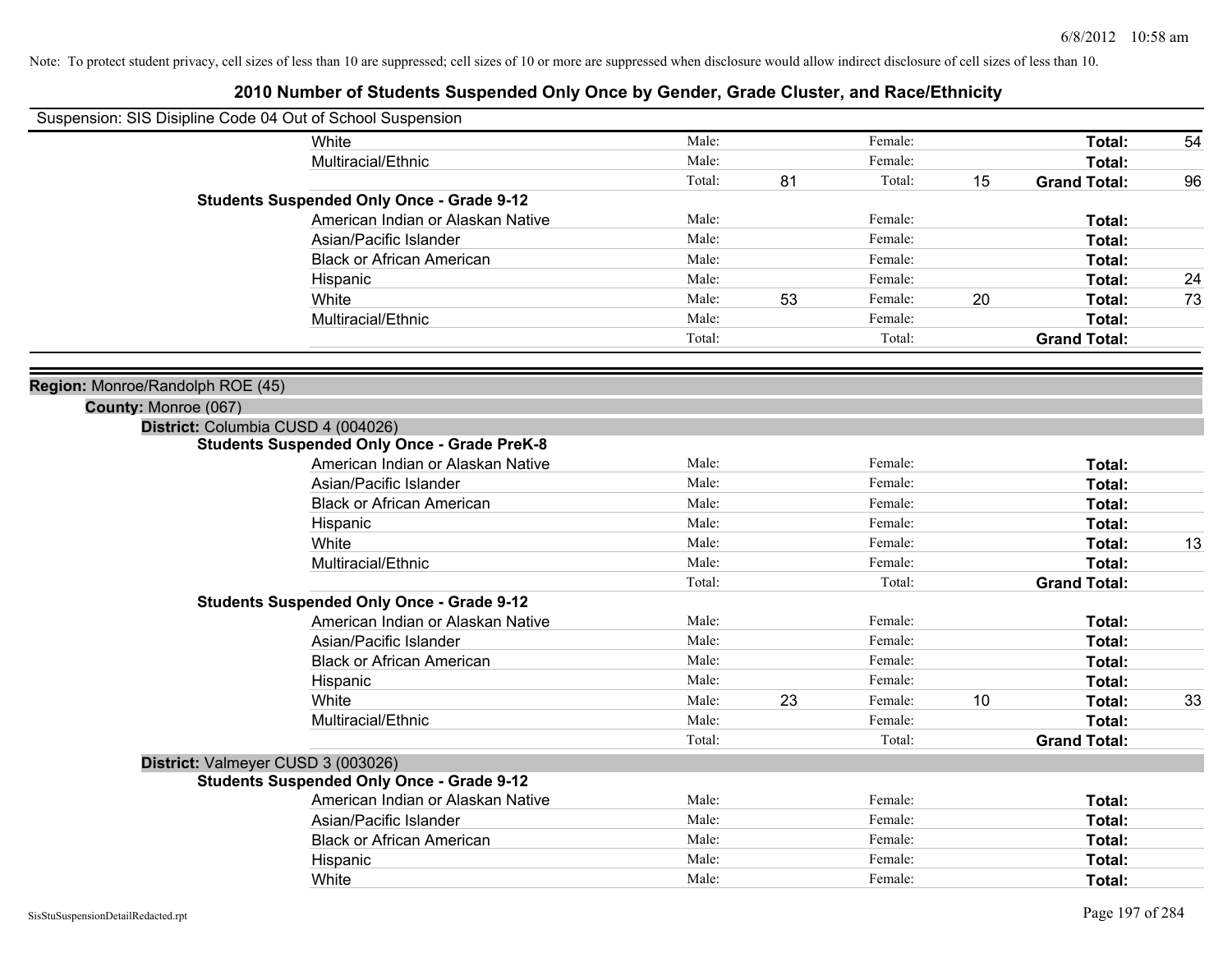Note: To protect student privacy, cell sizes of less than 10 are suppressed; cell sizes of 10 or more are suppressed when disclosure would allow indirect disclosure of cell sizes of less than 10.

# 2010 Number of Students Suspended Only Once by Gender, Grade Cluster, and Race/Ethnicity

Suspension: SIS Disipline Code 04 Out of School Suspension

| | | | | | | |
|---|---|---|---|---|---|---|
| White | Male: | | Female: | | **Total:** | 54 |
| Multiracial/Ethnic | Male: | | Female: | | **Total:** | |
| | Total: | 81 | Total: | 15 | **Grand Total:** | 96 |

**Students Suspended Only Once - Grade 9-12**

| | | | | | | |
|---|---|---|---|---|---|---|
| American Indian or Alaskan Native | Male: | | Female: | | **Total:** | |
| Asian/Pacific Islander | Male: | | Female: | | **Total:** | |
| Black or African American | Male: | | Female: | | **Total:** | |
| Hispanic | Male: | | Female: | | **Total:** | 24 |
| White | Male: | 53 | Female: | 20 | **Total:** | 73 |
| Multiracial/Ethnic | Male: | | Female: | | **Total:** | |
| | Total: | | Total: | | **Grand Total:** | |

**Region:** Monroe/Randolph ROE (45)

**County:** Monroe (067)

**District:** Columbia CUSD 4 (004026)

**Students Suspended Only Once - Grade PreK-8**

| | | | | | | |
|---|---|---|---|---|---|---|
| American Indian or Alaskan Native | Male: | | Female: | | **Total:** | |
| Asian/Pacific Islander | Male: | | Female: | | **Total:** | |
| Black or African American | Male: | | Female: | | **Total:** | |
| Hispanic | Male: | | Female: | | **Total:** | |
| White | Male: | | Female: | | **Total:** | 13 |
| Multiracial/Ethnic | Male: | | Female: | | **Total:** | |
| | Total: | | Total: | | **Grand Total:** | |

**Students Suspended Only Once - Grade 9-12**

| | | | | | | |
|---|---|---|---|---|---|---|
| American Indian or Alaskan Native | Male: | | Female: | | **Total:** | |
| Asian/Pacific Islander | Male: | | Female: | | **Total:** | |
| Black or African American | Male: | | Female: | | **Total:** | |
| Hispanic | Male: | | Female: | | **Total:** | |
| White | Male: | 23 | Female: | 10 | **Total:** | 33 |
| Multiracial/Ethnic | Male: | | Female: | | **Total:** | |
| | Total: | | Total: | | **Grand Total:** | |

**District:** Valmeyer CUSD 3 (003026)

**Students Suspended Only Once - Grade 9-12**

| | | | | | | |
|---|---|---|---|---|---|---|
| American Indian or Alaskan Native | Male: | | Female: | | **Total:** | |
| Asian/Pacific Islander | Male: | | Female: | | **Total:** | |
| Black or African American | Male: | | Female: | | **Total:** | |
| Hispanic | Male: | | Female: | | **Total:** | |
| White | Male: | | Female: | | **Total:** | |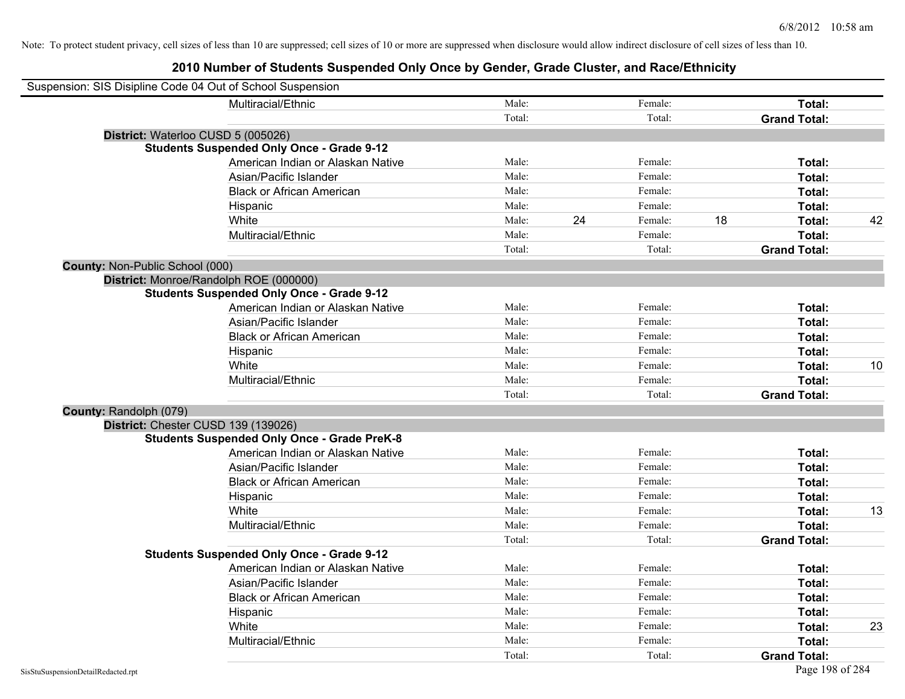Note: To protect student privacy, cell sizes of less than 10 are suppressed; cell sizes of 10 or more are suppressed when disclosure would allow indirect disclosure of cell sizes of less than 10.

# 2010 Number of Students Suspended Only Once by Gender, Grade Cluster, and Race/Ethnicity

Suspension: SIS Disipline Code 04 Out of School Suspension

| | Male: | | Female: | | | |
|---|---|---|---|---|---|---|
| Multiracial/Ethnic | Male: | | Female: | | Total: | |
| | Total: | | Total: | | Grand Total: | |

**District:** Waterloo CUSD 5 (005026)

**Students Suspended Only Once - Grade 9-12**

| Race/Ethnicity | | Male | | Female | | Total |
|---|---|---|---|---|---|---|
| American Indian or Alaskan Native | Male: | | Female: | | Total: | |
| Asian/Pacific Islander | Male: | | Female: | | Total: | |
| Black or African American | Male: | | Female: | | Total: | |
| Hispanic | Male: | | Female: | | Total: | |
| White | Male: | 24 | Female: | 18 | Total: | 42 |
| Multiracial/Ethnic | Male: | | Female: | | Total: | |
| | Total: | | Total: | | Grand Total: | |

**County:** Non-Public School (000)

**District:** Monroe/Randolph ROE (000000)

**Students Suspended Only Once - Grade 9-12**

| Race/Ethnicity | | Male | | Female | | Total |
|---|---|---|---|---|---|---|
| American Indian or Alaskan Native | Male: | | Female: | | Total: | |
| Asian/Pacific Islander | Male: | | Female: | | Total: | |
| Black or African American | Male: | | Female: | | Total: | |
| Hispanic | Male: | | Female: | | Total: | |
| White | Male: | | Female: | | Total: | 10 |
| Multiracial/Ethnic | Male: | | Female: | | Total: | |
| | Total: | | Total: | | Grand Total: | |

**County:** Randolph (079)

**District:** Chester CUSD 139 (139026)

**Students Suspended Only Once - Grade PreK-8**

| Race/Ethnicity | | Male | | Female | | Total |
|---|---|---|---|---|---|---|
| American Indian or Alaskan Native | Male: | | Female: | | Total: | |
| Asian/Pacific Islander | Male: | | Female: | | Total: | |
| Black or African American | Male: | | Female: | | Total: | |
| Hispanic | Male: | | Female: | | Total: | |
| White | Male: | | Female: | | Total: | 13 |
| Multiracial/Ethnic | Male: | | Female: | | Total: | |
| | Total: | | Total: | | Grand Total: | |

**Students Suspended Only Once - Grade 9-12**

| Race/Ethnicity | | Male | | Female | | Total |
|---|---|---|---|---|---|---|
| American Indian or Alaskan Native | Male: | | Female: | | Total: | |
| Asian/Pacific Islander | Male: | | Female: | | Total: | |
| Black or African American | Male: | | Female: | | Total: | |
| Hispanic | Male: | | Female: | | Total: | |
| White | Male: | | Female: | | Total: | 23 |
| Multiracial/Ethnic | Male: | | Female: | | Total: | |
| | Total: | | Total: | | Grand Total: | |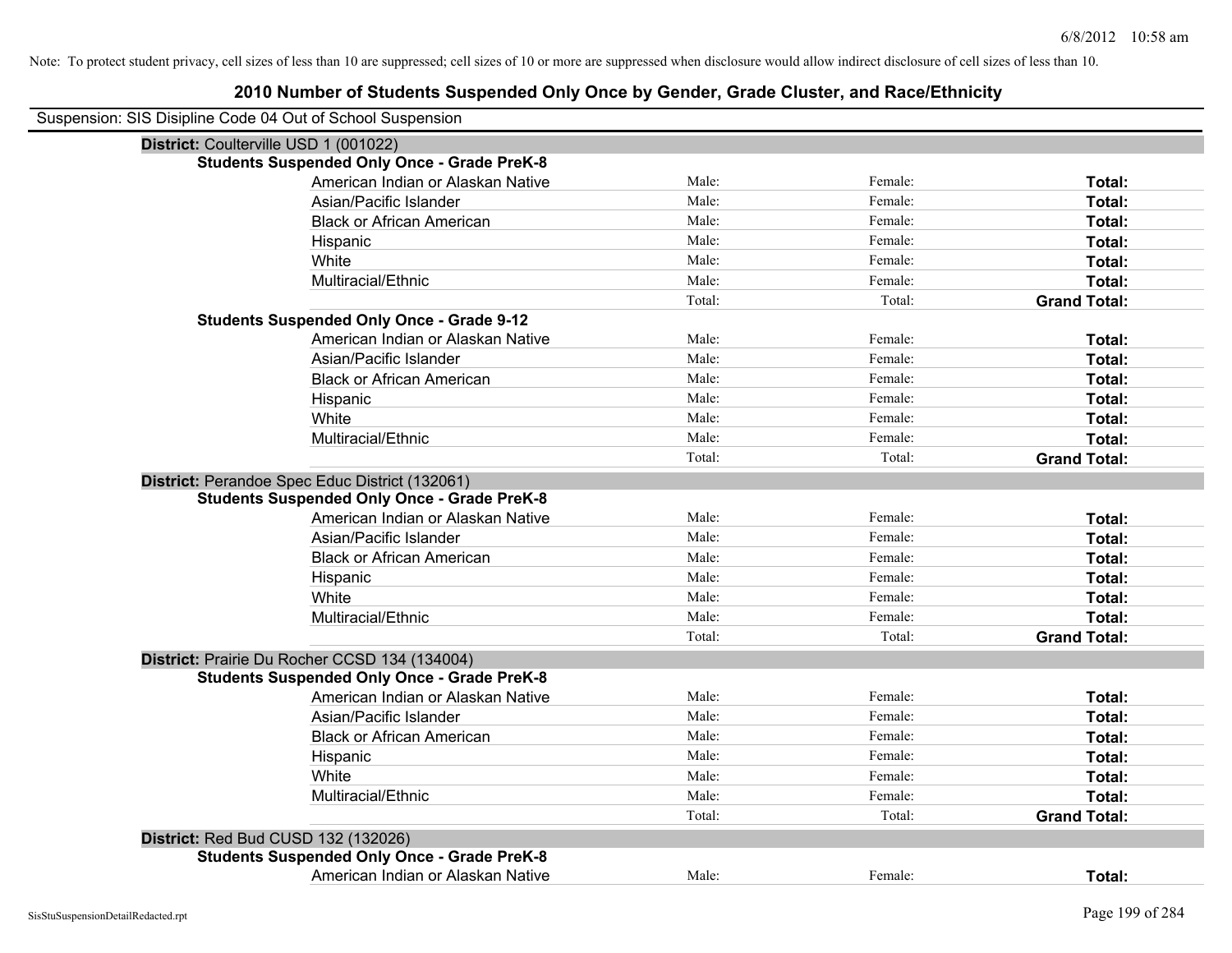Note: To protect student privacy, cell sizes of less than 10 are suppressed; cell sizes of 10 or more are suppressed when disclosure would allow indirect disclosure of cell sizes of less than 10.

## 2010 Number of Students Suspended Only Once by Gender, Grade Cluster, and Race/Ethnicity

Suspension: SIS Disipline Code 04 Out of School Suspension

### District: Coulterville USD 1 (001022)

**Students Suspended Only Once - Grade PreK-8**

| | | | |
|---|---|---|---|
| American Indian or Alaskan Native | Male: | Female: | **Total:** |
| Asian/Pacific Islander | Male: | Female: | **Total:** |
| Black or African American | Male: | Female: | **Total:** |
| Hispanic | Male: | Female: | **Total:** |
| White | Male: | Female: | **Total:** |
| Multiracial/Ethnic | Male: | Female: | **Total:** |
| | Total: | Total: | **Grand Total:** |

**Students Suspended Only Once - Grade 9-12**

| | | | |
|---|---|---|---|
| American Indian or Alaskan Native | Male: | Female: | **Total:** |
| Asian/Pacific Islander | Male: | Female: | **Total:** |
| Black or African American | Male: | Female: | **Total:** |
| Hispanic | Male: | Female: | **Total:** |
| White | Male: | Female: | **Total:** |
| Multiracial/Ethnic | Male: | Female: | **Total:** |
| | Total: | Total: | **Grand Total:** |

### District: Perandoe Spec Educ District (132061)

**Students Suspended Only Once - Grade PreK-8**

| | | | |
|---|---|---|---|
| American Indian or Alaskan Native | Male: | Female: | **Total:** |
| Asian/Pacific Islander | Male: | Female: | **Total:** |
| Black or African American | Male: | Female: | **Total:** |
| Hispanic | Male: | Female: | **Total:** |
| White | Male: | Female: | **Total:** |
| Multiracial/Ethnic | Male: | Female: | **Total:** |
| | Total: | Total: | **Grand Total:** |

### District: Prairie Du Rocher CCSD 134 (134004)

**Students Suspended Only Once - Grade PreK-8**

| | | | |
|---|---|---|---|
| American Indian or Alaskan Native | Male: | Female: | **Total:** |
| Asian/Pacific Islander | Male: | Female: | **Total:** |
| Black or African American | Male: | Female: | **Total:** |
| Hispanic | Male: | Female: | **Total:** |
| White | Male: | Female: | **Total:** |
| Multiracial/Ethnic | Male: | Female: | **Total:** |
| | Total: | Total: | **Grand Total:** |

### District: Red Bud CUSD 132 (132026)

**Students Suspended Only Once - Grade PreK-8**

| | | | |
|---|---|---|---|
| American Indian or Alaskan Native | Male: | Female: | **Total:** |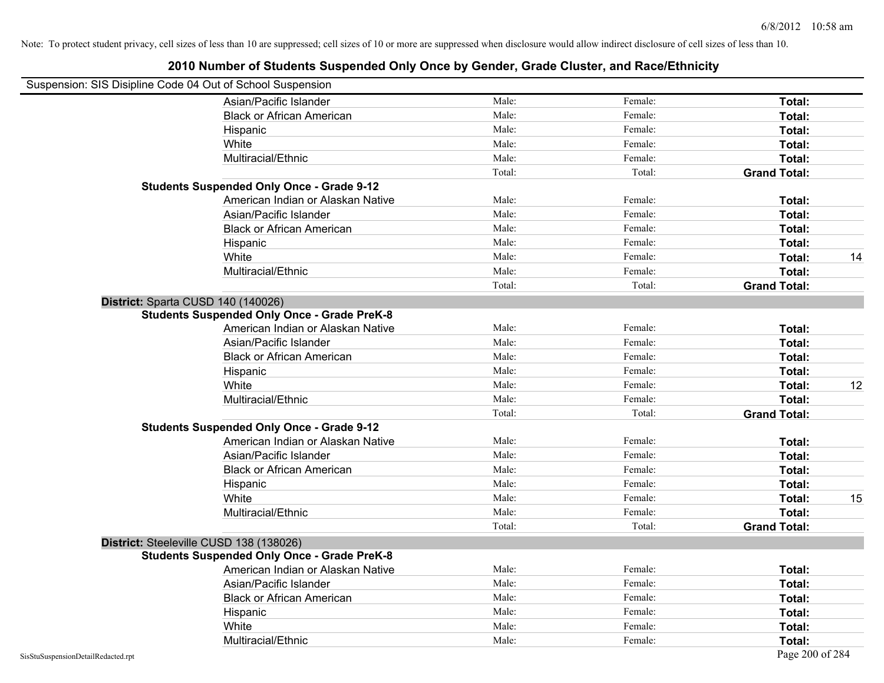Note: To protect student privacy, cell sizes of less than 10 are suppressed; cell sizes of 10 or more are suppressed when disclosure would allow indirect disclosure of cell sizes of less than 10.

## 2010 Number of Students Suspended Only Once by Gender, Grade Cluster, and Race/Ethnicity

Suspension: SIS Disipline Code 04 Out of School Suspension

| | | | | |
|---|---|---|---|---|
| Asian/Pacific Islander | Male: | Female: | **Total:** | |
| Black or African American | Male: | Female: | **Total:** | |
| Hispanic | Male: | Female: | **Total:** | |
| White | Male: | Female: | **Total:** | |
| Multiracial/Ethnic | Male: | Female: | **Total:** | |
| | Total: | Total: | **Grand Total:** | |
| **Students Suspended Only Once - Grade 9-12** | | | | |
| American Indian or Alaskan Native | Male: | Female: | **Total:** | |
| Asian/Pacific Islander | Male: | Female: | **Total:** | |
| Black or African American | Male: | Female: | **Total:** | |
| Hispanic | Male: | Female: | **Total:** | |
| White | Male: | Female: | **Total:** | 14 |
| Multiracial/Ethnic | Male: | Female: | **Total:** | |
| | Total: | Total: | **Grand Total:** | |
| **District:** Sparta CUSD 140 (140026) | | | | |
| **Students Suspended Only Once - Grade PreK-8** | | | | |
| American Indian or Alaskan Native | Male: | Female: | **Total:** | |
| Asian/Pacific Islander | Male: | Female: | **Total:** | |
| Black or African American | Male: | Female: | **Total:** | |
| Hispanic | Male: | Female: | **Total:** | |
| White | Male: | Female: | **Total:** | 12 |
| Multiracial/Ethnic | Male: | Female: | **Total:** | |
| | Total: | Total: | **Grand Total:** | |
| **Students Suspended Only Once - Grade 9-12** | | | | |
| American Indian or Alaskan Native | Male: | Female: | **Total:** | |
| Asian/Pacific Islander | Male: | Female: | **Total:** | |
| Black or African American | Male: | Female: | **Total:** | |
| Hispanic | Male: | Female: | **Total:** | |
| White | Male: | Female: | **Total:** | 15 |
| Multiracial/Ethnic | Male: | Female: | **Total:** | |
| | Total: | Total: | **Grand Total:** | |
| **District:** Steeleville CUSD 138 (138026) | | | | |
| **Students Suspended Only Once - Grade PreK-8** | | | | |
| American Indian or Alaskan Native | Male: | Female: | **Total:** | |
| Asian/Pacific Islander | Male: | Female: | **Total:** | |
| Black or African American | Male: | Female: | **Total:** | |
| Hispanic | Male: | Female: | **Total:** | |
| White | Male: | Female: | **Total:** | |
| Multiracial/Ethnic | Male: | Female: | **Total:** | |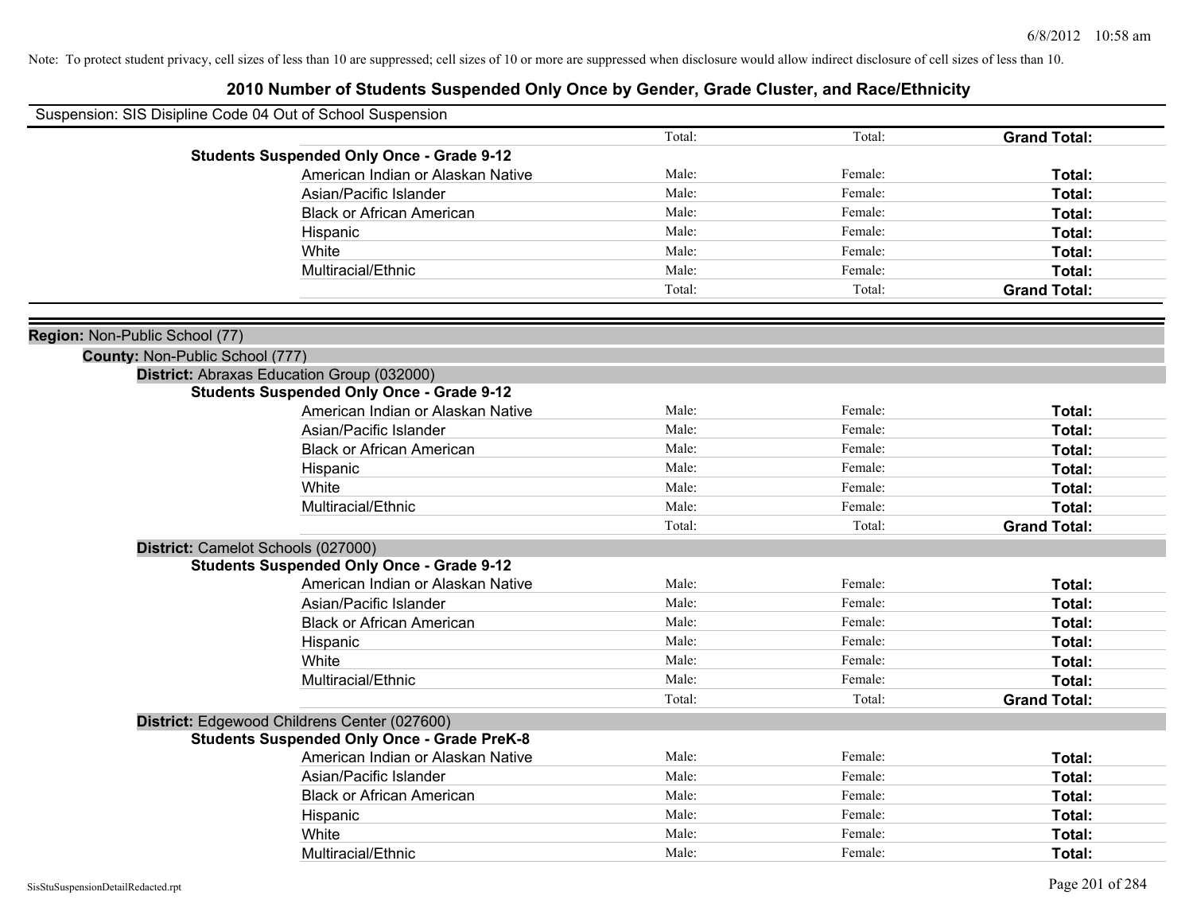Note: To protect student privacy, cell sizes of less than 10 are suppressed; cell sizes of 10 or more are suppressed when disclosure would allow indirect disclosure of cell sizes of less than 10.

# 2010 Number of Students Suspended Only Once by Gender, Grade Cluster, and Race/Ethnicity

Suspension: SIS Disipline Code 04 Out of School Suspension

| | | | |
|---|---|---|---|
| | Total: | Total: | **Grand Total:** |
| **Students Suspended Only Once - Grade 9-12** | | | |
| American Indian or Alaskan Native | Male: | Female: | **Total:** |
| Asian/Pacific Islander | Male: | Female: | **Total:** |
| Black or African American | Male: | Female: | **Total:** |
| Hispanic | Male: | Female: | **Total:** |
| White | Male: | Female: | **Total:** |
| Multiracial/Ethnic | Male: | Female: | **Total:** |
| | Total: | Total: | **Grand Total:** |

**Region:** Non-Public School (77)

**County:** Non-Public School (777)

**District:** Abraxas Education Group (032000)

| | | | |
|---|---|---|---|
| **Students Suspended Only Once - Grade 9-12** | | | |
| American Indian or Alaskan Native | Male: | Female: | **Total:** |
| Asian/Pacific Islander | Male: | Female: | **Total:** |
| Black or African American | Male: | Female: | **Total:** |
| Hispanic | Male: | Female: | **Total:** |
| White | Male: | Female: | **Total:** |
| Multiracial/Ethnic | Male: | Female: | **Total:** |
| | Total: | Total: | **Grand Total:** |

**District:** Camelot Schools (027000)

| | | | |
|---|---|---|---|
| **Students Suspended Only Once - Grade 9-12** | | | |
| American Indian or Alaskan Native | Male: | Female: | **Total:** |
| Asian/Pacific Islander | Male: | Female: | **Total:** |
| Black or African American | Male: | Female: | **Total:** |
| Hispanic | Male: | Female: | **Total:** |
| White | Male: | Female: | **Total:** |
| Multiracial/Ethnic | Male: | Female: | **Total:** |
| | Total: | Total: | **Grand Total:** |

**District:** Edgewood Childrens Center (027600)

| | | | |
|---|---|---|---|
| **Students Suspended Only Once - Grade PreK-8** | | | |
| American Indian or Alaskan Native | Male: | Female: | **Total:** |
| Asian/Pacific Islander | Male: | Female: | **Total:** |
| Black or African American | Male: | Female: | **Total:** |
| Hispanic | Male: | Female: | **Total:** |
| White | Male: | Female: | **Total:** |
| Multiracial/Ethnic | Male: | Female: | **Total:** |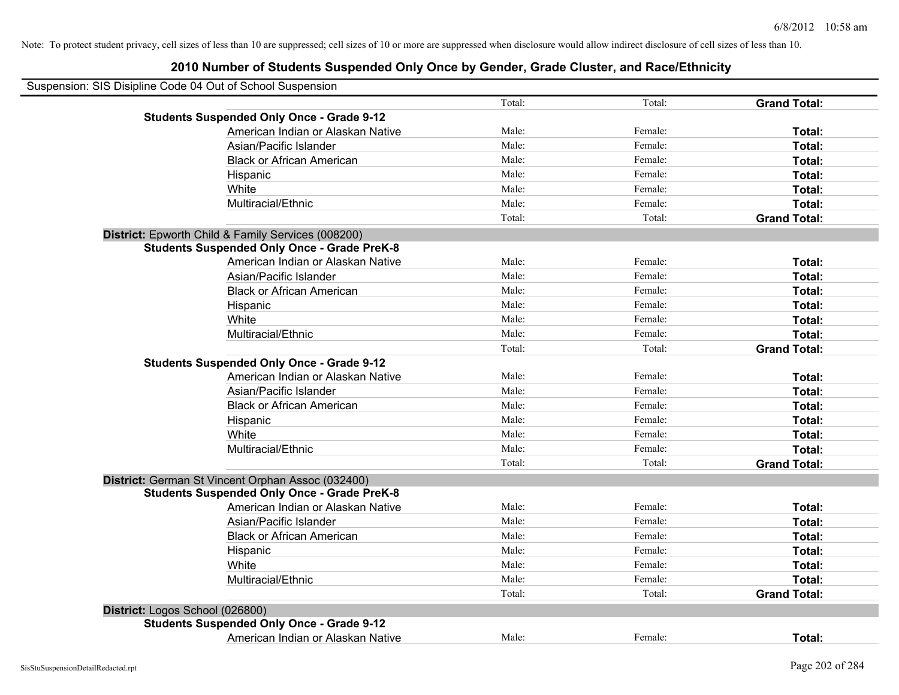Note: To protect student privacy, cell sizes of less than 10 are suppressed; cell sizes of 10 or more are suppressed when disclosure would allow indirect disclosure of cell sizes of less than 10.

## 2010 Number of Students Suspended Only Once by Gender, Grade Cluster, and Race/Ethnicity

Suspension: SIS Disipline Code 04 Out of School Suspension

| | | | | |
|---|---|---|---|---|
| | | Total: | Total: | **Grand Total:** |
| **Students Suspended Only Once - Grade 9-12** | | | | |
| | American Indian or Alaskan Native | Male: | Female: | **Total:** |
| | Asian/Pacific Islander | Male: | Female: | **Total:** |
| | Black or African American | Male: | Female: | **Total:** |
| | Hispanic | Male: | Female: | **Total:** |
| | White | Male: | Female: | **Total:** |
| | Multiracial/Ethnic | Male: | Female: | **Total:** |
| | | Total: | Total: | **Grand Total:** |
| **District:** Epworth Child & Family Services (008200) | | | | |
| **Students Suspended Only Once - Grade PreK-8** | | | | |
| | American Indian or Alaskan Native | Male: | Female: | **Total:** |
| | Asian/Pacific Islander | Male: | Female: | **Total:** |
| | Black or African American | Male: | Female: | **Total:** |
| | Hispanic | Male: | Female: | **Total:** |
| | White | Male: | Female: | **Total:** |
| | Multiracial/Ethnic | Male: | Female: | **Total:** |
| | | Total: | Total: | **Grand Total:** |
| **Students Suspended Only Once - Grade 9-12** | | | | |
| | American Indian or Alaskan Native | Male: | Female: | **Total:** |
| | Asian/Pacific Islander | Male: | Female: | **Total:** |
| | Black or African American | Male: | Female: | **Total:** |
| | Hispanic | Male: | Female: | **Total:** |
| | White | Male: | Female: | **Total:** |
| | Multiracial/Ethnic | Male: | Female: | **Total:** |
| | | Total: | Total: | **Grand Total:** |
| **District:** German St Vincent Orphan Assoc (032400) | | | | |
| **Students Suspended Only Once - Grade PreK-8** | | | | |
| | American Indian or Alaskan Native | Male: | Female: | **Total:** |
| | Asian/Pacific Islander | Male: | Female: | **Total:** |
| | Black or African American | Male: | Female: | **Total:** |
| | Hispanic | Male: | Female: | **Total:** |
| | White | Male: | Female: | **Total:** |
| | Multiracial/Ethnic | Male: | Female: | **Total:** |
| | | Total: | Total: | **Grand Total:** |
| **District:** Logos School (026800) | | | | |
| **Students Suspended Only Once - Grade 9-12** | | | | |
| | American Indian or Alaskan Native | Male: | Female: | **Total:** |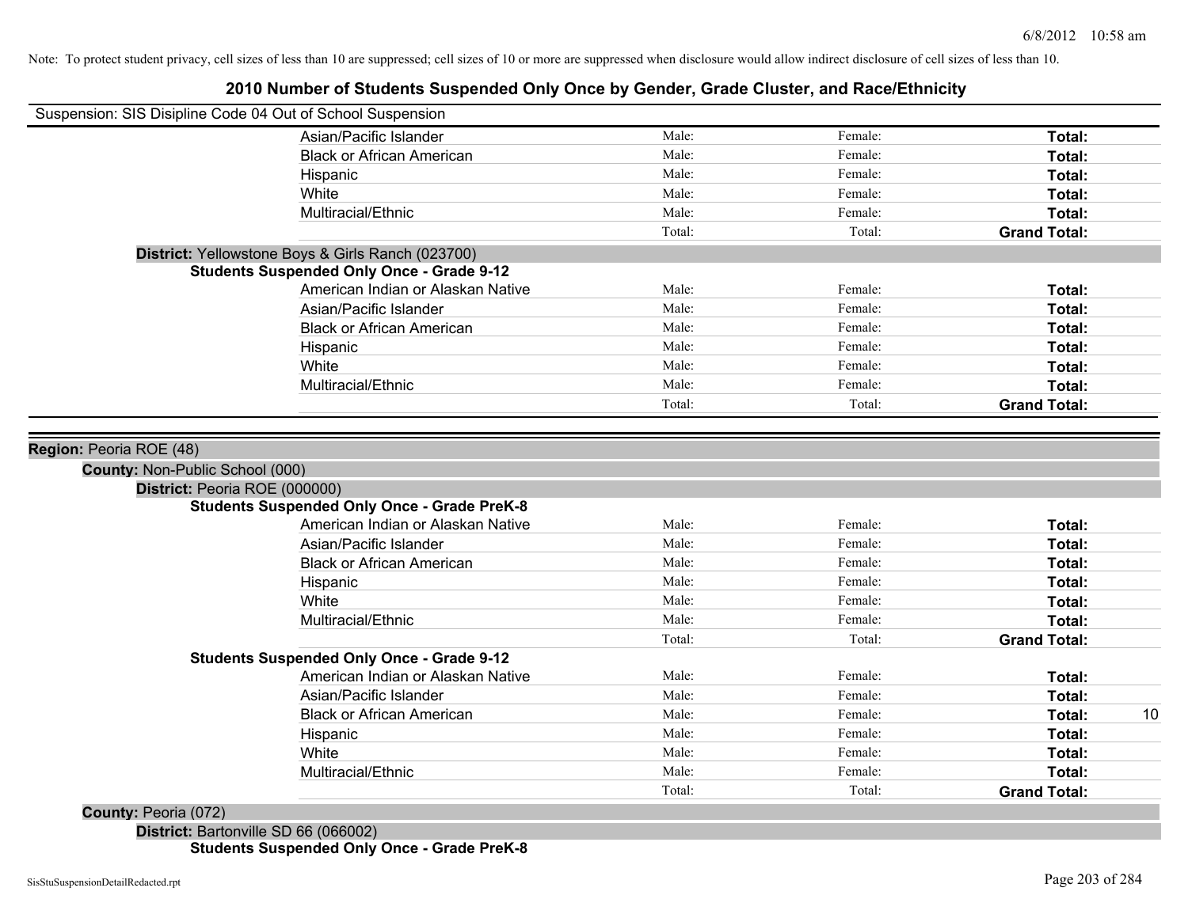Note: To protect student privacy, cell sizes of less than 10 are suppressed; cell sizes of 10 or more are suppressed when disclosure would allow indirect disclosure of cell sizes of less than 10.

# 2010 Number of Students Suspended Only Once by Gender, Grade Cluster, and Race/Ethnicity

Suspension: SIS Disipline Code 04 Out of School Suspension

| | | | | |
|---|---|---|---|---|
| Asian/Pacific Islander | Male: | Female: | **Total:** | |
| Black or African American | Male: | Female: | **Total:** | |
| Hispanic | Male: | Female: | **Total:** | |
| White | Male: | Female: | **Total:** | |
| Multiracial/Ethnic | Male: | Female: | **Total:** | |
| | Total: | Total: | **Grand Total:** | |

**District:** Yellowstone Boys & Girls Ranch (023700)

**Students Suspended Only Once - Grade 9-12**

| | | | | |
|---|---|---|---|---|
| American Indian or Alaskan Native | Male: | Female: | **Total:** | |
| Asian/Pacific Islander | Male: | Female: | **Total:** | |
| Black or African American | Male: | Female: | **Total:** | |
| Hispanic | Male: | Female: | **Total:** | |
| White | Male: | Female: | **Total:** | |
| Multiracial/Ethnic | Male: | Female: | **Total:** | |
| | Total: | Total: | **Grand Total:** | |

**Region:** Peoria ROE (48)

**County:** Non-Public School (000)

**District:** Peoria ROE (000000)

**Students Suspended Only Once - Grade PreK-8**

| | | | | |
|---|---|---|---|---|
| American Indian or Alaskan Native | Male: | Female: | **Total:** | |
| Asian/Pacific Islander | Male: | Female: | **Total:** | |
| Black or African American | Male: | Female: | **Total:** | |
| Hispanic | Male: | Female: | **Total:** | |
| White | Male: | Female: | **Total:** | |
| Multiracial/Ethnic | Male: | Female: | **Total:** | |
| | Total: | Total: | **Grand Total:** | |

**Students Suspended Only Once - Grade 9-12**

| | | | | |
|---|---|---|---|---|
| American Indian or Alaskan Native | Male: | Female: | **Total:** | |
| Asian/Pacific Islander | Male: | Female: | **Total:** | |
| Black or African American | Male: | Female: | **Total:** | 10 |
| Hispanic | Male: | Female: | **Total:** | |
| White | Male: | Female: | **Total:** | |
| Multiracial/Ethnic | Male: | Female: | **Total:** | |
| | Total: | Total: | **Grand Total:** | |

**County:** Peoria (072)

**District:** Bartonville SD 66 (066002)

**Students Suspended Only Once - Grade PreK-8**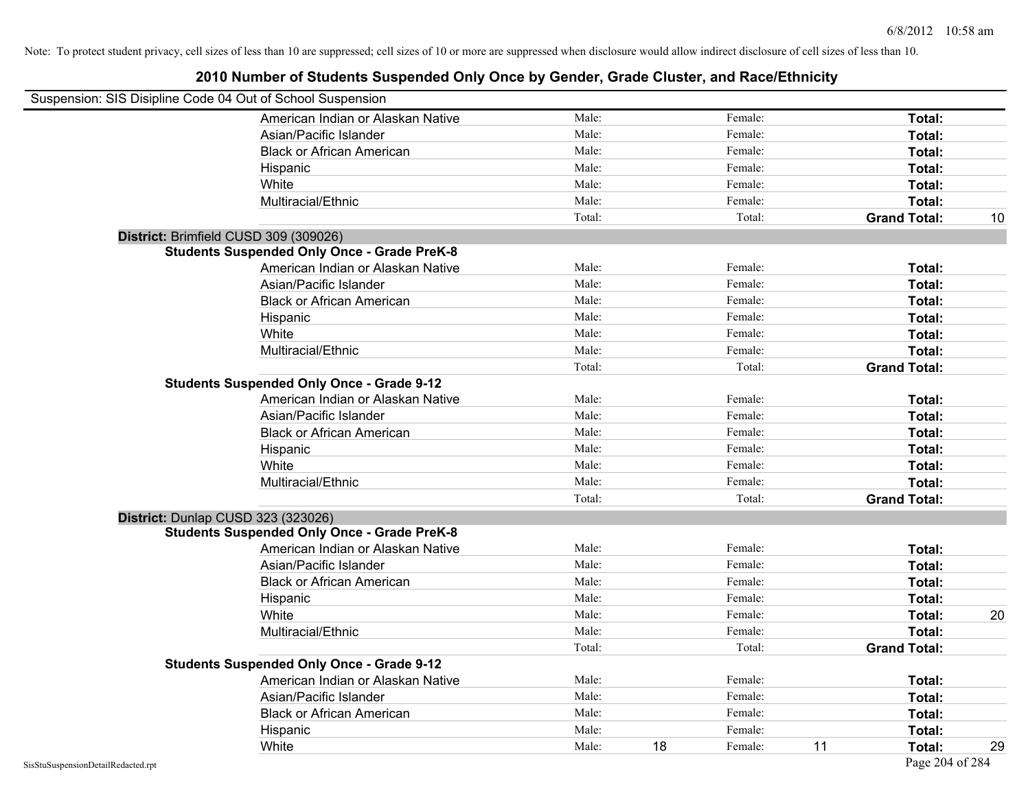Note: To protect student privacy, cell sizes of less than 10 are suppressed; cell sizes of 10 or more are suppressed when disclosure would allow indirect disclosure of cell sizes of less than 10.

## 2010 Number of Students Suspended Only Once by Gender, Grade Cluster, and Race/Ethnicity

Suspension: SIS Disipline Code 04 Out of School Suspension

| | | | | | | | |
|---|---|---|---|---|---|---|---|
| American Indian or Alaskan Native | Male: | | Female: | | **Total:** | |
| Asian/Pacific Islander | Male: | | Female: | | **Total:** | |
| Black or African American | Male: | | Female: | | **Total:** | |
| Hispanic | Male: | | Female: | | **Total:** | |
| White | Male: | | Female: | | **Total:** | |
| Multiracial/Ethnic | Male: | | Female: | | **Total:** | |
| | Total: | | Total: | | **Grand Total:** | 10 |

**District:** Brimfield CUSD 309 (309026)

**Students Suspended Only Once - Grade PreK-8**

| | | | | | | |
|---|---|---|---|---|---|---|
| American Indian or Alaskan Native | Male: | | Female: | | **Total:** | |
| Asian/Pacific Islander | Male: | | Female: | | **Total:** | |
| Black or African American | Male: | | Female: | | **Total:** | |
| Hispanic | Male: | | Female: | | **Total:** | |
| White | Male: | | Female: | | **Total:** | |
| Multiracial/Ethnic | Male: | | Female: | | **Total:** | |
| | Total: | | Total: | | **Grand Total:** | |

**Students Suspended Only Once - Grade 9-12**

| | | | | | | |
|---|---|---|---|---|---|---|
| American Indian or Alaskan Native | Male: | | Female: | | **Total:** | |
| Asian/Pacific Islander | Male: | | Female: | | **Total:** | |
| Black or African American | Male: | | Female: | | **Total:** | |
| Hispanic | Male: | | Female: | | **Total:** | |
| White | Male: | | Female: | | **Total:** | |
| Multiracial/Ethnic | Male: | | Female: | | **Total:** | |
| | Total: | | Total: | | **Grand Total:** | |

**District:** Dunlap CUSD 323 (323026)

**Students Suspended Only Once - Grade PreK-8**

| | | | | | | |
|---|---|---|---|---|---|---|
| American Indian or Alaskan Native | Male: | | Female: | | **Total:** | |
| Asian/Pacific Islander | Male: | | Female: | | **Total:** | |
| Black or African American | Male: | | Female: | | **Total:** | |
| Hispanic | Male: | | Female: | | **Total:** | |
| White | Male: | | Female: | | **Total:** | 20 |
| Multiracial/Ethnic | Male: | | Female: | | **Total:** | |
| | Total: | | Total: | | **Grand Total:** | |

**Students Suspended Only Once - Grade 9-12**

| | | | | | | |
|---|---|---|---|---|---|---|
| American Indian or Alaskan Native | Male: | | Female: | | **Total:** | |
| Asian/Pacific Islander | Male: | | Female: | | **Total:** | |
| Black or African American | Male: | | Female: | | **Total:** | |
| Hispanic | Male: | | Female: | | **Total:** | |
| White | Male: | 18 | Female: | 11 | **Total:** | 29 |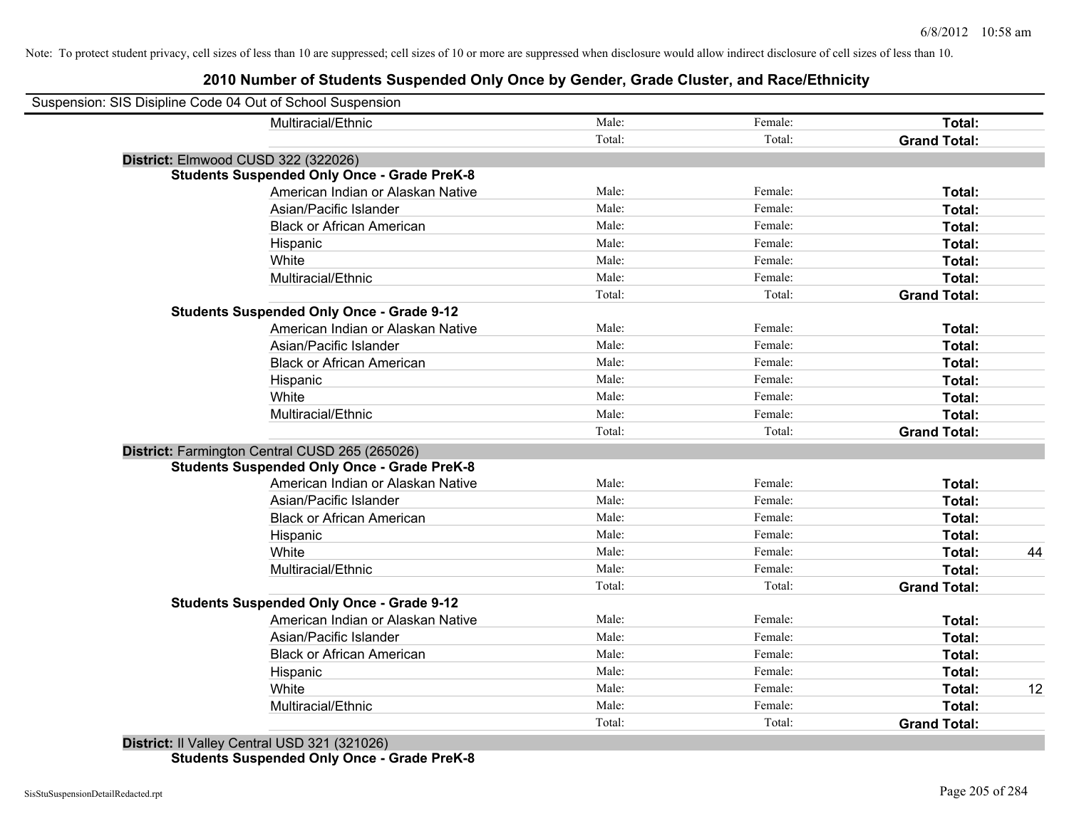Note: To protect student privacy, cell sizes of less than 10 are suppressed; cell sizes of 10 or more are suppressed when disclosure would allow indirect disclosure of cell sizes of less than 10.

# 2010 Number of Students Suspended Only Once by Gender, Grade Cluster, and Race/Ethnicity

Suspension: SIS Disipline Code 04 Out of School Suspension

| | | | | |
|---|---|---|---|---|
| Multiracial/Ethnic | Male: | Female: | **Total:** | |
| | Total: | Total: | **Grand Total:** | |

**District:** Elmwood CUSD 322 (322026)

**Students Suspended Only Once - Grade PreK-8**

| | | | | |
|---|---|---|---|---|
| American Indian or Alaskan Native | Male: | Female: | **Total:** | |
| Asian/Pacific Islander | Male: | Female: | **Total:** | |
| Black or African American | Male: | Female: | **Total:** | |
| Hispanic | Male: | Female: | **Total:** | |
| White | Male: | Female: | **Total:** | |
| Multiracial/Ethnic | Male: | Female: | **Total:** | |
| | Total: | Total: | **Grand Total:** | |

**Students Suspended Only Once - Grade 9-12**

| | | | | |
|---|---|---|---|---|
| American Indian or Alaskan Native | Male: | Female: | **Total:** | |
| Asian/Pacific Islander | Male: | Female: | **Total:** | |
| Black or African American | Male: | Female: | **Total:** | |
| Hispanic | Male: | Female: | **Total:** | |
| White | Male: | Female: | **Total:** | |
| Multiracial/Ethnic | Male: | Female: | **Total:** | |
| | Total: | Total: | **Grand Total:** | |

**District:** Farmington Central CUSD 265 (265026)

**Students Suspended Only Once - Grade PreK-8**

| | | | | |
|---|---|---|---|---|
| American Indian or Alaskan Native | Male: | Female: | **Total:** | |
| Asian/Pacific Islander | Male: | Female: | **Total:** | |
| Black or African American | Male: | Female: | **Total:** | |
| Hispanic | Male: | Female: | **Total:** | |
| White | Male: | Female: | **Total:** | 44 |
| Multiracial/Ethnic | Male: | Female: | **Total:** | |
| | Total: | Total: | **Grand Total:** | |

**Students Suspended Only Once - Grade 9-12**

| | | | | |
|---|---|---|---|---|
| American Indian or Alaskan Native | Male: | Female: | **Total:** | |
| Asian/Pacific Islander | Male: | Female: | **Total:** | |
| Black or African American | Male: | Female: | **Total:** | |
| Hispanic | Male: | Female: | **Total:** | |
| White | Male: | Female: | **Total:** | 12 |
| Multiracial/Ethnic | Male: | Female: | **Total:** | |
| | Total: | Total: | **Grand Total:** | |

**District:** Il Valley Central USD 321 (321026)

**Students Suspended Only Once - Grade PreK-8**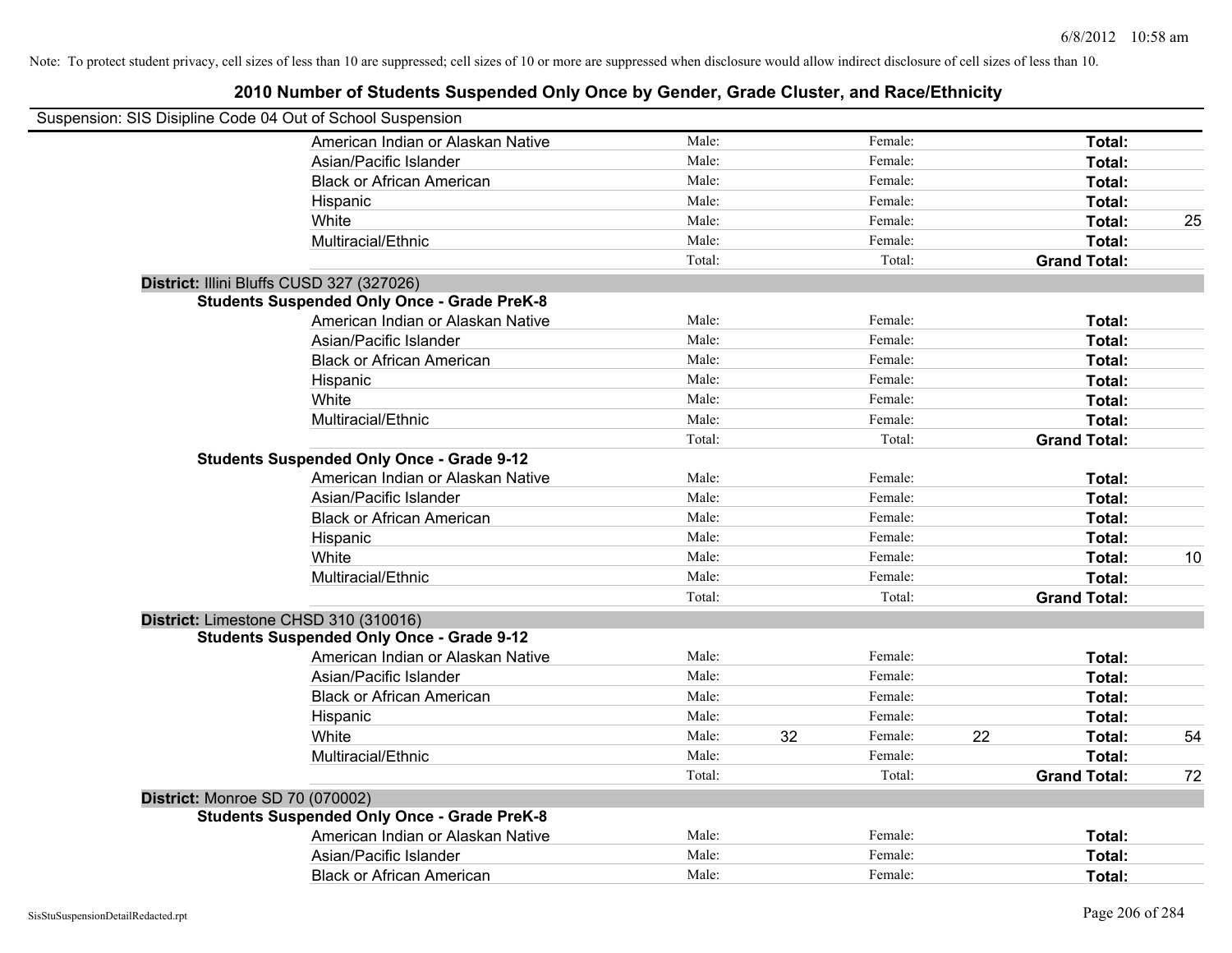Note: To protect student privacy, cell sizes of less than 10 are suppressed; cell sizes of 10 or more are suppressed when disclosure would allow indirect disclosure of cell sizes of less than 10.

# 2010 Number of Students Suspended Only Once by Gender, Grade Cluster, and Race/Ethnicity

Suspension: SIS Disipline Code 04 Out of School Suspension

| | Male: | | Female: | | | |
|---|---|---|---|---|---|---|
| American Indian or Alaskan Native | Male: | | Female: | | **Total:** | |
| Asian/Pacific Islander | Male: | | Female: | | **Total:** | |
| Black or African American | Male: | | Female: | | **Total:** | |
| Hispanic | Male: | | Female: | | **Total:** | |
| White | Male: | | Female: | | **Total:** | 25 |
| Multiracial/Ethnic | Male: | | Female: | | **Total:** | |
| | Total: | | Total: | | **Grand Total:** | |

**District:** Illini Bluffs CUSD 327 (327026)

**Students Suspended Only Once - Grade PreK-8**

| | | | | | | |
|---|---|---|---|---|---|---|
| American Indian or Alaskan Native | Male: | | Female: | | **Total:** | |
| Asian/Pacific Islander | Male: | | Female: | | **Total:** | |
| Black or African American | Male: | | Female: | | **Total:** | |
| Hispanic | Male: | | Female: | | **Total:** | |
| White | Male: | | Female: | | **Total:** | |
| Multiracial/Ethnic | Male: | | Female: | | **Total:** | |
| | Total: | | Total: | | **Grand Total:** | |

**Students Suspended Only Once - Grade 9-12**

| | | | | | | |
|---|---|---|---|---|---|---|
| American Indian or Alaskan Native | Male: | | Female: | | **Total:** | |
| Asian/Pacific Islander | Male: | | Female: | | **Total:** | |
| Black or African American | Male: | | Female: | | **Total:** | |
| Hispanic | Male: | | Female: | | **Total:** | |
| White | Male: | | Female: | | **Total:** | 10 |
| Multiracial/Ethnic | Male: | | Female: | | **Total:** | |
| | Total: | | Total: | | **Grand Total:** | |

**District:** Limestone CHSD 310 (310016)

**Students Suspended Only Once - Grade 9-12**

| | | | | | | |
|---|---|---|---|---|---|---|
| American Indian or Alaskan Native | Male: | | Female: | | **Total:** | |
| Asian/Pacific Islander | Male: | | Female: | | **Total:** | |
| Black or African American | Male: | | Female: | | **Total:** | |
| Hispanic | Male: | | Female: | | **Total:** | |
| White | Male: | 32 | Female: | 22 | **Total:** | 54 |
| Multiracial/Ethnic | Male: | | Female: | | **Total:** | |
| | Total: | | Total: | | **Grand Total:** | 72 |

**District:** Monroe SD 70 (070002)

**Students Suspended Only Once - Grade PreK-8**

| | | | | | | |
|---|---|---|---|---|---|---|
| American Indian or Alaskan Native | Male: | | Female: | | **Total:** | |
| Asian/Pacific Islander | Male: | | Female: | | **Total:** | |
| Black or African American | Male: | | Female: | | **Total:** | |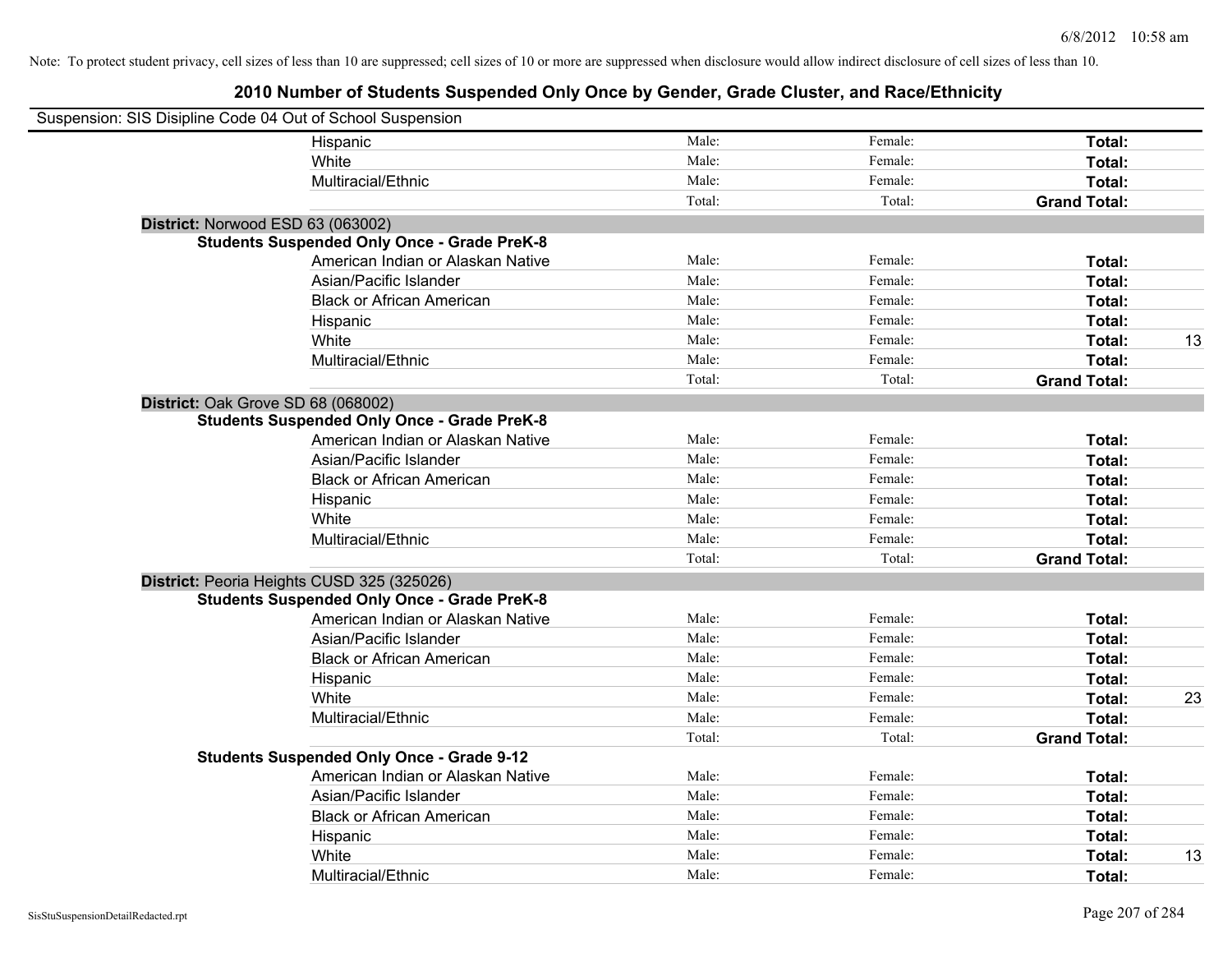Note: To protect student privacy, cell sizes of less than 10 are suppressed; cell sizes of 10 or more are suppressed when disclosure would allow indirect disclosure of cell sizes of less than 10.

## 2010 Number of Students Suspended Only Once by Gender, Grade Cluster, and Race/Ethnicity

Suspension: SIS Disipline Code 04 Out of School Suspension

| | | | | |
|---|---|---|---|---|
| Hispanic | Male: | Female: | **Total:** | |
| White | Male: | Female: | **Total:** | |
| Multiracial/Ethnic | Male: | Female: | **Total:** | |
| | Total: | Total: | **Grand Total:** | |
| **District:** Norwood ESD 63 (063002) | | | | |
| **Students Suspended Only Once - Grade PreK-8** | | | | |
| American Indian or Alaskan Native | Male: | Female: | **Total:** | |
| Asian/Pacific Islander | Male: | Female: | **Total:** | |
| Black or African American | Male: | Female: | **Total:** | |
| Hispanic | Male: | Female: | **Total:** | |
| White | Male: | Female: | **Total:** | 13 |
| Multiracial/Ethnic | Male: | Female: | **Total:** | |
| | Total: | Total: | **Grand Total:** | |
| **District:** Oak Grove SD 68 (068002) | | | | |
| **Students Suspended Only Once - Grade PreK-8** | | | | |
| American Indian or Alaskan Native | Male: | Female: | **Total:** | |
| Asian/Pacific Islander | Male: | Female: | **Total:** | |
| Black or African American | Male: | Female: | **Total:** | |
| Hispanic | Male: | Female: | **Total:** | |
| White | Male: | Female: | **Total:** | |
| Multiracial/Ethnic | Male: | Female: | **Total:** | |
| | Total: | Total: | **Grand Total:** | |
| **District:** Peoria Heights CUSD 325 (325026) | | | | |
| **Students Suspended Only Once - Grade PreK-8** | | | | |
| American Indian or Alaskan Native | Male: | Female: | **Total:** | |
| Asian/Pacific Islander | Male: | Female: | **Total:** | |
| Black or African American | Male: | Female: | **Total:** | |
| Hispanic | Male: | Female: | **Total:** | |
| White | Male: | Female: | **Total:** | 23 |
| Multiracial/Ethnic | Male: | Female: | **Total:** | |
| | Total: | Total: | **Grand Total:** | |
| **Students Suspended Only Once - Grade 9-12** | | | | |
| American Indian or Alaskan Native | Male: | Female: | **Total:** | |
| Asian/Pacific Islander | Male: | Female: | **Total:** | |
| Black or African American | Male: | Female: | **Total:** | |
| Hispanic | Male: | Female: | **Total:** | |
| White | Male: | Female: | **Total:** | 13 |
| Multiracial/Ethnic | Male: | Female: | **Total:** | |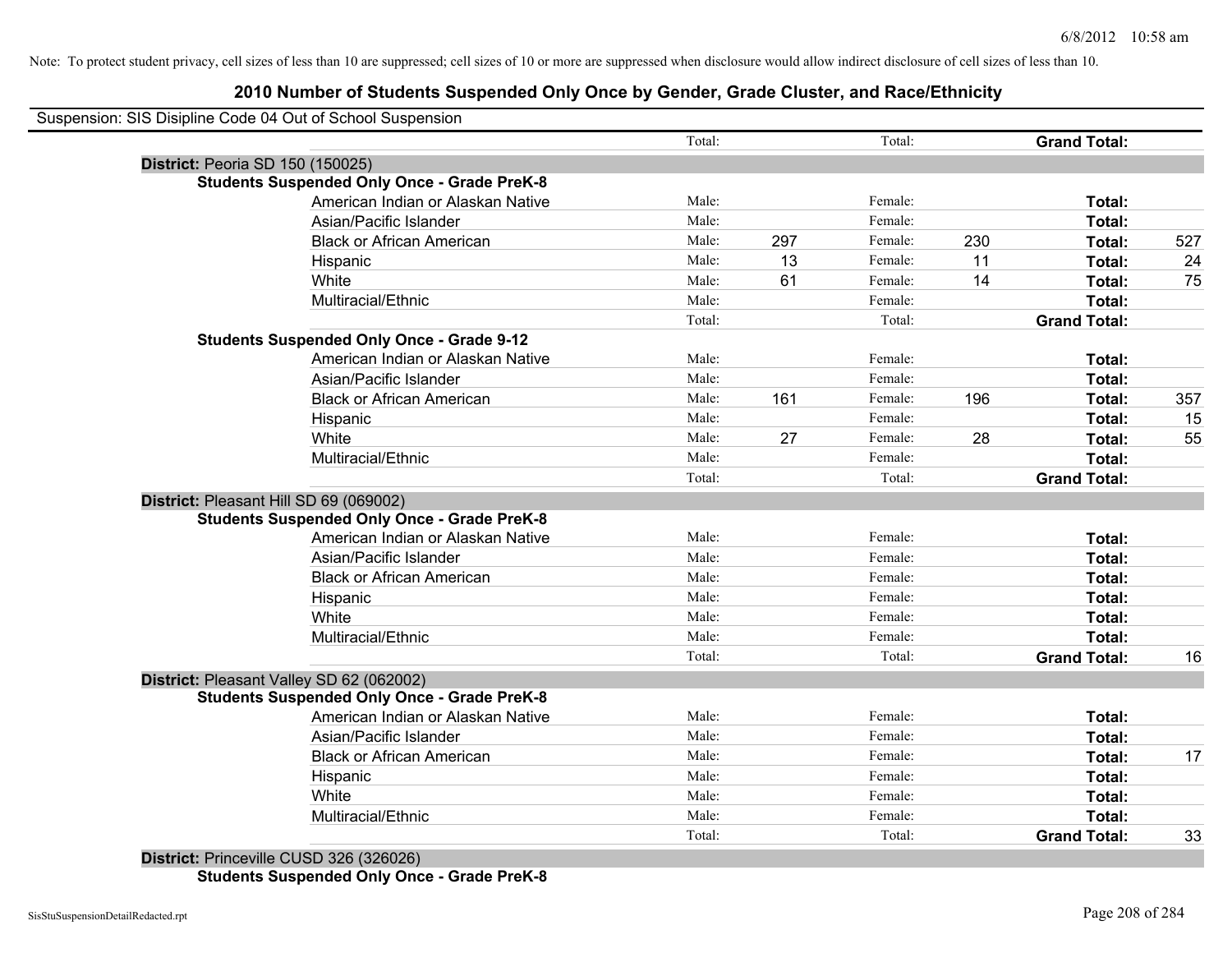Note: To protect student privacy, cell sizes of less than 10 are suppressed; cell sizes of 10 or more are suppressed when disclosure would allow indirect disclosure of cell sizes of less than 10.

## 2010 Number of Students Suspended Only Once by Gender, Grade Cluster, and Race/Ethnicity

Suspension: SIS Disipline Code 04 Out of School Suspension

| | | | | | | | |
|---|---|---|---|---|---|---|---|
| | Total: | | Total: | | **Grand Total:** | |
| **District:** Peoria SD 150 (150025) | | | | | | |
| **Students Suspended Only Once - Grade PreK-8** | | | | | | |
| American Indian or Alaskan Native | Male: | | Female: | | **Total:** | |
| Asian/Pacific Islander | Male: | | Female: | | **Total:** | |
| Black or African American | Male: | 297 | Female: | 230 | **Total:** | 527 |
| Hispanic | Male: | 13 | Female: | 11 | **Total:** | 24 |
| White | Male: | 61 | Female: | 14 | **Total:** | 75 |
| Multiracial/Ethnic | Male: | | Female: | | **Total:** | |
| | Total: | | Total: | | **Grand Total:** | |
| **Students Suspended Only Once - Grade 9-12** | | | | | | |
| American Indian or Alaskan Native | Male: | | Female: | | **Total:** | |
| Asian/Pacific Islander | Male: | | Female: | | **Total:** | |
| Black or African American | Male: | 161 | Female: | 196 | **Total:** | 357 |
| Hispanic | Male: | | Female: | | **Total:** | 15 |
| White | Male: | 27 | Female: | 28 | **Total:** | 55 |
| Multiracial/Ethnic | Male: | | Female: | | **Total:** | |
| | Total: | | Total: | | **Grand Total:** | |
| **District:** Pleasant Hill SD 69 (069002) | | | | | | |
| **Students Suspended Only Once - Grade PreK-8** | | | | | | |
| American Indian or Alaskan Native | Male: | | Female: | | **Total:** | |
| Asian/Pacific Islander | Male: | | Female: | | **Total:** | |
| Black or African American | Male: | | Female: | | **Total:** | |
| Hispanic | Male: | | Female: | | **Total:** | |
| White | Male: | | Female: | | **Total:** | |
| Multiracial/Ethnic | Male: | | Female: | | **Total:** | |
| | Total: | | Total: | | **Grand Total:** | 16 |
| **District:** Pleasant Valley SD 62 (062002) | | | | | | |
| **Students Suspended Only Once - Grade PreK-8** | | | | | | |
| American Indian or Alaskan Native | Male: | | Female: | | **Total:** | |
| Asian/Pacific Islander | Male: | | Female: | | **Total:** | |
| Black or African American | Male: | | Female: | | **Total:** | 17 |
| Hispanic | Male: | | Female: | | **Total:** | |
| White | Male: | | Female: | | **Total:** | |
| Multiracial/Ethnic | Male: | | Female: | | **Total:** | |
| | Total: | | Total: | | **Grand Total:** | 33 |
| **District:** Princeville CUSD 326 (326026) | | | | | | |
| **Students Suspended Only Once - Grade PreK-8** | | | | | | |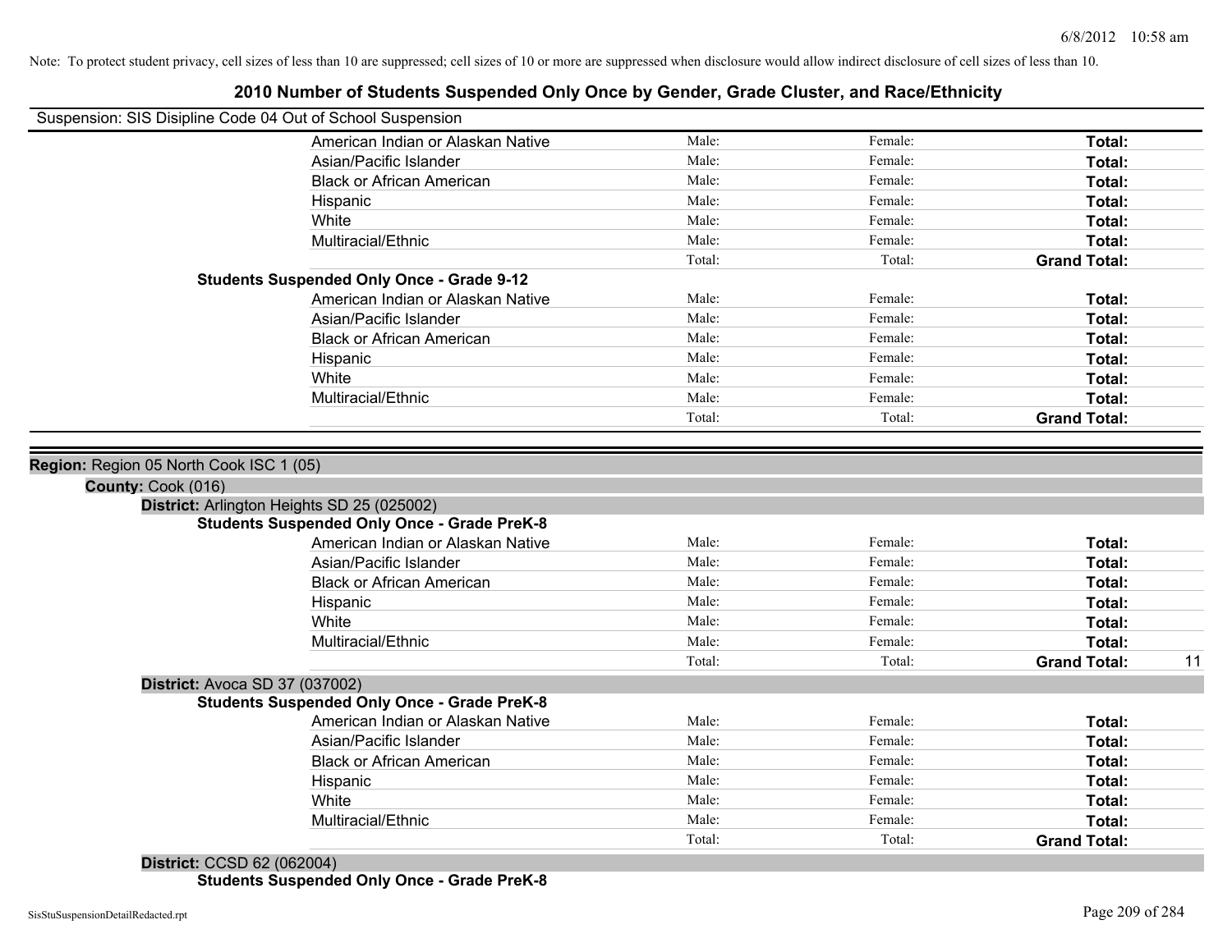Note: To protect student privacy, cell sizes of less than 10 are suppressed; cell sizes of 10 or more are suppressed when disclosure would allow indirect disclosure of cell sizes of less than 10.

## 2010 Number of Students Suspended Only Once by Gender, Grade Cluster, and Race/Ethnicity

Suspension: SIS Disipline Code 04 Out of School Suspension

| | | | | |
|---|---|---|---|---|
| American Indian or Alaskan Native | Male: | Female: | **Total:** | |
| Asian/Pacific Islander | Male: | Female: | **Total:** | |
| Black or African American | Male: | Female: | **Total:** | |
| Hispanic | Male: | Female: | **Total:** | |
| White | Male: | Female: | **Total:** | |
| Multiracial/Ethnic | Male: | Female: | **Total:** | |
| | Total: | Total: | **Grand Total:** | |

**Students Suspended Only Once - Grade 9-12**

| | | | | |
|---|---|---|---|---|
| American Indian or Alaskan Native | Male: | Female: | **Total:** | |
| Asian/Pacific Islander | Male: | Female: | **Total:** | |
| Black or African American | Male: | Female: | **Total:** | |
| Hispanic | Male: | Female: | **Total:** | |
| White | Male: | Female: | **Total:** | |
| Multiracial/Ethnic | Male: | Female: | **Total:** | |
| | Total: | Total: | **Grand Total:** | |

**Region:** Region 05 North Cook ISC 1 (05)

**County:** Cook (016)

**District:** Arlington Heights SD 25 (025002)

**Students Suspended Only Once - Grade PreK-8**

| | | | | |
|---|---|---|---|---|
| American Indian or Alaskan Native | Male: | Female: | **Total:** | |
| Asian/Pacific Islander | Male: | Female: | **Total:** | |
| Black or African American | Male: | Female: | **Total:** | |
| Hispanic | Male: | Female: | **Total:** | |
| White | Male: | Female: | **Total:** | |
| Multiracial/Ethnic | Male: | Female: | **Total:** | |
| | Total: | Total: | **Grand Total:** | 11 |

**District:** Avoca SD 37 (037002)

**Students Suspended Only Once - Grade PreK-8**

| | | | | |
|---|---|---|---|---|
| American Indian or Alaskan Native | Male: | Female: | **Total:** | |
| Asian/Pacific Islander | Male: | Female: | **Total:** | |
| Black or African American | Male: | Female: | **Total:** | |
| Hispanic | Male: | Female: | **Total:** | |
| White | Male: | Female: | **Total:** | |
| Multiracial/Ethnic | Male: | Female: | **Total:** | |
| | Total: | Total: | **Grand Total:** | |

**District:** CCSD 62 (062004)

**Students Suspended Only Once - Grade PreK-8**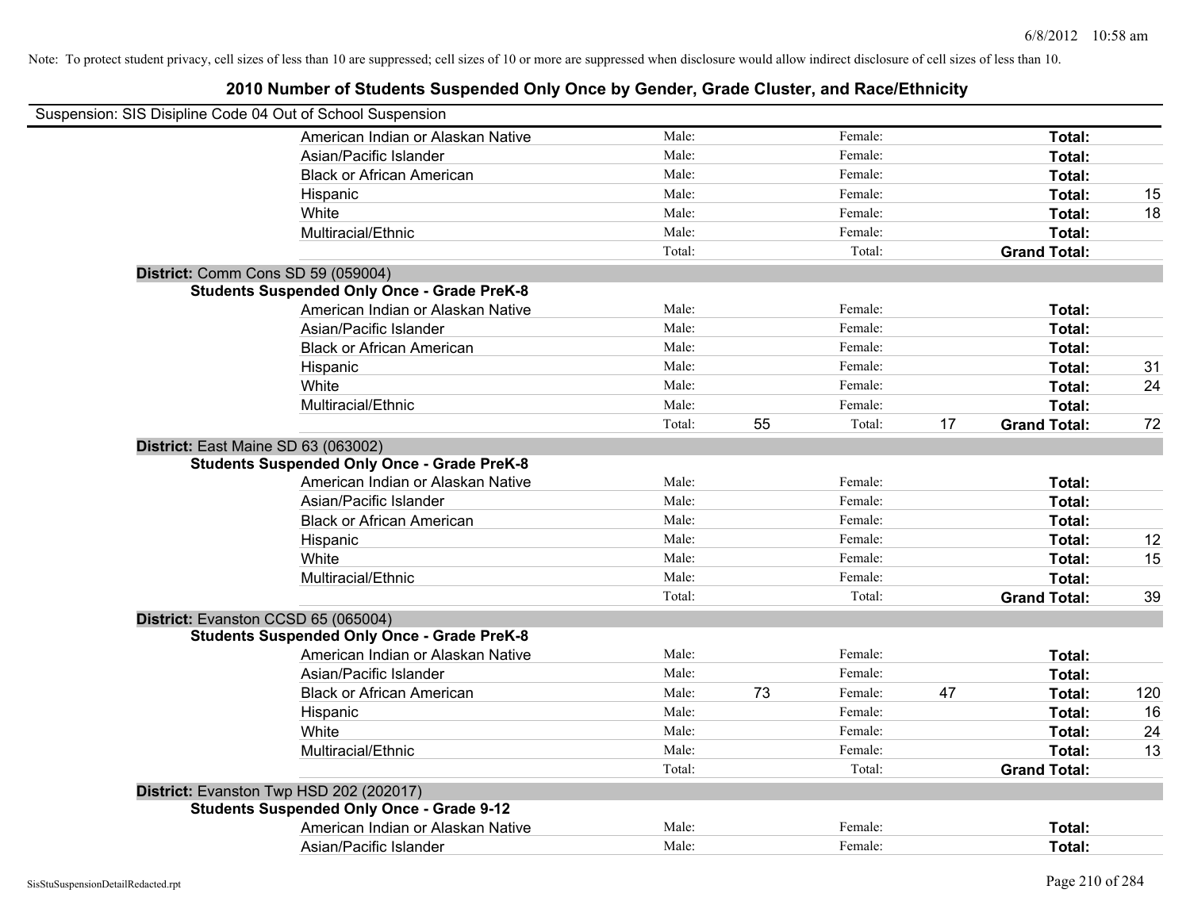Note: To protect student privacy, cell sizes of less than 10 are suppressed; cell sizes of 10 or more are suppressed when disclosure would allow indirect disclosure of cell sizes of less than 10.

## 2010 Number of Students Suspended Only Once by Gender, Grade Cluster, and Race/Ethnicity

Suspension: SIS Disipline Code 04 Out of School Suspension

| | | | | | | |
|---|---|---|---|---|---|---|
| American Indian or Alaskan Native | Male: | | Female: | | **Total:** | |
| Asian/Pacific Islander | Male: | | Female: | | **Total:** | |
| Black or African American | Male: | | Female: | | **Total:** | |
| Hispanic | Male: | | Female: | | **Total:** | 15 |
| White | Male: | | Female: | | **Total:** | 18 |
| Multiracial/Ethnic | Male: | | Female: | | **Total:** | |
| | Total: | | Total: | | **Grand Total:** | |

**District:** Comm Cons SD 59 (059004)

**Students Suspended Only Once - Grade PreK-8**

| | | | | | | |
|---|---|---|---|---|---|---|
| American Indian or Alaskan Native | Male: | | Female: | | **Total:** | |
| Asian/Pacific Islander | Male: | | Female: | | **Total:** | |
| Black or African American | Male: | | Female: | | **Total:** | |
| Hispanic | Male: | | Female: | | **Total:** | 31 |
| White | Male: | | Female: | | **Total:** | 24 |
| Multiracial/Ethnic | Male: | | Female: | | **Total:** | |
| | Total: | 55 | Total: | 17 | **Grand Total:** | 72 |

**District:** East Maine SD 63 (063002)

**Students Suspended Only Once - Grade PreK-8**

| | | | | | | |
|---|---|---|---|---|---|---|
| American Indian or Alaskan Native | Male: | | Female: | | **Total:** | |
| Asian/Pacific Islander | Male: | | Female: | | **Total:** | |
| Black or African American | Male: | | Female: | | **Total:** | |
| Hispanic | Male: | | Female: | | **Total:** | 12 |
| White | Male: | | Female: | | **Total:** | 15 |
| Multiracial/Ethnic | Male: | | Female: | | **Total:** | |
| | Total: | | Total: | | **Grand Total:** | 39 |

**District:** Evanston CCSD 65 (065004)

**Students Suspended Only Once - Grade PreK-8**

| | | | | | | |
|---|---|---|---|---|---|---|
| American Indian or Alaskan Native | Male: | | Female: | | **Total:** | |
| Asian/Pacific Islander | Male: | | Female: | | **Total:** | |
| Black or African American | Male: | 73 | Female: | 47 | **Total:** | 120 |
| Hispanic | Male: | | Female: | | **Total:** | 16 |
| White | Male: | | Female: | | **Total:** | 24 |
| Multiracial/Ethnic | Male: | | Female: | | **Total:** | 13 |
| | Total: | | Total: | | **Grand Total:** | |

**District:** Evanston Twp HSD 202 (202017)

**Students Suspended Only Once - Grade 9-12**

| | | | | | | |
|---|---|---|---|---|---|---|
| American Indian or Alaskan Native | Male: | | Female: | | **Total:** | |
| Asian/Pacific Islander | Male: | | Female: | | **Total:** | |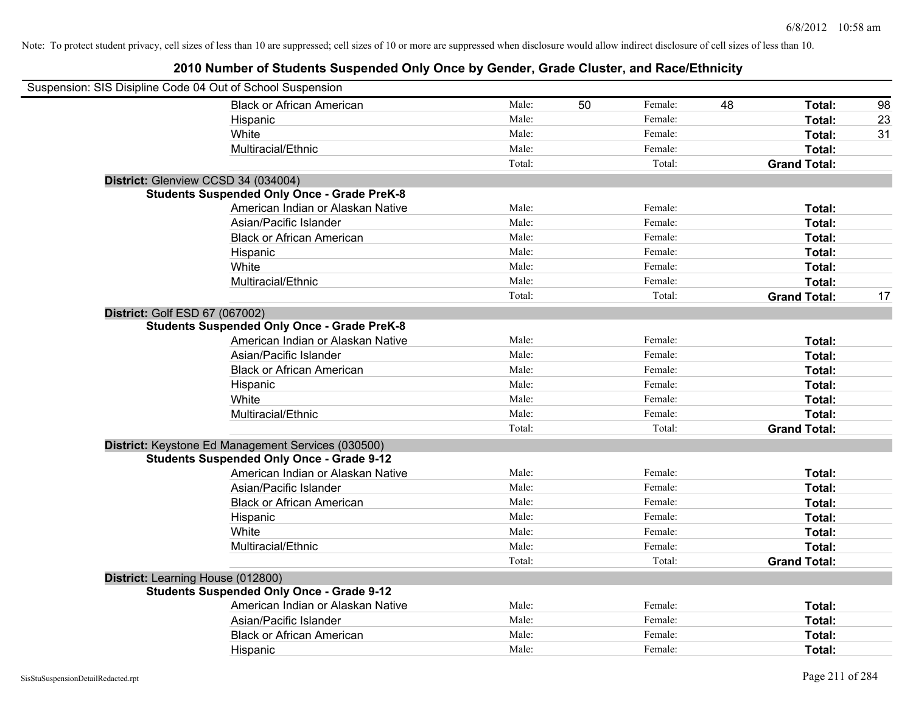Note: To protect student privacy, cell sizes of less than 10 are suppressed; cell sizes of 10 or more are suppressed when disclosure would allow indirect disclosure of cell sizes of less than 10.

## 2010 Number of Students Suspended Only Once by Gender, Grade Cluster, and Race/Ethnicity

Suspension: SIS Disipline Code 04 Out of School Suspension

| | | | | | | |
|---|---|---|---|---|---|---|
| Black or African American | Male: | 50 | Female: | 48 | **Total:** | 98 |
| Hispanic | Male: | | Female: | | **Total:** | 23 |
| White | Male: | | Female: | | **Total:** | 31 |
| Multiracial/Ethnic | Male: | | Female: | | **Total:** | |
| | Total: | | Total: | | **Grand Total:** | |

**District:** Glenview CCSD 34 (034004)

**Students Suspended Only Once - Grade PreK-8**

| | | | | | | |
|---|---|---|---|---|---|---|
| American Indian or Alaskan Native | Male: | | Female: | | **Total:** | |
| Asian/Pacific Islander | Male: | | Female: | | **Total:** | |
| Black or African American | Male: | | Female: | | **Total:** | |
| Hispanic | Male: | | Female: | | **Total:** | |
| White | Male: | | Female: | | **Total:** | |
| Multiracial/Ethnic | Male: | | Female: | | **Total:** | |
| | Total: | | Total: | | **Grand Total:** | 17 |

**District:** Golf ESD 67 (067002)

**Students Suspended Only Once - Grade PreK-8**

| | | | | | | |
|---|---|---|---|---|---|---|
| American Indian or Alaskan Native | Male: | | Female: | | **Total:** | |
| Asian/Pacific Islander | Male: | | Female: | | **Total:** | |
| Black or African American | Male: | | Female: | | **Total:** | |
| Hispanic | Male: | | Female: | | **Total:** | |
| White | Male: | | Female: | | **Total:** | |
| Multiracial/Ethnic | Male: | | Female: | | **Total:** | |
| | Total: | | Total: | | **Grand Total:** | |

**District:** Keystone Ed Management Services (030500)

**Students Suspended Only Once - Grade 9-12**

| | | | | | | |
|---|---|---|---|---|---|---|
| American Indian or Alaskan Native | Male: | | Female: | | **Total:** | |
| Asian/Pacific Islander | Male: | | Female: | | **Total:** | |
| Black or African American | Male: | | Female: | | **Total:** | |
| Hispanic | Male: | | Female: | | **Total:** | |
| White | Male: | | Female: | | **Total:** | |
| Multiracial/Ethnic | Male: | | Female: | | **Total:** | |
| | Total: | | Total: | | **Grand Total:** | |

**District:** Learning House (012800)

**Students Suspended Only Once - Grade 9-12**

| | | | | | | |
|---|---|---|---|---|---|---|
| American Indian or Alaskan Native | Male: | | Female: | | **Total:** | |
| Asian/Pacific Islander | Male: | | Female: | | **Total:** | |
| Black or African American | Male: | | Female: | | **Total:** | |
| Hispanic | Male: | | Female: | | **Total:** | |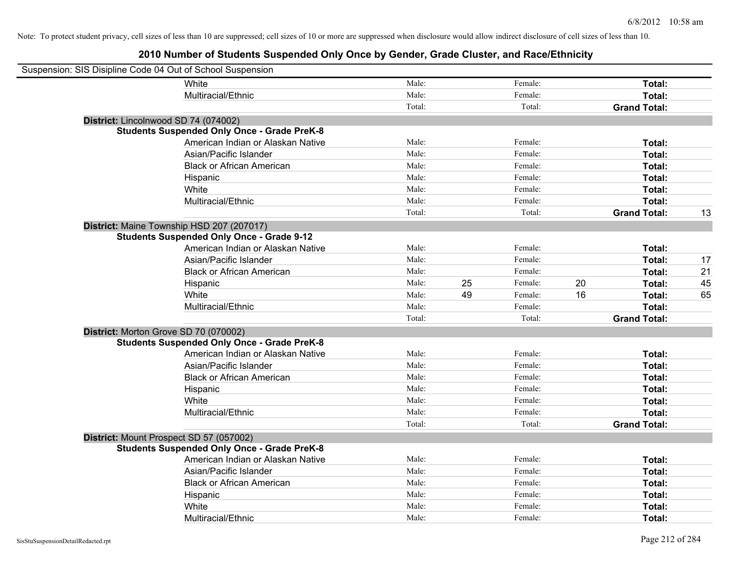Note: To protect student privacy, cell sizes of less than 10 are suppressed; cell sizes of 10 or more are suppressed when disclosure would allow indirect disclosure of cell sizes of less than 10.

# 2010 Number of Students Suspended Only Once by Gender, Grade Cluster, and Race/Ethnicity

Suspension: SIS Disipline Code 04 Out of School Suspension

| | | | | | | |
|---|---|---|---|---|---|---|
| White | Male: | | Female: | | **Total:** | |
| Multiracial/Ethnic | Male: | | Female: | | **Total:** | |
| | Total: | | Total: | | **Grand Total:** | |

**District:** Lincolnwood SD 74 (074002)

**Students Suspended Only Once - Grade PreK-8**

| | | | | | | |
|---|---|---|---|---|---|---|
| American Indian or Alaskan Native | Male: | | Female: | | **Total:** | |
| Asian/Pacific Islander | Male: | | Female: | | **Total:** | |
| Black or African American | Male: | | Female: | | **Total:** | |
| Hispanic | Male: | | Female: | | **Total:** | |
| White | Male: | | Female: | | **Total:** | |
| Multiracial/Ethnic | Male: | | Female: | | **Total:** | |
| | Total: | | Total: | | **Grand Total:** | 13 |

**District:** Maine Township HSD 207 (207017)

**Students Suspended Only Once - Grade 9-12**

| | | | | | | |
|---|---|---|---|---|---|---|
| American Indian or Alaskan Native | Male: | | Female: | | **Total:** | |
| Asian/Pacific Islander | Male: | | Female: | | **Total:** | 17 |
| Black or African American | Male: | | Female: | | **Total:** | 21 |
| Hispanic | Male: | 25 | Female: | 20 | **Total:** | 45 |
| White | Male: | 49 | Female: | 16 | **Total:** | 65 |
| Multiracial/Ethnic | Male: | | Female: | | **Total:** | |
| | Total: | | Total: | | **Grand Total:** | |

**District:** Morton Grove SD 70 (070002)

**Students Suspended Only Once - Grade PreK-8**

| | | | | | | |
|---|---|---|---|---|---|---|
| American Indian or Alaskan Native | Male: | | Female: | | **Total:** | |
| Asian/Pacific Islander | Male: | | Female: | | **Total:** | |
| Black or African American | Male: | | Female: | | **Total:** | |
| Hispanic | Male: | | Female: | | **Total:** | |
| White | Male: | | Female: | | **Total:** | |
| Multiracial/Ethnic | Male: | | Female: | | **Total:** | |
| | Total: | | Total: | | **Grand Total:** | |

**District:** Mount Prospect SD 57 (057002)

**Students Suspended Only Once - Grade PreK-8**

| | | | | | | |
|---|---|---|---|---|---|---|
| American Indian or Alaskan Native | Male: | | Female: | | **Total:** | |
| Asian/Pacific Islander | Male: | | Female: | | **Total:** | |
| Black or African American | Male: | | Female: | | **Total:** | |
| Hispanic | Male: | | Female: | | **Total:** | |
| White | Male: | | Female: | | **Total:** | |
| Multiracial/Ethnic | Male: | | Female: | | **Total:** | |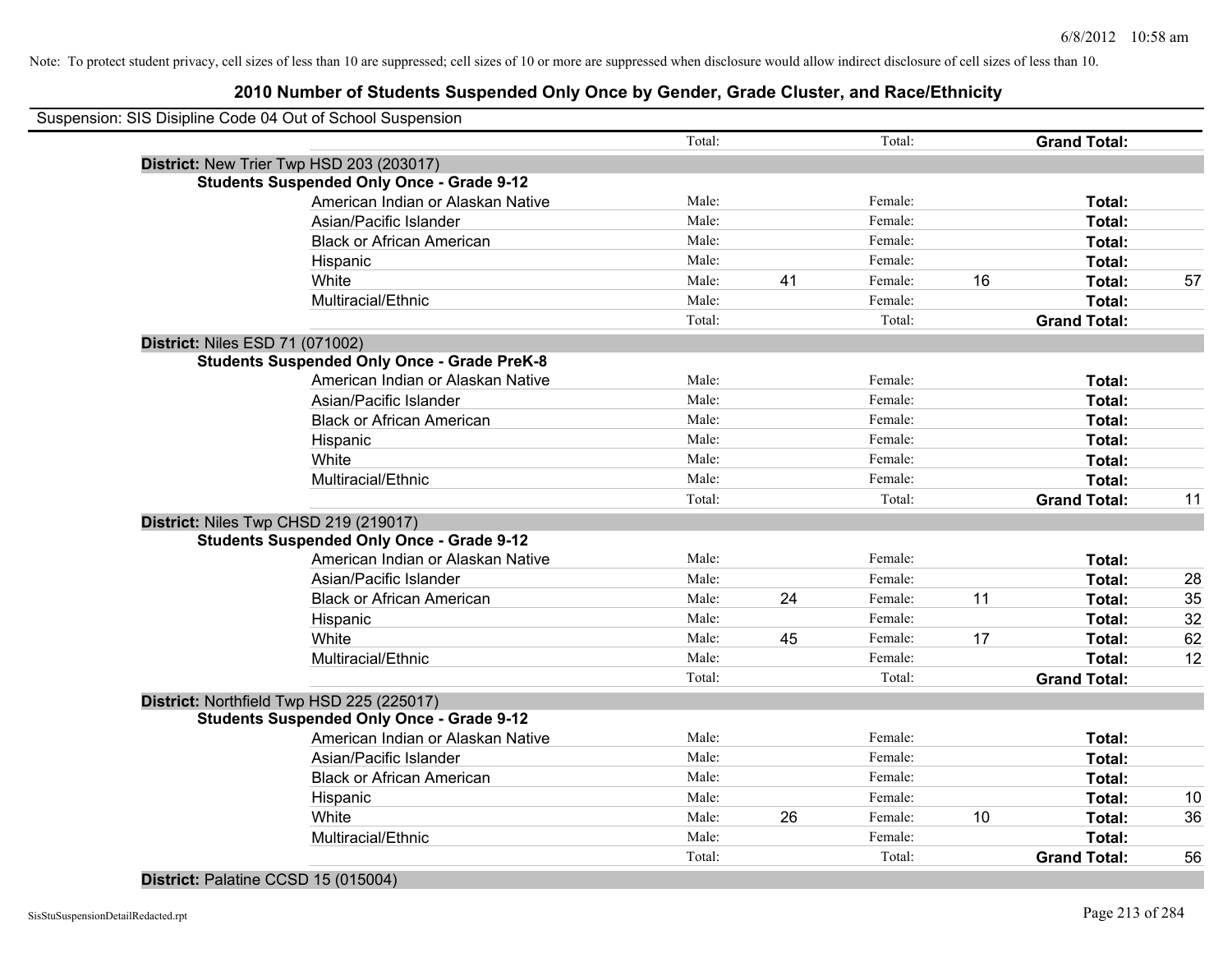Note: To protect student privacy, cell sizes of less than 10 are suppressed; cell sizes of 10 or more are suppressed when disclosure would allow indirect disclosure of cell sizes of less than 10.

## 2010 Number of Students Suspended Only Once by Gender, Grade Cluster, and Race/Ethnicity

Suspension: SIS Disipline Code 04 Out of School Suspension

| | | | | | | | |
|---|---|---|---|---|---|---|---|
| | Total: | | Total: | | **Grand Total:** | |
| **District:** New Trier Twp HSD 203 (203017) | | | | | | |
| **Students Suspended Only Once - Grade 9-12** | | | | | | |
| American Indian or Alaskan Native | Male: | | Female: | | **Total:** | |
| Asian/Pacific Islander | Male: | | Female: | | **Total:** | |
| Black or African American | Male: | | Female: | | **Total:** | |
| Hispanic | Male: | | Female: | | **Total:** | |
| White | Male: | 41 | Female: | 16 | **Total:** | 57 |
| Multiracial/Ethnic | Male: | | Female: | | **Total:** | |
| | Total: | | Total: | | **Grand Total:** | |
| **District:** Niles ESD 71 (071002) | | | | | | |
| **Students Suspended Only Once - Grade PreK-8** | | | | | | |
| American Indian or Alaskan Native | Male: | | Female: | | **Total:** | |
| Asian/Pacific Islander | Male: | | Female: | | **Total:** | |
| Black or African American | Male: | | Female: | | **Total:** | |
| Hispanic | Male: | | Female: | | **Total:** | |
| White | Male: | | Female: | | **Total:** | |
| Multiracial/Ethnic | Male: | | Female: | | **Total:** | |
| | Total: | | Total: | | **Grand Total:** | 11 |
| **District:** Niles Twp CHSD 219 (219017) | | | | | | |
| **Students Suspended Only Once - Grade 9-12** | | | | | | |
| American Indian or Alaskan Native | Male: | | Female: | | **Total:** | |
| Asian/Pacific Islander | Male: | | Female: | | **Total:** | 28 |
| Black or African American | Male: | 24 | Female: | 11 | **Total:** | 35 |
| Hispanic | Male: | | Female: | | **Total:** | 32 |
| White | Male: | 45 | Female: | 17 | **Total:** | 62 |
| Multiracial/Ethnic | Male: | | Female: | | **Total:** | 12 |
| | Total: | | Total: | | **Grand Total:** | |
| **District:** Northfield Twp HSD 225 (225017) | | | | | | |
| **Students Suspended Only Once - Grade 9-12** | | | | | | |
| American Indian or Alaskan Native | Male: | | Female: | | **Total:** | |
| Asian/Pacific Islander | Male: | | Female: | | **Total:** | |
| Black or African American | Male: | | Female: | | **Total:** | |
| Hispanic | Male: | | Female: | | **Total:** | 10 |
| White | Male: | 26 | Female: | 10 | **Total:** | 36 |
| Multiracial/Ethnic | Male: | | Female: | | **Total:** | |
| | Total: | | Total: | | **Grand Total:** | 56 |
| **District:** Palatine CCSD 15 (015004) | | | | | | |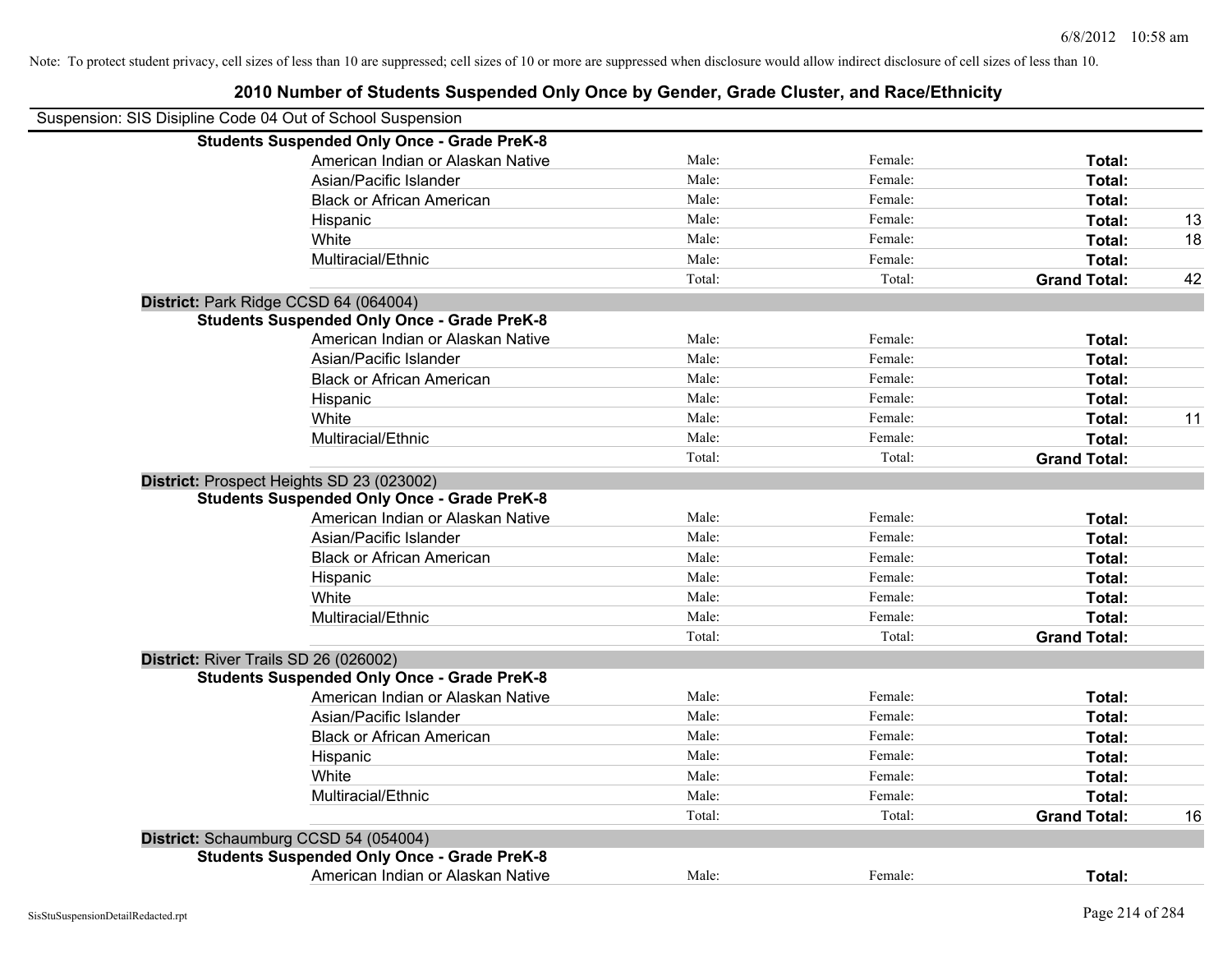Note: To protect student privacy, cell sizes of less than 10 are suppressed; cell sizes of 10 or more are suppressed when disclosure would allow indirect disclosure of cell sizes of less than 10.

# 2010 Number of Students Suspended Only Once by Gender, Grade Cluster, and Race/Ethnicity

Suspension: SIS Disipline Code 04 Out of School Suspension

**Students Suspended Only Once - Grade PreK-8**

| | | | | |
|---|---|---|---|---|
| American Indian or Alaskan Native | Male: | Female: | **Total:** | |
| Asian/Pacific Islander | Male: | Female: | **Total:** | |
| Black or African American | Male: | Female: | **Total:** | |
| Hispanic | Male: | Female: | **Total:** | 13 |
| White | Male: | Female: | **Total:** | 18 |
| Multiracial/Ethnic | Male: | Female: | **Total:** | |
| | Total: | Total: | **Grand Total:** | 42 |

**District:** Park Ridge CCSD 64 (064004)

**Students Suspended Only Once - Grade PreK-8**

| | | | | |
|---|---|---|---|---|
| American Indian or Alaskan Native | Male: | Female: | **Total:** | |
| Asian/Pacific Islander | Male: | Female: | **Total:** | |
| Black or African American | Male: | Female: | **Total:** | |
| Hispanic | Male: | Female: | **Total:** | |
| White | Male: | Female: | **Total:** | 11 |
| Multiracial/Ethnic | Male: | Female: | **Total:** | |
| | Total: | Total: | **Grand Total:** | |

**District:** Prospect Heights SD 23 (023002)

**Students Suspended Only Once - Grade PreK-8**

| | | | | |
|---|---|---|---|---|
| American Indian or Alaskan Native | Male: | Female: | **Total:** | |
| Asian/Pacific Islander | Male: | Female: | **Total:** | |
| Black or African American | Male: | Female: | **Total:** | |
| Hispanic | Male: | Female: | **Total:** | |
| White | Male: | Female: | **Total:** | |
| Multiracial/Ethnic | Male: | Female: | **Total:** | |
| | Total: | Total: | **Grand Total:** | |

**District:** River Trails SD 26 (026002)

**Students Suspended Only Once - Grade PreK-8**

| | | | | |
|---|---|---|---|---|
| American Indian or Alaskan Native | Male: | Female: | **Total:** | |
| Asian/Pacific Islander | Male: | Female: | **Total:** | |
| Black or African American | Male: | Female: | **Total:** | |
| Hispanic | Male: | Female: | **Total:** | |
| White | Male: | Female: | **Total:** | |
| Multiracial/Ethnic | Male: | Female: | **Total:** | |
| | Total: | Total: | **Grand Total:** | 16 |

**District:** Schaumburg CCSD 54 (054004)

**Students Suspended Only Once - Grade PreK-8**

| | | | | |
|---|---|---|---|---|
| American Indian or Alaskan Native | Male: | Female: | **Total:** | |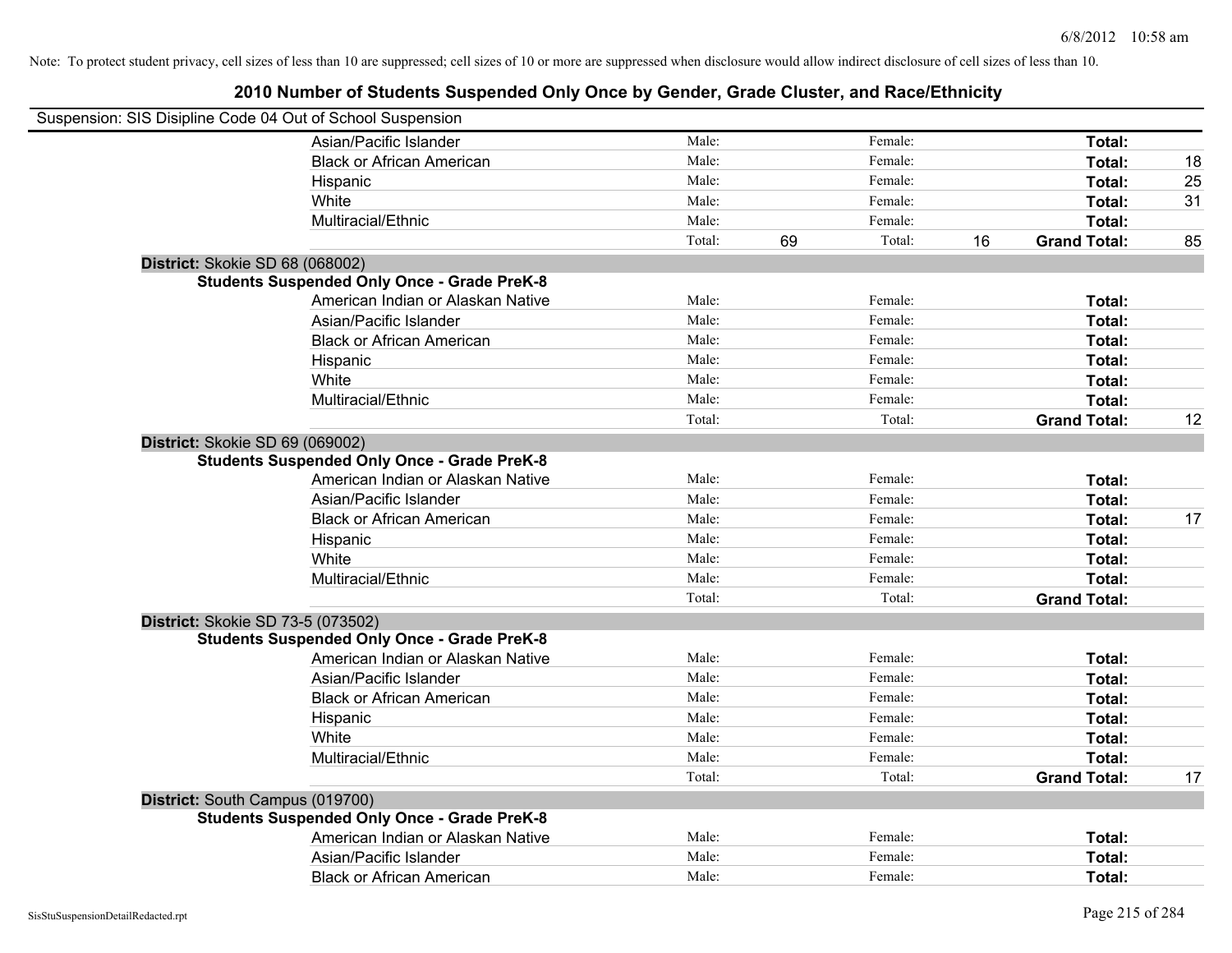Note: To protect student privacy, cell sizes of less than 10 are suppressed; cell sizes of 10 or more are suppressed when disclosure would allow indirect disclosure of cell sizes of less than 10.

# 2010 Number of Students Suspended Only Once by Gender, Grade Cluster, and Race/Ethnicity

Suspension: SIS Disipline Code 04 Out of School Suspension

| | | | | | | | |
|---|---|---|---|---|---|---|---|
| Asian/Pacific Islander | Male: | | Female: | | **Total:** | |
| Black or African American | Male: | | Female: | | **Total:** | 18 |
| Hispanic | Male: | | Female: | | **Total:** | 25 |
| White | Male: | | Female: | | **Total:** | 31 |
| Multiracial/Ethnic | Male: | | Female: | | **Total:** | |
| | Total: | 69 | Total: | 16 | **Grand Total:** | 85 |

**District:** Skokie SD 68 (068002)

**Students Suspended Only Once - Grade PreK-8**

| | | | | | | |
|---|---|---|---|---|---|---|
| American Indian or Alaskan Native | Male: | | Female: | | **Total:** | |
| Asian/Pacific Islander | Male: | | Female: | | **Total:** | |
| Black or African American | Male: | | Female: | | **Total:** | |
| Hispanic | Male: | | Female: | | **Total:** | |
| White | Male: | | Female: | | **Total:** | |
| Multiracial/Ethnic | Male: | | Female: | | **Total:** | |
| | Total: | | Total: | | **Grand Total:** | 12 |

**District:** Skokie SD 69 (069002)

**Students Suspended Only Once - Grade PreK-8**

| | | | | | | |
|---|---|---|---|---|---|---|
| American Indian or Alaskan Native | Male: | | Female: | | **Total:** | |
| Asian/Pacific Islander | Male: | | Female: | | **Total:** | |
| Black or African American | Male: | | Female: | | **Total:** | 17 |
| Hispanic | Male: | | Female: | | **Total:** | |
| White | Male: | | Female: | | **Total:** | |
| Multiracial/Ethnic | Male: | | Female: | | **Total:** | |
| | Total: | | Total: | | **Grand Total:** | |

**District:** Skokie SD 73-5 (073502)

**Students Suspended Only Once - Grade PreK-8**

| | | | | | | |
|---|---|---|---|---|---|---|
| American Indian or Alaskan Native | Male: | | Female: | | **Total:** | |
| Asian/Pacific Islander | Male: | | Female: | | **Total:** | |
| Black or African American | Male: | | Female: | | **Total:** | |
| Hispanic | Male: | | Female: | | **Total:** | |
| White | Male: | | Female: | | **Total:** | |
| Multiracial/Ethnic | Male: | | Female: | | **Total:** | |
| | Total: | | Total: | | **Grand Total:** | 17 |

**District:** South Campus (019700)

**Students Suspended Only Once - Grade PreK-8**

| | | | | | | |
|---|---|---|---|---|---|---|
| American Indian or Alaskan Native | Male: | | Female: | | **Total:** | |
| Asian/Pacific Islander | Male: | | Female: | | **Total:** | |
| Black or African American | Male: | | Female: | | **Total:** | |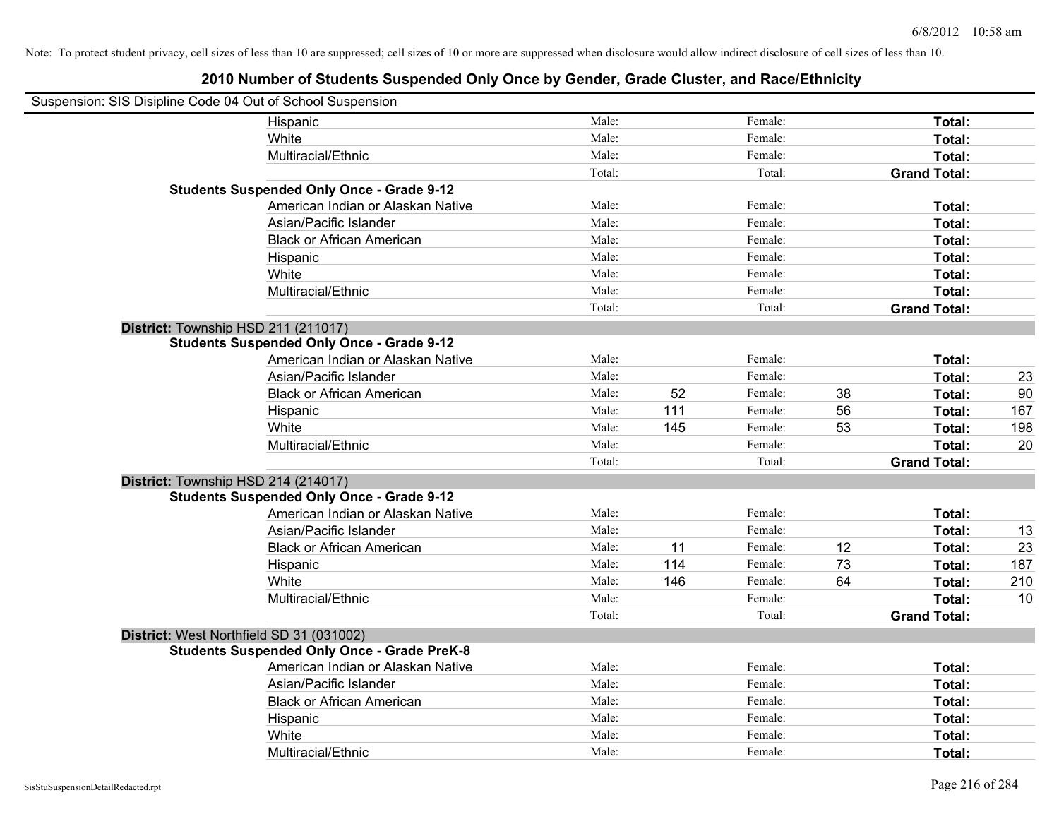Note: To protect student privacy, cell sizes of less than 10 are suppressed; cell sizes of 10 or more are suppressed when disclosure would allow indirect disclosure of cell sizes of less than 10.

## 2010 Number of Students Suspended Only Once by Gender, Grade Cluster, and Race/Ethnicity

Suspension: SIS Disipline Code 04 Out of School Suspension

| | | | | | | | |
|---|---|---|---|---|---|---|---|
| | Hispanic | Male: | | Female: | | **Total:** | |
| | White | Male: | | Female: | | **Total:** | |
| | Multiracial/Ethnic | Male: | | Female: | | **Total:** | |
| | | Total: | | Total: | | **Grand Total:** | |
| **Students Suspended Only Once - Grade 9-12** | | | | | | | |
| | American Indian or Alaskan Native | Male: | | Female: | | **Total:** | |
| | Asian/Pacific Islander | Male: | | Female: | | **Total:** | |
| | Black or African American | Male: | | Female: | | **Total:** | |
| | Hispanic | Male: | | Female: | | **Total:** | |
| | White | Male: | | Female: | | **Total:** | |
| | Multiracial/Ethnic | Male: | | Female: | | **Total:** | |
| | | Total: | | Total: | | **Grand Total:** | |
| **District:** Township HSD 211 (211017) | | | | | | | |
| **Students Suspended Only Once - Grade 9-12** | | | | | | | |
| | American Indian or Alaskan Native | Male: | | Female: | | **Total:** | |
| | Asian/Pacific Islander | Male: | | Female: | | **Total:** | 23 |
| | Black or African American | Male: | 52 | Female: | 38 | **Total:** | 90 |
| | Hispanic | Male: | 111 | Female: | 56 | **Total:** | 167 |
| | White | Male: | 145 | Female: | 53 | **Total:** | 198 |
| | Multiracial/Ethnic | Male: | | Female: | | **Total:** | 20 |
| | | Total: | | Total: | | **Grand Total:** | |
| **District:** Township HSD 214 (214017) | | | | | | | |
| **Students Suspended Only Once - Grade 9-12** | | | | | | | |
| | American Indian or Alaskan Native | Male: | | Female: | | **Total:** | |
| | Asian/Pacific Islander | Male: | | Female: | | **Total:** | 13 |
| | Black or African American | Male: | 11 | Female: | 12 | **Total:** | 23 |
| | Hispanic | Male: | 114 | Female: | 73 | **Total:** | 187 |
| | White | Male: | 146 | Female: | 64 | **Total:** | 210 |
| | Multiracial/Ethnic | Male: | | Female: | | **Total:** | 10 |
| | | Total: | | Total: | | **Grand Total:** | |
| **District:** West Northfield SD 31 (031002) | | | | | | | |
| **Students Suspended Only Once - Grade PreK-8** | | | | | | | |
| | American Indian or Alaskan Native | Male: | | Female: | | **Total:** | |
| | Asian/Pacific Islander | Male: | | Female: | | **Total:** | |
| | Black or African American | Male: | | Female: | | **Total:** | |
| | Hispanic | Male: | | Female: | | **Total:** | |
| | White | Male: | | Female: | | **Total:** | |
| | Multiracial/Ethnic | Male: | | Female: | | **Total:** | |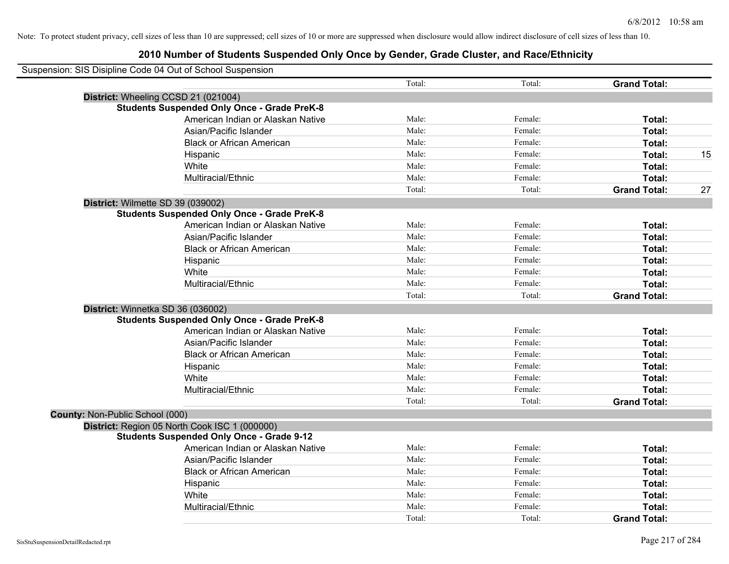Note: To protect student privacy, cell sizes of less than 10 are suppressed; cell sizes of 10 or more are suppressed when disclosure would allow indirect disclosure of cell sizes of less than 10.

# 2010 Number of Students Suspended Only Once by Gender, Grade Cluster, and Race/Ethnicity

Suspension: SIS Disipline Code 04 Out of School Suspension

| | Total: | Total: | **Grand Total:** |
|---|---|---|---|
| **District:** Wheeling CCSD 21 (021004) | | | |
| **Students Suspended Only Once - Grade PreK-8** | | | |
| American Indian or Alaskan Native | Male: | Female: | **Total:** |
| Asian/Pacific Islander | Male: | Female: | **Total:** |
| Black or African American | Male: | Female: | **Total:** |
| Hispanic | Male: | Female: | **Total:** 15 |
| White | Male: | Female: | **Total:** |
| Multiracial/Ethnic | Male: | Female: | **Total:** |
| | Total: | Total: | **Grand Total:** 27 |
| **District:** Wilmette SD 39 (039002) | | | |
| **Students Suspended Only Once - Grade PreK-8** | | | |
| American Indian or Alaskan Native | Male: | Female: | **Total:** |
| Asian/Pacific Islander | Male: | Female: | **Total:** |
| Black or African American | Male: | Female: | **Total:** |
| Hispanic | Male: | Female: | **Total:** |
| White | Male: | Female: | **Total:** |
| Multiracial/Ethnic | Male: | Female: | **Total:** |
| | Total: | Total: | **Grand Total:** |
| **District:** Winnetka SD 36 (036002) | | | |
| **Students Suspended Only Once - Grade PreK-8** | | | |
| American Indian or Alaskan Native | Male: | Female: | **Total:** |
| Asian/Pacific Islander | Male: | Female: | **Total:** |
| Black or African American | Male: | Female: | **Total:** |
| Hispanic | Male: | Female: | **Total:** |
| White | Male: | Female: | **Total:** |
| Multiracial/Ethnic | Male: | Female: | **Total:** |
| | Total: | Total: | **Grand Total:** |
| **County:** Non-Public School (000) | | | |
| **District:** Region 05 North Cook ISC 1 (000000) | | | |
| **Students Suspended Only Once - Grade 9-12** | | | |
| American Indian or Alaskan Native | Male: | Female: | **Total:** |
| Asian/Pacific Islander | Male: | Female: | **Total:** |
| Black or African American | Male: | Female: | **Total:** |
| Hispanic | Male: | Female: | **Total:** |
| White | Male: | Female: | **Total:** |
| Multiracial/Ethnic | Male: | Female: | **Total:** |
| | Total: | Total: | **Grand Total:** |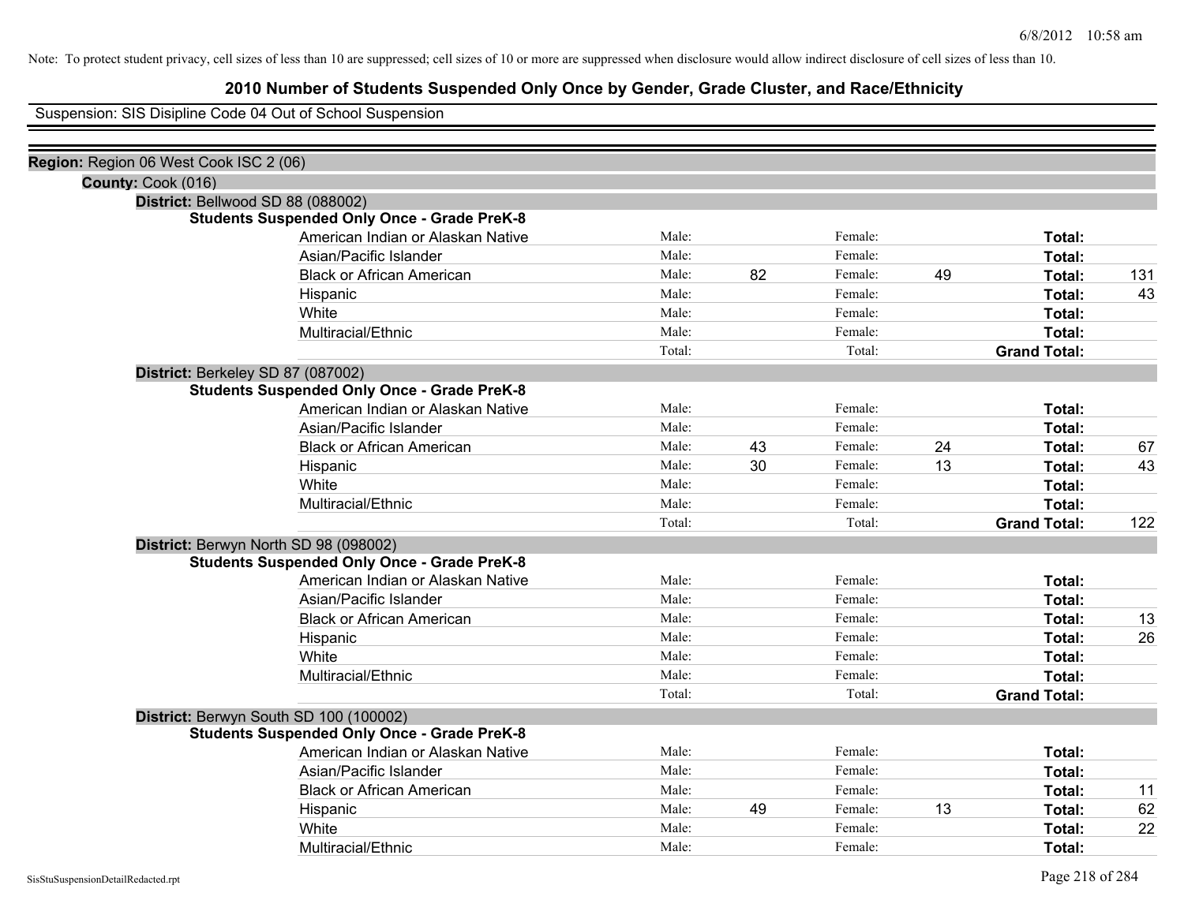Note: To protect student privacy, cell sizes of less than 10 are suppressed; cell sizes of 10 or more are suppressed when disclosure would allow indirect disclosure of cell sizes of less than 10.

# 2010 Number of Students Suspended Only Once by Gender, Grade Cluster, and Race/Ethnicity

Suspension: SIS Disipline Code 04 Out of School Suspension

**Region:** Region 06 West Cook ISC 2 (06)

**County:** Cook (016)

**District:** Bellwood SD 88 (088002)

**Students Suspended Only Once - Grade PreK-8**

| Race/Ethnicity | | Male | | Female | | Total |
|---|---|---|---|---|---|---|
| American Indian or Alaskan Native | Male: | | Female: | | **Total:** | |
| Asian/Pacific Islander | Male: | | Female: | | **Total:** | |
| Black or African American | Male: | 82 | Female: | 49 | **Total:** | 131 |
| Hispanic | Male: | | Female: | | **Total:** | 43 |
| White | Male: | | Female: | | **Total:** | |
| Multiracial/Ethnic | Male: | | Female: | | **Total:** | |
| | Total: | | Total: | | **Grand Total:** | |

**District:** Berkeley SD 87 (087002)

**Students Suspended Only Once - Grade PreK-8**

| Race/Ethnicity | | Male | | Female | | Total |
|---|---|---|---|---|---|---|
| American Indian or Alaskan Native | Male: | | Female: | | **Total:** | |
| Asian/Pacific Islander | Male: | | Female: | | **Total:** | |
| Black or African American | Male: | 43 | Female: | 24 | **Total:** | 67 |
| Hispanic | Male: | 30 | Female: | 13 | **Total:** | 43 |
| White | Male: | | Female: | | **Total:** | |
| Multiracial/Ethnic | Male: | | Female: | | **Total:** | |
| | Total: | | Total: | | **Grand Total:** | 122 |

**District:** Berwyn North SD 98 (098002)

**Students Suspended Only Once - Grade PreK-8**

| Race/Ethnicity | | Male | | Female | | Total |
|---|---|---|---|---|---|---|
| American Indian or Alaskan Native | Male: | | Female: | | **Total:** | |
| Asian/Pacific Islander | Male: | | Female: | | **Total:** | |
| Black or African American | Male: | | Female: | | **Total:** | 13 |
| Hispanic | Male: | | Female: | | **Total:** | 26 |
| White | Male: | | Female: | | **Total:** | |
| Multiracial/Ethnic | Male: | | Female: | | **Total:** | |
| | Total: | | Total: | | **Grand Total:** | |

**District:** Berwyn South SD 100 (100002)

**Students Suspended Only Once - Grade PreK-8**

| Race/Ethnicity | | Male | | Female | | Total |
|---|---|---|---|---|---|---|
| American Indian or Alaskan Native | Male: | | Female: | | **Total:** | |
| Asian/Pacific Islander | Male: | | Female: | | **Total:** | |
| Black or African American | Male: | | Female: | | **Total:** | 11 |
| Hispanic | Male: | 49 | Female: | 13 | **Total:** | 62 |
| White | Male: | | Female: | | **Total:** | 22 |
| Multiracial/Ethnic | Male: | | Female: | | **Total:** | |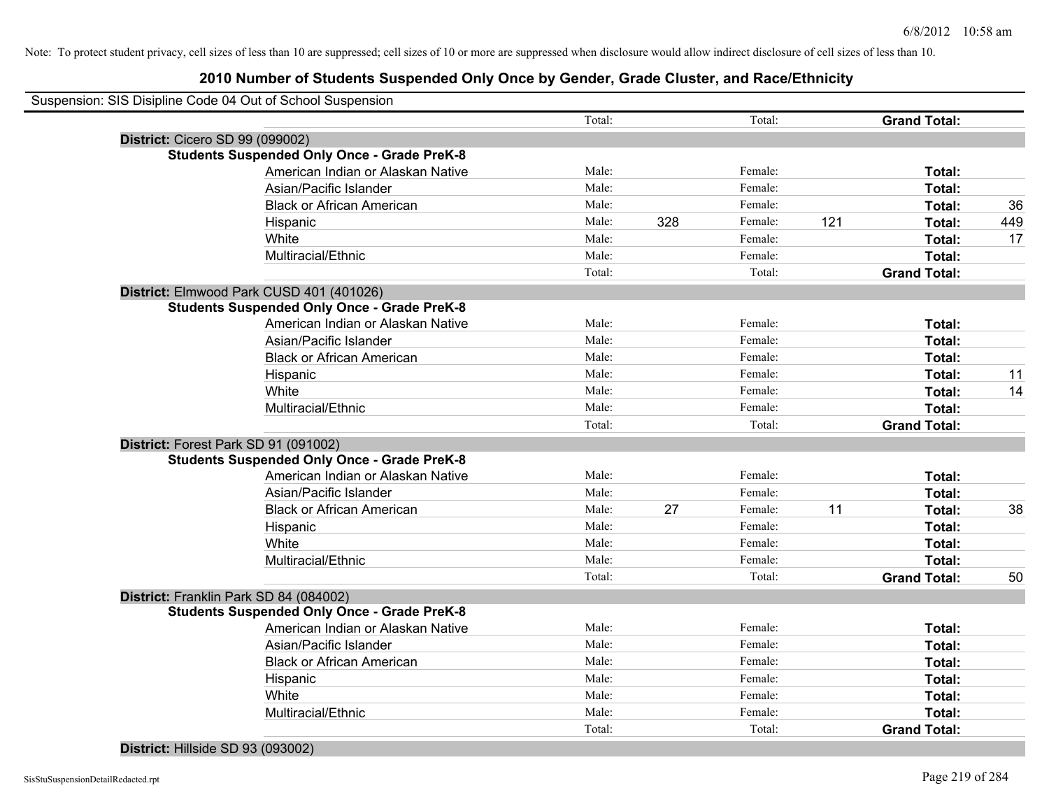Note: To protect student privacy, cell sizes of less than 10 are suppressed; cell sizes of 10 or more are suppressed when disclosure would allow indirect disclosure of cell sizes of less than 10.

## 2010 Number of Students Suspended Only Once by Gender, Grade Cluster, and Race/Ethnicity

Suspension: SIS Disipline Code 04 Out of School Suspension

| | | | | | | | |
|---|---|---|---|---|---|---|---|
| | | Total: | | Total: | | **Grand Total:** | |
| **District:** Cicero SD 99 (099002) | | | | | | | |
| **Students Suspended Only Once - Grade PreK-8** | | | | | | | |
| | American Indian or Alaskan Native | Male: | | Female: | | **Total:** | |
| | Asian/Pacific Islander | Male: | | Female: | | **Total:** | |
| | Black or African American | Male: | | Female: | | **Total:** | 36 |
| | Hispanic | Male: | 328 | Female: | 121 | **Total:** | 449 |
| | White | Male: | | Female: | | **Total:** | 17 |
| | Multiracial/Ethnic | Male: | | Female: | | **Total:** | |
| | | Total: | | Total: | | **Grand Total:** | |
| **District:** Elmwood Park CUSD 401 (401026) | | | | | | | |
| **Students Suspended Only Once - Grade PreK-8** | | | | | | | |
| | American Indian or Alaskan Native | Male: | | Female: | | **Total:** | |
| | Asian/Pacific Islander | Male: | | Female: | | **Total:** | |
| | Black or African American | Male: | | Female: | | **Total:** | |
| | Hispanic | Male: | | Female: | | **Total:** | 11 |
| | White | Male: | | Female: | | **Total:** | 14 |
| | Multiracial/Ethnic | Male: | | Female: | | **Total:** | |
| | | Total: | | Total: | | **Grand Total:** | |
| **District:** Forest Park SD 91 (091002) | | | | | | | |
| **Students Suspended Only Once - Grade PreK-8** | | | | | | | |
| | American Indian or Alaskan Native | Male: | | Female: | | **Total:** | |
| | Asian/Pacific Islander | Male: | | Female: | | **Total:** | |
| | Black or African American | Male: | 27 | Female: | 11 | **Total:** | 38 |
| | Hispanic | Male: | | Female: | | **Total:** | |
| | White | Male: | | Female: | | **Total:** | |
| | Multiracial/Ethnic | Male: | | Female: | | **Total:** | |
| | | Total: | | Total: | | **Grand Total:** | 50 |
| **District:** Franklin Park SD 84 (084002) | | | | | | | |
| **Students Suspended Only Once - Grade PreK-8** | | | | | | | |
| | American Indian or Alaskan Native | Male: | | Female: | | **Total:** | |
| | Asian/Pacific Islander | Male: | | Female: | | **Total:** | |
| | Black or African American | Male: | | Female: | | **Total:** | |
| | Hispanic | Male: | | Female: | | **Total:** | |
| | White | Male: | | Female: | | **Total:** | |
| | Multiracial/Ethnic | Male: | | Female: | | **Total:** | |
| | | Total: | | Total: | | **Grand Total:** | |
| **District:** Hillside SD 93 (093002) | | | | | | | |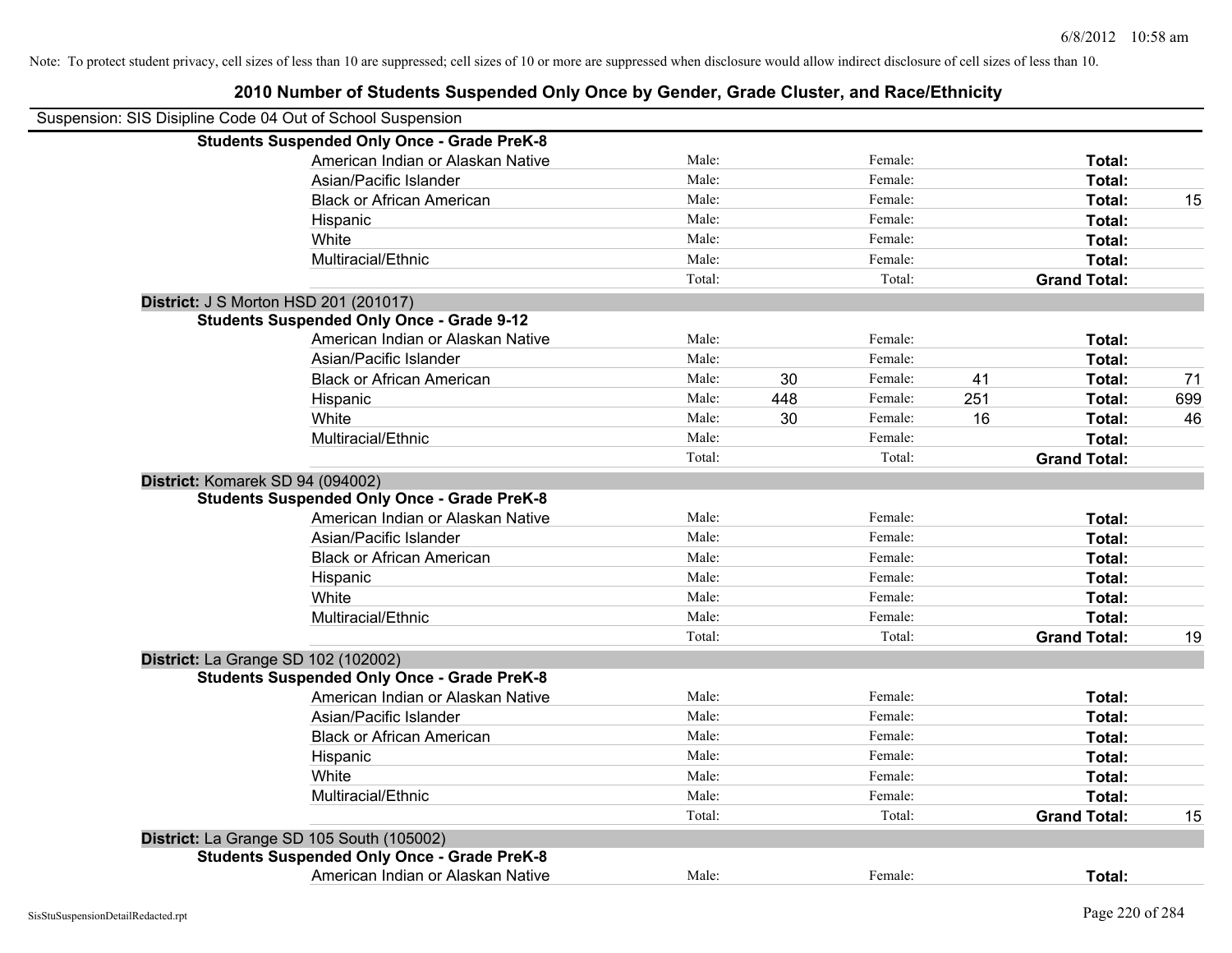Note: To protect student privacy, cell sizes of less than 10 are suppressed; cell sizes of 10 or more are suppressed when disclosure would allow indirect disclosure of cell sizes of less than 10.

# 2010 Number of Students Suspended Only Once by Gender, Grade Cluster, and Race/Ethnicity

Suspension: SIS Disipline Code 04 Out of School Suspension

| | | | | | | |
|---|---|---|---|---|---|---|
| **Students Suspended Only Once - Grade PreK-8** | | | | | | |
| American Indian or Alaskan Native | Male: | | Female: | | **Total:** | |
| Asian/Pacific Islander | Male: | | Female: | | **Total:** | |
| Black or African American | Male: | | Female: | | **Total:** | 15 |
| Hispanic | Male: | | Female: | | **Total:** | |
| White | Male: | | Female: | | **Total:** | |
| Multiracial/Ethnic | Male: | | Female: | | **Total:** | |
| | Total: | | Total: | | **Grand Total:** | |

**District:** J S Morton HSD 201 (201017)

| | | | | | | |
|---|---|---|---|---|---|---|
| **Students Suspended Only Once - Grade 9-12** | | | | | | |
| American Indian or Alaskan Native | Male: | | Female: | | **Total:** | |
| Asian/Pacific Islander | Male: | | Female: | | **Total:** | |
| Black or African American | Male: | 30 | Female: | 41 | **Total:** | 71 |
| Hispanic | Male: | 448 | Female: | 251 | **Total:** | 699 |
| White | Male: | 30 | Female: | 16 | **Total:** | 46 |
| Multiracial/Ethnic | Male: | | Female: | | **Total:** | |
| | Total: | | Total: | | **Grand Total:** | |

**District:** Komarek SD 94 (094002)

| | | | | | | |
|---|---|---|---|---|---|---|
| **Students Suspended Only Once - Grade PreK-8** | | | | | | |
| American Indian or Alaskan Native | Male: | | Female: | | **Total:** | |
| Asian/Pacific Islander | Male: | | Female: | | **Total:** | |
| Black or African American | Male: | | Female: | | **Total:** | |
| Hispanic | Male: | | Female: | | **Total:** | |
| White | Male: | | Female: | | **Total:** | |
| Multiracial/Ethnic | Male: | | Female: | | **Total:** | |
| | Total: | | Total: | | **Grand Total:** | 19 |

**District:** La Grange SD 102 (102002)

| | | | | | | |
|---|---|---|---|---|---|---|
| **Students Suspended Only Once - Grade PreK-8** | | | | | | |
| American Indian or Alaskan Native | Male: | | Female: | | **Total:** | |
| Asian/Pacific Islander | Male: | | Female: | | **Total:** | |
| Black or African American | Male: | | Female: | | **Total:** | |
| Hispanic | Male: | | Female: | | **Total:** | |
| White | Male: | | Female: | | **Total:** | |
| Multiracial/Ethnic | Male: | | Female: | | **Total:** | |
| | Total: | | Total: | | **Grand Total:** | 15 |

**District:** La Grange SD 105 South (105002)

| | | | | | | |
|---|---|---|---|---|---|---|
| **Students Suspended Only Once - Grade PreK-8** | | | | | | |
| American Indian or Alaskan Native | Male: | | Female: | | **Total:** | |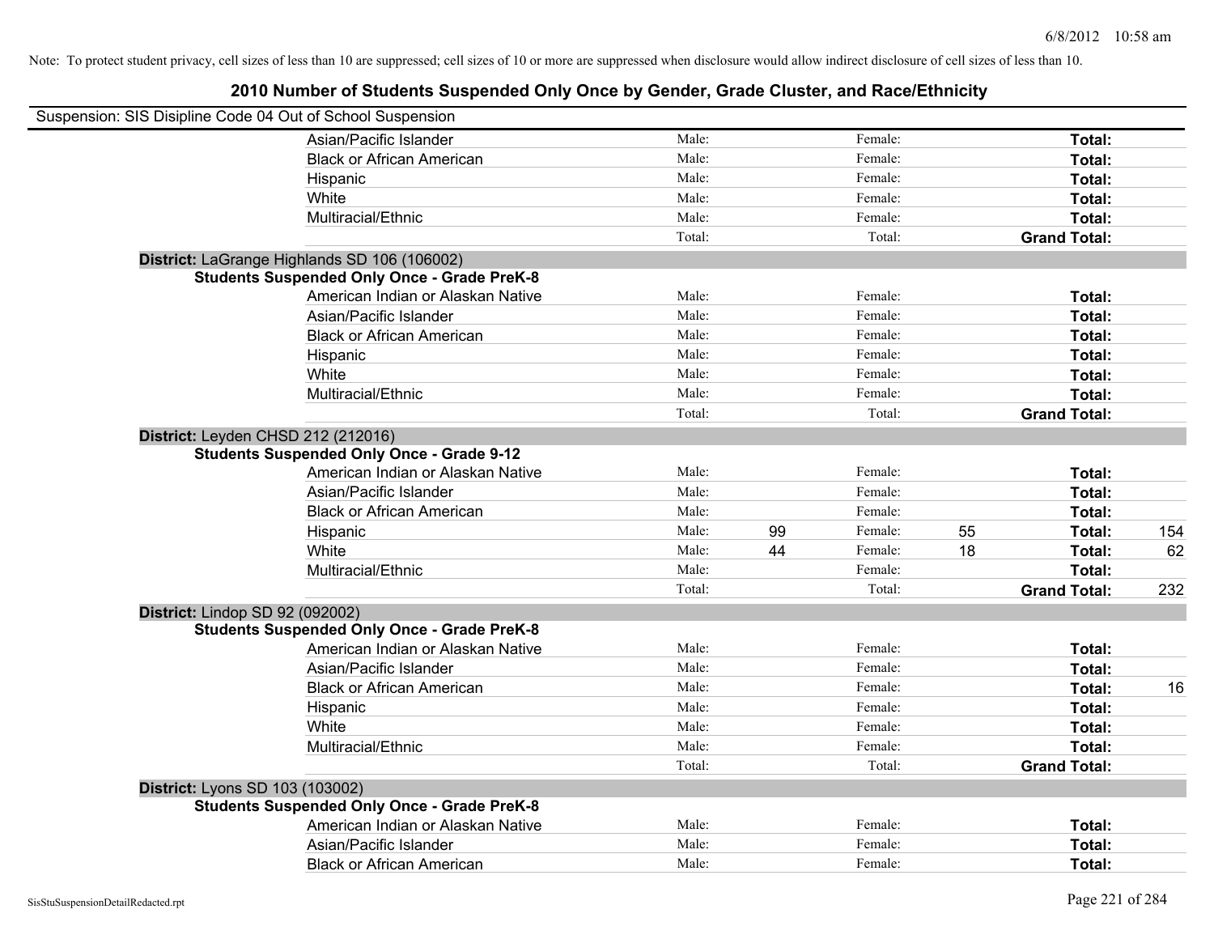Note: To protect student privacy, cell sizes of less than 10 are suppressed; cell sizes of 10 or more are suppressed when disclosure would allow indirect disclosure of cell sizes of less than 10.

## 2010 Number of Students Suspended Only Once by Gender, Grade Cluster, and Race/Ethnicity

Suspension: SIS Disipline Code 04 Out of School Suspension

| | Male: | | Female: | | Total: | |
|---|---|---|---|---|---|---|
| Asian/Pacific Islander | Male: | | Female: | | **Total:** | |
| Black or African American | Male: | | Female: | | **Total:** | |
| Hispanic | Male: | | Female: | | **Total:** | |
| White | Male: | | Female: | | **Total:** | |
| Multiracial/Ethnic | Male: | | Female: | | **Total:** | |
| | Total: | | Total: | | **Grand Total:** | |

**District:** LaGrange Highlands SD 106 (106002)

**Students Suspended Only Once - Grade PreK-8**

| | Male: | | Female: | | Total: | |
|---|---|---|---|---|---|---|
| American Indian or Alaskan Native | Male: | | Female: | | **Total:** | |
| Asian/Pacific Islander | Male: | | Female: | | **Total:** | |
| Black or African American | Male: | | Female: | | **Total:** | |
| Hispanic | Male: | | Female: | | **Total:** | |
| White | Male: | | Female: | | **Total:** | |
| Multiracial/Ethnic | Male: | | Female: | | **Total:** | |
| | Total: | | Total: | | **Grand Total:** | |

**District:** Leyden CHSD 212 (212016)

**Students Suspended Only Once - Grade 9-12**

| | Male: | | Female: | | Total: | |
|---|---|---|---|---|---|---|
| American Indian or Alaskan Native | Male: | | Female: | | **Total:** | |
| Asian/Pacific Islander | Male: | | Female: | | **Total:** | |
| Black or African American | Male: | | Female: | | **Total:** | |
| Hispanic | Male: | 99 | Female: | 55 | **Total:** | 154 |
| White | Male: | 44 | Female: | 18 | **Total:** | 62 |
| Multiracial/Ethnic | Male: | | Female: | | **Total:** | |
| | Total: | | Total: | | **Grand Total:** | 232 |

**District:** Lindop SD 92 (092002)

**Students Suspended Only Once - Grade PreK-8**

| | Male: | | Female: | | Total: | |
|---|---|---|---|---|---|---|
| American Indian or Alaskan Native | Male: | | Female: | | **Total:** | |
| Asian/Pacific Islander | Male: | | Female: | | **Total:** | |
| Black or African American | Male: | | Female: | | **Total:** | 16 |
| Hispanic | Male: | | Female: | | **Total:** | |
| White | Male: | | Female: | | **Total:** | |
| Multiracial/Ethnic | Male: | | Female: | | **Total:** | |
| | Total: | | Total: | | **Grand Total:** | |

**District:** Lyons SD 103 (103002)

**Students Suspended Only Once - Grade PreK-8**

| | Male: | | Female: | | Total: | |
|---|---|---|---|---|---|---|
| American Indian or Alaskan Native | Male: | | Female: | | **Total:** | |
| Asian/Pacific Islander | Male: | | Female: | | **Total:** | |
| Black or African American | Male: | | Female: | | **Total:** | |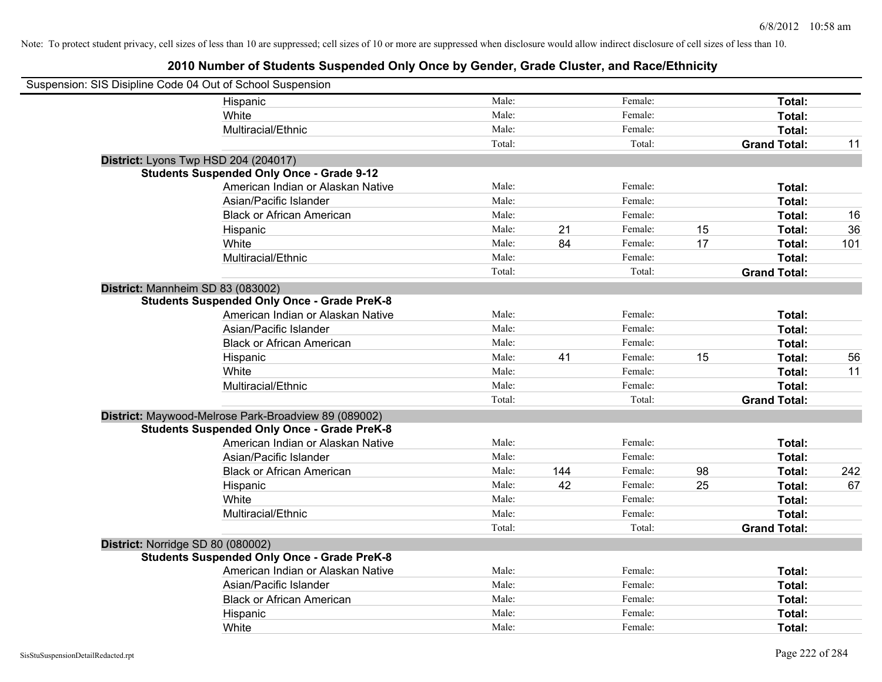Note: To protect student privacy, cell sizes of less than 10 are suppressed; cell sizes of 10 or more are suppressed when disclosure would allow indirect disclosure of cell sizes of less than 10.

## 2010 Number of Students Suspended Only Once by Gender, Grade Cluster, and Race/Ethnicity

Suspension: SIS Disipline Code 04 Out of School Suspension

| | | | | | | |
|---|---|---|---|---|---|---|
| Hispanic | Male: | | Female: | | Total: | |
| White | Male: | | Female: | | Total: | |
| Multiracial/Ethnic | Male: | | Female: | | Total: | |
| | Total: | | Total: | | **Grand Total:** | 11 |

**District:** Lyons Twp HSD 204 (204017)

**Students Suspended Only Once - Grade 9-12**

| | | | | | | |
|---|---|---|---|---|---|---|
| American Indian or Alaskan Native | Male: | | Female: | | Total: | |
| Asian/Pacific Islander | Male: | | Female: | | Total: | |
| Black or African American | Male: | | Female: | | Total: | 16 |
| Hispanic | Male: | 21 | Female: | 15 | Total: | 36 |
| White | Male: | 84 | Female: | 17 | Total: | 101 |
| Multiracial/Ethnic | Male: | | Female: | | Total: | |
| | Total: | | Total: | | **Grand Total:** | |

**District:** Mannheim SD 83 (083002)

**Students Suspended Only Once - Grade PreK-8**

| | | | | | | |
|---|---|---|---|---|---|---|
| American Indian or Alaskan Native | Male: | | Female: | | Total: | |
| Asian/Pacific Islander | Male: | | Female: | | Total: | |
| Black or African American | Male: | | Female: | | Total: | |
| Hispanic | Male: | 41 | Female: | 15 | Total: | 56 |
| White | Male: | | Female: | | Total: | 11 |
| Multiracial/Ethnic | Male: | | Female: | | Total: | |
| | Total: | | Total: | | **Grand Total:** | |

**District:** Maywood-Melrose Park-Broadview 89 (089002)

**Students Suspended Only Once - Grade PreK-8**

| | | | | | | |
|---|---|---|---|---|---|---|
| American Indian or Alaskan Native | Male: | | Female: | | Total: | |
| Asian/Pacific Islander | Male: | | Female: | | Total: | |
| Black or African American | Male: | 144 | Female: | 98 | Total: | 242 |
| Hispanic | Male: | 42 | Female: | 25 | Total: | 67 |
| White | Male: | | Female: | | Total: | |
| Multiracial/Ethnic | Male: | | Female: | | Total: | |
| | Total: | | Total: | | **Grand Total:** | |

**District:** Norridge SD 80 (080002)

**Students Suspended Only Once - Grade PreK-8**

| | | | | | | |
|---|---|---|---|---|---|---|
| American Indian or Alaskan Native | Male: | | Female: | | Total: | |
| Asian/Pacific Islander | Male: | | Female: | | Total: | |
| Black or African American | Male: | | Female: | | Total: | |
| Hispanic | Male: | | Female: | | Total: | |
| White | Male: | | Female: | | Total: | |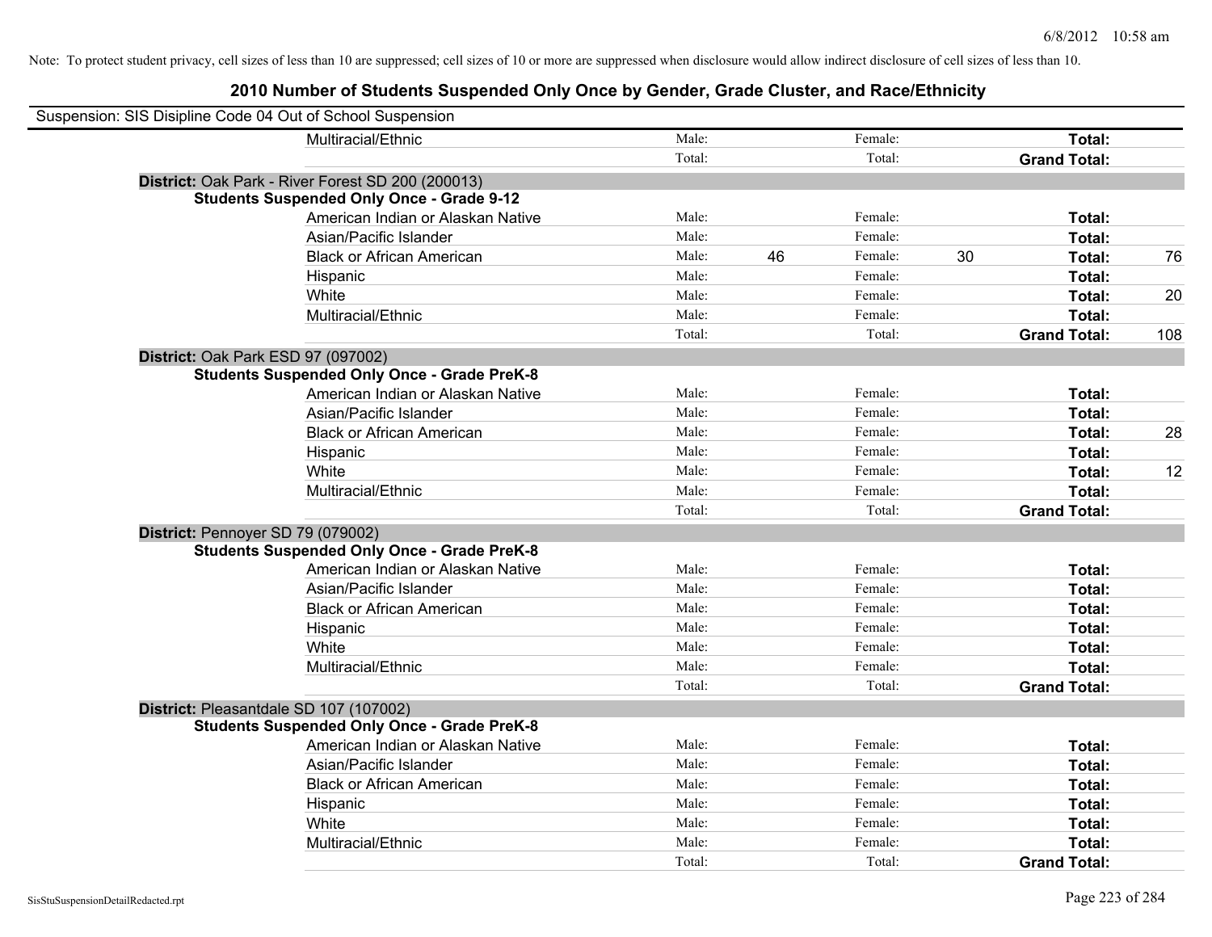Note: To protect student privacy, cell sizes of less than 10 are suppressed; cell sizes of 10 or more are suppressed when disclosure would allow indirect disclosure of cell sizes of less than 10.

# 2010 Number of Students Suspended Only Once by Gender, Grade Cluster, and Race/Ethnicity

Suspension: SIS Disipline Code 04 Out of School Suspension

| | | | | | | |
|---|---|---|---|---|---|---|
| Multiracial/Ethnic | Male: | | Female: | | **Total:** | |
| | Total: | | Total: | | **Grand Total:** | |

**District:** Oak Park - River Forest SD 200 (200013)

**Students Suspended Only Once - Grade 9-12**

| | | | | | | |
|---|---|---|---|---|---|---|
| American Indian or Alaskan Native | Male: | | Female: | | **Total:** | |
| Asian/Pacific Islander | Male: | | Female: | | **Total:** | |
| Black or African American | Male: | 46 | Female: | 30 | **Total:** | 76 |
| Hispanic | Male: | | Female: | | **Total:** | |
| White | Male: | | Female: | | **Total:** | 20 |
| Multiracial/Ethnic | Male: | | Female: | | **Total:** | |
| | Total: | | Total: | | **Grand Total:** | 108 |

**District:** Oak Park ESD 97 (097002)

**Students Suspended Only Once - Grade PreK-8**

| | | | | | | |
|---|---|---|---|---|---|---|
| American Indian or Alaskan Native | Male: | | Female: | | **Total:** | |
| Asian/Pacific Islander | Male: | | Female: | | **Total:** | |
| Black or African American | Male: | | Female: | | **Total:** | 28 |
| Hispanic | Male: | | Female: | | **Total:** | |
| White | Male: | | Female: | | **Total:** | 12 |
| Multiracial/Ethnic | Male: | | Female: | | **Total:** | |
| | Total: | | Total: | | **Grand Total:** | |

**District:** Pennoyer SD 79 (079002)

**Students Suspended Only Once - Grade PreK-8**

| | | | | | | |
|---|---|---|---|---|---|---|
| American Indian or Alaskan Native | Male: | | Female: | | **Total:** | |
| Asian/Pacific Islander | Male: | | Female: | | **Total:** | |
| Black or African American | Male: | | Female: | | **Total:** | |
| Hispanic | Male: | | Female: | | **Total:** | |
| White | Male: | | Female: | | **Total:** | |
| Multiracial/Ethnic | Male: | | Female: | | **Total:** | |
| | Total: | | Total: | | **Grand Total:** | |

**District:** Pleasantdale SD 107 (107002)

**Students Suspended Only Once - Grade PreK-8**

| | | | | | | |
|---|---|---|---|---|---|---|
| American Indian or Alaskan Native | Male: | | Female: | | **Total:** | |
| Asian/Pacific Islander | Male: | | Female: | | **Total:** | |
| Black or African American | Male: | | Female: | | **Total:** | |
| Hispanic | Male: | | Female: | | **Total:** | |
| White | Male: | | Female: | | **Total:** | |
| Multiracial/Ethnic | Male: | | Female: | | **Total:** | |
| | Total: | | Total: | | **Grand Total:** | |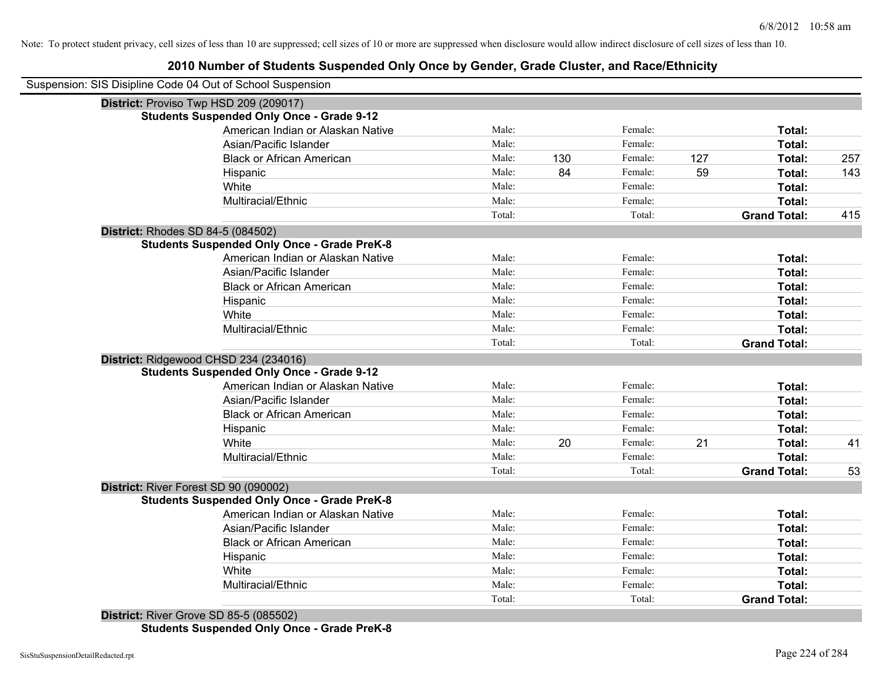Note: To protect student privacy, cell sizes of less than 10 are suppressed; cell sizes of 10 or more are suppressed when disclosure would allow indirect disclosure of cell sizes of less than 10.

## 2010 Number of Students Suspended Only Once by Gender, Grade Cluster, and Race/Ethnicity

Suspension: SIS Disipline Code 04 Out of School Suspension

### District: Proviso Twp HSD 209 (209017)

**Students Suspended Only Once - Grade 9-12**

| Race/Ethnicity | | Male | | Female | | Total |
|---|---|---|---|---|---|---|
| American Indian or Alaskan Native | Male: | | Female: | | Total: | |
| Asian/Pacific Islander | Male: | | Female: | | Total: | |
| Black or African American | Male: | 130 | Female: | 127 | Total: | 257 |
| Hispanic | Male: | 84 | Female: | 59 | Total: | 143 |
| White | Male: | | Female: | | Total: | |
| Multiracial/Ethnic | Male: | | Female: | | Total: | |
| | Total: | | Total: | | Grand Total: | 415 |

### District: Rhodes SD 84-5 (084502)

**Students Suspended Only Once - Grade PreK-8**

| Race/Ethnicity | | Male | | Female | | Total |
|---|---|---|---|---|---|---|
| American Indian or Alaskan Native | Male: | | Female: | | Total: | |
| Asian/Pacific Islander | Male: | | Female: | | Total: | |
| Black or African American | Male: | | Female: | | Total: | |
| Hispanic | Male: | | Female: | | Total: | |
| White | Male: | | Female: | | Total: | |
| Multiracial/Ethnic | Male: | | Female: | | Total: | |
| | Total: | | Total: | | Grand Total: | |

### District: Ridgewood CHSD 234 (234016)

**Students Suspended Only Once - Grade 9-12**

| Race/Ethnicity | | Male | | Female | | Total |
|---|---|---|---|---|---|---|
| American Indian or Alaskan Native | Male: | | Female: | | Total: | |
| Asian/Pacific Islander | Male: | | Female: | | Total: | |
| Black or African American | Male: | | Female: | | Total: | |
| Hispanic | Male: | | Female: | | Total: | |
| White | Male: | 20 | Female: | 21 | Total: | 41 |
| Multiracial/Ethnic | Male: | | Female: | | Total: | |
| | Total: | | Total: | | Grand Total: | 53 |

### District: River Forest SD 90 (090002)

**Students Suspended Only Once - Grade PreK-8**

| Race/Ethnicity | | Male | | Female | | Total |
|---|---|---|---|---|---|---|
| American Indian or Alaskan Native | Male: | | Female: | | Total: | |
| Asian/Pacific Islander | Male: | | Female: | | Total: | |
| Black or African American | Male: | | Female: | | Total: | |
| Hispanic | Male: | | Female: | | Total: | |
| White | Male: | | Female: | | Total: | |
| Multiracial/Ethnic | Male: | | Female: | | Total: | |
| | Total: | | Total: | | Grand Total: | |

### District: River Grove SD 85-5 (085502)

**Students Suspended Only Once - Grade PreK-8**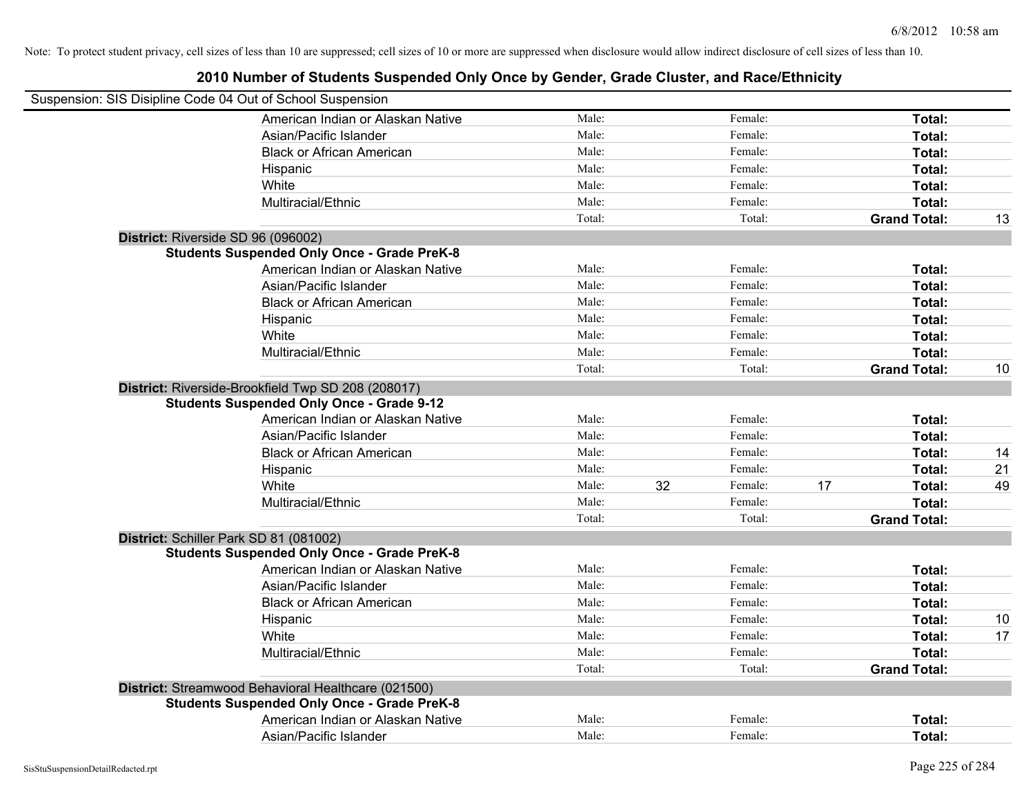Note: To protect student privacy, cell sizes of less than 10 are suppressed; cell sizes of 10 or more are suppressed when disclosure would allow indirect disclosure of cell sizes of less than 10.

# 2010 Number of Students Suspended Only Once by Gender, Grade Cluster, and Race/Ethnicity

Suspension: SIS Disipline Code 04 Out of School Suspension

| | Male: | | Female: | | Total: | |
|---|---|---|---|---|---|---|
| American Indian or Alaskan Native | Male: | | Female: | | **Total:** | |
| Asian/Pacific Islander | Male: | | Female: | | **Total:** | |
| Black or African American | Male: | | Female: | | **Total:** | |
| Hispanic | Male: | | Female: | | **Total:** | |
| White | Male: | | Female: | | **Total:** | |
| Multiracial/Ethnic | Male: | | Female: | | **Total:** | |
| | Total: | | Total: | | **Grand Total:** | 13 |

**District:** Riverside SD 96 (096002)

**Students Suspended Only Once - Grade PreK-8**

| | | | | | | |
|---|---|---|---|---|---|---|
| American Indian or Alaskan Native | Male: | | Female: | | **Total:** | |
| Asian/Pacific Islander | Male: | | Female: | | **Total:** | |
| Black or African American | Male: | | Female: | | **Total:** | |
| Hispanic | Male: | | Female: | | **Total:** | |
| White | Male: | | Female: | | **Total:** | |
| Multiracial/Ethnic | Male: | | Female: | | **Total:** | |
| | Total: | | Total: | | **Grand Total:** | 10 |

**District:** Riverside-Brookfield Twp SD 208 (208017)

**Students Suspended Only Once - Grade 9-12**

| | | | | | | |
|---|---|---|---|---|---|---|
| American Indian or Alaskan Native | Male: | | Female: | | **Total:** | |
| Asian/Pacific Islander | Male: | | Female: | | **Total:** | |
| Black or African American | Male: | | Female: | | **Total:** | 14 |
| Hispanic | Male: | | Female: | | **Total:** | 21 |
| White | Male: | 32 | Female: | 17 | **Total:** | 49 |
| Multiracial/Ethnic | Male: | | Female: | | **Total:** | |
| | Total: | | Total: | | **Grand Total:** | |

**District:** Schiller Park SD 81 (081002)

**Students Suspended Only Once - Grade PreK-8**

| | | | | | | |
|---|---|---|---|---|---|---|
| American Indian or Alaskan Native | Male: | | Female: | | **Total:** | |
| Asian/Pacific Islander | Male: | | Female: | | **Total:** | |
| Black or African American | Male: | | Female: | | **Total:** | |
| Hispanic | Male: | | Female: | | **Total:** | 10 |
| White | Male: | | Female: | | **Total:** | 17 |
| Multiracial/Ethnic | Male: | | Female: | | **Total:** | |
| | Total: | | Total: | | **Grand Total:** | |

**District:** Streamwood Behavioral Healthcare (021500)

**Students Suspended Only Once - Grade PreK-8**

| | | | | | | |
|---|---|---|---|---|---|---|
| American Indian or Alaskan Native | Male: | | Female: | | **Total:** | |
| Asian/Pacific Islander | Male: | | Female: | | **Total:** | |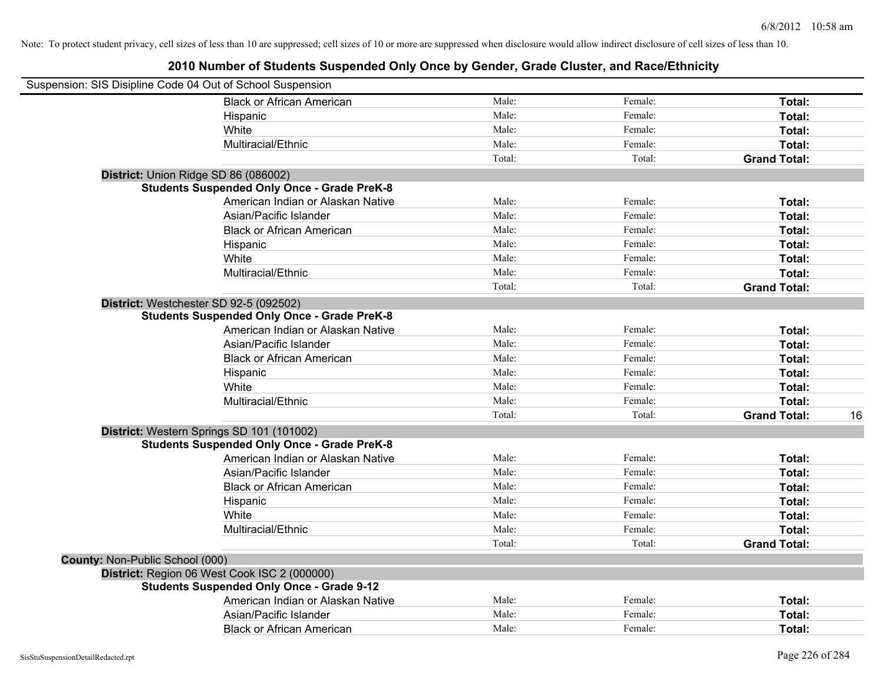Note: To protect student privacy, cell sizes of less than 10 are suppressed; cell sizes of 10 or more are suppressed when disclosure would allow indirect disclosure of cell sizes of less than 10.

## 2010 Number of Students Suspended Only Once by Gender, Grade Cluster, and Race/Ethnicity

Suspension: SIS Disipline Code 04 Out of School Suspension

| | | | | |
|---|---|---|---|---|
| Black or African American | Male: | Female: | **Total:** | |
| Hispanic | Male: | Female: | **Total:** | |
| White | Male: | Female: | **Total:** | |
| Multiracial/Ethnic | Male: | Female: | **Total:** | |
| | Total: | Total: | **Grand Total:** | |

**District:** Union Ridge SD 86 (086002)

**Students Suspended Only Once - Grade PreK-8**

| | | | | |
|---|---|---|---|---|
| American Indian or Alaskan Native | Male: | Female: | **Total:** | |
| Asian/Pacific Islander | Male: | Female: | **Total:** | |
| Black or African American | Male: | Female: | **Total:** | |
| Hispanic | Male: | Female: | **Total:** | |
| White | Male: | Female: | **Total:** | |
| Multiracial/Ethnic | Male: | Female: | **Total:** | |
| | Total: | Total: | **Grand Total:** | |

**District:** Westchester SD 92-5 (092502)

**Students Suspended Only Once - Grade PreK-8**

| | | | | |
|---|---|---|---|---|
| American Indian or Alaskan Native | Male: | Female: | **Total:** | |
| Asian/Pacific Islander | Male: | Female: | **Total:** | |
| Black or African American | Male: | Female: | **Total:** | |
| Hispanic | Male: | Female: | **Total:** | |
| White | Male: | Female: | **Total:** | |
| Multiracial/Ethnic | Male: | Female: | **Total:** | |
| | Total: | Total: | **Grand Total:** | 16 |

**District:** Western Springs SD 101 (101002)

**Students Suspended Only Once - Grade PreK-8**

| | | | | |
|---|---|---|---|---|
| American Indian or Alaskan Native | Male: | Female: | **Total:** | |
| Asian/Pacific Islander | Male: | Female: | **Total:** | |
| Black or African American | Male: | Female: | **Total:** | |
| Hispanic | Male: | Female: | **Total:** | |
| White | Male: | Female: | **Total:** | |
| Multiracial/Ethnic | Male: | Female: | **Total:** | |
| | Total: | Total: | **Grand Total:** | |

**County:** Non-Public School (000)

**District:** Region 06 West Cook ISC 2 (000000)

**Students Suspended Only Once - Grade 9-12**

| | | | | |
|---|---|---|---|---|
| American Indian or Alaskan Native | Male: | Female: | **Total:** | |
| Asian/Pacific Islander | Male: | Female: | **Total:** | |
| Black or African American | Male: | Female: | **Total:** | |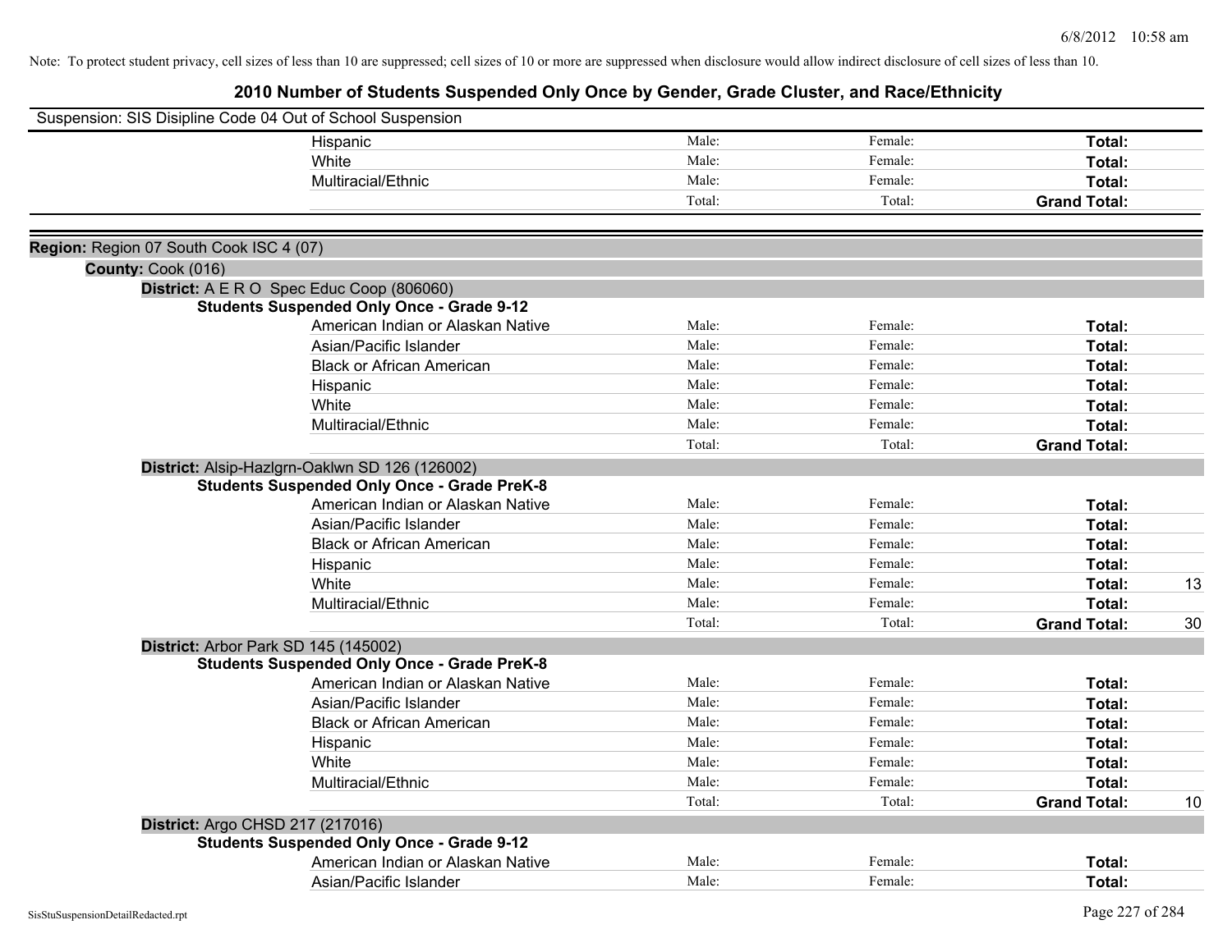Note: To protect student privacy, cell sizes of less than 10 are suppressed; cell sizes of 10 or more are suppressed when disclosure would allow indirect disclosure of cell sizes of less than 10.

# 2010 Number of Students Suspended Only Once by Gender, Grade Cluster, and Race/Ethnicity

Suspension: SIS Disipline Code 04 Out of School Suspension

| | | | | |
|---|---|---|---|---|
| Hispanic | Male: | Female: | **Total:** | |
| White | Male: | Female: | **Total:** | |
| Multiracial/Ethnic | Male: | Female: | **Total:** | |
| | Total: | Total: | **Grand Total:** | |

**Region:** Region 07 South Cook ISC 4 (07)

**County:** Cook (016)

**District:** A E R O Spec Educ Coop (806060)

**Students Suspended Only Once - Grade 9-12**

| | | | | |
|---|---|---|---|---|
| American Indian or Alaskan Native | Male: | Female: | **Total:** | |
| Asian/Pacific Islander | Male: | Female: | **Total:** | |
| Black or African American | Male: | Female: | **Total:** | |
| Hispanic | Male: | Female: | **Total:** | |
| White | Male: | Female: | **Total:** | |
| Multiracial/Ethnic | Male: | Female: | **Total:** | |
| | Total: | Total: | **Grand Total:** | |

**District:** Alsip-Hazlgrn-Oaklwn SD 126 (126002)

**Students Suspended Only Once - Grade PreK-8**

| | | | | |
|---|---|---|---|---|
| American Indian or Alaskan Native | Male: | Female: | **Total:** | |
| Asian/Pacific Islander | Male: | Female: | **Total:** | |
| Black or African American | Male: | Female: | **Total:** | |
| Hispanic | Male: | Female: | **Total:** | |
| White | Male: | Female: | **Total:** | 13 |
| Multiracial/Ethnic | Male: | Female: | **Total:** | |
| | Total: | Total: | **Grand Total:** | 30 |

**District:** Arbor Park SD 145 (145002)

**Students Suspended Only Once - Grade PreK-8**

| | | | | |
|---|---|---|---|---|
| American Indian or Alaskan Native | Male: | Female: | **Total:** | |
| Asian/Pacific Islander | Male: | Female: | **Total:** | |
| Black or African American | Male: | Female: | **Total:** | |
| Hispanic | Male: | Female: | **Total:** | |
| White | Male: | Female: | **Total:** | |
| Multiracial/Ethnic | Male: | Female: | **Total:** | |
| | Total: | Total: | **Grand Total:** | 10 |

**District:** Argo CHSD 217 (217016)

**Students Suspended Only Once - Grade 9-12**

| | | | | |
|---|---|---|---|---|
| American Indian or Alaskan Native | Male: | Female: | **Total:** | |
| Asian/Pacific Islander | Male: | Female: | **Total:** | |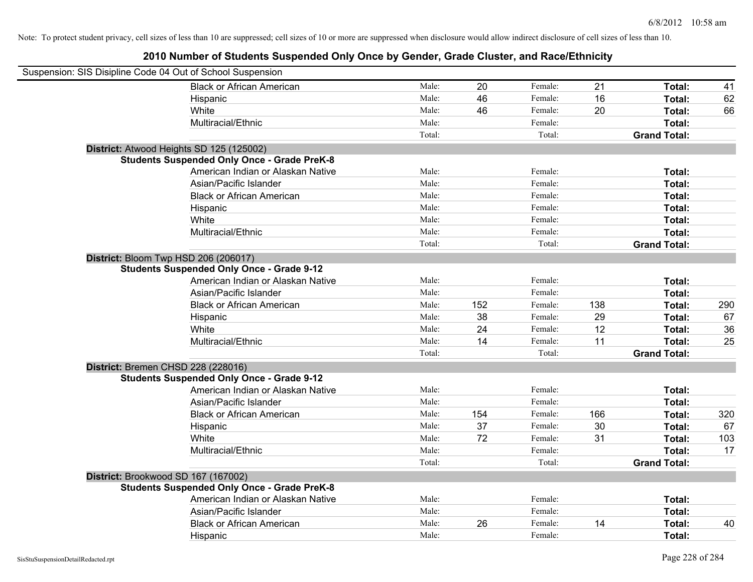Note: To protect student privacy, cell sizes of less than 10 are suppressed; cell sizes of 10 or more are suppressed when disclosure would allow indirect disclosure of cell sizes of less than 10.

## 2010 Number of Students Suspended Only Once by Gender, Grade Cluster, and Race/Ethnicity

Suspension: SIS Disipline Code 04 Out of School Suspension

| | | | | | | |
|---|---|---|---|---|---|---|
| Black or African American | Male: | 20 | Female: | 21 | **Total:** | 41 |
| Hispanic | Male: | 46 | Female: | 16 | **Total:** | 62 |
| White | Male: | 46 | Female: | 20 | **Total:** | 66 |
| Multiracial/Ethnic | Male: | | Female: | | **Total:** | |
| | Total: | | Total: | | **Grand Total:** | |

**District:** Atwood Heights SD 125 (125002)

**Students Suspended Only Once - Grade PreK-8**

| | | | | | | |
|---|---|---|---|---|---|---|
| American Indian or Alaskan Native | Male: | | Female: | | **Total:** | |
| Asian/Pacific Islander | Male: | | Female: | | **Total:** | |
| Black or African American | Male: | | Female: | | **Total:** | |
| Hispanic | Male: | | Female: | | **Total:** | |
| White | Male: | | Female: | | **Total:** | |
| Multiracial/Ethnic | Male: | | Female: | | **Total:** | |
| | Total: | | Total: | | **Grand Total:** | |

**District:** Bloom Twp HSD 206 (206017)

**Students Suspended Only Once - Grade 9-12**

| | | | | | | |
|---|---|---|---|---|---|---|
| American Indian or Alaskan Native | Male: | | Female: | | **Total:** | |
| Asian/Pacific Islander | Male: | | Female: | | **Total:** | |
| Black or African American | Male: | 152 | Female: | 138 | **Total:** | 290 |
| Hispanic | Male: | 38 | Female: | 29 | **Total:** | 67 |
| White | Male: | 24 | Female: | 12 | **Total:** | 36 |
| Multiracial/Ethnic | Male: | 14 | Female: | 11 | **Total:** | 25 |
| | Total: | | Total: | | **Grand Total:** | |

**District:** Bremen CHSD 228 (228016)

**Students Suspended Only Once - Grade 9-12**

| | | | | | | |
|---|---|---|---|---|---|---|
| American Indian or Alaskan Native | Male: | | Female: | | **Total:** | |
| Asian/Pacific Islander | Male: | | Female: | | **Total:** | |
| Black or African American | Male: | 154 | Female: | 166 | **Total:** | 320 |
| Hispanic | Male: | 37 | Female: | 30 | **Total:** | 67 |
| White | Male: | 72 | Female: | 31 | **Total:** | 103 |
| Multiracial/Ethnic | Male: | | Female: | | **Total:** | 17 |
| | Total: | | Total: | | **Grand Total:** | |

**District:** Brookwood SD 167 (167002)

**Students Suspended Only Once - Grade PreK-8**

| | | | | | | |
|---|---|---|---|---|---|---|
| American Indian or Alaskan Native | Male: | | Female: | | **Total:** | |
| Asian/Pacific Islander | Male: | | Female: | | **Total:** | |
| Black or African American | Male: | 26 | Female: | 14 | **Total:** | 40 |
| Hispanic | Male: | | Female: | | **Total:** | |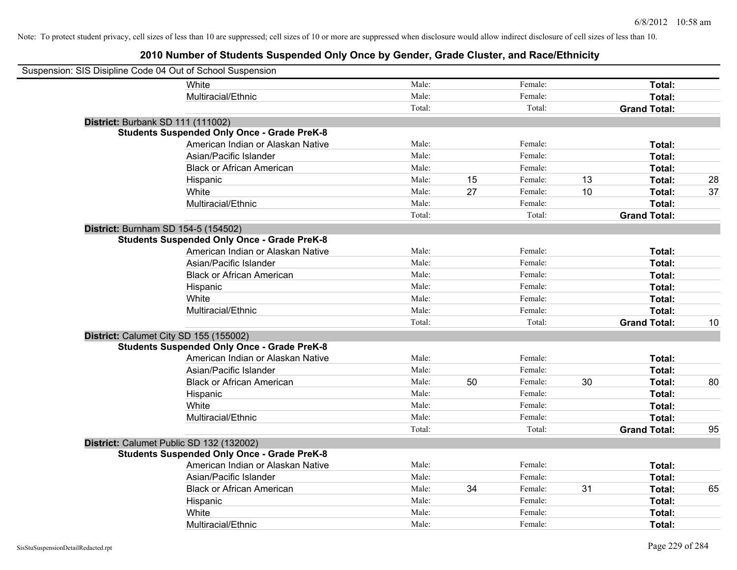Note: To protect student privacy, cell sizes of less than 10 are suppressed; cell sizes of 10 or more are suppressed when disclosure would allow indirect disclosure of cell sizes of less than 10.

## 2010 Number of Students Suspended Only Once by Gender, Grade Cluster, and Race/Ethnicity

Suspension: SIS Disipline Code 04 Out of School Suspension

| | | | | | | |
|---|---|---|---|---|---|---|
| White | Male: | | Female: | | **Total:** | |
| Multiracial/Ethnic | Male: | | Female: | | **Total:** | |
| | Total: | | Total: | | **Grand Total:** | |

**District:** Burbank SD 111 (111002)

**Students Suspended Only Once - Grade PreK-8**

| | | | | | | |
|---|---|---|---|---|---|---|
| American Indian or Alaskan Native | Male: | | Female: | | **Total:** | |
| Asian/Pacific Islander | Male: | | Female: | | **Total:** | |
| Black or African American | Male: | | Female: | | **Total:** | |
| Hispanic | Male: | 15 | Female: | 13 | **Total:** | 28 |
| White | Male: | 27 | Female: | 10 | **Total:** | 37 |
| Multiracial/Ethnic | Male: | | Female: | | **Total:** | |
| | Total: | | Total: | | **Grand Total:** | |

**District:** Burnham SD 154-5 (154502)

**Students Suspended Only Once - Grade PreK-8**

| | | | | | | |
|---|---|---|---|---|---|---|
| American Indian or Alaskan Native | Male: | | Female: | | **Total:** | |
| Asian/Pacific Islander | Male: | | Female: | | **Total:** | |
| Black or African American | Male: | | Female: | | **Total:** | |
| Hispanic | Male: | | Female: | | **Total:** | |
| White | Male: | | Female: | | **Total:** | |
| Multiracial/Ethnic | Male: | | Female: | | **Total:** | |
| | Total: | | Total: | | **Grand Total:** | 10 |

**District:** Calumet City SD 155 (155002)

**Students Suspended Only Once - Grade PreK-8**

| | | | | | | |
|---|---|---|---|---|---|---|
| American Indian or Alaskan Native | Male: | | Female: | | **Total:** | |
| Asian/Pacific Islander | Male: | | Female: | | **Total:** | |
| Black or African American | Male: | 50 | Female: | 30 | **Total:** | 80 |
| Hispanic | Male: | | Female: | | **Total:** | |
| White | Male: | | Female: | | **Total:** | |
| Multiracial/Ethnic | Male: | | Female: | | **Total:** | |
| | Total: | | Total: | | **Grand Total:** | 95 |

**District:** Calumet Public SD 132 (132002)

**Students Suspended Only Once - Grade PreK-8**

| | | | | | | |
|---|---|---|---|---|---|---|
| American Indian or Alaskan Native | Male: | | Female: | | **Total:** | |
| Asian/Pacific Islander | Male: | | Female: | | **Total:** | |
| Black or African American | Male: | 34 | Female: | 31 | **Total:** | 65 |
| Hispanic | Male: | | Female: | | **Total:** | |
| White | Male: | | Female: | | **Total:** | |
| Multiracial/Ethnic | Male: | | Female: | | **Total:** | |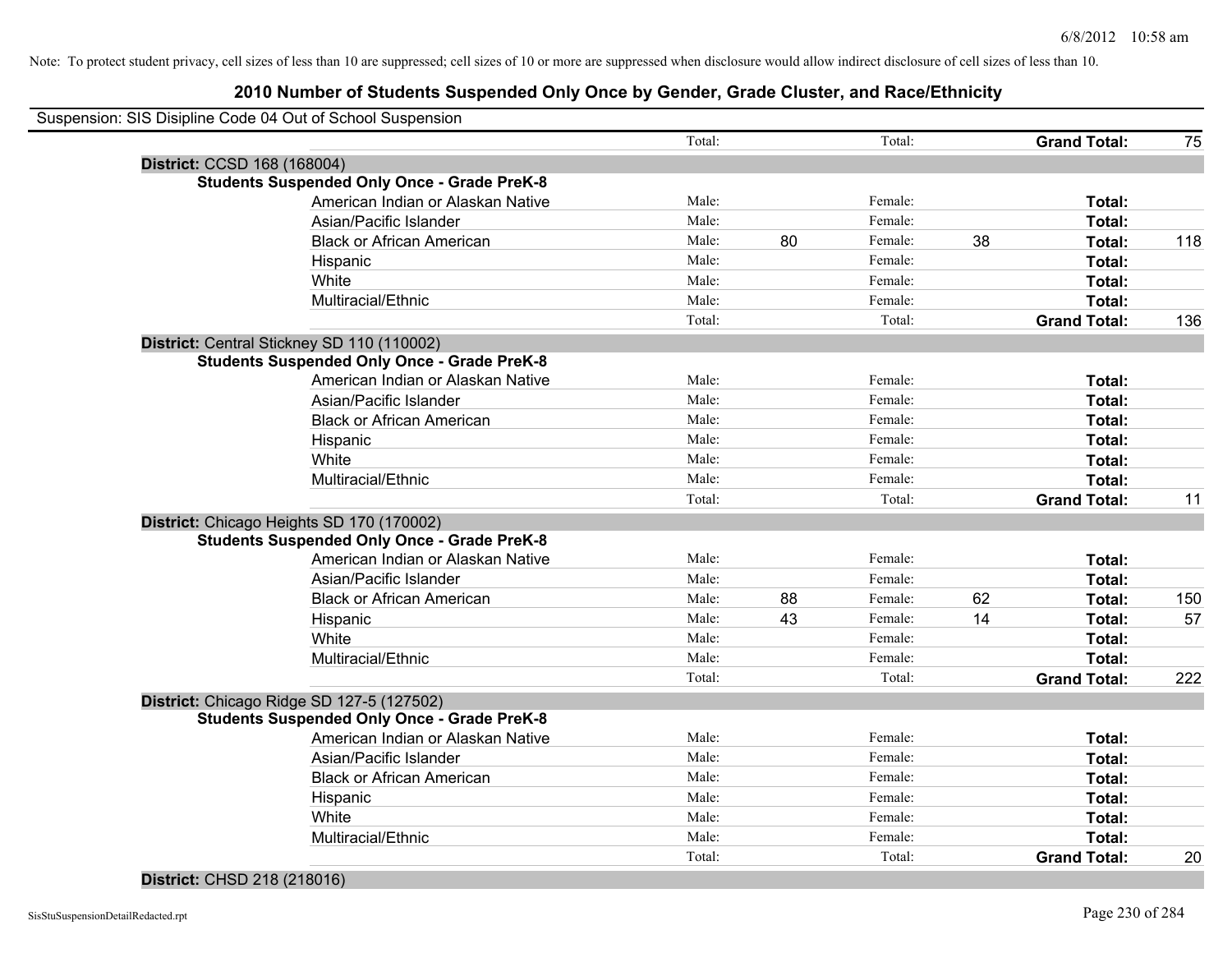Note: To protect student privacy, cell sizes of less than 10 are suppressed; cell sizes of 10 or more are suppressed when disclosure would allow indirect disclosure of cell sizes of less than 10.

## 2010 Number of Students Suspended Only Once by Gender, Grade Cluster, and Race/Ethnicity

Suspension: SIS Disipline Code 04 Out of School Suspension

| | | | | | | | |
|---|---|---|---|---|---|---|---|
| | Total: | | Total: | | **Grand Total:** | 75 |

**District:** CCSD 168 (168004)

**Students Suspended Only Once - Grade PreK-8**

| Race/Ethnicity | | Male | | Female | | Total |
|---|---|---|---|---|---|---|
| American Indian or Alaskan Native | Male: | | Female: | | **Total:** | |
| Asian/Pacific Islander | Male: | | Female: | | **Total:** | |
| Black or African American | Male: | 80 | Female: | 38 | **Total:** | 118 |
| Hispanic | Male: | | Female: | | **Total:** | |
| White | Male: | | Female: | | **Total:** | |
| Multiracial/Ethnic | Male: | | Female: | | **Total:** | |
| | Total: | | Total: | | **Grand Total:** | 136 |

**District:** Central Stickney SD 110 (110002)

**Students Suspended Only Once - Grade PreK-8**

| Race/Ethnicity | | Male | | Female | | Total |
|---|---|---|---|---|---|---|
| American Indian or Alaskan Native | Male: | | Female: | | **Total:** | |
| Asian/Pacific Islander | Male: | | Female: | | **Total:** | |
| Black or African American | Male: | | Female: | | **Total:** | |
| Hispanic | Male: | | Female: | | **Total:** | |
| White | Male: | | Female: | | **Total:** | |
| Multiracial/Ethnic | Male: | | Female: | | **Total:** | |
| | Total: | | Total: | | **Grand Total:** | 11 |

**District:** Chicago Heights SD 170 (170002)

**Students Suspended Only Once - Grade PreK-8**

| Race/Ethnicity | | Male | | Female | | Total |
|---|---|---|---|---|---|---|
| American Indian or Alaskan Native | Male: | | Female: | | **Total:** | |
| Asian/Pacific Islander | Male: | | Female: | | **Total:** | |
| Black or African American | Male: | 88 | Female: | 62 | **Total:** | 150 |
| Hispanic | Male: | 43 | Female: | 14 | **Total:** | 57 |
| White | Male: | | Female: | | **Total:** | |
| Multiracial/Ethnic | Male: | | Female: | | **Total:** | |
| | Total: | | Total: | | **Grand Total:** | 222 |

**District:** Chicago Ridge SD 127-5 (127502)

**Students Suspended Only Once - Grade PreK-8**

| Race/Ethnicity | | Male | | Female | | Total |
|---|---|---|---|---|---|---|
| American Indian or Alaskan Native | Male: | | Female: | | **Total:** | |
| Asian/Pacific Islander | Male: | | Female: | | **Total:** | |
| Black or African American | Male: | | Female: | | **Total:** | |
| Hispanic | Male: | | Female: | | **Total:** | |
| White | Male: | | Female: | | **Total:** | |
| Multiracial/Ethnic | Male: | | Female: | | **Total:** | |
| | Total: | | Total: | | **Grand Total:** | 20 |

**District:** CHSD 218 (218016)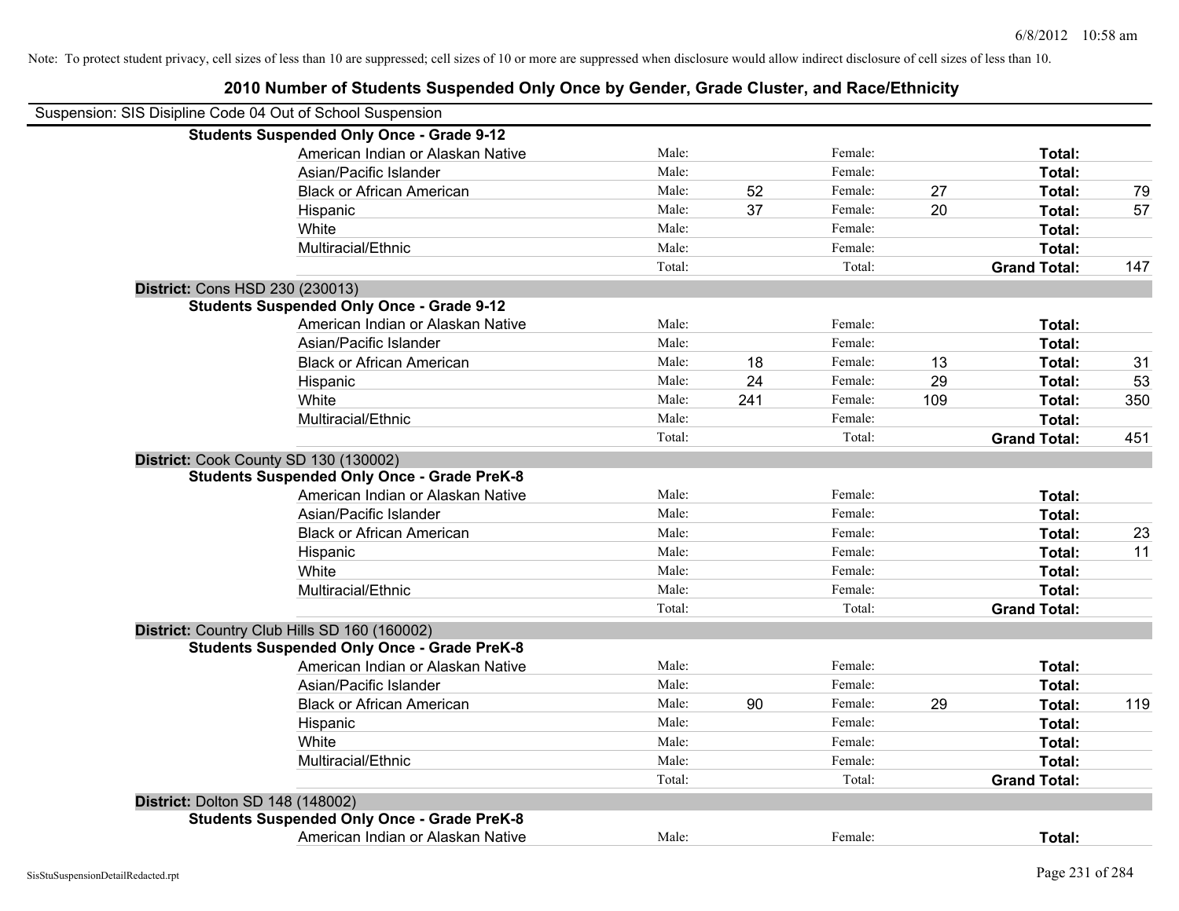Note: To protect student privacy, cell sizes of less than 10 are suppressed; cell sizes of 10 or more are suppressed when disclosure would allow indirect disclosure of cell sizes of less than 10.

## 2010 Number of Students Suspended Only Once by Gender, Grade Cluster, and Race/Ethnicity

Suspension: SIS Disipline Code 04 Out of School Suspension

**Students Suspended Only Once - Grade 9-12**

| Race/Ethnicity | | Male | | Female | | Total |
|---|---|---|---|---|---|---|
| American Indian or Alaskan Native | Male: | | Female: | | **Total:** | |
| Asian/Pacific Islander | Male: | | Female: | | **Total:** | |
| Black or African American | Male: | 52 | Female: | 27 | **Total:** | 79 |
| Hispanic | Male: | 37 | Female: | 20 | **Total:** | 57 |
| White | Male: | | Female: | | **Total:** | |
| Multiracial/Ethnic | Male: | | Female: | | **Total:** | |
| | Total: | | Total: | | **Grand Total:** | 147 |

**District:** Cons HSD 230 (230013)

**Students Suspended Only Once - Grade 9-12**

| Race/Ethnicity | | Male | | Female | | Total |
|---|---|---|---|---|---|---|
| American Indian or Alaskan Native | Male: | | Female: | | **Total:** | |
| Asian/Pacific Islander | Male: | | Female: | | **Total:** | |
| Black or African American | Male: | 18 | Female: | 13 | **Total:** | 31 |
| Hispanic | Male: | 24 | Female: | 29 | **Total:** | 53 |
| White | Male: | 241 | Female: | 109 | **Total:** | 350 |
| Multiracial/Ethnic | Male: | | Female: | | **Total:** | |
| | Total: | | Total: | | **Grand Total:** | 451 |

**District:** Cook County SD 130 (130002)

**Students Suspended Only Once - Grade PreK-8**

| Race/Ethnicity | | Male | | Female | | Total |
|---|---|---|---|---|---|---|
| American Indian or Alaskan Native | Male: | | Female: | | **Total:** | |
| Asian/Pacific Islander | Male: | | Female: | | **Total:** | |
| Black or African American | Male: | | Female: | | **Total:** | 23 |
| Hispanic | Male: | | Female: | | **Total:** | 11 |
| White | Male: | | Female: | | **Total:** | |
| Multiracial/Ethnic | Male: | | Female: | | **Total:** | |
| | Total: | | Total: | | **Grand Total:** | |

**District:** Country Club Hills SD 160 (160002)

**Students Suspended Only Once - Grade PreK-8**

| Race/Ethnicity | | Male | | Female | | Total |
|---|---|---|---|---|---|---|
| American Indian or Alaskan Native | Male: | | Female: | | **Total:** | |
| Asian/Pacific Islander | Male: | | Female: | | **Total:** | |
| Black or African American | Male: | 90 | Female: | 29 | **Total:** | 119 |
| Hispanic | Male: | | Female: | | **Total:** | |
| White | Male: | | Female: | | **Total:** | |
| Multiracial/Ethnic | Male: | | Female: | | **Total:** | |
| | Total: | | Total: | | **Grand Total:** | |

**District:** Dolton SD 148 (148002)

**Students Suspended Only Once - Grade PreK-8**

| Race/Ethnicity | | Male | | Female | | Total |
|---|---|---|---|---|---|---|
| American Indian or Alaskan Native | Male: | | Female: | | **Total:** | |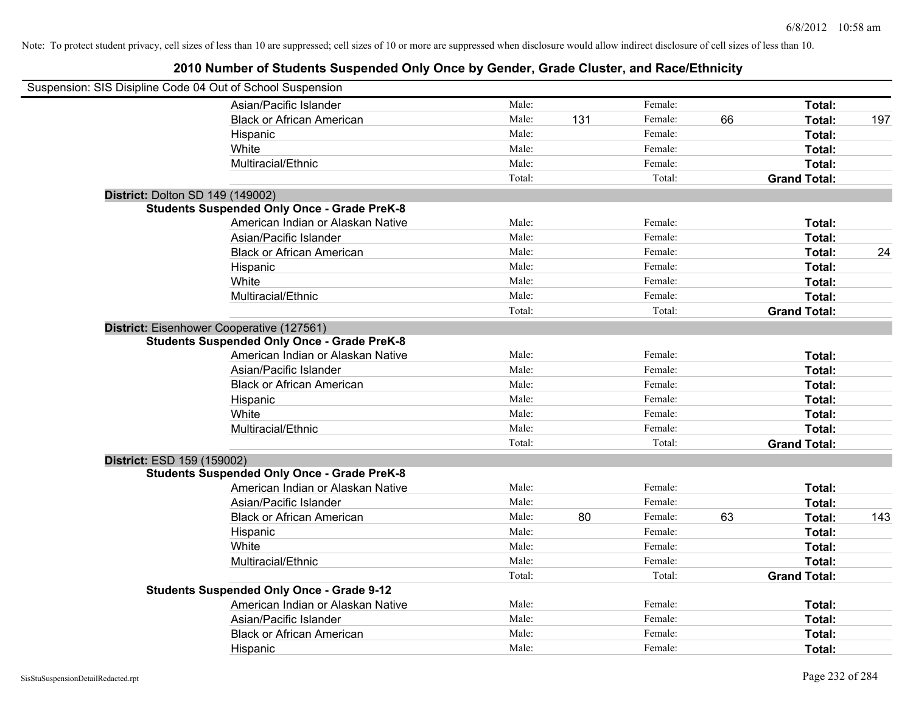Note: To protect student privacy, cell sizes of less than 10 are suppressed; cell sizes of 10 or more are suppressed when disclosure would allow indirect disclosure of cell sizes of less than 10.

# 2010 Number of Students Suspended Only Once by Gender, Grade Cluster, and Race/Ethnicity

Suspension: SIS Disipline Code 04 Out of School Suspension

| | | | | | | |
|---|---|---|---|---|---|---|
| Asian/Pacific Islander | Male: | | Female: | | **Total:** | |
| Black or African American | Male: | 131 | Female: | 66 | **Total:** | 197 |
| Hispanic | Male: | | Female: | | **Total:** | |
| White | Male: | | Female: | | **Total:** | |
| Multiracial/Ethnic | Male: | | Female: | | **Total:** | |
| | Total: | | Total: | | **Grand Total:** | |

**District:** Dolton SD 149 (149002)

**Students Suspended Only Once - Grade PreK-8**

| | | | | | | |
|---|---|---|---|---|---|---|
| American Indian or Alaskan Native | Male: | | Female: | | **Total:** | |
| Asian/Pacific Islander | Male: | | Female: | | **Total:** | |
| Black or African American | Male: | | Female: | | **Total:** | 24 |
| Hispanic | Male: | | Female: | | **Total:** | |
| White | Male: | | Female: | | **Total:** | |
| Multiracial/Ethnic | Male: | | Female: | | **Total:** | |
| | Total: | | Total: | | **Grand Total:** | |

**District:** Eisenhower Cooperative (127561)

**Students Suspended Only Once - Grade PreK-8**

| | | | | | | |
|---|---|---|---|---|---|---|
| American Indian or Alaskan Native | Male: | | Female: | | **Total:** | |
| Asian/Pacific Islander | Male: | | Female: | | **Total:** | |
| Black or African American | Male: | | Female: | | **Total:** | |
| Hispanic | Male: | | Female: | | **Total:** | |
| White | Male: | | Female: | | **Total:** | |
| Multiracial/Ethnic | Male: | | Female: | | **Total:** | |
| | Total: | | Total: | | **Grand Total:** | |

**District:** ESD 159 (159002)

**Students Suspended Only Once - Grade PreK-8**

| | | | | | | |
|---|---|---|---|---|---|---|
| American Indian or Alaskan Native | Male: | | Female: | | **Total:** | |
| Asian/Pacific Islander | Male: | | Female: | | **Total:** | |
| Black or African American | Male: | 80 | Female: | 63 | **Total:** | 143 |
| Hispanic | Male: | | Female: | | **Total:** | |
| White | Male: | | Female: | | **Total:** | |
| Multiracial/Ethnic | Male: | | Female: | | **Total:** | |
| | Total: | | Total: | | **Grand Total:** | |

**Students Suspended Only Once - Grade 9-12**

| | | | | | | |
|---|---|---|---|---|---|---|
| American Indian or Alaskan Native | Male: | | Female: | | **Total:** | |
| Asian/Pacific Islander | Male: | | Female: | | **Total:** | |
| Black or African American | Male: | | Female: | | **Total:** | |
| Hispanic | Male: | | Female: | | **Total:** | |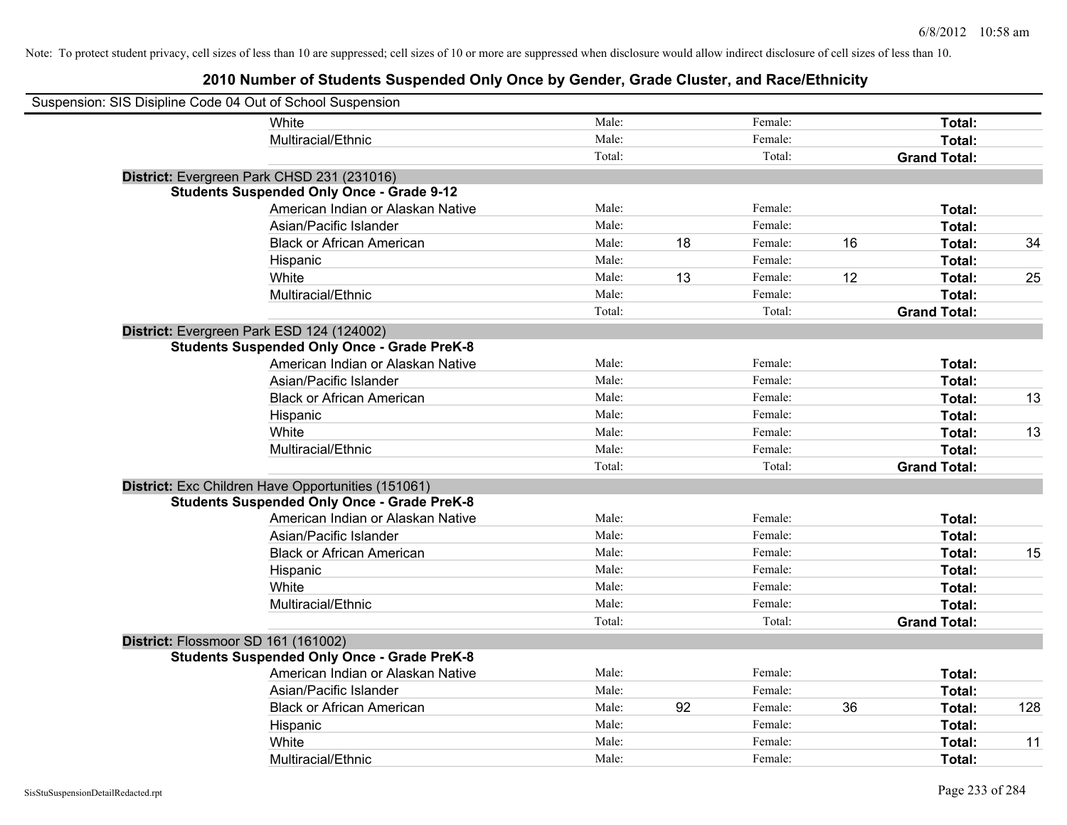Note: To protect student privacy, cell sizes of less than 10 are suppressed; cell sizes of 10 or more are suppressed when disclosure would allow indirect disclosure of cell sizes of less than 10.

## 2010 Number of Students Suspended Only Once by Gender, Grade Cluster, and Race/Ethnicity

Suspension: SIS Disipline Code 04 Out of School Suspension

| | | | | | | |
|---|---|---|---|---|---|---|
| White | Male: | | Female: | | **Total:** | |
| Multiracial/Ethnic | Male: | | Female: | | **Total:** | |
| | Total: | | Total: | | **Grand Total:** | |

**District:** Evergreen Park CHSD 231 (231016)

**Students Suspended Only Once - Grade 9-12**

| | | | | | | |
|---|---|---|---|---|---|---|
| American Indian or Alaskan Native | Male: | | Female: | | **Total:** | |
| Asian/Pacific Islander | Male: | | Female: | | **Total:** | |
| Black or African American | Male: | 18 | Female: | 16 | **Total:** | 34 |
| Hispanic | Male: | | Female: | | **Total:** | |
| White | Male: | 13 | Female: | 12 | **Total:** | 25 |
| Multiracial/Ethnic | Male: | | Female: | | **Total:** | |
| | Total: | | Total: | | **Grand Total:** | |

**District:** Evergreen Park ESD 124 (124002)

**Students Suspended Only Once - Grade PreK-8**

| | | | | | | |
|---|---|---|---|---|---|---|
| American Indian or Alaskan Native | Male: | | Female: | | **Total:** | |
| Asian/Pacific Islander | Male: | | Female: | | **Total:** | |
| Black or African American | Male: | | Female: | | **Total:** | 13 |
| Hispanic | Male: | | Female: | | **Total:** | |
| White | Male: | | Female: | | **Total:** | 13 |
| Multiracial/Ethnic | Male: | | Female: | | **Total:** | |
| | Total: | | Total: | | **Grand Total:** | |

**District:** Exc Children Have Opportunities (151061)

**Students Suspended Only Once - Grade PreK-8**

| | | | | | | |
|---|---|---|---|---|---|---|
| American Indian or Alaskan Native | Male: | | Female: | | **Total:** | |
| Asian/Pacific Islander | Male: | | Female: | | **Total:** | |
| Black or African American | Male: | | Female: | | **Total:** | 15 |
| Hispanic | Male: | | Female: | | **Total:** | |
| White | Male: | | Female: | | **Total:** | |
| Multiracial/Ethnic | Male: | | Female: | | **Total:** | |
| | Total: | | Total: | | **Grand Total:** | |

**District:** Flossmoor SD 161 (161002)

**Students Suspended Only Once - Grade PreK-8**

| | | | | | | |
|---|---|---|---|---|---|---|
| American Indian or Alaskan Native | Male: | | Female: | | **Total:** | |
| Asian/Pacific Islander | Male: | | Female: | | **Total:** | |
| Black or African American | Male: | 92 | Female: | 36 | **Total:** | 128 |
| Hispanic | Male: | | Female: | | **Total:** | |
| White | Male: | | Female: | | **Total:** | 11 |
| Multiracial/Ethnic | Male: | | Female: | | **Total:** | |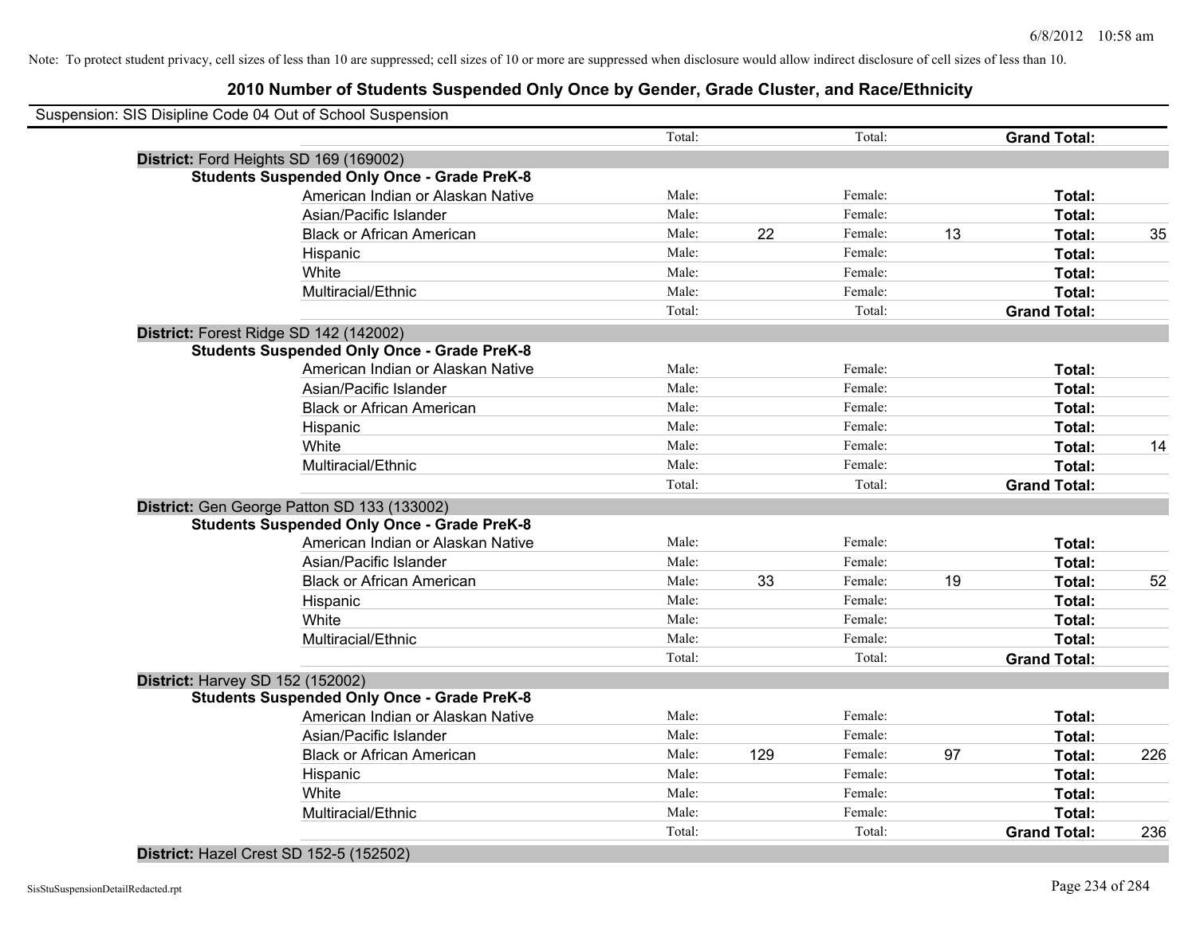Note: To protect student privacy, cell sizes of less than 10 are suppressed; cell sizes of 10 or more are suppressed when disclosure would allow indirect disclosure of cell sizes of less than 10.

## 2010 Number of Students Suspended Only Once by Gender, Grade Cluster, and Race/Ethnicity

Suspension: SIS Disipline Code 04 Out of School Suspension

| | | | | | | | |
|---|---|---|---|---|---|---|---|
| | Total: | | Total: | | **Grand Total:** | |

**District:** Ford Heights SD 169 (169002)

**Students Suspended Only Once - Grade PreK-8**

| Race/Ethnicity | | | | | | |
|---|---|---|---|---|---|---|
| American Indian or Alaskan Native | Male: | | Female: | | **Total:** | |
| Asian/Pacific Islander | Male: | | Female: | | **Total:** | |
| Black or African American | Male: | 22 | Female: | 13 | **Total:** | 35 |
| Hispanic | Male: | | Female: | | **Total:** | |
| White | Male: | | Female: | | **Total:** | |
| Multiracial/Ethnic | Male: | | Female: | | **Total:** | |
| | Total: | | Total: | | **Grand Total:** | |

**District:** Forest Ridge SD 142 (142002)

**Students Suspended Only Once - Grade PreK-8**

| Race/Ethnicity | | | | | | |
|---|---|---|---|---|---|---|
| American Indian or Alaskan Native | Male: | | Female: | | **Total:** | |
| Asian/Pacific Islander | Male: | | Female: | | **Total:** | |
| Black or African American | Male: | | Female: | | **Total:** | |
| Hispanic | Male: | | Female: | | **Total:** | |
| White | Male: | | Female: | | **Total:** | 14 |
| Multiracial/Ethnic | Male: | | Female: | | **Total:** | |
| | Total: | | Total: | | **Grand Total:** | |

**District:** Gen George Patton SD 133 (133002)

**Students Suspended Only Once - Grade PreK-8**

| Race/Ethnicity | | | | | | |
|---|---|---|---|---|---|---|
| American Indian or Alaskan Native | Male: | | Female: | | **Total:** | |
| Asian/Pacific Islander | Male: | | Female: | | **Total:** | |
| Black or African American | Male: | 33 | Female: | 19 | **Total:** | 52 |
| Hispanic | Male: | | Female: | | **Total:** | |
| White | Male: | | Female: | | **Total:** | |
| Multiracial/Ethnic | Male: | | Female: | | **Total:** | |
| | Total: | | Total: | | **Grand Total:** | |

**District:** Harvey SD 152 (152002)

**Students Suspended Only Once - Grade PreK-8**

| Race/Ethnicity | | | | | | |
|---|---|---|---|---|---|---|
| American Indian or Alaskan Native | Male: | | Female: | | **Total:** | |
| Asian/Pacific Islander | Male: | | Female: | | **Total:** | |
| Black or African American | Male: | 129 | Female: | 97 | **Total:** | 226 |
| Hispanic | Male: | | Female: | | **Total:** | |
| White | Male: | | Female: | | **Total:** | |
| Multiracial/Ethnic | Male: | | Female: | | **Total:** | |
| | Total: | | Total: | | **Grand Total:** | 236 |

**District:** Hazel Crest SD 152-5 (152502)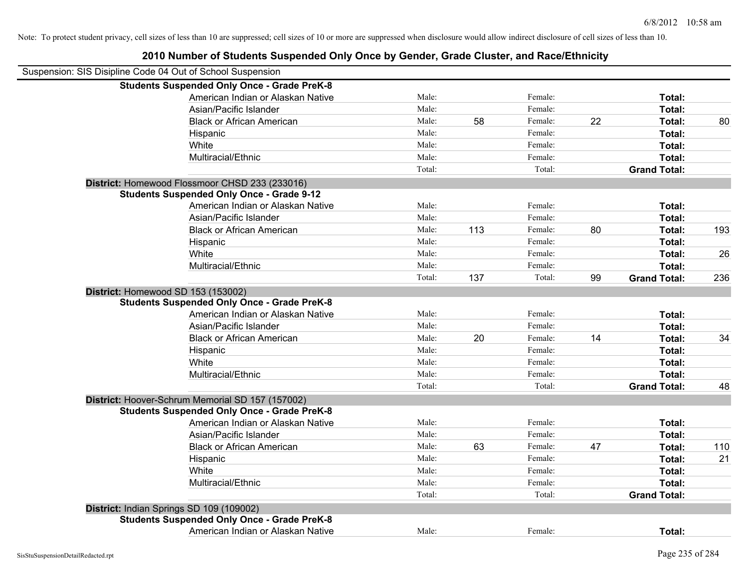Note: To protect student privacy, cell sizes of less than 10 are suppressed; cell sizes of 10 or more are suppressed when disclosure would allow indirect disclosure of cell sizes of less than 10.

## 2010 Number of Students Suspended Only Once by Gender, Grade Cluster, and Race/Ethnicity

Suspension: SIS Disipline Code 04 Out of School Suspension

**Students Suspended Only Once - Grade PreK-8**

| | | | | | | |
|---|---|---|---|---|---|---|
| American Indian or Alaskan Native | Male: | | Female: | | **Total:** | |
| Asian/Pacific Islander | Male: | | Female: | | **Total:** | |
| Black or African American | Male: | 58 | Female: | 22 | **Total:** | 80 |
| Hispanic | Male: | | Female: | | **Total:** | |
| White | Male: | | Female: | | **Total:** | |
| Multiracial/Ethnic | Male: | | Female: | | **Total:** | |
| | Total: | | Total: | | **Grand Total:** | |

**District:** Homewood Flossmoor CHSD 233 (233016)

**Students Suspended Only Once - Grade 9-12**

| | | | | | | |
|---|---|---|---|---|---|---|
| American Indian or Alaskan Native | Male: | | Female: | | **Total:** | |
| Asian/Pacific Islander | Male: | | Female: | | **Total:** | |
| Black or African American | Male: | 113 | Female: | 80 | **Total:** | 193 |
| Hispanic | Male: | | Female: | | **Total:** | |
| White | Male: | | Female: | | **Total:** | 26 |
| Multiracial/Ethnic | Male: | | Female: | | **Total:** | |
| | Total: | 137 | Total: | 99 | **Grand Total:** | 236 |

**District:** Homewood SD 153 (153002)

**Students Suspended Only Once - Grade PreK-8**

| | | | | | | |
|---|---|---|---|---|---|---|
| American Indian or Alaskan Native | Male: | | Female: | | **Total:** | |
| Asian/Pacific Islander | Male: | | Female: | | **Total:** | |
| Black or African American | Male: | 20 | Female: | 14 | **Total:** | 34 |
| Hispanic | Male: | | Female: | | **Total:** | |
| White | Male: | | Female: | | **Total:** | |
| Multiracial/Ethnic | Male: | | Female: | | **Total:** | |
| | Total: | | Total: | | **Grand Total:** | 48 |

**District:** Hoover-Schrum Memorial SD 157 (157002)

**Students Suspended Only Once - Grade PreK-8**

| | | | | | | |
|---|---|---|---|---|---|---|
| American Indian or Alaskan Native | Male: | | Female: | | **Total:** | |
| Asian/Pacific Islander | Male: | | Female: | | **Total:** | |
| Black or African American | Male: | 63 | Female: | 47 | **Total:** | 110 |
| Hispanic | Male: | | Female: | | **Total:** | 21 |
| White | Male: | | Female: | | **Total:** | |
| Multiracial/Ethnic | Male: | | Female: | | **Total:** | |
| | Total: | | Total: | | **Grand Total:** | |

**District:** Indian Springs SD 109 (109002)

**Students Suspended Only Once - Grade PreK-8**

| | | | | | | |
|---|---|---|---|---|---|---|
| American Indian or Alaskan Native | Male: | | Female: | | **Total:** | |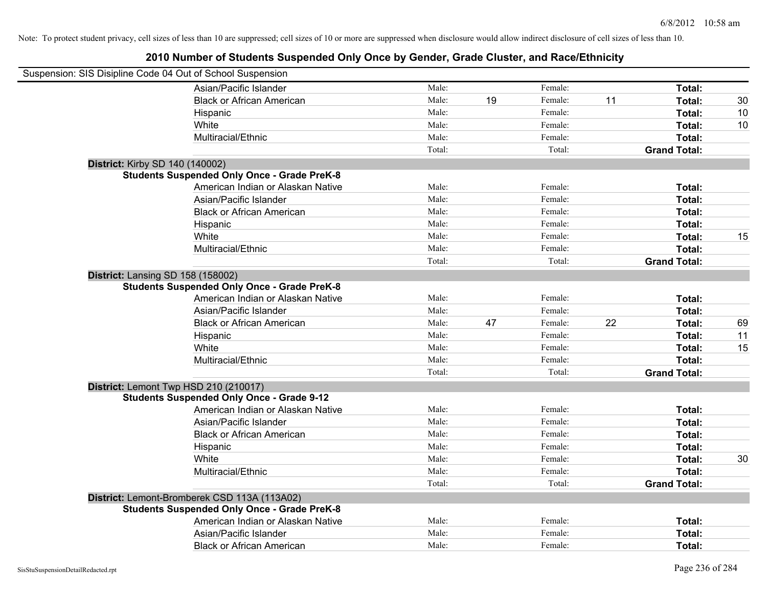Note: To protect student privacy, cell sizes of less than 10 are suppressed; cell sizes of 10 or more are suppressed when disclosure would allow indirect disclosure of cell sizes of less than 10.

## 2010 Number of Students Suspended Only Once by Gender, Grade Cluster, and Race/Ethnicity

Suspension: SIS Disipline Code 04 Out of School Suspension

| | | | | | | |
|---|---|---|---|---|---|---|
| Asian/Pacific Islander | Male: | | Female: | | **Total:** | |
| Black or African American | Male: | 19 | Female: | 11 | **Total:** | 30 |
| Hispanic | Male: | | Female: | | **Total:** | 10 |
| White | Male: | | Female: | | **Total:** | 10 |
| Multiracial/Ethnic | Male: | | Female: | | **Total:** | |
| | Total: | | Total: | | **Grand Total:** | |

**District:** Kirby SD 140 (140002)

**Students Suspended Only Once - Grade PreK-8**

| | | | | | | |
|---|---|---|---|---|---|---|
| American Indian or Alaskan Native | Male: | | Female: | | **Total:** | |
| Asian/Pacific Islander | Male: | | Female: | | **Total:** | |
| Black or African American | Male: | | Female: | | **Total:** | |
| Hispanic | Male: | | Female: | | **Total:** | |
| White | Male: | | Female: | | **Total:** | 15 |
| Multiracial/Ethnic | Male: | | Female: | | **Total:** | |
| | Total: | | Total: | | **Grand Total:** | |

**District:** Lansing SD 158 (158002)

**Students Suspended Only Once - Grade PreK-8**

| | | | | | | |
|---|---|---|---|---|---|---|
| American Indian or Alaskan Native | Male: | | Female: | | **Total:** | |
| Asian/Pacific Islander | Male: | | Female: | | **Total:** | |
| Black or African American | Male: | 47 | Female: | 22 | **Total:** | 69 |
| Hispanic | Male: | | Female: | | **Total:** | 11 |
| White | Male: | | Female: | | **Total:** | 15 |
| Multiracial/Ethnic | Male: | | Female: | | **Total:** | |
| | Total: | | Total: | | **Grand Total:** | |

**District:** Lemont Twp HSD 210 (210017)

**Students Suspended Only Once - Grade 9-12**

| | | | | | | |
|---|---|---|---|---|---|---|
| American Indian or Alaskan Native | Male: | | Female: | | **Total:** | |
| Asian/Pacific Islander | Male: | | Female: | | **Total:** | |
| Black or African American | Male: | | Female: | | **Total:** | |
| Hispanic | Male: | | Female: | | **Total:** | |
| White | Male: | | Female: | | **Total:** | 30 |
| Multiracial/Ethnic | Male: | | Female: | | **Total:** | |
| | Total: | | Total: | | **Grand Total:** | |

**District:** Lemont-Bromberek CSD 113A (113A02)

**Students Suspended Only Once - Grade PreK-8**

| | | | | | | |
|---|---|---|---|---|---|---|
| American Indian or Alaskan Native | Male: | | Female: | | **Total:** | |
| Asian/Pacific Islander | Male: | | Female: | | **Total:** | |
| Black or African American | Male: | | Female: | | **Total:** | |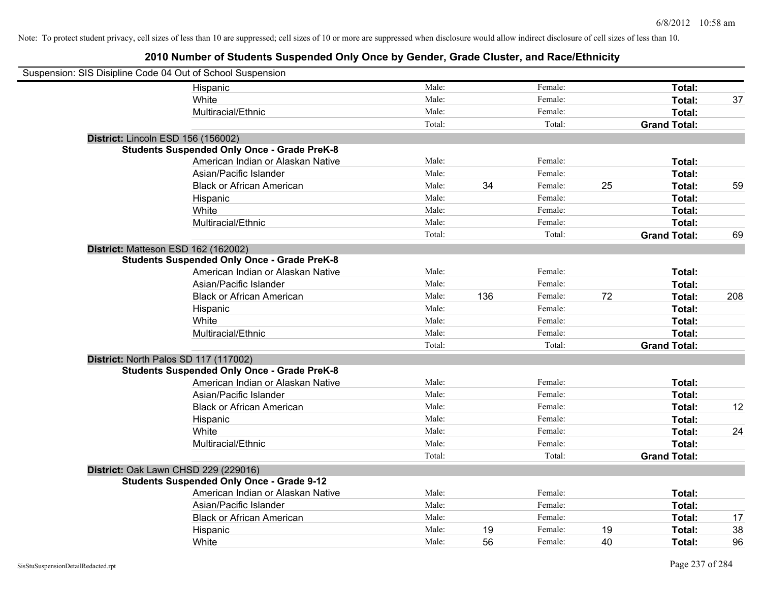Note: To protect student privacy, cell sizes of less than 10 are suppressed; cell sizes of 10 or more are suppressed when disclosure would allow indirect disclosure of cell sizes of less than 10.

## 2010 Number of Students Suspended Only Once by Gender, Grade Cluster, and Race/Ethnicity

Suspension: SIS Disipline Code 04 Out of School Suspension

| | | | | | | |
|---|---|---|---|---|---|---|
| Hispanic | Male: | | Female: | | **Total:** | |
| White | Male: | | Female: | | **Total:** | 37 |
| Multiracial/Ethnic | Male: | | Female: | | **Total:** | |
| | Total: | | Total: | | **Grand Total:** | |

**District:** Lincoln ESD 156 (156002)

**Students Suspended Only Once - Grade PreK-8**

| | | | | | | |
|---|---|---|---|---|---|---|
| American Indian or Alaskan Native | Male: | | Female: | | **Total:** | |
| Asian/Pacific Islander | Male: | | Female: | | **Total:** | |
| Black or African American | Male: | 34 | Female: | 25 | **Total:** | 59 |
| Hispanic | Male: | | Female: | | **Total:** | |
| White | Male: | | Female: | | **Total:** | |
| Multiracial/Ethnic | Male: | | Female: | | **Total:** | |
| | Total: | | Total: | | **Grand Total:** | 69 |

**District:** Matteson ESD 162 (162002)

**Students Suspended Only Once - Grade PreK-8**

| | | | | | | |
|---|---|---|---|---|---|---|
| American Indian or Alaskan Native | Male: | | Female: | | **Total:** | |
| Asian/Pacific Islander | Male: | | Female: | | **Total:** | |
| Black or African American | Male: | 136 | Female: | 72 | **Total:** | 208 |
| Hispanic | Male: | | Female: | | **Total:** | |
| White | Male: | | Female: | | **Total:** | |
| Multiracial/Ethnic | Male: | | Female: | | **Total:** | |
| | Total: | | Total: | | **Grand Total:** | |

**District:** North Palos SD 117 (117002)

**Students Suspended Only Once - Grade PreK-8**

| | | | | | | |
|---|---|---|---|---|---|---|
| American Indian or Alaskan Native | Male: | | Female: | | **Total:** | |
| Asian/Pacific Islander | Male: | | Female: | | **Total:** | |
| Black or African American | Male: | | Female: | | **Total:** | 12 |
| Hispanic | Male: | | Female: | | **Total:** | |
| White | Male: | | Female: | | **Total:** | 24 |
| Multiracial/Ethnic | Male: | | Female: | | **Total:** | |
| | Total: | | Total: | | **Grand Total:** | |

**District:** Oak Lawn CHSD 229 (229016)

**Students Suspended Only Once - Grade 9-12**

| | | | | | | |
|---|---|---|---|---|---|---|
| American Indian or Alaskan Native | Male: | | Female: | | **Total:** | |
| Asian/Pacific Islander | Male: | | Female: | | **Total:** | |
| Black or African American | Male: | | Female: | | **Total:** | 17 |
| Hispanic | Male: | 19 | Female: | 19 | **Total:** | 38 |
| White | Male: | 56 | Female: | 40 | **Total:** | 96 |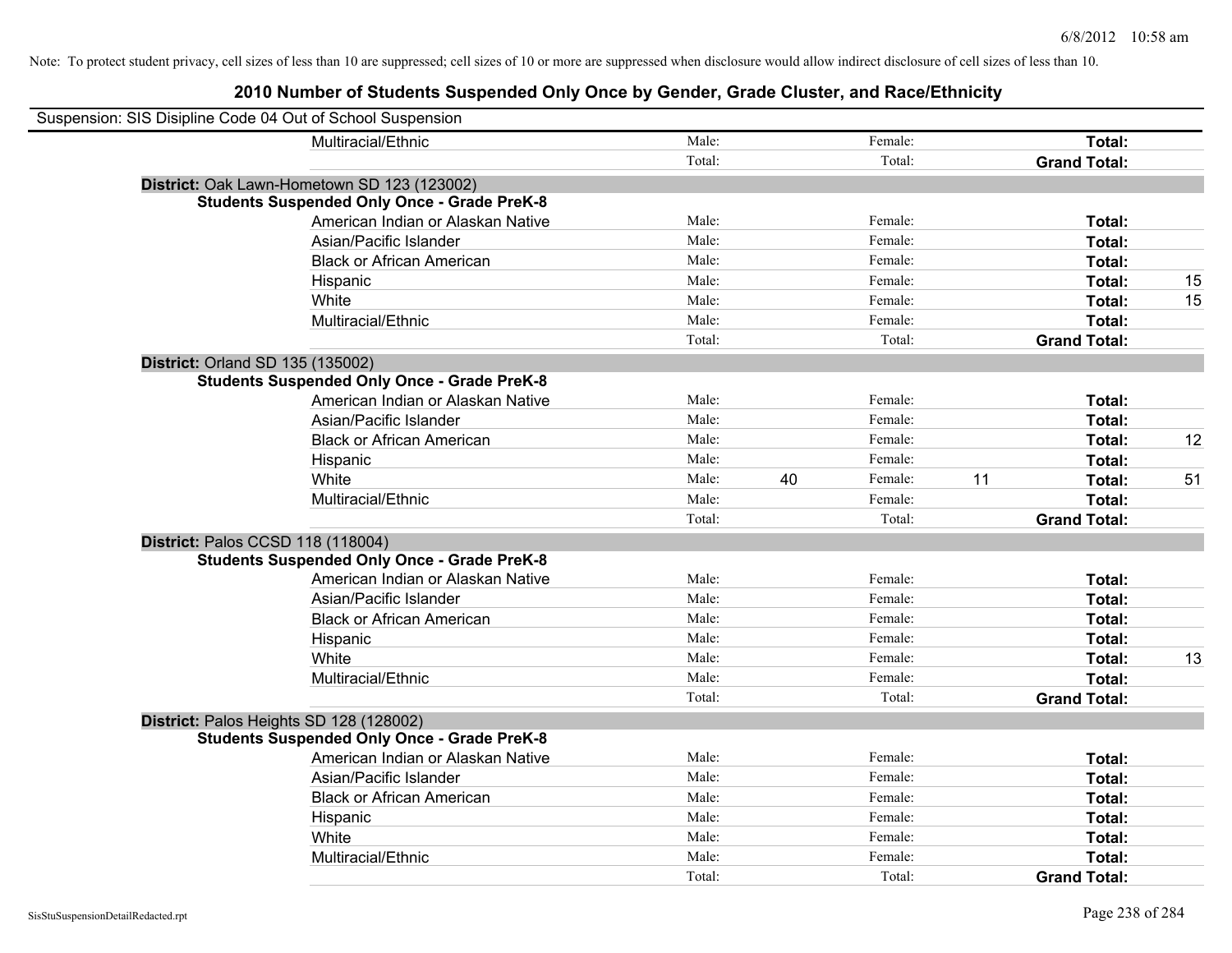Note: To protect student privacy, cell sizes of less than 10 are suppressed; cell sizes of 10 or more are suppressed when disclosure would allow indirect disclosure of cell sizes of less than 10.

## 2010 Number of Students Suspended Only Once by Gender, Grade Cluster, and Race/Ethnicity

Suspension: SIS Disipline Code 04 Out of School Suspension

| | | | | | | |
|---|---|---|---|---|---|---|
| Multiracial/Ethnic | Male: | | Female: | | **Total:** | |
| | Total: | | Total: | | **Grand Total:** | |

**District:** Oak Lawn-Hometown SD 123 (123002)

**Students Suspended Only Once - Grade PreK-8**

| | | | | | | |
|---|---|---|---|---|---|---|
| American Indian or Alaskan Native | Male: | | Female: | | **Total:** | |
| Asian/Pacific Islander | Male: | | Female: | | **Total:** | |
| Black or African American | Male: | | Female: | | **Total:** | |
| Hispanic | Male: | | Female: | | **Total:** | 15 |
| White | Male: | | Female: | | **Total:** | 15 |
| Multiracial/Ethnic | Male: | | Female: | | **Total:** | |
| | Total: | | Total: | | **Grand Total:** | |

**District:** Orland SD 135 (135002)

**Students Suspended Only Once - Grade PreK-8**

| | | | | | | |
|---|---|---|---|---|---|---|
| American Indian or Alaskan Native | Male: | | Female: | | **Total:** | |
| Asian/Pacific Islander | Male: | | Female: | | **Total:** | |
| Black or African American | Male: | | Female: | | **Total:** | 12 |
| Hispanic | Male: | | Female: | | **Total:** | |
| White | Male: | 40 | Female: | 11 | **Total:** | 51 |
| Multiracial/Ethnic | Male: | | Female: | | **Total:** | |
| | Total: | | Total: | | **Grand Total:** | |

**District:** Palos CCSD 118 (118004)

**Students Suspended Only Once - Grade PreK-8**

| | | | | | | |
|---|---|---|---|---|---|---|
| American Indian or Alaskan Native | Male: | | Female: | | **Total:** | |
| Asian/Pacific Islander | Male: | | Female: | | **Total:** | |
| Black or African American | Male: | | Female: | | **Total:** | |
| Hispanic | Male: | | Female: | | **Total:** | |
| White | Male: | | Female: | | **Total:** | 13 |
| Multiracial/Ethnic | Male: | | Female: | | **Total:** | |
| | Total: | | Total: | | **Grand Total:** | |

**District:** Palos Heights SD 128 (128002)

**Students Suspended Only Once - Grade PreK-8**

| | | | | | | |
|---|---|---|---|---|---|---|
| American Indian or Alaskan Native | Male: | | Female: | | **Total:** | |
| Asian/Pacific Islander | Male: | | Female: | | **Total:** | |
| Black or African American | Male: | | Female: | | **Total:** | |
| Hispanic | Male: | | Female: | | **Total:** | |
| White | Male: | | Female: | | **Total:** | |
| Multiracial/Ethnic | Male: | | Female: | | **Total:** | |
| | Total: | | Total: | | **Grand Total:** | |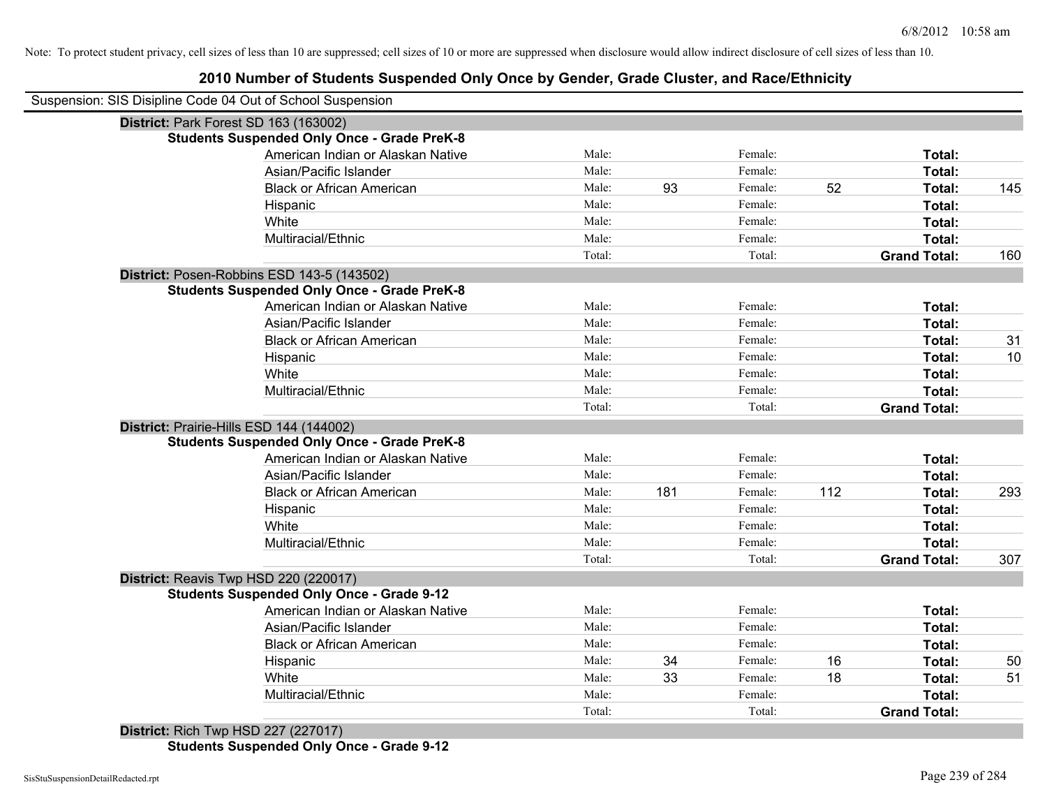Note: To protect student privacy, cell sizes of less than 10 are suppressed; cell sizes of 10 or more are suppressed when disclosure would allow indirect disclosure of cell sizes of less than 10.

# 2010 Number of Students Suspended Only Once by Gender, Grade Cluster, and Race/Ethnicity

Suspension: SIS Disipline Code 04 Out of School Suspension

## District: Park Forest SD 163 (163002)

### Students Suspended Only Once - Grade PreK-8

| Race/Ethnicity | | | | | | |
|---|---|---|---|---|---|---|
| American Indian or Alaskan Native | Male: | | Female: | | Total: | |
| Asian/Pacific Islander | Male: | | Female: | | Total: | |
| Black or African American | Male: | 93 | Female: | 52 | Total: | 145 |
| Hispanic | Male: | | Female: | | Total: | |
| White | Male: | | Female: | | Total: | |
| Multiracial/Ethnic | Male: | | Female: | | Total: | |
| | Total: | | Total: | | Grand Total: | 160 |

## District: Posen-Robbins ESD 143-5 (143502)

### Students Suspended Only Once - Grade PreK-8

| Race/Ethnicity | | | | | | |
|---|---|---|---|---|---|---|
| American Indian or Alaskan Native | Male: | | Female: | | Total: | |
| Asian/Pacific Islander | Male: | | Female: | | Total: | |
| Black or African American | Male: | | Female: | | Total: | 31 |
| Hispanic | Male: | | Female: | | Total: | 10 |
| White | Male: | | Female: | | Total: | |
| Multiracial/Ethnic | Male: | | Female: | | Total: | |
| | Total: | | Total: | | Grand Total: | |

## District: Prairie-Hills ESD 144 (144002)

### Students Suspended Only Once - Grade PreK-8

| Race/Ethnicity | | | | | | |
|---|---|---|---|---|---|---|
| American Indian or Alaskan Native | Male: | | Female: | | Total: | |
| Asian/Pacific Islander | Male: | | Female: | | Total: | |
| Black or African American | Male: | 181 | Female: | 112 | Total: | 293 |
| Hispanic | Male: | | Female: | | Total: | |
| White | Male: | | Female: | | Total: | |
| Multiracial/Ethnic | Male: | | Female: | | Total: | |
| | Total: | | Total: | | Grand Total: | 307 |

## District: Reavis Twp HSD 220 (220017)

### Students Suspended Only Once - Grade 9-12

| Race/Ethnicity | | | | | | |
|---|---|---|---|---|---|---|
| American Indian or Alaskan Native | Male: | | Female: | | Total: | |
| Asian/Pacific Islander | Male: | | Female: | | Total: | |
| Black or African American | Male: | | Female: | | Total: | |
| Hispanic | Male: | 34 | Female: | 16 | Total: | 50 |
| White | Male: | 33 | Female: | 18 | Total: | 51 |
| Multiracial/Ethnic | Male: | | Female: | | Total: | |
| | Total: | | Total: | | Grand Total: | |

## District: Rich Twp HSD 227 (227017)

### Students Suspended Only Once - Grade 9-12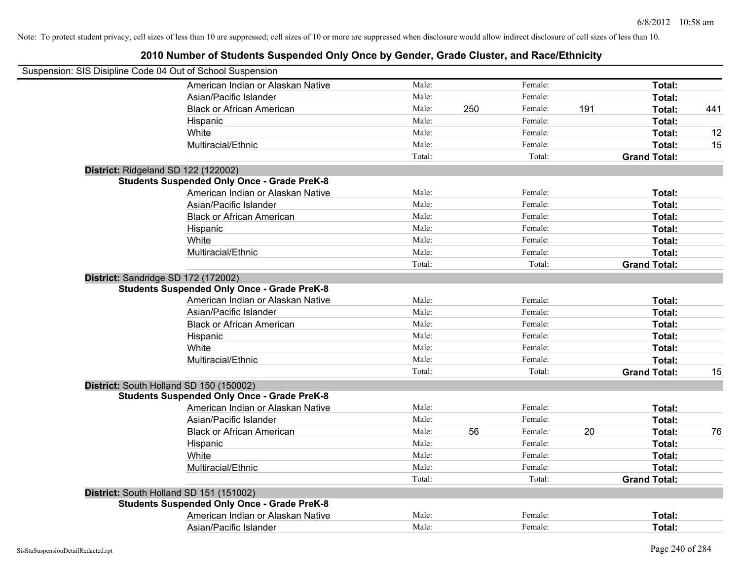Note: To protect student privacy, cell sizes of less than 10 are suppressed; cell sizes of 10 or more are suppressed when disclosure would allow indirect disclosure of cell sizes of less than 10.

# 2010 Number of Students Suspended Only Once by Gender, Grade Cluster, and Race/Ethnicity

Suspension: SIS Disipline Code 04 Out of School Suspension

| | | | | | | |
|---|---|---|---|---|---|---|
| American Indian or Alaskan Native | Male: | | Female: | | **Total:** | |
| Asian/Pacific Islander | Male: | | Female: | | **Total:** | |
| Black or African American | Male: | 250 | Female: | 191 | **Total:** | 441 |
| Hispanic | Male: | | Female: | | **Total:** | |
| White | Male: | | Female: | | **Total:** | 12 |
| Multiracial/Ethnic | Male: | | Female: | | **Total:** | 15 |
| | Total: | | Total: | | **Grand Total:** | |

**District:** Ridgeland SD 122 (122002)

**Students Suspended Only Once - Grade PreK-8**

| | | | | | | |
|---|---|---|---|---|---|---|
| American Indian or Alaskan Native | Male: | | Female: | | **Total:** | |
| Asian/Pacific Islander | Male: | | Female: | | **Total:** | |
| Black or African American | Male: | | Female: | | **Total:** | |
| Hispanic | Male: | | Female: | | **Total:** | |
| White | Male: | | Female: | | **Total:** | |
| Multiracial/Ethnic | Male: | | Female: | | **Total:** | |
| | Total: | | Total: | | **Grand Total:** | |

**District:** Sandridge SD 172 (172002)

**Students Suspended Only Once - Grade PreK-8**

| | | | | | | |
|---|---|---|---|---|---|---|
| American Indian or Alaskan Native | Male: | | Female: | | **Total:** | |
| Asian/Pacific Islander | Male: | | Female: | | **Total:** | |
| Black or African American | Male: | | Female: | | **Total:** | |
| Hispanic | Male: | | Female: | | **Total:** | |
| White | Male: | | Female: | | **Total:** | |
| Multiracial/Ethnic | Male: | | Female: | | **Total:** | |
| | Total: | | Total: | | **Grand Total:** | 15 |

**District:** South Holland SD 150 (150002)

**Students Suspended Only Once - Grade PreK-8**

| | | | | | | |
|---|---|---|---|---|---|---|
| American Indian or Alaskan Native | Male: | | Female: | | **Total:** | |
| Asian/Pacific Islander | Male: | | Female: | | **Total:** | |
| Black or African American | Male: | 56 | Female: | 20 | **Total:** | 76 |
| Hispanic | Male: | | Female: | | **Total:** | |
| White | Male: | | Female: | | **Total:** | |
| Multiracial/Ethnic | Male: | | Female: | | **Total:** | |
| | Total: | | Total: | | **Grand Total:** | |

**District:** South Holland SD 151 (151002)

**Students Suspended Only Once - Grade PreK-8**

| | | | | | | |
|---|---|---|---|---|---|---|
| American Indian or Alaskan Native | Male: | | Female: | | **Total:** | |
| Asian/Pacific Islander | Male: | | Female: | | **Total:** | |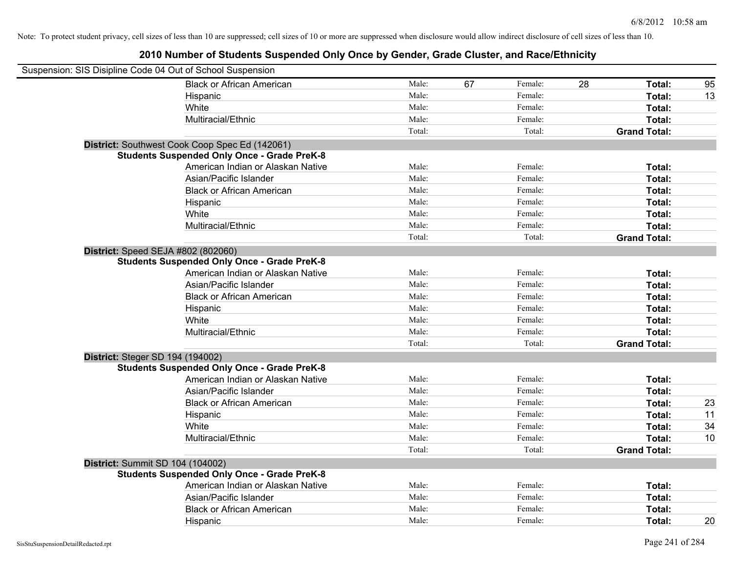Note: To protect student privacy, cell sizes of less than 10 are suppressed; cell sizes of 10 or more are suppressed when disclosure would allow indirect disclosure of cell sizes of less than 10.

## 2010 Number of Students Suspended Only Once by Gender, Grade Cluster, and Race/Ethnicity

Suspension: SIS Disipline Code 04 Out of School Suspension

| | | | | | | |
|---|---|---|---|---|---|---|
| Black or African American | Male: | 67 | Female: | 28 | **Total:** | 95 |
| Hispanic | Male: | | Female: | | **Total:** | 13 |
| White | Male: | | Female: | | **Total:** | |
| Multiracial/Ethnic | Male: | | Female: | | **Total:** | |
| | Total: | | Total: | | **Grand Total:** | |

**District:** Southwest Cook Coop Spec Ed (142061)

**Students Suspended Only Once - Grade PreK-8**

| | | | | | | |
|---|---|---|---|---|---|---|
| American Indian or Alaskan Native | Male: | | Female: | | **Total:** | |
| Asian/Pacific Islander | Male: | | Female: | | **Total:** | |
| Black or African American | Male: | | Female: | | **Total:** | |
| Hispanic | Male: | | Female: | | **Total:** | |
| White | Male: | | Female: | | **Total:** | |
| Multiracial/Ethnic | Male: | | Female: | | **Total:** | |
| | Total: | | Total: | | **Grand Total:** | |

**District:** Speed SEJA #802 (802060)

**Students Suspended Only Once - Grade PreK-8**

| | | | | | | |
|---|---|---|---|---|---|---|
| American Indian or Alaskan Native | Male: | | Female: | | **Total:** | |
| Asian/Pacific Islander | Male: | | Female: | | **Total:** | |
| Black or African American | Male: | | Female: | | **Total:** | |
| Hispanic | Male: | | Female: | | **Total:** | |
| White | Male: | | Female: | | **Total:** | |
| Multiracial/Ethnic | Male: | | Female: | | **Total:** | |
| | Total: | | Total: | | **Grand Total:** | |

**District:** Steger SD 194 (194002)

**Students Suspended Only Once - Grade PreK-8**

| | | | | | | |
|---|---|---|---|---|---|---|
| American Indian or Alaskan Native | Male: | | Female: | | **Total:** | |
| Asian/Pacific Islander | Male: | | Female: | | **Total:** | |
| Black or African American | Male: | | Female: | | **Total:** | 23 |
| Hispanic | Male: | | Female: | | **Total:** | 11 |
| White | Male: | | Female: | | **Total:** | 34 |
| Multiracial/Ethnic | Male: | | Female: | | **Total:** | 10 |
| | Total: | | Total: | | **Grand Total:** | |

**District:** Summit SD 104 (104002)

**Students Suspended Only Once - Grade PreK-8**

| | | | | | | |
|---|---|---|---|---|---|---|
| American Indian or Alaskan Native | Male: | | Female: | | **Total:** | |
| Asian/Pacific Islander | Male: | | Female: | | **Total:** | |
| Black or African American | Male: | | Female: | | **Total:** | |
| Hispanic | Male: | | Female: | | **Total:** | 20 |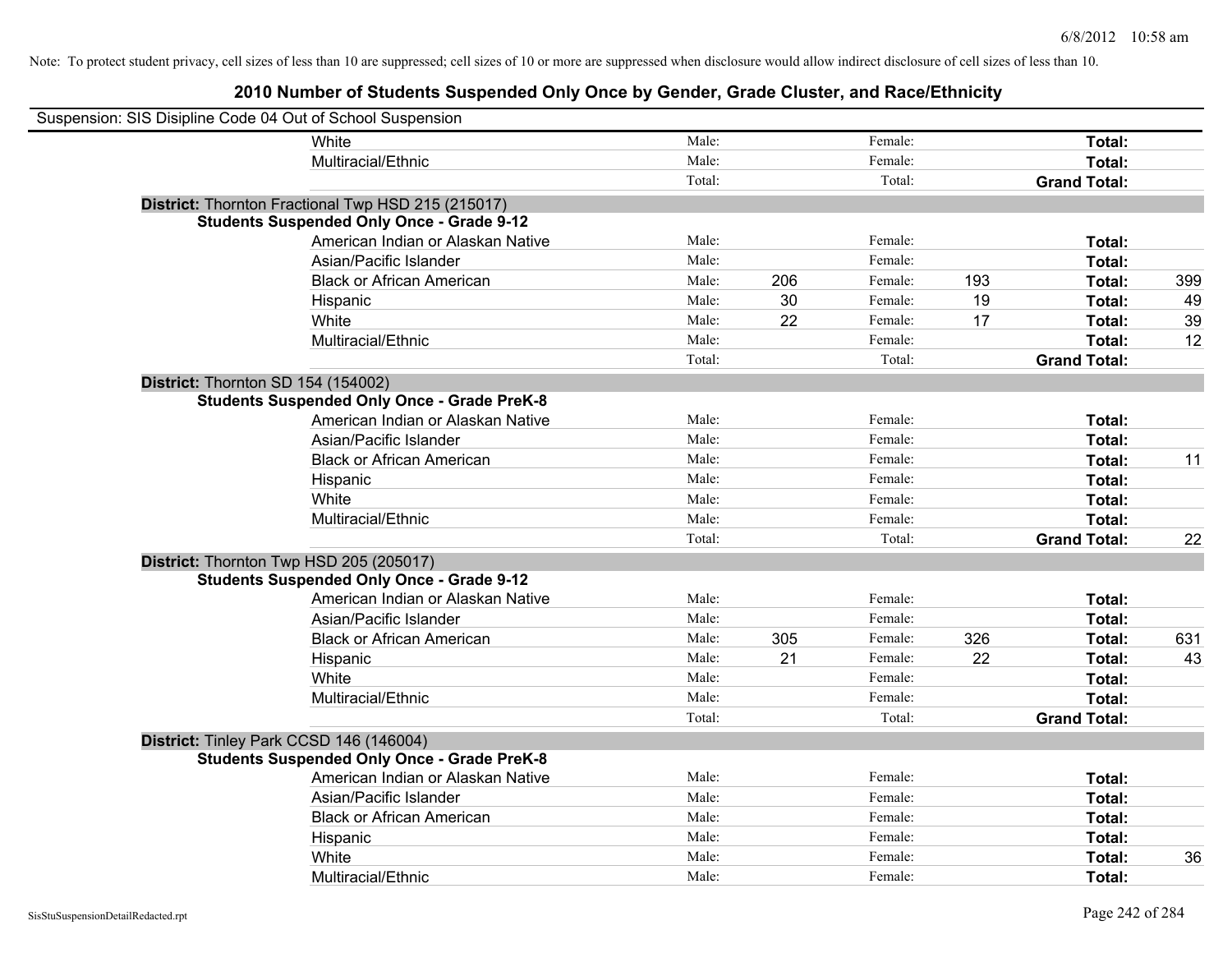Note: To protect student privacy, cell sizes of less than 10 are suppressed; cell sizes of 10 or more are suppressed when disclosure would allow indirect disclosure of cell sizes of less than 10.

## 2010 Number of Students Suspended Only Once by Gender, Grade Cluster, and Race/Ethnicity

Suspension: SIS Disipline Code 04 Out of School Suspension

| | | | | | | | |
|---|---|---|---|---|---|---|---|
| White | Male: | | Female: | | **Total:** | |
| Multiracial/Ethnic | Male: | | Female: | | **Total:** | |
| | Total: | | Total: | | **Grand Total:** | |

**District:** Thornton Fractional Twp HSD 215 (215017)

**Students Suspended Only Once - Grade 9-12**

| | | | | | | |
|---|---|---|---|---|---|---|
| American Indian or Alaskan Native | Male: | | Female: | | **Total:** | |
| Asian/Pacific Islander | Male: | | Female: | | **Total:** | |
| Black or African American | Male: | 206 | Female: | 193 | **Total:** | 399 |
| Hispanic | Male: | 30 | Female: | 19 | **Total:** | 49 |
| White | Male: | 22 | Female: | 17 | **Total:** | 39 |
| Multiracial/Ethnic | Male: | | Female: | | **Total:** | 12 |
| | Total: | | Total: | | **Grand Total:** | |

**District:** Thornton SD 154 (154002)

**Students Suspended Only Once - Grade PreK-8**

| | | | | | | |
|---|---|---|---|---|---|---|
| American Indian or Alaskan Native | Male: | | Female: | | **Total:** | |
| Asian/Pacific Islander | Male: | | Female: | | **Total:** | |
| Black or African American | Male: | | Female: | | **Total:** | 11 |
| Hispanic | Male: | | Female: | | **Total:** | |
| White | Male: | | Female: | | **Total:** | |
| Multiracial/Ethnic | Male: | | Female: | | **Total:** | |
| | Total: | | Total: | | **Grand Total:** | 22 |

**District:** Thornton Twp HSD 205 (205017)

**Students Suspended Only Once - Grade 9-12**

| | | | | | | |
|---|---|---|---|---|---|---|
| American Indian or Alaskan Native | Male: | | Female: | | **Total:** | |
| Asian/Pacific Islander | Male: | | Female: | | **Total:** | |
| Black or African American | Male: | 305 | Female: | 326 | **Total:** | 631 |
| Hispanic | Male: | 21 | Female: | 22 | **Total:** | 43 |
| White | Male: | | Female: | | **Total:** | |
| Multiracial/Ethnic | Male: | | Female: | | **Total:** | |
| | Total: | | Total: | | **Grand Total:** | |

**District:** Tinley Park CCSD 146 (146004)

**Students Suspended Only Once - Grade PreK-8**

| | | | | | | |
|---|---|---|---|---|---|---|
| American Indian or Alaskan Native | Male: | | Female: | | **Total:** | |
| Asian/Pacific Islander | Male: | | Female: | | **Total:** | |
| Black or African American | Male: | | Female: | | **Total:** | |
| Hispanic | Male: | | Female: | | **Total:** | |
| White | Male: | | Female: | | **Total:** | 36 |
| Multiracial/Ethnic | Male: | | Female: | | **Total:** | |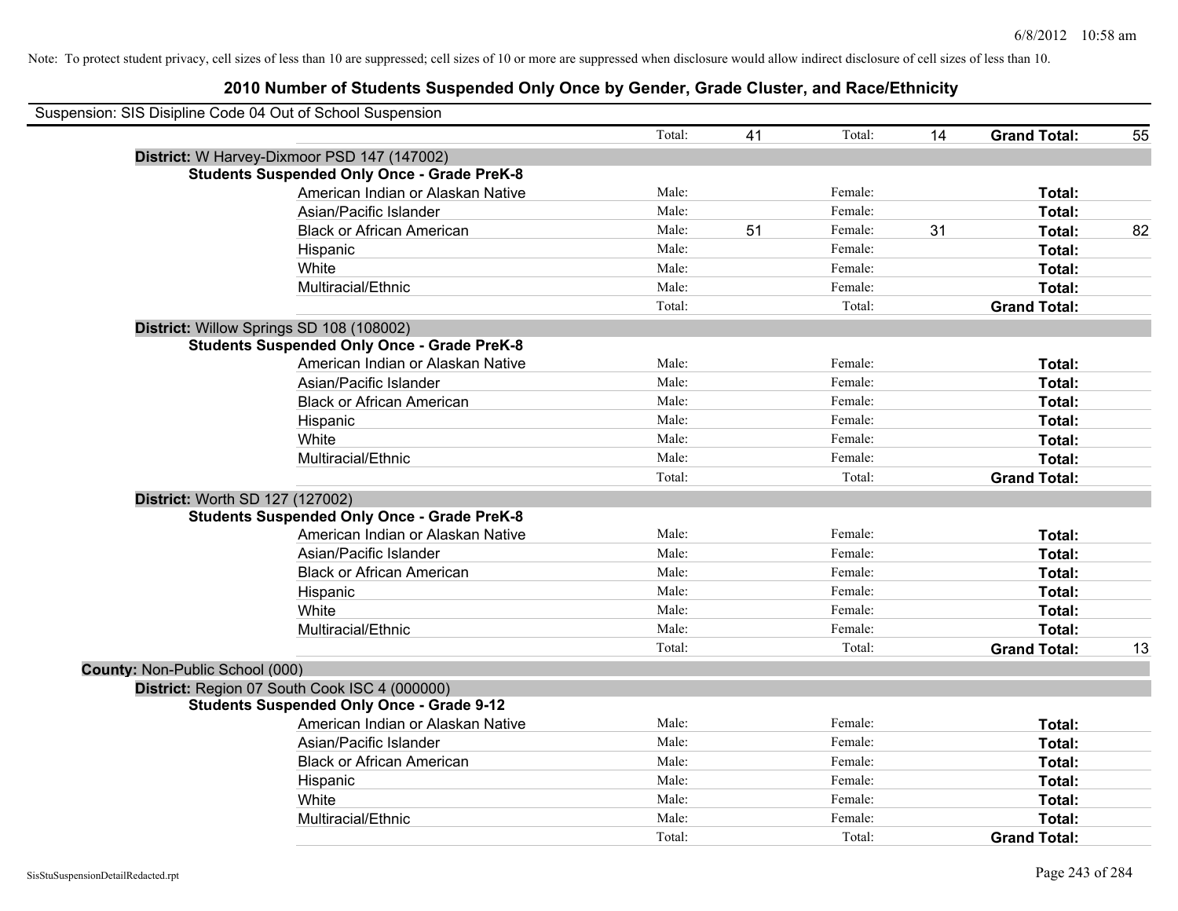Note: To protect student privacy, cell sizes of less than 10 are suppressed; cell sizes of 10 or more are suppressed when disclosure would allow indirect disclosure of cell sizes of less than 10.

# 2010 Number of Students Suspended Only Once by Gender, Grade Cluster, and Race/Ethnicity

Suspension: SIS Disipline Code 04 Out of School Suspension

| | | | | | | |
|---|---|---|---|---|---|---|
| | Total: | 41 | Total: | 14 | **Grand Total:** | 55 |

**District:** W Harvey-Dixmoor PSD 147 (147002)

**Students Suspended Only Once - Grade PreK-8**

| Race/Ethnicity | | Male | | Female | | Total |
|---|---|---|---|---|---|---|
| American Indian or Alaskan Native | Male: | | Female: | | **Total:** | |
| Asian/Pacific Islander | Male: | | Female: | | **Total:** | |
| Black or African American | Male: | 51 | Female: | 31 | **Total:** | 82 |
| Hispanic | Male: | | Female: | | **Total:** | |
| White | Male: | | Female: | | **Total:** | |
| Multiracial/Ethnic | Male: | | Female: | | **Total:** | |
| | Total: | | Total: | | **Grand Total:** | |

**District:** Willow Springs SD 108 (108002)

**Students Suspended Only Once - Grade PreK-8**

| Race/Ethnicity | | Male | | Female | | Total |
|---|---|---|---|---|---|---|
| American Indian or Alaskan Native | Male: | | Female: | | **Total:** | |
| Asian/Pacific Islander | Male: | | Female: | | **Total:** | |
| Black or African American | Male: | | Female: | | **Total:** | |
| Hispanic | Male: | | Female: | | **Total:** | |
| White | Male: | | Female: | | **Total:** | |
| Multiracial/Ethnic | Male: | | Female: | | **Total:** | |
| | Total: | | Total: | | **Grand Total:** | |

**District:** Worth SD 127 (127002)

**Students Suspended Only Once - Grade PreK-8**

| Race/Ethnicity | | Male | | Female | | Total |
|---|---|---|---|---|---|---|
| American Indian or Alaskan Native | Male: | | Female: | | **Total:** | |
| Asian/Pacific Islander | Male: | | Female: | | **Total:** | |
| Black or African American | Male: | | Female: | | **Total:** | |
| Hispanic | Male: | | Female: | | **Total:** | |
| White | Male: | | Female: | | **Total:** | |
| Multiracial/Ethnic | Male: | | Female: | | **Total:** | |
| | Total: | | Total: | | **Grand Total:** | 13 |

**County:** Non-Public School (000)

**District:** Region 07 South Cook ISC 4 (000000)

**Students Suspended Only Once - Grade 9-12**

| Race/Ethnicity | | Male | | Female | | Total |
|---|---|---|---|---|---|---|
| American Indian or Alaskan Native | Male: | | Female: | | **Total:** | |
| Asian/Pacific Islander | Male: | | Female: | | **Total:** | |
| Black or African American | Male: | | Female: | | **Total:** | |
| Hispanic | Male: | | Female: | | **Total:** | |
| White | Male: | | Female: | | **Total:** | |
| Multiracial/Ethnic | Male: | | Female: | | **Total:** | |
| | Total: | | Total: | | **Grand Total:** | |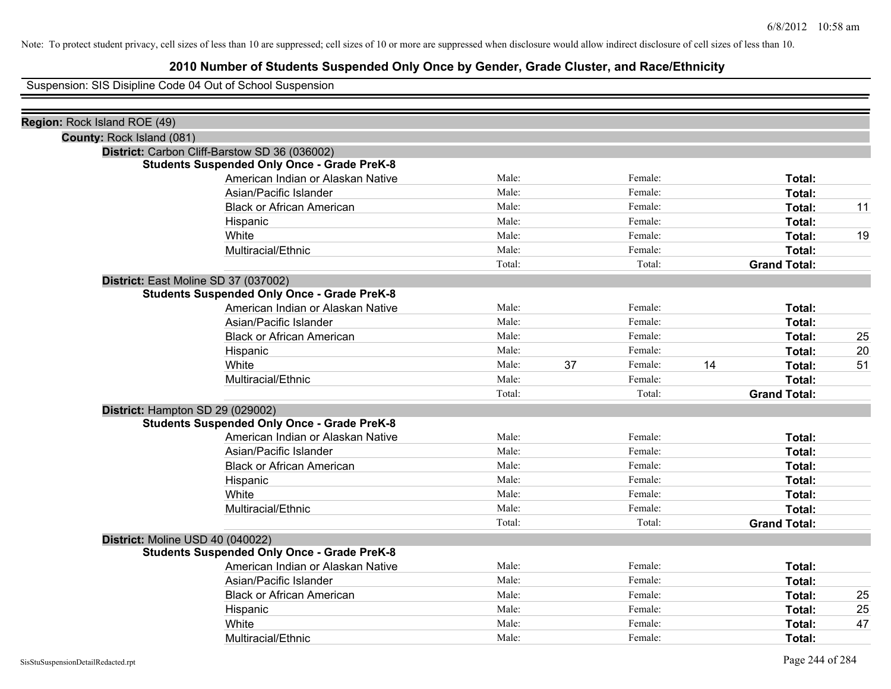Note: To protect student privacy, cell sizes of less than 10 are suppressed; cell sizes of 10 or more are suppressed when disclosure would allow indirect disclosure of cell sizes of less than 10.

# 2010 Number of Students Suspended Only Once by Gender, Grade Cluster, and Race/Ethnicity

Suspension: SIS Disipline Code 04 Out of School Suspension

**Region:** Rock Island ROE (49)

**County:** Rock Island (081)

**District:** Carbon Cliff-Barstow SD 36 (036002)

**Students Suspended Only Once - Grade PreK-8**

| Race/Ethnicity | Male: | | Female: | | Total: | |
|---|---|---|---|---|---|---|
| American Indian or Alaskan Native | Male: | | Female: | | **Total:** | |
| Asian/Pacific Islander | Male: | | Female: | | **Total:** | |
| Black or African American | Male: | | Female: | | **Total:** | 11 |
| Hispanic | Male: | | Female: | | **Total:** | |
| White | Male: | | Female: | | **Total:** | 19 |
| Multiracial/Ethnic | Male: | | Female: | | **Total:** | |
| | Total: | | Total: | | **Grand Total:** | |

**District:** East Moline SD 37 (037002)

**Students Suspended Only Once - Grade PreK-8**

| Race/Ethnicity | Male: | | Female: | | Total: | |
|---|---|---|---|---|---|---|
| American Indian or Alaskan Native | Male: | | Female: | | **Total:** | |
| Asian/Pacific Islander | Male: | | Female: | | **Total:** | |
| Black or African American | Male: | | Female: | | **Total:** | 25 |
| Hispanic | Male: | | Female: | | **Total:** | 20 |
| White | Male: | 37 | Female: | 14 | **Total:** | 51 |
| Multiracial/Ethnic | Male: | | Female: | | **Total:** | |
| | Total: | | Total: | | **Grand Total:** | |

**District:** Hampton SD 29 (029002)

**Students Suspended Only Once - Grade PreK-8**

| Race/Ethnicity | Male: | | Female: | | Total: | |
|---|---|---|---|---|---|---|
| American Indian or Alaskan Native | Male: | | Female: | | **Total:** | |
| Asian/Pacific Islander | Male: | | Female: | | **Total:** | |
| Black or African American | Male: | | Female: | | **Total:** | |
| Hispanic | Male: | | Female: | | **Total:** | |
| White | Male: | | Female: | | **Total:** | |
| Multiracial/Ethnic | Male: | | Female: | | **Total:** | |
| | Total: | | Total: | | **Grand Total:** | |

**District:** Moline USD 40 (040022)

**Students Suspended Only Once - Grade PreK-8**

| Race/Ethnicity | Male: | | Female: | | Total: | |
|---|---|---|---|---|---|---|
| American Indian or Alaskan Native | Male: | | Female: | | **Total:** | |
| Asian/Pacific Islander | Male: | | Female: | | **Total:** | |
| Black or African American | Male: | | Female: | | **Total:** | 25 |
| Hispanic | Male: | | Female: | | **Total:** | 25 |
| White | Male: | | Female: | | **Total:** | 47 |
| Multiracial/Ethnic | Male: | | Female: | | **Total:** | |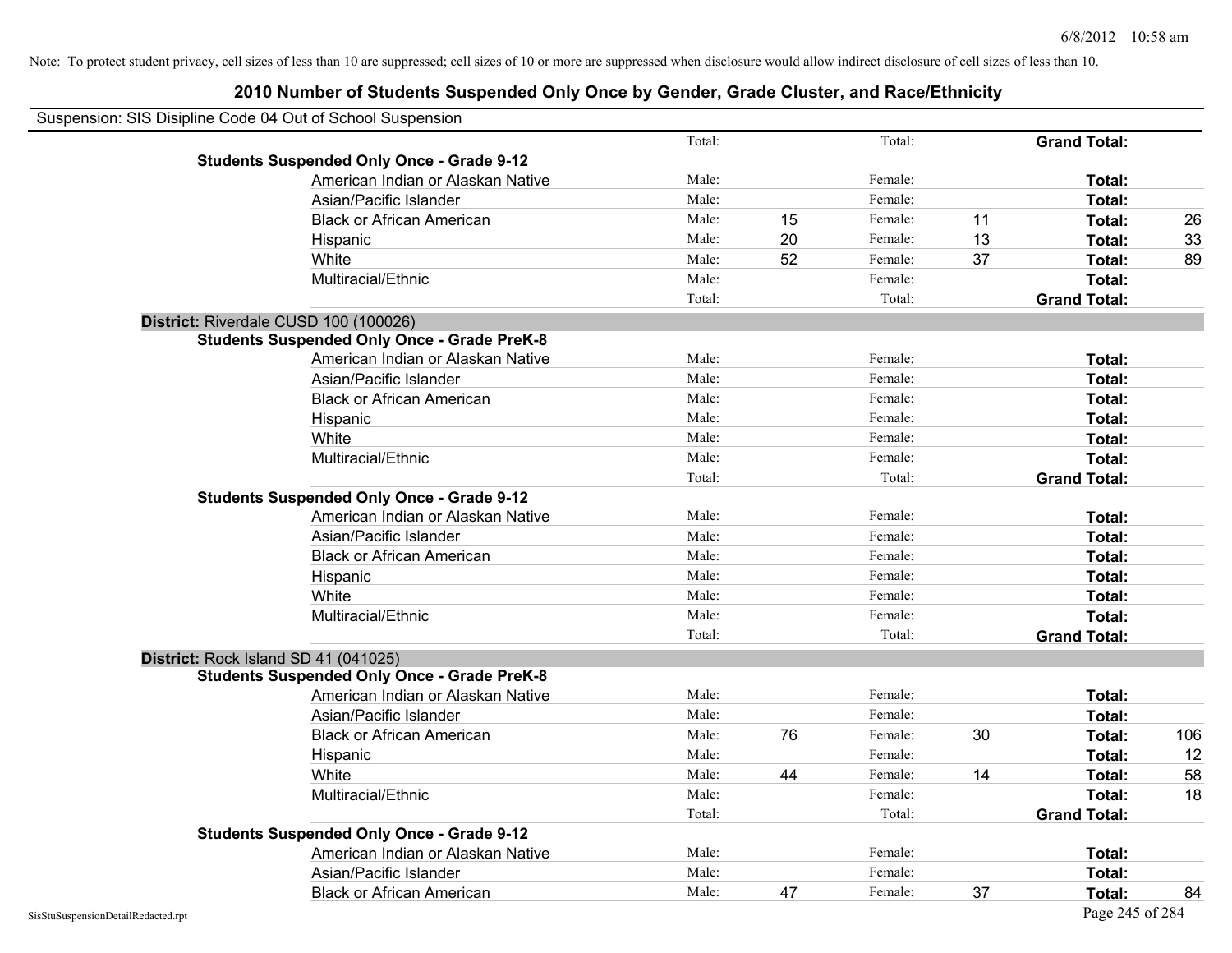Note: To protect student privacy, cell sizes of less than 10 are suppressed; cell sizes of 10 or more are suppressed when disclosure would allow indirect disclosure of cell sizes of less than 10.

# 2010 Number of Students Suspended Only Once by Gender, Grade Cluster, and Race/Ethnicity

Suspension: SIS Disipline Code 04 Out of School Suspension

| | | | | | | | |
|---|---|---|---|---|---|---|---|
| | Total: | | Total: | | **Grand Total:** | |
| **Students Suspended Only Once - Grade 9-12** | | | | | | |
| American Indian or Alaskan Native | Male: | | Female: | | **Total:** | |
| Asian/Pacific Islander | Male: | | Female: | | **Total:** | |
| Black or African American | Male: | 15 | Female: | 11 | **Total:** | 26 |
| Hispanic | Male: | 20 | Female: | 13 | **Total:** | 33 |
| White | Male: | 52 | Female: | 37 | **Total:** | 89 |
| Multiracial/Ethnic | Male: | | Female: | | **Total:** | |
| | Total: | | Total: | | **Grand Total:** | |

**District:** Riverdale CUSD 100 (100026)

| | | | | | | |
|---|---|---|---|---|---|---|
| **Students Suspended Only Once - Grade PreK-8** | | | | | | |
| American Indian or Alaskan Native | Male: | | Female: | | **Total:** | |
| Asian/Pacific Islander | Male: | | Female: | | **Total:** | |
| Black or African American | Male: | | Female: | | **Total:** | |
| Hispanic | Male: | | Female: | | **Total:** | |
| White | Male: | | Female: | | **Total:** | |
| Multiracial/Ethnic | Male: | | Female: | | **Total:** | |
| | Total: | | Total: | | **Grand Total:** | |
| **Students Suspended Only Once - Grade 9-12** | | | | | | |
| American Indian or Alaskan Native | Male: | | Female: | | **Total:** | |
| Asian/Pacific Islander | Male: | | Female: | | **Total:** | |
| Black or African American | Male: | | Female: | | **Total:** | |
| Hispanic | Male: | | Female: | | **Total:** | |
| White | Male: | | Female: | | **Total:** | |
| Multiracial/Ethnic | Male: | | Female: | | **Total:** | |
| | Total: | | Total: | | **Grand Total:** | |

**District:** Rock Island SD 41 (041025)

| | | | | | | |
|---|---|---|---|---|---|---|
| **Students Suspended Only Once - Grade PreK-8** | | | | | | |
| American Indian or Alaskan Native | Male: | | Female: | | **Total:** | |
| Asian/Pacific Islander | Male: | | Female: | | **Total:** | |
| Black or African American | Male: | 76 | Female: | 30 | **Total:** | 106 |
| Hispanic | Male: | | Female: | | **Total:** | 12 |
| White | Male: | 44 | Female: | 14 | **Total:** | 58 |
| Multiracial/Ethnic | Male: | | Female: | | **Total:** | 18 |
| | Total: | | Total: | | **Grand Total:** | |
| **Students Suspended Only Once - Grade 9-12** | | | | | | |
| American Indian or Alaskan Native | Male: | | Female: | | **Total:** | |
| Asian/Pacific Islander | Male: | | Female: | | **Total:** | |
| Black or African American | Male: | 47 | Female: | 37 | **Total:** | 84 |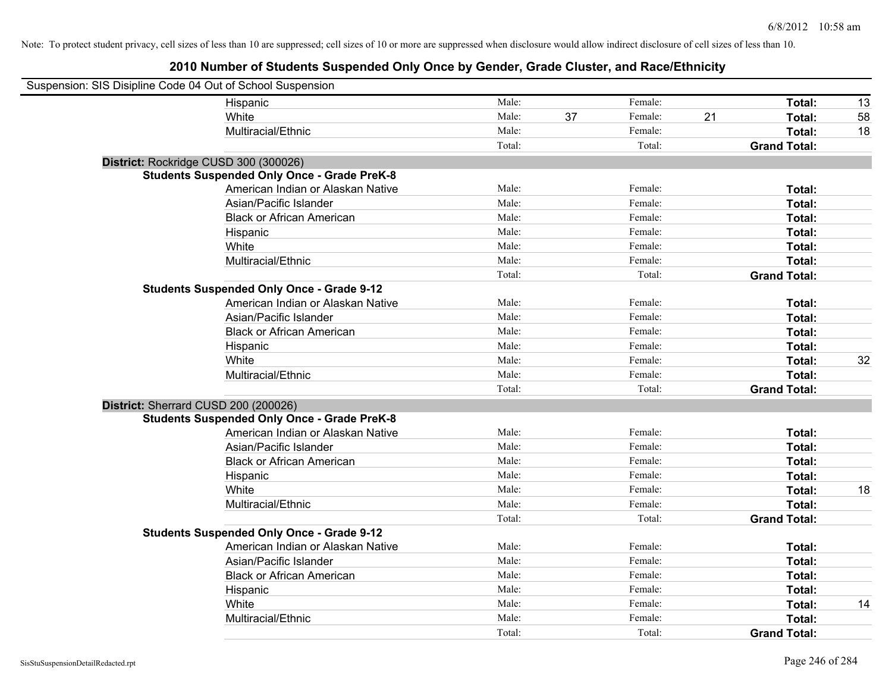Note: To protect student privacy, cell sizes of less than 10 are suppressed; cell sizes of 10 or more are suppressed when disclosure would allow indirect disclosure of cell sizes of less than 10.

## 2010 Number of Students Suspended Only Once by Gender, Grade Cluster, and Race/Ethnicity

Suspension: SIS Disipline Code 04 Out of School Suspension

| | | | | | | |
|---|---|---|---|---|---|---|
| Hispanic | Male: | | Female: | | **Total:** | 13 |
| White | Male: | 37 | Female: | 21 | **Total:** | 58 |
| Multiracial/Ethnic | Male: | | Female: | | **Total:** | 18 |
| | Total: | | Total: | | **Grand Total:** | |

**District:** Rockridge CUSD 300 (300026)

**Students Suspended Only Once - Grade PreK-8**

| | | | | | | |
|---|---|---|---|---|---|---|
| American Indian or Alaskan Native | Male: | | Female: | | **Total:** | |
| Asian/Pacific Islander | Male: | | Female: | | **Total:** | |
| Black or African American | Male: | | Female: | | **Total:** | |
| Hispanic | Male: | | Female: | | **Total:** | |
| White | Male: | | Female: | | **Total:** | |
| Multiracial/Ethnic | Male: | | Female: | | **Total:** | |
| | Total: | | Total: | | **Grand Total:** | |

**Students Suspended Only Once - Grade 9-12**

| | | | | | | |
|---|---|---|---|---|---|---|
| American Indian or Alaskan Native | Male: | | Female: | | **Total:** | |
| Asian/Pacific Islander | Male: | | Female: | | **Total:** | |
| Black or African American | Male: | | Female: | | **Total:** | |
| Hispanic | Male: | | Female: | | **Total:** | |
| White | Male: | | Female: | | **Total:** | 32 |
| Multiracial/Ethnic | Male: | | Female: | | **Total:** | |
| | Total: | | Total: | | **Grand Total:** | |

**District:** Sherrard CUSD 200 (200026)

**Students Suspended Only Once - Grade PreK-8**

| | | | | | | |
|---|---|---|---|---|---|---|
| American Indian or Alaskan Native | Male: | | Female: | | **Total:** | |
| Asian/Pacific Islander | Male: | | Female: | | **Total:** | |
| Black or African American | Male: | | Female: | | **Total:** | |
| Hispanic | Male: | | Female: | | **Total:** | |
| White | Male: | | Female: | | **Total:** | 18 |
| Multiracial/Ethnic | Male: | | Female: | | **Total:** | |
| | Total: | | Total: | | **Grand Total:** | |

**Students Suspended Only Once - Grade 9-12**

| | | | | | | |
|---|---|---|---|---|---|---|
| American Indian or Alaskan Native | Male: | | Female: | | **Total:** | |
| Asian/Pacific Islander | Male: | | Female: | | **Total:** | |
| Black or African American | Male: | | Female: | | **Total:** | |
| Hispanic | Male: | | Female: | | **Total:** | |
| White | Male: | | Female: | | **Total:** | 14 |
| Multiracial/Ethnic | Male: | | Female: | | **Total:** | |
| | Total: | | Total: | | **Grand Total:** | |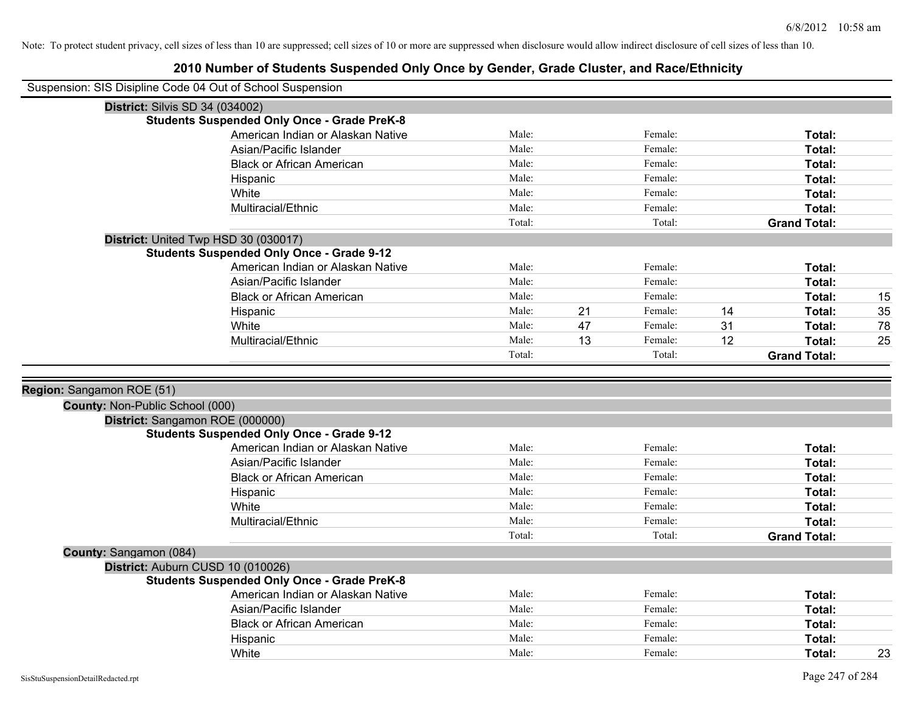Note: To protect student privacy, cell sizes of less than 10 are suppressed; cell sizes of 10 or more are suppressed when disclosure would allow indirect disclosure of cell sizes of less than 10.

# 2010 Number of Students Suspended Only Once by Gender, Grade Cluster, and Race/Ethnicity

Suspension: SIS Disipline Code 04 Out of School Suspension

**District:** Silvis SD 34 (034002)

**Students Suspended Only Once - Grade PreK-8**

| | | | | | | |
|---|---|---|---|---|---|---|
| American Indian or Alaskan Native | Male: | | Female: | | **Total:** | |
| Asian/Pacific Islander | Male: | | Female: | | **Total:** | |
| Black or African American | Male: | | Female: | | **Total:** | |
| Hispanic | Male: | | Female: | | **Total:** | |
| White | Male: | | Female: | | **Total:** | |
| Multiracial/Ethnic | Male: | | Female: | | **Total:** | |
| | Total: | | Total: | | **Grand Total:** | |

**District:** United Twp HSD 30 (030017)

**Students Suspended Only Once - Grade 9-12**

| | | | | | | |
|---|---|---|---|---|---|---|
| American Indian or Alaskan Native | Male: | | Female: | | **Total:** | |
| Asian/Pacific Islander | Male: | | Female: | | **Total:** | |
| Black or African American | Male: | | Female: | | **Total:** | 15 |
| Hispanic | Male: | 21 | Female: | 14 | **Total:** | 35 |
| White | Male: | 47 | Female: | 31 | **Total:** | 78 |
| Multiracial/Ethnic | Male: | 13 | Female: | 12 | **Total:** | 25 |
| | Total: | | Total: | | **Grand Total:** | |

**Region:** Sangamon ROE (51)

**County:** Non-Public School (000)

**District:** Sangamon ROE (000000)

**Students Suspended Only Once - Grade 9-12**

| | | | | | | |
|---|---|---|---|---|---|---|
| American Indian or Alaskan Native | Male: | | Female: | | **Total:** | |
| Asian/Pacific Islander | Male: | | Female: | | **Total:** | |
| Black or African American | Male: | | Female: | | **Total:** | |
| Hispanic | Male: | | Female: | | **Total:** | |
| White | Male: | | Female: | | **Total:** | |
| Multiracial/Ethnic | Male: | | Female: | | **Total:** | |
| | Total: | | Total: | | **Grand Total:** | |

**County:** Sangamon (084)

**District:** Auburn CUSD 10 (010026)

**Students Suspended Only Once - Grade PreK-8**

| | | | | | | |
|---|---|---|---|---|---|---|
| American Indian or Alaskan Native | Male: | | Female: | | **Total:** | |
| Asian/Pacific Islander | Male: | | Female: | | **Total:** | |
| Black or African American | Male: | | Female: | | **Total:** | |
| Hispanic | Male: | | Female: | | **Total:** | |
| White | Male: | | Female: | | **Total:** | 23 |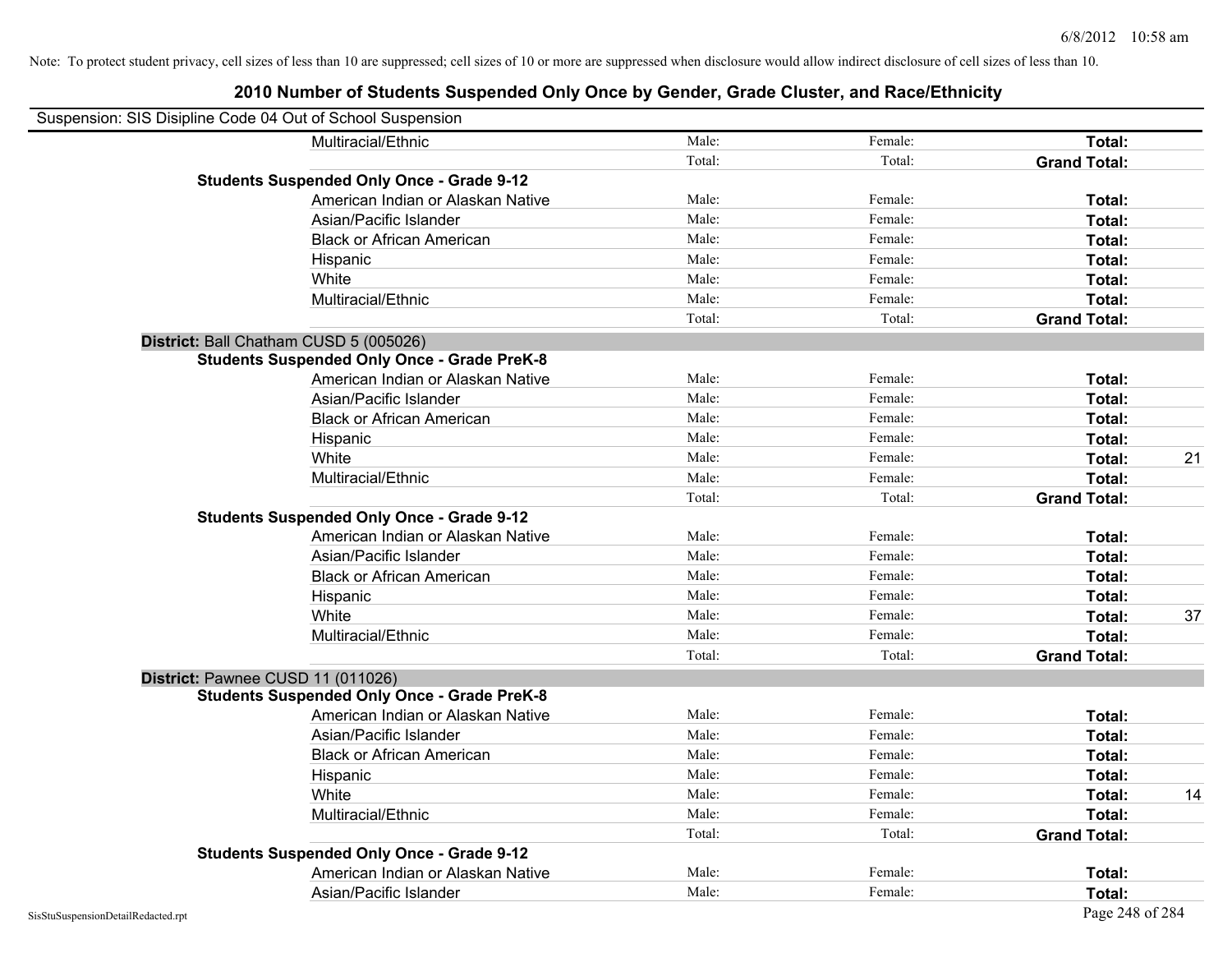Note: To protect student privacy, cell sizes of less than 10 are suppressed; cell sizes of 10 or more are suppressed when disclosure would allow indirect disclosure of cell sizes of less than 10.

## 2010 Number of Students Suspended Only Once by Gender, Grade Cluster, and Race/Ethnicity

Suspension: SIS Disipline Code 04 Out of School Suspension

| | | | | |
|---|---|---|---|---|
| Multiracial/Ethnic | Male: | Female: | **Total:** | |
| | Total: | Total: | **Grand Total:** | |
| **Students Suspended Only Once - Grade 9-12** | | | | |
| American Indian or Alaskan Native | Male: | Female: | **Total:** | |
| Asian/Pacific Islander | Male: | Female: | **Total:** | |
| Black or African American | Male: | Female: | **Total:** | |
| Hispanic | Male: | Female: | **Total:** | |
| White | Male: | Female: | **Total:** | |
| Multiracial/Ethnic | Male: | Female: | **Total:** | |
| | Total: | Total: | **Grand Total:** | |
| **District:** Ball Chatham CUSD 5 (005026) | | | | |
| **Students Suspended Only Once - Grade PreK-8** | | | | |
| American Indian or Alaskan Native | Male: | Female: | **Total:** | |
| Asian/Pacific Islander | Male: | Female: | **Total:** | |
| Black or African American | Male: | Female: | **Total:** | |
| Hispanic | Male: | Female: | **Total:** | |
| White | Male: | Female: | **Total:** | 21 |
| Multiracial/Ethnic | Male: | Female: | **Total:** | |
| | Total: | Total: | **Grand Total:** | |
| **Students Suspended Only Once - Grade 9-12** | | | | |
| American Indian or Alaskan Native | Male: | Female: | **Total:** | |
| Asian/Pacific Islander | Male: | Female: | **Total:** | |
| Black or African American | Male: | Female: | **Total:** | |
| Hispanic | Male: | Female: | **Total:** | |
| White | Male: | Female: | **Total:** | 37 |
| Multiracial/Ethnic | Male: | Female: | **Total:** | |
| | Total: | Total: | **Grand Total:** | |
| **District:** Pawnee CUSD 11 (011026) | | | | |
| **Students Suspended Only Once - Grade PreK-8** | | | | |
| American Indian or Alaskan Native | Male: | Female: | **Total:** | |
| Asian/Pacific Islander | Male: | Female: | **Total:** | |
| Black or African American | Male: | Female: | **Total:** | |
| Hispanic | Male: | Female: | **Total:** | |
| White | Male: | Female: | **Total:** | 14 |
| Multiracial/Ethnic | Male: | Female: | **Total:** | |
| | Total: | Total: | **Grand Total:** | |
| **Students Suspended Only Once - Grade 9-12** | | | | |
| American Indian or Alaskan Native | Male: | Female: | **Total:** | |
| Asian/Pacific Islander | Male: | Female: | **Total:** | |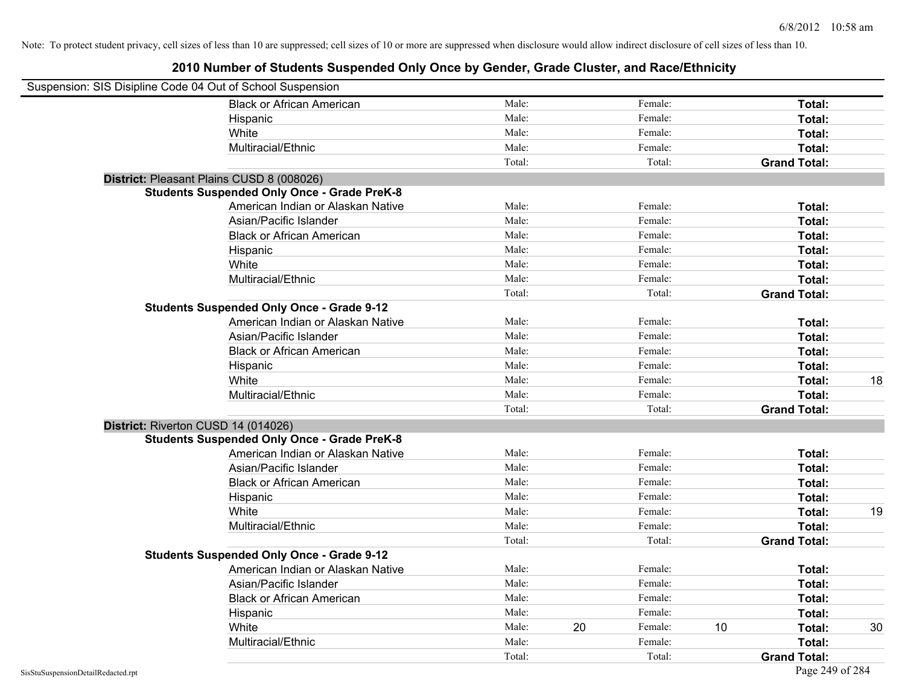Note: To protect student privacy, cell sizes of less than 10 are suppressed; cell sizes of 10 or more are suppressed when disclosure would allow indirect disclosure of cell sizes of less than 10.

# 2010 Number of Students Suspended Only Once by Gender, Grade Cluster, and Race/Ethnicity

Suspension: SIS Disipline Code 04 Out of School Suspension

| | Male: | | Female: | | | |
|---|---|---|---|---|---|---|
| Black or African American | Male: | | Female: | | **Total:** | |
| Hispanic | Male: | | Female: | | **Total:** | |
| White | Male: | | Female: | | **Total:** | |
| Multiracial/Ethnic | Male: | | Female: | | **Total:** | |
| | Total: | | Total: | | **Grand Total:** | |

**District:** Pleasant Plains CUSD 8 (008026)

**Students Suspended Only Once - Grade PreK-8**

| | | | | | | |
|---|---|---|---|---|---|---|
| American Indian or Alaskan Native | Male: | | Female: | | **Total:** | |
| Asian/Pacific Islander | Male: | | Female: | | **Total:** | |
| Black or African American | Male: | | Female: | | **Total:** | |
| Hispanic | Male: | | Female: | | **Total:** | |
| White | Male: | | Female: | | **Total:** | |
| Multiracial/Ethnic | Male: | | Female: | | **Total:** | |
| | Total: | | Total: | | **Grand Total:** | |

**Students Suspended Only Once - Grade 9-12**

| | | | | | | |
|---|---|---|---|---|---|---|
| American Indian or Alaskan Native | Male: | | Female: | | **Total:** | |
| Asian/Pacific Islander | Male: | | Female: | | **Total:** | |
| Black or African American | Male: | | Female: | | **Total:** | |
| Hispanic | Male: | | Female: | | **Total:** | |
| White | Male: | | Female: | | **Total:** | 18 |
| Multiracial/Ethnic | Male: | | Female: | | **Total:** | |
| | Total: | | Total: | | **Grand Total:** | |

**District:** Riverton CUSD 14 (014026)

**Students Suspended Only Once - Grade PreK-8**

| | | | | | | |
|---|---|---|---|---|---|---|
| American Indian or Alaskan Native | Male: | | Female: | | **Total:** | |
| Asian/Pacific Islander | Male: | | Female: | | **Total:** | |
| Black or African American | Male: | | Female: | | **Total:** | |
| Hispanic | Male: | | Female: | | **Total:** | |
| White | Male: | | Female: | | **Total:** | 19 |
| Multiracial/Ethnic | Male: | | Female: | | **Total:** | |
| | Total: | | Total: | | **Grand Total:** | |

**Students Suspended Only Once - Grade 9-12**

| | | | | | | |
|---|---|---|---|---|---|---|
| American Indian or Alaskan Native | Male: | | Female: | | **Total:** | |
| Asian/Pacific Islander | Male: | | Female: | | **Total:** | |
| Black or African American | Male: | | Female: | | **Total:** | |
| Hispanic | Male: | | Female: | | **Total:** | |
| White | Male: | 20 | Female: | 10 | **Total:** | 30 |
| Multiracial/Ethnic | Male: | | Female: | | **Total:** | |
| | Total: | | Total: | | **Grand Total:** | |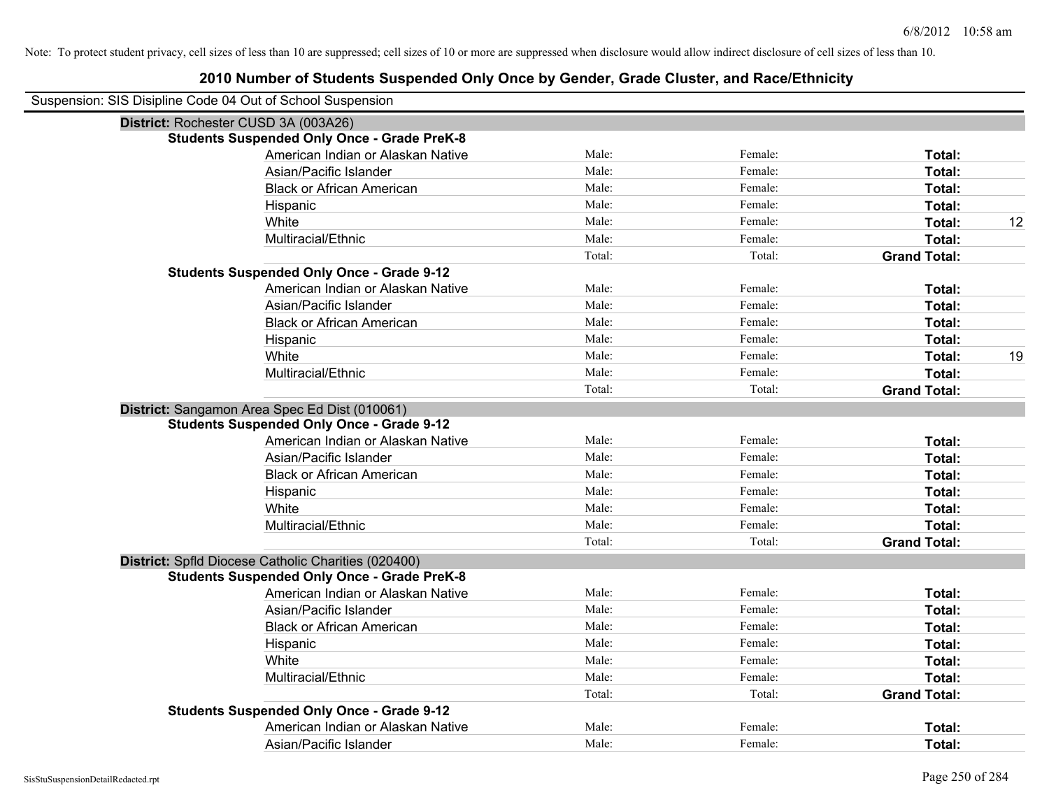Note: To protect student privacy, cell sizes of less than 10 are suppressed; cell sizes of 10 or more are suppressed when disclosure would allow indirect disclosure of cell sizes of less than 10.

# 2010 Number of Students Suspended Only Once by Gender, Grade Cluster, and Race/Ethnicity

Suspension: SIS Disipline Code 04 Out of School Suspension

## District: Rochester CUSD 3A (003A26)

### Students Suspended Only Once - Grade PreK-8

| Race/Ethnicity | Male | Female | Total |
|---|---|---|---|
| American Indian or Alaskan Native | | | |
| Asian/Pacific Islander | | | |
| Black or African American | | | |
| Hispanic | | | |
| White | | | 12 |
| Multiracial/Ethnic | | | |
| Total / Grand Total | | | |

### Students Suspended Only Once - Grade 9-12

| Race/Ethnicity | Male | Female | Total |
|---|---|---|---|
| American Indian or Alaskan Native | | | |
| Asian/Pacific Islander | | | |
| Black or African American | | | |
| Hispanic | | | |
| White | | | 19 |
| Multiracial/Ethnic | | | |
| Total / Grand Total | | | |

## District: Sangamon Area Spec Ed Dist (010061)

### Students Suspended Only Once - Grade 9-12

| Race/Ethnicity | Male | Female | Total |
|---|---|---|---|
| American Indian or Alaskan Native | | | |
| Asian/Pacific Islander | | | |
| Black or African American | | | |
| Hispanic | | | |
| White | | | |
| Multiracial/Ethnic | | | |
| Total / Grand Total | | | |

## District: Spfld Diocese Catholic Charities (020400)

### Students Suspended Only Once - Grade PreK-8

| Race/Ethnicity | Male | Female | Total |
|---|---|---|---|
| American Indian or Alaskan Native | | | |
| Asian/Pacific Islander | | | |
| Black or African American | | | |
| Hispanic | | | |
| White | | | |
| Multiracial/Ethnic | | | |
| Total / Grand Total | | | |

### Students Suspended Only Once - Grade 9-12

| Race/Ethnicity | Male | Female | Total |
|---|---|---|---|
| American Indian or Alaskan Native | | | |
| Asian/Pacific Islander | | | |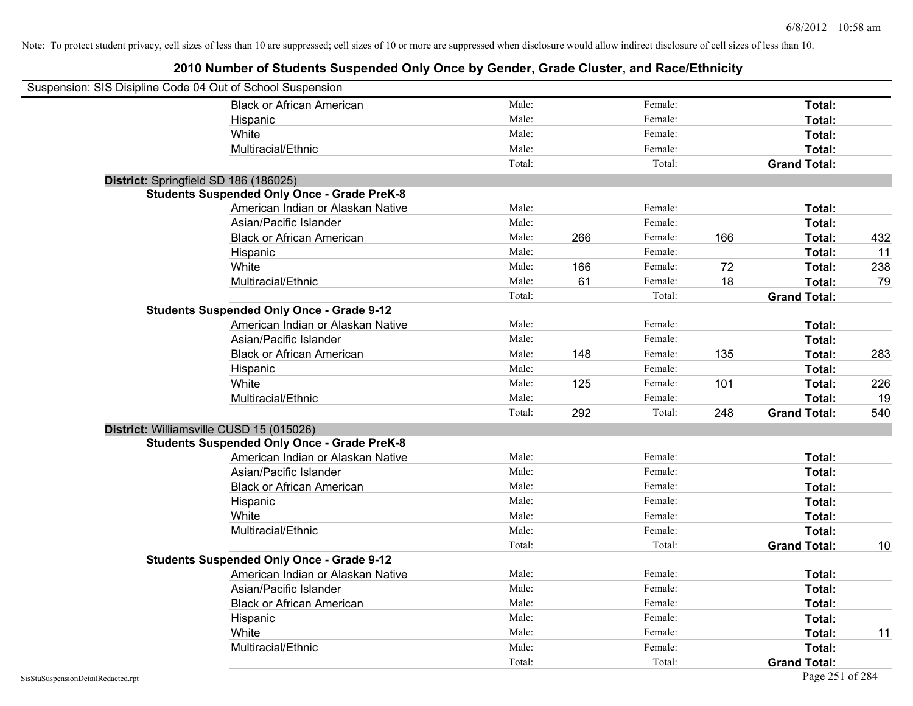Note: To protect student privacy, cell sizes of less than 10 are suppressed; cell sizes of 10 or more are suppressed when disclosure would allow indirect disclosure of cell sizes of less than 10.

# 2010 Number of Students Suspended Only Once by Gender, Grade Cluster, and Race/Ethnicity

Suspension: SIS Disipline Code 04 Out of School Suspension

| | | | | | |
|---|---|---|---|---|---|
| Black or African American | Male: | Female: | | Total: | |
| Hispanic | Male: | Female: | | Total: | |
| White | Male: | Female: | | Total: | |
| Multiracial/Ethnic | Male: | Female: | | Total: | |
| | Total: | Total: | | Grand Total: | |

**District:** Springfield SD 186 (186025)

**Students Suspended Only Once - Grade PreK-8**

| | | | | | | |
|---|---|---|---|---|---|---|
| American Indian or Alaskan Native | Male: | | Female: | | Total: | |
| Asian/Pacific Islander | Male: | | Female: | | Total: | |
| Black or African American | Male: | 266 | Female: | 166 | Total: | 432 |
| Hispanic | Male: | | Female: | | Total: | 11 |
| White | Male: | 166 | Female: | 72 | Total: | 238 |
| Multiracial/Ethnic | Male: | 61 | Female: | 18 | Total: | 79 |
| | Total: | | Total: | | Grand Total: | |

**Students Suspended Only Once - Grade 9-12**

| | | | | | | |
|---|---|---|---|---|---|---|
| American Indian or Alaskan Native | Male: | | Female: | | Total: | |
| Asian/Pacific Islander | Male: | | Female: | | Total: | |
| Black or African American | Male: | 148 | Female: | 135 | Total: | 283 |
| Hispanic | Male: | | Female: | | Total: | |
| White | Male: | 125 | Female: | 101 | Total: | 226 |
| Multiracial/Ethnic | Male: | | Female: | | Total: | 19 |
| | Total: | 292 | Total: | 248 | Grand Total: | 540 |

**District:** Williamsville CUSD 15 (015026)

**Students Suspended Only Once - Grade PreK-8**

| | | | | | | |
|---|---|---|---|---|---|---|
| American Indian or Alaskan Native | Male: | | Female: | | Total: | |
| Asian/Pacific Islander | Male: | | Female: | | Total: | |
| Black or African American | Male: | | Female: | | Total: | |
| Hispanic | Male: | | Female: | | Total: | |
| White | Male: | | Female: | | Total: | |
| Multiracial/Ethnic | Male: | | Female: | | Total: | |
| | Total: | | Total: | | Grand Total: | 10 |

**Students Suspended Only Once - Grade 9-12**

| | | | | | | |
|---|---|---|---|---|---|---|
| American Indian or Alaskan Native | Male: | | Female: | | Total: | |
| Asian/Pacific Islander | Male: | | Female: | | Total: | |
| Black or African American | Male: | | Female: | | Total: | |
| Hispanic | Male: | | Female: | | Total: | |
| White | Male: | | Female: | | Total: | 11 |
| Multiracial/Ethnic | Male: | | Female: | | Total: | |
| | Total: | | Total: | | Grand Total: | |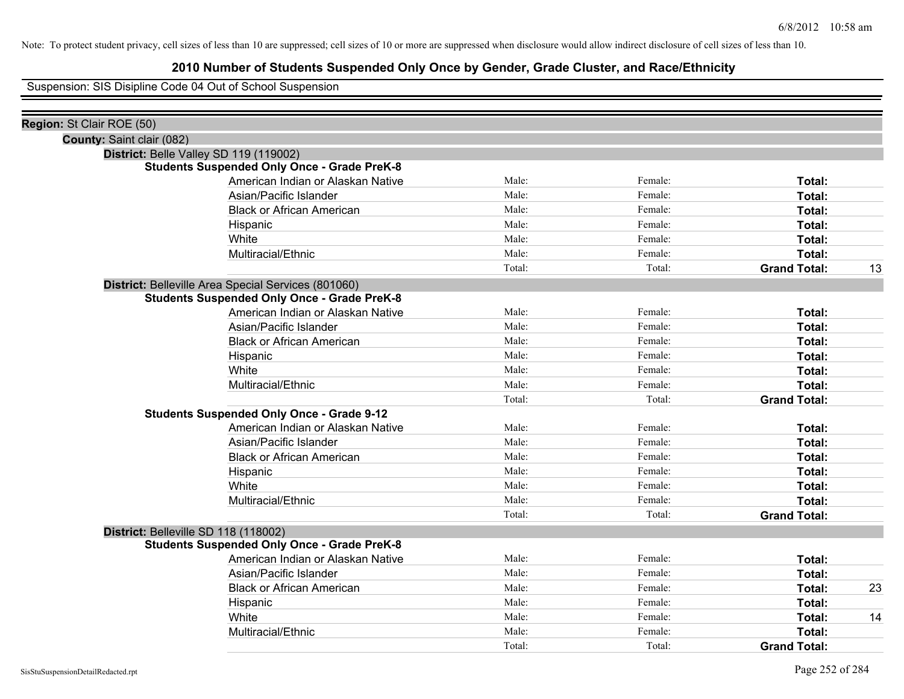Note: To protect student privacy, cell sizes of less than 10 are suppressed; cell sizes of 10 or more are suppressed when disclosure would allow indirect disclosure of cell sizes of less than 10.

# 2010 Number of Students Suspended Only Once by Gender, Grade Cluster, and Race/Ethnicity

Suspension: SIS Disipline Code 04 Out of School Suspension

**Region:** St Clair ROE (50)

**County:** Saint clair (082)

**District:** Belle Valley SD 119 (119002)

**Students Suspended Only Once - Grade PreK-8**

| | | | | |
|---|---|---|---|---|
| American Indian or Alaskan Native | Male: | Female: | **Total:** | |
| Asian/Pacific Islander | Male: | Female: | **Total:** | |
| Black or African American | Male: | Female: | **Total:** | |
| Hispanic | Male: | Female: | **Total:** | |
| White | Male: | Female: | **Total:** | |
| Multiracial/Ethnic | Male: | Female: | **Total:** | |
| | Total: | Total: | **Grand Total:** | 13 |

**District:** Belleville Area Special Services (801060)

**Students Suspended Only Once - Grade PreK-8**

| | | | | |
|---|---|---|---|---|
| American Indian or Alaskan Native | Male: | Female: | **Total:** | |
| Asian/Pacific Islander | Male: | Female: | **Total:** | |
| Black or African American | Male: | Female: | **Total:** | |
| Hispanic | Male: | Female: | **Total:** | |
| White | Male: | Female: | **Total:** | |
| Multiracial/Ethnic | Male: | Female: | **Total:** | |
| | Total: | Total: | **Grand Total:** | |

**Students Suspended Only Once - Grade 9-12**

| | | | | |
|---|---|---|---|---|
| American Indian or Alaskan Native | Male: | Female: | **Total:** | |
| Asian/Pacific Islander | Male: | Female: | **Total:** | |
| Black or African American | Male: | Female: | **Total:** | |
| Hispanic | Male: | Female: | **Total:** | |
| White | Male: | Female: | **Total:** | |
| Multiracial/Ethnic | Male: | Female: | **Total:** | |
| | Total: | Total: | **Grand Total:** | |

**District:** Belleville SD 118 (118002)

**Students Suspended Only Once - Grade PreK-8**

| | | | | |
|---|---|---|---|---|
| American Indian or Alaskan Native | Male: | Female: | **Total:** | |
| Asian/Pacific Islander | Male: | Female: | **Total:** | |
| Black or African American | Male: | Female: | **Total:** | 23 |
| Hispanic | Male: | Female: | **Total:** | |
| White | Male: | Female: | **Total:** | 14 |
| Multiracial/Ethnic | Male: | Female: | **Total:** | |
| | Total: | Total: | **Grand Total:** | |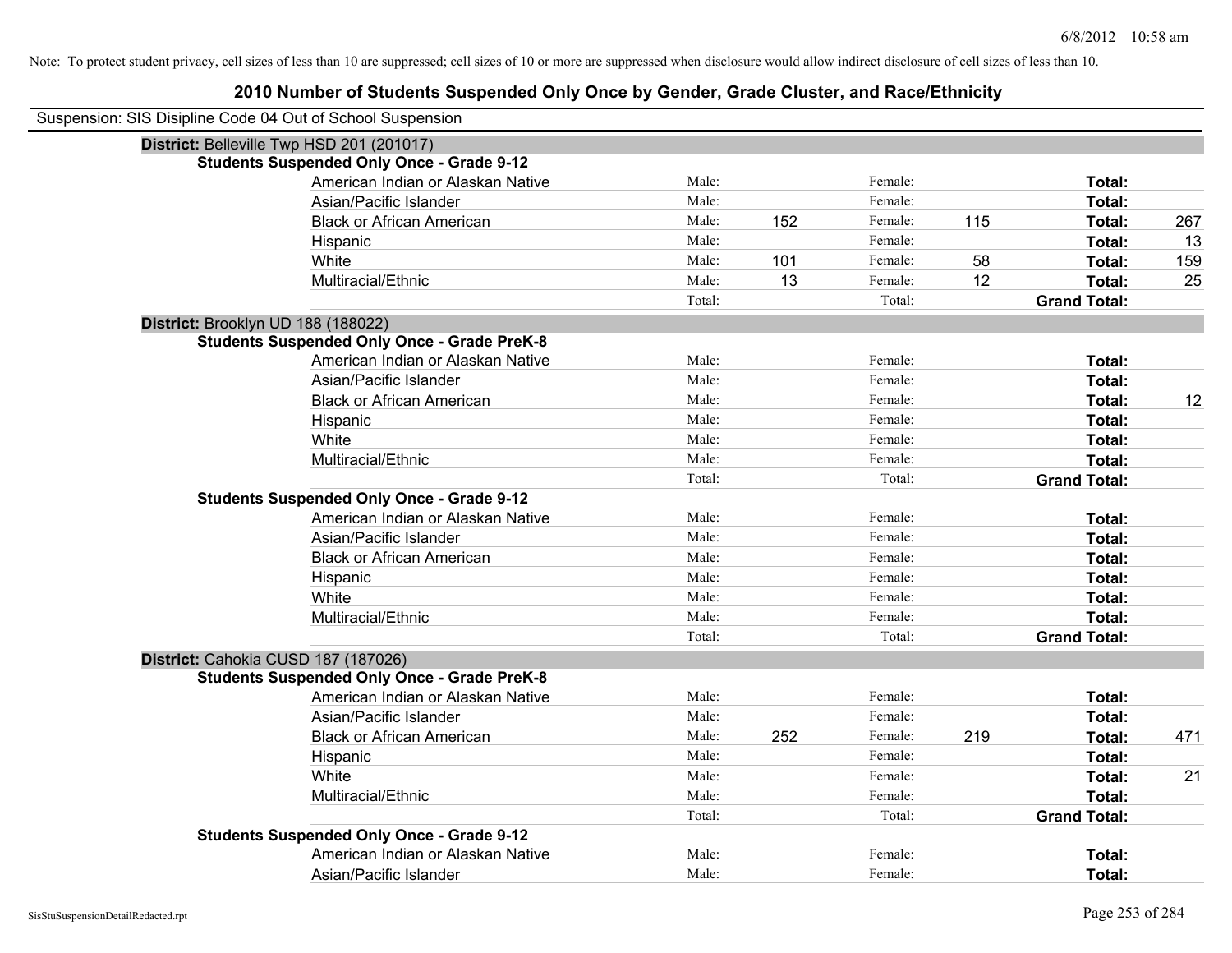Note: To protect student privacy, cell sizes of less than 10 are suppressed; cell sizes of 10 or more are suppressed when disclosure would allow indirect disclosure of cell sizes of less than 10.

# 2010 Number of Students Suspended Only Once by Gender, Grade Cluster, and Race/Ethnicity

Suspension: SIS Disipline Code 04 Out of School Suspension

**District:** Belleville Twp HSD 201 (201017)

**Students Suspended Only Once - Grade 9-12**

| Race/Ethnicity | | Male | | Female | | Total |
|---|---|---|---|---|---|---|
| American Indian or Alaskan Native | Male: | | Female: | | **Total:** | |
| Asian/Pacific Islander | Male: | | Female: | | **Total:** | |
| Black or African American | Male: | 152 | Female: | 115 | **Total:** | 267 |
| Hispanic | Male: | | Female: | | **Total:** | 13 |
| White | Male: | 101 | Female: | 58 | **Total:** | 159 |
| Multiracial/Ethnic | Male: | 13 | Female: | 12 | **Total:** | 25 |
| | Total: | | Total: | | **Grand Total:** | |

**District:** Brooklyn UD 188 (188022)

**Students Suspended Only Once - Grade PreK-8**

| Race/Ethnicity | | Male | | Female | | Total |
|---|---|---|---|---|---|---|
| American Indian or Alaskan Native | Male: | | Female: | | **Total:** | |
| Asian/Pacific Islander | Male: | | Female: | | **Total:** | |
| Black or African American | Male: | | Female: | | **Total:** | 12 |
| Hispanic | Male: | | Female: | | **Total:** | |
| White | Male: | | Female: | | **Total:** | |
| Multiracial/Ethnic | Male: | | Female: | | **Total:** | |
| | Total: | | Total: | | **Grand Total:** | |

**Students Suspended Only Once - Grade 9-12**

| Race/Ethnicity | | Male | | Female | | Total |
|---|---|---|---|---|---|---|
| American Indian or Alaskan Native | Male: | | Female: | | **Total:** | |
| Asian/Pacific Islander | Male: | | Female: | | **Total:** | |
| Black or African American | Male: | | Female: | | **Total:** | |
| Hispanic | Male: | | Female: | | **Total:** | |
| White | Male: | | Female: | | **Total:** | |
| Multiracial/Ethnic | Male: | | Female: | | **Total:** | |
| | Total: | | Total: | | **Grand Total:** | |

**District:** Cahokia CUSD 187 (187026)

**Students Suspended Only Once - Grade PreK-8**

| Race/Ethnicity | | Male | | Female | | Total |
|---|---|---|---|---|---|---|
| American Indian or Alaskan Native | Male: | | Female: | | **Total:** | |
| Asian/Pacific Islander | Male: | | Female: | | **Total:** | |
| Black or African American | Male: | 252 | Female: | 219 | **Total:** | 471 |
| Hispanic | Male: | | Female: | | **Total:** | |
| White | Male: | | Female: | | **Total:** | 21 |
| Multiracial/Ethnic | Male: | | Female: | | **Total:** | |
| | Total: | | Total: | | **Grand Total:** | |

**Students Suspended Only Once - Grade 9-12**

| Race/Ethnicity | | Male | | Female | | Total |
|---|---|---|---|---|---|---|
| American Indian or Alaskan Native | Male: | | Female: | | **Total:** | |
| Asian/Pacific Islander | Male: | | Female: | | **Total:** | |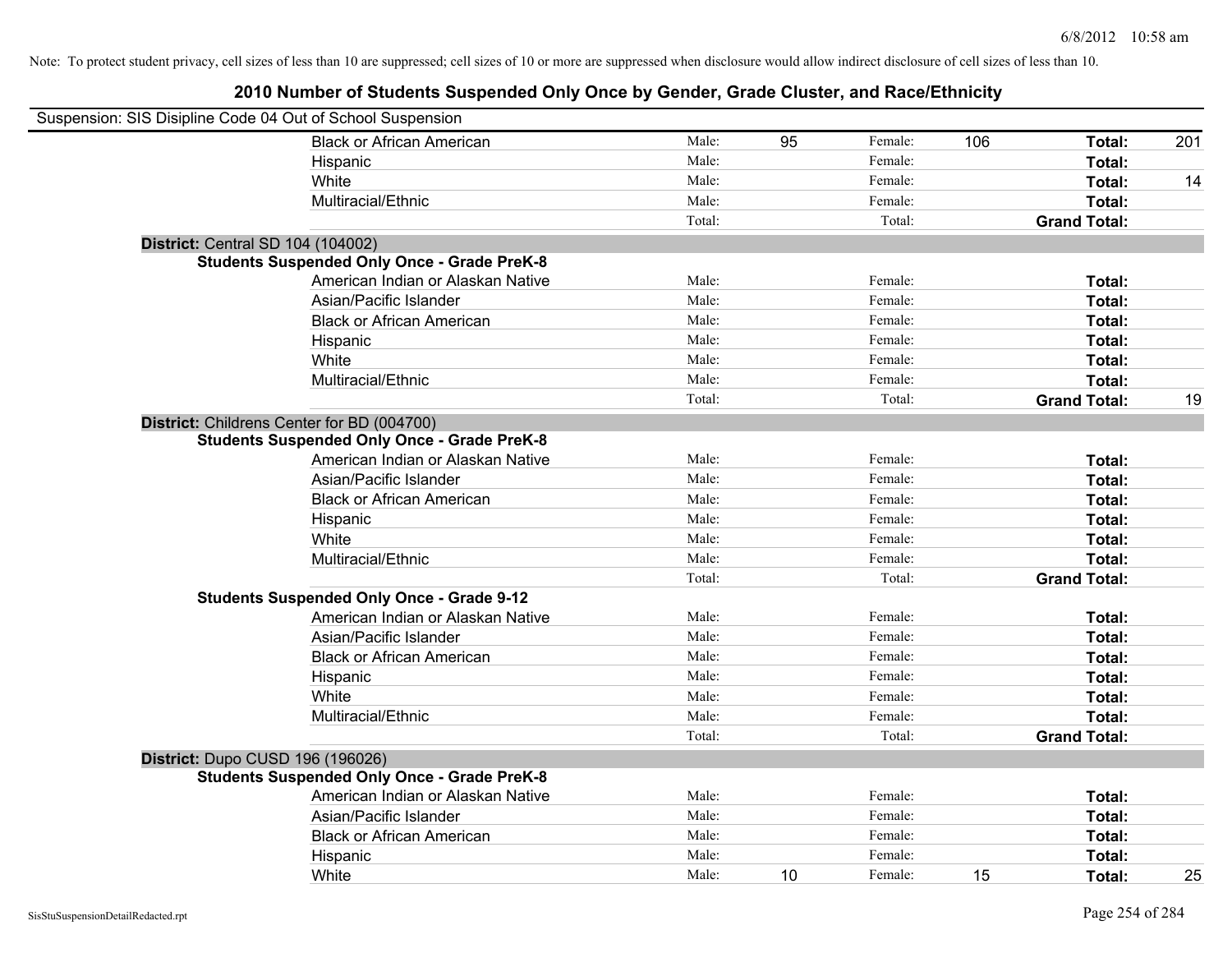Note: To protect student privacy, cell sizes of less than 10 are suppressed; cell sizes of 10 or more are suppressed when disclosure would allow indirect disclosure of cell sizes of less than 10.

# 2010 Number of Students Suspended Only Once by Gender, Grade Cluster, and Race/Ethnicity

Suspension: SIS Disipline Code 04 Out of School Suspension

| | | | | | | |
|---|---|---|---|---|---|---|
| Black or African American | Male: | 95 | Female: | 106 | **Total:** | 201 |
| Hispanic | Male: | | Female: | | **Total:** | |
| White | Male: | | Female: | | **Total:** | 14 |
| Multiracial/Ethnic | Male: | | Female: | | **Total:** | |
| | Total: | | Total: | | **Grand Total:** | |

**District:** Central SD 104 (104002)

**Students Suspended Only Once - Grade PreK-8**

| | | | | | | |
|---|---|---|---|---|---|---|
| American Indian or Alaskan Native | Male: | | Female: | | **Total:** | |
| Asian/Pacific Islander | Male: | | Female: | | **Total:** | |
| Black or African American | Male: | | Female: | | **Total:** | |
| Hispanic | Male: | | Female: | | **Total:** | |
| White | Male: | | Female: | | **Total:** | |
| Multiracial/Ethnic | Male: | | Female: | | **Total:** | |
| | Total: | | Total: | | **Grand Total:** | 19 |

**District:** Childrens Center for BD (004700)

**Students Suspended Only Once - Grade PreK-8**

| | | | | | | |
|---|---|---|---|---|---|---|
| American Indian or Alaskan Native | Male: | | Female: | | **Total:** | |
| Asian/Pacific Islander | Male: | | Female: | | **Total:** | |
| Black or African American | Male: | | Female: | | **Total:** | |
| Hispanic | Male: | | Female: | | **Total:** | |
| White | Male: | | Female: | | **Total:** | |
| Multiracial/Ethnic | Male: | | Female: | | **Total:** | |
| | Total: | | Total: | | **Grand Total:** | |

**Students Suspended Only Once - Grade 9-12**

| | | | | | | |
|---|---|---|---|---|---|---|
| American Indian or Alaskan Native | Male: | | Female: | | **Total:** | |
| Asian/Pacific Islander | Male: | | Female: | | **Total:** | |
| Black or African American | Male: | | Female: | | **Total:** | |
| Hispanic | Male: | | Female: | | **Total:** | |
| White | Male: | | Female: | | **Total:** | |
| Multiracial/Ethnic | Male: | | Female: | | **Total:** | |
| | Total: | | Total: | | **Grand Total:** | |

**District:** Dupo CUSD 196 (196026)

**Students Suspended Only Once - Grade PreK-8**

| | | | | | | |
|---|---|---|---|---|---|---|
| American Indian or Alaskan Native | Male: | | Female: | | **Total:** | |
| Asian/Pacific Islander | Male: | | Female: | | **Total:** | |
| Black or African American | Male: | | Female: | | **Total:** | |
| Hispanic | Male: | | Female: | | **Total:** | |
| White | Male: | 10 | Female: | 15 | **Total:** | 25 |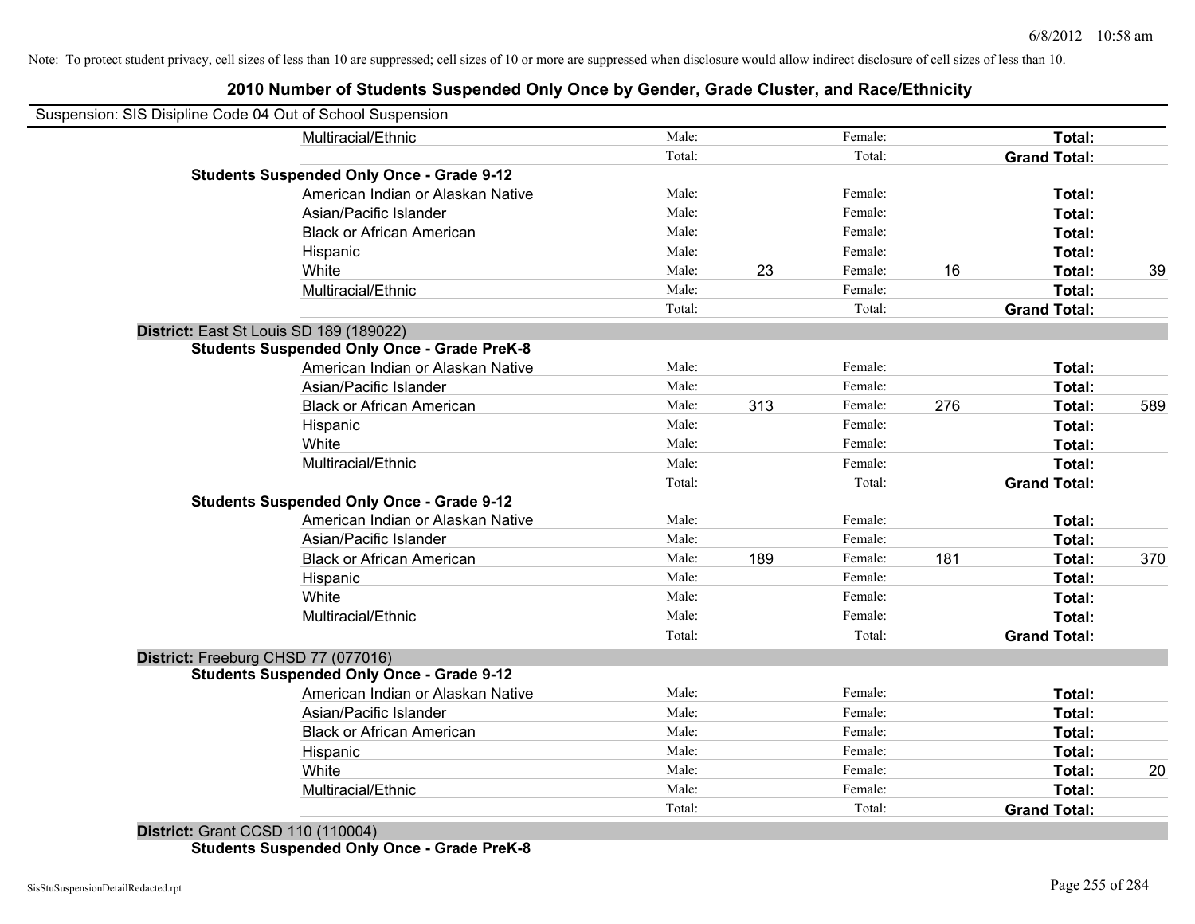Note: To protect student privacy, cell sizes of less than 10 are suppressed; cell sizes of 10 or more are suppressed when disclosure would allow indirect disclosure of cell sizes of less than 10.

## 2010 Number of Students Suspended Only Once by Gender, Grade Cluster, and Race/Ethnicity

Suspension: SIS Disipline Code 04 Out of School Suspension

| | | | | | | |
|---|---|---|---|---|---|---|
| Multiracial/Ethnic | Male: | | Female: | | **Total:** | |
| | Total: | | Total: | | **Grand Total:** | |
| **Students Suspended Only Once - Grade 9-12** | | | | | | |
| American Indian or Alaskan Native | Male: | | Female: | | **Total:** | |
| Asian/Pacific Islander | Male: | | Female: | | **Total:** | |
| Black or African American | Male: | | Female: | | **Total:** | |
| Hispanic | Male: | | Female: | | **Total:** | |
| White | Male: | 23 | Female: | 16 | **Total:** | 39 |
| Multiracial/Ethnic | Male: | | Female: | | **Total:** | |
| | Total: | | Total: | | **Grand Total:** | |
| **District:** East St Louis SD 189 (189022) | | | | | | |
| **Students Suspended Only Once - Grade PreK-8** | | | | | | |
| American Indian or Alaskan Native | Male: | | Female: | | **Total:** | |
| Asian/Pacific Islander | Male: | | Female: | | **Total:** | |
| Black or African American | Male: | 313 | Female: | 276 | **Total:** | 589 |
| Hispanic | Male: | | Female: | | **Total:** | |
| White | Male: | | Female: | | **Total:** | |
| Multiracial/Ethnic | Male: | | Female: | | **Total:** | |
| | Total: | | Total: | | **Grand Total:** | |
| **Students Suspended Only Once - Grade 9-12** | | | | | | |
| American Indian or Alaskan Native | Male: | | Female: | | **Total:** | |
| Asian/Pacific Islander | Male: | | Female: | | **Total:** | |
| Black or African American | Male: | 189 | Female: | 181 | **Total:** | 370 |
| Hispanic | Male: | | Female: | | **Total:** | |
| White | Male: | | Female: | | **Total:** | |
| Multiracial/Ethnic | Male: | | Female: | | **Total:** | |
| | Total: | | Total: | | **Grand Total:** | |
| **District:** Freeburg CHSD 77 (077016) | | | | | | |
| **Students Suspended Only Once - Grade 9-12** | | | | | | |
| American Indian or Alaskan Native | Male: | | Female: | | **Total:** | |
| Asian/Pacific Islander | Male: | | Female: | | **Total:** | |
| Black or African American | Male: | | Female: | | **Total:** | |
| Hispanic | Male: | | Female: | | **Total:** | |
| White | Male: | | Female: | | **Total:** | 20 |
| Multiracial/Ethnic | Male: | | Female: | | **Total:** | |
| | Total: | | Total: | | **Grand Total:** | |
| **District:** Grant CCSD 110 (110004) | | | | | | |
| **Students Suspended Only Once - Grade PreK-8** | | | | | | |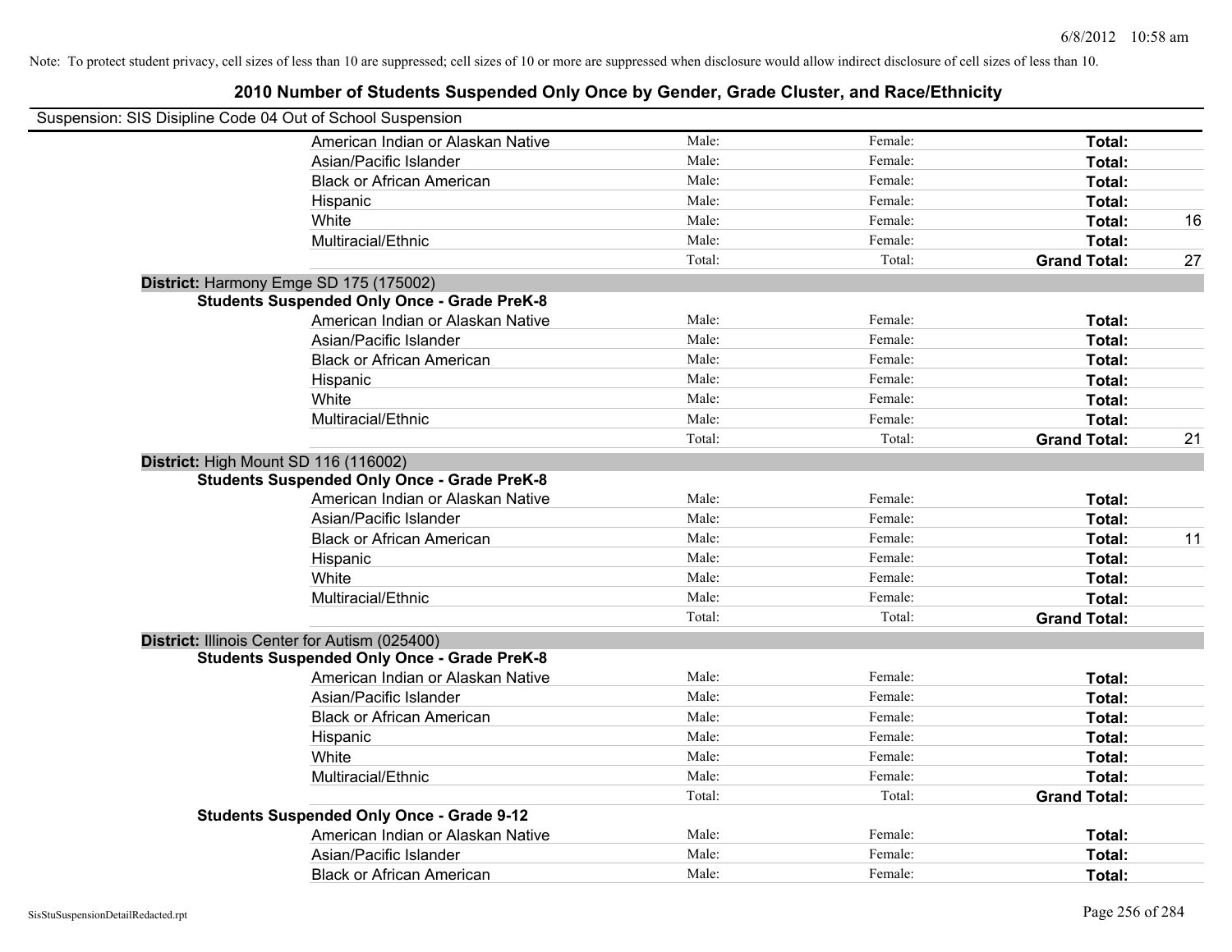Note: To protect student privacy, cell sizes of less than 10 are suppressed; cell sizes of 10 or more are suppressed when disclosure would allow indirect disclosure of cell sizes of less than 10.

# 2010 Number of Students Suspended Only Once by Gender, Grade Cluster, and Race/Ethnicity

Suspension: SIS Disipline Code 04 Out of School Suspension

| | | | | |
|---|---|---|---|---|
| American Indian or Alaskan Native | Male: | Female: | **Total:** | |
| Asian/Pacific Islander | Male: | Female: | **Total:** | |
| Black or African American | Male: | Female: | **Total:** | |
| Hispanic | Male: | Female: | **Total:** | |
| White | Male: | Female: | **Total:** | 16 |
| Multiracial/Ethnic | Male: | Female: | **Total:** | |
| | Total: | Total: | **Grand Total:** | 27 |

**District:** Harmony Emge SD 175 (175002)

**Students Suspended Only Once - Grade PreK-8**

| | | | | |
|---|---|---|---|---|
| American Indian or Alaskan Native | Male: | Female: | **Total:** | |
| Asian/Pacific Islander | Male: | Female: | **Total:** | |
| Black or African American | Male: | Female: | **Total:** | |
| Hispanic | Male: | Female: | **Total:** | |
| White | Male: | Female: | **Total:** | |
| Multiracial/Ethnic | Male: | Female: | **Total:** | |
| | Total: | Total: | **Grand Total:** | 21 |

**District:** High Mount SD 116 (116002)

**Students Suspended Only Once - Grade PreK-8**

| | | | | |
|---|---|---|---|---|
| American Indian or Alaskan Native | Male: | Female: | **Total:** | |
| Asian/Pacific Islander | Male: | Female: | **Total:** | |
| Black or African American | Male: | Female: | **Total:** | 11 |
| Hispanic | Male: | Female: | **Total:** | |
| White | Male: | Female: | **Total:** | |
| Multiracial/Ethnic | Male: | Female: | **Total:** | |
| | Total: | Total: | **Grand Total:** | |

**District:** Illinois Center for Autism (025400)

**Students Suspended Only Once - Grade PreK-8**

| | | | | |
|---|---|---|---|---|
| American Indian or Alaskan Native | Male: | Female: | **Total:** | |
| Asian/Pacific Islander | Male: | Female: | **Total:** | |
| Black or African American | Male: | Female: | **Total:** | |
| Hispanic | Male: | Female: | **Total:** | |
| White | Male: | Female: | **Total:** | |
| Multiracial/Ethnic | Male: | Female: | **Total:** | |
| | Total: | Total: | **Grand Total:** | |

**Students Suspended Only Once - Grade 9-12**

| | | | | |
|---|---|---|---|---|
| American Indian or Alaskan Native | Male: | Female: | **Total:** | |
| Asian/Pacific Islander | Male: | Female: | **Total:** | |
| Black or African American | Male: | Female: | **Total:** | |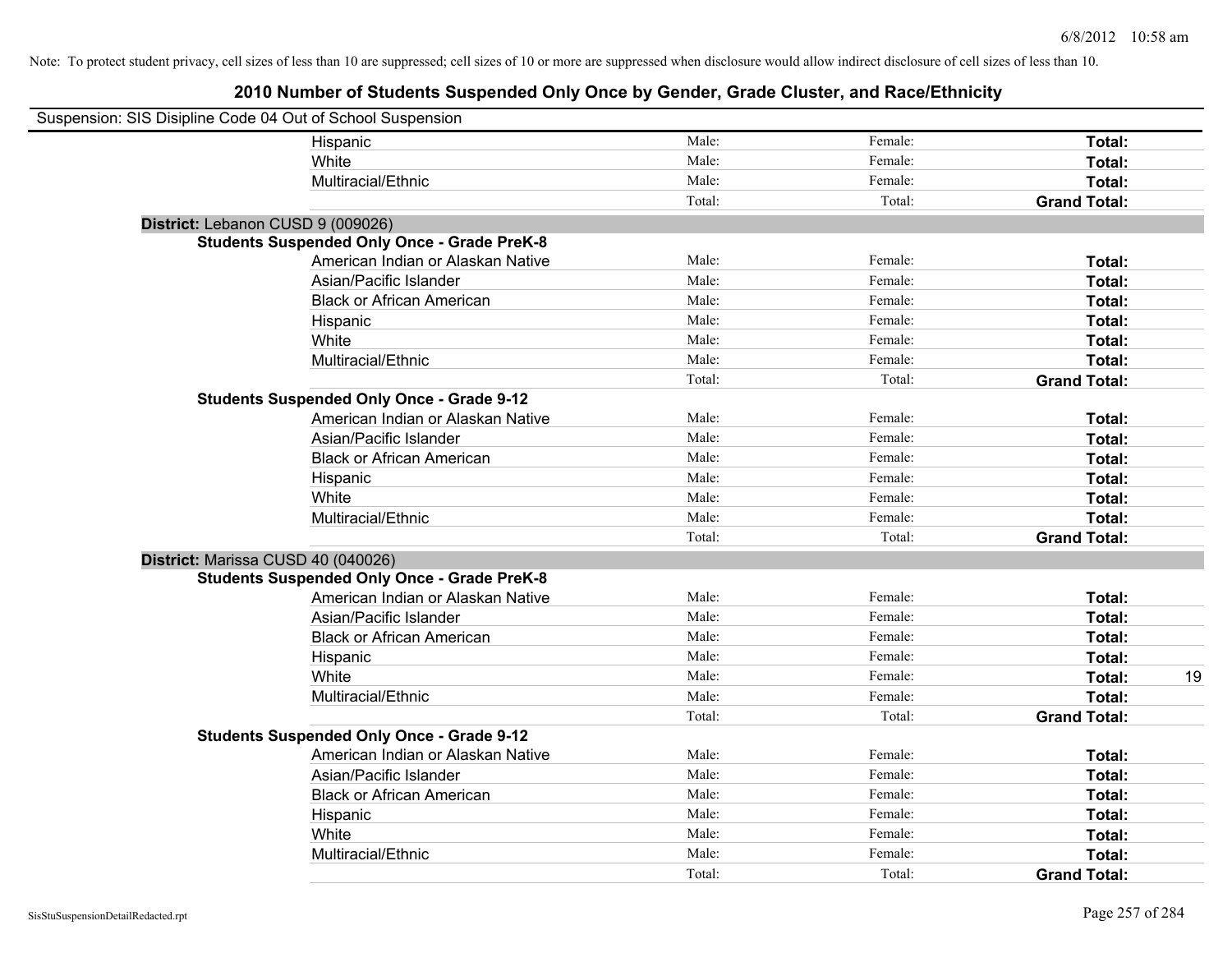Note: To protect student privacy, cell sizes of less than 10 are suppressed; cell sizes of 10 or more are suppressed when disclosure would allow indirect disclosure of cell sizes of less than 10.

## 2010 Number of Students Suspended Only Once by Gender, Grade Cluster, and Race/Ethnicity

Suspension: SIS Disipline Code 04 Out of School Suspension

| | | | | |
|---|---|---|---|---|
| Hispanic | Male: | Female: | **Total:** | |
| White | Male: | Female: | **Total:** | |
| Multiracial/Ethnic | Male: | Female: | **Total:** | |
| | Total: | Total: | **Grand Total:** | |

**District:** Lebanon CUSD 9 (009026)

**Students Suspended Only Once - Grade PreK-8**

| | | | | |
|---|---|---|---|---|
| American Indian or Alaskan Native | Male: | Female: | **Total:** | |
| Asian/Pacific Islander | Male: | Female: | **Total:** | |
| Black or African American | Male: | Female: | **Total:** | |
| Hispanic | Male: | Female: | **Total:** | |
| White | Male: | Female: | **Total:** | |
| Multiracial/Ethnic | Male: | Female: | **Total:** | |
| | Total: | Total: | **Grand Total:** | |

**Students Suspended Only Once - Grade 9-12**

| | | | | |
|---|---|---|---|---|
| American Indian or Alaskan Native | Male: | Female: | **Total:** | |
| Asian/Pacific Islander | Male: | Female: | **Total:** | |
| Black or African American | Male: | Female: | **Total:** | |
| Hispanic | Male: | Female: | **Total:** | |
| White | Male: | Female: | **Total:** | |
| Multiracial/Ethnic | Male: | Female: | **Total:** | |
| | Total: | Total: | **Grand Total:** | |

**District:** Marissa CUSD 40 (040026)

**Students Suspended Only Once - Grade PreK-8**

| | | | | |
|---|---|---|---|---|
| American Indian or Alaskan Native | Male: | Female: | **Total:** | |
| Asian/Pacific Islander | Male: | Female: | **Total:** | |
| Black or African American | Male: | Female: | **Total:** | |
| Hispanic | Male: | Female: | **Total:** | |
| White | Male: | Female: | **Total:** | 19 |
| Multiracial/Ethnic | Male: | Female: | **Total:** | |
| | Total: | Total: | **Grand Total:** | |

**Students Suspended Only Once - Grade 9-12**

| | | | | |
|---|---|---|---|---|
| American Indian or Alaskan Native | Male: | Female: | **Total:** | |
| Asian/Pacific Islander | Male: | Female: | **Total:** | |
| Black or African American | Male: | Female: | **Total:** | |
| Hispanic | Male: | Female: | **Total:** | |
| White | Male: | Female: | **Total:** | |
| Multiracial/Ethnic | Male: | Female: | **Total:** | |
| | Total: | Total: | **Grand Total:** | |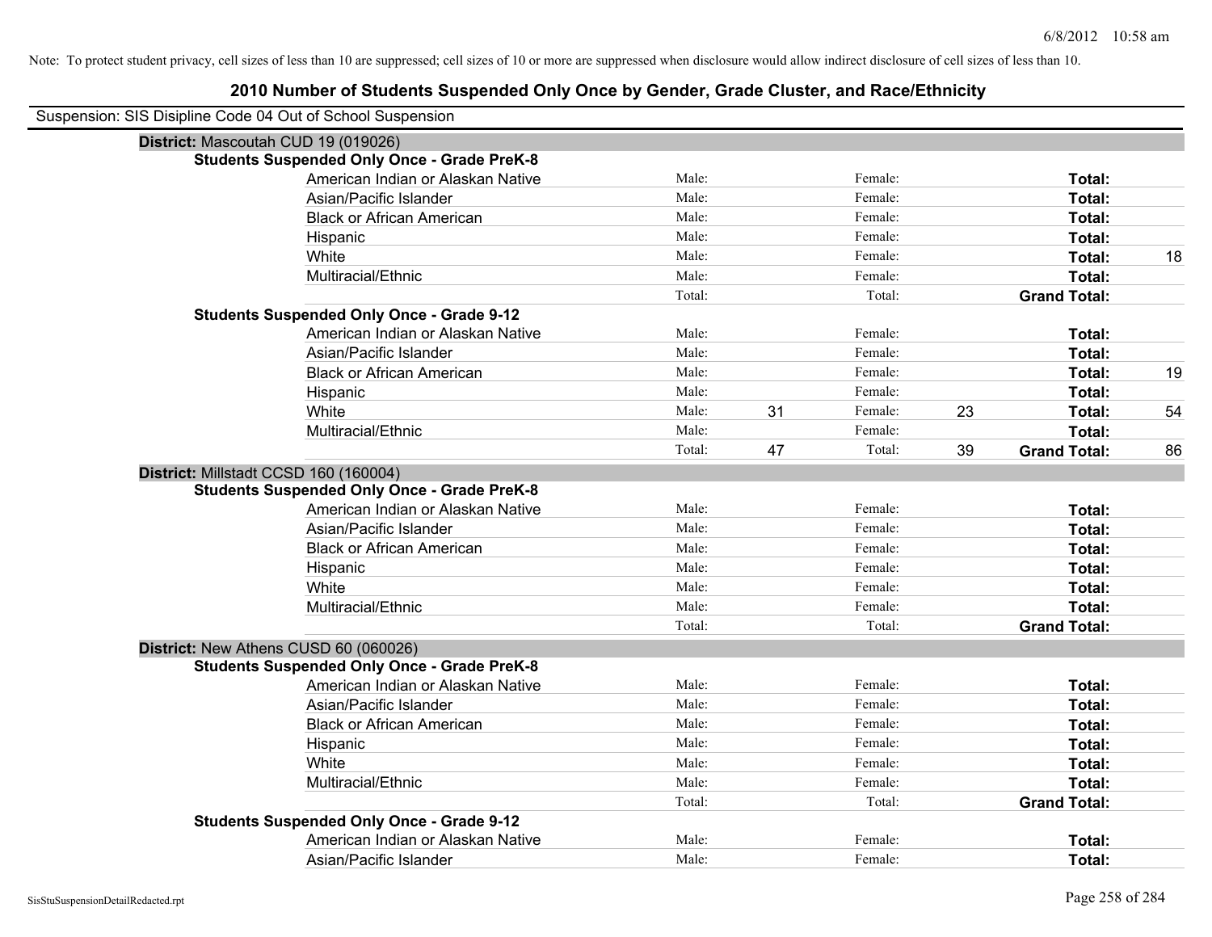Note: To protect student privacy, cell sizes of less than 10 are suppressed; cell sizes of 10 or more are suppressed when disclosure would allow indirect disclosure of cell sizes of less than 10.

# 2010 Number of Students Suspended Only Once by Gender, Grade Cluster, and Race/Ethnicity

Suspension: SIS Disipline Code 04 Out of School Suspension

**District:** Mascoutah CUD 19 (019026)

**Students Suspended Only Once - Grade PreK-8**

| | | | | | | |
|---|---|---|---|---|---|---|
| American Indian or Alaskan Native | Male: | | Female: | | **Total:** | |
| Asian/Pacific Islander | Male: | | Female: | | **Total:** | |
| Black or African American | Male: | | Female: | | **Total:** | |
| Hispanic | Male: | | Female: | | **Total:** | |
| White | Male: | | Female: | | **Total:** | 18 |
| Multiracial/Ethnic | Male: | | Female: | | **Total:** | |
| | Total: | | Total: | | **Grand Total:** | |

**Students Suspended Only Once - Grade 9-12**

| | | | | | | |
|---|---|---|---|---|---|---|
| American Indian or Alaskan Native | Male: | | Female: | | **Total:** | |
| Asian/Pacific Islander | Male: | | Female: | | **Total:** | |
| Black or African American | Male: | | Female: | | **Total:** | 19 |
| Hispanic | Male: | | Female: | | **Total:** | |
| White | Male: | 31 | Female: | 23 | **Total:** | 54 |
| Multiracial/Ethnic | Male: | | Female: | | **Total:** | |
| | Total: | 47 | Total: | 39 | **Grand Total:** | 86 |

**District:** Millstadt CCSD 160 (160004)

**Students Suspended Only Once - Grade PreK-8**

| | | | | | | |
|---|---|---|---|---|---|---|
| American Indian or Alaskan Native | Male: | | Female: | | **Total:** | |
| Asian/Pacific Islander | Male: | | Female: | | **Total:** | |
| Black or African American | Male: | | Female: | | **Total:** | |
| Hispanic | Male: | | Female: | | **Total:** | |
| White | Male: | | Female: | | **Total:** | |
| Multiracial/Ethnic | Male: | | Female: | | **Total:** | |
| | Total: | | Total: | | **Grand Total:** | |

**District:** New Athens CUSD 60 (060026)

**Students Suspended Only Once - Grade PreK-8**

| | | | | | | |
|---|---|---|---|---|---|---|
| American Indian or Alaskan Native | Male: | | Female: | | **Total:** | |
| Asian/Pacific Islander | Male: | | Female: | | **Total:** | |
| Black or African American | Male: | | Female: | | **Total:** | |
| Hispanic | Male: | | Female: | | **Total:** | |
| White | Male: | | Female: | | **Total:** | |
| Multiracial/Ethnic | Male: | | Female: | | **Total:** | |
| | Total: | | Total: | | **Grand Total:** | |

**Students Suspended Only Once - Grade 9-12**

| | | | | | | |
|---|---|---|---|---|---|---|
| American Indian or Alaskan Native | Male: | | Female: | | **Total:** | |
| Asian/Pacific Islander | Male: | | Female: | | **Total:** | |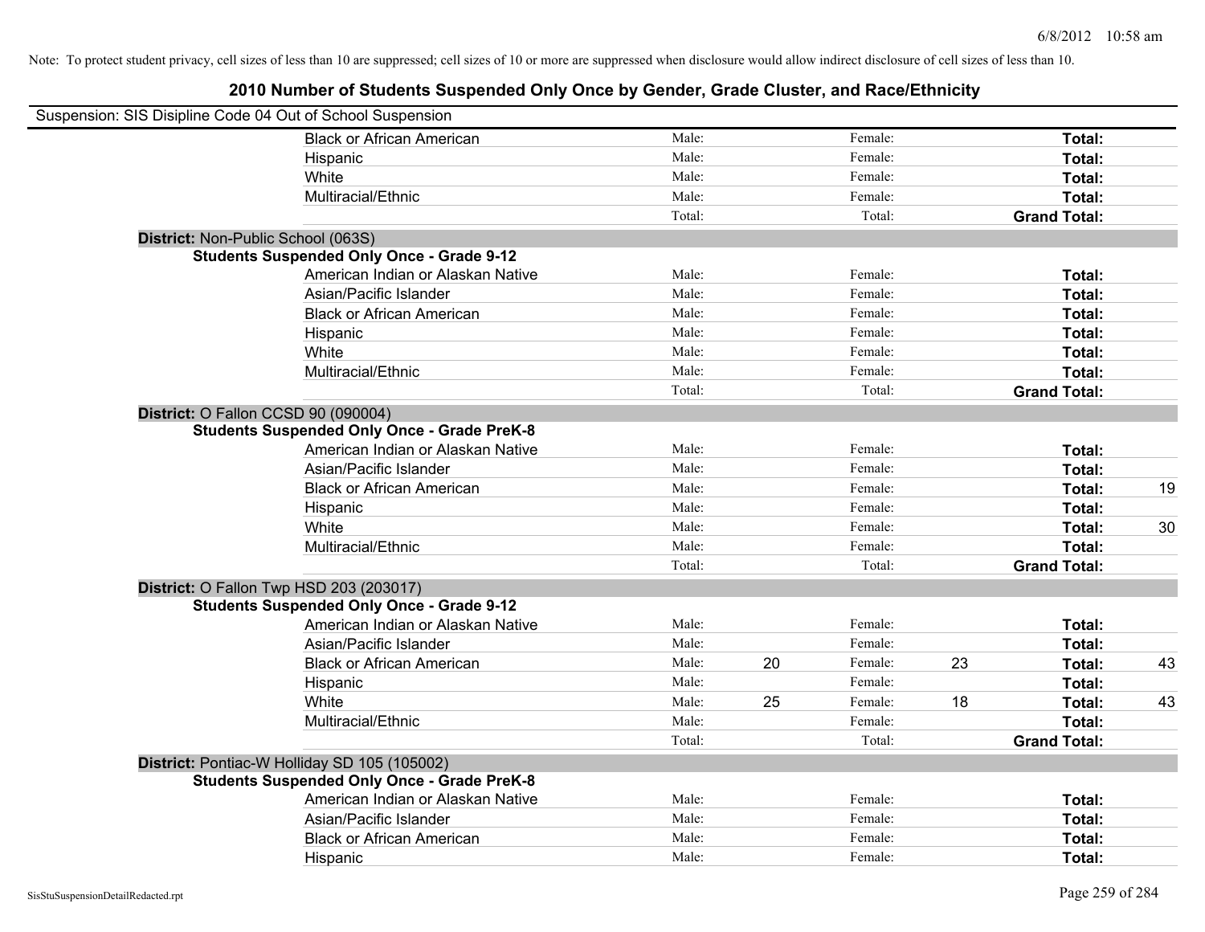Note: To protect student privacy, cell sizes of less than 10 are suppressed; cell sizes of 10 or more are suppressed when disclosure would allow indirect disclosure of cell sizes of less than 10.

## 2010 Number of Students Suspended Only Once by Gender, Grade Cluster, and Race/Ethnicity

Suspension: SIS Disipline Code 04 Out of School Suspension

| | | | | | | |
|---|---|---|---|---|---|---|
| Black or African American | Male: | | Female: | | Total: | |
| Hispanic | Male: | | Female: | | Total: | |
| White | Male: | | Female: | | Total: | |
| Multiracial/Ethnic | Male: | | Female: | | Total: | |
| | Total: | | Total: | | Grand Total: | |

**District:** Non-Public School (063S)

**Students Suspended Only Once - Grade 9-12**

| | | | | | | |
|---|---|---|---|---|---|---|
| American Indian or Alaskan Native | Male: | | Female: | | Total: | |
| Asian/Pacific Islander | Male: | | Female: | | Total: | |
| Black or African American | Male: | | Female: | | Total: | |
| Hispanic | Male: | | Female: | | Total: | |
| White | Male: | | Female: | | Total: | |
| Multiracial/Ethnic | Male: | | Female: | | Total: | |
| | Total: | | Total: | | Grand Total: | |

**District:** O Fallon CCSD 90 (090004)

**Students Suspended Only Once - Grade PreK-8**

| | | | | | | |
|---|---|---|---|---|---|---|
| American Indian or Alaskan Native | Male: | | Female: | | Total: | |
| Asian/Pacific Islander | Male: | | Female: | | Total: | |
| Black or African American | Male: | | Female: | | Total: | 19 |
| Hispanic | Male: | | Female: | | Total: | |
| White | Male: | | Female: | | Total: | 30 |
| Multiracial/Ethnic | Male: | | Female: | | Total: | |
| | Total: | | Total: | | Grand Total: | |

**District:** O Fallon Twp HSD 203 (203017)

**Students Suspended Only Once - Grade 9-12**

| | | | | | | |
|---|---|---|---|---|---|---|
| American Indian or Alaskan Native | Male: | | Female: | | Total: | |
| Asian/Pacific Islander | Male: | | Female: | | Total: | |
| Black or African American | Male: | 20 | Female: | 23 | Total: | 43 |
| Hispanic | Male: | | Female: | | Total: | |
| White | Male: | 25 | Female: | 18 | Total: | 43 |
| Multiracial/Ethnic | Male: | | Female: | | Total: | |
| | Total: | | Total: | | Grand Total: | |

**District:** Pontiac-W Holliday SD 105 (105002)

**Students Suspended Only Once - Grade PreK-8**

| | | | | | | |
|---|---|---|---|---|---|---|
| American Indian or Alaskan Native | Male: | | Female: | | Total: | |
| Asian/Pacific Islander | Male: | | Female: | | Total: | |
| Black or African American | Male: | | Female: | | Total: | |
| Hispanic | Male: | | Female: | | Total: | |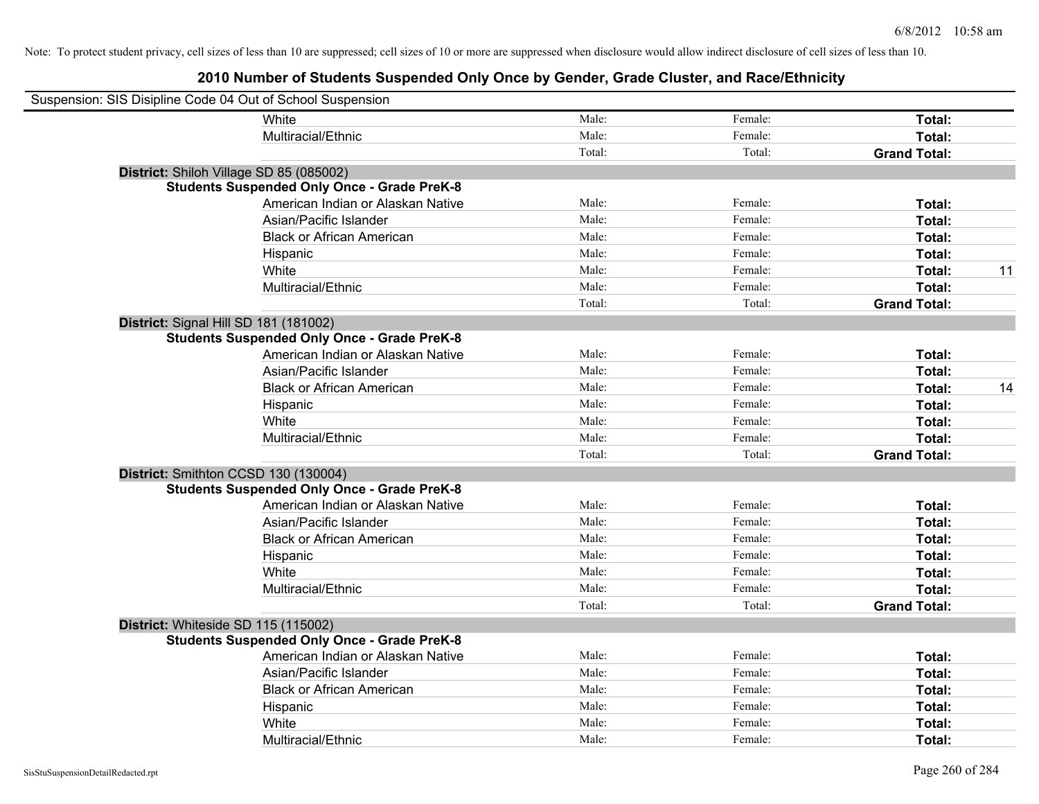Note: To protect student privacy, cell sizes of less than 10 are suppressed; cell sizes of 10 or more are suppressed when disclosure would allow indirect disclosure of cell sizes of less than 10.

## 2010 Number of Students Suspended Only Once by Gender, Grade Cluster, and Race/Ethnicity

Suspension: SIS Disipline Code 04 Out of School Suspension

| | | | | | |
|---|---|---|---|---|---|
| | White | Male: | Female: | **Total:** | |
| | Multiracial/Ethnic | Male: | Female: | **Total:** | |
| | | Total: | Total: | **Grand Total:** | |
| **District:** Shiloh Village SD 85 (085002) | | | | | |
| **Students Suspended Only Once - Grade PreK-8** | | | | | |
| | American Indian or Alaskan Native | Male: | Female: | **Total:** | |
| | Asian/Pacific Islander | Male: | Female: | **Total:** | |
| | Black or African American | Male: | Female: | **Total:** | |
| | Hispanic | Male: | Female: | **Total:** | |
| | White | Male: | Female: | **Total:** | 11 |
| | Multiracial/Ethnic | Male: | Female: | **Total:** | |
| | | Total: | Total: | **Grand Total:** | |
| **District:** Signal Hill SD 181 (181002) | | | | | |
| **Students Suspended Only Once - Grade PreK-8** | | | | | |
| | American Indian or Alaskan Native | Male: | Female: | **Total:** | |
| | Asian/Pacific Islander | Male: | Female: | **Total:** | |
| | Black or African American | Male: | Female: | **Total:** | 14 |
| | Hispanic | Male: | Female: | **Total:** | |
| | White | Male: | Female: | **Total:** | |
| | Multiracial/Ethnic | Male: | Female: | **Total:** | |
| | | Total: | Total: | **Grand Total:** | |
| **District:** Smithton CCSD 130 (130004) | | | | | |
| **Students Suspended Only Once - Grade PreK-8** | | | | | |
| | American Indian or Alaskan Native | Male: | Female: | **Total:** | |
| | Asian/Pacific Islander | Male: | Female: | **Total:** | |
| | Black or African American | Male: | Female: | **Total:** | |
| | Hispanic | Male: | Female: | **Total:** | |
| | White | Male: | Female: | **Total:** | |
| | Multiracial/Ethnic | Male: | Female: | **Total:** | |
| | | Total: | Total: | **Grand Total:** | |
| **District:** Whiteside SD 115 (115002) | | | | | |
| **Students Suspended Only Once - Grade PreK-8** | | | | | |
| | American Indian or Alaskan Native | Male: | Female: | **Total:** | |
| | Asian/Pacific Islander | Male: | Female: | **Total:** | |
| | Black or African American | Male: | Female: | **Total:** | |
| | Hispanic | Male: | Female: | **Total:** | |
| | White | Male: | Female: | **Total:** | |
| | Multiracial/Ethnic | Male: | Female: | **Total:** | |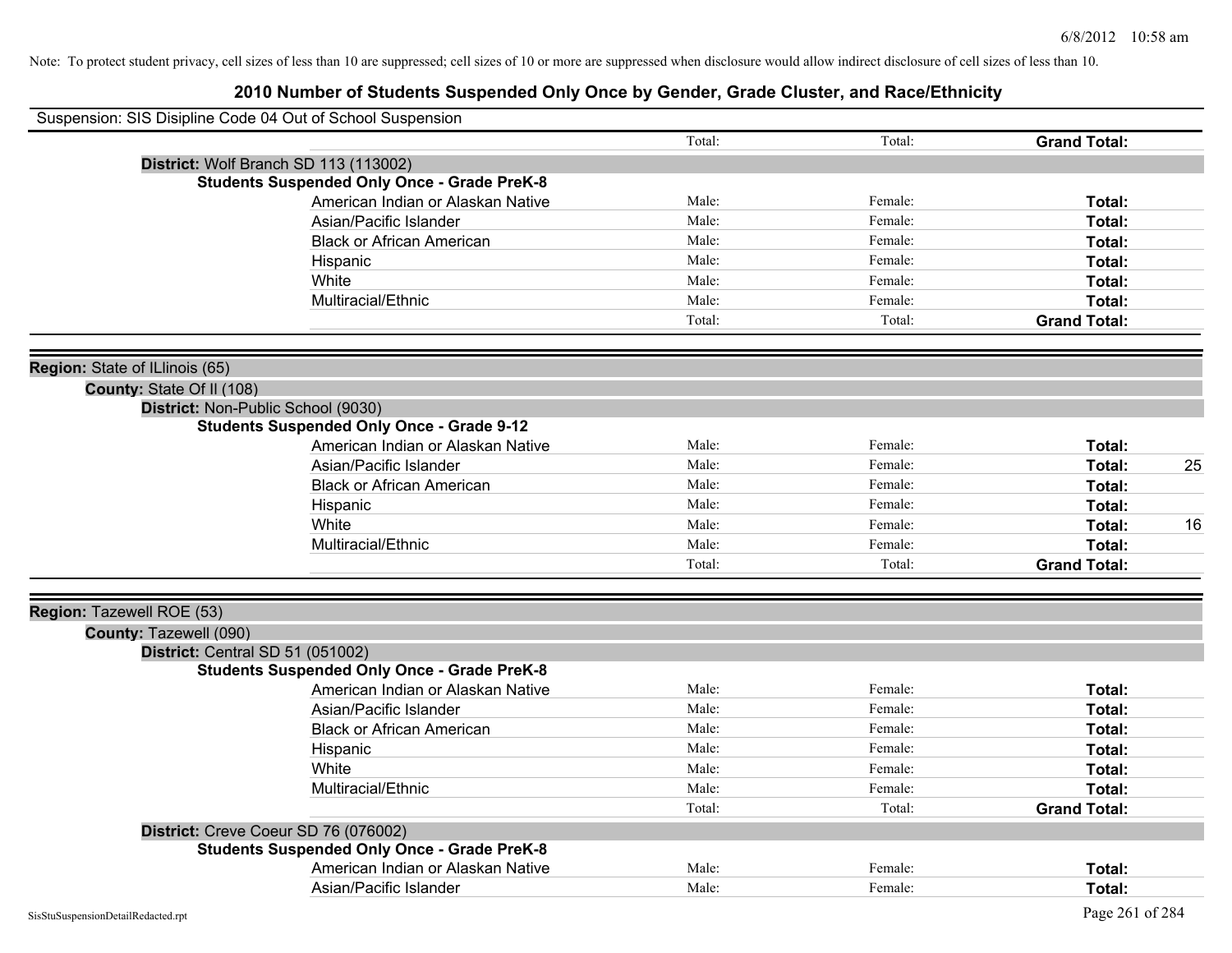Note: To protect student privacy, cell sizes of less than 10 are suppressed; cell sizes of 10 or more are suppressed when disclosure would allow indirect disclosure of cell sizes of less than 10.

## 2010 Number of Students Suspended Only Once by Gender, Grade Cluster, and Race/Ethnicity

Suspension: SIS Disipline Code 04 Out of School Suspension

| | Total: | Total: | **Grand Total:** | |
|---|---|---|---|---|

**District:** Wolf Branch SD 113 (113002)

**Students Suspended Only Once - Grade PreK-8**

| | | | | |
|---|---|---|---|---|
| American Indian or Alaskan Native | Male: | Female: | **Total:** | |
| Asian/Pacific Islander | Male: | Female: | **Total:** | |
| Black or African American | Male: | Female: | **Total:** | |
| Hispanic | Male: | Female: | **Total:** | |
| White | Male: | Female: | **Total:** | |
| Multiracial/Ethnic | Male: | Female: | **Total:** | |
| | Total: | Total: | **Grand Total:** | |

**Region:** State of ILlinois (65)

**County:** State Of Il (108)

**District:** Non-Public School (9030)

**Students Suspended Only Once - Grade 9-12**

| | | | | |
|---|---|---|---|---|
| American Indian or Alaskan Native | Male: | Female: | **Total:** | |
| Asian/Pacific Islander | Male: | Female: | **Total:** | 25 |
| Black or African American | Male: | Female: | **Total:** | |
| Hispanic | Male: | Female: | **Total:** | |
| White | Male: | Female: | **Total:** | 16 |
| Multiracial/Ethnic | Male: | Female: | **Total:** | |
| | Total: | Total: | **Grand Total:** | |

**Region:** Tazewell ROE (53)

**County:** Tazewell (090)

**District:** Central SD 51 (051002)

**Students Suspended Only Once - Grade PreK-8**

| | | | | |
|---|---|---|---|---|
| American Indian or Alaskan Native | Male: | Female: | **Total:** | |
| Asian/Pacific Islander | Male: | Female: | **Total:** | |
| Black or African American | Male: | Female: | **Total:** | |
| Hispanic | Male: | Female: | **Total:** | |
| White | Male: | Female: | **Total:** | |
| Multiracial/Ethnic | Male: | Female: | **Total:** | |
| | Total: | Total: | **Grand Total:** | |

**District:** Creve Coeur SD 76 (076002)

**Students Suspended Only Once - Grade PreK-8**

| | | | | |
|---|---|---|---|---|
| American Indian or Alaskan Native | Male: | Female: | **Total:** | |
| Asian/Pacific Islander | Male: | Female: | **Total:** | |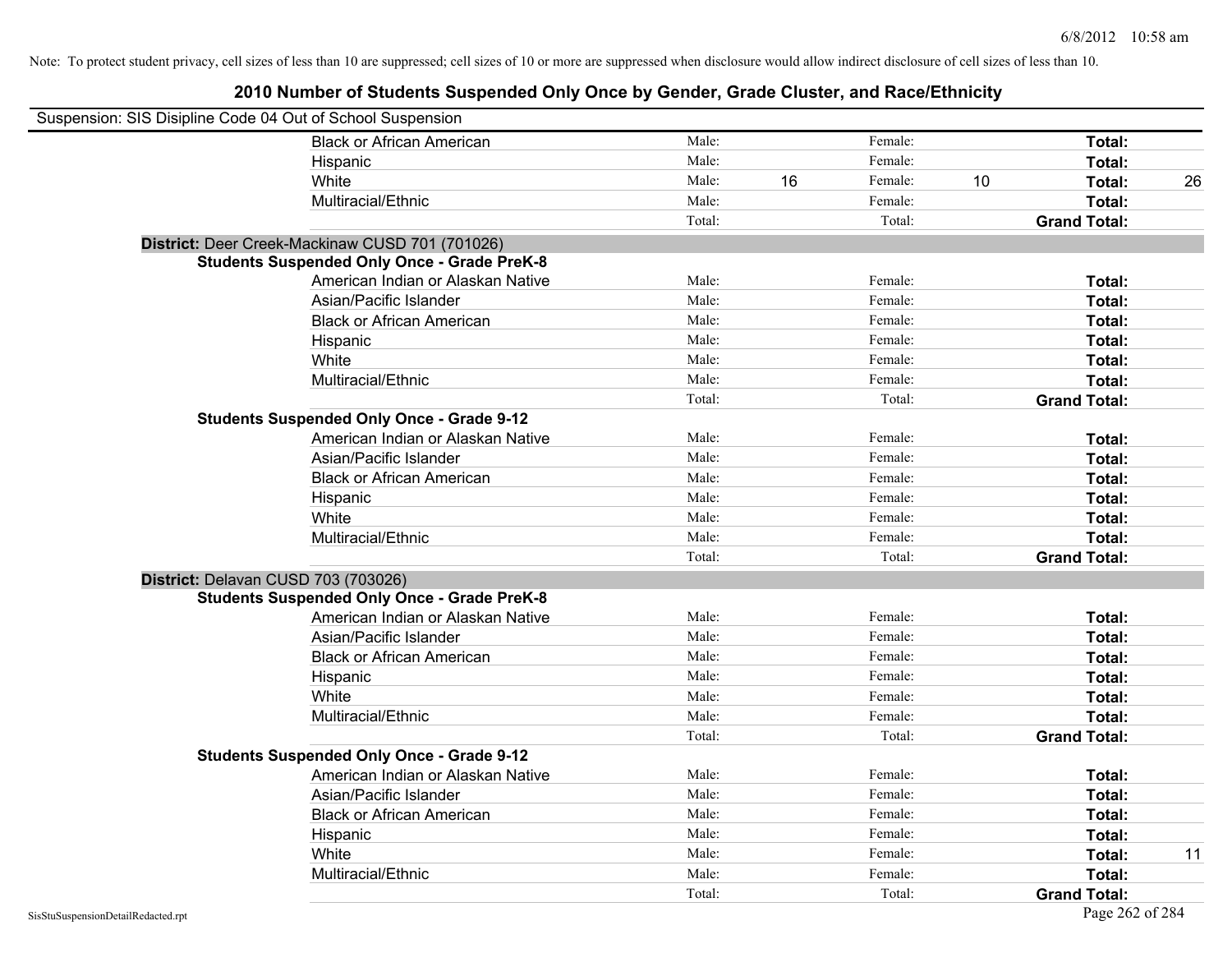Note: To protect student privacy, cell sizes of less than 10 are suppressed; cell sizes of 10 or more are suppressed when disclosure would allow indirect disclosure of cell sizes of less than 10.

# 2010 Number of Students Suspended Only Once by Gender, Grade Cluster, and Race/Ethnicity

Suspension: SIS Disipline Code 04 Out of School Suspension

| | | | | | |
|---|---|---|---|---|---|
| Black or African American | Male: | Female: | | **Total:** | |
| Hispanic | Male: | Female: | | **Total:** | |
| White | Male: 16 | Female: | 10 | **Total:** | 26 |
| Multiracial/Ethnic | Male: | Female: | | **Total:** | |
| | Total: | Total: | | **Grand Total:** | |

**District:** Deer Creek-Mackinaw CUSD 701 (701026)

**Students Suspended Only Once - Grade PreK-8**

| | | | | |
|---|---|---|---|---|
| American Indian or Alaskan Native | Male: | Female: | **Total:** | |
| Asian/Pacific Islander | Male: | Female: | **Total:** | |
| Black or African American | Male: | Female: | **Total:** | |
| Hispanic | Male: | Female: | **Total:** | |
| White | Male: | Female: | **Total:** | |
| Multiracial/Ethnic | Male: | Female: | **Total:** | |
| | Total: | Total: | **Grand Total:** | |

**Students Suspended Only Once - Grade 9-12**

| | | | | |
|---|---|---|---|---|
| American Indian or Alaskan Native | Male: | Female: | **Total:** | |
| Asian/Pacific Islander | Male: | Female: | **Total:** | |
| Black or African American | Male: | Female: | **Total:** | |
| Hispanic | Male: | Female: | **Total:** | |
| White | Male: | Female: | **Total:** | |
| Multiracial/Ethnic | Male: | Female: | **Total:** | |
| | Total: | Total: | **Grand Total:** | |

**District:** Delavan CUSD 703 (703026)

**Students Suspended Only Once - Grade PreK-8**

| | | | | |
|---|---|---|---|---|
| American Indian or Alaskan Native | Male: | Female: | **Total:** | |
| Asian/Pacific Islander | Male: | Female: | **Total:** | |
| Black or African American | Male: | Female: | **Total:** | |
| Hispanic | Male: | Female: | **Total:** | |
| White | Male: | Female: | **Total:** | |
| Multiracial/Ethnic | Male: | Female: | **Total:** | |
| | Total: | Total: | **Grand Total:** | |

**Students Suspended Only Once - Grade 9-12**

| | | | | |
|---|---|---|---|---|
| American Indian or Alaskan Native | Male: | Female: | **Total:** | |
| Asian/Pacific Islander | Male: | Female: | **Total:** | |
| Black or African American | Male: | Female: | **Total:** | |
| Hispanic | Male: | Female: | **Total:** | |
| White | Male: | Female: | **Total:** | 11 |
| Multiracial/Ethnic | Male: | Female: | **Total:** | |
| | Total: | Total: | **Grand Total:** | |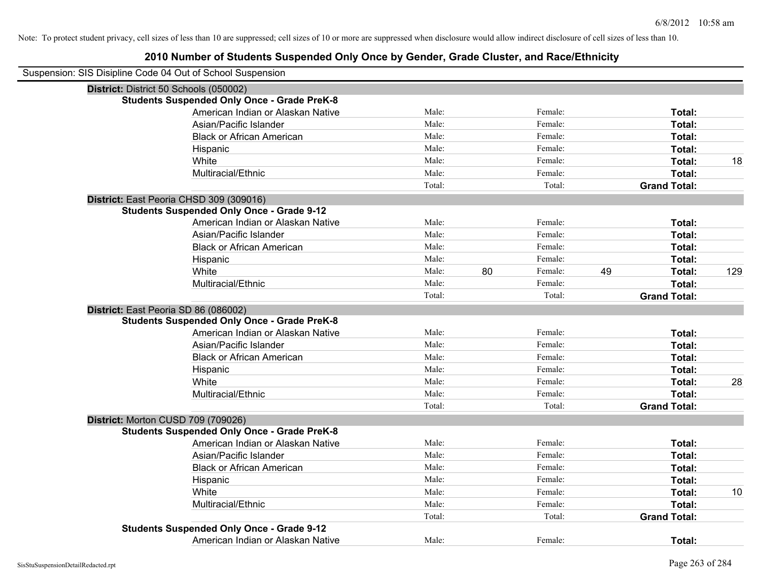Note: To protect student privacy, cell sizes of less than 10 are suppressed; cell sizes of 10 or more are suppressed when disclosure would allow indirect disclosure of cell sizes of less than 10.

## 2010 Number of Students Suspended Only Once by Gender, Grade Cluster, and Race/Ethnicity

Suspension: SIS Disipline Code 04 Out of School Suspension

**District:** District 50 Schools (050002)

**Students Suspended Only Once - Grade PreK-8**

| | | | | | | |
|---|---|---|---|---|---|---|
| American Indian or Alaskan Native | Male: | | Female: | | **Total:** | |
| Asian/Pacific Islander | Male: | | Female: | | **Total:** | |
| Black or African American | Male: | | Female: | | **Total:** | |
| Hispanic | Male: | | Female: | | **Total:** | |
| White | Male: | | Female: | | **Total:** | 18 |
| Multiracial/Ethnic | Male: | | Female: | | **Total:** | |
| | Total: | | Total: | | **Grand Total:** | |

**District:** East Peoria CHSD 309 (309016)

**Students Suspended Only Once - Grade 9-12**

| | | | | | | |
|---|---|---|---|---|---|---|
| American Indian or Alaskan Native | Male: | | Female: | | **Total:** | |
| Asian/Pacific Islander | Male: | | Female: | | **Total:** | |
| Black or African American | Male: | | Female: | | **Total:** | |
| Hispanic | Male: | | Female: | | **Total:** | |
| White | Male: | 80 | Female: | 49 | **Total:** | 129 |
| Multiracial/Ethnic | Male: | | Female: | | **Total:** | |
| | Total: | | Total: | | **Grand Total:** | |

**District:** East Peoria SD 86 (086002)

**Students Suspended Only Once - Grade PreK-8**

| | | | | | | |
|---|---|---|---|---|---|---|
| American Indian or Alaskan Native | Male: | | Female: | | **Total:** | |
| Asian/Pacific Islander | Male: | | Female: | | **Total:** | |
| Black or African American | Male: | | Female: | | **Total:** | |
| Hispanic | Male: | | Female: | | **Total:** | |
| White | Male: | | Female: | | **Total:** | 28 |
| Multiracial/Ethnic | Male: | | Female: | | **Total:** | |
| | Total: | | Total: | | **Grand Total:** | |

**District:** Morton CUSD 709 (709026)

**Students Suspended Only Once - Grade PreK-8**

| | | | | | | |
|---|---|---|---|---|---|---|
| American Indian or Alaskan Native | Male: | | Female: | | **Total:** | |
| Asian/Pacific Islander | Male: | | Female: | | **Total:** | |
| Black or African American | Male: | | Female: | | **Total:** | |
| Hispanic | Male: | | Female: | | **Total:** | |
| White | Male: | | Female: | | **Total:** | 10 |
| Multiracial/Ethnic | Male: | | Female: | | **Total:** | |
| | Total: | | Total: | | **Grand Total:** | |

**Students Suspended Only Once - Grade 9-12**

| | | | | | | |
|---|---|---|---|---|---|---|
| American Indian or Alaskan Native | Male: | | Female: | | **Total:** | |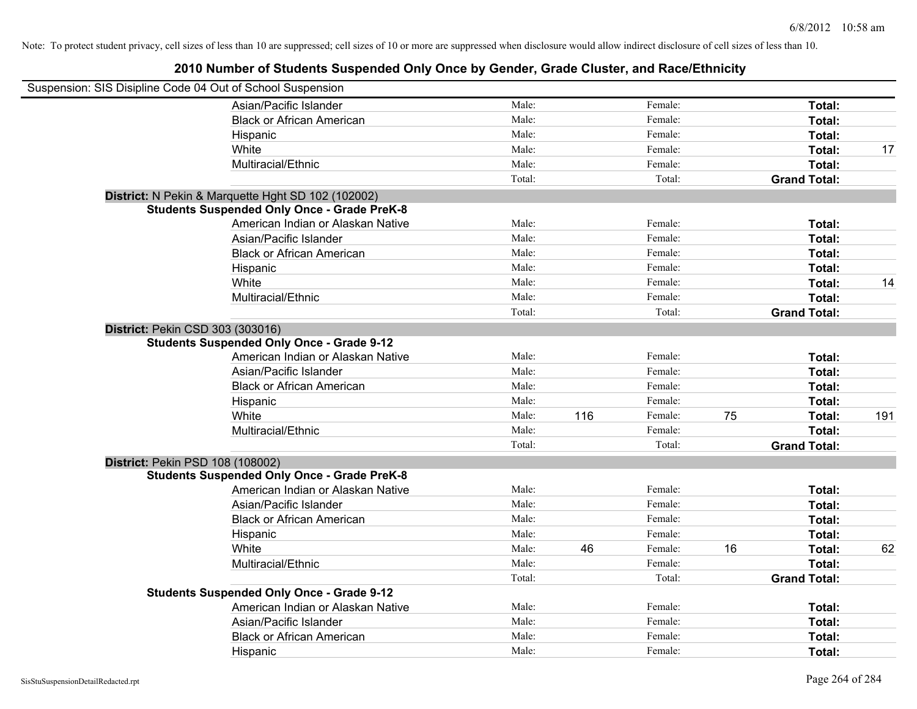Note: To protect student privacy, cell sizes of less than 10 are suppressed; cell sizes of 10 or more are suppressed when disclosure would allow indirect disclosure of cell sizes of less than 10.

# 2010 Number of Students Suspended Only Once by Gender, Grade Cluster, and Race/Ethnicity

Suspension: SIS Disipline Code 04 Out of School Suspension

| | | | | | |
|---|---|---|---|---|---|
| Asian/Pacific Islander | Male: | | Female: | | Total: | |
| Black or African American | Male: | | Female: | | Total: | |
| Hispanic | Male: | | Female: | | Total: | |
| White | Male: | | Female: | | Total: | 17 |
| Multiracial/Ethnic | Male: | | Female: | | Total: | |
| | Total: | | Total: | | Grand Total: | |

**District:** N Pekin & Marquette Hght SD 102 (102002)

**Students Suspended Only Once - Grade PreK-8**

| | | | | | | |
|---|---|---|---|---|---|---|
| American Indian or Alaskan Native | Male: | | Female: | | Total: | |
| Asian/Pacific Islander | Male: | | Female: | | Total: | |
| Black or African American | Male: | | Female: | | Total: | |
| Hispanic | Male: | | Female: | | Total: | |
| White | Male: | | Female: | | Total: | 14 |
| Multiracial/Ethnic | Male: | | Female: | | Total: | |
| | Total: | | Total: | | Grand Total: | |

**District:** Pekin CSD 303 (303016)

**Students Suspended Only Once - Grade 9-12**

| | | | | | | |
|---|---|---|---|---|---|---|
| American Indian or Alaskan Native | Male: | | Female: | | Total: | |
| Asian/Pacific Islander | Male: | | Female: | | Total: | |
| Black or African American | Male: | | Female: | | Total: | |
| Hispanic | Male: | | Female: | | Total: | |
| White | Male: | 116 | Female: | 75 | Total: | 191 |
| Multiracial/Ethnic | Male: | | Female: | | Total: | |
| | Total: | | Total: | | Grand Total: | |

**District:** Pekin PSD 108 (108002)

**Students Suspended Only Once - Grade PreK-8**

| | | | | | | |
|---|---|---|---|---|---|---|
| American Indian or Alaskan Native | Male: | | Female: | | Total: | |
| Asian/Pacific Islander | Male: | | Female: | | Total: | |
| Black or African American | Male: | | Female: | | Total: | |
| Hispanic | Male: | | Female: | | Total: | |
| White | Male: | 46 | Female: | 16 | Total: | 62 |
| Multiracial/Ethnic | Male: | | Female: | | Total: | |
| | Total: | | Total: | | Grand Total: | |

**Students Suspended Only Once - Grade 9-12**

| | | | | | | |
|---|---|---|---|---|---|---|
| American Indian or Alaskan Native | Male: | | Female: | | Total: | |
| Asian/Pacific Islander | Male: | | Female: | | Total: | |
| Black or African American | Male: | | Female: | | Total: | |
| Hispanic | Male: | | Female: | | Total: | |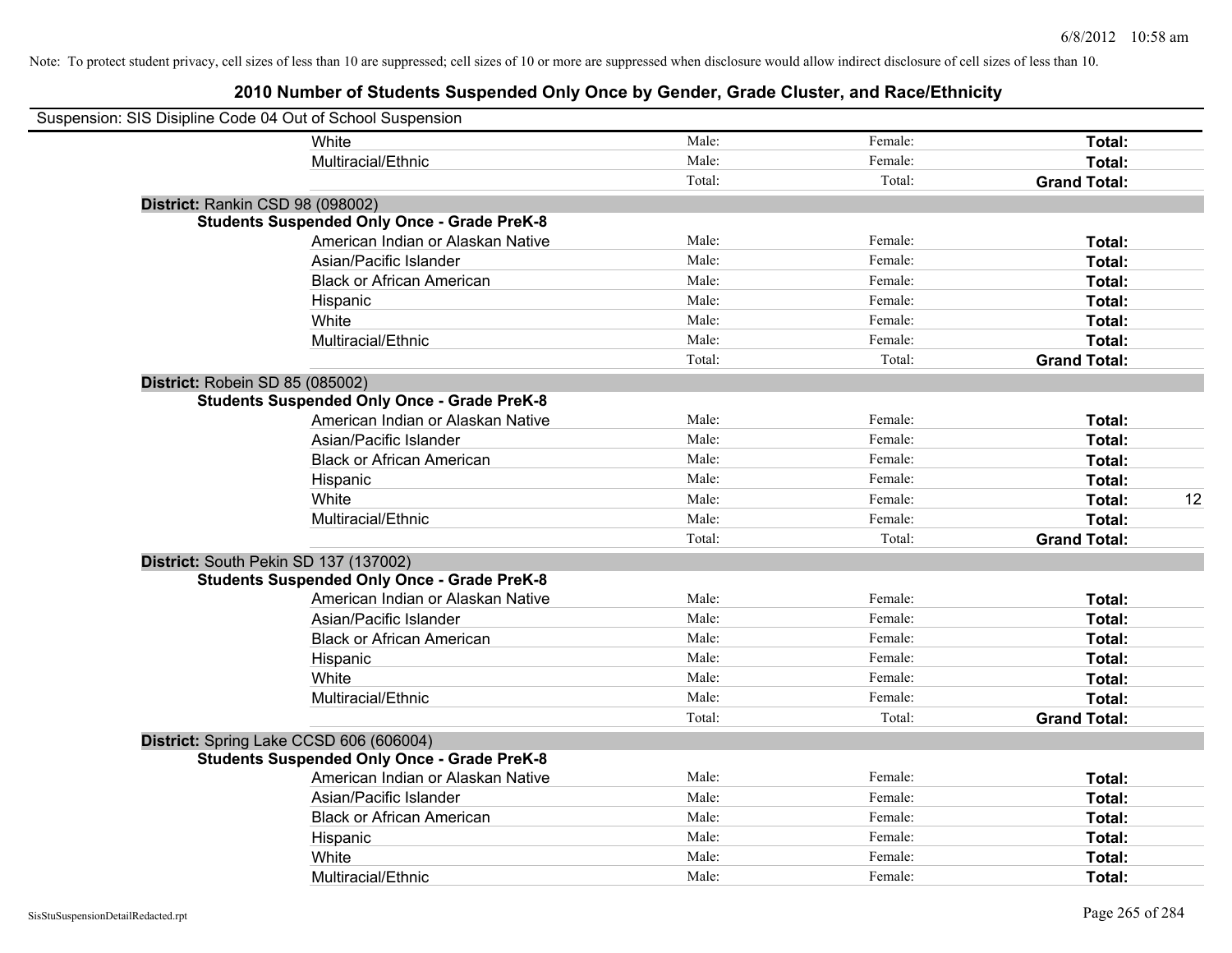Note: To protect student privacy, cell sizes of less than 10 are suppressed; cell sizes of 10 or more are suppressed when disclosure would allow indirect disclosure of cell sizes of less than 10.

## 2010 Number of Students Suspended Only Once by Gender, Grade Cluster, and Race/Ethnicity

Suspension: SIS Disipline Code 04 Out of School Suspension

| | | | | | |
|---|---|---|---|---|---|
| | White | Male: | Female: | **Total:** | |
| | Multiracial/Ethnic | Male: | Female: | **Total:** | |
| | | Total: | Total: | **Grand Total:** | |
| **District:** Rankin CSD 98 (098002) | | | | | |
| **Students Suspended Only Once - Grade PreK-8** | | | | | |
| | American Indian or Alaskan Native | Male: | Female: | **Total:** | |
| | Asian/Pacific Islander | Male: | Female: | **Total:** | |
| | Black or African American | Male: | Female: | **Total:** | |
| | Hispanic | Male: | Female: | **Total:** | |
| | White | Male: | Female: | **Total:** | |
| | Multiracial/Ethnic | Male: | Female: | **Total:** | |
| | | Total: | Total: | **Grand Total:** | |
| **District:** Robein SD 85 (085002) | | | | | |
| **Students Suspended Only Once - Grade PreK-8** | | | | | |
| | American Indian or Alaskan Native | Male: | Female: | **Total:** | |
| | Asian/Pacific Islander | Male: | Female: | **Total:** | |
| | Black or African American | Male: | Female: | **Total:** | |
| | Hispanic | Male: | Female: | **Total:** | |
| | White | Male: | Female: | **Total:** | 12 |
| | Multiracial/Ethnic | Male: | Female: | **Total:** | |
| | | Total: | Total: | **Grand Total:** | |
| **District:** South Pekin SD 137 (137002) | | | | | |
| **Students Suspended Only Once - Grade PreK-8** | | | | | |
| | American Indian or Alaskan Native | Male: | Female: | **Total:** | |
| | Asian/Pacific Islander | Male: | Female: | **Total:** | |
| | Black or African American | Male: | Female: | **Total:** | |
| | Hispanic | Male: | Female: | **Total:** | |
| | White | Male: | Female: | **Total:** | |
| | Multiracial/Ethnic | Male: | Female: | **Total:** | |
| | | Total: | Total: | **Grand Total:** | |
| **District:** Spring Lake CCSD 606 (606004) | | | | | |
| **Students Suspended Only Once - Grade PreK-8** | | | | | |
| | American Indian or Alaskan Native | Male: | Female: | **Total:** | |
| | Asian/Pacific Islander | Male: | Female: | **Total:** | |
| | Black or African American | Male: | Female: | **Total:** | |
| | Hispanic | Male: | Female: | **Total:** | |
| | White | Male: | Female: | **Total:** | |
| | Multiracial/Ethnic | Male: | Female: | **Total:** | |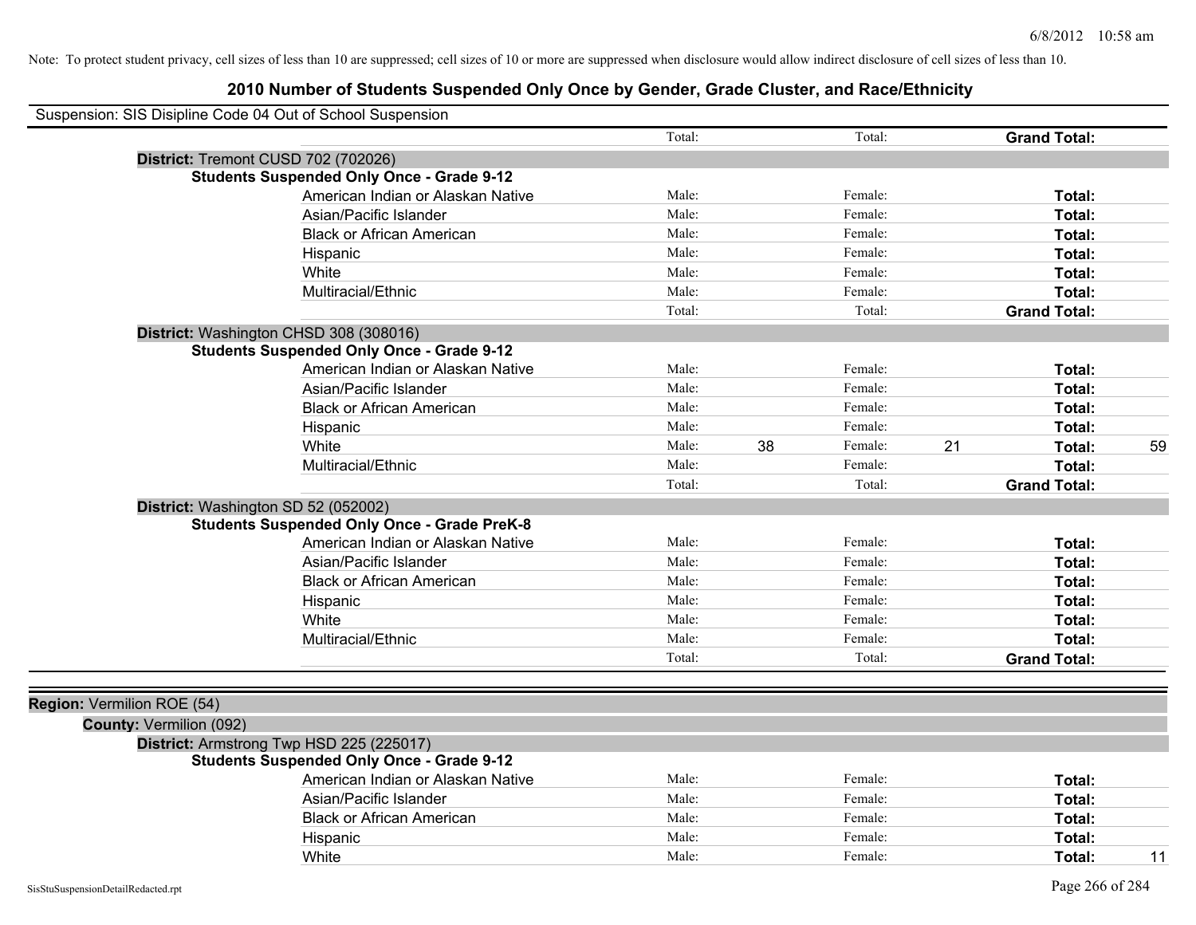Note: To protect student privacy, cell sizes of less than 10 are suppressed; cell sizes of 10 or more are suppressed when disclosure would allow indirect disclosure of cell sizes of less than 10.

# 2010 Number of Students Suspended Only Once by Gender, Grade Cluster, and Race/Ethnicity

Suspension: SIS Disipline Code 04 Out of School Suspension

| | | | | | | |
|---|---|---|---|---|---|---|
| | Total: | | Total: | | **Grand Total:** | |

**District:** Tremont CUSD 702 (702026)

**Students Suspended Only Once - Grade 9-12**

| | | | | | | |
|---|---|---|---|---|---|---|
| American Indian or Alaskan Native | Male: | | Female: | | **Total:** | |
| Asian/Pacific Islander | Male: | | Female: | | **Total:** | |
| Black or African American | Male: | | Female: | | **Total:** | |
| Hispanic | Male: | | Female: | | **Total:** | |
| White | Male: | | Female: | | **Total:** | |
| Multiracial/Ethnic | Male: | | Female: | | **Total:** | |
| | Total: | | Total: | | **Grand Total:** | |

**District:** Washington CHSD 308 (308016)

**Students Suspended Only Once - Grade 9-12**

| | | | | | | |
|---|---|---|---|---|---|---|
| American Indian or Alaskan Native | Male: | | Female: | | **Total:** | |
| Asian/Pacific Islander | Male: | | Female: | | **Total:** | |
| Black or African American | Male: | | Female: | | **Total:** | |
| Hispanic | Male: | | Female: | | **Total:** | |
| White | Male: | 38 | Female: | 21 | **Total:** | 59 |
| Multiracial/Ethnic | Male: | | Female: | | **Total:** | |
| | Total: | | Total: | | **Grand Total:** | |

**District:** Washington SD 52 (052002)

**Students Suspended Only Once - Grade PreK-8**

| | | | | | | |
|---|---|---|---|---|---|---|
| American Indian or Alaskan Native | Male: | | Female: | | **Total:** | |
| Asian/Pacific Islander | Male: | | Female: | | **Total:** | |
| Black or African American | Male: | | Female: | | **Total:** | |
| Hispanic | Male: | | Female: | | **Total:** | |
| White | Male: | | Female: | | **Total:** | |
| Multiracial/Ethnic | Male: | | Female: | | **Total:** | |
| | Total: | | Total: | | **Grand Total:** | |

**Region:** Vermilion ROE (54)

**County:** Vermilion (092)

**District:** Armstrong Twp HSD 225 (225017)

**Students Suspended Only Once - Grade 9-12**

| | | | | | | |
|---|---|---|---|---|---|---|
| American Indian or Alaskan Native | Male: | | Female: | | **Total:** | |
| Asian/Pacific Islander | Male: | | Female: | | **Total:** | |
| Black or African American | Male: | | Female: | | **Total:** | |
| Hispanic | Male: | | Female: | | **Total:** | |
| White | Male: | | Female: | | **Total:** | 11 |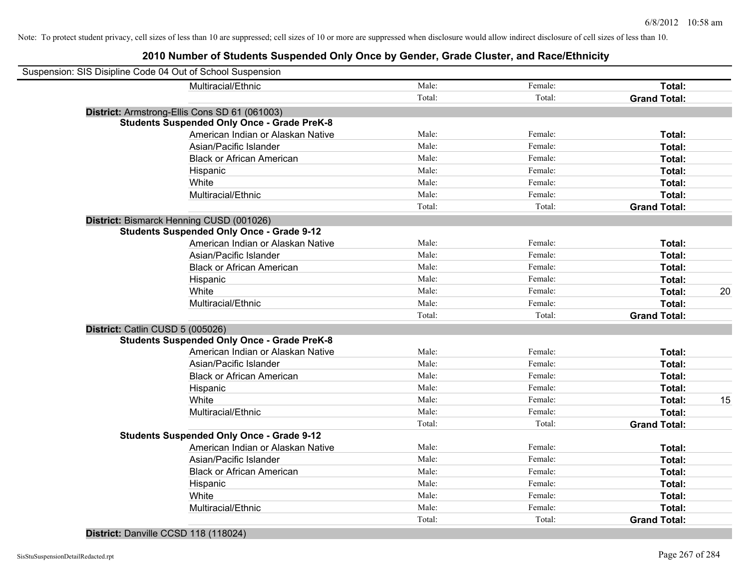Note: To protect student privacy, cell sizes of less than 10 are suppressed; cell sizes of 10 or more are suppressed when disclosure would allow indirect disclosure of cell sizes of less than 10.

# 2010 Number of Students Suspended Only Once by Gender, Grade Cluster, and Race/Ethnicity

Suspension: SIS Disipline Code 04 Out of School Suspension

| | | | | |
|---|---|---|---|---|
| Multiracial/Ethnic | Male: | Female: | **Total:** | |
| | Total: | Total: | **Grand Total:** | |

**District:** Armstrong-Ellis Cons SD 61 (061003)

**Students Suspended Only Once - Grade PreK-8**

| | | | | |
|---|---|---|---|---|
| American Indian or Alaskan Native | Male: | Female: | **Total:** | |
| Asian/Pacific Islander | Male: | Female: | **Total:** | |
| Black or African American | Male: | Female: | **Total:** | |
| Hispanic | Male: | Female: | **Total:** | |
| White | Male: | Female: | **Total:** | |
| Multiracial/Ethnic | Male: | Female: | **Total:** | |
| | Total: | Total: | **Grand Total:** | |

**District:** Bismarck Henning CUSD (001026)

**Students Suspended Only Once - Grade 9-12**

| | | | | |
|---|---|---|---|---|
| American Indian or Alaskan Native | Male: | Female: | **Total:** | |
| Asian/Pacific Islander | Male: | Female: | **Total:** | |
| Black or African American | Male: | Female: | **Total:** | |
| Hispanic | Male: | Female: | **Total:** | |
| White | Male: | Female: | **Total:** | 20 |
| Multiracial/Ethnic | Male: | Female: | **Total:** | |
| | Total: | Total: | **Grand Total:** | |

**District:** Catlin CUSD 5 (005026)

**Students Suspended Only Once - Grade PreK-8**

| | | | | |
|---|---|---|---|---|
| American Indian or Alaskan Native | Male: | Female: | **Total:** | |
| Asian/Pacific Islander | Male: | Female: | **Total:** | |
| Black or African American | Male: | Female: | **Total:** | |
| Hispanic | Male: | Female: | **Total:** | |
| White | Male: | Female: | **Total:** | 15 |
| Multiracial/Ethnic | Male: | Female: | **Total:** | |
| | Total: | Total: | **Grand Total:** | |

**Students Suspended Only Once - Grade 9-12**

| | | | | |
|---|---|---|---|---|
| American Indian or Alaskan Native | Male: | Female: | **Total:** | |
| Asian/Pacific Islander | Male: | Female: | **Total:** | |
| Black or African American | Male: | Female: | **Total:** | |
| Hispanic | Male: | Female: | **Total:** | |
| White | Male: | Female: | **Total:** | |
| Multiracial/Ethnic | Male: | Female: | **Total:** | |
| | Total: | Total: | **Grand Total:** | |

**District:** Danville CCSD 118 (118024)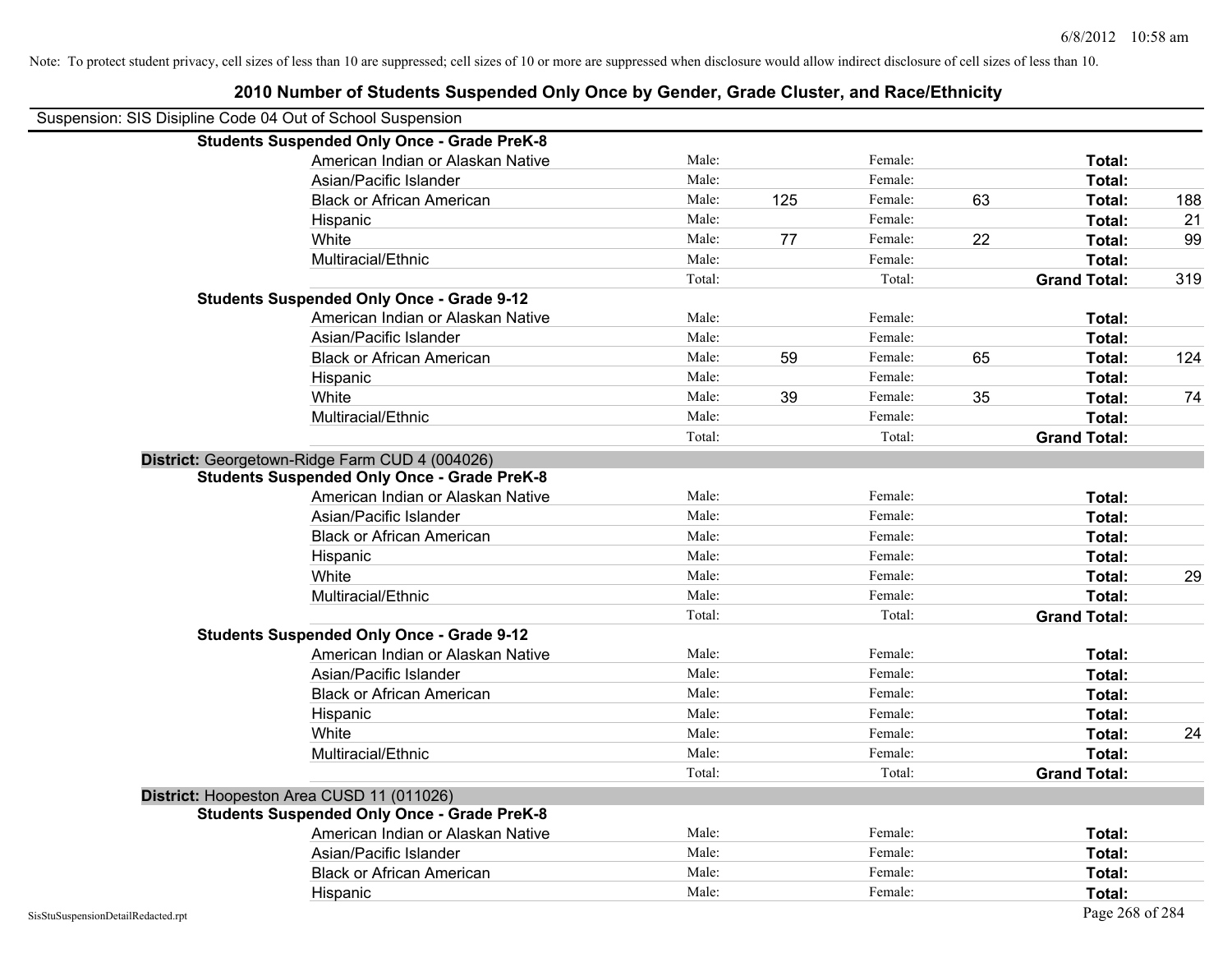Note: To protect student privacy, cell sizes of less than 10 are suppressed; cell sizes of 10 or more are suppressed when disclosure would allow indirect disclosure of cell sizes of less than 10.

# 2010 Number of Students Suspended Only Once by Gender, Grade Cluster, and Race/Ethnicity

Suspension: SIS Disipline Code 04 Out of School Suspension

**Students Suspended Only Once - Grade PreK-8**

| Race/Ethnicity | | Male | | Female | | Total |
|---|---|---|---|---|---|---|
| American Indian or Alaskan Native | Male: | | Female: | | **Total:** | |
| Asian/Pacific Islander | Male: | | Female: | | **Total:** | |
| Black or African American | Male: | 125 | Female: | 63 | **Total:** | 188 |
| Hispanic | Male: | | Female: | | **Total:** | 21 |
| White | Male: | 77 | Female: | 22 | **Total:** | 99 |
| Multiracial/Ethnic | Male: | | Female: | | **Total:** | |
| | Total: | | Total: | | **Grand Total:** | 319 |

**Students Suspended Only Once - Grade 9-12**

| Race/Ethnicity | | Male | | Female | | Total |
|---|---|---|---|---|---|---|
| American Indian or Alaskan Native | Male: | | Female: | | **Total:** | |
| Asian/Pacific Islander | Male: | | Female: | | **Total:** | |
| Black or African American | Male: | 59 | Female: | 65 | **Total:** | 124 |
| Hispanic | Male: | | Female: | | **Total:** | |
| White | Male: | 39 | Female: | 35 | **Total:** | 74 |
| Multiracial/Ethnic | Male: | | Female: | | **Total:** | |
| | Total: | | Total: | | **Grand Total:** | |

**District:** Georgetown-Ridge Farm CUD 4 (004026)

**Students Suspended Only Once - Grade PreK-8**

| Race/Ethnicity | | Male | | Female | | Total |
|---|---|---|---|---|---|---|
| American Indian or Alaskan Native | Male: | | Female: | | **Total:** | |
| Asian/Pacific Islander | Male: | | Female: | | **Total:** | |
| Black or African American | Male: | | Female: | | **Total:** | |
| Hispanic | Male: | | Female: | | **Total:** | |
| White | Male: | | Female: | | **Total:** | 29 |
| Multiracial/Ethnic | Male: | | Female: | | **Total:** | |
| | Total: | | Total: | | **Grand Total:** | |

**Students Suspended Only Once - Grade 9-12**

| Race/Ethnicity | | Male | | Female | | Total |
|---|---|---|---|---|---|---|
| American Indian or Alaskan Native | Male: | | Female: | | **Total:** | |
| Asian/Pacific Islander | Male: | | Female: | | **Total:** | |
| Black or African American | Male: | | Female: | | **Total:** | |
| Hispanic | Male: | | Female: | | **Total:** | |
| White | Male: | | Female: | | **Total:** | 24 |
| Multiracial/Ethnic | Male: | | Female: | | **Total:** | |
| | Total: | | Total: | | **Grand Total:** | |

**District:** Hoopeston Area CUSD 11 (011026)

**Students Suspended Only Once - Grade PreK-8**

| Race/Ethnicity | | Male | | Female | | Total |
|---|---|---|---|---|---|---|
| American Indian or Alaskan Native | Male: | | Female: | | **Total:** | |
| Asian/Pacific Islander | Male: | | Female: | | **Total:** | |
| Black or African American | Male: | | Female: | | **Total:** | |
| Hispanic | Male: | | Female: | | **Total:** | |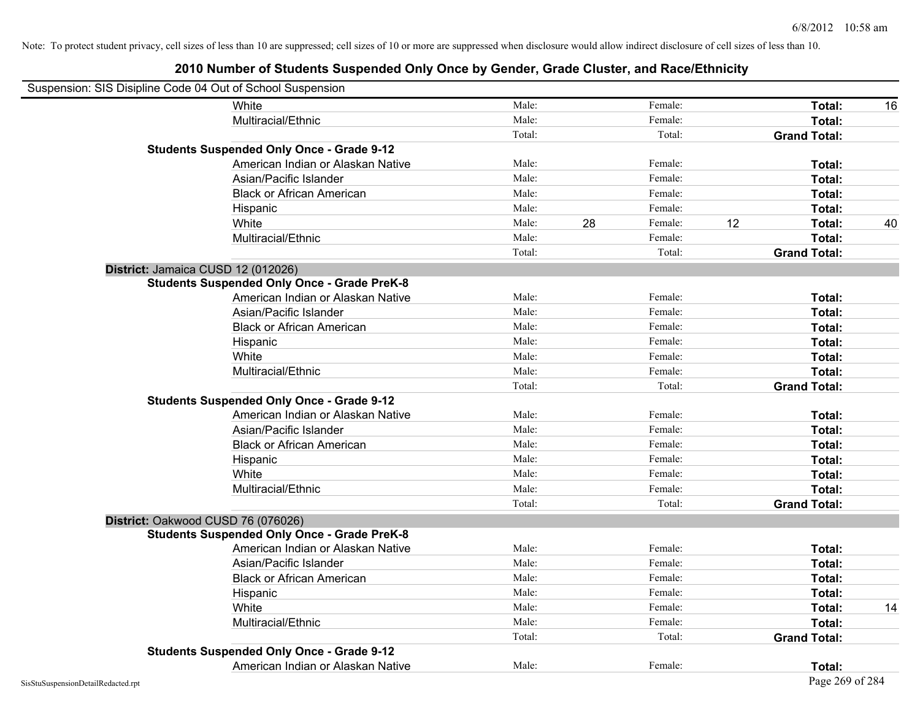Note: To protect student privacy, cell sizes of less than 10 are suppressed; cell sizes of 10 or more are suppressed when disclosure would allow indirect disclosure of cell sizes of less than 10.

# 2010 Number of Students Suspended Only Once by Gender, Grade Cluster, and Race/Ethnicity

Suspension: SIS Disipline Code 04 Out of School Suspension

| | | | | | | |
|---|---|---|---|---|---|---|
| White | Male: | | Female: | | **Total:** | 16 |
| Multiracial/Ethnic | Male: | | Female: | | **Total:** | |
| | Total: | | Total: | | **Grand Total:** | |
| **Students Suspended Only Once - Grade 9-12** | | | | | | |
| American Indian or Alaskan Native | Male: | | Female: | | **Total:** | |
| Asian/Pacific Islander | Male: | | Female: | | **Total:** | |
| Black or African American | Male: | | Female: | | **Total:** | |
| Hispanic | Male: | | Female: | | **Total:** | |
| White | Male: | 28 | Female: | 12 | **Total:** | 40 |
| Multiracial/Ethnic | Male: | | Female: | | **Total:** | |
| | Total: | | Total: | | **Grand Total:** | |

**District:** Jamaica CUSD 12 (012026)

| | | | | | | |
|---|---|---|---|---|---|---|
| **Students Suspended Only Once - Grade PreK-8** | | | | | | |
| American Indian or Alaskan Native | Male: | | Female: | | **Total:** | |
| Asian/Pacific Islander | Male: | | Female: | | **Total:** | |
| Black or African American | Male: | | Female: | | **Total:** | |
| Hispanic | Male: | | Female: | | **Total:** | |
| White | Male: | | Female: | | **Total:** | |
| Multiracial/Ethnic | Male: | | Female: | | **Total:** | |
| | Total: | | Total: | | **Grand Total:** | |
| **Students Suspended Only Once - Grade 9-12** | | | | | | |
| American Indian or Alaskan Native | Male: | | Female: | | **Total:** | |
| Asian/Pacific Islander | Male: | | Female: | | **Total:** | |
| Black or African American | Male: | | Female: | | **Total:** | |
| Hispanic | Male: | | Female: | | **Total:** | |
| White | Male: | | Female: | | **Total:** | |
| Multiracial/Ethnic | Male: | | Female: | | **Total:** | |
| | Total: | | Total: | | **Grand Total:** | |

**District:** Oakwood CUSD 76 (076026)

| | | | | | | |
|---|---|---|---|---|---|---|
| **Students Suspended Only Once - Grade PreK-8** | | | | | | |
| American Indian or Alaskan Native | Male: | | Female: | | **Total:** | |
| Asian/Pacific Islander | Male: | | Female: | | **Total:** | |
| Black or African American | Male: | | Female: | | **Total:** | |
| Hispanic | Male: | | Female: | | **Total:** | |
| White | Male: | | Female: | | **Total:** | 14 |
| Multiracial/Ethnic | Male: | | Female: | | **Total:** | |
| | Total: | | Total: | | **Grand Total:** | |
| **Students Suspended Only Once - Grade 9-12** | | | | | | |
| American Indian or Alaskan Native | Male: | | Female: | | **Total:** | |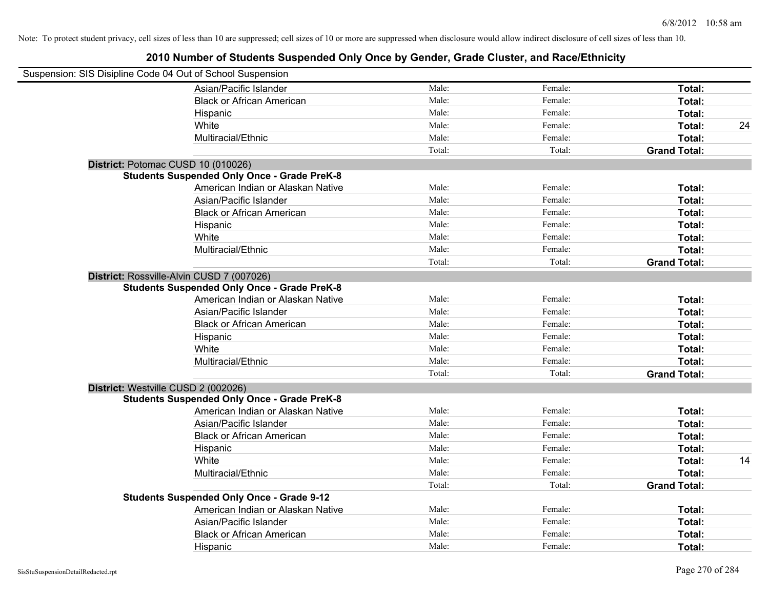Note: To protect student privacy, cell sizes of less than 10 are suppressed; cell sizes of 10 or more are suppressed when disclosure would allow indirect disclosure of cell sizes of less than 10.

## 2010 Number of Students Suspended Only Once by Gender, Grade Cluster, and Race/Ethnicity

Suspension: SIS Disipline Code 04 Out of School Suspension

| | | | | |
|---|---|---|---|---|
| Asian/Pacific Islander | Male: | Female: | **Total:** | |
| Black or African American | Male: | Female: | **Total:** | |
| Hispanic | Male: | Female: | **Total:** | |
| White | Male: | Female: | **Total:** | 24 |
| Multiracial/Ethnic | Male: | Female: | **Total:** | |
| | Total: | Total: | **Grand Total:** | |

**District:** Potomac CUSD 10 (010026)

**Students Suspended Only Once - Grade PreK-8**

| | | | | |
|---|---|---|---|---|
| American Indian or Alaskan Native | Male: | Female: | **Total:** | |
| Asian/Pacific Islander | Male: | Female: | **Total:** | |
| Black or African American | Male: | Female: | **Total:** | |
| Hispanic | Male: | Female: | **Total:** | |
| White | Male: | Female: | **Total:** | |
| Multiracial/Ethnic | Male: | Female: | **Total:** | |
| | Total: | Total: | **Grand Total:** | |

**District:** Rossville-Alvin CUSD 7 (007026)

**Students Suspended Only Once - Grade PreK-8**

| | | | | |
|---|---|---|---|---|
| American Indian or Alaskan Native | Male: | Female: | **Total:** | |
| Asian/Pacific Islander | Male: | Female: | **Total:** | |
| Black or African American | Male: | Female: | **Total:** | |
| Hispanic | Male: | Female: | **Total:** | |
| White | Male: | Female: | **Total:** | |
| Multiracial/Ethnic | Male: | Female: | **Total:** | |
| | Total: | Total: | **Grand Total:** | |

**District:** Westville CUSD 2 (002026)

**Students Suspended Only Once - Grade PreK-8**

| | | | | |
|---|---|---|---|---|
| American Indian or Alaskan Native | Male: | Female: | **Total:** | |
| Asian/Pacific Islander | Male: | Female: | **Total:** | |
| Black or African American | Male: | Female: | **Total:** | |
| Hispanic | Male: | Female: | **Total:** | |
| White | Male: | Female: | **Total:** | 14 |
| Multiracial/Ethnic | Male: | Female: | **Total:** | |
| | Total: | Total: | **Grand Total:** | |

**Students Suspended Only Once - Grade 9-12**

| | | | | |
|---|---|---|---|---|
| American Indian or Alaskan Native | Male: | Female: | **Total:** | |
| Asian/Pacific Islander | Male: | Female: | **Total:** | |
| Black or African American | Male: | Female: | **Total:** | |
| Hispanic | Male: | Female: | **Total:** | |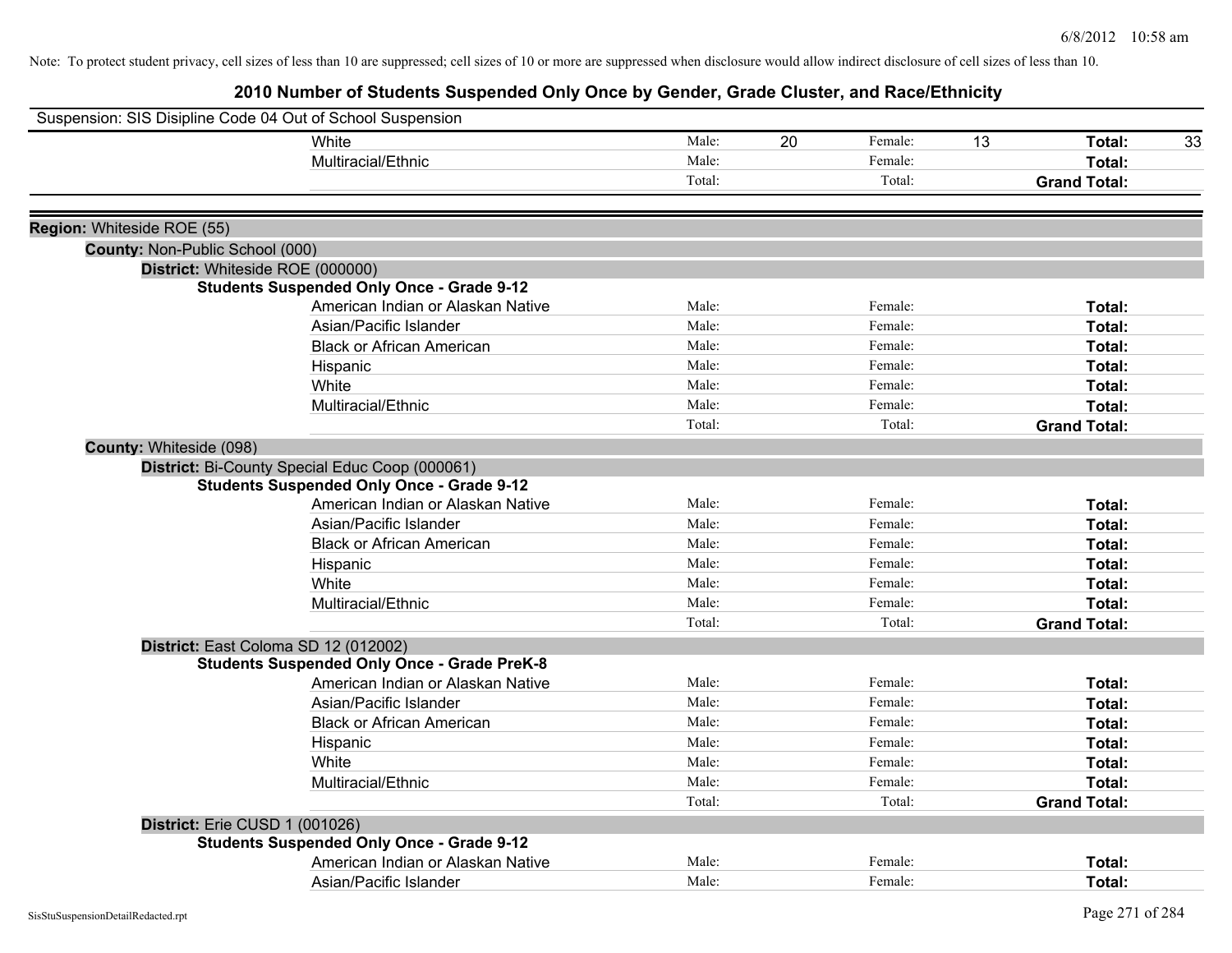Note: To protect student privacy, cell sizes of less than 10 are suppressed; cell sizes of 10 or more are suppressed when disclosure would allow indirect disclosure of cell sizes of less than 10.

# 2010 Number of Students Suspended Only Once by Gender, Grade Cluster, and Race/Ethnicity

Suspension: SIS Disipline Code 04 Out of School Suspension

| | Male: | | Female: | | Total: | |
|---|---|---|---|---|---|---|
| White | Male: | 20 | Female: | 13 | Total: | 33 |
| Multiracial/Ethnic | Male: | | Female: | | Total: | |
| | Total: | | Total: | | Grand Total: | |

**Region:** Whiteside ROE (55)

**County:** Non-Public School (000)

**District:** Whiteside ROE (000000)

**Students Suspended Only Once - Grade 9-12**

| | | | | | | |
|---|---|---|---|---|---|---|
| American Indian or Alaskan Native | Male: | | Female: | | Total: | |
| Asian/Pacific Islander | Male: | | Female: | | Total: | |
| Black or African American | Male: | | Female: | | Total: | |
| Hispanic | Male: | | Female: | | Total: | |
| White | Male: | | Female: | | Total: | |
| Multiracial/Ethnic | Male: | | Female: | | Total: | |
| | Total: | | Total: | | Grand Total: | |

**County:** Whiteside (098)

**District:** Bi-County Special Educ Coop (000061)

**Students Suspended Only Once - Grade 9-12**

| | | | | | | |
|---|---|---|---|---|---|---|
| American Indian or Alaskan Native | Male: | | Female: | | Total: | |
| Asian/Pacific Islander | Male: | | Female: | | Total: | |
| Black or African American | Male: | | Female: | | Total: | |
| Hispanic | Male: | | Female: | | Total: | |
| White | Male: | | Female: | | Total: | |
| Multiracial/Ethnic | Male: | | Female: | | Total: | |
| | Total: | | Total: | | Grand Total: | |

**District:** East Coloma SD 12 (012002)

**Students Suspended Only Once - Grade PreK-8**

| | | | | | | |
|---|---|---|---|---|---|---|
| American Indian or Alaskan Native | Male: | | Female: | | Total: | |
| Asian/Pacific Islander | Male: | | Female: | | Total: | |
| Black or African American | Male: | | Female: | | Total: | |
| Hispanic | Male: | | Female: | | Total: | |
| White | Male: | | Female: | | Total: | |
| Multiracial/Ethnic | Male: | | Female: | | Total: | |
| | Total: | | Total: | | Grand Total: | |

**District:** Erie CUSD 1 (001026)

**Students Suspended Only Once - Grade 9-12**

| | | | | | | |
|---|---|---|---|---|---|---|
| American Indian or Alaskan Native | Male: | | Female: | | Total: | |
| Asian/Pacific Islander | Male: | | Female: | | Total: | |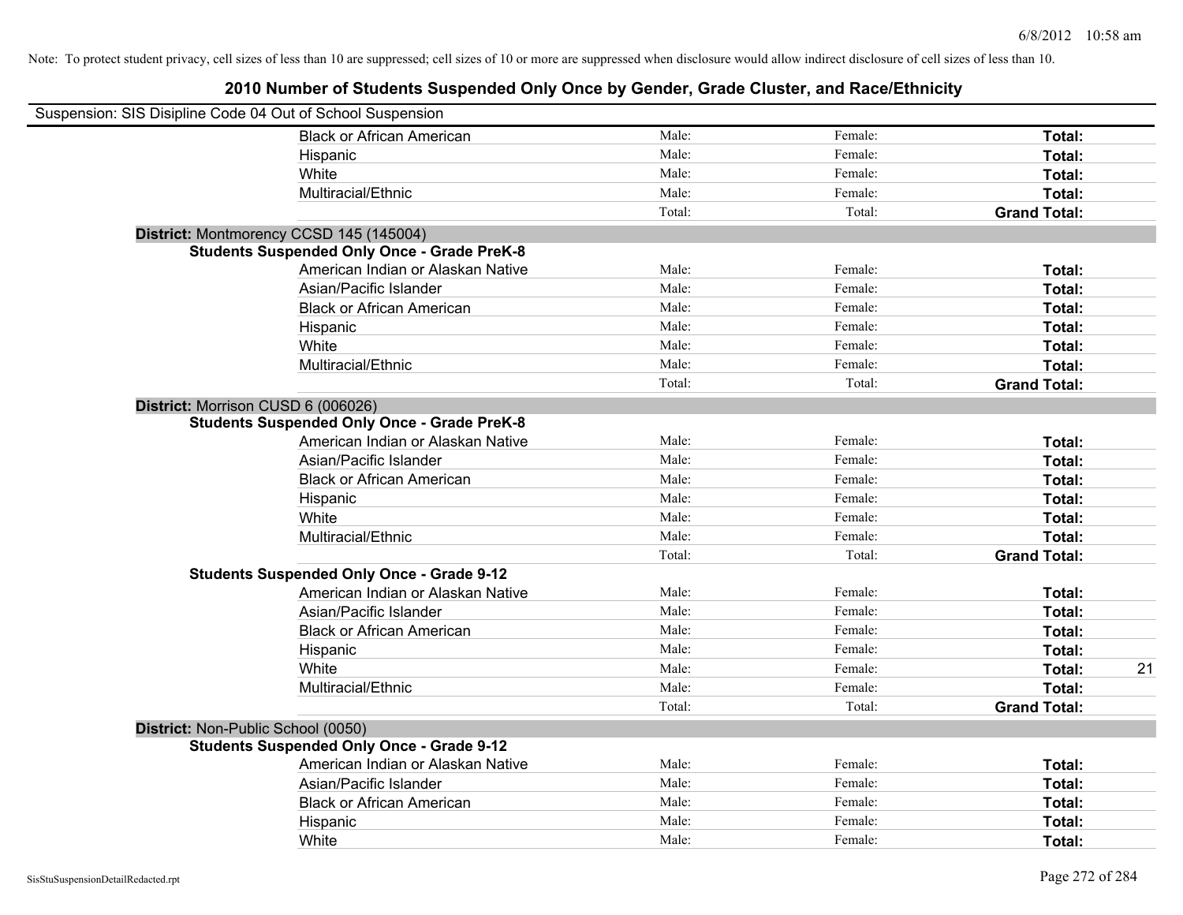Note: To protect student privacy, cell sizes of less than 10 are suppressed; cell sizes of 10 or more are suppressed when disclosure would allow indirect disclosure of cell sizes of less than 10.

# 2010 Number of Students Suspended Only Once by Gender, Grade Cluster, and Race/Ethnicity

Suspension: SIS Disipline Code 04 Out of School Suspension

| | | | | |
|---|---|---|---|---|
| Black or African American | Male: | Female: | **Total:** | |
| Hispanic | Male: | Female: | **Total:** | |
| White | Male: | Female: | **Total:** | |
| Multiracial/Ethnic | Male: | Female: | **Total:** | |
| | Total: | Total: | **Grand Total:** | |

**District:** Montmorency CCSD 145 (145004)

**Students Suspended Only Once - Grade PreK-8**

| | | | | |
|---|---|---|---|---|
| American Indian or Alaskan Native | Male: | Female: | **Total:** | |
| Asian/Pacific Islander | Male: | Female: | **Total:** | |
| Black or African American | Male: | Female: | **Total:** | |
| Hispanic | Male: | Female: | **Total:** | |
| White | Male: | Female: | **Total:** | |
| Multiracial/Ethnic | Male: | Female: | **Total:** | |
| | Total: | Total: | **Grand Total:** | |

**District:** Morrison CUSD 6 (006026)

**Students Suspended Only Once - Grade PreK-8**

| | | | | |
|---|---|---|---|---|
| American Indian or Alaskan Native | Male: | Female: | **Total:** | |
| Asian/Pacific Islander | Male: | Female: | **Total:** | |
| Black or African American | Male: | Female: | **Total:** | |
| Hispanic | Male: | Female: | **Total:** | |
| White | Male: | Female: | **Total:** | |
| Multiracial/Ethnic | Male: | Female: | **Total:** | |
| | Total: | Total: | **Grand Total:** | |

**Students Suspended Only Once - Grade 9-12**

| | | | | |
|---|---|---|---|---|
| American Indian or Alaskan Native | Male: | Female: | **Total:** | |
| Asian/Pacific Islander | Male: | Female: | **Total:** | |
| Black or African American | Male: | Female: | **Total:** | |
| Hispanic | Male: | Female: | **Total:** | |
| White | Male: | Female: | **Total:** | 21 |
| Multiracial/Ethnic | Male: | Female: | **Total:** | |
| | Total: | Total: | **Grand Total:** | |

**District:** Non-Public School (0050)

**Students Suspended Only Once - Grade 9-12**

| | | | | |
|---|---|---|---|---|
| American Indian or Alaskan Native | Male: | Female: | **Total:** | |
| Asian/Pacific Islander | Male: | Female: | **Total:** | |
| Black or African American | Male: | Female: | **Total:** | |
| Hispanic | Male: | Female: | **Total:** | |
| White | Male: | Female: | **Total:** | |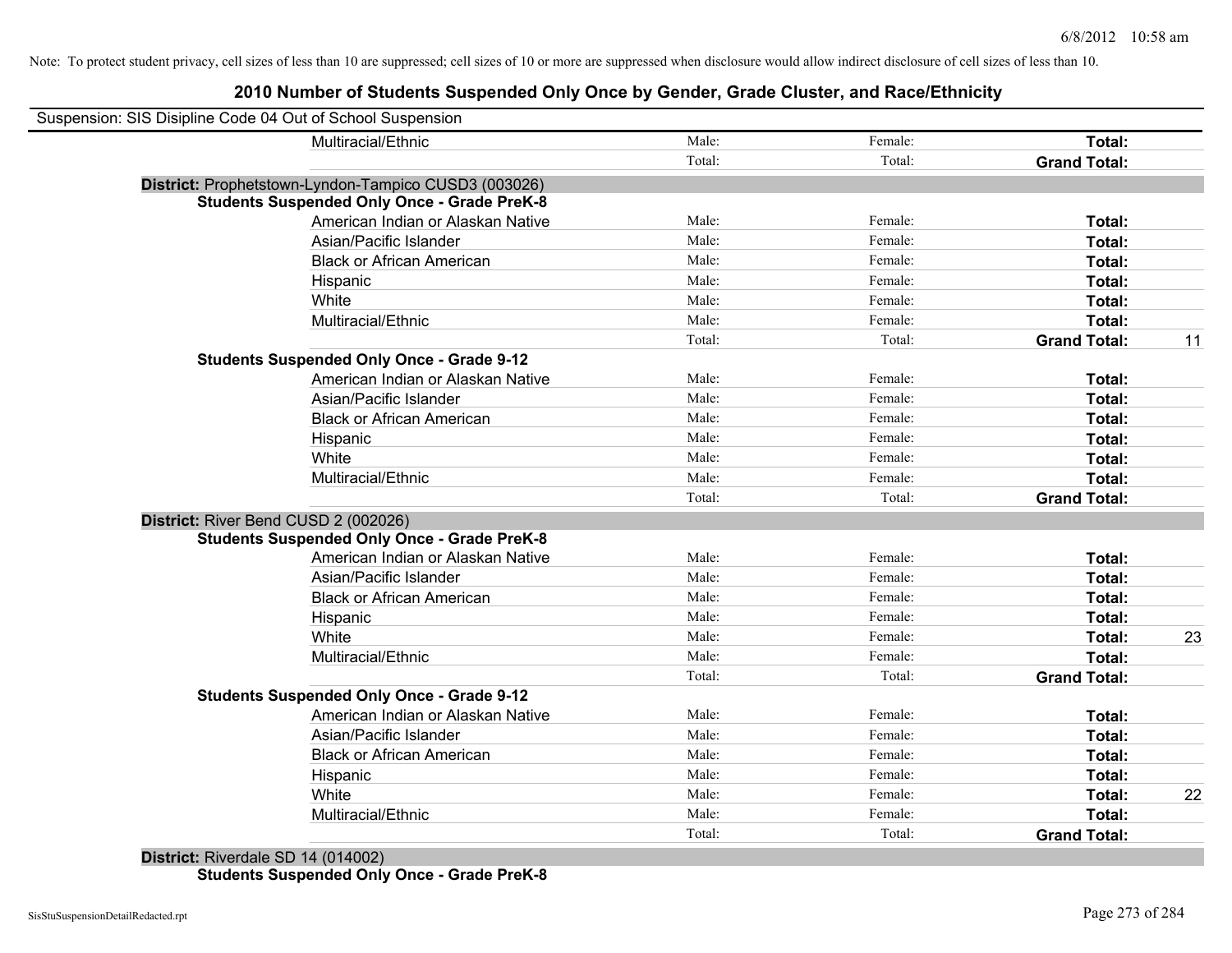Note: To protect student privacy, cell sizes of less than 10 are suppressed; cell sizes of 10 or more are suppressed when disclosure would allow indirect disclosure of cell sizes of less than 10.

## 2010 Number of Students Suspended Only Once by Gender, Grade Cluster, and Race/Ethnicity

Suspension: SIS Disipline Code 04 Out of School Suspension

| | Male | Female | Total | Value |
|---|---|---|---|---|
| Multiracial/Ethnic | Male: | Female: | **Total:** | |
| | Total: | Total: | **Grand Total:** | |

**District:** Prophetstown-Lyndon-Tampico CUSD3 (003026)

**Students Suspended Only Once - Grade PreK-8**

| | Male | Female | Total | Value |
|---|---|---|---|---|
| American Indian or Alaskan Native | Male: | Female: | **Total:** | |
| Asian/Pacific Islander | Male: | Female: | **Total:** | |
| Black or African American | Male: | Female: | **Total:** | |
| Hispanic | Male: | Female: | **Total:** | |
| White | Male: | Female: | **Total:** | |
| Multiracial/Ethnic | Male: | Female: | **Total:** | |
| | Total: | Total: | **Grand Total:** | 11 |

**Students Suspended Only Once - Grade 9-12**

| | Male | Female | Total | Value |
|---|---|---|---|---|
| American Indian or Alaskan Native | Male: | Female: | **Total:** | |
| Asian/Pacific Islander | Male: | Female: | **Total:** | |
| Black or African American | Male: | Female: | **Total:** | |
| Hispanic | Male: | Female: | **Total:** | |
| White | Male: | Female: | **Total:** | |
| Multiracial/Ethnic | Male: | Female: | **Total:** | |
| | Total: | Total: | **Grand Total:** | |

**District:** River Bend CUSD 2 (002026)

**Students Suspended Only Once - Grade PreK-8**

| | Male | Female | Total | Value |
|---|---|---|---|---|
| American Indian or Alaskan Native | Male: | Female: | **Total:** | |
| Asian/Pacific Islander | Male: | Female: | **Total:** | |
| Black or African American | Male: | Female: | **Total:** | |
| Hispanic | Male: | Female: | **Total:** | |
| White | Male: | Female: | **Total:** | 23 |
| Multiracial/Ethnic | Male: | Female: | **Total:** | |
| | Total: | Total: | **Grand Total:** | |

**Students Suspended Only Once - Grade 9-12**

| | Male | Female | Total | Value |
|---|---|---|---|---|
| American Indian or Alaskan Native | Male: | Female: | **Total:** | |
| Asian/Pacific Islander | Male: | Female: | **Total:** | |
| Black or African American | Male: | Female: | **Total:** | |
| Hispanic | Male: | Female: | **Total:** | |
| White | Male: | Female: | **Total:** | 22 |
| Multiracial/Ethnic | Male: | Female: | **Total:** | |
| | Total: | Total: | **Grand Total:** | |

**District:** Riverdale SD 14 (014002)

**Students Suspended Only Once - Grade PreK-8**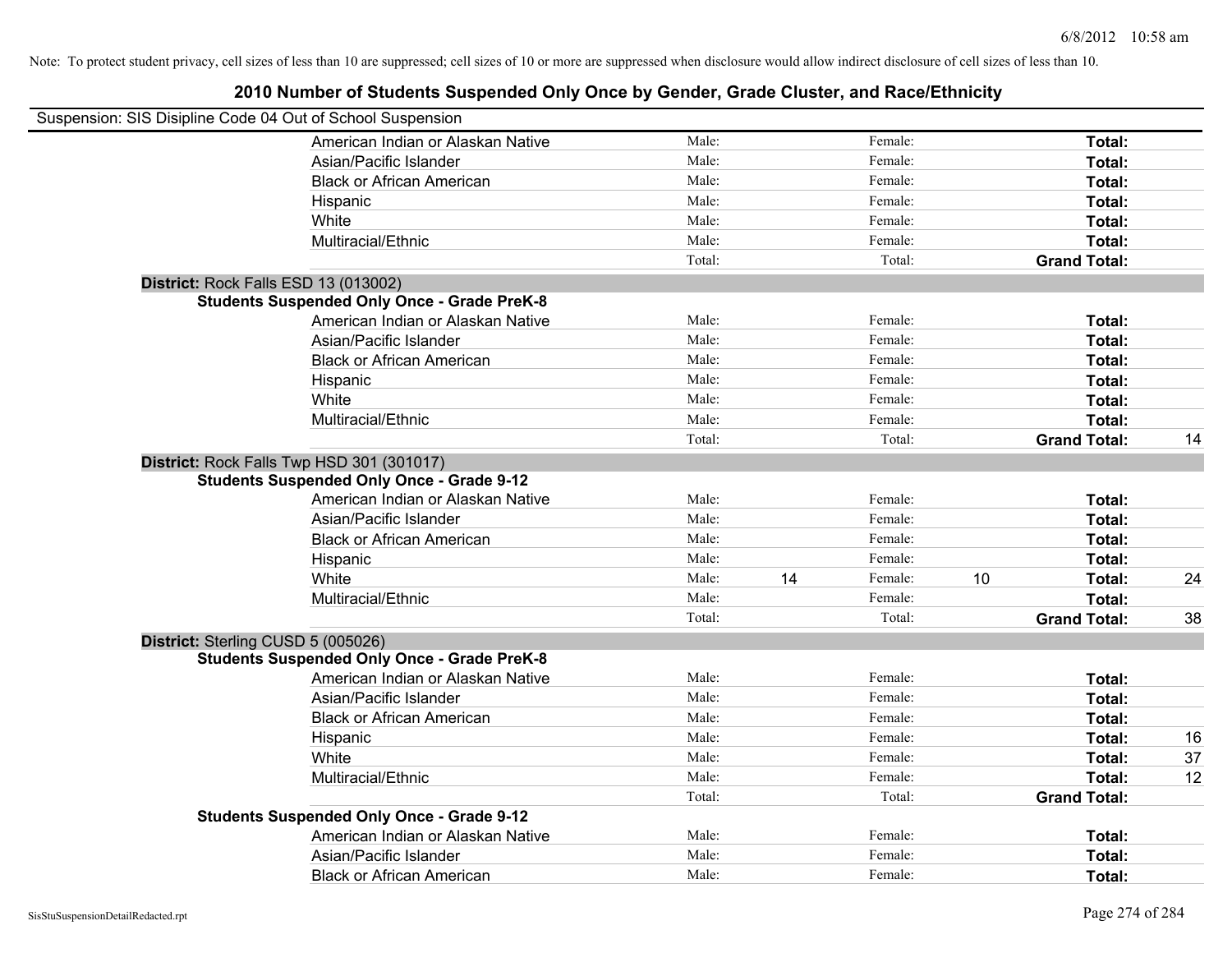Note: To protect student privacy, cell sizes of less than 10 are suppressed; cell sizes of 10 or more are suppressed when disclosure would allow indirect disclosure of cell sizes of less than 10.

## 2010 Number of Students Suspended Only Once by Gender, Grade Cluster, and Race/Ethnicity

Suspension: SIS Disipline Code 04 Out of School Suspension

| | Male: | | Female: | | | |
|---|---|---|---|---|---|---|
| American Indian or Alaskan Native | Male: | | Female: | | **Total:** | |
| Asian/Pacific Islander | Male: | | Female: | | **Total:** | |
| Black or African American | Male: | | Female: | | **Total:** | |
| Hispanic | Male: | | Female: | | **Total:** | |
| White | Male: | | Female: | | **Total:** | |
| Multiracial/Ethnic | Male: | | Female: | | **Total:** | |
| | Total: | | Total: | | **Grand Total:** | |

**District:** Rock Falls ESD 13 (013002)

**Students Suspended Only Once - Grade PreK-8**

| | | | | | | |
|---|---|---|---|---|---|---|
| American Indian or Alaskan Native | Male: | | Female: | | **Total:** | |
| Asian/Pacific Islander | Male: | | Female: | | **Total:** | |
| Black or African American | Male: | | Female: | | **Total:** | |
| Hispanic | Male: | | Female: | | **Total:** | |
| White | Male: | | Female: | | **Total:** | |
| Multiracial/Ethnic | Male: | | Female: | | **Total:** | |
| | Total: | | Total: | | **Grand Total:** | 14 |

**District:** Rock Falls Twp HSD 301 (301017)

**Students Suspended Only Once - Grade 9-12**

| | | | | | | |
|---|---|---|---|---|---|---|
| American Indian or Alaskan Native | Male: | | Female: | | **Total:** | |
| Asian/Pacific Islander | Male: | | Female: | | **Total:** | |
| Black or African American | Male: | | Female: | | **Total:** | |
| Hispanic | Male: | | Female: | | **Total:** | |
| White | Male: | 14 | Female: | 10 | **Total:** | 24 |
| Multiracial/Ethnic | Male: | | Female: | | **Total:** | |
| | Total: | | Total: | | **Grand Total:** | 38 |

**District:** Sterling CUSD 5 (005026)

**Students Suspended Only Once - Grade PreK-8**

| | | | | | | |
|---|---|---|---|---|---|---|
| American Indian or Alaskan Native | Male: | | Female: | | **Total:** | |
| Asian/Pacific Islander | Male: | | Female: | | **Total:** | |
| Black or African American | Male: | | Female: | | **Total:** | |
| Hispanic | Male: | | Female: | | **Total:** | 16 |
| White | Male: | | Female: | | **Total:** | 37 |
| Multiracial/Ethnic | Male: | | Female: | | **Total:** | 12 |
| | Total: | | Total: | | **Grand Total:** | |

**Students Suspended Only Once - Grade 9-12**

| | | | | | | |
|---|---|---|---|---|---|---|
| American Indian or Alaskan Native | Male: | | Female: | | **Total:** | |
| Asian/Pacific Islander | Male: | | Female: | | **Total:** | |
| Black or African American | Male: | | Female: | | **Total:** | |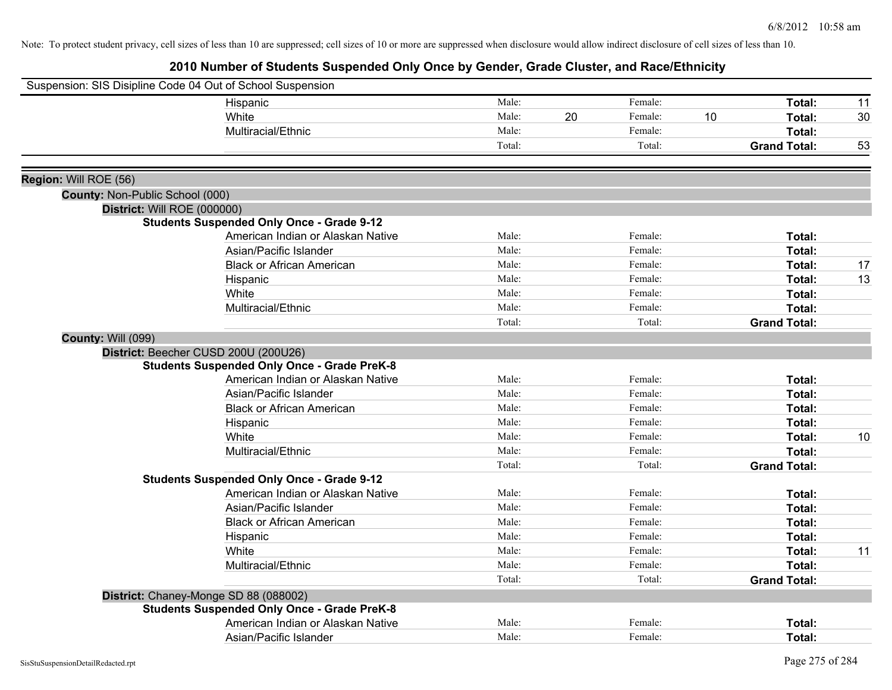Note: To protect student privacy, cell sizes of less than 10 are suppressed; cell sizes of 10 or more are suppressed when disclosure would allow indirect disclosure of cell sizes of less than 10.

# 2010 Number of Students Suspended Only Once by Gender, Grade Cluster, and Race/Ethnicity

Suspension: SIS Disipline Code 04 Out of School Suspension

| | | | | | | |
|---|---|---|---|---|---|---|
| Hispanic | Male: | | Female: | | **Total:** | 11 |
| White | Male: | 20 | Female: | 10 | **Total:** | 30 |
| Multiracial/Ethnic | Male: | | Female: | | **Total:** | |
| | Total: | | Total: | | **Grand Total:** | 53 |

**Region:** Will ROE (56)

**County:** Non-Public School (000)

**District:** Will ROE (000000)

**Students Suspended Only Once - Grade 9-12**

| | | | | | | |
|---|---|---|---|---|---|---|
| American Indian or Alaskan Native | Male: | | Female: | | **Total:** | |
| Asian/Pacific Islander | Male: | | Female: | | **Total:** | |
| Black or African American | Male: | | Female: | | **Total:** | 17 |
| Hispanic | Male: | | Female: | | **Total:** | 13 |
| White | Male: | | Female: | | **Total:** | |
| Multiracial/Ethnic | Male: | | Female: | | **Total:** | |
| | Total: | | Total: | | **Grand Total:** | |

**County:** Will (099)

**District:** Beecher CUSD 200U (200U26)

**Students Suspended Only Once - Grade PreK-8**

| | | | | | | |
|---|---|---|---|---|---|---|
| American Indian or Alaskan Native | Male: | | Female: | | **Total:** | |
| Asian/Pacific Islander | Male: | | Female: | | **Total:** | |
| Black or African American | Male: | | Female: | | **Total:** | |
| Hispanic | Male: | | Female: | | **Total:** | |
| White | Male: | | Female: | | **Total:** | 10 |
| Multiracial/Ethnic | Male: | | Female: | | **Total:** | |
| | Total: | | Total: | | **Grand Total:** | |

**Students Suspended Only Once - Grade 9-12**

| | | | | | | |
|---|---|---|---|---|---|---|
| American Indian or Alaskan Native | Male: | | Female: | | **Total:** | |
| Asian/Pacific Islander | Male: | | Female: | | **Total:** | |
| Black or African American | Male: | | Female: | | **Total:** | |
| Hispanic | Male: | | Female: | | **Total:** | |
| White | Male: | | Female: | | **Total:** | 11 |
| Multiracial/Ethnic | Male: | | Female: | | **Total:** | |
| | Total: | | Total: | | **Grand Total:** | |

**District:** Chaney-Monge SD 88 (088002)

**Students Suspended Only Once - Grade PreK-8**

| | | | | | | |
|---|---|---|---|---|---|---|
| American Indian or Alaskan Native | Male: | | Female: | | **Total:** | |
| Asian/Pacific Islander | Male: | | Female: | | **Total:** | |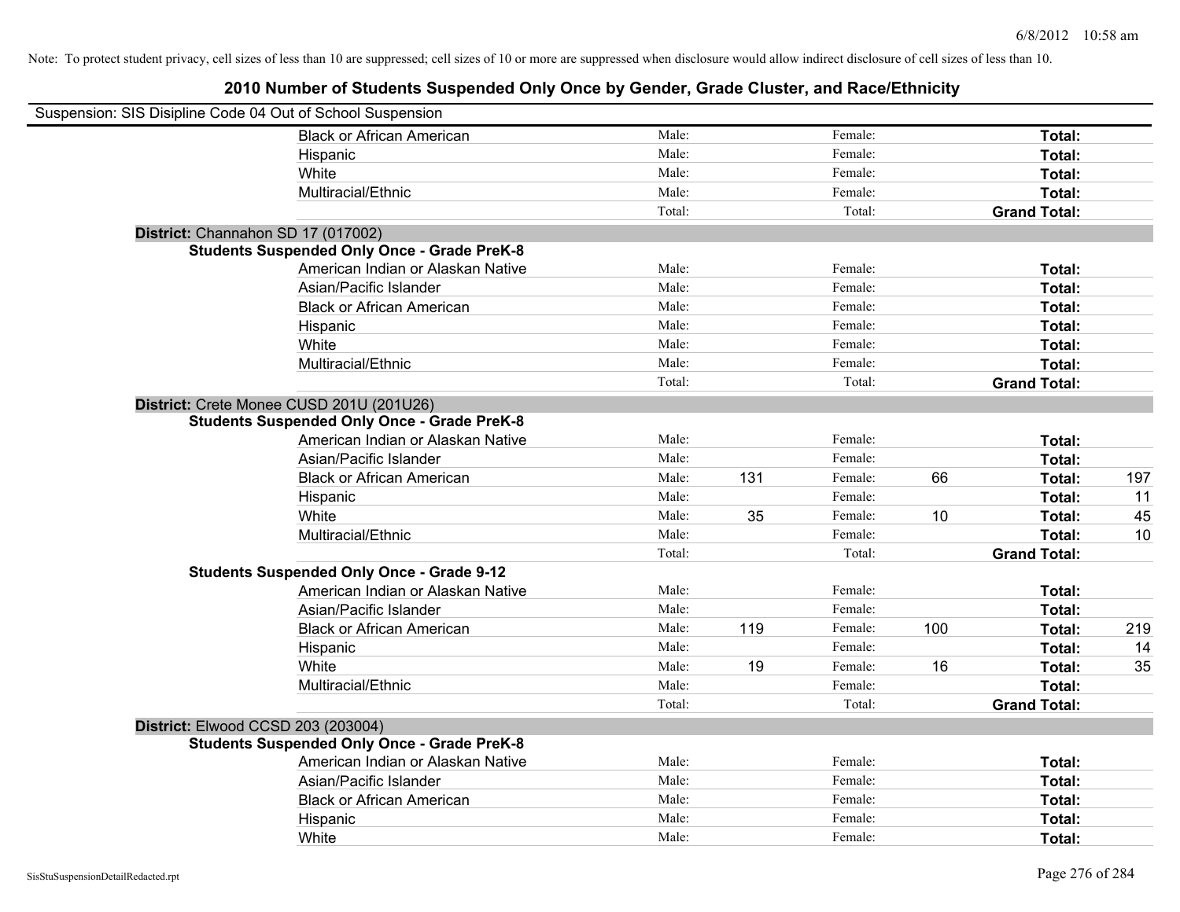Note: To protect student privacy, cell sizes of less than 10 are suppressed; cell sizes of 10 or more are suppressed when disclosure would allow indirect disclosure of cell sizes of less than 10.

## 2010 Number of Students Suspended Only Once by Gender, Grade Cluster, and Race/Ethnicity

Suspension: SIS Disipline Code 04 Out of School Suspension

| | | | | | | |
|---|---|---|---|---|---|---|
| Black or African American | Male: | | Female: | | Total: | |
| Hispanic | Male: | | Female: | | Total: | |
| White | Male: | | Female: | | Total: | |
| Multiracial/Ethnic | Male: | | Female: | | Total: | |
| | Total: | | Total: | | Grand Total: | |

**District:** Channahon SD 17 (017002)

**Students Suspended Only Once - Grade PreK-8**

| | | | | | | |
|---|---|---|---|---|---|---|
| American Indian or Alaskan Native | Male: | | Female: | | Total: | |
| Asian/Pacific Islander | Male: | | Female: | | Total: | |
| Black or African American | Male: | | Female: | | Total: | |
| Hispanic | Male: | | Female: | | Total: | |
| White | Male: | | Female: | | Total: | |
| Multiracial/Ethnic | Male: | | Female: | | Total: | |
| | Total: | | Total: | | Grand Total: | |

**District:** Crete Monee CUSD 201U (201U26)

**Students Suspended Only Once - Grade PreK-8**

| | | | | | | |
|---|---|---|---|---|---|---|
| American Indian or Alaskan Native | Male: | | Female: | | Total: | |
| Asian/Pacific Islander | Male: | | Female: | | Total: | |
| Black or African American | Male: | 131 | Female: | 66 | Total: | 197 |
| Hispanic | Male: | | Female: | | Total: | 11 |
| White | Male: | 35 | Female: | 10 | Total: | 45 |
| Multiracial/Ethnic | Male: | | Female: | | Total: | 10 |
| | Total: | | Total: | | Grand Total: | |

**Students Suspended Only Once - Grade 9-12**

| | | | | | | |
|---|---|---|---|---|---|---|
| American Indian or Alaskan Native | Male: | | Female: | | Total: | |
| Asian/Pacific Islander | Male: | | Female: | | Total: | |
| Black or African American | Male: | 119 | Female: | 100 | Total: | 219 |
| Hispanic | Male: | | Female: | | Total: | 14 |
| White | Male: | 19 | Female: | 16 | Total: | 35 |
| Multiracial/Ethnic | Male: | | Female: | | Total: | |
| | Total: | | Total: | | Grand Total: | |

**District:** Elwood CCSD 203 (203004)

**Students Suspended Only Once - Grade PreK-8**

| | | | | | | |
|---|---|---|---|---|---|---|
| American Indian or Alaskan Native | Male: | | Female: | | Total: | |
| Asian/Pacific Islander | Male: | | Female: | | Total: | |
| Black or African American | Male: | | Female: | | Total: | |
| Hispanic | Male: | | Female: | | Total: | |
| White | Male: | | Female: | | Total: | |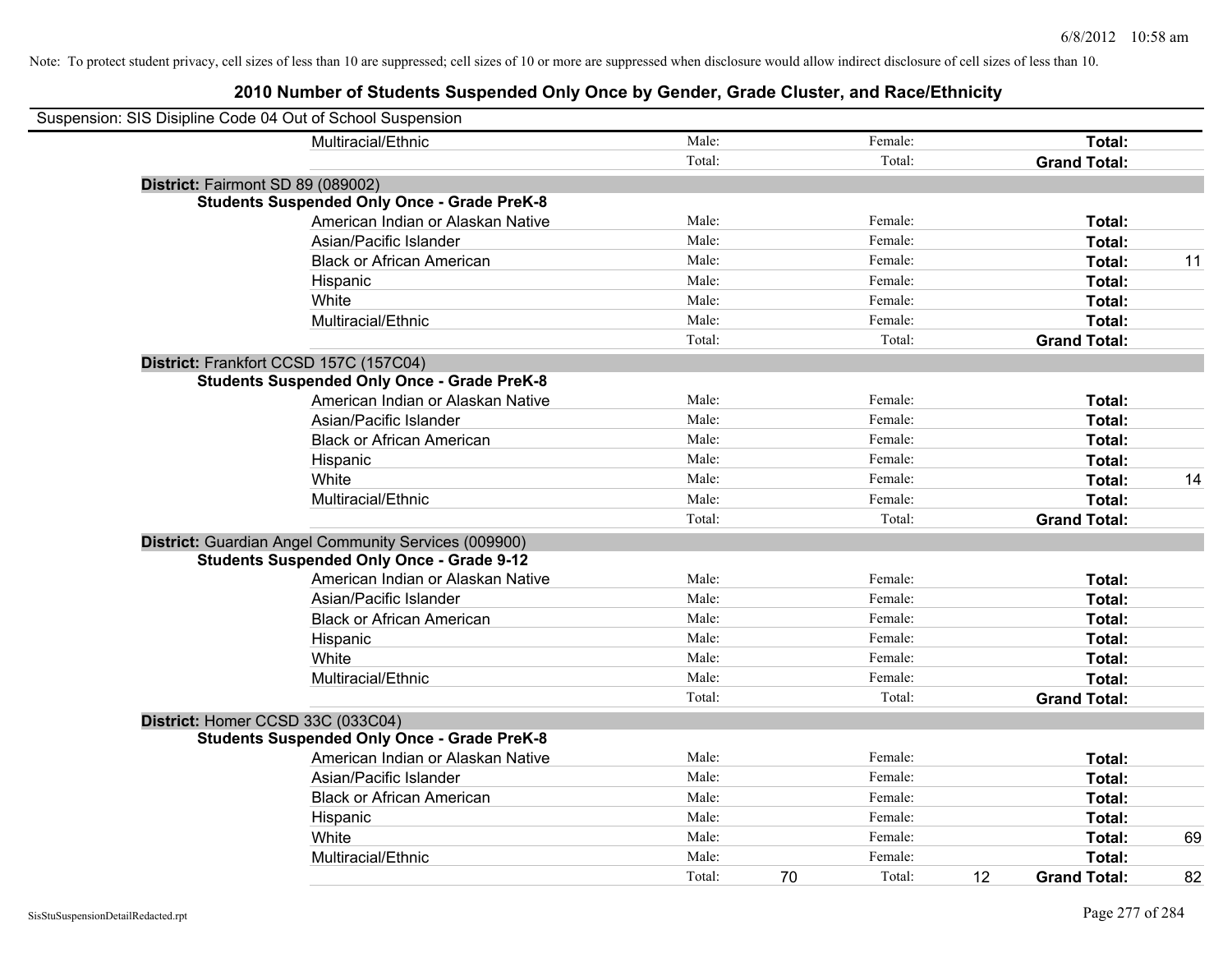Note: To protect student privacy, cell sizes of less than 10 are suppressed; cell sizes of 10 or more are suppressed when disclosure would allow indirect disclosure of cell sizes of less than 10.

# 2010 Number of Students Suspended Only Once by Gender, Grade Cluster, and Race/Ethnicity

Suspension: SIS Disipline Code 04 Out of School Suspension

| | | | | | | |
|---|---|---|---|---|---|---|
| Multiracial/Ethnic | Male: | | Female: | | **Total:** | |
| | Total: | | Total: | | **Grand Total:** | |

**District:** Fairmont SD 89 (089002)

**Students Suspended Only Once - Grade PreK-8**

| | | | | | | |
|---|---|---|---|---|---|---|
| American Indian or Alaskan Native | Male: | | Female: | | **Total:** | |
| Asian/Pacific Islander | Male: | | Female: | | **Total:** | |
| Black or African American | Male: | | Female: | | **Total:** | 11 |
| Hispanic | Male: | | Female: | | **Total:** | |
| White | Male: | | Female: | | **Total:** | |
| Multiracial/Ethnic | Male: | | Female: | | **Total:** | |
| | Total: | | Total: | | **Grand Total:** | |

**District:** Frankfort CCSD 157C (157C04)

**Students Suspended Only Once - Grade PreK-8**

| | | | | | | |
|---|---|---|---|---|---|---|
| American Indian or Alaskan Native | Male: | | Female: | | **Total:** | |
| Asian/Pacific Islander | Male: | | Female: | | **Total:** | |
| Black or African American | Male: | | Female: | | **Total:** | |
| Hispanic | Male: | | Female: | | **Total:** | |
| White | Male: | | Female: | | **Total:** | 14 |
| Multiracial/Ethnic | Male: | | Female: | | **Total:** | |
| | Total: | | Total: | | **Grand Total:** | |

**District:** Guardian Angel Community Services (009900)

**Students Suspended Only Once - Grade 9-12**

| | | | | | | |
|---|---|---|---|---|---|---|
| American Indian or Alaskan Native | Male: | | Female: | | **Total:** | |
| Asian/Pacific Islander | Male: | | Female: | | **Total:** | |
| Black or African American | Male: | | Female: | | **Total:** | |
| Hispanic | Male: | | Female: | | **Total:** | |
| White | Male: | | Female: | | **Total:** | |
| Multiracial/Ethnic | Male: | | Female: | | **Total:** | |
| | Total: | | Total: | | **Grand Total:** | |

**District:** Homer CCSD 33C (033C04)

**Students Suspended Only Once - Grade PreK-8**

| | | | | | | |
|---|---|---|---|---|---|---|
| American Indian or Alaskan Native | Male: | | Female: | | **Total:** | |
| Asian/Pacific Islander | Male: | | Female: | | **Total:** | |
| Black or African American | Male: | | Female: | | **Total:** | |
| Hispanic | Male: | | Female: | | **Total:** | |
| White | Male: | | Female: | | **Total:** | 69 |
| Multiracial/Ethnic | Male: | | Female: | | **Total:** | |
| | Total: | 70 | Total: | 12 | **Grand Total:** | 82 |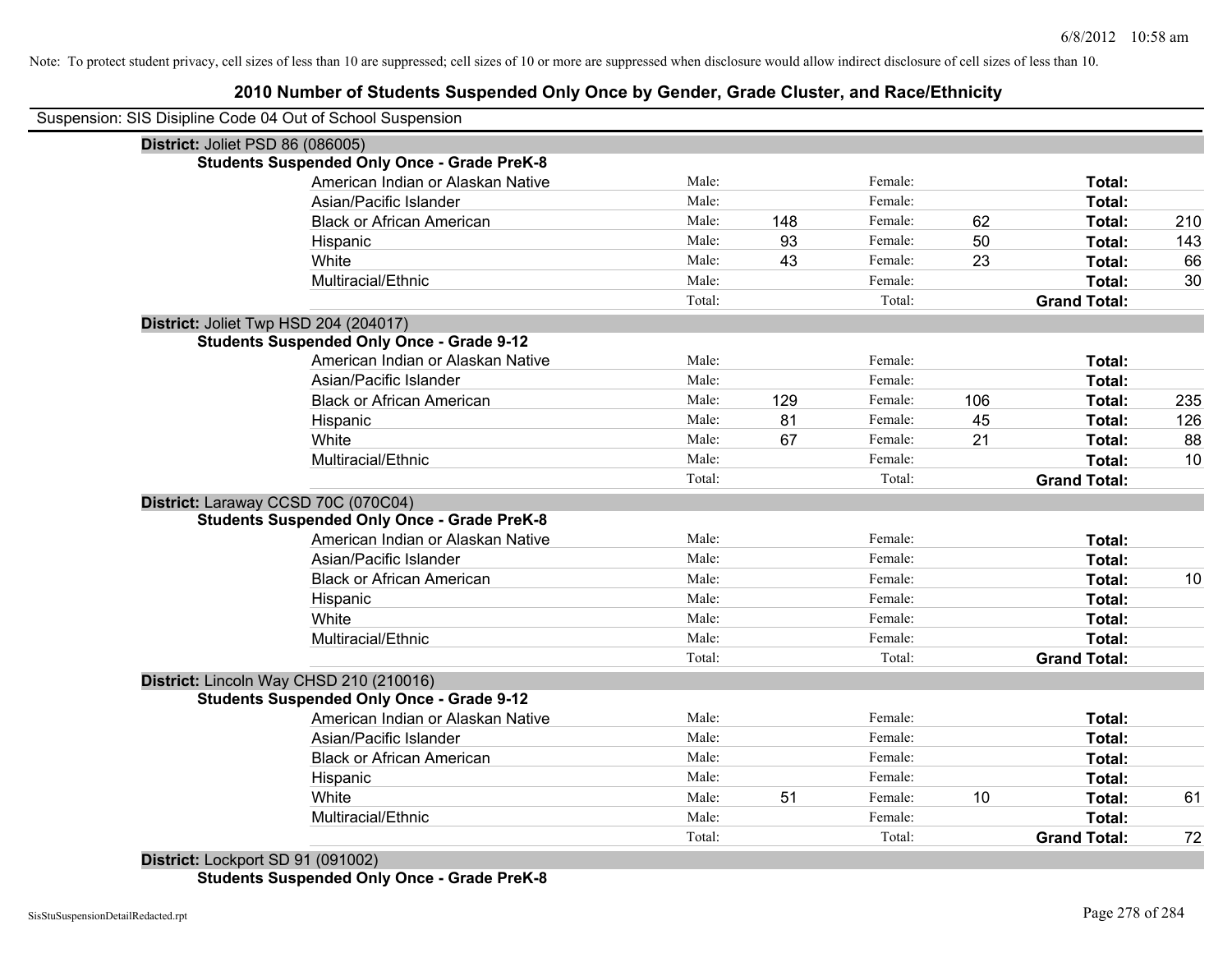Note: To protect student privacy, cell sizes of less than 10 are suppressed; cell sizes of 10 or more are suppressed when disclosure would allow indirect disclosure of cell sizes of less than 10.

## 2010 Number of Students Suspended Only Once by Gender, Grade Cluster, and Race/Ethnicity

Suspension: SIS Disipline Code 04 Out of School Suspension

**District:** Joliet PSD 86 (086005)

**Students Suspended Only Once - Grade PreK-8**

| | | | | | | |
|---|---|---|---|---|---|---|
| American Indian or Alaskan Native | Male: | | Female: | | **Total:** | |
| Asian/Pacific Islander | Male: | | Female: | | **Total:** | |
| Black or African American | Male: | 148 | Female: | 62 | **Total:** | 210 |
| Hispanic | Male: | 93 | Female: | 50 | **Total:** | 143 |
| White | Male: | 43 | Female: | 23 | **Total:** | 66 |
| Multiracial/Ethnic | Male: | | Female: | | **Total:** | 30 |
| | Total: | | Total: | | **Grand Total:** | |

**District:** Joliet Twp HSD 204 (204017)

**Students Suspended Only Once - Grade 9-12**

| | | | | | | |
|---|---|---|---|---|---|---|
| American Indian or Alaskan Native | Male: | | Female: | | **Total:** | |
| Asian/Pacific Islander | Male: | | Female: | | **Total:** | |
| Black or African American | Male: | 129 | Female: | 106 | **Total:** | 235 |
| Hispanic | Male: | 81 | Female: | 45 | **Total:** | 126 |
| White | Male: | 67 | Female: | 21 | **Total:** | 88 |
| Multiracial/Ethnic | Male: | | Female: | | **Total:** | 10 |
| | Total: | | Total: | | **Grand Total:** | |

**District:** Laraway CCSD 70C (070C04)

**Students Suspended Only Once - Grade PreK-8**

| | | | | | | |
|---|---|---|---|---|---|---|
| American Indian or Alaskan Native | Male: | | Female: | | **Total:** | |
| Asian/Pacific Islander | Male: | | Female: | | **Total:** | |
| Black or African American | Male: | | Female: | | **Total:** | 10 |
| Hispanic | Male: | | Female: | | **Total:** | |
| White | Male: | | Female: | | **Total:** | |
| Multiracial/Ethnic | Male: | | Female: | | **Total:** | |
| | Total: | | Total: | | **Grand Total:** | |

**District:** Lincoln Way CHSD 210 (210016)

**Students Suspended Only Once - Grade 9-12**

| | | | | | | |
|---|---|---|---|---|---|---|
| American Indian or Alaskan Native | Male: | | Female: | | **Total:** | |
| Asian/Pacific Islander | Male: | | Female: | | **Total:** | |
| Black or African American | Male: | | Female: | | **Total:** | |
| Hispanic | Male: | | Female: | | **Total:** | |
| White | Male: | 51 | Female: | 10 | **Total:** | 61 |
| Multiracial/Ethnic | Male: | | Female: | | **Total:** | |
| | Total: | | Total: | | **Grand Total:** | 72 |

**District:** Lockport SD 91 (091002)

**Students Suspended Only Once - Grade PreK-8**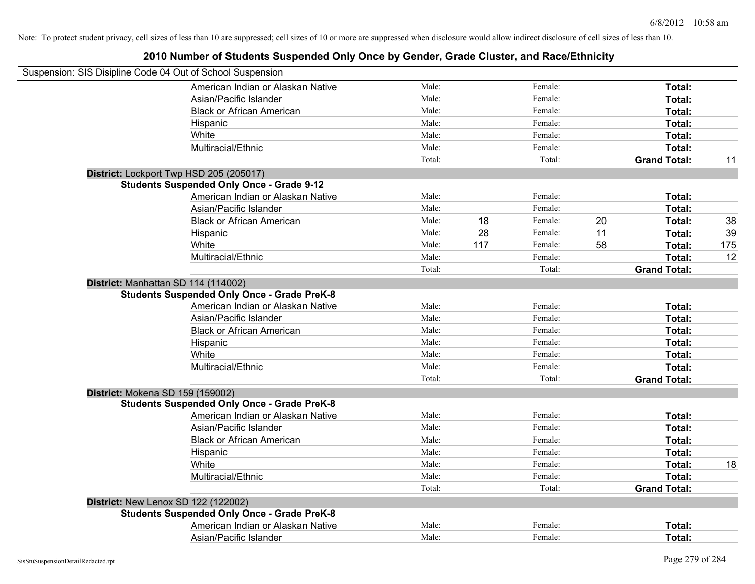Note: To protect student privacy, cell sizes of less than 10 are suppressed; cell sizes of 10 or more are suppressed when disclosure would allow indirect disclosure of cell sizes of less than 10.

## 2010 Number of Students Suspended Only Once by Gender, Grade Cluster, and Race/Ethnicity

Suspension: SIS Disipline Code 04 Out of School Suspension

| | | | | | | |
|---|---|---|---|---|---|---|
| American Indian or Alaskan Native | Male: | | Female: | | **Total:** | |
| Asian/Pacific Islander | Male: | | Female: | | **Total:** | |
| Black or African American | Male: | | Female: | | **Total:** | |
| Hispanic | Male: | | Female: | | **Total:** | |
| White | Male: | | Female: | | **Total:** | |
| Multiracial/Ethnic | Male: | | Female: | | **Total:** | |
| | Total: | | Total: | | **Grand Total:** | 11 |

**District:** Lockport Twp HSD 205 (205017)

**Students Suspended Only Once - Grade 9-12**

| | | | | | | |
|---|---|---|---|---|---|---|
| American Indian or Alaskan Native | Male: | | Female: | | **Total:** | |
| Asian/Pacific Islander | Male: | | Female: | | **Total:** | |
| Black or African American | Male: | 18 | Female: | 20 | **Total:** | 38 |
| Hispanic | Male: | 28 | Female: | 11 | **Total:** | 39 |
| White | Male: | 117 | Female: | 58 | **Total:** | 175 |
| Multiracial/Ethnic | Male: | | Female: | | **Total:** | 12 |
| | Total: | | Total: | | **Grand Total:** | |

**District:** Manhattan SD 114 (114002)

**Students Suspended Only Once - Grade PreK-8**

| | | | | | | |
|---|---|---|---|---|---|---|
| American Indian or Alaskan Native | Male: | | Female: | | **Total:** | |
| Asian/Pacific Islander | Male: | | Female: | | **Total:** | |
| Black or African American | Male: | | Female: | | **Total:** | |
| Hispanic | Male: | | Female: | | **Total:** | |
| White | Male: | | Female: | | **Total:** | |
| Multiracial/Ethnic | Male: | | Female: | | **Total:** | |
| | Total: | | Total: | | **Grand Total:** | |

**District:** Mokena SD 159 (159002)

**Students Suspended Only Once - Grade PreK-8**

| | | | | | | |
|---|---|---|---|---|---|---|
| American Indian or Alaskan Native | Male: | | Female: | | **Total:** | |
| Asian/Pacific Islander | Male: | | Female: | | **Total:** | |
| Black or African American | Male: | | Female: | | **Total:** | |
| Hispanic | Male: | | Female: | | **Total:** | |
| White | Male: | | Female: | | **Total:** | 18 |
| Multiracial/Ethnic | Male: | | Female: | | **Total:** | |
| | Total: | | Total: | | **Grand Total:** | |

**District:** New Lenox SD 122 (122002)

**Students Suspended Only Once - Grade PreK-8**

| | | | | | | |
|---|---|---|---|---|---|---|
| American Indian or Alaskan Native | Male: | | Female: | | **Total:** | |
| Asian/Pacific Islander | Male: | | Female: | | **Total:** | |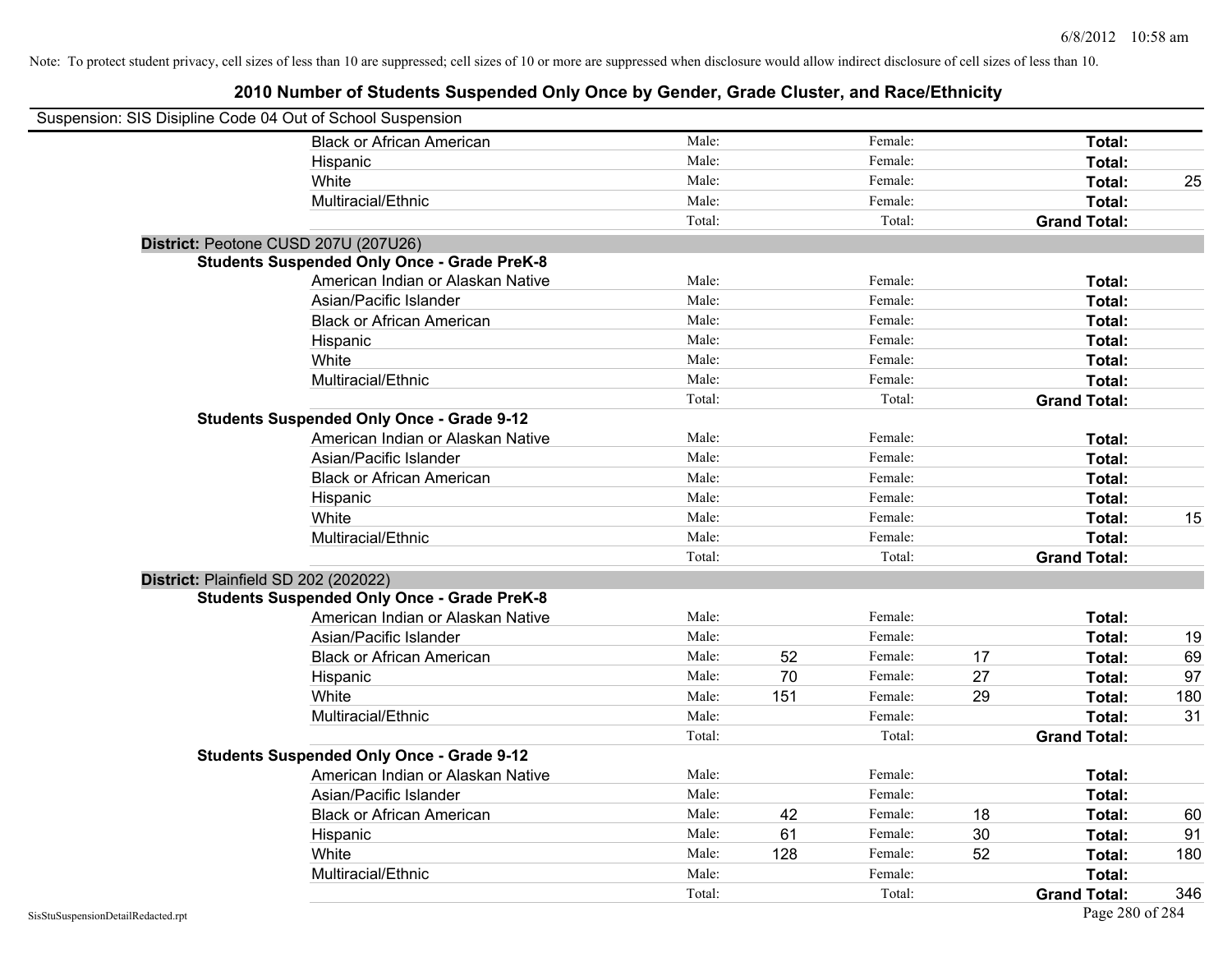Note: To protect student privacy, cell sizes of less than 10 are suppressed; cell sizes of 10 or more are suppressed when disclosure would allow indirect disclosure of cell sizes of less than 10.

# 2010 Number of Students Suspended Only Once by Gender, Grade Cluster, and Race/Ethnicity

Suspension: SIS Disipline Code 04 Out of School Suspension

| | | | | | | |
|---|---|---|---|---|---|---|
| Black or African American | Male: | | Female: | | **Total:** | |
| Hispanic | Male: | | Female: | | **Total:** | |
| White | Male: | | Female: | | **Total:** | 25 |
| Multiracial/Ethnic | Male: | | Female: | | **Total:** | |
| | Total: | | Total: | | **Grand Total:** | |

**District:** Peotone CUSD 207U (207U26)

**Students Suspended Only Once - Grade PreK-8**

| | | | | | | |
|---|---|---|---|---|---|---|
| American Indian or Alaskan Native | Male: | | Female: | | **Total:** | |
| Asian/Pacific Islander | Male: | | Female: | | **Total:** | |
| Black or African American | Male: | | Female: | | **Total:** | |
| Hispanic | Male: | | Female: | | **Total:** | |
| White | Male: | | Female: | | **Total:** | |
| Multiracial/Ethnic | Male: | | Female: | | **Total:** | |
| | Total: | | Total: | | **Grand Total:** | |

**Students Suspended Only Once - Grade 9-12**

| | | | | | | |
|---|---|---|---|---|---|---|
| American Indian or Alaskan Native | Male: | | Female: | | **Total:** | |
| Asian/Pacific Islander | Male: | | Female: | | **Total:** | |
| Black or African American | Male: | | Female: | | **Total:** | |
| Hispanic | Male: | | Female: | | **Total:** | |
| White | Male: | | Female: | | **Total:** | 15 |
| Multiracial/Ethnic | Male: | | Female: | | **Total:** | |
| | Total: | | Total: | | **Grand Total:** | |

**District:** Plainfield SD 202 (202022)

**Students Suspended Only Once - Grade PreK-8**

| | | | | | | |
|---|---|---|---|---|---|---|
| American Indian or Alaskan Native | Male: | | Female: | | **Total:** | |
| Asian/Pacific Islander | Male: | | Female: | | **Total:** | 19 |
| Black or African American | Male: | 52 | Female: | 17 | **Total:** | 69 |
| Hispanic | Male: | 70 | Female: | 27 | **Total:** | 97 |
| White | Male: | 151 | Female: | 29 | **Total:** | 180 |
| Multiracial/Ethnic | Male: | | Female: | | **Total:** | 31 |
| | Total: | | Total: | | **Grand Total:** | |

**Students Suspended Only Once - Grade 9-12**

| | | | | | | |
|---|---|---|---|---|---|---|
| American Indian or Alaskan Native | Male: | | Female: | | **Total:** | |
| Asian/Pacific Islander | Male: | | Female: | | **Total:** | |
| Black or African American | Male: | 42 | Female: | 18 | **Total:** | 60 |
| Hispanic | Male: | 61 | Female: | 30 | **Total:** | 91 |
| White | Male: | 128 | Female: | 52 | **Total:** | 180 |
| Multiracial/Ethnic | Male: | | Female: | | **Total:** | |
| | Total: | | Total: | | **Grand Total:** | 346 |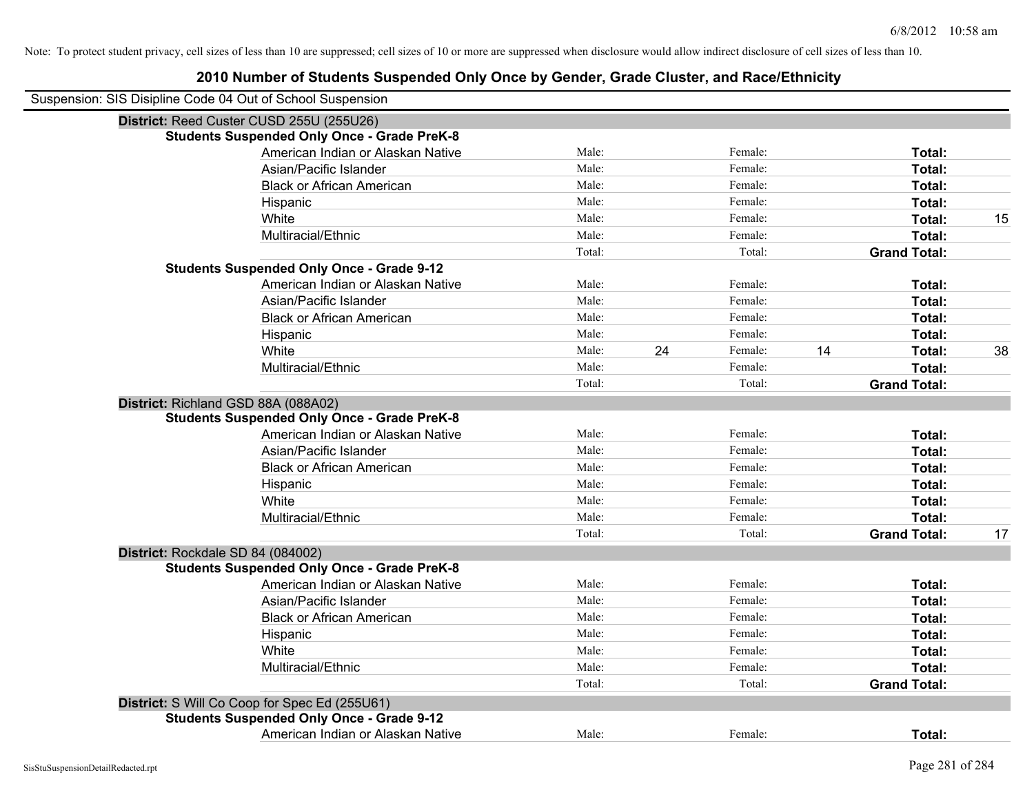Note: To protect student privacy, cell sizes of less than 10 are suppressed; cell sizes of 10 or more are suppressed when disclosure would allow indirect disclosure of cell sizes of less than 10.

# 2010 Number of Students Suspended Only Once by Gender, Grade Cluster, and Race/Ethnicity

Suspension: SIS Disipline Code 04 Out of School Suspension

**District:** Reed Custer CUSD 255U (255U26)

**Students Suspended Only Once - Grade PreK-8**

| Race/Ethnicity | | | | | | |
|---|---|---|---|---|---|---|
| American Indian or Alaskan Native | Male: | | Female: | | **Total:** | |
| Asian/Pacific Islander | Male: | | Female: | | **Total:** | |
| Black or African American | Male: | | Female: | | **Total:** | |
| Hispanic | Male: | | Female: | | **Total:** | |
| White | Male: | | Female: | | **Total:** | 15 |
| Multiracial/Ethnic | Male: | | Female: | | **Total:** | |
| | Total: | | Total: | | **Grand Total:** | |

**Students Suspended Only Once - Grade 9-12**

| Race/Ethnicity | | | | | | |
|---|---|---|---|---|---|---|
| American Indian or Alaskan Native | Male: | | Female: | | **Total:** | |
| Asian/Pacific Islander | Male: | | Female: | | **Total:** | |
| Black or African American | Male: | | Female: | | **Total:** | |
| Hispanic | Male: | | Female: | | **Total:** | |
| White | Male: | 24 | Female: | 14 | **Total:** | 38 |
| Multiracial/Ethnic | Male: | | Female: | | **Total:** | |
| | Total: | | Total: | | **Grand Total:** | |

**District:** Richland GSD 88A (088A02)

**Students Suspended Only Once - Grade PreK-8**

| Race/Ethnicity | | | | | | |
|---|---|---|---|---|---|---|
| American Indian or Alaskan Native | Male: | | Female: | | **Total:** | |
| Asian/Pacific Islander | Male: | | Female: | | **Total:** | |
| Black or African American | Male: | | Female: | | **Total:** | |
| Hispanic | Male: | | Female: | | **Total:** | |
| White | Male: | | Female: | | **Total:** | |
| Multiracial/Ethnic | Male: | | Female: | | **Total:** | |
| | Total: | | Total: | | **Grand Total:** | 17 |

**District:** Rockdale SD 84 (084002)

**Students Suspended Only Once - Grade PreK-8**

| Race/Ethnicity | | | | | | |
|---|---|---|---|---|---|---|
| American Indian or Alaskan Native | Male: | | Female: | | **Total:** | |
| Asian/Pacific Islander | Male: | | Female: | | **Total:** | |
| Black or African American | Male: | | Female: | | **Total:** | |
| Hispanic | Male: | | Female: | | **Total:** | |
| White | Male: | | Female: | | **Total:** | |
| Multiracial/Ethnic | Male: | | Female: | | **Total:** | |
| | Total: | | Total: | | **Grand Total:** | |

**District:** S Will Co Coop for Spec Ed (255U61)

**Students Suspended Only Once - Grade 9-12**

| Race/Ethnicity | | | | | | |
|---|---|---|---|---|---|---|
| American Indian or Alaskan Native | Male: | | Female: | | **Total:** | |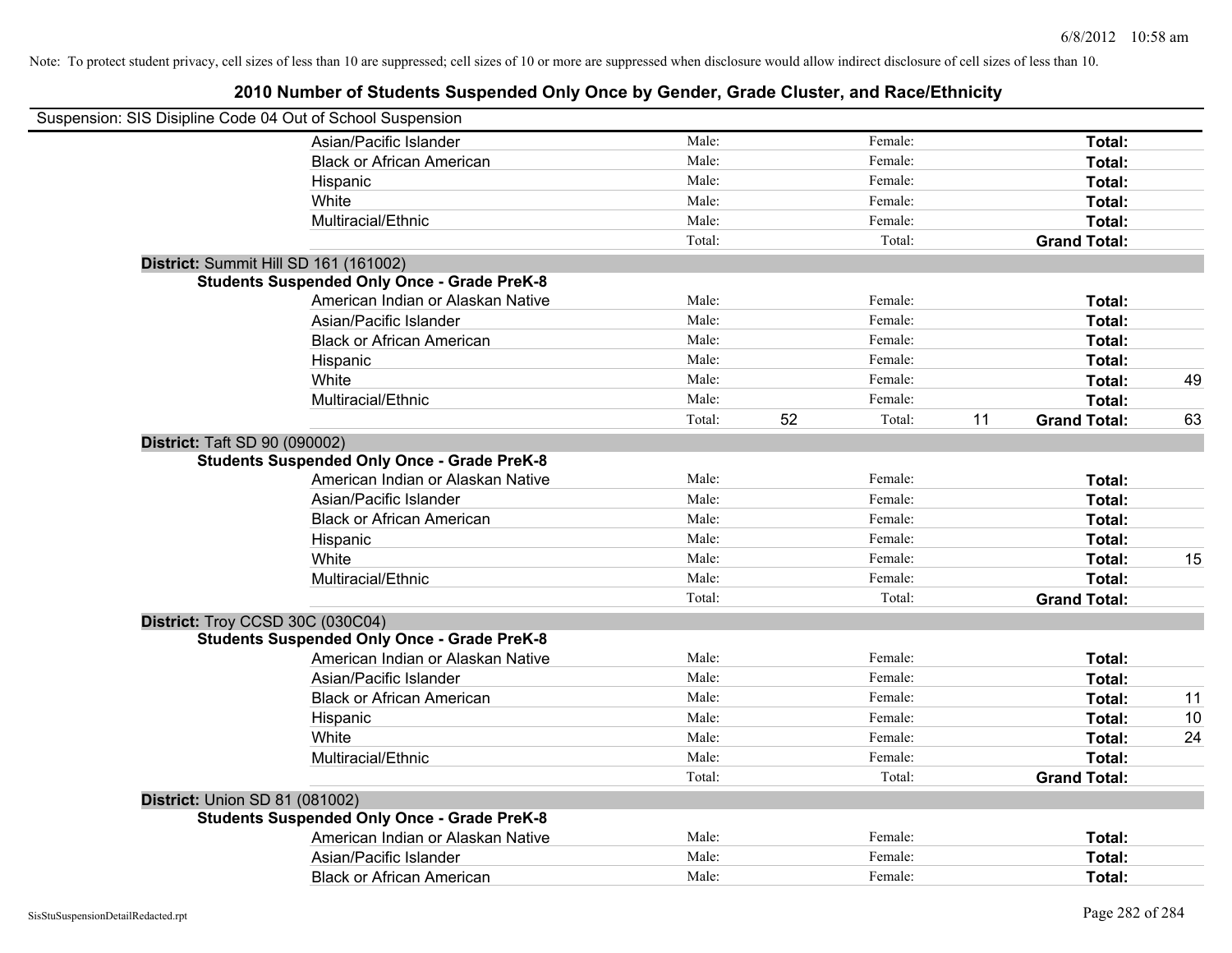Note: To protect student privacy, cell sizes of less than 10 are suppressed; cell sizes of 10 or more are suppressed when disclosure would allow indirect disclosure of cell sizes of less than 10.

# 2010 Number of Students Suspended Only Once by Gender, Grade Cluster, and Race/Ethnicity

Suspension: SIS Disipline Code 04 Out of School Suspension

| | | | | | | | |
|---|---|---|---|---|---|---|---|
| | Asian/Pacific Islander | Male: | | Female: | | **Total:** | |
| | Black or African American | Male: | | Female: | | **Total:** | |
| | Hispanic | Male: | | Female: | | **Total:** | |
| | White | Male: | | Female: | | **Total:** | |
| | Multiracial/Ethnic | Male: | | Female: | | **Total:** | |
| | | Total: | | Total: | | **Grand Total:** | |
| **District:** Summit Hill SD 161 (161002) | | | | | | | |
| **Students Suspended Only Once - Grade PreK-8** | | | | | | | |
| | American Indian or Alaskan Native | Male: | | Female: | | **Total:** | |
| | Asian/Pacific Islander | Male: | | Female: | | **Total:** | |
| | Black or African American | Male: | | Female: | | **Total:** | |
| | Hispanic | Male: | | Female: | | **Total:** | |
| | White | Male: | | Female: | | **Total:** | 49 |
| | Multiracial/Ethnic | Male: | | Female: | | **Total:** | |
| | | Total: | 52 | Total: | 11 | **Grand Total:** | 63 |
| **District:** Taft SD 90 (090002) | | | | | | | |
| **Students Suspended Only Once - Grade PreK-8** | | | | | | | |
| | American Indian or Alaskan Native | Male: | | Female: | | **Total:** | |
| | Asian/Pacific Islander | Male: | | Female: | | **Total:** | |
| | Black or African American | Male: | | Female: | | **Total:** | |
| | Hispanic | Male: | | Female: | | **Total:** | |
| | White | Male: | | Female: | | **Total:** | 15 |
| | Multiracial/Ethnic | Male: | | Female: | | **Total:** | |
| | | Total: | | Total: | | **Grand Total:** | |
| **District:** Troy CCSD 30C (030C04) | | | | | | | |
| **Students Suspended Only Once - Grade PreK-8** | | | | | | | |
| | American Indian or Alaskan Native | Male: | | Female: | | **Total:** | |
| | Asian/Pacific Islander | Male: | | Female: | | **Total:** | |
| | Black or African American | Male: | | Female: | | **Total:** | 11 |
| | Hispanic | Male: | | Female: | | **Total:** | 10 |
| | White | Male: | | Female: | | **Total:** | 24 |
| | Multiracial/Ethnic | Male: | | Female: | | **Total:** | |
| | | Total: | | Total: | | **Grand Total:** | |
| **District:** Union SD 81 (081002) | | | | | | | |
| **Students Suspended Only Once - Grade PreK-8** | | | | | | | |
| | American Indian or Alaskan Native | Male: | | Female: | | **Total:** | |
| | Asian/Pacific Islander | Male: | | Female: | | **Total:** | |
| | Black or African American | Male: | | Female: | | **Total:** | |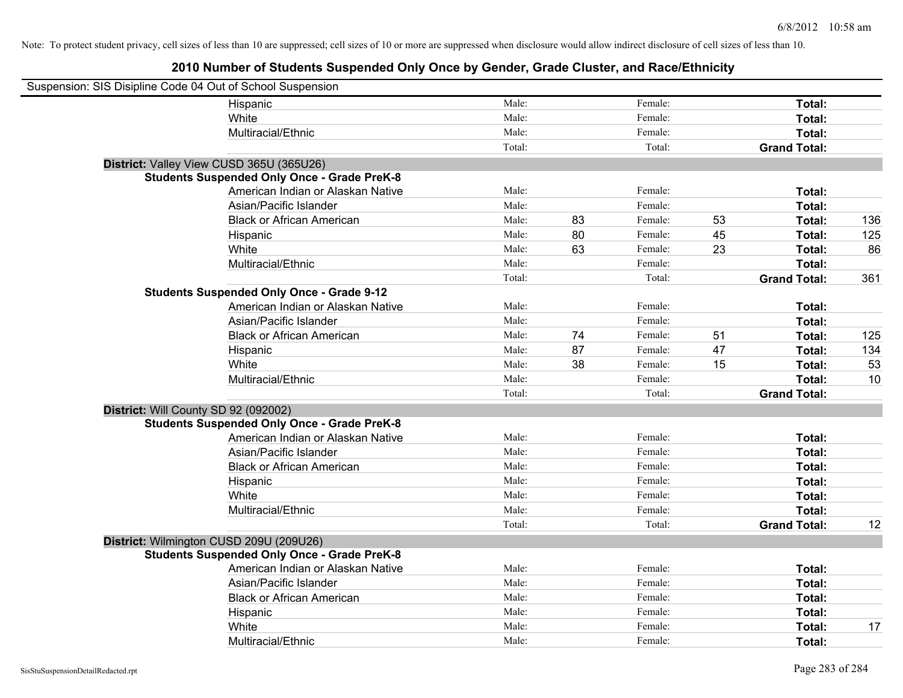Note: To protect student privacy, cell sizes of less than 10 are suppressed; cell sizes of 10 or more are suppressed when disclosure would allow indirect disclosure of cell sizes of less than 10.

# 2010 Number of Students Suspended Only Once by Gender, Grade Cluster, and Race/Ethnicity

Suspension: SIS Disipline Code 04 Out of School Suspension

| | | | | | | | |
|---|---|---|---|---|---|---|---|
| Hispanic | Male: | | Female: | | **Total:** | |
| White | Male: | | Female: | | **Total:** | |
| Multiracial/Ethnic | Male: | | Female: | | **Total:** | |
| | Total: | | Total: | | **Grand Total:** | |

**District:** Valley View CUSD 365U (365U26)

**Students Suspended Only Once - Grade PreK-8**

| | | | | | | |
|---|---|---|---|---|---|---|
| American Indian or Alaskan Native | Male: | | Female: | | **Total:** | |
| Asian/Pacific Islander | Male: | | Female: | | **Total:** | |
| Black or African American | Male: | 83 | Female: | 53 | **Total:** | 136 |
| Hispanic | Male: | 80 | Female: | 45 | **Total:** | 125 |
| White | Male: | 63 | Female: | 23 | **Total:** | 86 |
| Multiracial/Ethnic | Male: | | Female: | | **Total:** | |
| | Total: | | Total: | | **Grand Total:** | 361 |

**Students Suspended Only Once - Grade 9-12**

| | | | | | | |
|---|---|---|---|---|---|---|
| American Indian or Alaskan Native | Male: | | Female: | | **Total:** | |
| Asian/Pacific Islander | Male: | | Female: | | **Total:** | |
| Black or African American | Male: | 74 | Female: | 51 | **Total:** | 125 |
| Hispanic | Male: | 87 | Female: | 47 | **Total:** | 134 |
| White | Male: | 38 | Female: | 15 | **Total:** | 53 |
| Multiracial/Ethnic | Male: | | Female: | | **Total:** | 10 |
| | Total: | | Total: | | **Grand Total:** | |

**District:** Will County SD 92 (092002)

**Students Suspended Only Once - Grade PreK-8**

| | | | | | | |
|---|---|---|---|---|---|---|
| American Indian or Alaskan Native | Male: | | Female: | | **Total:** | |
| Asian/Pacific Islander | Male: | | Female: | | **Total:** | |
| Black or African American | Male: | | Female: | | **Total:** | |
| Hispanic | Male: | | Female: | | **Total:** | |
| White | Male: | | Female: | | **Total:** | |
| Multiracial/Ethnic | Male: | | Female: | | **Total:** | |
| | Total: | | Total: | | **Grand Total:** | 12 |

**District:** Wilmington CUSD 209U (209U26)

**Students Suspended Only Once - Grade PreK-8**

| | | | | | | |
|---|---|---|---|---|---|---|
| American Indian or Alaskan Native | Male: | | Female: | | **Total:** | |
| Asian/Pacific Islander | Male: | | Female: | | **Total:** | |
| Black or African American | Male: | | Female: | | **Total:** | |
| Hispanic | Male: | | Female: | | **Total:** | |
| White | Male: | | Female: | | **Total:** | 17 |
| Multiracial/Ethnic | Male: | | Female: | | **Total:** | |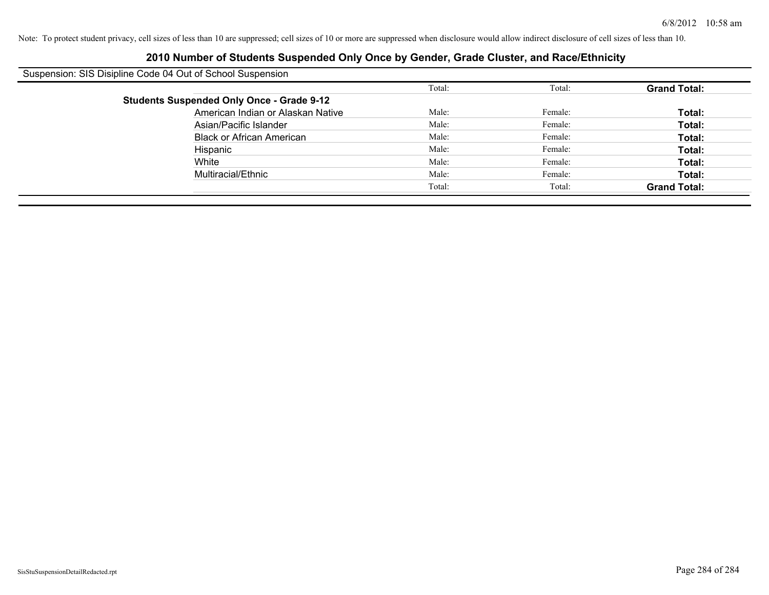Note: To protect student privacy, cell sizes of less than 10 are suppressed; cell sizes of 10 or more are suppressed when disclosure would allow indirect disclosure of cell sizes of less than 10.

## 2010 Number of Students Suspended Only Once by Gender, Grade Cluster, and Race/Ethnicity

Suspension: SIS Disipline Code 04 Out of School Suspension

| | | | | |
|---|---|---|---|---|
| | | Total: | Total: | **Grand Total:** |
| **Students Suspended Only Once - Grade 9-12** | | | | |
| | American Indian or Alaskan Native | Male: | Female: | **Total:** |
| | Asian/Pacific Islander | Male: | Female: | **Total:** |
| | Black or African American | Male: | Female: | **Total:** |
| | Hispanic | Male: | Female: | **Total:** |
| | White | Male: | Female: | **Total:** |
| | Multiracial/Ethnic | Male: | Female: | **Total:** |
| | | Total: | Total: | **Grand Total:** |